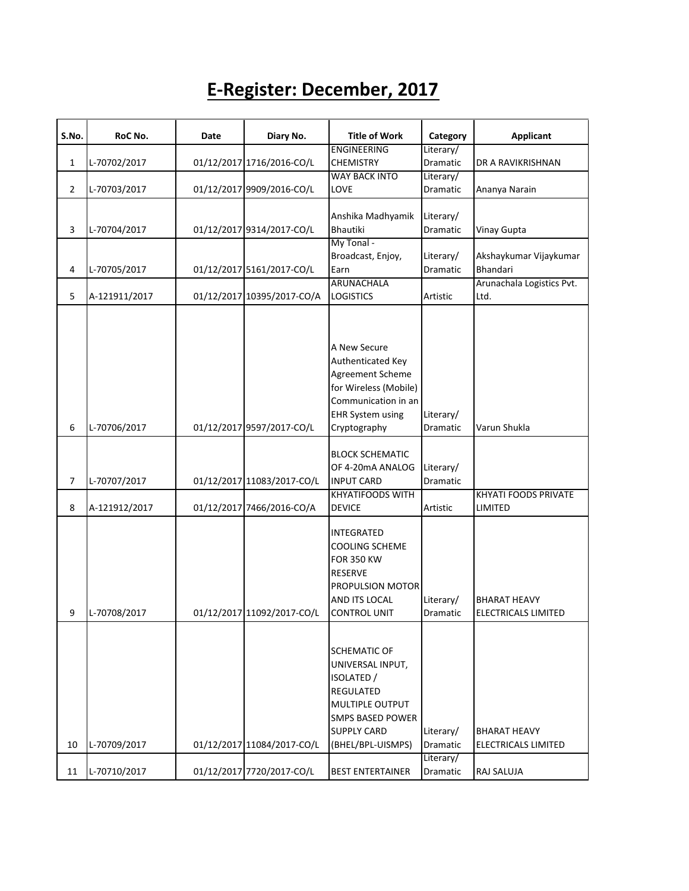# E-Register: December, 2017

| S.No. | RoC No. | Date | Diary No. | Title of Work | Category | Applicant |
|---|---|---|---|---|---|---|
| 1 | L-70702/2017 | 01/12/2017 | 1716/2016-CO/L | ENGINEERING CHEMISTRY | Literary/ Dramatic | DR A RAVIKRISHNAN |
| 2 | L-70703/2017 | 01/12/2017 | 9909/2016-CO/L | WAY BACK INTO LOVE | Literary/ Dramatic | Ananya Narain |
| 3 | L-70704/2017 | 01/12/2017 | 9314/2017-CO/L | Anshika Madhyamik Bhautiki | Literary/ Dramatic | Vinay Gupta |
| 4 | L-70705/2017 | 01/12/2017 | 5161/2017-CO/L | My Tonal - Broadcast, Enjoy, Earn | Literary/ Dramatic | Akshaykumar Vijaykumar Bhandari |
| 5 | A-121911/2017 | 01/12/2017 | 10395/2017-CO/A | ARUNACHALA LOGISTICS | Artistic | Arunachala Logistics Pvt. Ltd. |
| 6 | L-70706/2017 | 01/12/2017 | 9597/2017-CO/L | A New Secure Authenticated Key Agreement Scheme for Wireless (Mobile) Communication in an EHR System using Cryptography | Literary/ Dramatic | Varun Shukla |
| 7 | L-70707/2017 | 01/12/2017 | 11083/2017-CO/L | BLOCK SCHEMATIC OF 4-20mA ANALOG INPUT CARD | Literary/ Dramatic | |
| 8 | A-121912/2017 | 01/12/2017 | 7466/2016-CO/A | KHYATIFOODS WITH DEVICE | Artistic | KHYATI FOODS PRIVATE LIMITED |
| 9 | L-70708/2017 | 01/12/2017 | 11092/2017-CO/L | INTEGRATED COOLING SCHEME FOR 350 KW RESERVE PROPULSION MOTOR AND ITS LOCAL CONTROL UNIT | Literary/ Dramatic | BHARAT HEAVY ELECTRICALS LIMITED |
| 10 | L-70709/2017 | 01/12/2017 | 11084/2017-CO/L | SCHEMATIC OF UNIVERSAL INPUT, ISOLATED / REGULATED MULTIPLE OUTPUT SMPS BASED POWER SUPPLY CARD (BHEL/BPL-UISMPS) | Literary/ Dramatic | BHARAT HEAVY ELECTRICALS LIMITED |
| 11 | L-70710/2017 | 01/12/2017 | 7720/2017-CO/L | BEST ENTERTAINER | Literary/ Dramatic | RAJ SALUJA |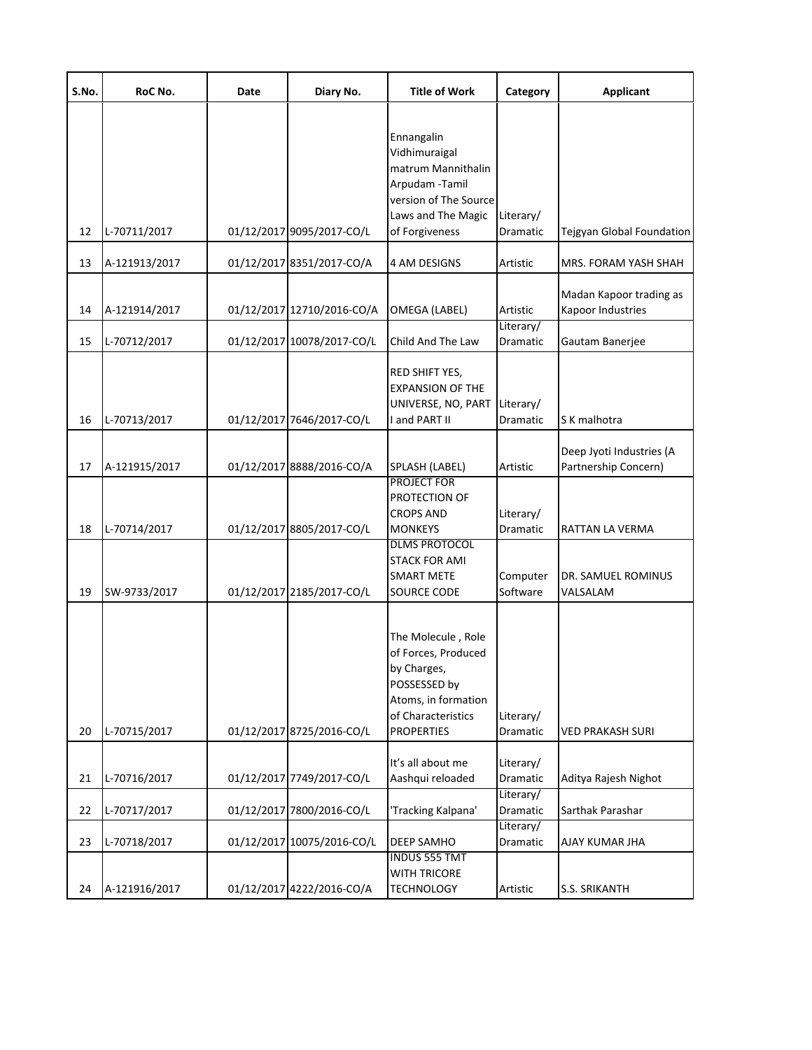| S.No. | RoC No. | Date | Diary No. | Title of Work | Category | Applicant |
|---|---|---|---|---|---|---|
| 12 | L-70711/2017 | 01/12/2017 | 9095/2017-CO/L | Ennangalin Vidhimuraigal matrum Mannithalin Arpudam -Tamil version of The Source Laws and The Magic of Forgiveness | Literary/ Dramatic | Tejgyan Global Foundation |
| 13 | A-121913/2017 | 01/12/2017 | 8351/2017-CO/A | 4 AM DESIGNS | Artistic | MRS. FORAM YASH SHAH |
| 14 | A-121914/2017 | 01/12/2017 | 12710/2016-CO/A | OMEGA (LABEL) | Artistic | Madan Kapoor trading as Kapoor Industries |
| 15 | L-70712/2017 | 01/12/2017 | 10078/2017-CO/L | Child And The Law | Literary/ Dramatic | Gautam Banerjee |
| 16 | L-70713/2017 | 01/12/2017 | 7646/2017-CO/L | RED SHIFT YES, EXPANSION OF THE UNIVERSE, NO, PART I and PART II | Literary/ Dramatic | S K malhotra |
| 17 | A-121915/2017 | 01/12/2017 | 8888/2016-CO/A | SPLASH (LABEL) | Artistic | Deep Jyoti Industries (A Partnership Concern) |
| 18 | L-70714/2017 | 01/12/2017 | 8805/2017-CO/L | PROJECT FOR PROTECTION OF CROPS AND MONKEYS | Literary/ Dramatic | RATTAN LA VERMA |
| 19 | SW-9733/2017 | 01/12/2017 | 2185/2017-CO/L | DLMS PROTOCOL STACK FOR AMI SMART METE SOURCE CODE | Computer Software | DR. SAMUEL ROMINUS VALSALAM |
| 20 | L-70715/2017 | 01/12/2017 | 8725/2016-CO/L | The Molecule , Role of Forces, Produced by Charges, POSSESSED by Atoms, in formation of Characteristics PROPERTIES | Literary/ Dramatic | VED PRAKASH SURI |
| 21 | L-70716/2017 | 01/12/2017 | 7749/2017-CO/L | It's all about me Aashqui reloaded | Literary/ Dramatic | Aditya Rajesh Nighot |
| 22 | L-70717/2017 | 01/12/2017 | 7800/2016-CO/L | 'Tracking Kalpana' | Literary/ Dramatic | Sarthak Parashar |
| 23 | L-70718/2017 | 01/12/2017 | 10075/2016-CO/L | DEEP SAMHO | Literary/ Dramatic | AJAY KUMAR JHA |
| 24 | A-121916/2017 | 01/12/2017 | 4222/2016-CO/A | INDUS 555 TMT WITH TRICORE TECHNOLOGY | Artistic | S.S. SRIKANTH |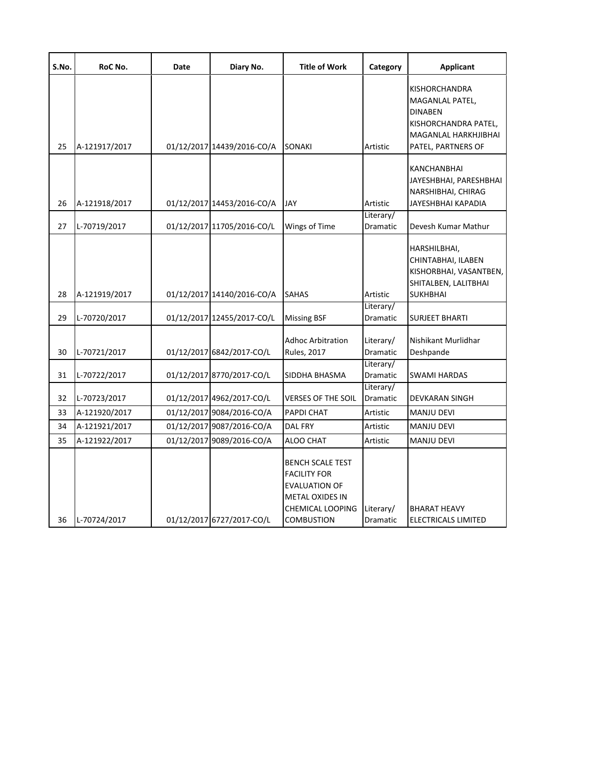| S.No. | RoC No. | Date | Diary No. | Title of Work | Category | Applicant |
|---|---|---|---|---|---|---|
| 25 | A-121917/2017 | 01/12/2017 | 14439/2016-CO/A | SONAKI | Artistic | KISHORCHANDRA MAGANLAL PATEL, DINABEN KISHORCHANDRA PATEL, MAGANLAL HARKHJIBHAI PATEL, PARTNERS OF |
| 26 | A-121918/2017 | 01/12/2017 | 14453/2016-CO/A | JAY | Artistic | KANCHANBHAI JAYESHBHAI, PARESHBHAI NARSHIBHAI, CHIRAG JAYESHBHAI KAPADIA |
| 27 | L-70719/2017 | 01/12/2017 | 11705/2016-CO/L | Wings of Time | Literary/ Dramatic | Devesh Kumar Mathur |
| 28 | A-121919/2017 | 01/12/2017 | 14140/2016-CO/A | SAHAS | Artistic | HARSHILBHAI, CHINTABHAI, ILABEN KISHORBHAI, VASANTBEN, SHITALBEN, LALITBHAI SUKHBHAI |
| 29 | L-70720/2017 | 01/12/2017 | 12455/2017-CO/L | Missing BSF | Literary/ Dramatic | SURJEET BHARTI |
| 30 | L-70721/2017 | 01/12/2017 | 6842/2017-CO/L | Adhoc Arbitration Rules, 2017 | Literary/ Dramatic | Nishikant Murlidhar Deshpande |
| 31 | L-70722/2017 | 01/12/2017 | 8770/2017-CO/L | SIDDHA BHASMA | Literary/ Dramatic | SWAMI HARDAS |
| 32 | L-70723/2017 | 01/12/2017 | 4962/2017-CO/L | VERSES OF THE SOIL | Literary/ Dramatic | DEVKARAN SINGH |
| 33 | A-121920/2017 | 01/12/2017 | 9084/2016-CO/A | PAPDI CHAT | Artistic | MANJU DEVI |
| 34 | A-121921/2017 | 01/12/2017 | 9087/2016-CO/A | DAL FRY | Artistic | MANJU DEVI |
| 35 | A-121922/2017 | 01/12/2017 | 9089/2016-CO/A | ALOO CHAT | Artistic | MANJU DEVI |
| 36 | L-70724/2017 | 01/12/2017 | 6727/2017-CO/L | BENCH SCALE TEST FACILITY FOR EVALUATION OF METAL OXIDES IN CHEMICAL LOOPING COMBUSTION | Literary/ Dramatic | BHARAT HEAVY ELECTRICALS LIMITED |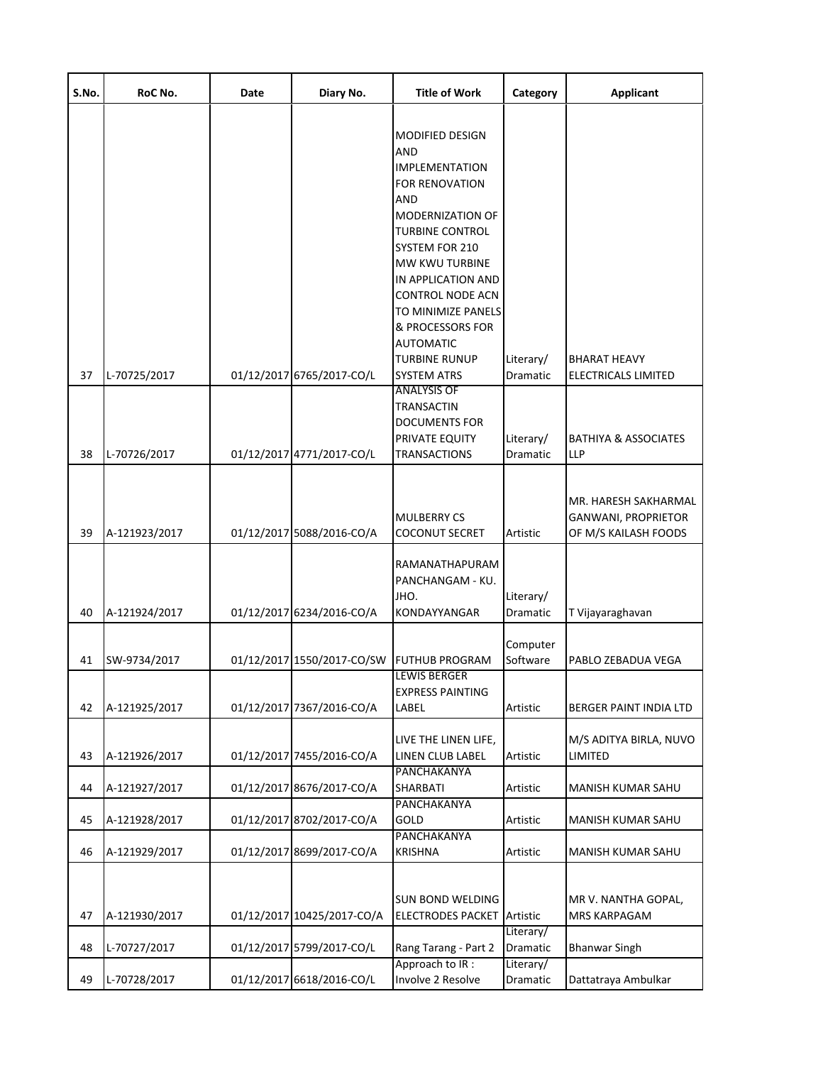| S.No. | RoC No. | Date | Diary No. | Title of Work | Category | Applicant |
|---|---|---|---|---|---|---|
| 37 | L-70725/2017 | 01/12/2017 | 6765/2017-CO/L | MODIFIED DESIGN AND IMPLEMENTATION FOR RENOVATION AND MODERNIZATION OF TURBINE CONTROL SYSTEM FOR 210 MW KWU TURBINE IN APPLICATION AND CONTROL NODE ACN TO MINIMIZE PANELS & PROCESSORS FOR AUTOMATIC TURBINE RUNUP SYSTEM ATRS | Literary/ Dramatic | BHARAT HEAVY ELECTRICALS LIMITED |
| 38 | L-70726/2017 | 01/12/2017 | 4771/2017-CO/L | ANALYSIS OF TRANSACTIN DOCUMENTS FOR PRIVATE EQUITY TRANSACTIONS | Literary/ Dramatic | BATHIYA & ASSOCIATES LLP |
| 39 | A-121923/2017 | 01/12/2017 | 5088/2016-CO/A | MULBERRY CS COCONUT SECRET | Artistic | MR. HARESH SAKHARMAL GANWANI, PROPRIETOR OF M/S KAILASH FOODS |
| 40 | A-121924/2017 | 01/12/2017 | 6234/2016-CO/A | RAMANATHAPURAM PANCHANGAM - KU. JHO. KONDAYYANGAR | Literary/ Dramatic | T Vijayaraghavan |
| 41 | SW-9734/2017 | 01/12/2017 | 1550/2017-CO/SW | FUTHUB PROGRAM | Computer Software | PABLO ZEBADUA VEGA |
| 42 | A-121925/2017 | 01/12/2017 | 7367/2016-CO/A | LEWIS BERGER EXPRESS PAINTING LABEL | Artistic | BERGER PAINT INDIA LTD |
| 43 | A-121926/2017 | 01/12/2017 | 7455/2016-CO/A | LIVE THE LINEN LIFE, LINEN CLUB LABEL | Artistic | M/S ADITYA BIRLA, NUVO LIMITED |
| 44 | A-121927/2017 | 01/12/2017 | 8676/2017-CO/A | PANCHAKANYA SHARBATI | Artistic | MANISH KUMAR SAHU |
| 45 | A-121928/2017 | 01/12/2017 | 8702/2017-CO/A | PANCHAKANYA GOLD | Artistic | MANISH KUMAR SAHU |
| 46 | A-121929/2017 | 01/12/2017 | 8699/2017-CO/A | PANCHAKANYA KRISHNA | Artistic | MANISH KUMAR SAHU |
| 47 | A-121930/2017 | 01/12/2017 | 10425/2017-CO/A | SUN BOND WELDING ELECTRODES PACKET | Artistic | MR V. NANTHA GOPAL, MRS KARPAGAM |
| 48 | L-70727/2017 | 01/12/2017 | 5799/2017-CO/L | Rang Tarang - Part 2 | Literary/ Dramatic | Bhanwar Singh |
| 49 | L-70728/2017 | 01/12/2017 | 6618/2016-CO/L | Approach to IR : Involve 2 Resolve | Literary/ Dramatic | Dattatraya Ambulkar |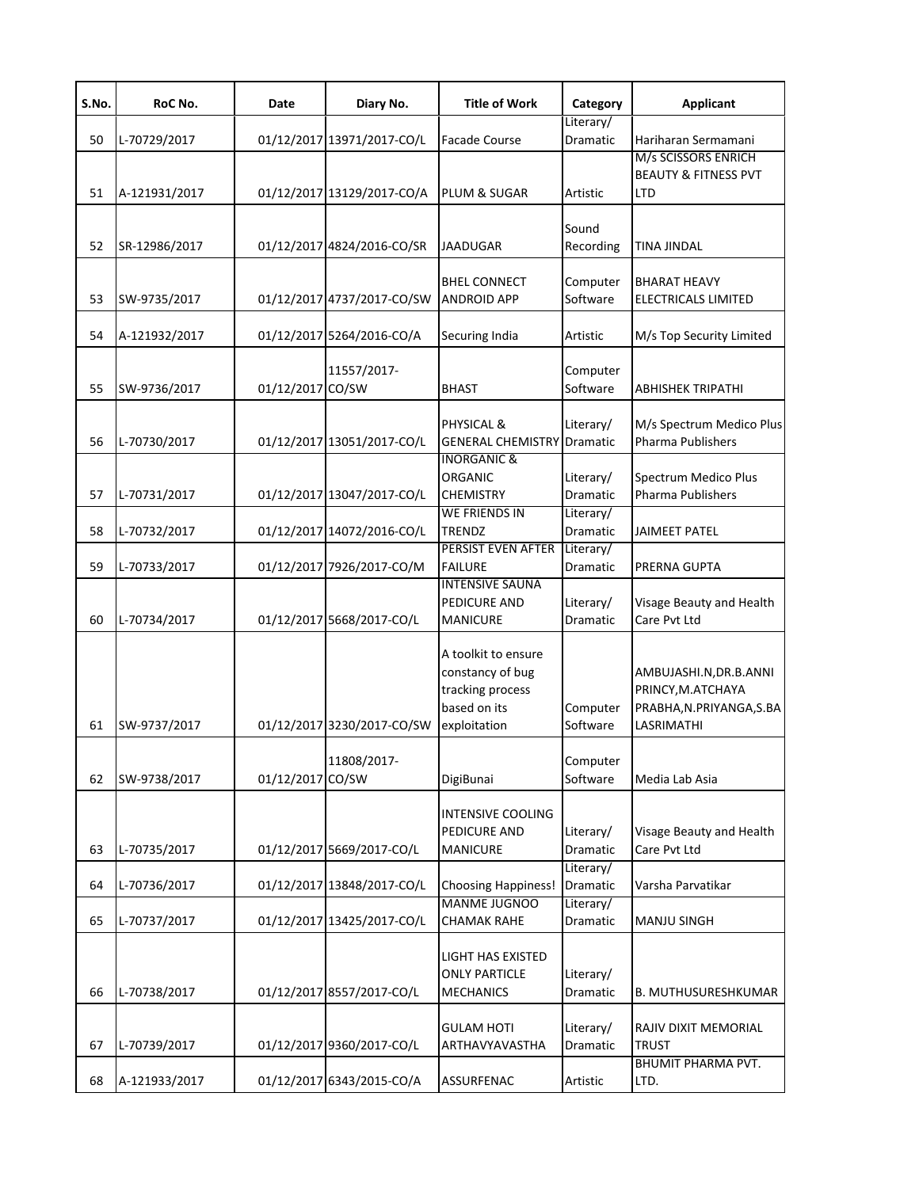| S.No. | RoC No. | Date | Diary No. | Title of Work | Category | Applicant |
|---|---|---|---|---|---|---|
| 50 | L-70729/2017 | 01/12/2017 | 13971/2017-CO/L | Facade Course | Literary/ Dramatic | Hariharan Sermamani |
| 51 | A-121931/2017 | 01/12/2017 | 13129/2017-CO/A | PLUM & SUGAR | Artistic | M/s SCISSORS ENRICH BEAUTY & FITNESS PVT LTD |
| 52 | SR-12986/2017 | 01/12/2017 | 4824/2016-CO/SR | JAADUGAR | Sound Recording | TINA JINDAL |
| 53 | SW-9735/2017 | 01/12/2017 | 4737/2017-CO/SW | BHEL CONNECT ANDROID APP | Computer Software | BHARAT HEAVY ELECTRICALS LIMITED |
| 54 | A-121932/2017 | 01/12/2017 | 5264/2016-CO/A | Securing India | Artistic | M/s Top Security Limited |
| 55 | SW-9736/2017 | 01/12/2017 | 11557/2017-CO/SW | BHAST | Computer Software | ABHISHEK TRIPATHI |
| 56 | L-70730/2017 | 01/12/2017 | 13051/2017-CO/L | PHYSICAL & GENERAL CHEMISTRY | Literary/ Dramatic | M/s Spectrum Medico Plus Pharma Publishers |
| 57 | L-70731/2017 | 01/12/2017 | 13047/2017-CO/L | INORGANIC & ORGANIC CHEMISTRY | Literary/ Dramatic | Spectrum Medico Plus Pharma Publishers |
| 58 | L-70732/2017 | 01/12/2017 | 14072/2016-CO/L | WE FRIENDS IN TRENDZ | Literary/ Dramatic | JAIMEET PATEL |
| 59 | L-70733/2017 | 01/12/2017 | 7926/2017-CO/M | PERSIST EVEN AFTER FAILURE | Literary/ Dramatic | PRERNA GUPTA |
| 60 | L-70734/2017 | 01/12/2017 | 5668/2017-CO/L | INTENSIVE SAUNA PEDICURE AND MANICURE | Literary/ Dramatic | Visage Beauty and Health Care Pvt Ltd |
| 61 | SW-9737/2017 | 01/12/2017 | 3230/2017-CO/SW | A toolkit to ensure constancy of bug tracking process based on its exploitation | Computer Software | AMBUJASHI.N,DR.B.ANNI PRINCY,M.ATCHAYA PRABHA,N.PRIYANGA,S.BALASRIMATHI |
| 62 | SW-9738/2017 | 01/12/2017 | 11808/2017-CO/SW | DigiBunai | Computer Software | Media Lab Asia |
| 63 | L-70735/2017 | 01/12/2017 | 5669/2017-CO/L | INTENSIVE COOLING PEDICURE AND MANICURE | Literary/ Dramatic | Visage Beauty and Health Care Pvt Ltd |
| 64 | L-70736/2017 | 01/12/2017 | 13848/2017-CO/L | Choosing Happiness! | Literary/ Dramatic | Varsha Parvatikar |
| 65 | L-70737/2017 | 01/12/2017 | 13425/2017-CO/L | MANME JUGNOO CHAMAK RAHE | Literary/ Dramatic | MANJU SINGH |
| 66 | L-70738/2017 | 01/12/2017 | 8557/2017-CO/L | LIGHT HAS EXISTED ONLY PARTICLE MECHANICS | Literary/ Dramatic | B. MUTHUSURESHKUMAR |
| 67 | L-70739/2017 | 01/12/2017 | 9360/2017-CO/L | GULAM HOTI ARTHAVYAVASTHA | Literary/ Dramatic | RAJIV DIXIT MEMORIAL TRUST |
| 68 | A-121933/2017 | 01/12/2017 | 6343/2015-CO/A | ASSURFENAC | Artistic | BHUMIT PHARMA PVT. LTD. |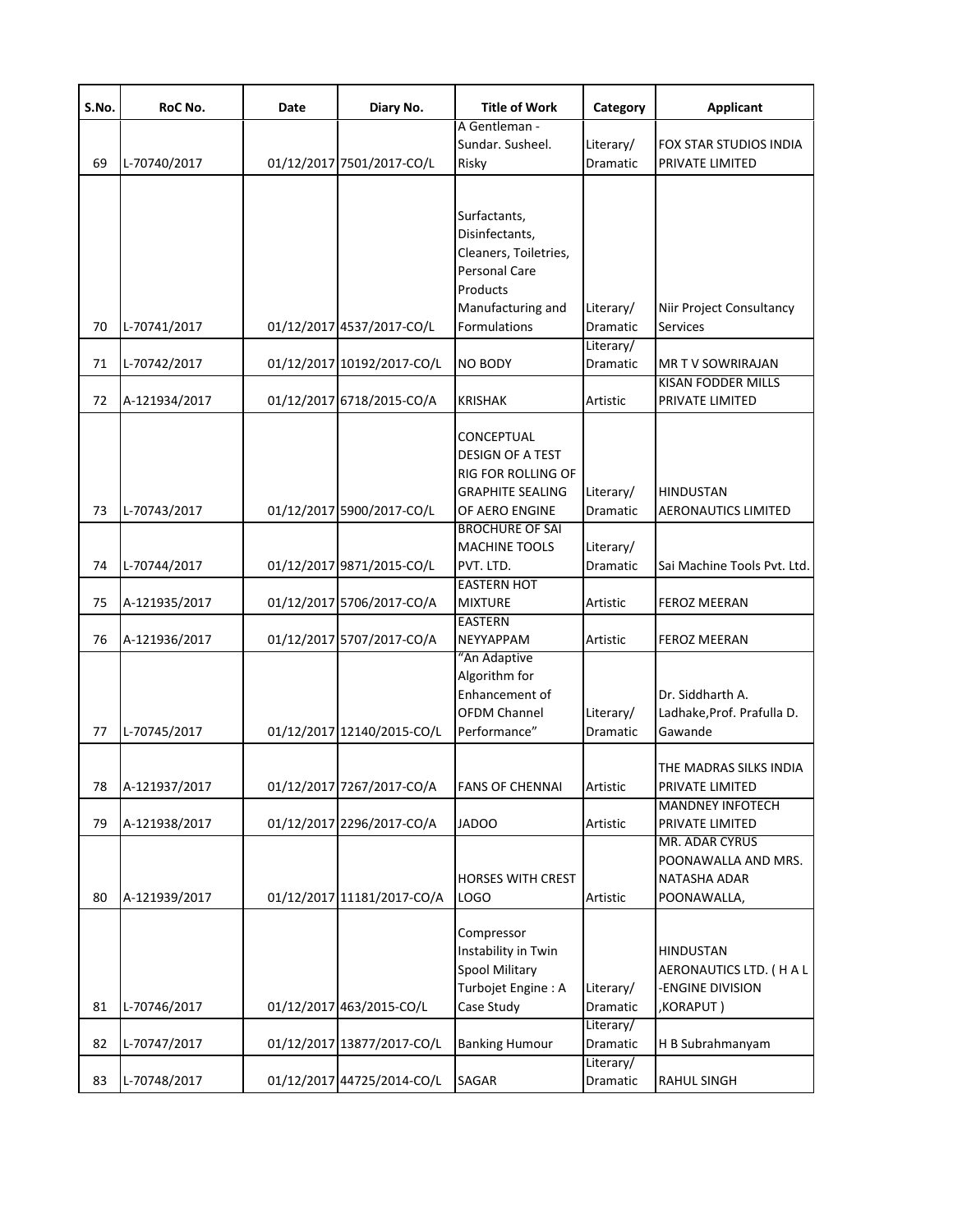| S.No. | RoC No. | Date | Diary No. | Title of Work | Category | Applicant |
|---|---|---|---|---|---|---|
| 69 | L-70740/2017 | 01/12/2017 | 7501/2017-CO/L | A Gentleman - Sundar. Susheel. Risky | Literary/ Dramatic | FOX STAR STUDIOS INDIA PRIVATE LIMITED |
| 70 | L-70741/2017 | 01/12/2017 | 4537/2017-CO/L | Surfactants, Disinfectants, Cleaners, Toiletries, Personal Care Products Manufacturing and Formulations | Literary/ Dramatic | Niir Project Consultancy Services |
| 71 | L-70742/2017 | 01/12/2017 | 10192/2017-CO/L | NO BODY | Literary/ Dramatic | MR T V SOWRIRAJAN |
| 72 | A-121934/2017 | 01/12/2017 | 6718/2015-CO/A | KRISHAK | Artistic | KISAN FODDER MILLS PRIVATE LIMITED |
| 73 | L-70743/2017 | 01/12/2017 | 5900/2017-CO/L | CONCEPTUAL DESIGN OF A TEST RIG FOR ROLLING OF GRAPHITE SEALING OF AERO ENGINE | Literary/ Dramatic | HINDUSTAN AERONAUTICS LIMITED |
| 74 | L-70744/2017 | 01/12/2017 | 9871/2015-CO/L | BROCHURE OF SAI MACHINE TOOLS PVT. LTD. | Literary/ Dramatic | Sai Machine Tools Pvt. Ltd. |
| 75 | A-121935/2017 | 01/12/2017 | 5706/2017-CO/A | EASTERN HOT MIXTURE | Artistic | FEROZ MEERAN |
| 76 | A-121936/2017 | 01/12/2017 | 5707/2017-CO/A | EASTERN NEYYAPPAM | Artistic | FEROZ MEERAN |
| 77 | L-70745/2017 | 01/12/2017 | 12140/2015-CO/L | "An Adaptive Algorithm for Enhancement of OFDM Channel Performance" | Literary/ Dramatic | Dr. Siddharth A. Ladhake,Prof. Prafulla D. Gawande |
| 78 | A-121937/2017 | 01/12/2017 | 7267/2017-CO/A | FANS OF CHENNAI | Artistic | THE MADRAS SILKS INDIA PRIVATE LIMITED |
| 79 | A-121938/2017 | 01/12/2017 | 2296/2017-CO/A | JADOO | Artistic | MANDNEY INFOTECH PRIVATE LIMITED |
| 80 | A-121939/2017 | 01/12/2017 | 11181/2017-CO/A | HORSES WITH CREST LOGO | Artistic | MR. ADAR CYRUS POONAWALLA AND MRS. NATASHA ADAR POONAWALLA, |
| 81 | L-70746/2017 | 01/12/2017 | 463/2015-CO/L | Compressor Instability in Twin Spool Military Turbojet Engine : A Case Study | Literary/ Dramatic | HINDUSTAN AERONAUTICS LTD. ( H A L -ENGINE DIVISION ,KORAPUT ) |
| 82 | L-70747/2017 | 01/12/2017 | 13877/2017-CO/L | Banking Humour | Literary/ Dramatic | H B Subrahmanyam |
| 83 | L-70748/2017 | 01/12/2017 | 44725/2014-CO/L | SAGAR | Literary/ Dramatic | RAHUL SINGH |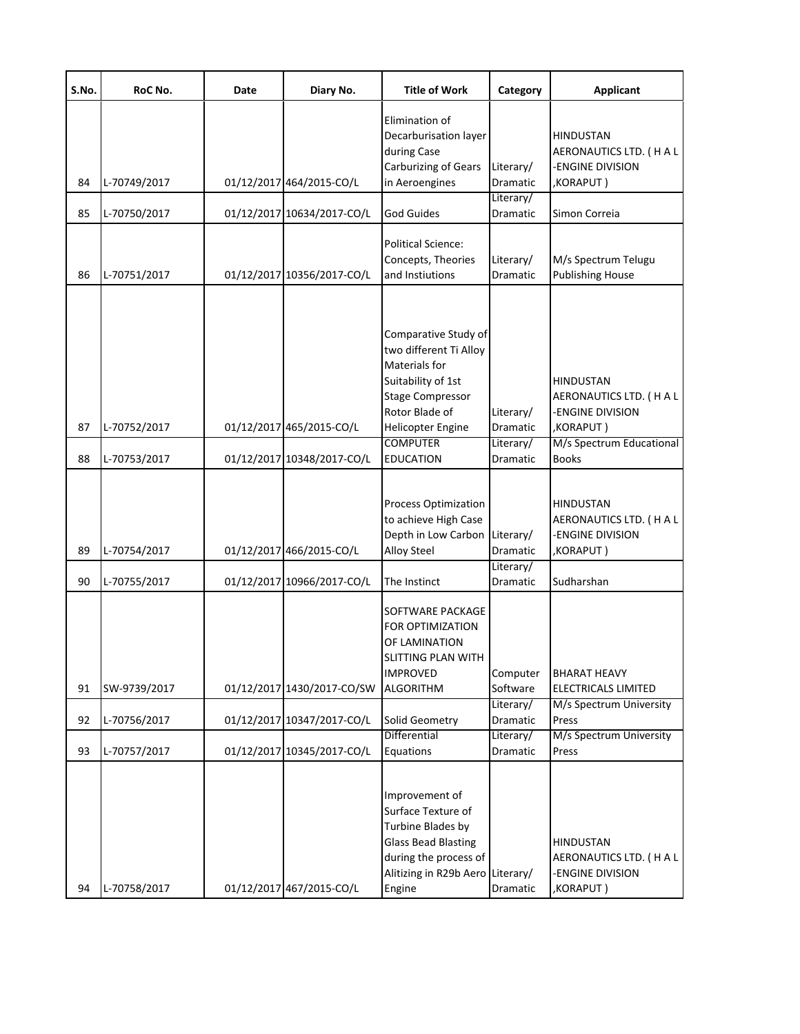| S.No. | RoC No. | Date | Diary No. | Title of Work | Category | Applicant |
|---|---|---|---|---|---|---|
| 84 | L-70749/2017 | 01/12/2017 | 464/2015-CO/L | Elimination of Decarburisation layer during Case Carburizing of Gears in Aeroengines | Literary/ Dramatic | HINDUSTAN AERONAUTICS LTD. ( H A L -ENGINE DIVISION ,KORAPUT ) |
| 85 | L-70750/2017 | 01/12/2017 | 10634/2017-CO/L | God Guides | Literary/ Dramatic | Simon Correia |
| 86 | L-70751/2017 | 01/12/2017 | 10356/2017-CO/L | Political Science: Concepts, Theories and Instiutions | Literary/ Dramatic | M/s Spectrum Telugu Publishing House |
| 87 | L-70752/2017 | 01/12/2017 | 465/2015-CO/L | Comparative Study of two different Ti Alloy Materials for Suitability of 1st Stage Compressor Rotor Blade of Helicopter Engine | Literary/ Dramatic | HINDUSTAN AERONAUTICS LTD. ( H A L -ENGINE DIVISION ,KORAPUT ) |
| 88 | L-70753/2017 | 01/12/2017 | 10348/2017-CO/L | COMPUTER EDUCATION | Literary/ Dramatic | M/s Spectrum Educational Books |
| 89 | L-70754/2017 | 01/12/2017 | 466/2015-CO/L | Process Optimization to achieve High Case Depth in Low Carbon Alloy Steel | Literary/ Dramatic | HINDUSTAN AERONAUTICS LTD. ( H A L -ENGINE DIVISION ,KORAPUT ) |
| 90 | L-70755/2017 | 01/12/2017 | 10966/2017-CO/L | The Instinct | Literary/ Dramatic | Sudharshan |
| 91 | SW-9739/2017 | 01/12/2017 | 1430/2017-CO/SW | SOFTWARE PACKAGE FOR OPTIMIZATION OF LAMINATION SLITTING PLAN WITH IMPROVED ALGORITHM | Computer Software | BHARAT HEAVY ELECTRICALS LIMITED |
| 92 | L-70756/2017 | 01/12/2017 | 10347/2017-CO/L | Solid Geometry | Literary/ Dramatic | M/s Spectrum University Press |
| 93 | L-70757/2017 | 01/12/2017 | 10345/2017-CO/L | Differential Equations | Literary/ Dramatic | M/s Spectrum University Press |
| 94 | L-70758/2017 | 01/12/2017 | 467/2015-CO/L | Improvement of Surface Texture of Turbine Blades by Glass Bead Blasting during the process of Alitizing in R29b Aero Engine | Literary/ Dramatic | HINDUSTAN AERONAUTICS LTD. ( H A L -ENGINE DIVISION ,KORAPUT ) |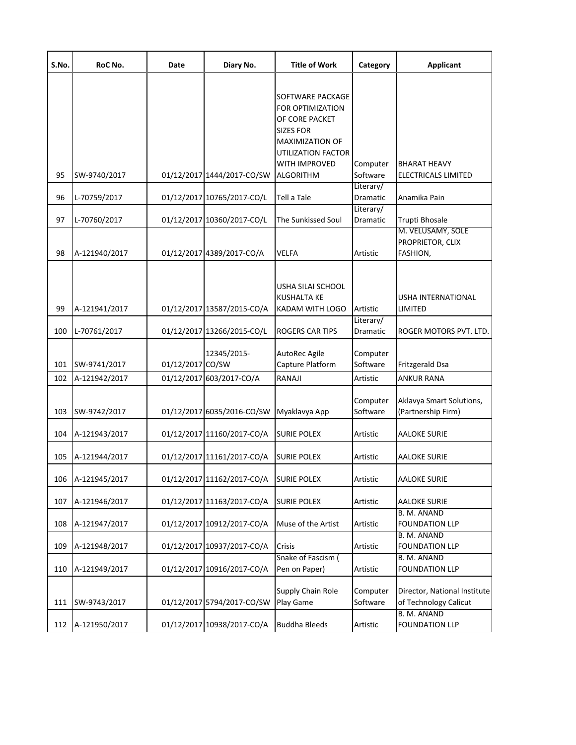| S.No. | RoC No. | Date | Diary No. | Title of Work | Category | Applicant |
|---|---|---|---|---|---|---|
| 95 | SW-9740/2017 | 01/12/2017 | 1444/2017-CO/SW | SOFTWARE PACKAGE FOR OPTIMIZATION OF CORE PACKET SIZES FOR MAXIMIZATION OF UTILIZATION FACTOR WITH IMPROVED ALGORITHM | Computer Software | BHARAT HEAVY ELECTRICALS LIMITED |
| 96 | L-70759/2017 | 01/12/2017 | 10765/2017-CO/L | Tell a Tale | Literary/ Dramatic | Anamika Pain |
| 97 | L-70760/2017 | 01/12/2017 | 10360/2017-CO/L | The Sunkissed Soul | Literary/ Dramatic | Trupti Bhosale |
| 98 | A-121940/2017 | 01/12/2017 | 4389/2017-CO/A | VELFA | Artistic | M. VELUSAMY, SOLE PROPRIETOR, CLIX FASHION, |
| 99 | A-121941/2017 | 01/12/2017 | 13587/2015-CO/A | USHA SILAI SCHOOL KUSHALTA KE KADAM WITH LOGO | Artistic | USHA INTERNATIONAL LIMITED |
| 100 | L-70761/2017 | 01/12/2017 | 13266/2015-CO/L | ROGERS CAR TIPS | Literary/ Dramatic | ROGER MOTORS PVT. LTD. |
| 101 | SW-9741/2017 | 01/12/2017 | 12345/2015-CO/SW | AutoRec Agile Capture Platform | Computer Software | Fritzgerald Dsa |
| 102 | A-121942/2017 | 01/12/2017 | 603/2017-CO/A | RANAJI | Artistic | ANKUR RANA |
| 103 | SW-9742/2017 | 01/12/2017 | 6035/2016-CO/SW | Myaklavya App | Computer Software | Aklavya Smart Solutions, (Partnership Firm) |
| 104 | A-121943/2017 | 01/12/2017 | 11160/2017-CO/A | SURIE POLEX | Artistic | AALOKE SURIE |
| 105 | A-121944/2017 | 01/12/2017 | 11161/2017-CO/A | SURIE POLEX | Artistic | AALOKE SURIE |
| 106 | A-121945/2017 | 01/12/2017 | 11162/2017-CO/A | SURIE POLEX | Artistic | AALOKE SURIE |
| 107 | A-121946/2017 | 01/12/2017 | 11163/2017-CO/A | SURIE POLEX | Artistic | AALOKE SURIE |
| 108 | A-121947/2017 | 01/12/2017 | 10912/2017-CO/A | Muse of the Artist | Artistic | B. M. ANAND FOUNDATION LLP |
| 109 | A-121948/2017 | 01/12/2017 | 10937/2017-CO/A | Crisis | Artistic | B. M. ANAND FOUNDATION LLP |
| 110 | A-121949/2017 | 01/12/2017 | 10916/2017-CO/A | Snake of Fascism ( Pen on Paper) | Artistic | B. M. ANAND FOUNDATION LLP |
| 111 | SW-9743/2017 | 01/12/2017 | 5794/2017-CO/SW | Supply Chain Role Play Game | Computer Software | Director, National Institute of Technology Calicut |
| 112 | A-121950/2017 | 01/12/2017 | 10938/2017-CO/A | Buddha Bleeds | Artistic | B. M. ANAND FOUNDATION LLP |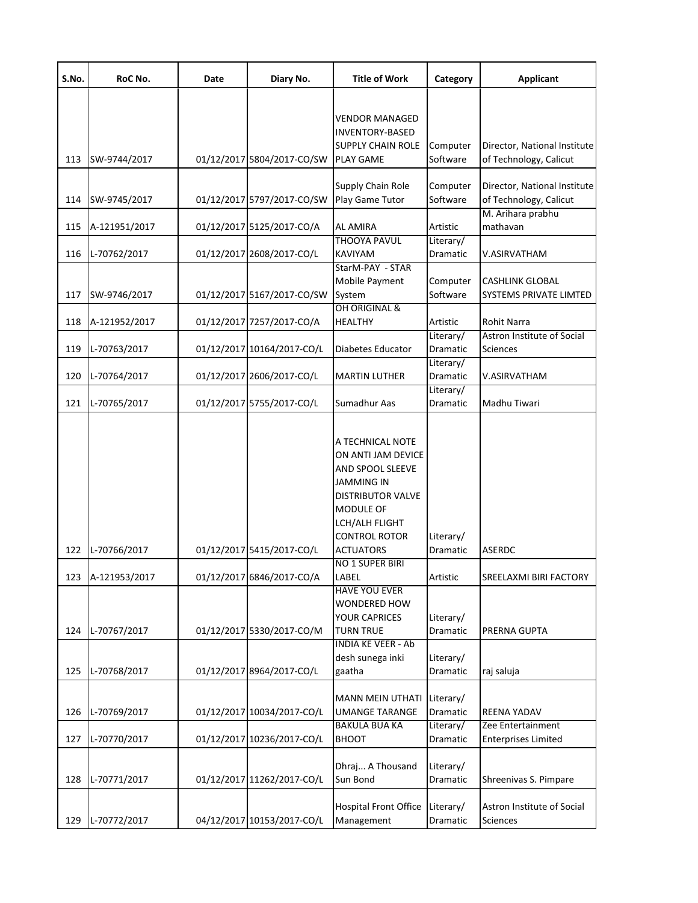| S.No. | RoC No. | Date | Diary No. | Title of Work | Category | Applicant |
|---|---|---|---|---|---|---|
| 113 | SW-9744/2017 | 01/12/2017 | 5804/2017-CO/SW | VENDOR MANAGED INVENTORY-BASED SUPPLY CHAIN ROLE PLAY GAME | Computer Software | Director, National Institute of Technology, Calicut |
| 114 | SW-9745/2017 | 01/12/2017 | 5797/2017-CO/SW | Supply Chain Role Play Game Tutor | Computer Software | Director, National Institute of Technology, Calicut |
| 115 | A-121951/2017 | 01/12/2017 | 5125/2017-CO/A | AL AMIRA | Artistic | M. Arihara prabhu mathavan |
| 116 | L-70762/2017 | 01/12/2017 | 2608/2017-CO/L | THOOYA PAVUL KAVIYAM | Literary/ Dramatic | V.ASIRVATHAM |
| 117 | SW-9746/2017 | 01/12/2017 | 5167/2017-CO/SW | StarM-PAY - STAR Mobile Payment System | Computer Software | CASHLINK GLOBAL SYSTEMS PRIVATE LIMTED |
| 118 | A-121952/2017 | 01/12/2017 | 7257/2017-CO/A | OH ORIGINAL & HEALTHY | Artistic | Rohit Narra |
| 119 | L-70763/2017 | 01/12/2017 | 10164/2017-CO/L | Diabetes Educator | Literary/ Dramatic | Astron Institute of Social Sciences |
| 120 | L-70764/2017 | 01/12/2017 | 2606/2017-CO/L | MARTIN LUTHER | Literary/ Dramatic | V.ASIRVATHAM |
| 121 | L-70765/2017 | 01/12/2017 | 5755/2017-CO/L | Sumadhur Aas | Literary/ Dramatic | Madhu Tiwari |
| 122 | L-70766/2017 | 01/12/2017 | 5415/2017-CO/L | A TECHNICAL NOTE ON ANTI JAM DEVICE AND SPOOL SLEEVE JAMMING IN DISTRIBUTOR VALVE MODULE OF LCH/ALH FLIGHT CONTROL ROTOR ACTUATORS | Literary/ Dramatic | ASERDC |
| 123 | A-121953/2017 | 01/12/2017 | 6846/2017-CO/A | NO 1 SUPER BIRI LABEL | Artistic | SREELAXMI BIRI FACTORY |
| 124 | L-70767/2017 | 01/12/2017 | 5330/2017-CO/M | HAVE YOU EVER WONDERED HOW YOUR CAPRICES TURN TRUE | Literary/ Dramatic | PRERNA GUPTA |
| 125 | L-70768/2017 | 01/12/2017 | 8964/2017-CO/L | INDIA KE VEER - Ab desh sunega inki gaatha | Literary/ Dramatic | raj saluja |
| 126 | L-70769/2017 | 01/12/2017 | 10034/2017-CO/L | MANN MEIN UTHATI UMANGE TARANGE | Literary/ Dramatic | REENA YADAV |
| 127 | L-70770/2017 | 01/12/2017 | 10236/2017-CO/L | BAKULA BUA KA BHOOT | Literary/ Dramatic | Zee Entertainment Enterprises Limited |
| 128 | L-70771/2017 | 01/12/2017 | 11262/2017-CO/L | Dhraj... A Thousand Sun Bond | Literary/ Dramatic | Shreenivas S. Pimpare |
| 129 | L-70772/2017 | 04/12/2017 | 10153/2017-CO/L | Hospital Front Office Management | Literary/ Dramatic | Astron Institute of Social Sciences |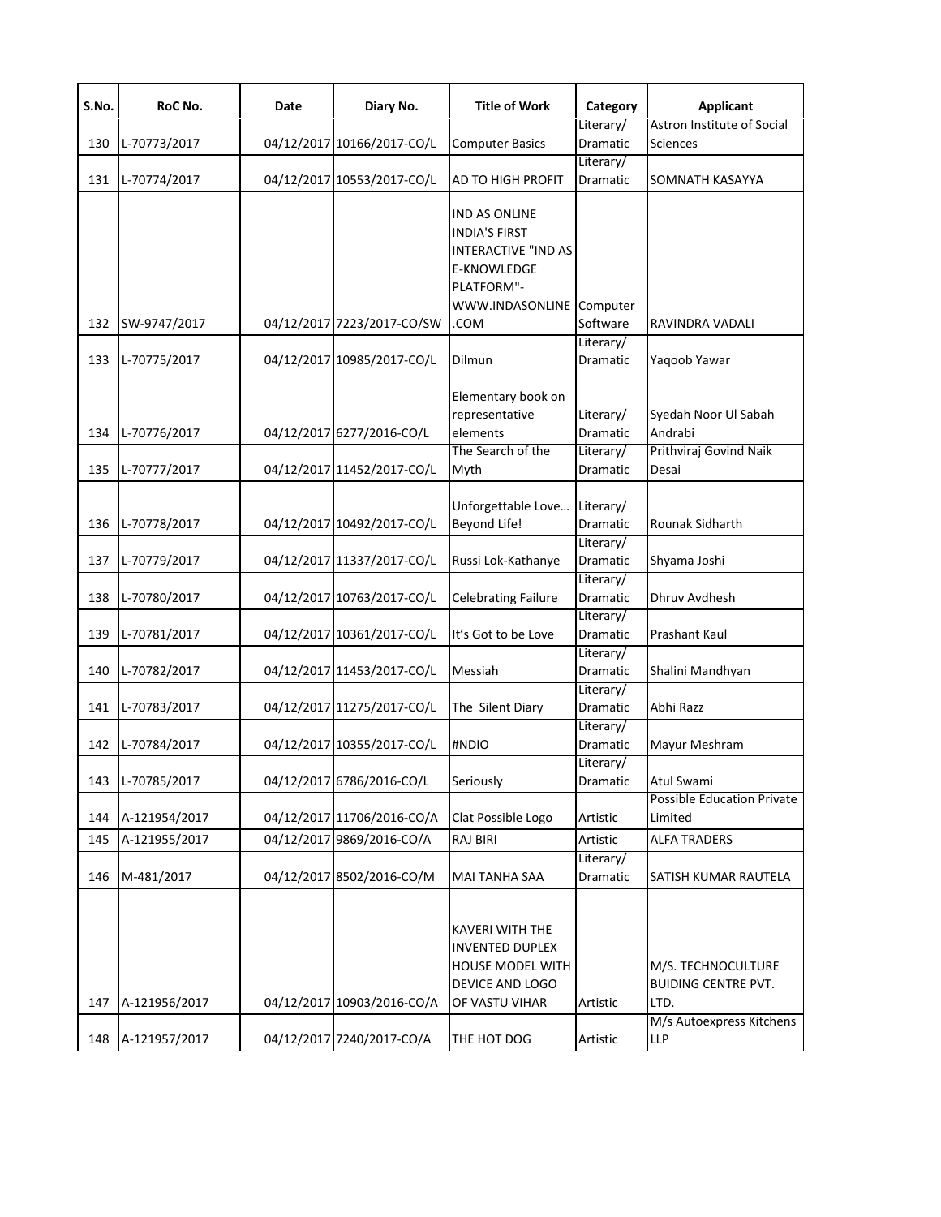| S.No. | RoC No. | Date | Diary No. | Title of Work | Category | Applicant |
|---|---|---|---|---|---|---|
| 130 | L-70773/2017 | 04/12/2017 | 10166/2017-CO/L | Computer Basics | Literary/ Dramatic | Astron Institute of Social Sciences |
| 131 | L-70774/2017 | 04/12/2017 | 10553/2017-CO/L | AD TO HIGH PROFIT | Literary/ Dramatic | SOMNATH KASAYYA |
| 132 | SW-9747/2017 | 04/12/2017 | 7223/2017-CO/SW | IND AS ONLINE INDIA'S FIRST INTERACTIVE "IND AS E-KNOWLEDGE PLATFORM"- WWW.INDASONLINE .COM | Computer Software | RAVINDRA VADALI |
| 133 | L-70775/2017 | 04/12/2017 | 10985/2017-CO/L | Dilmun | Literary/ Dramatic | Yaqoob Yawar |
| 134 | L-70776/2017 | 04/12/2017 | 6277/2016-CO/L | Elementary book on representative elements | Literary/ Dramatic | Syedah Noor Ul Sabah Andrabi |
| 135 | L-70777/2017 | 04/12/2017 | 11452/2017-CO/L | The Search of the Myth | Literary/ Dramatic | Prithviraj Govind Naik Desai |
| 136 | L-70778/2017 | 04/12/2017 | 10492/2017-CO/L | Unforgettable Love… Beyond Life! | Literary/ Dramatic | Rounak Sidharth |
| 137 | L-70779/2017 | 04/12/2017 | 11337/2017-CO/L | Russi Lok-Kathanye | Literary/ Dramatic | Shyama Joshi |
| 138 | L-70780/2017 | 04/12/2017 | 10763/2017-CO/L | Celebrating Failure | Literary/ Dramatic | Dhruv Avdhesh |
| 139 | L-70781/2017 | 04/12/2017 | 10361/2017-CO/L | It's Got to be Love | Literary/ Dramatic | Prashant Kaul |
| 140 | L-70782/2017 | 04/12/2017 | 11453/2017-CO/L | Messiah | Literary/ Dramatic | Shalini Mandhyan |
| 141 | L-70783/2017 | 04/12/2017 | 11275/2017-CO/L | The Silent Diary | Literary/ Dramatic | Abhi Razz |
| 142 | L-70784/2017 | 04/12/2017 | 10355/2017-CO/L | #NDIO | Literary/ Dramatic | Mayur Meshram |
| 143 | L-70785/2017 | 04/12/2017 | 6786/2016-CO/L | Seriously | Literary/ Dramatic | Atul Swami |
| 144 | A-121954/2017 | 04/12/2017 | 11706/2016-CO/A | Clat Possible Logo | Artistic | Possible Education Private Limited |
| 145 | A-121955/2017 | 04/12/2017 | 9869/2016-CO/A | RAJ BIRI | Artistic | ALFA TRADERS |
| 146 | M-481/2017 | 04/12/2017 | 8502/2016-CO/M | MAI TANHA SAA | Literary/ Dramatic | SATISH KUMAR RAUTELA |
| 147 | A-121956/2017 | 04/12/2017 | 10903/2016-CO/A | KAVERI WITH THE INVENTED DUPLEX HOUSE MODEL WITH DEVICE AND LOGO OF VASTU VIHAR | Artistic | M/S. TECHNOCULTURE BUIDING CENTRE PVT. LTD. |
| 148 | A-121957/2017 | 04/12/2017 | 7240/2017-CO/A | THE HOT DOG | Artistic | M/s Autoexpress Kitchens LLP |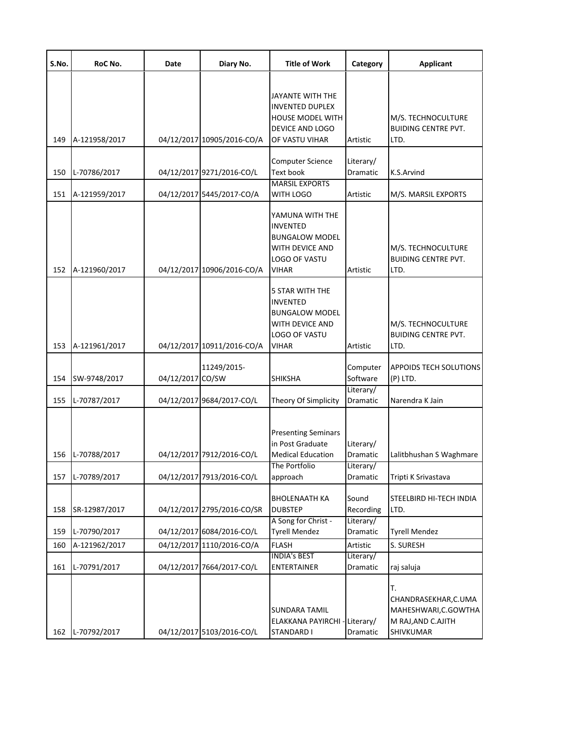| S.No. | RoC No. | Date | Diary No. | Title of Work | Category | Applicant |
|---|---|---|---|---|---|---|
| 149 | A-121958/2017 | 04/12/2017 | 10905/2016-CO/A | JAYANTE WITH THE INVENTED DUPLEX HOUSE MODEL WITH DEVICE AND LOGO OF VASTU VIHAR | Artistic | M/S. TECHNOCULTURE BUIDING CENTRE PVT. LTD. |
| 150 | L-70786/2017 | 04/12/2017 | 9271/2016-CO/L | Computer Science Text book | Literary/ Dramatic | K.S.Arvind |
| 151 | A-121959/2017 | 04/12/2017 | 5445/2017-CO/A | MARSIL EXPORTS WITH LOGO | Artistic | M/S. MARSIL EXPORTS |
| 152 | A-121960/2017 | 04/12/2017 | 10906/2016-CO/A | YAMUNA WITH THE INVENTED BUNGALOW MODEL WITH DEVICE AND LOGO OF VASTU VIHAR | Artistic | M/S. TECHNOCULTURE BUIDING CENTRE PVT. LTD. |
| 153 | A-121961/2017 | 04/12/2017 | 10911/2016-CO/A | 5 STAR WITH THE INVENTED BUNGALOW MODEL WITH DEVICE AND LOGO OF VASTU VIHAR | Artistic | M/S. TECHNOCULTURE BUIDING CENTRE PVT. LTD. |
| 154 | SW-9748/2017 | 04/12/2017 | 11249/2015-CO/SW | SHIKSHA | Computer Software | APPOIDS TECH SOLUTIONS (P) LTD. |
| 155 | L-70787/2017 | 04/12/2017 | 9684/2017-CO/L | Theory Of Simplicity | Literary/ Dramatic | Narendra K Jain |
| 156 | L-70788/2017 | 04/12/2017 | 7912/2016-CO/L | Presenting Seminars in Post Graduate Medical Education | Literary/ Dramatic | Lalitbhushan S Waghmare |
| 157 | L-70789/2017 | 04/12/2017 | 7913/2016-CO/L | The Portfolio approach | Literary/ Dramatic | Tripti K Srivastava |
| 158 | SR-12987/2017 | 04/12/2017 | 2795/2016-CO/SR | BHOLENAATH KA DUBSTEP | Sound Recording | STEELBIRD HI-TECH INDIA LTD. |
| 159 | L-70790/2017 | 04/12/2017 | 6084/2016-CO/L | A Song for Christ - Tyrell Mendez | Literary/ Dramatic | Tyrell Mendez |
| 160 | A-121962/2017 | 04/12/2017 | 1110/2016-CO/A | FLASH | Artistic | S. SURESH |
| 161 | L-70791/2017 | 04/12/2017 | 7664/2017-CO/L | INDIA's BEST ENTERTAINER | Literary/ Dramatic | raj saluja |
| 162 | L-70792/2017 | 04/12/2017 | 5103/2016-CO/L | SUNDARA TAMIL ELAKKANA PAYIRCHI - STANDARD I | Literary/ Dramatic | T. CHANDRASEKHAR,C.UMA MAHESHWARI,C.GOWTHAM RAJ,AND C.AJITH SHIVKUMAR |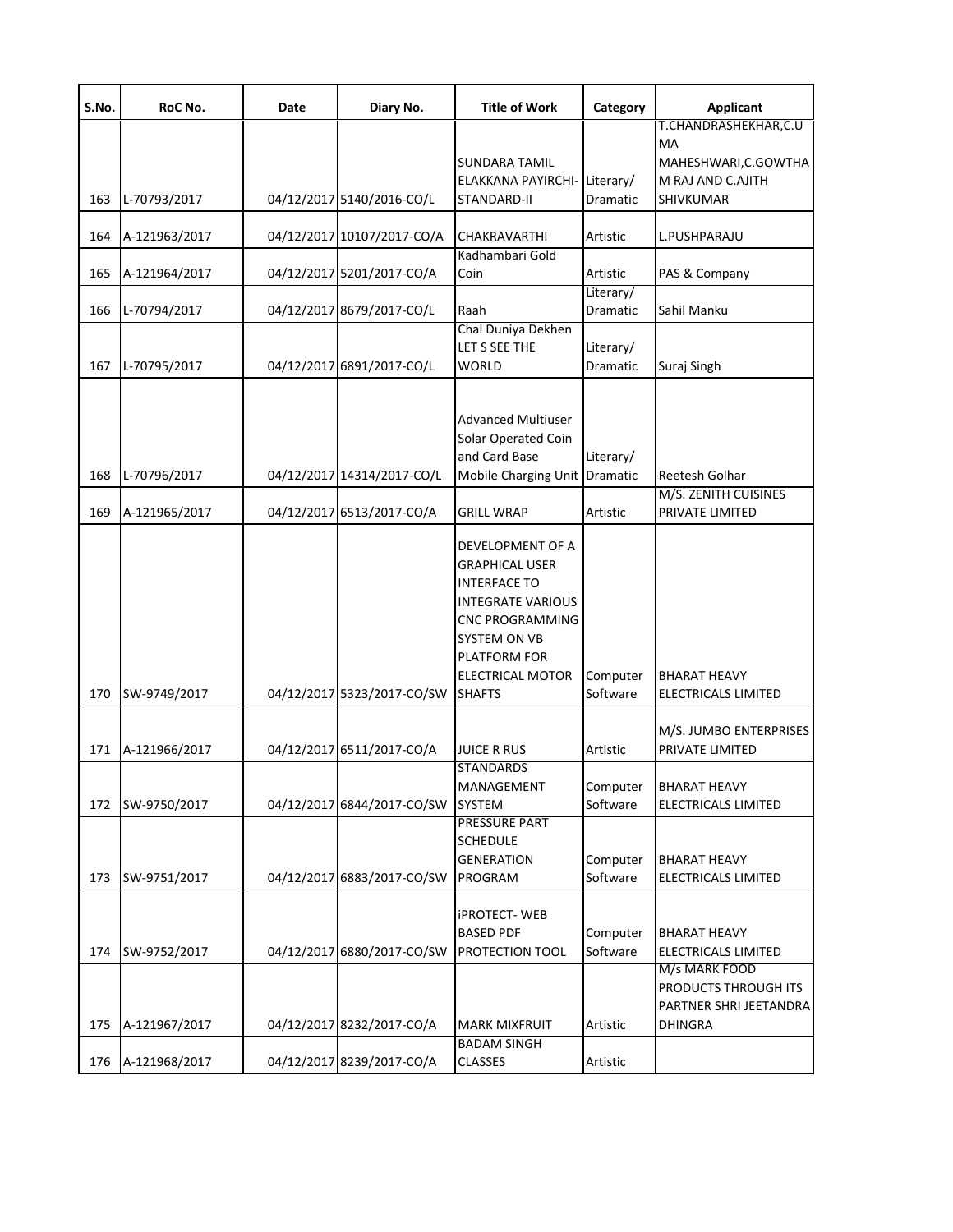| S.No. | RoC No. | Date | Diary No. | Title of Work | Category | Applicant |
|---|---|---|---|---|---|---|
| 163 | L-70793/2017 | 04/12/2017 | 5140/2016-CO/L | SUNDARA TAMIL ELAKKANA PAYIRCHI-STANDARD-II | Literary/ Dramatic | T.CHANDRASHEKHAR,C.UMA MAHESHWARI,C.GOWTHAM RAJ AND C.AJITH SHIVKUMAR |
| 164 | A-121963/2017 | 04/12/2017 | 10107/2017-CO/A | CHAKRAVARTHI | Artistic | L.PUSHPARAJU |
| 165 | A-121964/2017 | 04/12/2017 | 5201/2017-CO/A | Kadhambari Gold Coin | Artistic | PAS & Company |
| 166 | L-70794/2017 | 04/12/2017 | 8679/2017-CO/L | Raah | Literary/ Dramatic | Sahil Manku |
| 167 | L-70795/2017 | 04/12/2017 | 6891/2017-CO/L | Chal Duniya Dekhen LET S SEE THE WORLD | Literary/ Dramatic | Suraj Singh |
| 168 | L-70796/2017 | 04/12/2017 | 14314/2017-CO/L | Advanced Multiuser Solar Operated Coin and Card Base Mobile Charging Unit | Literary/ Dramatic | Reetesh Golhar |
| 169 | A-121965/2017 | 04/12/2017 | 6513/2017-CO/A | GRILL WRAP | Artistic | M/S. ZENITH CUISINES PRIVATE LIMITED |
| 170 | SW-9749/2017 | 04/12/2017 | 5323/2017-CO/SW | DEVELOPMENT OF A GRAPHICAL USER INTERFACE TO INTEGRATE VARIOUS CNC PROGRAMMING SYSTEM ON VB PLATFORM FOR ELECTRICAL MOTOR SHAFTS | Computer Software | BHARAT HEAVY ELECTRICALS LIMITED |
| 171 | A-121966/2017 | 04/12/2017 | 6511/2017-CO/A | JUICE R RUS | Artistic | M/S. JUMBO ENTERPRISES PRIVATE LIMITED |
| 172 | SW-9750/2017 | 04/12/2017 | 6844/2017-CO/SW | STANDARDS MANAGEMENT SYSTEM | Computer Software | BHARAT HEAVY ELECTRICALS LIMITED |
| 173 | SW-9751/2017 | 04/12/2017 | 6883/2017-CO/SW | PRESSURE PART SCHEDULE GENERATION PROGRAM | Computer Software | BHARAT HEAVY ELECTRICALS LIMITED |
| 174 | SW-9752/2017 | 04/12/2017 | 6880/2017-CO/SW | iPROTECT- WEB BASED PDF PROTECTION TOOL | Computer Software | BHARAT HEAVY ELECTRICALS LIMITED |
| 175 | A-121967/2017 | 04/12/2017 | 8232/2017-CO/A | MARK MIXFRUIT | Artistic | M/s MARK FOOD PRODUCTS THROUGH ITS PARTNER SHRI JEETANDRA DHINGRA |
| 176 | A-121968/2017 | 04/12/2017 | 8239/2017-CO/A | BADAM SINGH CLASSES | Artistic | |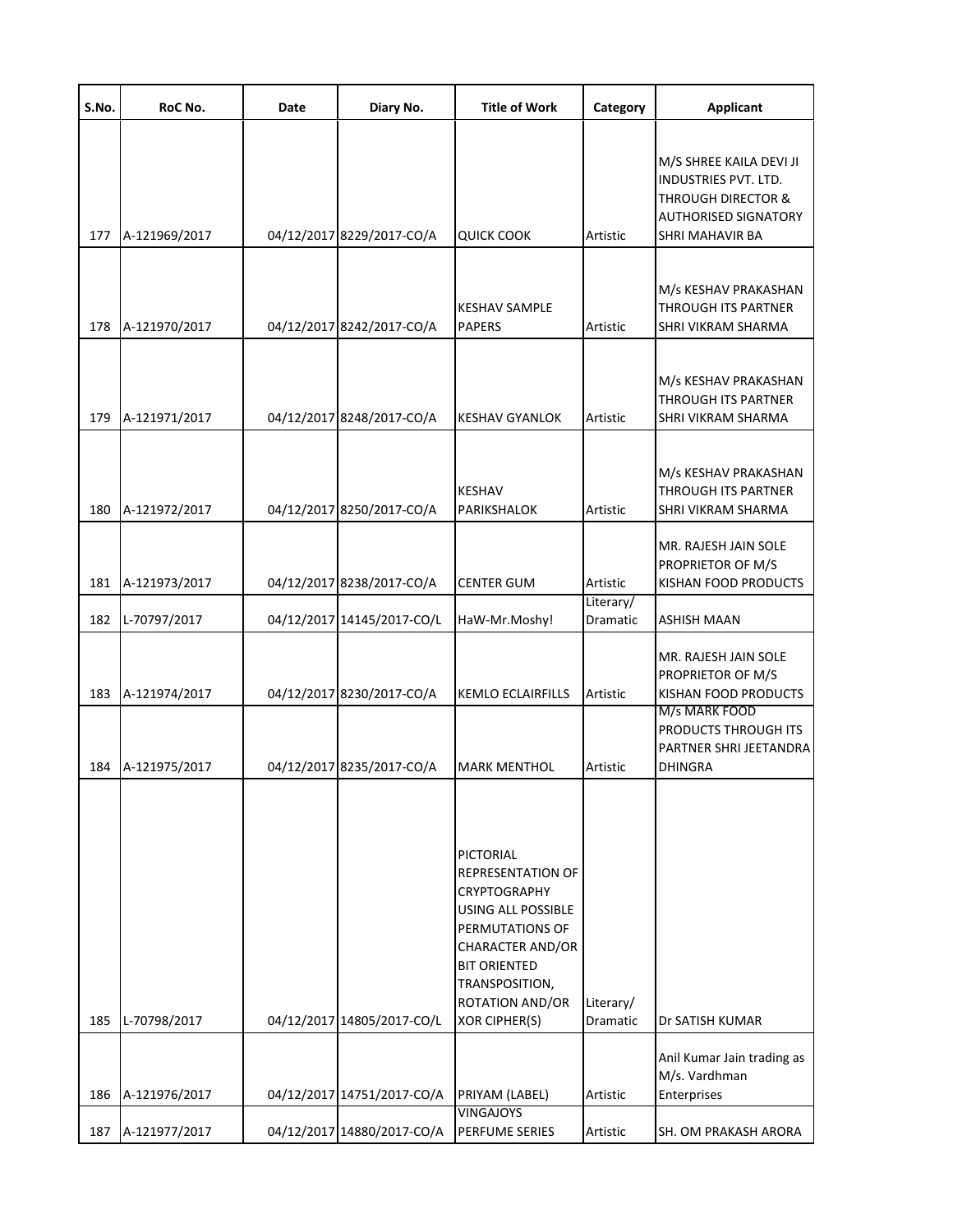| S.No. | RoC No. | Date | Diary No. | Title of Work | Category | Applicant |
|---|---|---|---|---|---|---|
| 177 | A-121969/2017 | 04/12/2017 | 8229/2017-CO/A | QUICK COOK | Artistic | M/S SHREE KAILA DEVI JI INDUSTRIES PVT. LTD. THROUGH DIRECTOR & AUTHORISED SIGNATORY SHRI MAHAVIR BA |
| 178 | A-121970/2017 | 04/12/2017 | 8242/2017-CO/A | KESHAV SAMPLE PAPERS | Artistic | M/s KESHAV PRAKASHAN THROUGH ITS PARTNER SHRI VIKRAM SHARMA |
| 179 | A-121971/2017 | 04/12/2017 | 8248/2017-CO/A | KESHAV GYANLOK | Artistic | M/s KESHAV PRAKASHAN THROUGH ITS PARTNER SHRI VIKRAM SHARMA |
| 180 | A-121972/2017 | 04/12/2017 | 8250/2017-CO/A | KESHAV PARIKSHALOK | Artistic | M/s KESHAV PRAKASHAN THROUGH ITS PARTNER SHRI VIKRAM SHARMA |
| 181 | A-121973/2017 | 04/12/2017 | 8238/2017-CO/A | CENTER GUM | Artistic | MR. RAJESH JAIN SOLE PROPRIETOR OF M/S KISHAN FOOD PRODUCTS |
| 182 | L-70797/2017 | 04/12/2017 | 14145/2017-CO/L | HaW-Mr.Moshy! | Literary/ Dramatic | ASHISH MAAN |
| 183 | A-121974/2017 | 04/12/2017 | 8230/2017-CO/A | KEMLO ECLAIRFILLS | Artistic | MR. RAJESH JAIN SOLE PROPRIETOR OF M/S KISHAN FOOD PRODUCTS |
| 184 | A-121975/2017 | 04/12/2017 | 8235/2017-CO/A | MARK MENTHOL | Artistic | M/s MARK FOOD PRODUCTS THROUGH ITS PARTNER SHRI JEETANDRA DHINGRA |
| 185 | L-70798/2017 | 04/12/2017 | 14805/2017-CO/L | PICTORIAL REPRESENTATION OF CRYPTOGRAPHY USING ALL POSSIBLE PERMUTATIONS OF CHARACTER AND/OR BIT ORIENTED TRANSPOSITION, ROTATION AND/OR XOR CIPHER(S) | Literary/ Dramatic | Dr SATISH KUMAR |
| 186 | A-121976/2017 | 04/12/2017 | 14751/2017-CO/A | PRIYAM (LABEL) | Artistic | Anil Kumar Jain trading as M/s. Vardhman Enterprises |
| 187 | A-121977/2017 | 04/12/2017 | 14880/2017-CO/A | VINGAJOYS PERFUME SERIES | Artistic | SH. OM PRAKASH ARORA |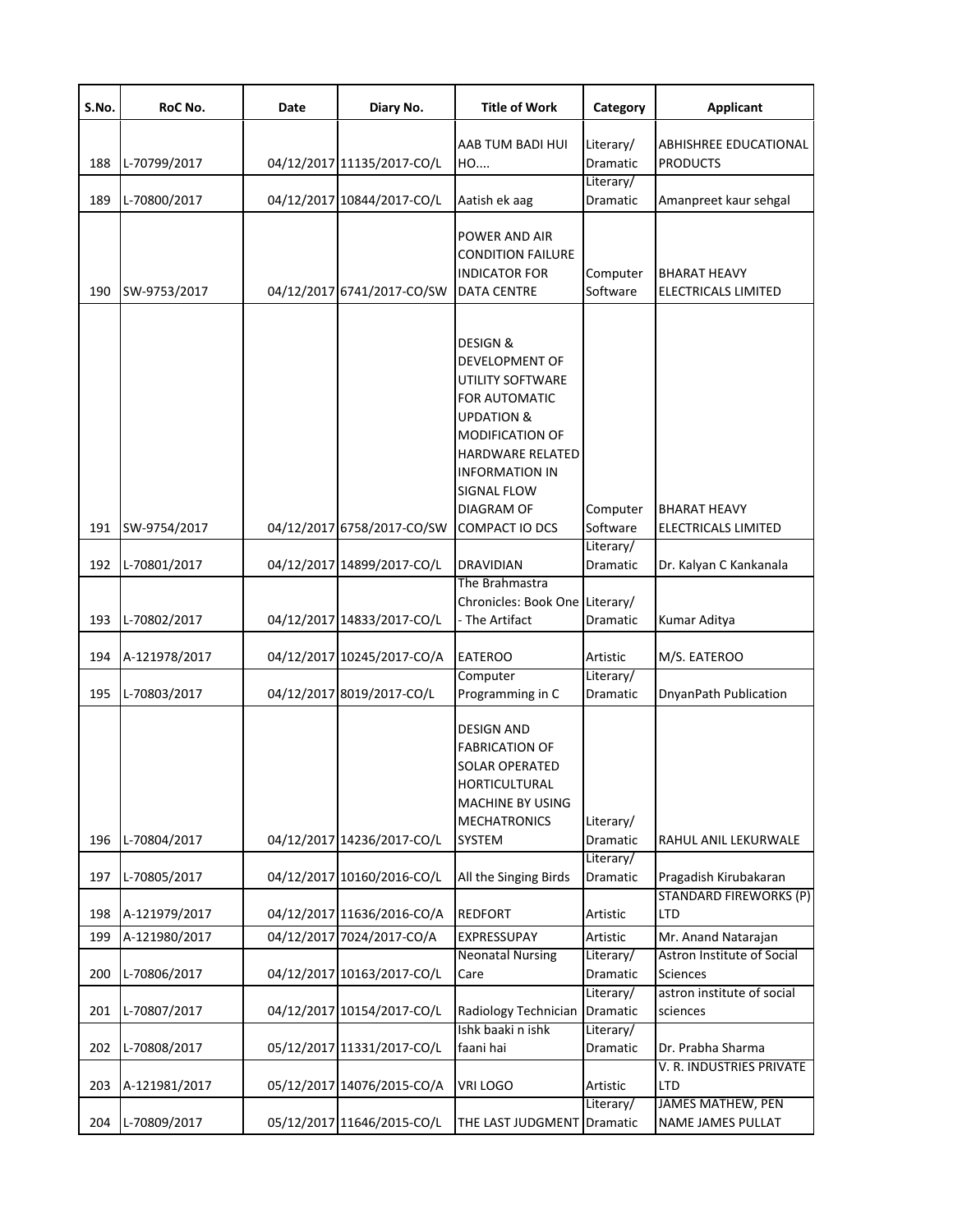| S.No. | RoC No. | Date | Diary No. | Title of Work | Category | Applicant |
|---|---|---|---|---|---|---|
| 188 | L-70799/2017 | 04/12/2017 | 11135/2017-CO/L | AAB TUM BADI HUI HO.... | Literary/ Dramatic | ABHISHREE EDUCATIONAL PRODUCTS |
| 189 | L-70800/2017 | 04/12/2017 | 10844/2017-CO/L | Aatish ek aag | Literary/ Dramatic | Amanpreet kaur sehgal |
| 190 | SW-9753/2017 | 04/12/2017 | 6741/2017-CO/SW | POWER AND AIR CONDITION FAILURE INDICATOR FOR DATA CENTRE | Computer Software | BHARAT HEAVY ELECTRICALS LIMITED |
| 191 | SW-9754/2017 | 04/12/2017 | 6758/2017-CO/SW | DESIGN & DEVELOPMENT OF UTILITY SOFTWARE FOR AUTOMATIC UPDATION & MODIFICATION OF HARDWARE RELATED INFORMATION IN SIGNAL FLOW DIAGRAM OF COMPACT IO DCS | Computer Software | BHARAT HEAVY ELECTRICALS LIMITED |
| 192 | L-70801/2017 | 04/12/2017 | 14899/2017-CO/L | DRAVIDIAN | Literary/ Dramatic | Dr. Kalyan C Kankanala |
| 193 | L-70802/2017 | 04/12/2017 | 14833/2017-CO/L | The Brahmastra Chronicles: Book One - The Artifact | Literary/ Dramatic | Kumar Aditya |
| 194 | A-121978/2017 | 04/12/2017 | 10245/2017-CO/A | EATEROO | Artistic | M/S. EATEROO |
| 195 | L-70803/2017 | 04/12/2017 | 8019/2017-CO/L | Computer Programming in C | Literary/ Dramatic | DnyanPath Publication |
| 196 | L-70804/2017 | 04/12/2017 | 14236/2017-CO/L | DESIGN AND FABRICATION OF SOLAR OPERATED HORTICULTURAL MACHINE BY USING MECHATRONICS SYSTEM | Literary/ Dramatic | RAHUL ANIL LEKURWALE |
| 197 | L-70805/2017 | 04/12/2017 | 10160/2016-CO/L | All the Singing Birds | Literary/ Dramatic | Pragadish Kirubakaran |
| 198 | A-121979/2017 | 04/12/2017 | 11636/2016-CO/A | REDFORT | Artistic | STANDARD FIREWORKS (P) LTD |
| 199 | A-121980/2017 | 04/12/2017 | 7024/2017-CO/A | EXPRESSUPAY | Artistic | Mr. Anand Natarajan |
| 200 | L-70806/2017 | 04/12/2017 | 10163/2017-CO/L | Neonatal Nursing Care | Literary/ Dramatic | Astron Institute of Social Sciences |
| 201 | L-70807/2017 | 04/12/2017 | 10154/2017-CO/L | Radiology Technician | Literary/ Dramatic | astron institute of social sciences |
| 202 | L-70808/2017 | 05/12/2017 | 11331/2017-CO/L | Ishk baaki n ishk faani hai | Literary/ Dramatic | Dr. Prabha Sharma |
| 203 | A-121981/2017 | 05/12/2017 | 14076/2015-CO/A | VRI LOGO | Artistic | V. R. INDUSTRIES PRIVATE LTD |
| 204 | L-70809/2017 | 05/12/2017 | 11646/2015-CO/L | THE LAST JUDGMENT | Literary/ Dramatic | JAMES MATHEW, PEN NAME JAMES PULLAT |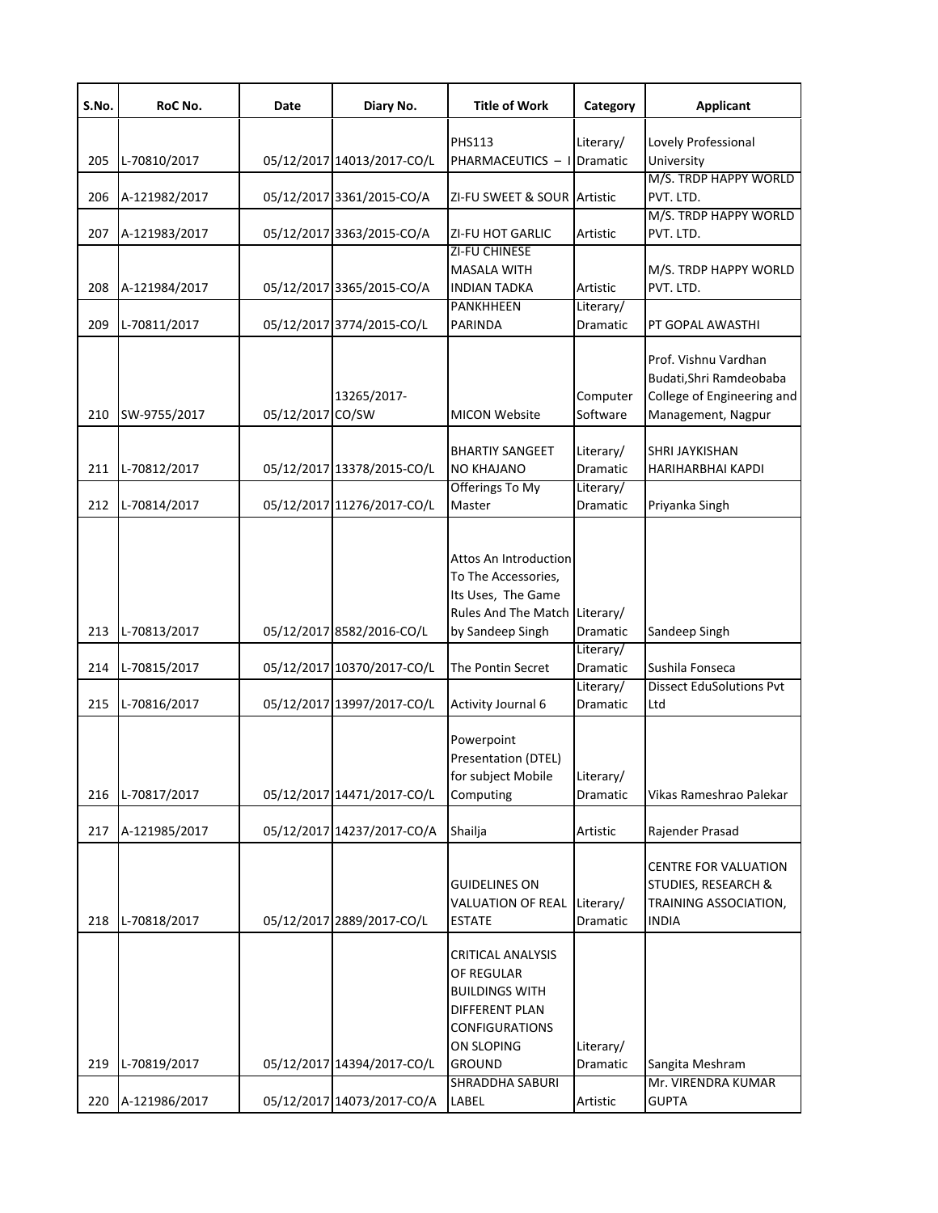| S.No. | RoC No. | Date | Diary No. | Title of Work | Category | Applicant |
|---|---|---|---|---|---|---|
| 205 | L-70810/2017 | 05/12/2017 | 14013/2017-CO/L | PHS113 PHARMACEUTICS – I | Literary/ Dramatic | Lovely Professional University |
| 206 | A-121982/2017 | 05/12/2017 | 3361/2015-CO/A | ZI-FU SWEET & SOUR | Artistic | M/S. TRDP HAPPY WORLD PVT. LTD. |
| 207 | A-121983/2017 | 05/12/2017 | 3363/2015-CO/A | ZI-FU HOT GARLIC | Artistic | M/S. TRDP HAPPY WORLD PVT. LTD. |
| 208 | A-121984/2017 | 05/12/2017 | 3365/2015-CO/A | ZI-FU CHINESE MASALA WITH INDIAN TADKA | Artistic | M/S. TRDP HAPPY WORLD PVT. LTD. |
| 209 | L-70811/2017 | 05/12/2017 | 3774/2015-CO/L | PANKHHEEN PARINDA | Literary/ Dramatic | PT GOPAL AWASTHI |
| 210 | SW-9755/2017 | 05/12/2017 | 13265/2017-CO/SW | MICON Website | Computer Software | Prof. Vishnu Vardhan Budati,Shri Ramdeobaba College of Engineering and Management, Nagpur |
| 211 | L-70812/2017 | 05/12/2017 | 13378/2015-CO/L | BHARTIY SANGEET NO KHAJANO | Literary/ Dramatic | SHRI JAYKISHAN HARIHARBHAI KAPDI |
| 212 | L-70814/2017 | 05/12/2017 | 11276/2017-CO/L | Offerings To My Master | Literary/ Dramatic | Priyanka Singh |
| 213 | L-70813/2017 | 05/12/2017 | 8582/2016-CO/L | Attos An Introduction To The Accessories, Its Uses, The Game Rules And The Match by Sandeep Singh | Literary/ Dramatic | Sandeep Singh |
| 214 | L-70815/2017 | 05/12/2017 | 10370/2017-CO/L | The Pontin Secret | Literary/ Dramatic | Sushila Fonseca |
| 215 | L-70816/2017 | 05/12/2017 | 13997/2017-CO/L | Activity Journal 6 | Literary/ Dramatic | Dissect EduSolutions Pvt Ltd |
| 216 | L-70817/2017 | 05/12/2017 | 14471/2017-CO/L | Powerpoint Presentation (DTEL) for subject Mobile Computing | Literary/ Dramatic | Vikas Rameshrao Palekar |
| 217 | A-121985/2017 | 05/12/2017 | 14237/2017-CO/A | Shailja | Artistic | Rajender Prasad |
| 218 | L-70818/2017 | 05/12/2017 | 2889/2017-CO/L | GUIDELINES ON VALUATION OF REAL ESTATE | Literary/ Dramatic | CENTRE FOR VALUATION STUDIES, RESEARCH & TRAINING ASSOCIATION, INDIA |
| 219 | L-70819/2017 | 05/12/2017 | 14394/2017-CO/L | CRITICAL ANALYSIS OF REGULAR BUILDINGS WITH DIFFERENT PLAN CONFIGURATIONS ON SLOPING GROUND | Literary/ Dramatic | Sangita Meshram |
| 220 | A-121986/2017 | 05/12/2017 | 14073/2017-CO/A | SHRADDHA SABURI LABEL | Artistic | Mr. VIRENDRA KUMAR GUPTA |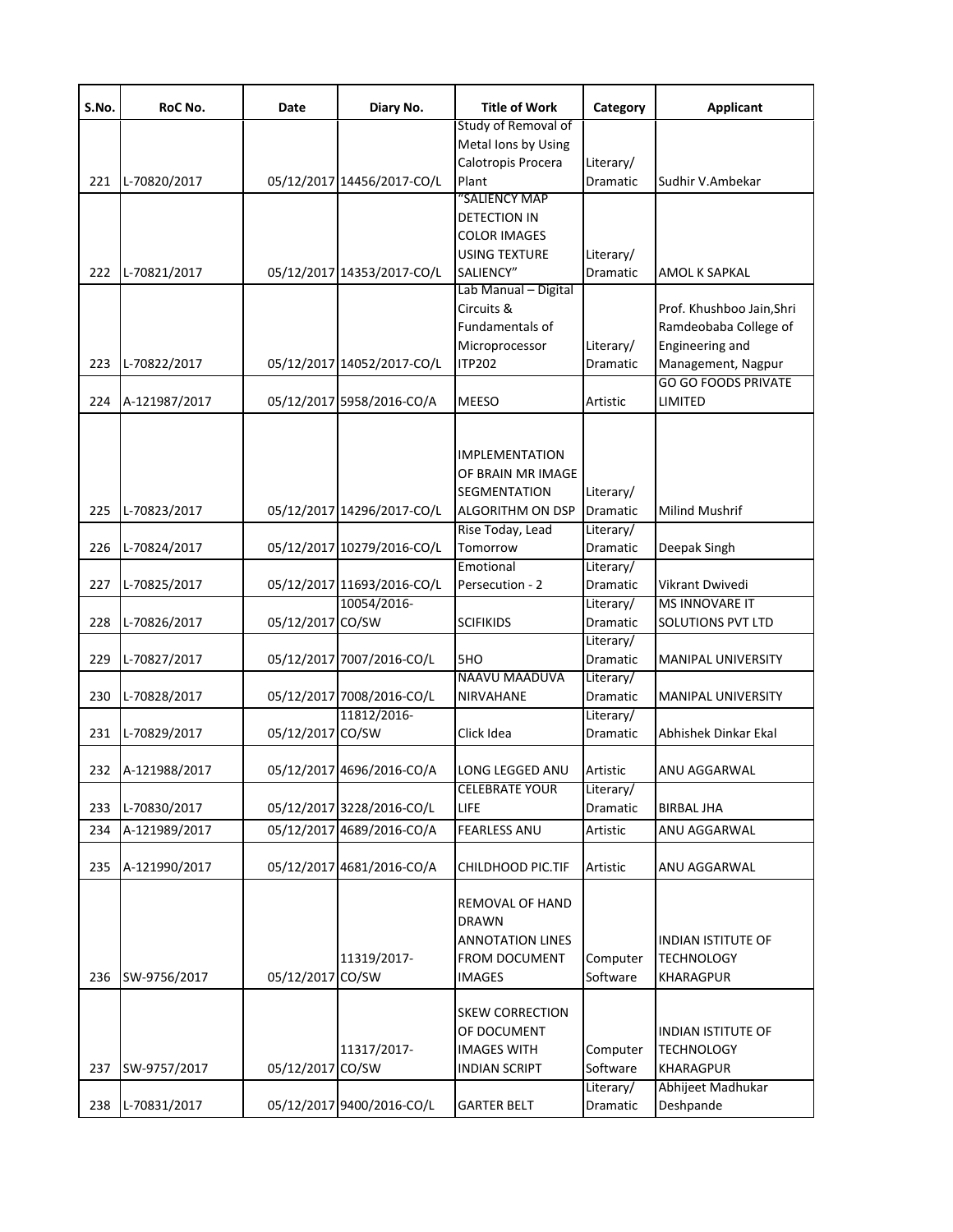| S.No. | RoC No. | Date | Diary No. | Title of Work | Category | Applicant |
|---|---|---|---|---|---|---|
| 221 | L-70820/2017 | 05/12/2017 | 14456/2017-CO/L | Study of Removal of Metal Ions by Using Calotropis Procera Plant | Literary/ Dramatic | Sudhir V.Ambekar |
| 222 | L-70821/2017 | 05/12/2017 | 14353/2017-CO/L | "SALIENCY MAP DETECTION IN COLOR IMAGES USING TEXTURE SALIENCY" | Literary/ Dramatic | AMOL K SAPKAL |
| 223 | L-70822/2017 | 05/12/2017 | 14052/2017-CO/L | Lab Manual – Digital Circuits & Fundamentals of Microprocessor ITP202 | Literary/ Dramatic | Prof. Khushboo Jain,Shri Ramdeobaba College of Engineering and Management, Nagpur |
| 224 | A-121987/2017 | 05/12/2017 | 5958/2016-CO/A | MEESO | Artistic | GO GO FOODS PRIVATE LIMITED |
| 225 | L-70823/2017 | 05/12/2017 | 14296/2017-CO/L | IMPLEMENTATION OF BRAIN MR IMAGE SEGMENTATION ALGORITHM ON DSP | Literary/ Dramatic | Milind Mushrif |
| 226 | L-70824/2017 | 05/12/2017 | 10279/2016-CO/L | Rise Today, Lead Tomorrow | Literary/ Dramatic | Deepak Singh |
| 227 | L-70825/2017 | 05/12/2017 | 11693/2016-CO/L | Emotional Persecution - 2 | Literary/ Dramatic | Vikrant Dwivedi |
| 228 | L-70826/2017 | 05/12/2017 | 10054/2016-CO/SW | SCIFIKIDS | Literary/ Dramatic | MS INNOVARE IT SOLUTIONS PVT LTD |
| 229 | L-70827/2017 | 05/12/2017 | 7007/2016-CO/L | 5HO | Literary/ Dramatic | MANIPAL UNIVERSITY |
| 230 | L-70828/2017 | 05/12/2017 | 7008/2016-CO/L | NAAVU MAADUVA NIRVAHANE | Literary/ Dramatic | MANIPAL UNIVERSITY |
| 231 | L-70829/2017 | 05/12/2017 | 11812/2016-CO/SW | Click Idea | Literary/ Dramatic | Abhishek Dinkar Ekal |
| 232 | A-121988/2017 | 05/12/2017 | 4696/2016-CO/A | LONG LEGGED ANU | Artistic | ANU AGGARWAL |
| 233 | L-70830/2017 | 05/12/2017 | 3228/2016-CO/L | CELEBRATE YOUR LIFE | Literary/ Dramatic | BIRBAL JHA |
| 234 | A-121989/2017 | 05/12/2017 | 4689/2016-CO/A | FEARLESS ANU | Artistic | ANU AGGARWAL |
| 235 | A-121990/2017 | 05/12/2017 | 4681/2016-CO/A | CHILDHOOD PIC.TIF | Artistic | ANU AGGARWAL |
| 236 | SW-9756/2017 | 05/12/2017 | 11319/2017-CO/SW | REMOVAL OF HAND DRAWN ANNOTATION LINES FROM DOCUMENT IMAGES | Computer Software | INDIAN ISTITUTE OF TECHNOLOGY KHARAGPUR |
| 237 | SW-9757/2017 | 05/12/2017 | 11317/2017-CO/SW | SKEW CORRECTION OF DOCUMENT IMAGES WITH INDIAN SCRIPT | Computer Software | INDIAN ISTITUTE OF TECHNOLOGY KHARAGPUR |
| 238 | L-70831/2017 | 05/12/2017 | 9400/2016-CO/L | GARTER BELT | Literary/ Dramatic | Abhijeet Madhukar Deshpande |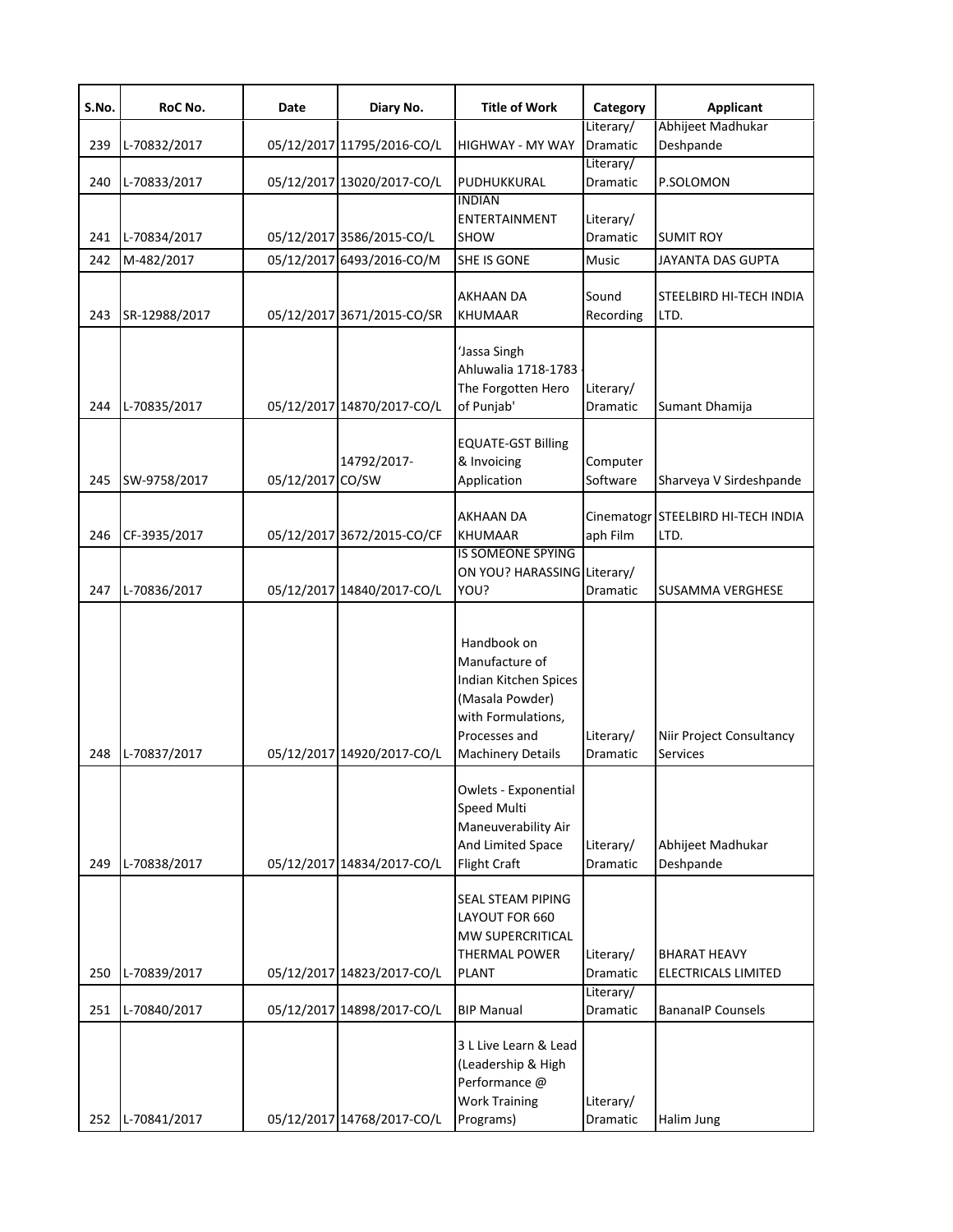| S.No. | RoC No. | Date | Diary No. | Title of Work | Category | Applicant |
|---|---|---|---|---|---|---|
| 239 | L-70832/2017 | 05/12/2017 | 11795/2016-CO/L | HIGHWAY - MY WAY | Literary/ Dramatic | Abhijeet Madhukar Deshpande |
| 240 | L-70833/2017 | 05/12/2017 | 13020/2017-CO/L | PUDHUKKURAL | Literary/ Dramatic | P.SOLOMON |
| 241 | L-70834/2017 | 05/12/2017 | 3586/2015-CO/L | INDIAN ENTERTAINMENT SHOW | Literary/ Dramatic | SUMIT ROY |
| 242 | M-482/2017 | 05/12/2017 | 6493/2016-CO/M | SHE IS GONE | Music | JAYANTA DAS GUPTA |
| 243 | SR-12988/2017 | 05/12/2017 | 3671/2015-CO/SR | AKHAAN DA KHUMAAR | Sound Recording | STEELBIRD HI-TECH INDIA LTD. |
| 244 | L-70835/2017 | 05/12/2017 | 14870/2017-CO/L | 'Jassa Singh Ahluwalia 1718-1783 - The Forgotten Hero of Punjab' | Literary/ Dramatic | Sumant Dhamija |
| 245 | SW-9758/2017 | 05/12/2017 | 14792/2017-CO/SW | EQUATE-GST Billing & Invoicing Application | Computer Software | Sharveya V Sirdeshpande |
| 246 | CF-3935/2017 | 05/12/2017 | 3672/2015-CO/CF | AKHAAN DA KHUMAAR | Cinematograph Film | STEELBIRD HI-TECH INDIA LTD. |
| 247 | L-70836/2017 | 05/12/2017 | 14840/2017-CO/L | IS SOMEONE SPYING ON YOU? HARASSING YOU? | Literary/ Dramatic | SUSAMMA VERGHESE |
| 248 | L-70837/2017 | 05/12/2017 | 14920/2017-CO/L | Handbook on Manufacture of Indian Kitchen Spices (Masala Powder) with Formulations, Processes and Machinery Details | Literary/ Dramatic | Niir Project Consultancy Services |
| 249 | L-70838/2017 | 05/12/2017 | 14834/2017-CO/L | Owlets - Exponential Speed Multi Maneuverability Air And Limited Space Flight Craft | Literary/ Dramatic | Abhijeet Madhukar Deshpande |
| 250 | L-70839/2017 | 05/12/2017 | 14823/2017-CO/L | SEAL STEAM PIPING LAYOUT FOR 660 MW SUPERCRITICAL THERMAL POWER PLANT | Literary/ Dramatic | BHARAT HEAVY ELECTRICALS LIMITED |
| 251 | L-70840/2017 | 05/12/2017 | 14898/2017-CO/L | BIP Manual | Literary/ Dramatic | BananaIP Counsels |
| 252 | L-70841/2017 | 05/12/2017 | 14768/2017-CO/L | 3 L Live Learn & Lead (Leadership & High Performance @ Work Training Programs) | Literary/ Dramatic | Halim Jung |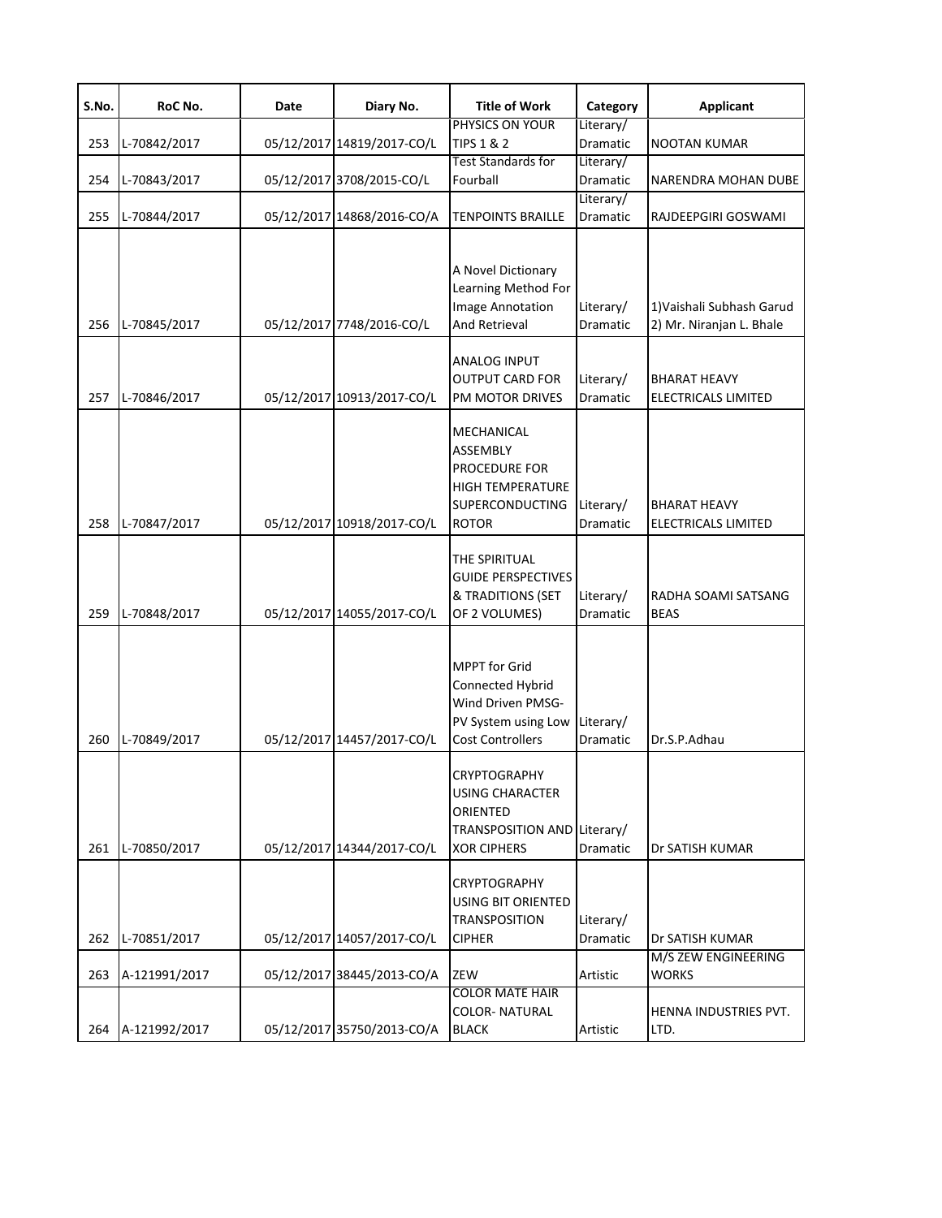| S.No. | RoC No. | Date | Diary No. | Title of Work | Category | Applicant |
|---|---|---|---|---|---|---|
| 253 | L-70842/2017 | 05/12/2017 | 14819/2017-CO/L | PHYSICS ON YOUR TIPS 1 & 2 | Literary/ Dramatic | NOOTAN KUMAR |
| 254 | L-70843/2017 | 05/12/2017 | 3708/2015-CO/L | Test Standards for Fourball | Literary/ Dramatic | NARENDRA MOHAN DUBE |
| 255 | L-70844/2017 | 05/12/2017 | 14868/2016-CO/A | TENPOINTS BRAILLE | Literary/ Dramatic | RAJDEEPGIRI GOSWAMI |
| 256 | L-70845/2017 | 05/12/2017 | 7748/2016-CO/L | A Novel Dictionary Learning Method For Image Annotation And Retrieval | Literary/ Dramatic | 1)Vaishali Subhash Garud 2) Mr. Niranjan L. Bhale |
| 257 | L-70846/2017 | 05/12/2017 | 10913/2017-CO/L | ANALOG INPUT OUTPUT CARD FOR PM MOTOR DRIVES | Literary/ Dramatic | BHARAT HEAVY ELECTRICALS LIMITED |
| 258 | L-70847/2017 | 05/12/2017 | 10918/2017-CO/L | MECHANICAL ASSEMBLY PROCEDURE FOR HIGH TEMPERATURE SUPERCONDUCTING ROTOR | Literary/ Dramatic | BHARAT HEAVY ELECTRICALS LIMITED |
| 259 | L-70848/2017 | 05/12/2017 | 14055/2017-CO/L | THE SPIRITUAL GUIDE PERSPECTIVES & TRADITIONS (SET OF 2 VOLUMES) | Literary/ Dramatic | RADHA SOAMI SATSANG BEAS |
| 260 | L-70849/2017 | 05/12/2017 | 14457/2017-CO/L | MPPT for Grid Connected Hybrid Wind Driven PMSG-PV System using Low Cost Controllers | Literary/ Dramatic | Dr.S.P.Adhau |
| 261 | L-70850/2017 | 05/12/2017 | 14344/2017-CO/L | CRYPTOGRAPHY USING CHARACTER ORIENTED TRANSPOSITION AND XOR CIPHERS | Literary/ Dramatic | Dr SATISH KUMAR |
| 262 | L-70851/2017 | 05/12/2017 | 14057/2017-CO/L | CRYPTOGRAPHY USING BIT ORIENTED TRANSPOSITION CIPHER | Literary/ Dramatic | Dr SATISH KUMAR |
| 263 | A-121991/2017 | 05/12/2017 | 38445/2013-CO/A | ZEW | Artistic | M/S ZEW ENGINEERING WORKS |
| 264 | A-121992/2017 | 05/12/2017 | 35750/2013-CO/A | COLOR MATE HAIR COLOR- NATURAL BLACK | Artistic | HENNA INDUSTRIES PVT. LTD. |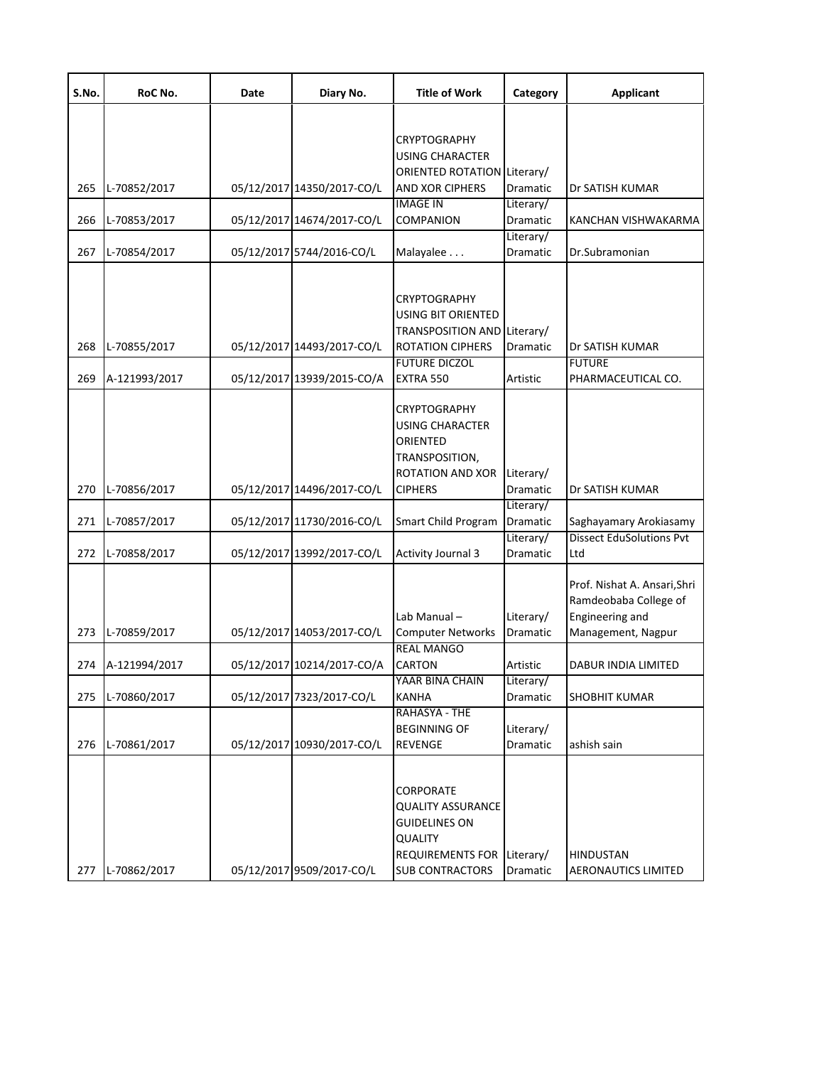| S.No. | RoC No. | Date | Diary No. | Title of Work | Category | Applicant |
|---|---|---|---|---|---|---|
| 265 | L-70852/2017 | 05/12/2017 | 14350/2017-CO/L | CRYPTOGRAPHY USING CHARACTER ORIENTED ROTATION AND XOR CIPHERS | Literary/ Dramatic | Dr SATISH KUMAR |
| 266 | L-70853/2017 | 05/12/2017 | 14674/2017-CO/L | IMAGE IN COMPANION | Literary/ Dramatic | KANCHAN VISHWAKARMA |
| 267 | L-70854/2017 | 05/12/2017 | 5744/2016-CO/L | Malayalee . . . | Literary/ Dramatic | Dr.Subramonian |
| 268 | L-70855/2017 | 05/12/2017 | 14493/2017-CO/L | CRYPTOGRAPHY USING BIT ORIENTED TRANSPOSITION AND ROTATION CIPHERS | Literary/ Dramatic | Dr SATISH KUMAR |
| 269 | A-121993/2017 | 05/12/2017 | 13939/2015-CO/A | FUTURE DICZOL EXTRA 550 | Artistic | FUTURE PHARMACEUTICAL CO. |
| 270 | L-70856/2017 | 05/12/2017 | 14496/2017-CO/L | CRYPTOGRAPHY USING CHARACTER ORIENTED TRANSPOSITION, ROTATION AND XOR CIPHERS | Literary/ Dramatic | Dr SATISH KUMAR |
| 271 | L-70857/2017 | 05/12/2017 | 11730/2016-CO/L | Smart Child Program | Literary/ Dramatic | Saghayamary Arokiasamy |
| 272 | L-70858/2017 | 05/12/2017 | 13992/2017-CO/L | Activity Journal 3 | Literary/ Dramatic | Dissect EduSolutions Pvt Ltd |
| 273 | L-70859/2017 | 05/12/2017 | 14053/2017-CO/L | Lab Manual – Computer Networks | Literary/ Dramatic | Prof. Nishat A. Ansari,Shri Ramdeobaba College of Engineering and Management, Nagpur |
| 274 | A-121994/2017 | 05/12/2017 | 10214/2017-CO/A | REAL MANGO CARTON | Artistic | DABUR INDIA LIMITED |
| 275 | L-70860/2017 | 05/12/2017 | 7323/2017-CO/L | YAAR BINA CHAIN KANHA | Literary/ Dramatic | SHOBHIT KUMAR |
| 276 | L-70861/2017 | 05/12/2017 | 10930/2017-CO/L | RAHASYA - THE BEGINNING OF REVENGE | Literary/ Dramatic | ashish sain |
| 277 | L-70862/2017 | 05/12/2017 | 9509/2017-CO/L | CORPORATE QUALITY ASSURANCE GUIDELINES ON QUALITY REQUIREMENTS FOR SUB CONTRACTORS | Literary/ Dramatic | HINDUSTAN AERONAUTICS LIMITED |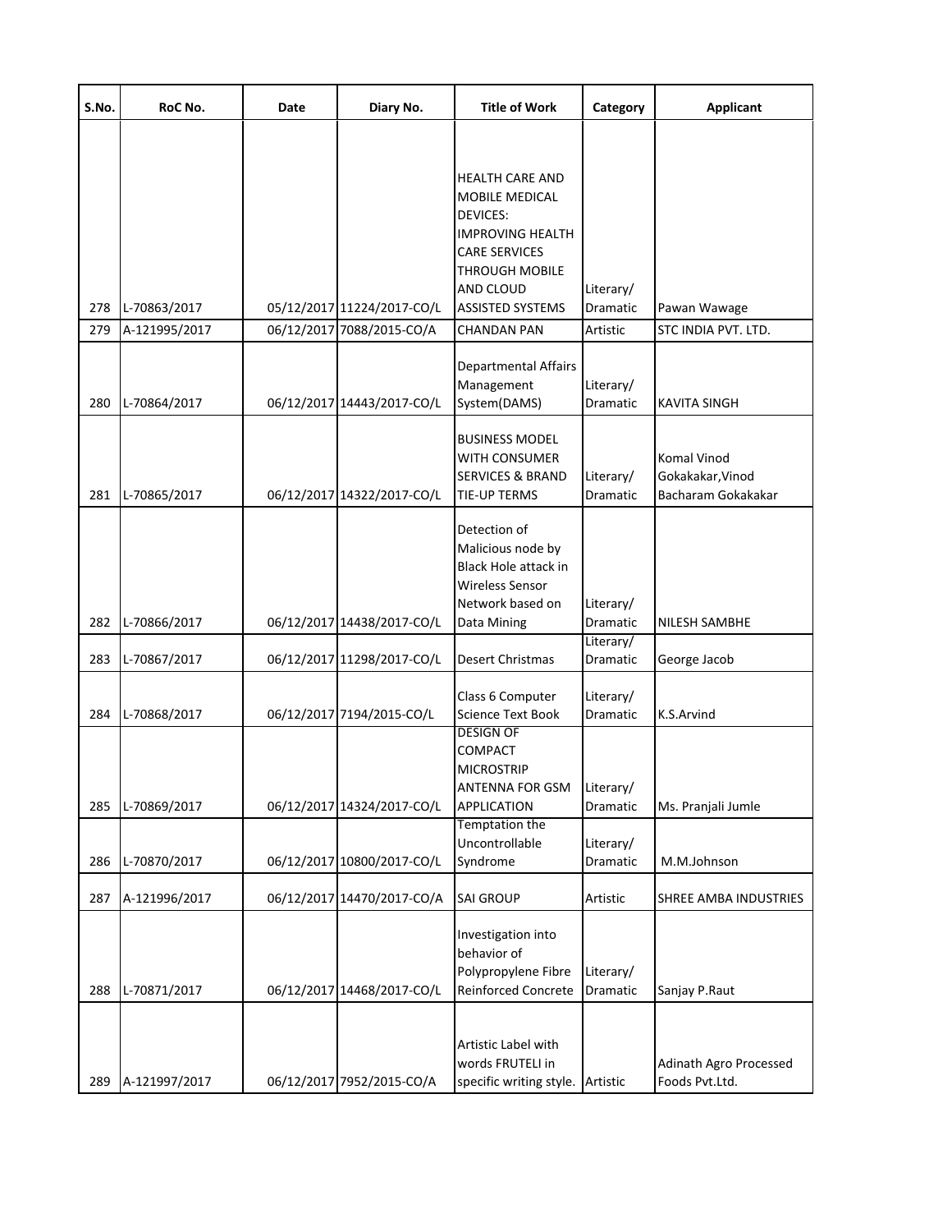| S.No. | RoC No. | Date | Diary No. | Title of Work | Category | Applicant |
|---|---|---|---|---|---|---|
| 278 | L-70863/2017 | 05/12/2017 | 11224/2017-CO/L | HEALTH CARE AND MOBILE MEDICAL DEVICES: IMPROVING HEALTH CARE SERVICES THROUGH MOBILE AND CLOUD ASSISTED SYSTEMS | Literary/ Dramatic | Pawan Wawage |
| 279 | A-121995/2017 | 06/12/2017 | 7088/2015-CO/A | CHANDAN PAN | Artistic | STC INDIA PVT. LTD. |
| 280 | L-70864/2017 | 06/12/2017 | 14443/2017-CO/L | Departmental Affairs Management System(DAMS) | Literary/ Dramatic | KAVITA SINGH |
| 281 | L-70865/2017 | 06/12/2017 | 14322/2017-CO/L | BUSINESS MODEL WITH CONSUMER SERVICES & BRAND TIE-UP TERMS | Literary/ Dramatic | Komal Vinod Gokakakar,Vinod Bacharam Gokakakar |
| 282 | L-70866/2017 | 06/12/2017 | 14438/2017-CO/L | Detection of Malicious node by Black Hole attack in Wireless Sensor Network based on Data Mining | Literary/ Dramatic | NILESH SAMBHE |
| 283 | L-70867/2017 | 06/12/2017 | 11298/2017-CO/L | Desert Christmas | Literary/ Dramatic | George Jacob |
| 284 | L-70868/2017 | 06/12/2017 | 7194/2015-CO/L | Class 6 Computer Science Text Book | Literary/ Dramatic | K.S.Arvind |
| 285 | L-70869/2017 | 06/12/2017 | 14324/2017-CO/L | DESIGN OF COMPACT MICROSTRIP ANTENNA FOR GSM APPLICATION | Literary/ Dramatic | Ms. Pranjali Jumle |
| 286 | L-70870/2017 | 06/12/2017 | 10800/2017-CO/L | Temptation the Uncontrollable Syndrome | Literary/ Dramatic | M.M.Johnson |
| 287 | A-121996/2017 | 06/12/2017 | 14470/2017-CO/A | SAI GROUP | Artistic | SHREE AMBA INDUSTRIES |
| 288 | L-70871/2017 | 06/12/2017 | 14468/2017-CO/L | Investigation into behavior of Polypropylene Fibre Reinforced Concrete | Literary/ Dramatic | Sanjay P.Raut |
| 289 | A-121997/2017 | 06/12/2017 | 7952/2015-CO/A | Artistic Label with words FRUTELI in specific writing style. | Artistic | Adinath Agro Processed Foods Pvt.Ltd. |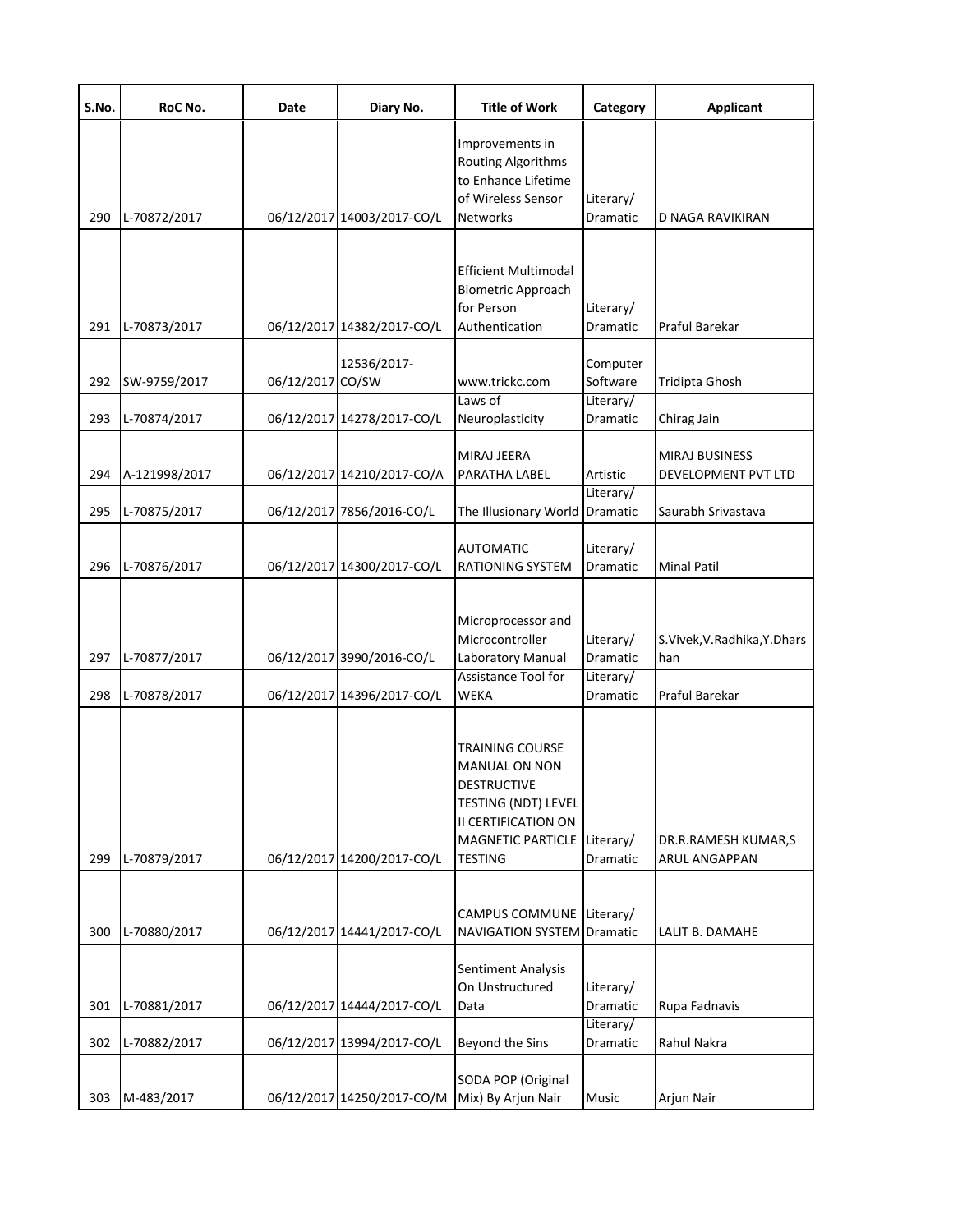| S.No. | RoC No. | Date | Diary No. | Title of Work | Category | Applicant |
|---|---|---|---|---|---|---|
| 290 | L-70872/2017 | 06/12/2017 | 14003/2017-CO/L | Improvements in Routing Algorithms to Enhance Lifetime of Wireless Sensor Networks | Literary/ Dramatic | D NAGA RAVIKIRAN |
| 291 | L-70873/2017 | 06/12/2017 | 14382/2017-CO/L | Efficient Multimodal Biometric Approach for Person Authentication | Literary/ Dramatic | Praful Barekar |
| 292 | SW-9759/2017 | 06/12/2017 | 12536/2017-CO/SW | www.trickc.com | Computer Software | Tridipta Ghosh |
| 293 | L-70874/2017 | 06/12/2017 | 14278/2017-CO/L | Laws of Neuroplasticity | Literary/ Dramatic | Chirag Jain |
| 294 | A-121998/2017 | 06/12/2017 | 14210/2017-CO/A | MIRAJ JEERA PARATHA LABEL | Artistic | MIRAJ BUSINESS DEVELOPMENT PVT LTD |
| 295 | L-70875/2017 | 06/12/2017 | 7856/2016-CO/L | The Illusionary World | Literary/ Dramatic | Saurabh Srivastava |
| 296 | L-70876/2017 | 06/12/2017 | 14300/2017-CO/L | AUTOMATIC RATIONING SYSTEM | Literary/ Dramatic | Minal Patil |
| 297 | L-70877/2017 | 06/12/2017 | 3990/2016-CO/L | Microprocessor and Microcontroller Laboratory Manual | Literary/ Dramatic | S.Vivek,V.Radhika,Y.Dharshan |
| 298 | L-70878/2017 | 06/12/2017 | 14396/2017-CO/L | Assistance Tool for WEKA | Literary/ Dramatic | Praful Barekar |
| 299 | L-70879/2017 | 06/12/2017 | 14200/2017-CO/L | TRAINING COURSE MANUAL ON NON DESTRUCTIVE TESTING (NDT) LEVEL II CERTIFICATION ON MAGNETIC PARTICLE TESTING | Literary/ Dramatic | DR.R.RAMESH KUMAR,S ARUL ANGAPPAN |
| 300 | L-70880/2017 | 06/12/2017 | 14441/2017-CO/L | CAMPUS COMMUNE NAVIGATION SYSTEM | Literary/ Dramatic | LALIT B. DAMAHE |
| 301 | L-70881/2017 | 06/12/2017 | 14444/2017-CO/L | Sentiment Analysis On Unstructured Data | Literary/ Dramatic | Rupa Fadnavis |
| 302 | L-70882/2017 | 06/12/2017 | 13994/2017-CO/L | Beyond the Sins | Literary/ Dramatic | Rahul Nakra |
| 303 | M-483/2017 | 06/12/2017 | 14250/2017-CO/M | SODA POP (Original Mix) By Arjun Nair | Music | Arjun Nair |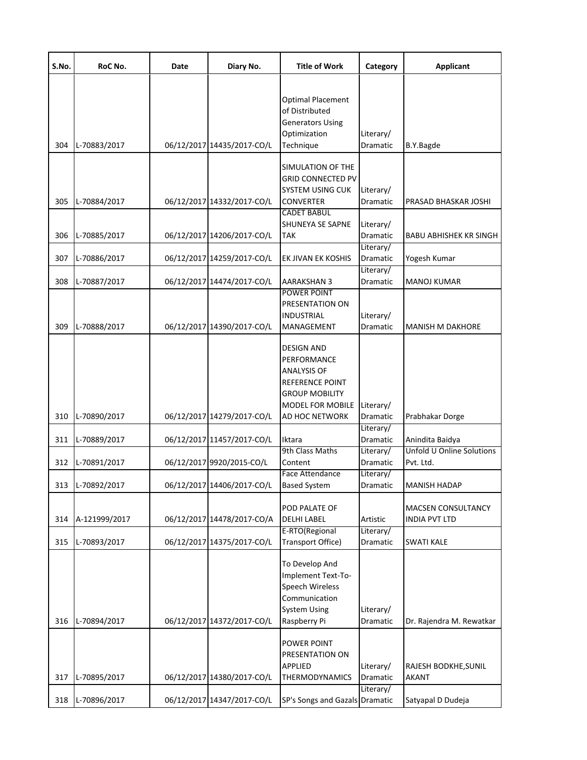| S.No. | RoC No. | Date | Diary No. | Title of Work | Category | Applicant |
|---|---|---|---|---|---|---|
| 304 | L-70883/2017 | 06/12/2017 | 14435/2017-CO/L | Optimal Placement of Distributed Generators Using Optimization Technique | Literary/ Dramatic | B.Y.Bagde |
| 305 | L-70884/2017 | 06/12/2017 | 14332/2017-CO/L | SIMULATION OF THE GRID CONNECTED PV SYSTEM USING CUK CONVERTER | Literary/ Dramatic | PRASAD BHASKAR JOSHI |
| 306 | L-70885/2017 | 06/12/2017 | 14206/2017-CO/L | CADET BABUL SHUNEYA SE SAPNE TAK | Literary/ Dramatic | BABU ABHISHEK KR SINGH |
| 307 | L-70886/2017 | 06/12/2017 | 14259/2017-CO/L | EK JIVAN EK KOSHIS | Literary/ Dramatic | Yogesh Kumar |
| 308 | L-70887/2017 | 06/12/2017 | 14474/2017-CO/L | AARAKSHAN 3 | Literary/ Dramatic | MANOJ KUMAR |
| 309 | L-70888/2017 | 06/12/2017 | 14390/2017-CO/L | POWER POINT PRESENTATION ON INDUSTRIAL MANAGEMENT | Literary/ Dramatic | MANISH M DAKHORE |
| 310 | L-70890/2017 | 06/12/2017 | 14279/2017-CO/L | DESIGN AND PERFORMANCE ANALYSIS OF REFERENCE POINT GROUP MOBILITY MODEL FOR MOBILE AD HOC NETWORK | Literary/ Dramatic | Prabhakar Dorge |
| 311 | L-70889/2017 | 06/12/2017 | 11457/2017-CO/L | Iktara | Literary/ Dramatic | Anindita Baidya |
| 312 | L-70891/2017 | 06/12/2017 | 9920/2015-CO/L | 9th Class Maths Content | Literary/ Dramatic | Unfold U Online Solutions Pvt. Ltd. |
| 313 | L-70892/2017 | 06/12/2017 | 14406/2017-CO/L | Face Attendance Based System | Literary/ Dramatic | MANISH HADAP |
| 314 | A-121999/2017 | 06/12/2017 | 14478/2017-CO/A | POD PALATE OF DELHI LABEL | Artistic | MACSEN CONSULTANCY INDIA PVT LTD |
| 315 | L-70893/2017 | 06/12/2017 | 14375/2017-CO/L | E-RTO(Regional Transport Office) | Literary/ Dramatic | SWATI KALE |
| 316 | L-70894/2017 | 06/12/2017 | 14372/2017-CO/L | To Develop And Implement Text-To-Speech Wireless Communication System Using Raspberry Pi | Literary/ Dramatic | Dr. Rajendra M. Rewatkar |
| 317 | L-70895/2017 | 06/12/2017 | 14380/2017-CO/L | POWER POINT PRESENTATION ON APPLIED THERMODYNAMICS | Literary/ Dramatic | RAJESH BODKHE,SUNIL AKANT |
| 318 | L-70896/2017 | 06/12/2017 | 14347/2017-CO/L | SP's Songs and Gazals | Literary/ Dramatic | Satyapal D Dudeja |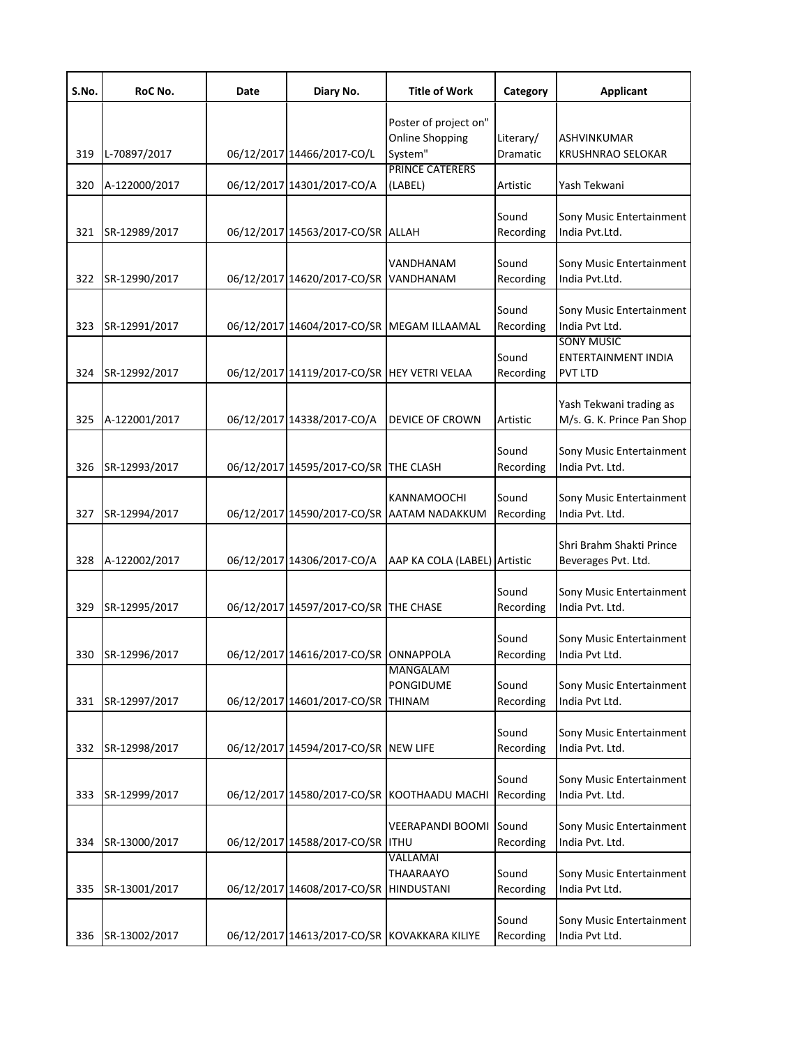| S.No. | RoC No. | Date | Diary No. | Title of Work | Category | Applicant |
|---|---|---|---|---|---|---|
| 319 | L-70897/2017 | 06/12/2017 | 14466/2017-CO/L | Poster of project on" Online Shopping System" | Literary/ Dramatic | ASHVINKUMAR KRUSHNRAO SELOKAR |
| 320 | A-122000/2017 | 06/12/2017 | 14301/2017-CO/A | PRINCE CATERERS (LABEL) | Artistic | Yash Tekwani |
| 321 | SR-12989/2017 | 06/12/2017 | 14563/2017-CO/SR | ALLAH | Sound Recording | Sony Music Entertainment India Pvt.Ltd. |
| 322 | SR-12990/2017 | 06/12/2017 | 14620/2017-CO/SR | VANDHANAM VANDHANAM | Sound Recording | Sony Music Entertainment India Pvt.Ltd. |
| 323 | SR-12991/2017 | 06/12/2017 | 14604/2017-CO/SR | MEGAM ILLAAMAL | Sound Recording | Sony Music Entertainment India Pvt Ltd. |
| 324 | SR-12992/2017 | 06/12/2017 | 14119/2017-CO/SR | HEY VETRI VELAA | Sound Recording | SONY MUSIC ENTERTAINMENT INDIA PVT LTD |
| 325 | A-122001/2017 | 06/12/2017 | 14338/2017-CO/A | DEVICE OF CROWN | Artistic | Yash Tekwani trading as M/s. G. K. Prince Pan Shop |
| 326 | SR-12993/2017 | 06/12/2017 | 14595/2017-CO/SR | THE CLASH | Sound Recording | Sony Music Entertainment India Pvt. Ltd. |
| 327 | SR-12994/2017 | 06/12/2017 | 14590/2017-CO/SR | KANNAMOOCHI AATAM NADAKKUM | Sound Recording | Sony Music Entertainment India Pvt. Ltd. |
| 328 | A-122002/2017 | 06/12/2017 | 14306/2017-CO/A | AAP KA COLA (LABEL) | Artistic | Shri Brahm Shakti Prince Beverages Pvt. Ltd. |
| 329 | SR-12995/2017 | 06/12/2017 | 14597/2017-CO/SR | THE CHASE | Sound Recording | Sony Music Entertainment India Pvt. Ltd. |
| 330 | SR-12996/2017 | 06/12/2017 | 14616/2017-CO/SR | ONNAPPOLA | Sound Recording | Sony Music Entertainment India Pvt Ltd. |
| 331 | SR-12997/2017 | 06/12/2017 | 14601/2017-CO/SR | MANGALAM PONGIDUME THINAM | Sound Recording | Sony Music Entertainment India Pvt Ltd. |
| 332 | SR-12998/2017 | 06/12/2017 | 14594/2017-CO/SR | NEW LIFE | Sound Recording | Sony Music Entertainment India Pvt. Ltd. |
| 333 | SR-12999/2017 | 06/12/2017 | 14580/2017-CO/SR | KOOTHAADU MACHI | Sound Recording | Sony Music Entertainment India Pvt. Ltd. |
| 334 | SR-13000/2017 | 06/12/2017 | 14588/2017-CO/SR | VEERAPANDI BOOMI ITHU | Sound Recording | Sony Music Entertainment India Pvt. Ltd. |
| 335 | SR-13001/2017 | 06/12/2017 | 14608/2017-CO/SR | VALLAMAI THAARAAYO HINDUSTANI | Sound Recording | Sony Music Entertainment India Pvt Ltd. |
| 336 | SR-13002/2017 | 06/12/2017 | 14613/2017-CO/SR | KOVAKKARA KILIYE | Sound Recording | Sony Music Entertainment India Pvt Ltd. |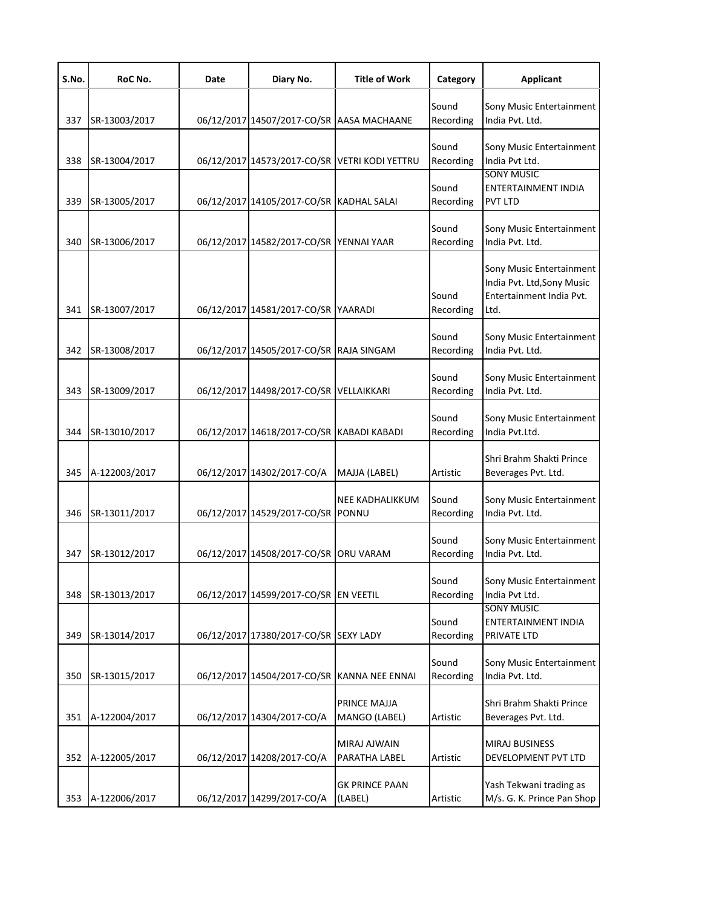| S.No. | RoC No. | Date | Diary No. | Title of Work | Category | Applicant |
|---|---|---|---|---|---|---|
| 337 | SR-13003/2017 | 06/12/2017 | 14507/2017-CO/SR | AASA MACHAANE | Sound Recording | Sony Music Entertainment India Pvt. Ltd. |
| 338 | SR-13004/2017 | 06/12/2017 | 14573/2017-CO/SR | VETRI KODI YETTRU | Sound Recording | Sony Music Entertainment India Pvt Ltd. |
| 339 | SR-13005/2017 | 06/12/2017 | 14105/2017-CO/SR | KADHAL SALAI | Sound Recording | SONY MUSIC ENTERTAINMENT INDIA PVT LTD |
| 340 | SR-13006/2017 | 06/12/2017 | 14582/2017-CO/SR | YENNAI YAAR | Sound Recording | Sony Music Entertainment India Pvt. Ltd. |
| 341 | SR-13007/2017 | 06/12/2017 | 14581/2017-CO/SR | YAARADI | Sound Recording | Sony Music Entertainment India Pvt. Ltd,Sony Music Entertainment India Pvt. Ltd. |
| 342 | SR-13008/2017 | 06/12/2017 | 14505/2017-CO/SR | RAJA SINGAM | Sound Recording | Sony Music Entertainment India Pvt. Ltd. |
| 343 | SR-13009/2017 | 06/12/2017 | 14498/2017-CO/SR | VELLAIKKARI | Sound Recording | Sony Music Entertainment India Pvt. Ltd. |
| 344 | SR-13010/2017 | 06/12/2017 | 14618/2017-CO/SR | KABADI KABADI | Sound Recording | Sony Music Entertainment India Pvt.Ltd. |
| 345 | A-122003/2017 | 06/12/2017 | 14302/2017-CO/A | MAJJA (LABEL) | Artistic | Shri Brahm Shakti Prince Beverages Pvt. Ltd. |
| 346 | SR-13011/2017 | 06/12/2017 | 14529/2017-CO/SR | NEE KADHALIKKUM PONNU | Sound Recording | Sony Music Entertainment India Pvt. Ltd. |
| 347 | SR-13012/2017 | 06/12/2017 | 14508/2017-CO/SR | ORU VARAM | Sound Recording | Sony Music Entertainment India Pvt. Ltd. |
| 348 | SR-13013/2017 | 06/12/2017 | 14599/2017-CO/SR | EN VEETIL | Sound Recording | Sony Music Entertainment India Pvt Ltd. |
| 349 | SR-13014/2017 | 06/12/2017 | 17380/2017-CO/SR | SEXY LADY | Sound Recording | SONY MUSIC ENTERTAINMENT INDIA PRIVATE LTD |
| 350 | SR-13015/2017 | 06/12/2017 | 14504/2017-CO/SR | KANNA NEE ENNAI | Sound Recording | Sony Music Entertainment India Pvt. Ltd. |
| 351 | A-122004/2017 | 06/12/2017 | 14304/2017-CO/A | PRINCE MAJJA MANGO (LABEL) | Artistic | Shri Brahm Shakti Prince Beverages Pvt. Ltd. |
| 352 | A-122005/2017 | 06/12/2017 | 14208/2017-CO/A | MIRAJ AJWAIN PARATHA LABEL | Artistic | MIRAJ BUSINESS DEVELOPMENT PVT LTD |
| 353 | A-122006/2017 | 06/12/2017 | 14299/2017-CO/A | GK PRINCE PAAN (LABEL) | Artistic | Yash Tekwani trading as M/s. G. K. Prince Pan Shop |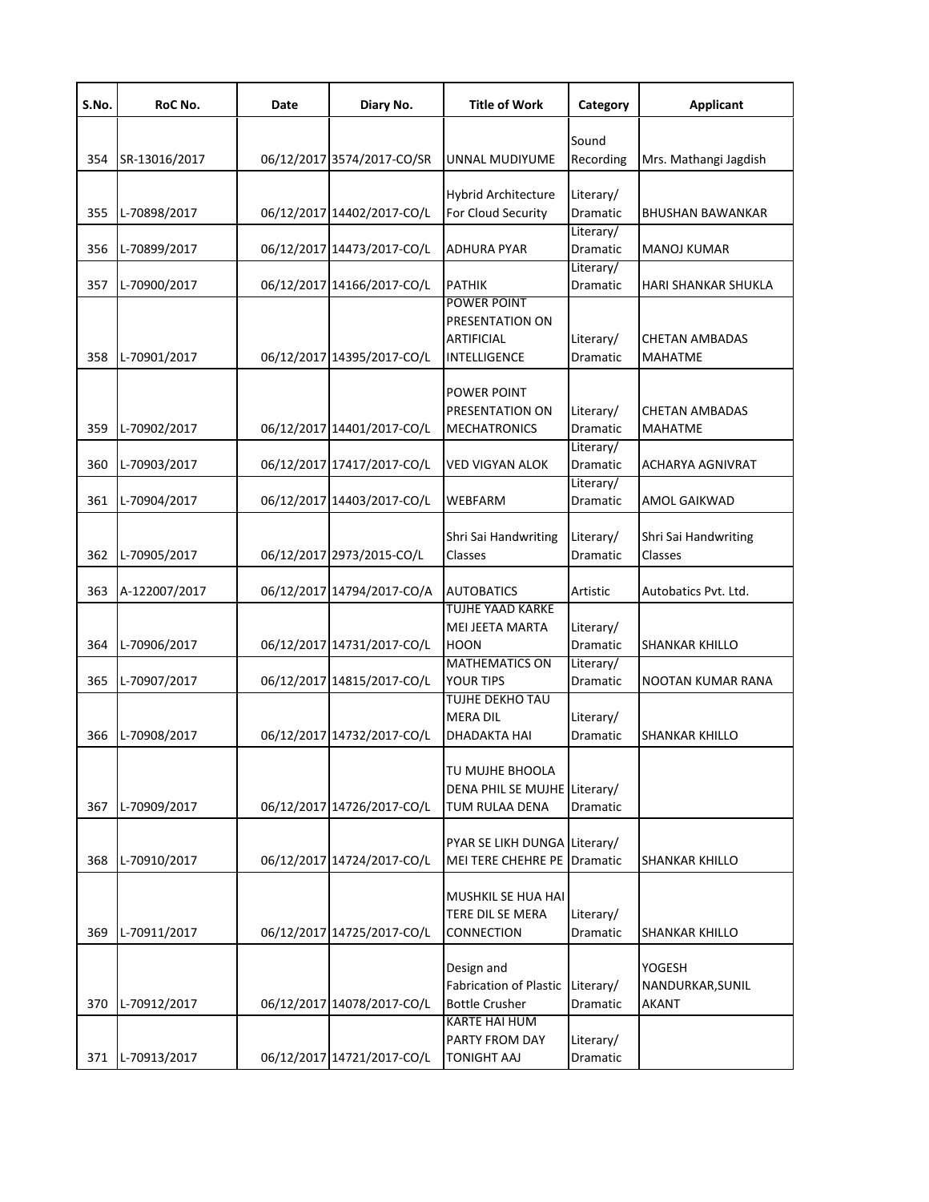| S.No. | RoC No. | Date | Diary No. | Title of Work | Category | Applicant |
|---|---|---|---|---|---|---|
| 354 | SR-13016/2017 | 06/12/2017 | 3574/2017-CO/SR | UNNAL MUDIYUME | Sound Recording | Mrs. Mathangi Jagdish |
| 355 | L-70898/2017 | 06/12/2017 | 14402/2017-CO/L | Hybrid Architecture For Cloud Security | Literary/ Dramatic | BHUSHAN BAWANKAR |
| 356 | L-70899/2017 | 06/12/2017 | 14473/2017-CO/L | ADHURA PYAR | Literary/ Dramatic | MANOJ KUMAR |
| 357 | L-70900/2017 | 06/12/2017 | 14166/2017-CO/L | PATHIK | Literary/ Dramatic | HARI SHANKAR SHUKLA |
| 358 | L-70901/2017 | 06/12/2017 | 14395/2017-CO/L | POWER POINT PRESENTATION ON ARTIFICIAL INTELLIGENCE | Literary/ Dramatic | CHETAN AMBADAS MAHATME |
| 359 | L-70902/2017 | 06/12/2017 | 14401/2017-CO/L | POWER POINT PRESENTATION ON MECHATRONICS | Literary/ Dramatic | CHETAN AMBADAS MAHATME |
| 360 | L-70903/2017 | 06/12/2017 | 17417/2017-CO/L | VED VIGYAN ALOK | Literary/ Dramatic | ACHARYA AGNIVRAT |
| 361 | L-70904/2017 | 06/12/2017 | 14403/2017-CO/L | WEBFARM | Literary/ Dramatic | AMOL GAIKWAD |
| 362 | L-70905/2017 | 06/12/2017 | 2973/2015-CO/L | Shri Sai Handwriting Classes | Literary/ Dramatic | Shri Sai Handwriting Classes |
| 363 | A-122007/2017 | 06/12/2017 | 14794/2017-CO/A | AUTOBATICS | Artistic | Autobatics Pvt. Ltd. |
| 364 | L-70906/2017 | 06/12/2017 | 14731/2017-CO/L | TUJHE YAAD KARKE MEI JEETA MARTA HOON | Literary/ Dramatic | SHANKAR KHILLO |
| 365 | L-70907/2017 | 06/12/2017 | 14815/2017-CO/L | MATHEMATICS ON YOUR TIPS | Literary/ Dramatic | NOOTAN KUMAR RANA |
| 366 | L-70908/2017 | 06/12/2017 | 14732/2017-CO/L | TUJHE DEKHO TAU MERA DIL DHADAKTA HAI | Literary/ Dramatic | SHANKAR KHILLO |
| 367 | L-70909/2017 | 06/12/2017 | 14726/2017-CO/L | TU MUJHE BHOOLA DENA PHIL SE MUJHE TUM RULAA DENA | Literary/ Dramatic | |
| 368 | L-70910/2017 | 06/12/2017 | 14724/2017-CO/L | PYAR SE LIKH DUNGA MEI TERE CHEHRE PE | Literary/ Dramatic | SHANKAR KHILLO |
| 369 | L-70911/2017 | 06/12/2017 | 14725/2017-CO/L | MUSHKIL SE HUA HAI TERE DIL SE MERA CONNECTION | Literary/ Dramatic | SHANKAR KHILLO |
| 370 | L-70912/2017 | 06/12/2017 | 14078/2017-CO/L | Design and Fabrication of Plastic Bottle Crusher | Literary/ Dramatic | YOGESH NANDURKAR,SUNIL AKANT |
| 371 | L-70913/2017 | 06/12/2017 | 14721/2017-CO/L | KARTE HAI HUM PARTY FROM DAY TONIGHT AAJ | Literary/ Dramatic | |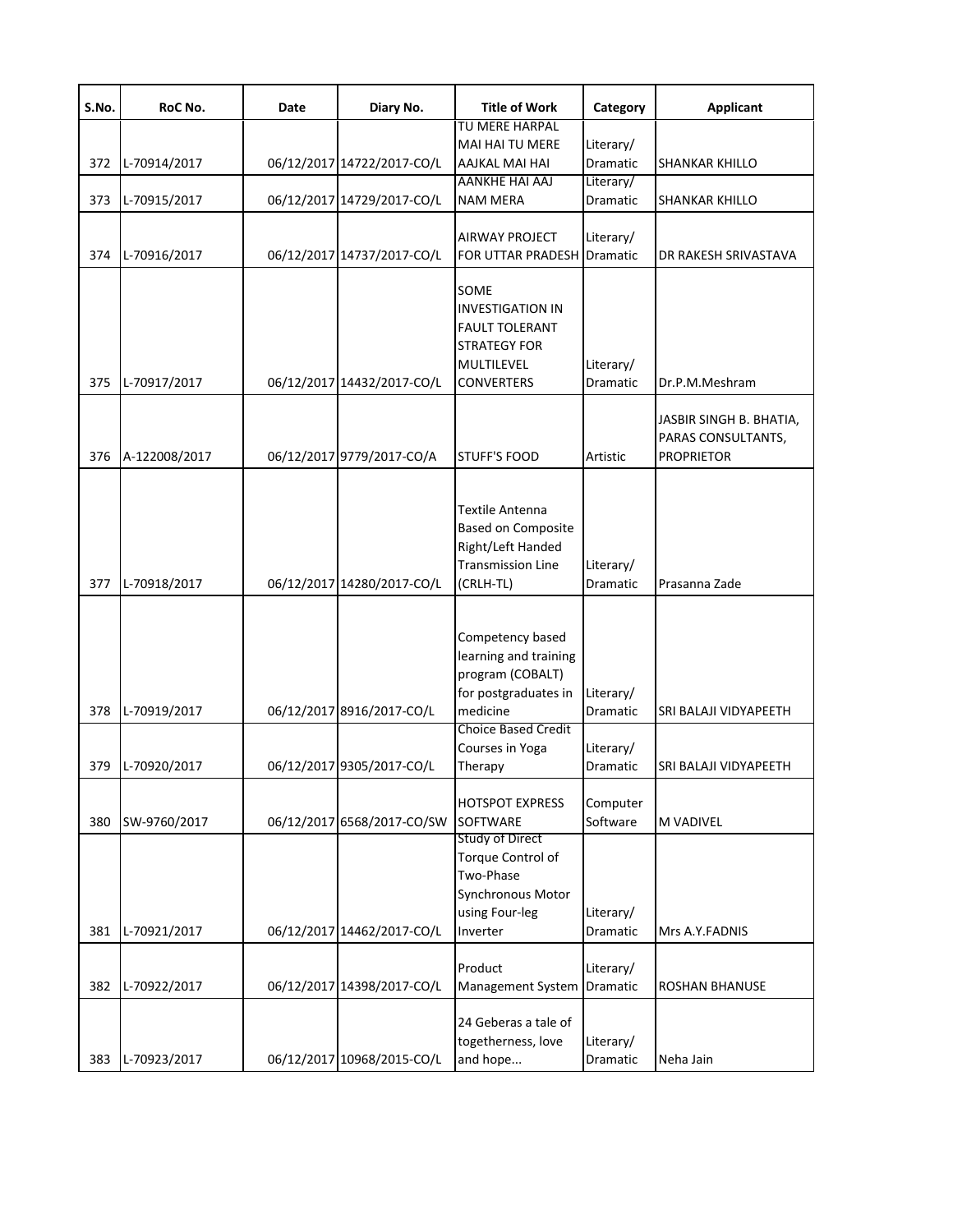| S.No. | RoC No. | Date | Diary No. | Title of Work | Category | Applicant |
|---|---|---|---|---|---|---|
| 372 | L-70914/2017 | 06/12/2017 | 14722/2017-CO/L | TU MERE HARPAL MAI HAI TU MERE AAJKAL MAI HAI | Literary/ Dramatic | SHANKAR KHILLO |
| 373 | L-70915/2017 | 06/12/2017 | 14729/2017-CO/L | AANKHE HAI AAJ NAM MERA | Literary/ Dramatic | SHANKAR KHILLO |
| 374 | L-70916/2017 | 06/12/2017 | 14737/2017-CO/L | AIRWAY PROJECT FOR UTTAR PRADESH | Literary/ Dramatic | DR RAKESH SRIVASTAVA |
| 375 | L-70917/2017 | 06/12/2017 | 14432/2017-CO/L | SOME INVESTIGATION IN FAULT TOLERANT STRATEGY FOR MULTILEVEL CONVERTERS | Literary/ Dramatic | Dr.P.M.Meshram |
| 376 | A-122008/2017 | 06/12/2017 | 9779/2017-CO/A | STUFF'S FOOD | Artistic | JASBIR SINGH B. BHATIA, PARAS CONSULTANTS, PROPRIETOR |
| 377 | L-70918/2017 | 06/12/2017 | 14280/2017-CO/L | Textile Antenna Based on Composite Right/Left Handed Transmission Line (CRLH-TL) | Literary/ Dramatic | Prasanna Zade |
| 378 | L-70919/2017 | 06/12/2017 | 8916/2017-CO/L | Competency based learning and training program (COBALT) for postgraduates in medicine | Literary/ Dramatic | SRI BALAJI VIDYAPEETH |
| 379 | L-70920/2017 | 06/12/2017 | 9305/2017-CO/L | Choice Based Credit Courses in Yoga Therapy | Literary/ Dramatic | SRI BALAJI VIDYAPEETH |
| 380 | SW-9760/2017 | 06/12/2017 | 6568/2017-CO/SW | HOTSPOT EXPRESS SOFTWARE | Computer Software | M VADIVEL |
| 381 | L-70921/2017 | 06/12/2017 | 14462/2017-CO/L | Study of Direct Torque Control of Two-Phase Synchronous Motor using Four-leg Inverter | Literary/ Dramatic | Mrs A.Y.FADNIS |
| 382 | L-70922/2017 | 06/12/2017 | 14398/2017-CO/L | Product Management System | Literary/ Dramatic | ROSHAN BHANUSE |
| 383 | L-70923/2017 | 06/12/2017 | 10968/2015-CO/L | 24 Geberas a tale of togetherness, love and hope... | Literary/ Dramatic | Neha Jain |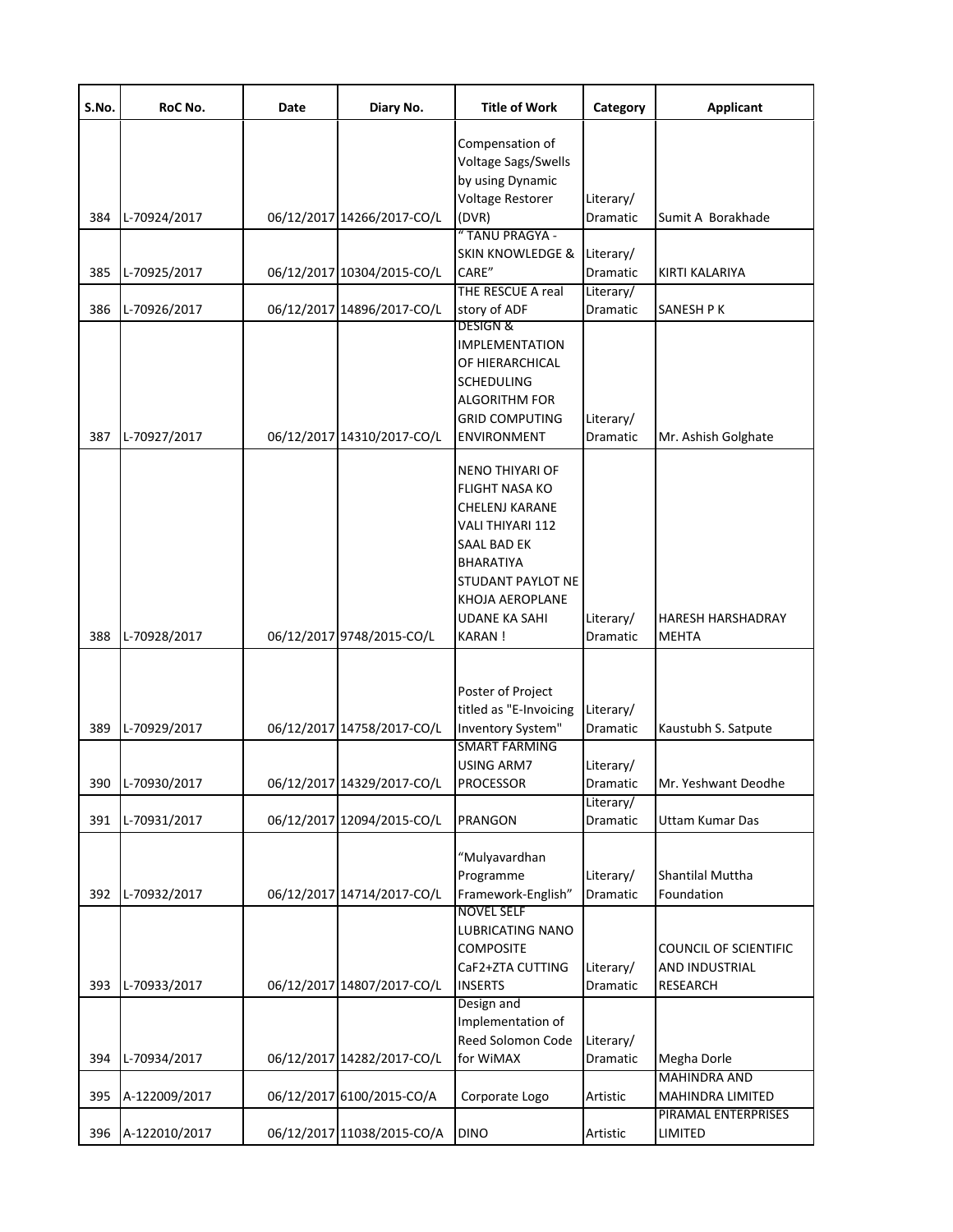| S.No. | RoC No. | Date | Diary No. | Title of Work | Category | Applicant |
|---|---|---|---|---|---|---|
| 384 | L-70924/2017 | 06/12/2017 | 14266/2017-CO/L | Compensation of Voltage Sags/Swells by using Dynamic Voltage Restorer (DVR) | Literary/ Dramatic | Sumit A Borakhade |
| 385 | L-70925/2017 | 06/12/2017 | 10304/2015-CO/L | " TANU PRAGYA - SKIN KNOWLEDGE & CARE" | Literary/ Dramatic | KIRTI KALARIYA |
| 386 | L-70926/2017 | 06/12/2017 | 14896/2017-CO/L | THE RESCUE A real story of ADF | Literary/ Dramatic | SANESH P K |
| 387 | L-70927/2017 | 06/12/2017 | 14310/2017-CO/L | DESIGN & IMPLEMENTATION OF HIERARCHICAL SCHEDULING ALGORITHM FOR GRID COMPUTING ENVIRONMENT | Literary/ Dramatic | Mr. Ashish Golghate |
| 388 | L-70928/2017 | 06/12/2017 | 9748/2015-CO/L | NENO THIYARI OF FLIGHT NASA KO CHELENJ KARANE VALI THIYARI 112 SAAL BAD EK BHARATIYA STUDANT PAYLOT NE KHOJA AEROPLANE UDANE KA SAHI KARAN ! | Literary/ Dramatic | HARESH HARSHADRAY MEHTA |
| 389 | L-70929/2017 | 06/12/2017 | 14758/2017-CO/L | Poster of Project titled as "E-Invoicing Inventory System" | Literary/ Dramatic | Kaustubh S. Satpute |
| 390 | L-70930/2017 | 06/12/2017 | 14329/2017-CO/L | SMART FARMING USING ARM7 PROCESSOR | Literary/ Dramatic | Mr. Yeshwant Deodhe |
| 391 | L-70931/2017 | 06/12/2017 | 12094/2015-CO/L | PRANGON | Literary/ Dramatic | Uttam Kumar Das |
| 392 | L-70932/2017 | 06/12/2017 | 14714/2017-CO/L | "Mulyavardhan Programme Framework-English" | Literary/ Dramatic | Shantilal Muttha Foundation |
| 393 | L-70933/2017 | 06/12/2017 | 14807/2017-CO/L | NOVEL SELF LUBRICATING NANO COMPOSITE CaF2+ZTA CUTTING INSERTS | Literary/ Dramatic | COUNCIL OF SCIENTIFIC AND INDUSTRIAL RESEARCH |
| 394 | L-70934/2017 | 06/12/2017 | 14282/2017-CO/L | Design and Implementation of Reed Solomon Code for WiMAX | Literary/ Dramatic | Megha Dorle |
| 395 | A-122009/2017 | 06/12/2017 | 6100/2015-CO/A | Corporate Logo | Artistic | MAHINDRA AND MAHINDRA LIMITED |
| 396 | A-122010/2017 | 06/12/2017 | 11038/2015-CO/A | DINO | Artistic | PIRAMAL ENTERPRISES LIMITED |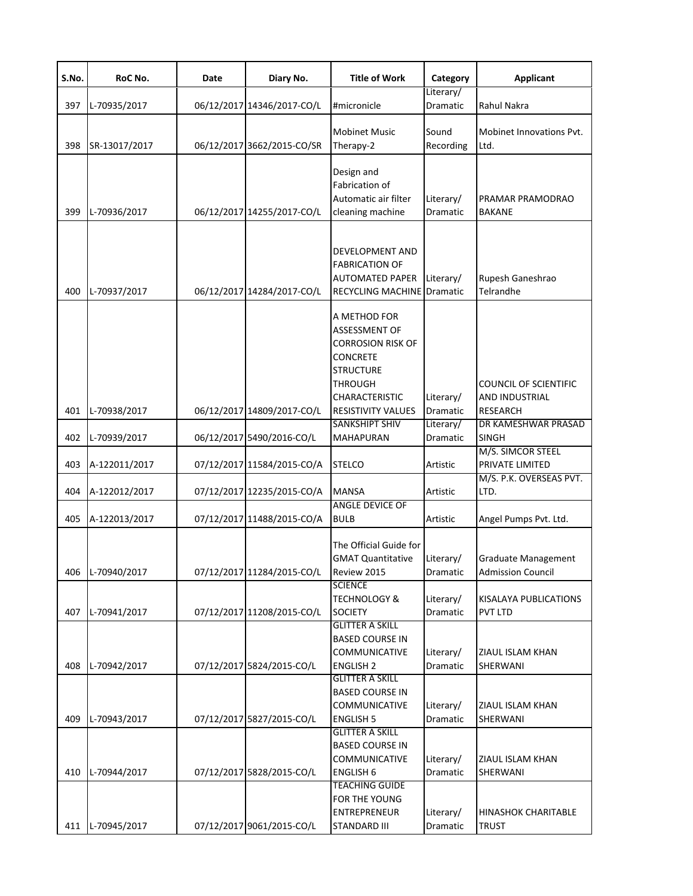| S.No. | RoC No. | Date | Diary No. | Title of Work | Category | Applicant |
|---|---|---|---|---|---|---|
| 397 | L-70935/2017 | 06/12/2017 | 14346/2017-CO/L | #micronicle | Literary/ Dramatic | Rahul Nakra |
| 398 | SR-13017/2017 | 06/12/2017 | 3662/2015-CO/SR | Mobinet Music Therapy-2 | Sound Recording | Mobinet Innovations Pvt. Ltd. |
| 399 | L-70936/2017 | 06/12/2017 | 14255/2017-CO/L | Design and Fabrication of Automatic air filter cleaning machine | Literary/ Dramatic | PRAMAR PRAMODRAO BAKANE |
| 400 | L-70937/2017 | 06/12/2017 | 14284/2017-CO/L | DEVELOPMENT AND FABRICATION OF AUTOMATED PAPER RECYCLING MACHINE | Literary/ Dramatic | Rupesh Ganeshrao Telrandhe |
| 401 | L-70938/2017 | 06/12/2017 | 14809/2017-CO/L | A METHOD FOR ASSESSMENT OF CORROSION RISK OF CONCRETE STRUCTURE THROUGH CHARACTERISTIC RESISTIVITY VALUES | Literary/ Dramatic | COUNCIL OF SCIENTIFIC AND INDUSTRIAL RESEARCH |
| 402 | L-70939/2017 | 06/12/2017 | 5490/2016-CO/L | SANKSHIPT SHIV MAHAPURAN | Literary/ Dramatic | DR KAMESHWAR PRASAD SINGH |
| 403 | A-122011/2017 | 07/12/2017 | 11584/2015-CO/A | STELCO | Artistic | M/S. SIMCOR STEEL PRIVATE LIMITED |
| 404 | A-122012/2017 | 07/12/2017 | 12235/2015-CO/A | MANSA | Artistic | M/S. P.K. OVERSEAS PVT. LTD. |
| 405 | A-122013/2017 | 07/12/2017 | 11488/2015-CO/A | ANGLE DEVICE OF BULB | Artistic | Angel Pumps Pvt. Ltd. |
| 406 | L-70940/2017 | 07/12/2017 | 11284/2015-CO/L | The Official Guide for GMAT Quantitative Review 2015 | Literary/ Dramatic | Graduate Management Admission Council |
| 407 | L-70941/2017 | 07/12/2017 | 11208/2015-CO/L | SCIENCE TECHNOLOGY & SOCIETY | Literary/ Dramatic | KISALAYA PUBLICATIONS PVT LTD |
| 408 | L-70942/2017 | 07/12/2017 | 5824/2015-CO/L | GLITTER A SKILL BASED COURSE IN COMMUNICATIVE ENGLISH 2 | Literary/ Dramatic | ZIAUL ISLAM KHAN SHERWANI |
| 409 | L-70943/2017 | 07/12/2017 | 5827/2015-CO/L | GLITTER A SKILL BASED COURSE IN COMMUNICATIVE ENGLISH 5 | Literary/ Dramatic | ZIAUL ISLAM KHAN SHERWANI |
| 410 | L-70944/2017 | 07/12/2017 | 5828/2015-CO/L | GLITTER A SKILL BASED COURSE IN COMMUNICATIVE ENGLISH 6 | Literary/ Dramatic | ZIAUL ISLAM KHAN SHERWANI |
| 411 | L-70945/2017 | 07/12/2017 | 9061/2015-CO/L | TEACHING GUIDE FOR THE YOUNG ENTREPRENEUR STANDARD III | Literary/ Dramatic | HINASHOK CHARITABLE TRUST |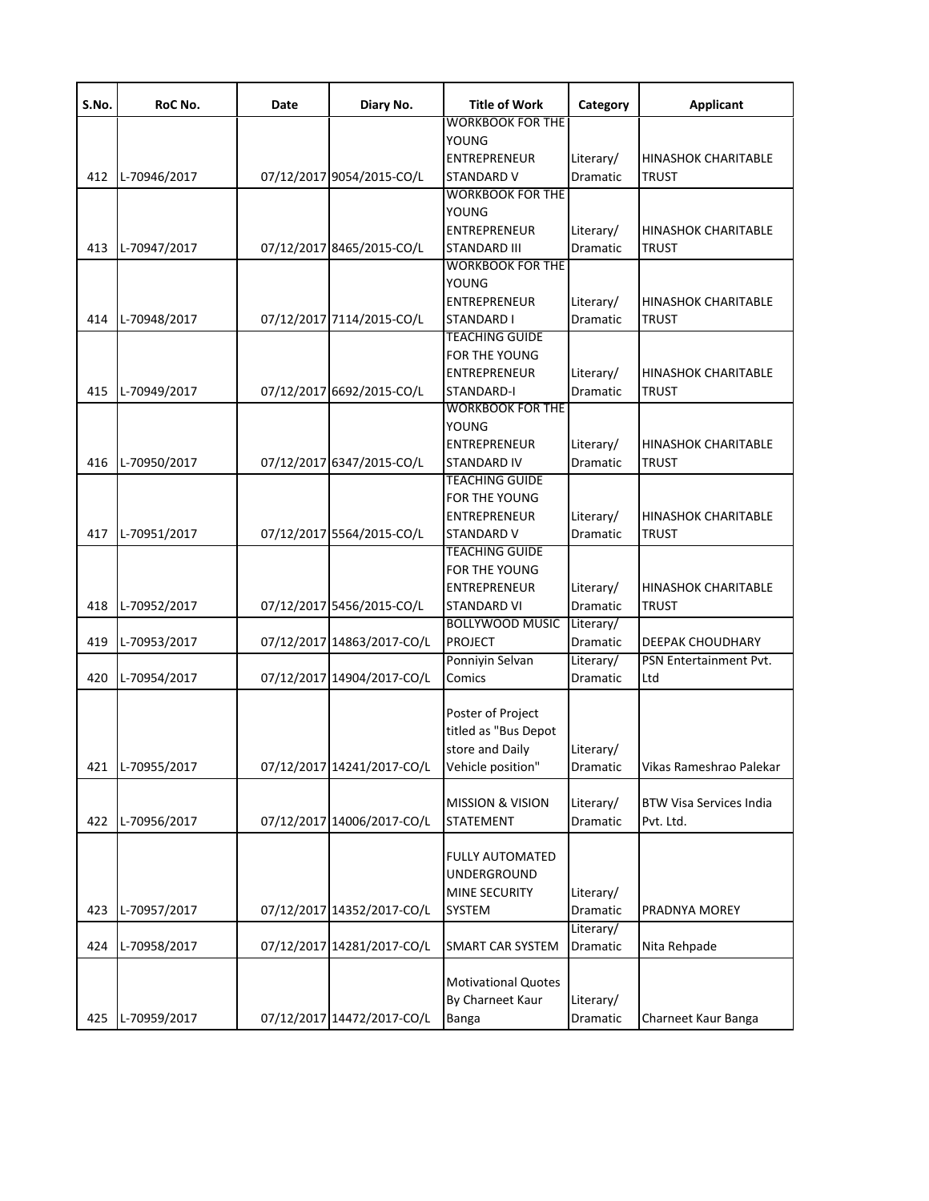| S.No. | RoC No. | Date | Diary No. | Title of Work | Category | Applicant |
|---|---|---|---|---|---|---|
| 412 | L-70946/2017 | 07/12/2017 | 9054/2015-CO/L | WORKBOOK FOR THE YOUNG ENTREPRENEUR STANDARD V | Literary/ Dramatic | HINASHOK CHARITABLE TRUST |
| 413 | L-70947/2017 | 07/12/2017 | 8465/2015-CO/L | WORKBOOK FOR THE YOUNG ENTREPRENEUR STANDARD III | Literary/ Dramatic | HINASHOK CHARITABLE TRUST |
| 414 | L-70948/2017 | 07/12/2017 | 7114/2015-CO/L | WORKBOOK FOR THE YOUNG ENTREPRENEUR STANDARD I | Literary/ Dramatic | HINASHOK CHARITABLE TRUST |
| 415 | L-70949/2017 | 07/12/2017 | 6692/2015-CO/L | TEACHING GUIDE FOR THE YOUNG ENTREPRENEUR STANDARD-I | Literary/ Dramatic | HINASHOK CHARITABLE TRUST |
| 416 | L-70950/2017 | 07/12/2017 | 6347/2015-CO/L | WORKBOOK FOR THE YOUNG ENTREPRENEUR STANDARD IV | Literary/ Dramatic | HINASHOK CHARITABLE TRUST |
| 417 | L-70951/2017 | 07/12/2017 | 5564/2015-CO/L | TEACHING GUIDE FOR THE YOUNG ENTREPRENEUR STANDARD V | Literary/ Dramatic | HINASHOK CHARITABLE TRUST |
| 418 | L-70952/2017 | 07/12/2017 | 5456/2015-CO/L | TEACHING GUIDE FOR THE YOUNG ENTREPRENEUR STANDARD VI | Literary/ Dramatic | HINASHOK CHARITABLE TRUST |
| 419 | L-70953/2017 | 07/12/2017 | 14863/2017-CO/L | BOLLYWOOD MUSIC PROJECT | Literary/ Dramatic | DEEPAK CHOUDHARY |
| 420 | L-70954/2017 | 07/12/2017 | 14904/2017-CO/L | Ponniyin Selvan Comics | Literary/ Dramatic | PSN Entertainment Pvt. Ltd |
| 421 | L-70955/2017 | 07/12/2017 | 14241/2017-CO/L | Poster of Project titled as "Bus Depot store and Daily Vehicle position" | Literary/ Dramatic | Vikas Rameshrao Palekar |
| 422 | L-70956/2017 | 07/12/2017 | 14006/2017-CO/L | MISSION & VISION STATEMENT | Literary/ Dramatic | BTW Visa Services India Pvt. Ltd. |
| 423 | L-70957/2017 | 07/12/2017 | 14352/2017-CO/L | FULLY AUTOMATED UNDERGROUND MINE SECURITY SYSTEM | Literary/ Dramatic | PRADNYA MOREY |
| 424 | L-70958/2017 | 07/12/2017 | 14281/2017-CO/L | SMART CAR SYSTEM | Literary/ Dramatic | Nita Rehpade |
| 425 | L-70959/2017 | 07/12/2017 | 14472/2017-CO/L | Motivational Quotes By Charneet Kaur Banga | Literary/ Dramatic | Charneet Kaur Banga |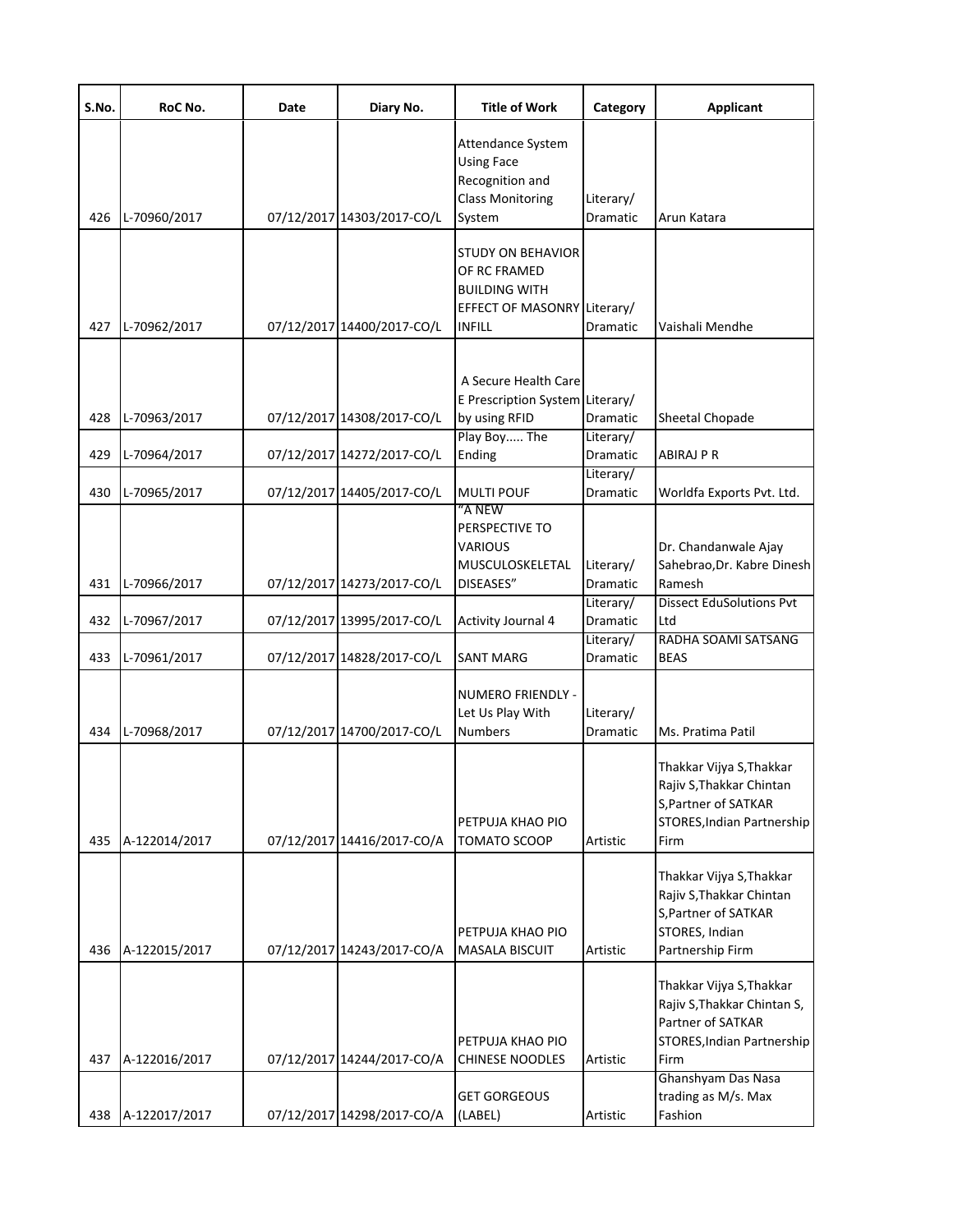| S.No. | RoC No. | Date | Diary No. | Title of Work | Category | Applicant |
|---|---|---|---|---|---|---|
| 426 | L-70960/2017 | 07/12/2017 | 14303/2017-CO/L | Attendance System Using Face Recognition and Class Monitoring System | Literary/ Dramatic | Arun Katara |
| 427 | L-70962/2017 | 07/12/2017 | 14400/2017-CO/L | STUDY ON BEHAVIOR OF RC FRAMED BUILDING WITH EFFECT OF MASONRY INFILL | Literary/ Dramatic | Vaishali Mendhe |
| 428 | L-70963/2017 | 07/12/2017 | 14308/2017-CO/L | A Secure Health Care E Prescription System by using RFID | Literary/ Dramatic | Sheetal Chopade |
| 429 | L-70964/2017 | 07/12/2017 | 14272/2017-CO/L | Play Boy..... The Ending | Literary/ Dramatic | ABIRAJ P R |
| 430 | L-70965/2017 | 07/12/2017 | 14405/2017-CO/L | MULTI POUF | Literary/ Dramatic | Worldfa Exports Pvt. Ltd. |
| 431 | L-70966/2017 | 07/12/2017 | 14273/2017-CO/L | "A NEW PERSPECTIVE TO VARIOUS MUSCULOSKELETAL DISEASES" | Literary/ Dramatic | Dr. Chandanwale Ajay Sahebrao,Dr. Kabre Dinesh Ramesh |
| 432 | L-70967/2017 | 07/12/2017 | 13995/2017-CO/L | Activity Journal 4 | Literary/ Dramatic | Dissect EduSolutions Pvt Ltd |
| 433 | L-70961/2017 | 07/12/2017 | 14828/2017-CO/L | SANT MARG | Literary/ Dramatic | RADHA SOAMI SATSANG BEAS |
| 434 | L-70968/2017 | 07/12/2017 | 14700/2017-CO/L | NUMERO FRIENDLY - Let Us Play With Numbers | Literary/ Dramatic | Ms. Pratima Patil |
| 435 | A-122014/2017 | 07/12/2017 | 14416/2017-CO/A | PETPUJA KHAO PIO TOMATO SCOOP | Artistic | Thakkar Vijya S,Thakkar Rajiv S,Thakkar Chintan S,Partner of SATKAR STORES,Indian Partnership Firm |
| 436 | A-122015/2017 | 07/12/2017 | 14243/2017-CO/A | PETPUJA KHAO PIO MASALA BISCUIT | Artistic | Thakkar Vijya S,Thakkar Rajiv S,Thakkar Chintan S,Partner of SATKAR STORES, Indian Partnership Firm |
| 437 | A-122016/2017 | 07/12/2017 | 14244/2017-CO/A | PETPUJA KHAO PIO CHINESE NOODLES | Artistic | Thakkar Vijya S,Thakkar Rajiv S,Thakkar Chintan S, Partner of SATKAR STORES,Indian Partnership Firm |
| 438 | A-122017/2017 | 07/12/2017 | 14298/2017-CO/A | GET GORGEOUS (LABEL) | Artistic | Ghanshyam Das Nasa trading as M/s. Max Fashion |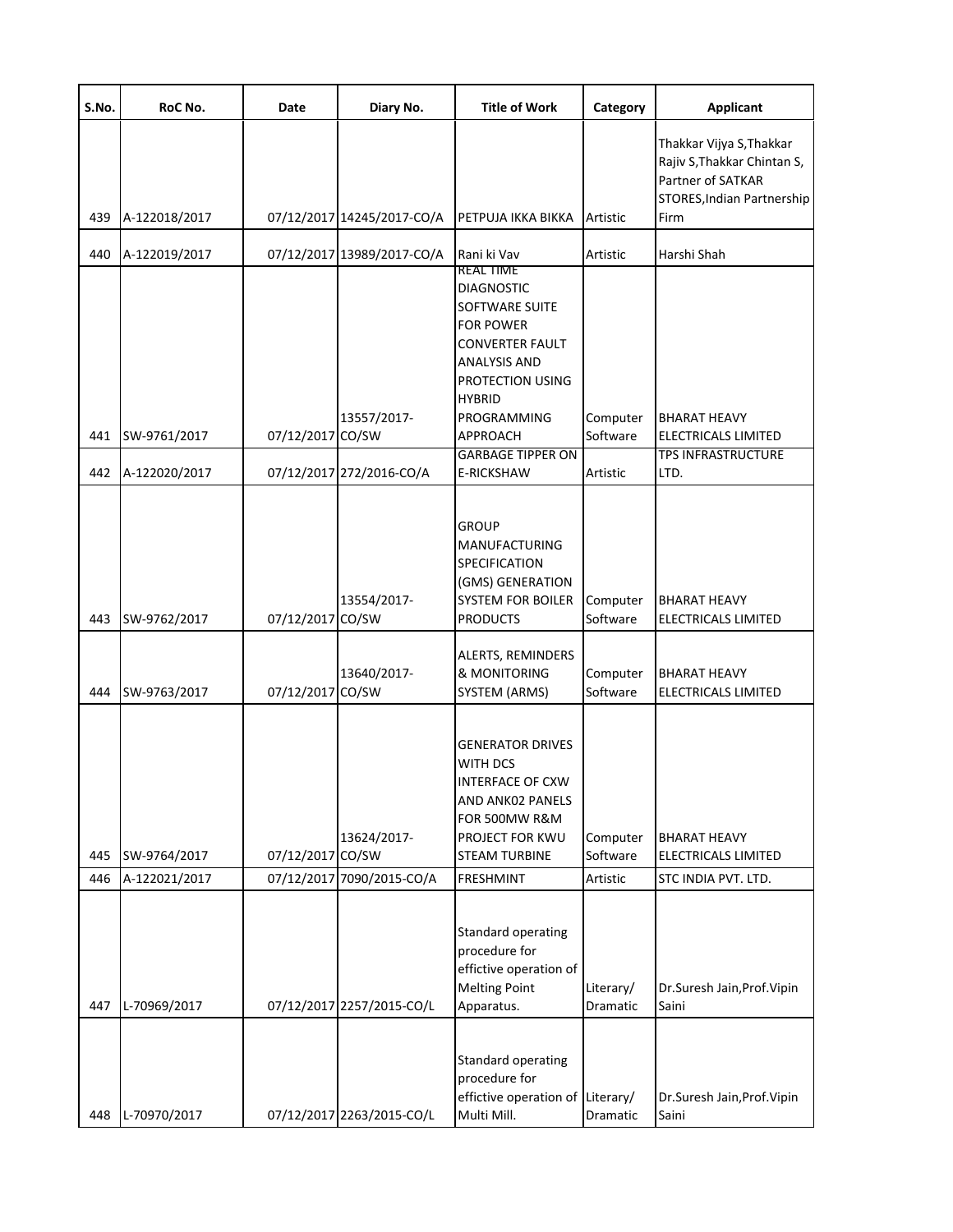| S.No. | RoC No. | Date | Diary No. | Title of Work | Category | Applicant |
|---|---|---|---|---|---|---|
| 439 | A-122018/2017 | 07/12/2017 | 14245/2017-CO/A | PETPUJA IKKA BIKKA | Artistic | Thakkar Vijya S,Thakkar Rajiv S,Thakkar Chintan S, Partner of SATKAR STORES,Indian Partnership Firm |
| 440 | A-122019/2017 | 07/12/2017 | 13989/2017-CO/A | Rani ki Vav | Artistic | Harshi Shah |
| 441 | SW-9761/2017 | 07/12/2017 | 13557/2017-CO/SW | REAL TIME DIAGNOSTIC SOFTWARE SUITE FOR POWER CONVERTER FAULT ANALYSIS AND PROTECTION USING HYBRID PROGRAMMING APPROACH | Computer Software | BHARAT HEAVY ELECTRICALS LIMITED |
| 442 | A-122020/2017 | 07/12/2017 | 272/2016-CO/A | GARBAGE TIPPER ON E-RICKSHAW | Artistic | TPS INFRASTRUCTURE LTD. |
| 443 | SW-9762/2017 | 07/12/2017 | 13554/2017-CO/SW | GROUP MANUFACTURING SPECIFICATION (GMS) GENERATION SYSTEM FOR BOILER PRODUCTS | Computer Software | BHARAT HEAVY ELECTRICALS LIMITED |
| 444 | SW-9763/2017 | 07/12/2017 | 13640/2017-CO/SW | ALERTS, REMINDERS & MONITORING SYSTEM (ARMS) | Computer Software | BHARAT HEAVY ELECTRICALS LIMITED |
| 445 | SW-9764/2017 | 07/12/2017 | 13624/2017-CO/SW | GENERATOR DRIVES WITH DCS INTERFACE OF CXW AND ANK02 PANELS FOR 500MW R&M PROJECT FOR KWU STEAM TURBINE | Computer Software | BHARAT HEAVY ELECTRICALS LIMITED |
| 446 | A-122021/2017 | 07/12/2017 | 7090/2015-CO/A | FRESHMINT | Artistic | STC INDIA PVT. LTD. |
| 447 | L-70969/2017 | 07/12/2017 | 2257/2015-CO/L | Standard operating procedure for effictive operation of Melting Point Apparatus. | Literary/ Dramatic | Dr.Suresh Jain,Prof.Vipin Saini |
| 448 | L-70970/2017 | 07/12/2017 | 2263/2015-CO/L | Standard operating procedure for effictive operation of Multi Mill. | Literary/ Dramatic | Dr.Suresh Jain,Prof.Vipin Saini |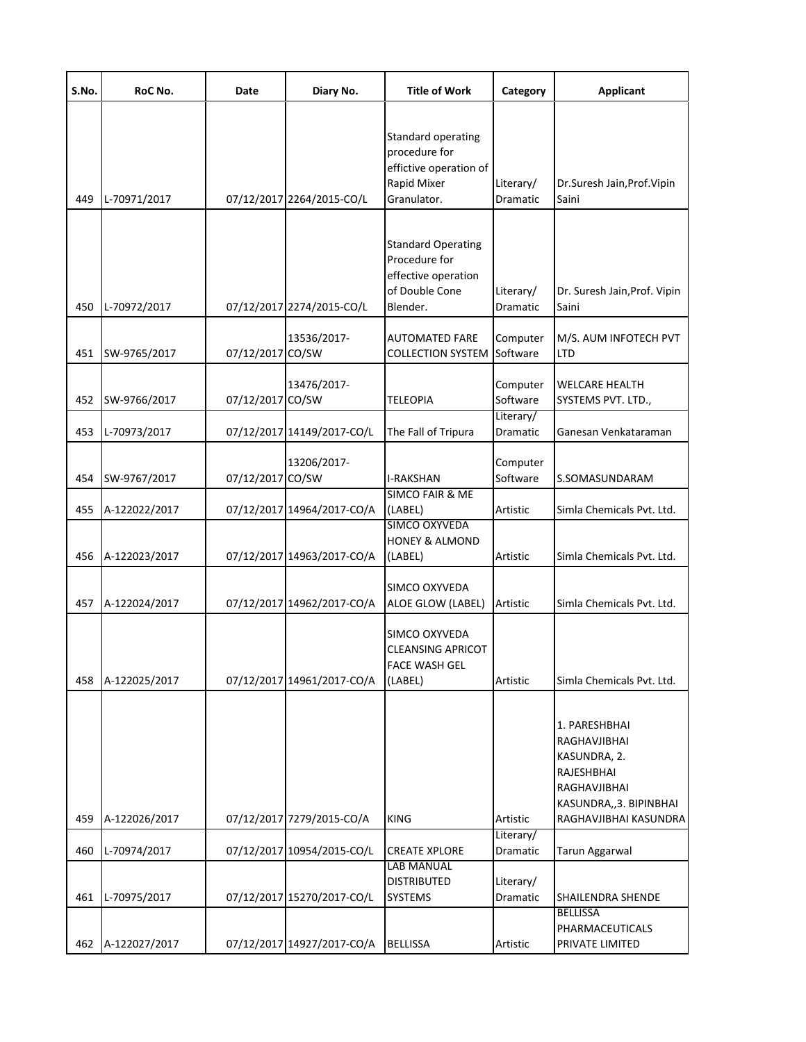| S.No. | RoC No. | Date | Diary No. | Title of Work | Category | Applicant |
|---|---|---|---|---|---|---|
| 449 | L-70971/2017 | 07/12/2017 | 2264/2015-CO/L | Standard operating procedure for effictive operation of Rapid Mixer Granulator. | Literary/ Dramatic | Dr.Suresh Jain,Prof.Vipin Saini |
| 450 | L-70972/2017 | 07/12/2017 | 2274/2015-CO/L | Standard Operating Procedure for effective operation of Double Cone Blender. | Literary/ Dramatic | Dr. Suresh Jain,Prof. Vipin Saini |
| 451 | SW-9765/2017 | 07/12/2017 | 13536/2017-CO/SW | AUTOMATED FARE COLLECTION SYSTEM | Computer Software | M/S. AUM INFOTECH PVT LTD |
| 452 | SW-9766/2017 | 07/12/2017 | 13476/2017-CO/SW | TELEOPIA | Computer Software | WELCARE HEALTH SYSTEMS PVT. LTD., |
| 453 | L-70973/2017 | 07/12/2017 | 14149/2017-CO/L | The Fall of Tripura | Literary/ Dramatic | Ganesan Venkataraman |
| 454 | SW-9767/2017 | 07/12/2017 | 13206/2017-CO/SW | I-RAKSHAN | Computer Software | S.SOMASUNDARAM |
| 455 | A-122022/2017 | 07/12/2017 | 14964/2017-CO/A | SIMCO FAIR & ME (LABEL) | Artistic | Simla Chemicals Pvt. Ltd. |
| 456 | A-122023/2017 | 07/12/2017 | 14963/2017-CO/A | SIMCO OXYVEDA HONEY & ALMOND (LABEL) | Artistic | Simla Chemicals Pvt. Ltd. |
| 457 | A-122024/2017 | 07/12/2017 | 14962/2017-CO/A | SIMCO OXYVEDA ALOE GLOW (LABEL) | Artistic | Simla Chemicals Pvt. Ltd. |
| 458 | A-122025/2017 | 07/12/2017 | 14961/2017-CO/A | SIMCO OXYVEDA CLEANSING APRICOT FACE WASH GEL (LABEL) | Artistic | Simla Chemicals Pvt. Ltd. |
| 459 | A-122026/2017 | 07/12/2017 | 7279/2015-CO/A | KING | Artistic | 1. PARESHBHAI RAGHAVJIBHAI KASUNDRA, 2. RAJESHBHAI RAGHAVJIBHAI KASUNDRA,,3. BIPINBHAI RAGHAVJIBHAI KASUNDRA |
| 460 | L-70974/2017 | 07/12/2017 | 10954/2015-CO/L | CREATE XPLORE | Literary/ Dramatic | Tarun Aggarwal |
| 461 | L-70975/2017 | 07/12/2017 | 15270/2017-CO/L | LAB MANUAL DISTRIBUTED SYSTEMS | Literary/ Dramatic | SHAILENDRA SHENDE |
| 462 | A-122027/2017 | 07/12/2017 | 14927/2017-CO/A | BELLISSA | Artistic | BELLISSA PHARMACEUTICALS PRIVATE LIMITED |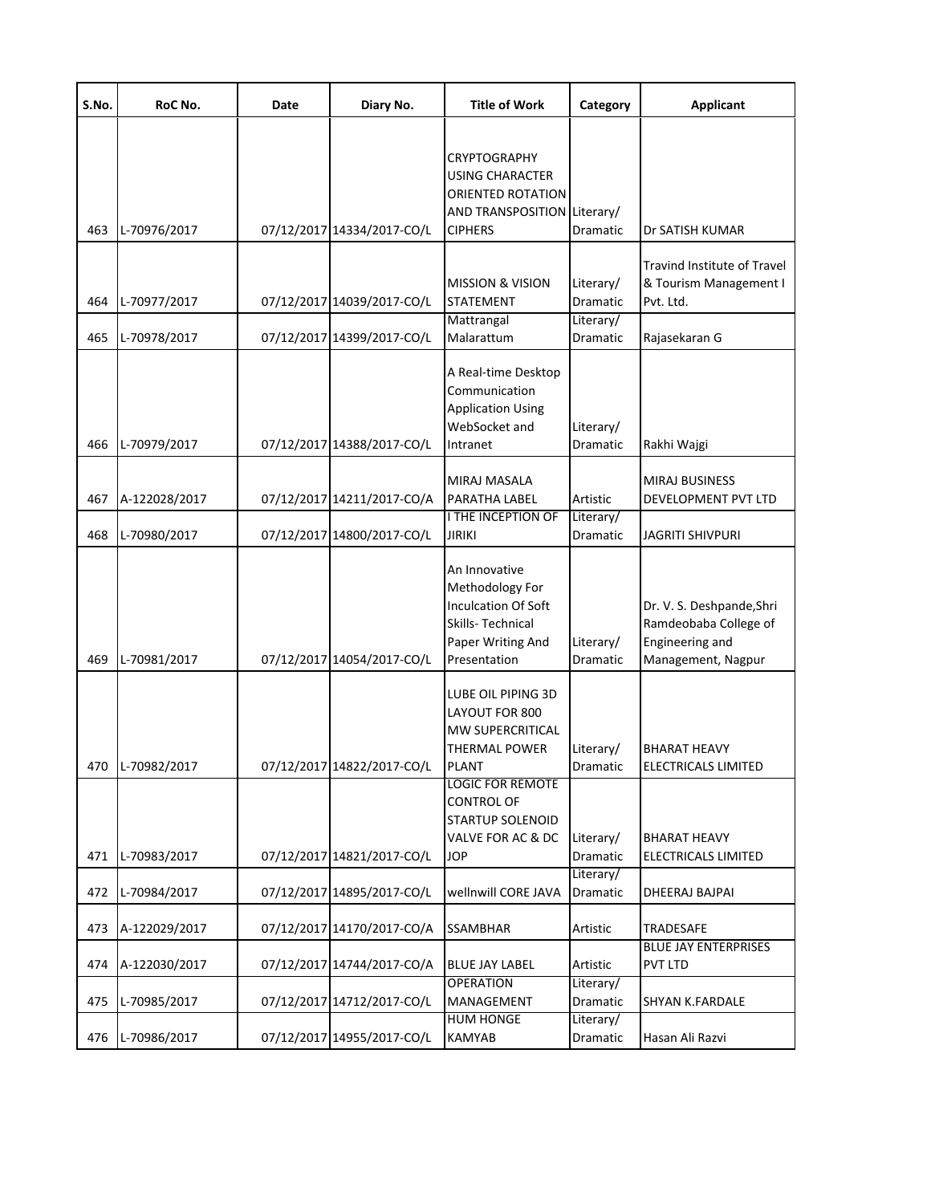| S.No. | RoC No. | Date | Diary No. | Title of Work | Category | Applicant |
|---|---|---|---|---|---|---|
| 463 | L-70976/2017 | 07/12/2017 | 14334/2017-CO/L | CRYPTOGRAPHY USING CHARACTER ORIENTED ROTATION AND TRANSPOSITION CIPHERS | Literary/ Dramatic | Dr SATISH KUMAR |
| 464 | L-70977/2017 | 07/12/2017 | 14039/2017-CO/L | MISSION & VISION STATEMENT | Literary/ Dramatic | Travind Institute of Travel & Tourism Management I Pvt. Ltd. |
| 465 | L-70978/2017 | 07/12/2017 | 14399/2017-CO/L | Mattrangal Malarattum | Literary/ Dramatic | Rajasekaran G |
| 466 | L-70979/2017 | 07/12/2017 | 14388/2017-CO/L | A Real-time Desktop Communication Application Using WebSocket and Intranet | Literary/ Dramatic | Rakhi Wajgi |
| 467 | A-122028/2017 | 07/12/2017 | 14211/2017-CO/A | MIRAJ MASALA PARATHA LABEL | Artistic | MIRAJ BUSINESS DEVELOPMENT PVT LTD |
| 468 | L-70980/2017 | 07/12/2017 | 14800/2017-CO/L | I THE INCEPTION OF JIRIKI | Literary/ Dramatic | JAGRITI SHIVPURI |
| 469 | L-70981/2017 | 07/12/2017 | 14054/2017-CO/L | An Innovative Methodology For Inculcation Of Soft Skills- Technical Paper Writing And Presentation | Literary/ Dramatic | Dr. V. S. Deshpande,Shri Ramdeobaba College of Engineering and Management, Nagpur |
| 470 | L-70982/2017 | 07/12/2017 | 14822/2017-CO/L | LUBE OIL PIPING 3D LAYOUT FOR 800 MW SUPERCRITICAL THERMAL POWER PLANT | Literary/ Dramatic | BHARAT HEAVY ELECTRICALS LIMITED |
| 471 | L-70983/2017 | 07/12/2017 | 14821/2017-CO/L | LOGIC FOR REMOTE CONTROL OF STARTUP SOLENOID VALVE FOR AC & DC JOP | Literary/ Dramatic | BHARAT HEAVY ELECTRICALS LIMITED |
| 472 | L-70984/2017 | 07/12/2017 | 14895/2017-CO/L | wellnwill CORE JAVA | Literary/ Dramatic | DHEERAJ BAJPAI |
| 473 | A-122029/2017 | 07/12/2017 | 14170/2017-CO/A | SSAMBHAR | Artistic | TRADESAFE |
| 474 | A-122030/2017 | 07/12/2017 | 14744/2017-CO/A | BLUE JAY LABEL | Artistic | BLUE JAY ENTERPRISES PVT LTD |
| 475 | L-70985/2017 | 07/12/2017 | 14712/2017-CO/L | OPERATION MANAGEMENT | Literary/ Dramatic | SHYAN K.FARDALE |
| 476 | L-70986/2017 | 07/12/2017 | 14955/2017-CO/L | HUM HONGE KAMYAB | Literary/ Dramatic | Hasan Ali Razvi |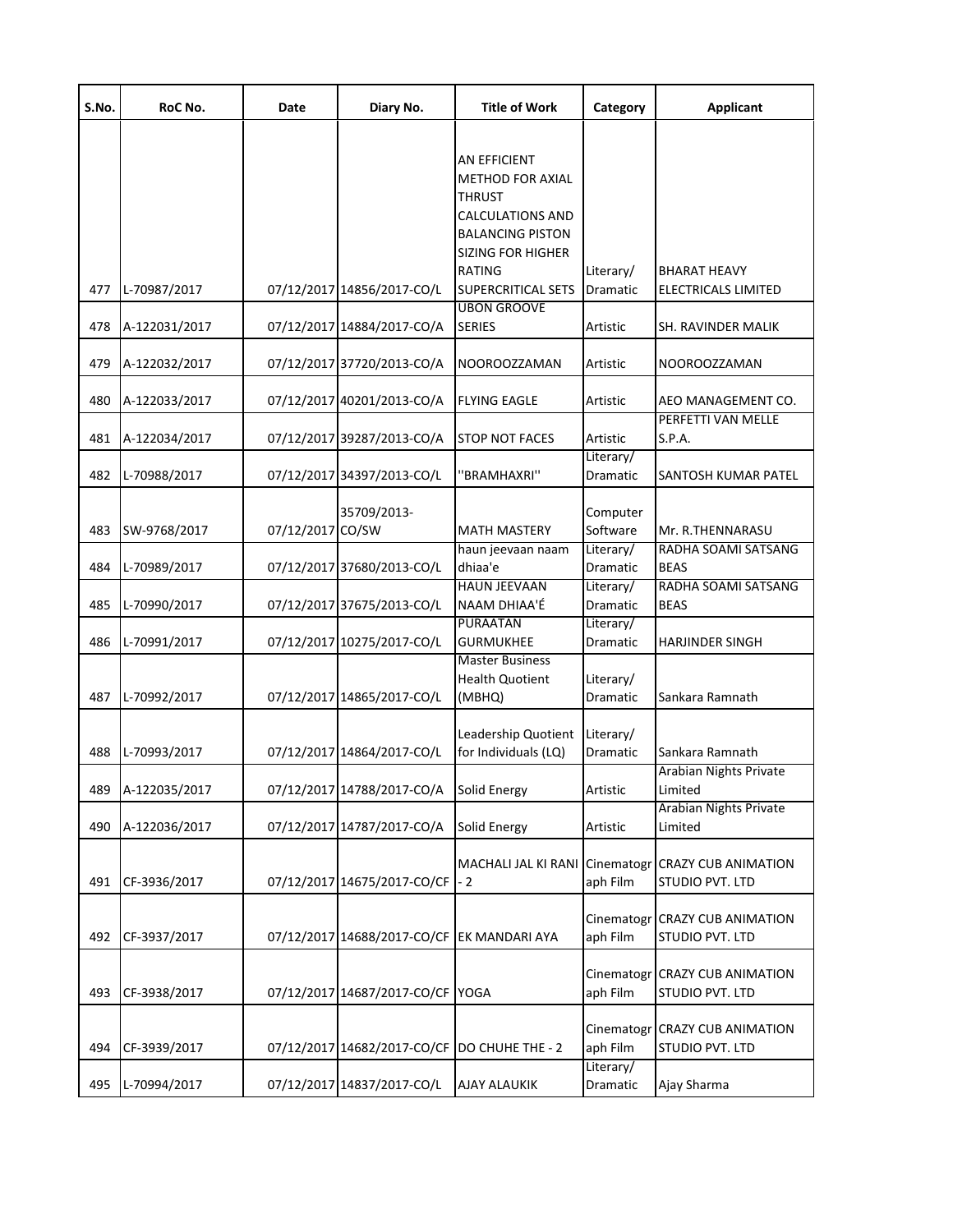| S.No. | RoC No. | Date | Diary No. | Title of Work | Category | Applicant |
|---|---|---|---|---|---|---|
| 477 | L-70987/2017 | 07/12/2017 | 14856/2017-CO/L | AN EFFICIENT METHOD FOR AXIAL THRUST CALCULATIONS AND BALANCING PISTON SIZING FOR HIGHER RATING SUPERCRITICAL SETS | Literary/ Dramatic | BHARAT HEAVY ELECTRICALS LIMITED |
| 478 | A-122031/2017 | 07/12/2017 | 14884/2017-CO/A | UBON GROOVE SERIES | Artistic | SH. RAVINDER MALIK |
| 479 | A-122032/2017 | 07/12/2017 | 37720/2013-CO/A | NOOROOZZAMAN | Artistic | NOOROOZZAMAN |
| 480 | A-122033/2017 | 07/12/2017 | 40201/2013-CO/A | FLYING EAGLE | Artistic | AEO MANAGEMENT CO. |
| 481 | A-122034/2017 | 07/12/2017 | 39287/2013-CO/A | STOP NOT FACES | Artistic | PERFETTI VAN MELLE S.P.A. |
| 482 | L-70988/2017 | 07/12/2017 | 34397/2013-CO/L | ''BRAMHAXRI'' | Literary/ Dramatic | SANTOSH KUMAR PATEL |
| 483 | SW-9768/2017 | 07/12/2017 | 35709/2013-CO/SW | MATH MASTERY | Computer Software | Mr. R.THENNARASU |
| 484 | L-70989/2017 | 07/12/2017 | 37680/2013-CO/L | haun jeevaan naam dhiaa'e | Literary/ Dramatic | RADHA SOAMI SATSANG BEAS |
| 485 | L-70990/2017 | 07/12/2017 | 37675/2013-CO/L | HAUN JEEVAAN NAAM DHIAA'É | Literary/ Dramatic | RADHA SOAMI SATSANG BEAS |
| 486 | L-70991/2017 | 07/12/2017 | 10275/2017-CO/L | PURAATAN GURMUKHEE | Literary/ Dramatic | HARJINDER SINGH |
| 487 | L-70992/2017 | 07/12/2017 | 14865/2017-CO/L | Master Business Health Quotient (MBHQ) | Literary/ Dramatic | Sankara Ramnath |
| 488 | L-70993/2017 | 07/12/2017 | 14864/2017-CO/L | Leadership Quotient for Individuals (LQ) | Literary/ Dramatic | Sankara Ramnath |
| 489 | A-122035/2017 | 07/12/2017 | 14788/2017-CO/A | Solid Energy | Artistic | Arabian Nights Private Limited |
| 490 | A-122036/2017 | 07/12/2017 | 14787/2017-CO/A | Solid Energy | Artistic | Arabian Nights Private Limited |
| 491 | CF-3936/2017 | 07/12/2017 | 14675/2017-CO/CF | MACHALI JAL KI RANI - 2 | Cinematograph Film | CRAZY CUB ANIMATION STUDIO PVT. LTD |
| 492 | CF-3937/2017 | 07/12/2017 | 14688/2017-CO/CF | EK MANDARI AYA | Cinematograph Film | CRAZY CUB ANIMATION STUDIO PVT. LTD |
| 493 | CF-3938/2017 | 07/12/2017 | 14687/2017-CO/CF | YOGA | Cinematograph Film | CRAZY CUB ANIMATION STUDIO PVT. LTD |
| 494 | CF-3939/2017 | 07/12/2017 | 14682/2017-CO/CF | DO CHUHE THE - 2 | Cinematograph Film | CRAZY CUB ANIMATION STUDIO PVT. LTD |
| 495 | L-70994/2017 | 07/12/2017 | 14837/2017-CO/L | AJAY ALAUKIK | Literary/ Dramatic | Ajay Sharma |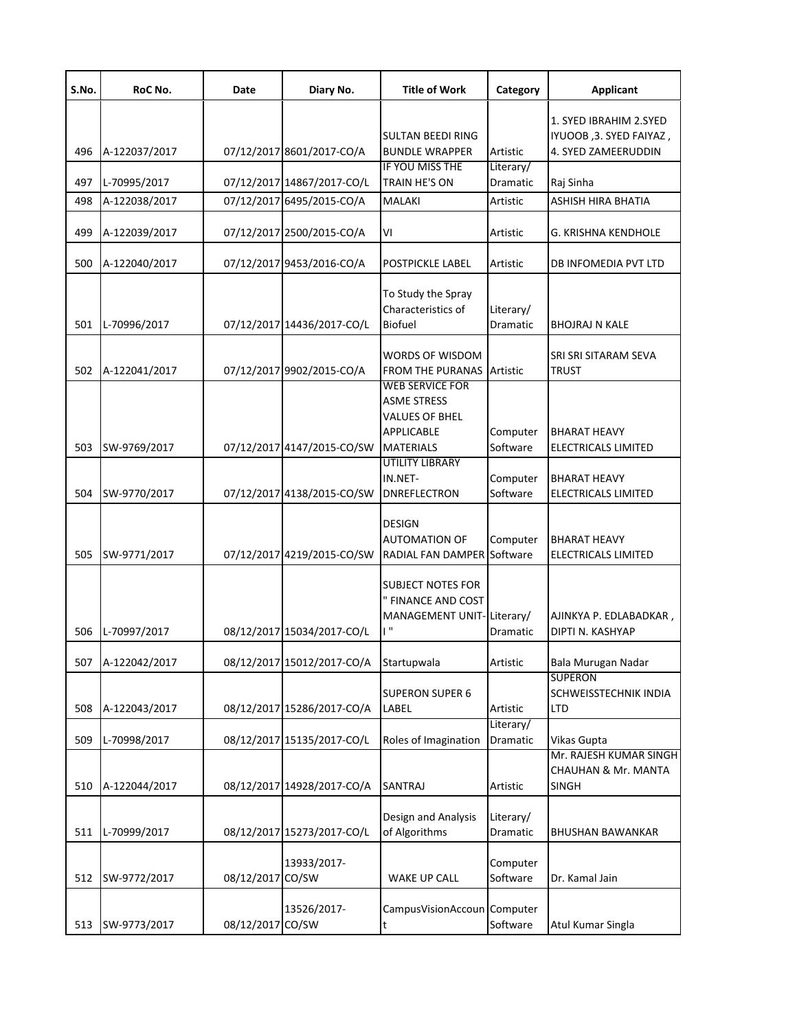| S.No. | RoC No. | Date | Diary No. | Title of Work | Category | Applicant |
|---|---|---|---|---|---|---|
| 496 | A-122037/2017 | 07/12/2017 | 8601/2017-CO/A | SULTAN BEEDI RING BUNDLE WRAPPER | Artistic | 1. SYED IBRAHIM 2.SYED IYUOOB ,3. SYED FAIYAZ , 4. SYED ZAMEERUDDIN |
| 497 | L-70995/2017 | 07/12/2017 | 14867/2017-CO/L | IF YOU MISS THE TRAIN HE'S ON | Literary/ Dramatic | Raj Sinha |
| 498 | A-122038/2017 | 07/12/2017 | 6495/2015-CO/A | MALAKI | Artistic | ASHISH HIRA BHATIA |
| 499 | A-122039/2017 | 07/12/2017 | 2500/2015-CO/A | VI | Artistic | G. KRISHNA KENDHOLE |
| 500 | A-122040/2017 | 07/12/2017 | 9453/2016-CO/A | POSTPICKLE LABEL | Artistic | DB INFOMEDIA PVT LTD |
| 501 | L-70996/2017 | 07/12/2017 | 14436/2017-CO/L | To Study the Spray Characteristics of Biofuel | Literary/ Dramatic | BHOJRAJ N KALE |
| 502 | A-122041/2017 | 07/12/2017 | 9902/2015-CO/A | WORDS OF WISDOM FROM THE PURANAS | Artistic | SRI SRI SITARAM SEVA TRUST |
| 503 | SW-9769/2017 | 07/12/2017 | 4147/2015-CO/SW | WEB SERVICE FOR ASME STRESS VALUES OF BHEL APPLICABLE MATERIALS | Computer Software | BHARAT HEAVY ELECTRICALS LIMITED |
| 504 | SW-9770/2017 | 07/12/2017 | 4138/2015-CO/SW | UTILITY LIBRARY IN.NET-DNREFLECTRON | Computer Software | BHARAT HEAVY ELECTRICALS LIMITED |
| 505 | SW-9771/2017 | 07/12/2017 | 4219/2015-CO/SW | DESIGN AUTOMATION OF RADIAL FAN DAMPER | Computer Software | BHARAT HEAVY ELECTRICALS LIMITED |
| 506 | L-70997/2017 | 08/12/2017 | 15034/2017-CO/L | SUBJECT NOTES FOR " FINANCE AND COST MANAGEMENT UNIT-I " | Literary/ Dramatic | AJINKYA P. EDLABADKAR , DIPTI N. KASHYAP |
| 507 | A-122042/2017 | 08/12/2017 | 15012/2017-CO/A | Startupwala | Artistic | Bala Murugan Nadar |
| 508 | A-122043/2017 | 08/12/2017 | 15286/2017-CO/A | SUPERON SUPER 6 LABEL | Artistic | SUPERON SCHWEISSTECHNIK INDIA LTD |
| 509 | L-70998/2017 | 08/12/2017 | 15135/2017-CO/L | Roles of Imagination | Literary/ Dramatic | Vikas Gupta |
| 510 | A-122044/2017 | 08/12/2017 | 14928/2017-CO/A | SANTRAJ | Artistic | Mr. RAJESH KUMAR SINGH CHAUHAN & Mr. MANTA SINGH |
| 511 | L-70999/2017 | 08/12/2017 | 15273/2017-CO/L | Design and Analysis of Algorithms | Literary/ Dramatic | BHUSHAN BAWANKAR |
| 512 | SW-9772/2017 | 08/12/2017 | 13933/2017-CO/SW | WAKE UP CALL | Computer Software | Dr. Kamal Jain |
| 513 | SW-9773/2017 | 08/12/2017 | 13526/2017-CO/SW | CampusVisionAccount | Computer Software | Atul Kumar Singla |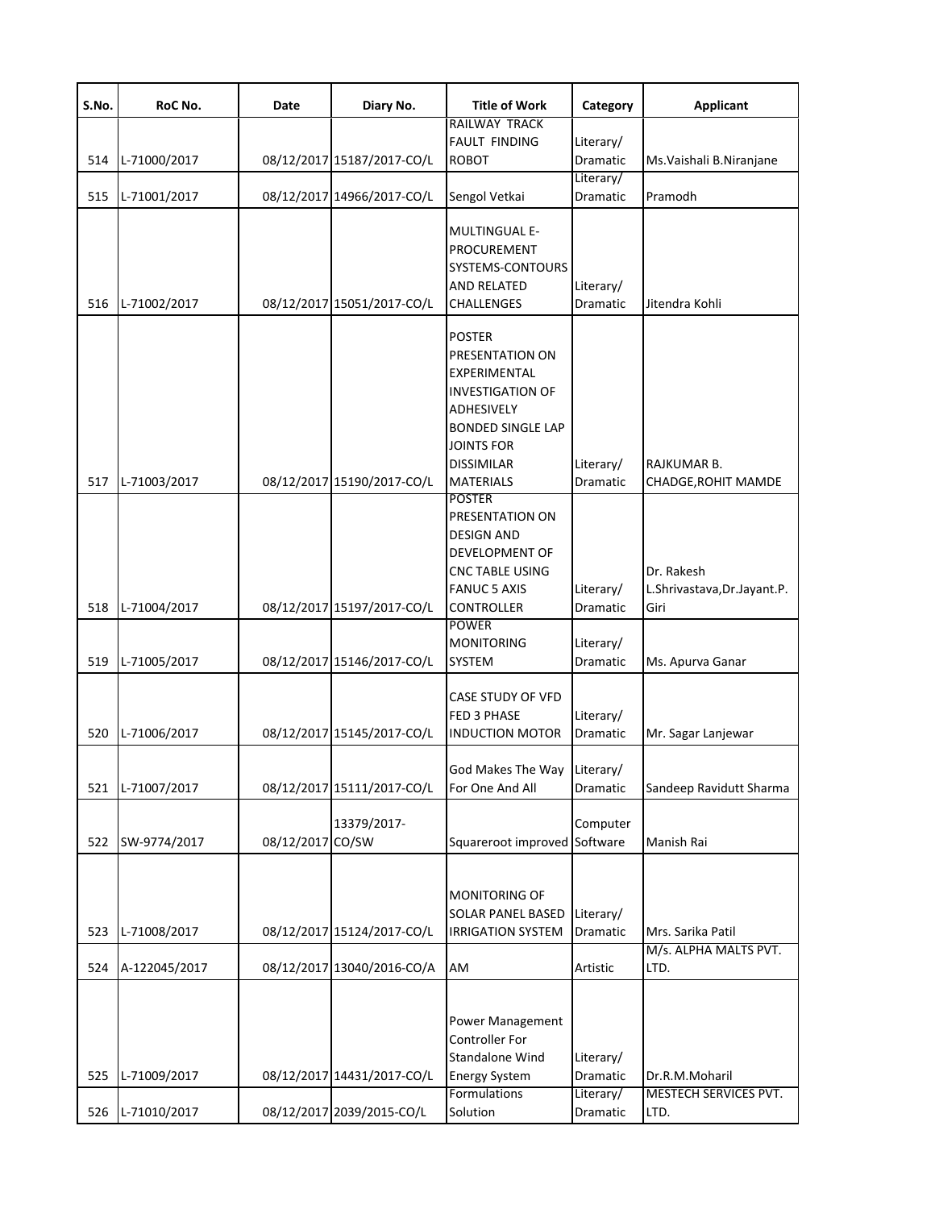| S.No. | RoC No. | Date | Diary No. | Title of Work | Category | Applicant |
|---|---|---|---|---|---|---|
| 514 | L-71000/2017 | 08/12/2017 | 15187/2017-CO/L | RAILWAY TRACK FAULT FINDING ROBOT | Literary/ Dramatic | Ms.Vaishali B.Niranjane |
| 515 | L-71001/2017 | 08/12/2017 | 14966/2017-CO/L | Sengol Vetkai | Literary/ Dramatic | Pramodh |
| 516 | L-71002/2017 | 08/12/2017 | 15051/2017-CO/L | MULTINGUAL E-PROCUREMENT SYSTEMS-CONTOURS AND RELATED CHALLENGES | Literary/ Dramatic | Jitendra Kohli |
| 517 | L-71003/2017 | 08/12/2017 | 15190/2017-CO/L | POSTER PRESENTATION ON EXPERIMENTAL INVESTIGATION OF ADHESIVELY BONDED SINGLE LAP JOINTS FOR DISSIMILAR MATERIALS | Literary/ Dramatic | RAJKUMAR B. CHADGE,ROHIT MAMDE |
| 518 | L-71004/2017 | 08/12/2017 | 15197/2017-CO/L | POSTER PRESENTATION ON DESIGN AND DEVELOPMENT OF CNC TABLE USING FANUC 5 AXIS CONTROLLER | Literary/ Dramatic | Dr. Rakesh L.Shrivastava,Dr.Jayant.P. Giri |
| 519 | L-71005/2017 | 08/12/2017 | 15146/2017-CO/L | POWER MONITORING SYSTEM | Literary/ Dramatic | Ms. Apurva Ganar |
| 520 | L-71006/2017 | 08/12/2017 | 15145/2017-CO/L | CASE STUDY OF VFD FED 3 PHASE INDUCTION MOTOR | Literary/ Dramatic | Mr. Sagar Lanjewar |
| 521 | L-71007/2017 | 08/12/2017 | 15111/2017-CO/L | God Makes The Way For One And All | Literary/ Dramatic | Sandeep Ravidutt Sharma |
| 522 | SW-9774/2017 | 08/12/2017 | 13379/2017-CO/SW | Squareroot improved | Computer Software | Manish Rai |
| 523 | L-71008/2017 | 08/12/2017 | 15124/2017-CO/L | MONITORING OF SOLAR PANEL BASED IRRIGATION SYSTEM | Literary/ Dramatic | Mrs. Sarika Patil |
| 524 | A-122045/2017 | 08/12/2017 | 13040/2016-CO/A | AM | Artistic | M/s. ALPHA MALTS PVT. LTD. |
| 525 | L-71009/2017 | 08/12/2017 | 14431/2017-CO/L | Power Management Controller For Standalone Wind Energy System | Literary/ Dramatic | Dr.R.M.Moharil |
| 526 | L-71010/2017 | 08/12/2017 | 2039/2015-CO/L | Formulations Solution | Literary/ Dramatic | MESTECH SERVICES PVT. LTD. |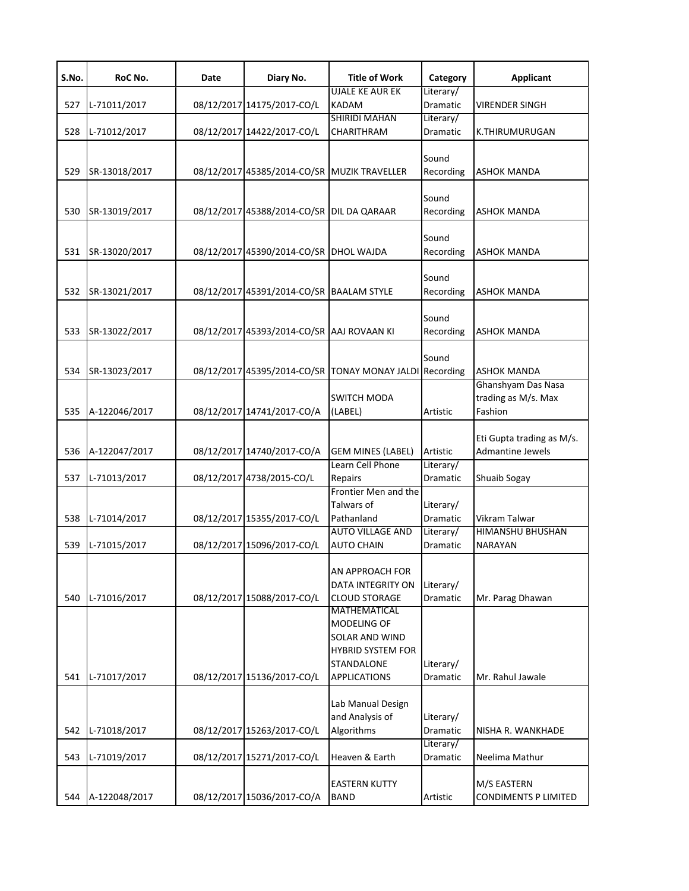| S.No. | RoC No. | Date | Diary No. | Title of Work | Category | Applicant |
|---|---|---|---|---|---|---|
| 527 | L-71011/2017 | 08/12/2017 | 14175/2017-CO/L | UJALE KE AUR EK KADAM | Literary/ Dramatic | VIRENDER SINGH |
| 528 | L-71012/2017 | 08/12/2017 | 14422/2017-CO/L | SHIRIDI MAHAN CHARITHRAM | Literary/ Dramatic | K.THIRUMURUGAN |
| 529 | SR-13018/2017 | 08/12/2017 | 45385/2014-CO/SR | MUZIK TRAVELLER | Sound Recording | ASHOK MANDA |
| 530 | SR-13019/2017 | 08/12/2017 | 45388/2014-CO/SR | DIL DA QARAAR | Sound Recording | ASHOK MANDA |
| 531 | SR-13020/2017 | 08/12/2017 | 45390/2014-CO/SR | DHOL WAJDA | Sound Recording | ASHOK MANDA |
| 532 | SR-13021/2017 | 08/12/2017 | 45391/2014-CO/SR | BAALAM STYLE | Sound Recording | ASHOK MANDA |
| 533 | SR-13022/2017 | 08/12/2017 | 45393/2014-CO/SR | AAJ ROVAAN KI | Sound Recording | ASHOK MANDA |
| 534 | SR-13023/2017 | 08/12/2017 | 45395/2014-CO/SR | TONAY MONAY JALDI | Sound Recording | ASHOK MANDA |
| 535 | A-122046/2017 | 08/12/2017 | 14741/2017-CO/A | SWITCH MODA (LABEL) | Artistic | Ghanshyam Das Nasa trading as M/s. Max Fashion |
| 536 | A-122047/2017 | 08/12/2017 | 14740/2017-CO/A | GEM MINES (LABEL) | Artistic | Eti Gupta trading as M/s. Admantine Jewels |
| 537 | L-71013/2017 | 08/12/2017 | 4738/2015-CO/L | Learn Cell Phone Repairs | Literary/ Dramatic | Shuaib Sogay |
| 538 | L-71014/2017 | 08/12/2017 | 15355/2017-CO/L | Frontier Men and the Talwars of Pathanland | Literary/ Dramatic | Vikram Talwar |
| 539 | L-71015/2017 | 08/12/2017 | 15096/2017-CO/L | AUTO VILLAGE AND AUTO CHAIN | Literary/ Dramatic | HIMANSHU BHUSHAN NARAYAN |
| 540 | L-71016/2017 | 08/12/2017 | 15088/2017-CO/L | AN APPROACH FOR DATA INTEGRITY ON CLOUD STORAGE | Literary/ Dramatic | Mr. Parag Dhawan |
| 541 | L-71017/2017 | 08/12/2017 | 15136/2017-CO/L | MATHEMATICAL MODELING OF SOLAR AND WIND HYBRID SYSTEM FOR STANDALONE APPLICATIONS | Literary/ Dramatic | Mr. Rahul Jawale |
| 542 | L-71018/2017 | 08/12/2017 | 15263/2017-CO/L | Lab Manual Design and Analysis of Algorithms | Literary/ Dramatic | NISHA R. WANKHADE |
| 543 | L-71019/2017 | 08/12/2017 | 15271/2017-CO/L | Heaven & Earth | Literary/ Dramatic | Neelima Mathur |
| 544 | A-122048/2017 | 08/12/2017 | 15036/2017-CO/A | EASTERN KUTTY BAND | Artistic | M/S EASTERN CONDIMENTS P LIMITED |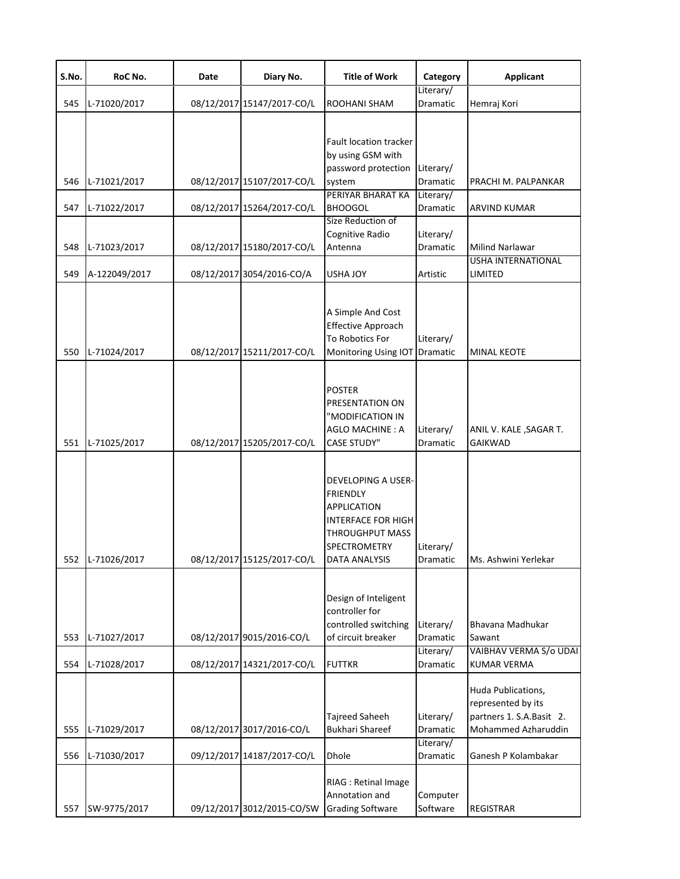| S.No. | RoC No. | Date | Diary No. | Title of Work | Category | Applicant |
|---|---|---|---|---|---|---|
| 545 | L-71020/2017 | 08/12/2017 | 15147/2017-CO/L | ROOHANI SHAM | Literary/ Dramatic | Hemraj Kori |
| 546 | L-71021/2017 | 08/12/2017 | 15107/2017-CO/L | Fault location tracker by using GSM with password protection system | Literary/ Dramatic | PRACHI M. PALPANKAR |
| 547 | L-71022/2017 | 08/12/2017 | 15264/2017-CO/L | PERIYAR BHARAT KA BHOOGOL | Literary/ Dramatic | ARVIND KUMAR |
| 548 | L-71023/2017 | 08/12/2017 | 15180/2017-CO/L | Size Reduction of Cognitive Radio Antenna | Literary/ Dramatic | Milind Narlawar |
| 549 | A-122049/2017 | 08/12/2017 | 3054/2016-CO/A | USHA JOY | Artistic | USHA INTERNATIONAL LIMITED |
| 550 | L-71024/2017 | 08/12/2017 | 15211/2017-CO/L | A Simple And Cost Effective Approach To Robotics For Monitoring Using IOT | Literary/ Dramatic | MINAL KEOTE |
| 551 | L-71025/2017 | 08/12/2017 | 15205/2017-CO/L | POSTER PRESENTATION ON "MODIFICATION IN AGLO MACHINE : A CASE STUDY" | Literary/ Dramatic | ANIL V. KALE ,SAGAR T. GAIKWAD |
| 552 | L-71026/2017 | 08/12/2017 | 15125/2017-CO/L | DEVELOPING A USER-FRIENDLY APPLICATION INTERFACE FOR HIGH THROUGHPUT MASS SPECTROMETRY DATA ANALYSIS | Literary/ Dramatic | Ms. Ashwini Yerlekar |
| 553 | L-71027/2017 | 08/12/2017 | 9015/2016-CO/L | Design of Inteligent controller for controlled switching of circuit breaker | Literary/ Dramatic | Bhavana Madhukar Sawant |
| 554 | L-71028/2017 | 08/12/2017 | 14321/2017-CO/L | FUTTKR | Literary/ Dramatic | VAIBHAV VERMA S/o UDAI KUMAR VERMA |
| 555 | L-71029/2017 | 08/12/2017 | 3017/2016-CO/L | Tajreed Saheeh Bukhari Shareef | Literary/ Dramatic | Huda Publications, represented by its partners 1. S.A.Basit 2. Mohammed Azharuddin |
| 556 | L-71030/2017 | 09/12/2017 | 14187/2017-CO/L | Dhole | Literary/ Dramatic | Ganesh P Kolambakar |
| 557 | SW-9775/2017 | 09/12/2017 | 3012/2015-CO/SW | RIAG : Retinal Image Annotation and Grading Software | Computer Software | REGISTRAR |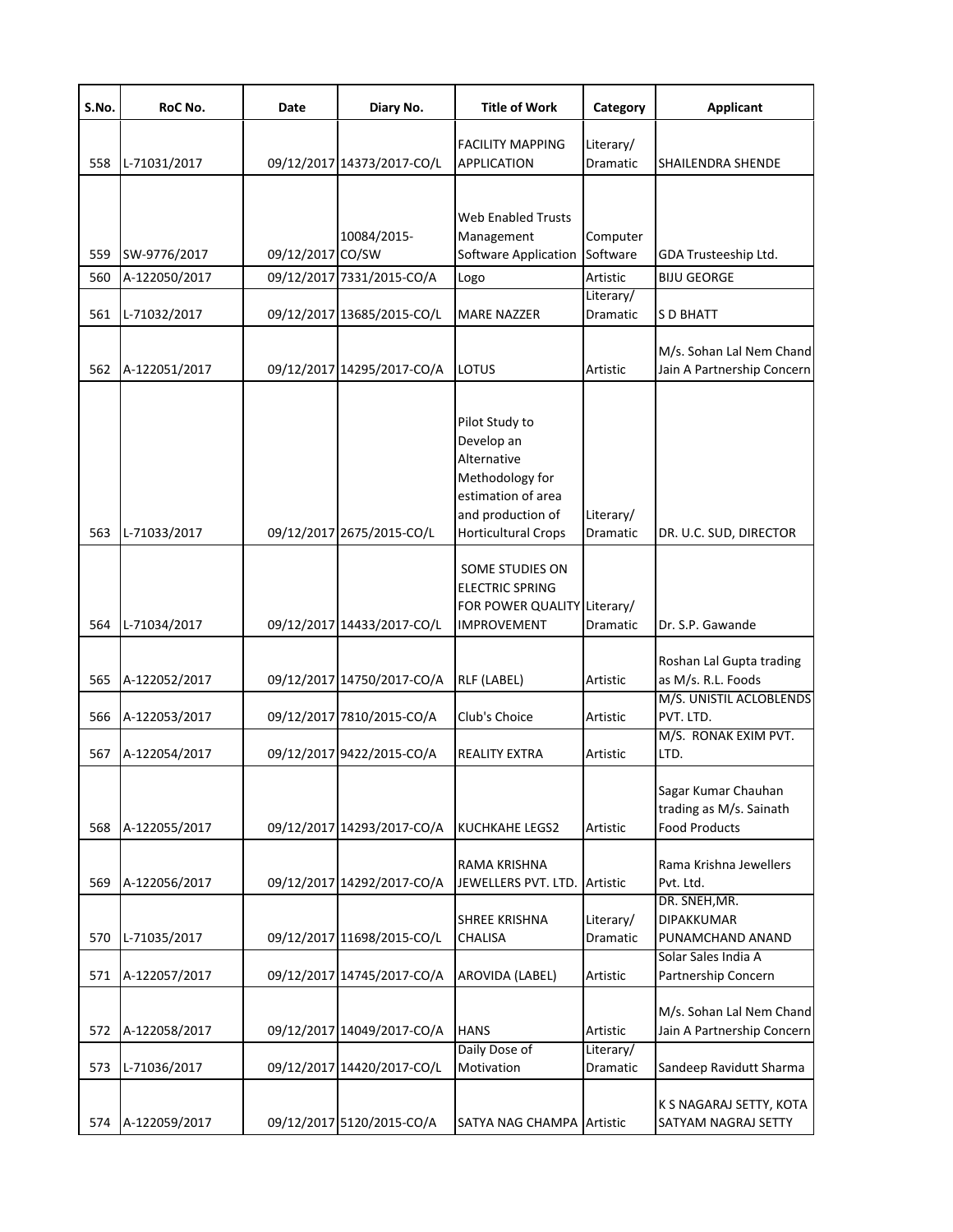| S.No. | RoC No. | Date | Diary No. | Title of Work | Category | Applicant |
|---|---|---|---|---|---|---|
| 558 | L-71031/2017 | 09/12/2017 | 14373/2017-CO/L | FACILITY MAPPING APPLICATION | Literary/ Dramatic | SHAILENDRA SHENDE |
| 559 | SW-9776/2017 | 09/12/2017 | 10084/2015-CO/SW | Web Enabled Trusts Management Software Application | Computer Software | GDA Trusteeship Ltd. |
| 560 | A-122050/2017 | 09/12/2017 | 7331/2015-CO/A | Logo | Artistic | BIJU GEORGE |
| 561 | L-71032/2017 | 09/12/2017 | 13685/2015-CO/L | MARE NAZZER | Literary/ Dramatic | S D BHATT |
| 562 | A-122051/2017 | 09/12/2017 | 14295/2017-CO/A | LOTUS | Artistic | M/s. Sohan Lal Nem Chand Jain A Partnership Concern |
| 563 | L-71033/2017 | 09/12/2017 | 2675/2015-CO/L | Pilot Study to Develop an Alternative Methodology for estimation of area and production of Horticultural Crops | Literary/ Dramatic | DR. U.C. SUD, DIRECTOR |
| 564 | L-71034/2017 | 09/12/2017 | 14433/2017-CO/L | SOME STUDIES ON ELECTRIC SPRING FOR POWER QUALITY IMPROVEMENT | Literary/ Dramatic | Dr. S.P. Gawande |
| 565 | A-122052/2017 | 09/12/2017 | 14750/2017-CO/A | RLF (LABEL) | Artistic | Roshan Lal Gupta trading as M/s. R.L. Foods |
| 566 | A-122053/2017 | 09/12/2017 | 7810/2015-CO/A | Club's Choice | Artistic | M/S. UNISTIL ACLOBLENDS PVT. LTD. |
| 567 | A-122054/2017 | 09/12/2017 | 9422/2015-CO/A | REALITY EXTRA | Artistic | M/S. RONAK EXIM PVT. LTD. |
| 568 | A-122055/2017 | 09/12/2017 | 14293/2017-CO/A | KUCHKAHE LEGS2 | Artistic | Sagar Kumar Chauhan trading as M/s. Sainath Food Products |
| 569 | A-122056/2017 | 09/12/2017 | 14292/2017-CO/A | RAMA KRISHNA JEWELLERS PVT. LTD. | Artistic | Rama Krishna Jewellers Pvt. Ltd. |
| 570 | L-71035/2017 | 09/12/2017 | 11698/2015-CO/L | SHREE KRISHNA CHALISA | Literary/ Dramatic | DR. SNEH,MR. DIPAKKUMAR PUNAMCHAND ANAND |
| 571 | A-122057/2017 | 09/12/2017 | 14745/2017-CO/A | AROVIDA (LABEL) | Artistic | Solar Sales India A Partnership Concern |
| 572 | A-122058/2017 | 09/12/2017 | 14049/2017-CO/A | HANS | Artistic | M/s. Sohan Lal Nem Chand Jain A Partnership Concern |
| 573 | L-71036/2017 | 09/12/2017 | 14420/2017-CO/L | Daily Dose of Motivation | Literary/ Dramatic | Sandeep Ravidutt Sharma |
| 574 | A-122059/2017 | 09/12/2017 | 5120/2015-CO/A | SATYA NAG CHAMPA | Artistic | K S NAGARAJ SETTY, KOTA SATYAM NAGRAJ SETTY |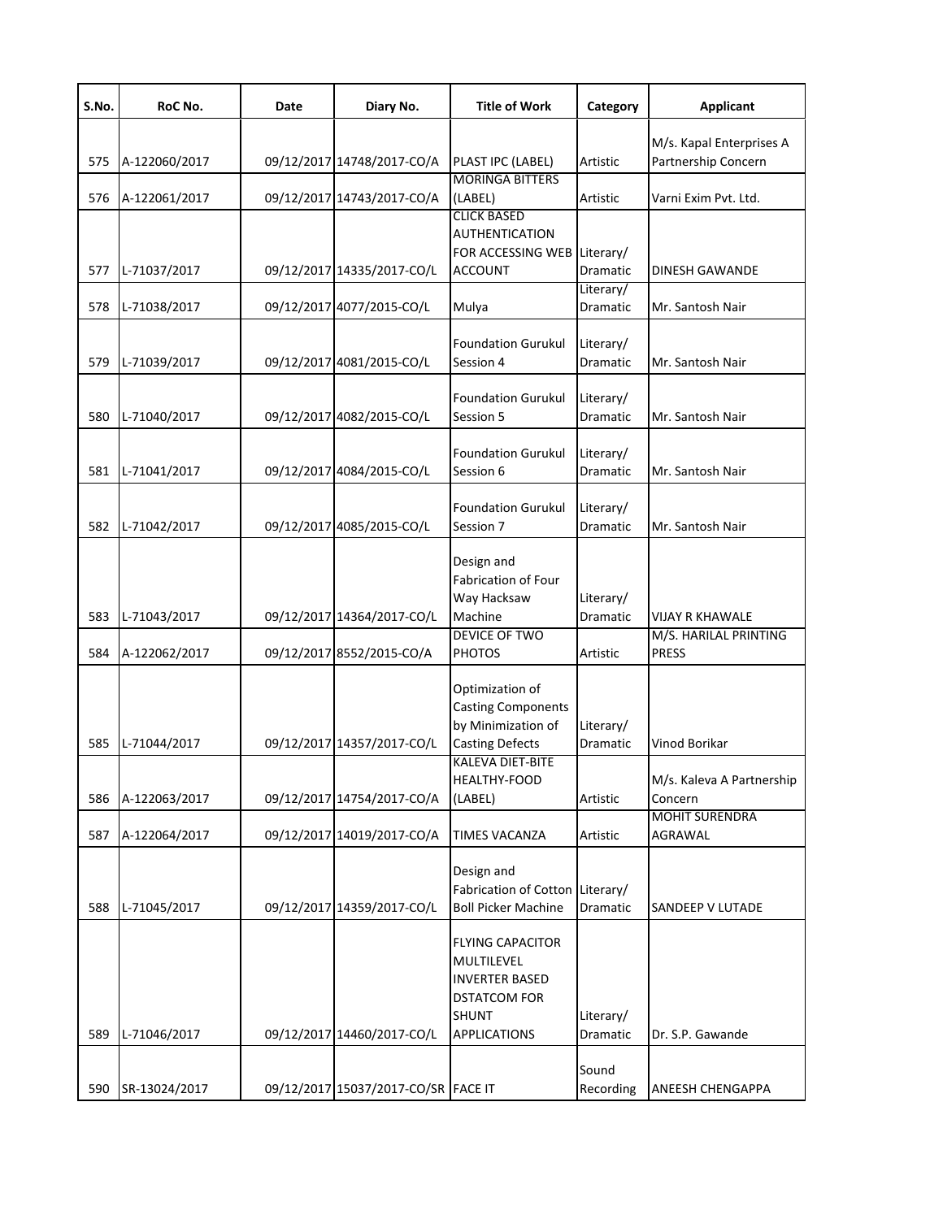| S.No. | RoC No. | Date | Diary No. | Title of Work | Category | Applicant |
|---|---|---|---|---|---|---|
| 575 | A-122060/2017 | 09/12/2017 | 14748/2017-CO/A | PLAST IPC (LABEL) | Artistic | M/s. Kapal Enterprises A Partnership Concern |
| 576 | A-122061/2017 | 09/12/2017 | 14743/2017-CO/A | MORINGA BITTERS (LABEL) | Artistic | Varni Exim Pvt. Ltd. |
| 577 | L-71037/2017 | 09/12/2017 | 14335/2017-CO/L | CLICK BASED AUTHENTICATION FOR ACCESSING WEB ACCOUNT | Literary/ Dramatic | DINESH GAWANDE |
| 578 | L-71038/2017 | 09/12/2017 | 4077/2015-CO/L | Mulya | Literary/ Dramatic | Mr. Santosh Nair |
| 579 | L-71039/2017 | 09/12/2017 | 4081/2015-CO/L | Foundation Gurukul Session 4 | Literary/ Dramatic | Mr. Santosh Nair |
| 580 | L-71040/2017 | 09/12/2017 | 4082/2015-CO/L | Foundation Gurukul Session 5 | Literary/ Dramatic | Mr. Santosh Nair |
| 581 | L-71041/2017 | 09/12/2017 | 4084/2015-CO/L | Foundation Gurukul Session 6 | Literary/ Dramatic | Mr. Santosh Nair |
| 582 | L-71042/2017 | 09/12/2017 | 4085/2015-CO/L | Foundation Gurukul Session 7 | Literary/ Dramatic | Mr. Santosh Nair |
| 583 | L-71043/2017 | 09/12/2017 | 14364/2017-CO/L | Design and Fabrication of Four Way Hacksaw Machine | Literary/ Dramatic | VIJAY R KHAWALE |
| 584 | A-122062/2017 | 09/12/2017 | 8552/2015-CO/A | DEVICE OF TWO PHOTOS | Artistic | M/S. HARILAL PRINTING PRESS |
| 585 | L-71044/2017 | 09/12/2017 | 14357/2017-CO/L | Optimization of Casting Components by Minimization of Casting Defects | Literary/ Dramatic | Vinod Borikar |
| 586 | A-122063/2017 | 09/12/2017 | 14754/2017-CO/A | KALEVA DIET-BITE HEALTHY-FOOD (LABEL) | Artistic | M/s. Kaleva A Partnership Concern |
| 587 | A-122064/2017 | 09/12/2017 | 14019/2017-CO/A | TIMES VACANZA | Artistic | MOHIT SURENDRA AGRAWAL |
| 588 | L-71045/2017 | 09/12/2017 | 14359/2017-CO/L | Design and Fabrication of Cotton Boll Picker Machine | Literary/ Dramatic | SANDEEP V LUTADE |
| 589 | L-71046/2017 | 09/12/2017 | 14460/2017-CO/L | FLYING CAPACITOR MULTILEVEL INVERTER BASED DSTATCOM FOR SHUNT APPLICATIONS | Literary/ Dramatic | Dr. S.P. Gawande |
| 590 | SR-13024/2017 | 09/12/2017 | 15037/2017-CO/SR | FACE IT | Sound Recording | ANEESH CHENGAPPA |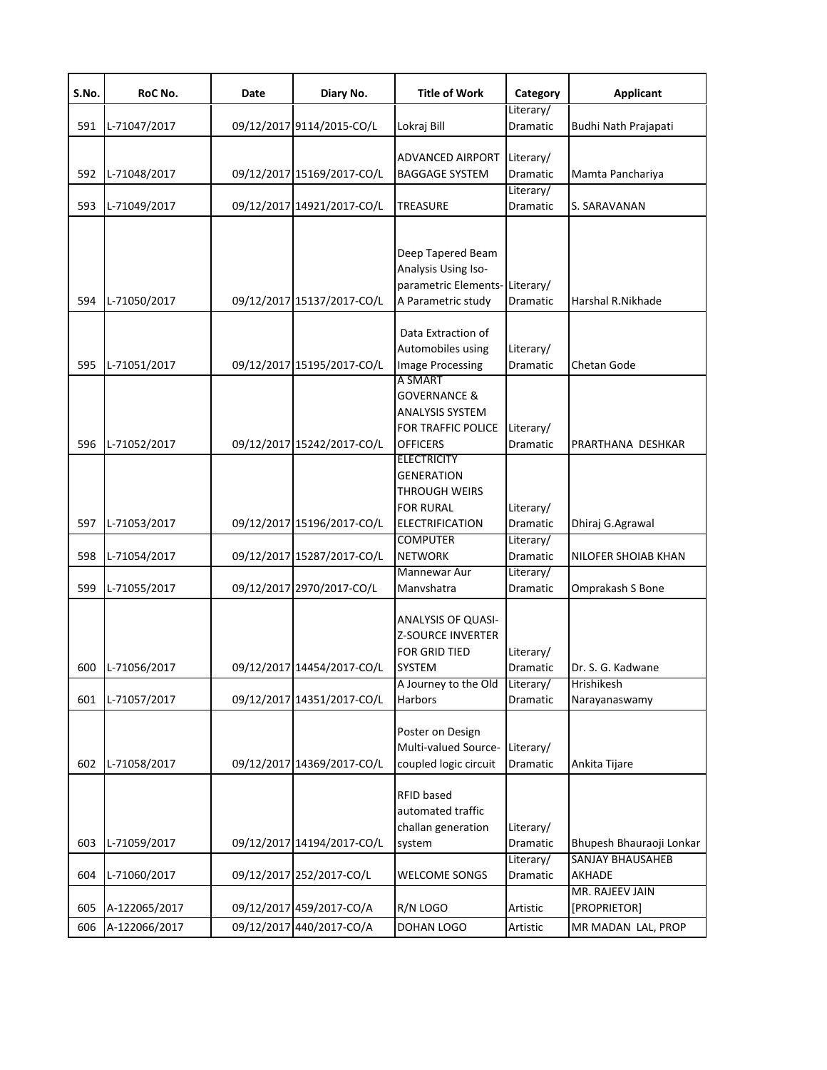| S.No. | RoC No. | Date | Diary No. | Title of Work | Category | Applicant |
|---|---|---|---|---|---|---|
| 591 | L-71047/2017 | 09/12/2017 | 9114/2015-CO/L | Lokraj Bill | Literary/ Dramatic | Budhi Nath Prajapati |
| 592 | L-71048/2017 | 09/12/2017 | 15169/2017-CO/L | ADVANCED AIRPORT BAGGAGE SYSTEM | Literary/ Dramatic | Mamta Panchariya |
| 593 | L-71049/2017 | 09/12/2017 | 14921/2017-CO/L | TREASURE | Literary/ Dramatic | S. SARAVANAN |
| 594 | L-71050/2017 | 09/12/2017 | 15137/2017-CO/L | Deep Tapered Beam Analysis Using Iso-parametric Elements-A Parametric study | Literary/ Dramatic | Harshal R.Nikhade |
| 595 | L-71051/2017 | 09/12/2017 | 15195/2017-CO/L | Data Extraction of Automobiles using Image Processing | Literary/ Dramatic | Chetan Gode |
| 596 | L-71052/2017 | 09/12/2017 | 15242/2017-CO/L | A SMART GOVERNANCE & ANALYSIS SYSTEM FOR TRAFFIC POLICE OFFICERS | Literary/ Dramatic | PRARTHANA DESHKAR |
| 597 | L-71053/2017 | 09/12/2017 | 15196/2017-CO/L | ELECTRICITY GENERATION THROUGH WEIRS FOR RURAL ELECTRIFICATION | Literary/ Dramatic | Dhiraj G.Agrawal |
| 598 | L-71054/2017 | 09/12/2017 | 15287/2017-CO/L | COMPUTER NETWORK | Literary/ Dramatic | NILOFER SHOIAB KHAN |
| 599 | L-71055/2017 | 09/12/2017 | 2970/2017-CO/L | Mannewar Aur Manvshatra | Literary/ Dramatic | Omprakash S Bone |
| 600 | L-71056/2017 | 09/12/2017 | 14454/2017-CO/L | ANALYSIS OF QUASI-Z-SOURCE INVERTER FOR GRID TIED SYSTEM | Literary/ Dramatic | Dr. S. G. Kadwane |
| 601 | L-71057/2017 | 09/12/2017 | 14351/2017-CO/L | A Journey to the Old Harbors | Literary/ Dramatic | Hrishikesh Narayanaswamy |
| 602 | L-71058/2017 | 09/12/2017 | 14369/2017-CO/L | Poster on Design Multi-valued Source-coupled logic circuit | Literary/ Dramatic | Ankita Tijare |
| 603 | L-71059/2017 | 09/12/2017 | 14194/2017-CO/L | RFID based automated traffic challan generation system | Literary/ Dramatic | Bhupesh Bhauraoji Lonkar |
| 604 | L-71060/2017 | 09/12/2017 | 252/2017-CO/L | WELCOME SONGS | Literary/ Dramatic | SANJAY BHAUSAHEB AKHADE |
| 605 | A-122065/2017 | 09/12/2017 | 459/2017-CO/A | R/N LOGO | Artistic | MR. RAJEEV JAIN [PROPRIETOR] |
| 606 | A-122066/2017 | 09/12/2017 | 440/2017-CO/A | DOHAN LOGO | Artistic | MR MADAN LAL, PROP |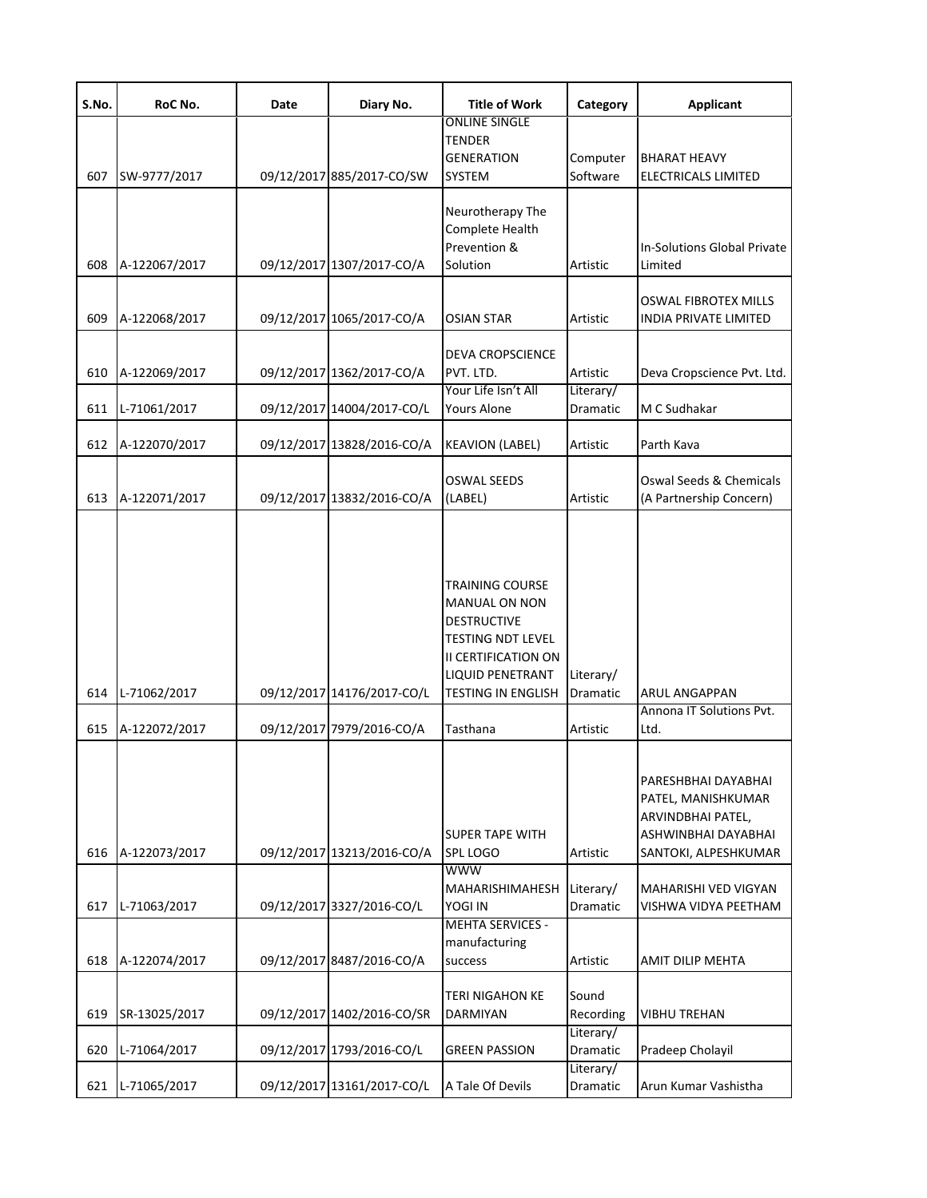| S.No. | RoC No. | Date | Diary No. | Title of Work | Category | Applicant |
|---|---|---|---|---|---|---|
| 607 | SW-9777/2017 | 09/12/2017 | 885/2017-CO/SW | ONLINE SINGLE TENDER GENERATION SYSTEM | Computer Software | BHARAT HEAVY ELECTRICALS LIMITED |
| 608 | A-122067/2017 | 09/12/2017 | 1307/2017-CO/A | Neurotherapy The Complete Health Prevention & Solution | Artistic | In-Solutions Global Private Limited |
| 609 | A-122068/2017 | 09/12/2017 | 1065/2017-CO/A | OSIAN STAR | Artistic | OSWAL FIBROTEX MILLS INDIA PRIVATE LIMITED |
| 610 | A-122069/2017 | 09/12/2017 | 1362/2017-CO/A | DEVA CROPSCIENCE PVT. LTD. | Artistic | Deva Cropscience Pvt. Ltd. |
| 611 | L-71061/2017 | 09/12/2017 | 14004/2017-CO/L | Your Life Isn't All Yours Alone | Literary/ Dramatic | M C Sudhakar |
| 612 | A-122070/2017 | 09/12/2017 | 13828/2016-CO/A | KEAVION (LABEL) | Artistic | Parth Kava |
| 613 | A-122071/2017 | 09/12/2017 | 13832/2016-CO/A | OSWAL SEEDS (LABEL) | Artistic | Oswal Seeds & Chemicals (A Partnership Concern) |
| 614 | L-71062/2017 | 09/12/2017 | 14176/2017-CO/L | TRAINING COURSE MANUAL ON NON DESTRUCTIVE TESTING NDT LEVEL II CERTIFICATION ON LIQUID PENETRANT TESTING IN ENGLISH | Literary/ Dramatic | ARUL ANGAPPAN |
| 615 | A-122072/2017 | 09/12/2017 | 7979/2016-CO/A | Tasthana | Artistic | Annona IT Solutions Pvt. Ltd. |
| 616 | A-122073/2017 | 09/12/2017 | 13213/2016-CO/A | SUPER TAPE WITH SPL LOGO | Artistic | PARESHBHAI DAYABHAI PATEL, MANISHKUMAR ARVINDBHAI PATEL, ASHWINBHAI DAYABHAI SANTOKI, ALPESHKUMAR |
| 617 | L-71063/2017 | 09/12/2017 | 3327/2016-CO/L | WWW MAHARISHIMAHESH YOGI IN | Literary/ Dramatic | MAHARISHI VED VIGYAN VISHWA VIDYA PEETHAM |
| 618 | A-122074/2017 | 09/12/2017 | 8487/2016-CO/A | MEHTA SERVICES - manufacturing success | Artistic | AMIT DILIP MEHTA |
| 619 | SR-13025/2017 | 09/12/2017 | 1402/2016-CO/SR | TERI NIGAHON KE DARMIYAN | Sound Recording | VIBHU TREHAN |
| 620 | L-71064/2017 | 09/12/2017 | 1793/2016-CO/L | GREEN PASSION | Literary/ Dramatic | Pradeep Cholayil |
| 621 | L-71065/2017 | 09/12/2017 | 13161/2017-CO/L | A Tale Of Devils | Literary/ Dramatic | Arun Kumar Vashistha |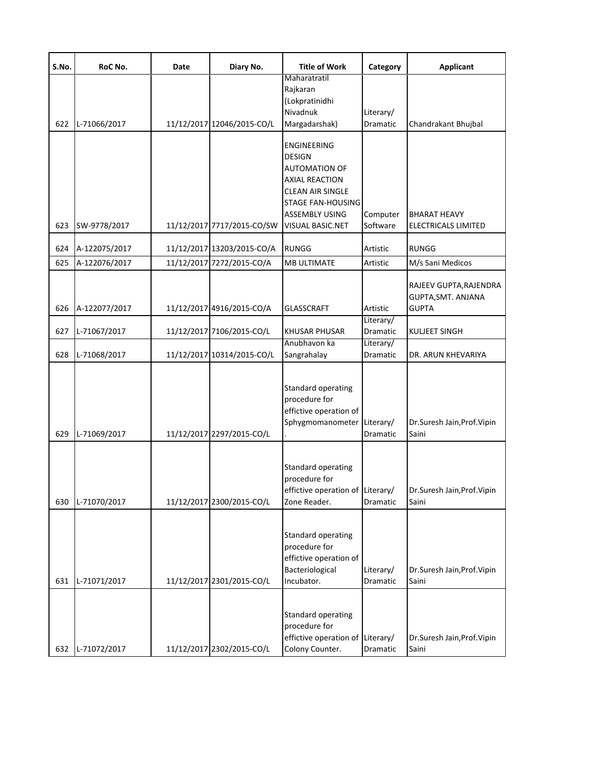| S.No. | RoC No. | Date | Diary No. | Title of Work | Category | Applicant |
|---|---|---|---|---|---|---|
| 622 | L-71066/2017 | 11/12/2017 | 12046/2015-CO/L | Maharatratil Rajkaran (Lokpratinidhi Nivadnuk Margadarshak) | Literary/ Dramatic | Chandrakant Bhujbal |
| 623 | SW-9778/2017 | 11/12/2017 | 7717/2015-CO/SW | ENGINEERING DESIGN AUTOMATION OF AXIAL REACTION CLEAN AIR SINGLE STAGE FAN-HOUSING ASSEMBLY USING VISUAL BASIC.NET | Computer Software | BHARAT HEAVY ELECTRICALS LIMITED |
| 624 | A-122075/2017 | 11/12/2017 | 13203/2015-CO/A | RUNGG | Artistic | RUNGG |
| 625 | A-122076/2017 | 11/12/2017 | 7272/2015-CO/A | MB ULTIMATE | Artistic | M/s Sani Medicos |
| 626 | A-122077/2017 | 11/12/2017 | 4916/2015-CO/A | GLASSCRAFT | Artistic | RAJEEV GUPTA,RAJENDRA GUPTA,SMT. ANJANA GUPTA |
| 627 | L-71067/2017 | 11/12/2017 | 7106/2015-CO/L | KHUSAR PHUSAR | Literary/ Dramatic | KULJEET SINGH |
| 628 | L-71068/2017 | 11/12/2017 | 10314/2015-CO/L | Anubhavon ka Sangrahalay | Literary/ Dramatic | DR. ARUN KHEVARIYA |
| 629 | L-71069/2017 | 11/12/2017 | 2297/2015-CO/L | Standard operating procedure for effictive operation of Sphygmomanometer . | Literary/ Dramatic | Dr.Suresh Jain,Prof.Vipin Saini |
| 630 | L-71070/2017 | 11/12/2017 | 2300/2015-CO/L | Standard operating procedure for effictive operation of Zone Reader. | Literary/ Dramatic | Dr.Suresh Jain,Prof.Vipin Saini |
| 631 | L-71071/2017 | 11/12/2017 | 2301/2015-CO/L | Standard operating procedure for effictive operation of Bacteriological Incubator. | Literary/ Dramatic | Dr.Suresh Jain,Prof.Vipin Saini |
| 632 | L-71072/2017 | 11/12/2017 | 2302/2015-CO/L | Standard operating procedure for effictive operation of Colony Counter. | Literary/ Dramatic | Dr.Suresh Jain,Prof.Vipin Saini |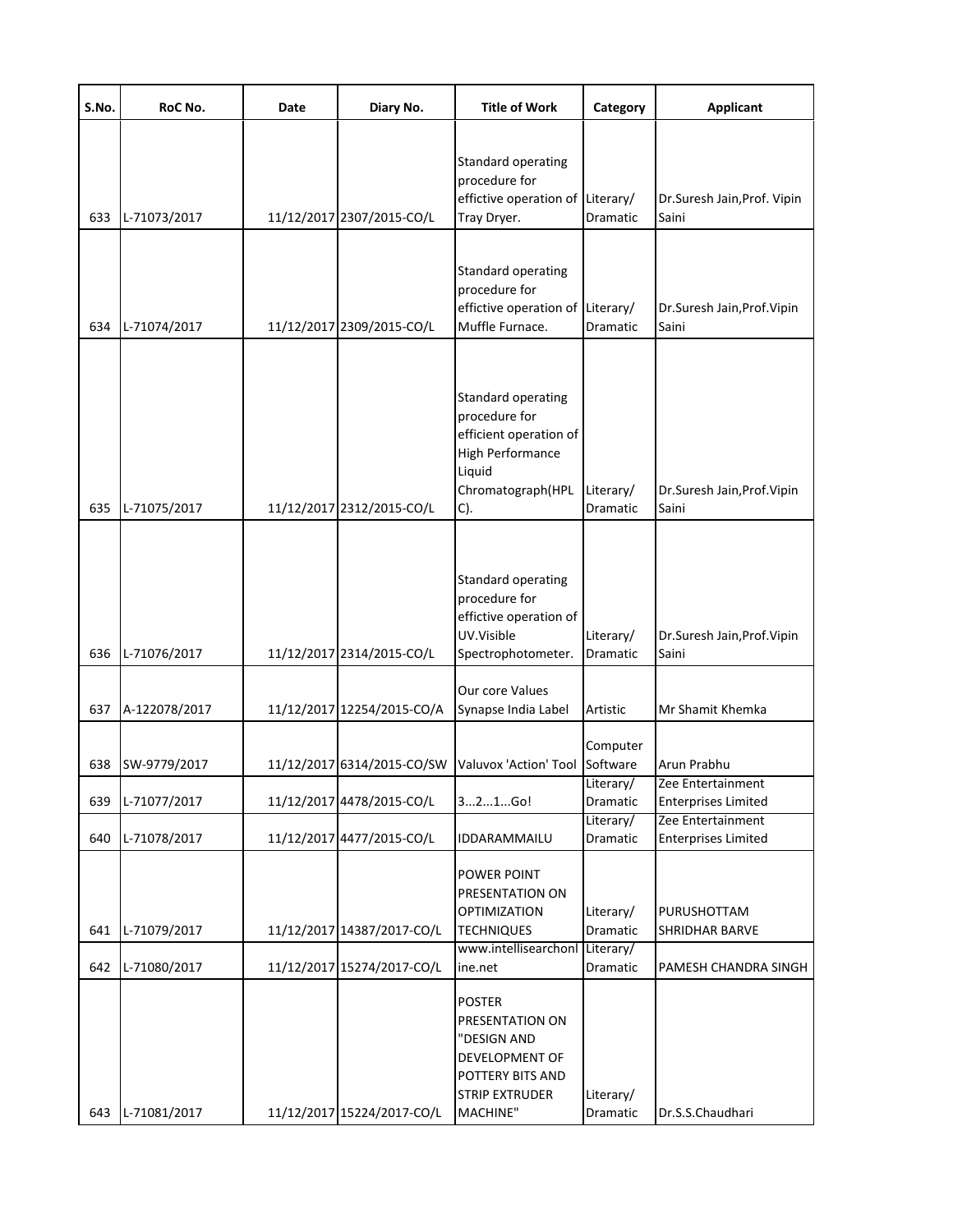| S.No. | RoC No. | Date | Diary No. | Title of Work | Category | Applicant |
|---|---|---|---|---|---|---|
| 633 | L-71073/2017 | 11/12/2017 | 2307/2015-CO/L | Standard operating procedure for effictive operation of Tray Dryer. | Literary/ Dramatic | Dr.Suresh Jain,Prof. Vipin Saini |
| 634 | L-71074/2017 | 11/12/2017 | 2309/2015-CO/L | Standard operating procedure for effictive operation of Muffle Furnace. | Literary/ Dramatic | Dr.Suresh Jain,Prof.Vipin Saini |
| 635 | L-71075/2017 | 11/12/2017 | 2312/2015-CO/L | Standard operating procedure for efficient operation of High Performance Liquid Chromatograph(HPLC). | Literary/ Dramatic | Dr.Suresh Jain,Prof.Vipin Saini |
| 636 | L-71076/2017 | 11/12/2017 | 2314/2015-CO/L | Standard operating procedure for effictive operation of UV.Visible Spectrophotometer. | Literary/ Dramatic | Dr.Suresh Jain,Prof.Vipin Saini |
| 637 | A-122078/2017 | 11/12/2017 | 12254/2015-CO/A | Our core Values Synapse India Label | Artistic | Mr Shamit Khemka |
| 638 | SW-9779/2017 | 11/12/2017 | 6314/2015-CO/SW | Valuvox 'Action' Tool | Computer Software | Arun Prabhu |
| 639 | L-71077/2017 | 11/12/2017 | 4478/2015-CO/L | 3...2...1...Go! | Literary/ Dramatic | Zee Entertainment Enterprises Limited |
| 640 | L-71078/2017 | 11/12/2017 | 4477/2015-CO/L | IDDARAMMAILU | Literary/ Dramatic | Zee Entertainment Enterprises Limited |
| 641 | L-71079/2017 | 11/12/2017 | 14387/2017-CO/L | POWER POINT PRESENTATION ON OPTIMIZATION TECHNIQUES | Literary/ Dramatic | PURUSHOTTAM SHRIDHAR BARVE |
| 642 | L-71080/2017 | 11/12/2017 | 15274/2017-CO/L | www.intellisearchonline.net | Literary/ Dramatic | PAMESH CHANDRA SINGH |
| 643 | L-71081/2017 | 11/12/2017 | 15224/2017-CO/L | POSTER PRESENTATION ON "DESIGN AND DEVELOPMENT OF POTTERY BITS AND STRIP EXTRUDER MACHINE" | Literary/ Dramatic | Dr.S.S.Chaudhari |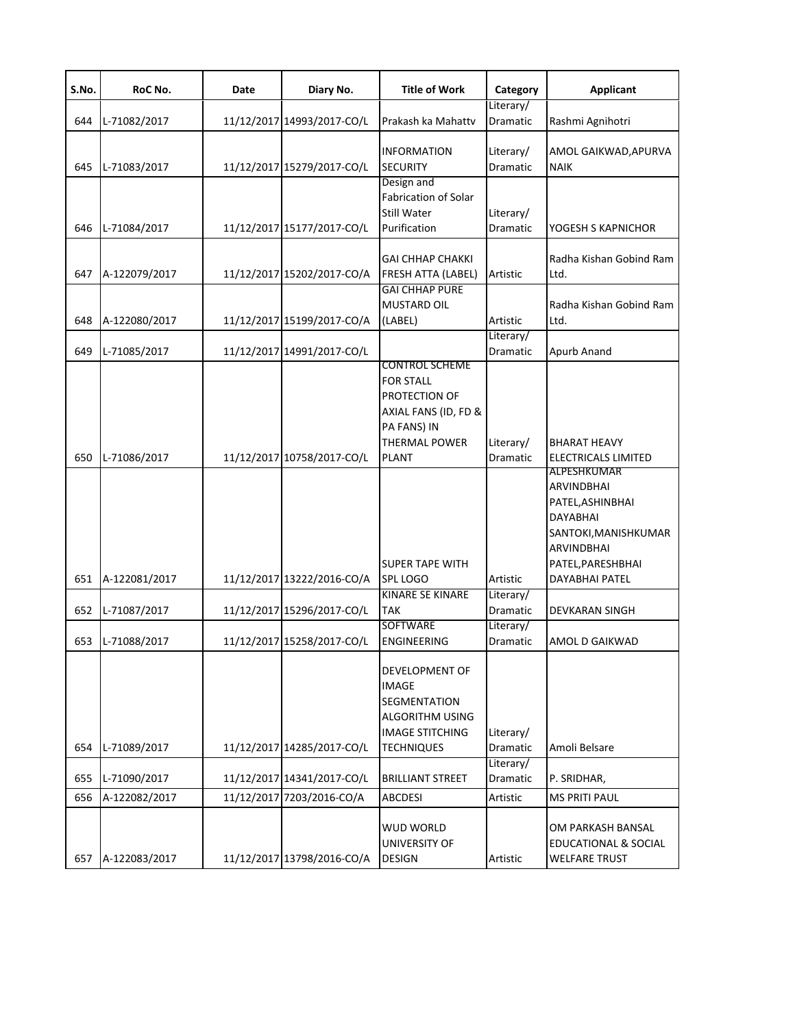| S.No. | RoC No. | Date | Diary No. | Title of Work | Category | Applicant |
|---|---|---|---|---|---|---|
| 644 | L-71082/2017 | 11/12/2017 | 14993/2017-CO/L | Prakash ka Mahattv | Literary/ Dramatic | Rashmi Agnihotri |
| 645 | L-71083/2017 | 11/12/2017 | 15279/2017-CO/L | INFORMATION SECURITY | Literary/ Dramatic | AMOL GAIKWAD,APURVA NAIK |
| 646 | L-71084/2017 | 11/12/2017 | 15177/2017-CO/L | Design and Fabrication of Solar Still Water Purification | Literary/ Dramatic | YOGESH S KAPNICHOR |
| 647 | A-122079/2017 | 11/12/2017 | 15202/2017-CO/A | GAI CHHAP CHAKKI FRESH ATTA (LABEL) | Artistic | Radha Kishan Gobind Ram Ltd. |
| 648 | A-122080/2017 | 11/12/2017 | 15199/2017-CO/A | GAI CHHAP PURE MUSTARD OIL (LABEL) | Artistic | Radha Kishan Gobind Ram Ltd. |
| 649 | L-71085/2017 | 11/12/2017 | 14991/2017-CO/L | | Literary/ Dramatic | Apurb Anand |
| 650 | L-71086/2017 | 11/12/2017 | 10758/2017-CO/L | CONTROL SCHEME FOR STALL PROTECTION OF AXIAL FANS (ID, FD & PA FANS) IN THERMAL POWER PLANT | Literary/ Dramatic | BHARAT HEAVY ELECTRICALS LIMITED |
| 651 | A-122081/2017 | 11/12/2017 | 13222/2016-CO/A | SUPER TAPE WITH SPL LOGO | Artistic | ALPESHKUMAR ARVINDBHAI PATEL,ASHINBHAI DAYABHAI SANTOKI,MANISHKUMAR ARVINDBHAI PATEL,PARESHBHAI DAYABHAI PATEL |
| 652 | L-71087/2017 | 11/12/2017 | 15296/2017-CO/L | KINARE SE KINARE TAK | Literary/ Dramatic | DEVKARAN SINGH |
| 653 | L-71088/2017 | 11/12/2017 | 15258/2017-CO/L | SOFTWARE ENGINEERING | Literary/ Dramatic | AMOL D GAIKWAD |
| 654 | L-71089/2017 | 11/12/2017 | 14285/2017-CO/L | DEVELOPMENT OF IMAGE SEGMENTATION ALGORITHM USING IMAGE STITCHING TECHNIQUES | Literary/ Dramatic | Amoli Belsare |
| 655 | L-71090/2017 | 11/12/2017 | 14341/2017-CO/L | BRILLIANT STREET | Literary/ Dramatic | P. SRIDHAR, |
| 656 | A-122082/2017 | 11/12/2017 | 7203/2016-CO/A | ABCDESI | Artistic | MS PRITI PAUL |
| 657 | A-122083/2017 | 11/12/2017 | 13798/2016-CO/A | WUD WORLD UNIVERSITY OF DESIGN | Artistic | OM PARKASH BANSAL EDUCATIONAL & SOCIAL WELFARE TRUST |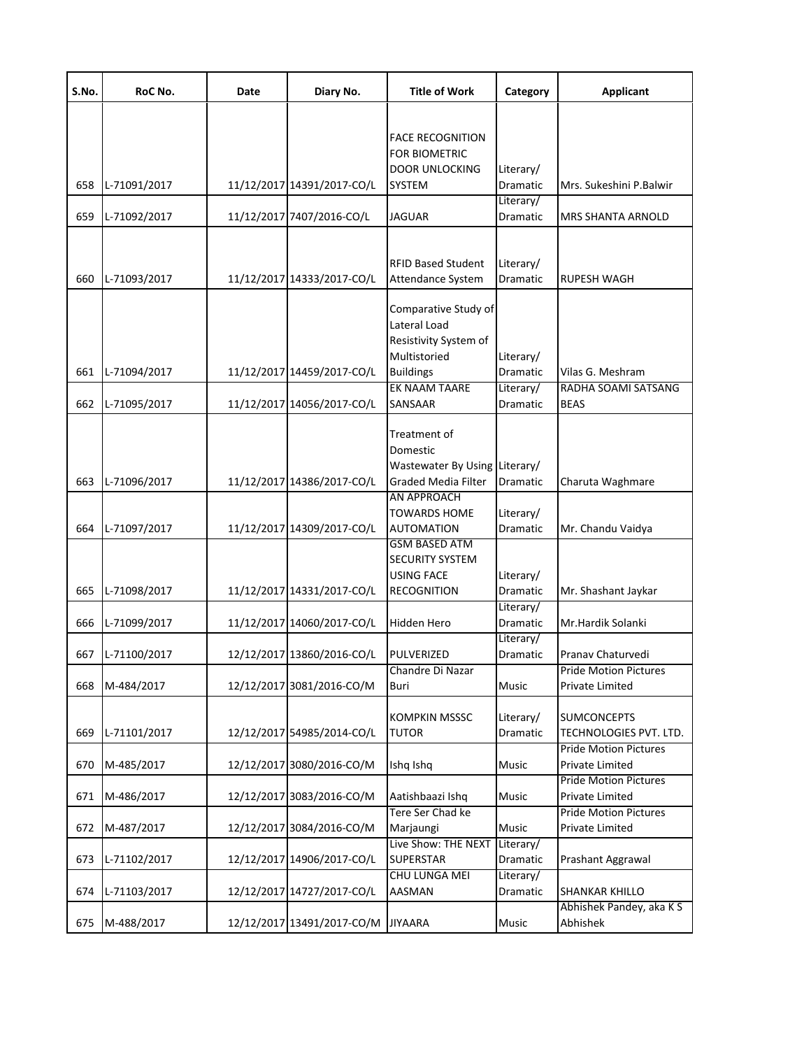| S.No. | RoC No. | Date | Diary No. | Title of Work | Category | Applicant |
|---|---|---|---|---|---|---|
| 658 | L-71091/2017 | 11/12/2017 | 14391/2017-CO/L | FACE RECOGNITION FOR BIOMETRIC DOOR UNLOCKING SYSTEM | Literary/ Dramatic | Mrs. Sukeshini P.Balwir |
| 659 | L-71092/2017 | 11/12/2017 | 7407/2016-CO/L | JAGUAR | Literary/ Dramatic | MRS SHANTA ARNOLD |
| 660 | L-71093/2017 | 11/12/2017 | 14333/2017-CO/L | RFID Based Student Attendance System | Literary/ Dramatic | RUPESH WAGH |
| 661 | L-71094/2017 | 11/12/2017 | 14459/2017-CO/L | Comparative Study of Lateral Load Resistivity System of Multistoried Buildings | Literary/ Dramatic | Vilas G. Meshram |
| 662 | L-71095/2017 | 11/12/2017 | 14056/2017-CO/L | EK NAAM TAARE SANSAAR | Literary/ Dramatic | RADHA SOAMI SATSANG BEAS |
| 663 | L-71096/2017 | 11/12/2017 | 14386/2017-CO/L | Treatment of Domestic Wastewater By Using Graded Media Filter | Literary/ Dramatic | Charuta Waghmare |
| 664 | L-71097/2017 | 11/12/2017 | 14309/2017-CO/L | AN APPROACH TOWARDS HOME AUTOMATION | Literary/ Dramatic | Mr. Chandu Vaidya |
| 665 | L-71098/2017 | 11/12/2017 | 14331/2017-CO/L | GSM BASED ATM SECURITY SYSTEM USING FACE RECOGNITION | Literary/ Dramatic | Mr. Shashant Jaykar |
| 666 | L-71099/2017 | 11/12/2017 | 14060/2017-CO/L | Hidden Hero | Literary/ Dramatic | Mr.Hardik Solanki |
| 667 | L-71100/2017 | 12/12/2017 | 13860/2016-CO/L | PULVERIZED | Literary/ Dramatic | Pranav Chaturvedi |
| 668 | M-484/2017 | 12/12/2017 | 3081/2016-CO/M | Chandre Di Nazar Buri | Music | Pride Motion Pictures Private Limited |
| 669 | L-71101/2017 | 12/12/2017 | 54985/2014-CO/L | KOMPKIN MSSSC TUTOR | Literary/ Dramatic | SUMCONCEPTS TECHNOLOGIES PVT. LTD. |
| 670 | M-485/2017 | 12/12/2017 | 3080/2016-CO/M | Ishq Ishq | Music | Pride Motion Pictures Private Limited |
| 671 | M-486/2017 | 12/12/2017 | 3083/2016-CO/M | Aatishbaazi Ishq | Music | Pride Motion Pictures Private Limited |
| 672 | M-487/2017 | 12/12/2017 | 3084/2016-CO/M | Tere Ser Chad ke Marjaungi | Music | Pride Motion Pictures Private Limited |
| 673 | L-71102/2017 | 12/12/2017 | 14906/2017-CO/L | Live Show: THE NEXT SUPERSTAR | Literary/ Dramatic | Prashant Aggrawal |
| 674 | L-71103/2017 | 12/12/2017 | 14727/2017-CO/L | CHU LUNGA MEI AASMAN | Literary/ Dramatic | SHANKAR KHILLO |
| 675 | M-488/2017 | 12/12/2017 | 13491/2017-CO/M | JIYAARA | Music | Abhishek Pandey, aka K S Abhishek |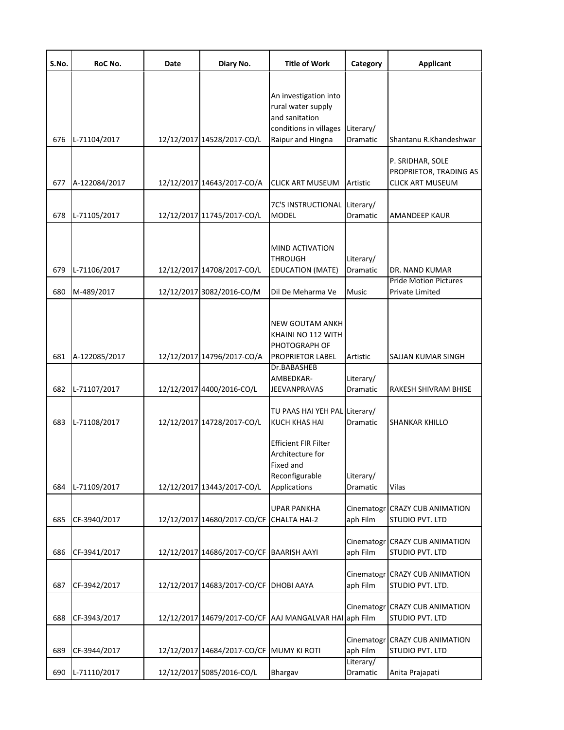| S.No. | RoC No. | Date | Diary No. | Title of Work | Category | Applicant |
|---|---|---|---|---|---|---|
| 676 | L-71104/2017 | 12/12/2017 | 14528/2017-CO/L | An investigation into rural water supply and sanitation conditions in villages Raipur and Hingna | Literary/ Dramatic | Shantanu R.Khandeshwar |
| 677 | A-122084/2017 | 12/12/2017 | 14643/2017-CO/A | CLICK ART MUSEUM | Artistic | P. SRIDHAR, SOLE PROPRIETOR, TRADING AS CLICK ART MUSEUM |
| 678 | L-71105/2017 | 12/12/2017 | 11745/2017-CO/L | 7C'S INSTRUCTIONAL MODEL | Literary/ Dramatic | AMANDEEP KAUR |
| 679 | L-71106/2017 | 12/12/2017 | 14708/2017-CO/L | MIND ACTIVATION THROUGH EDUCATION (MATE) | Literary/ Dramatic | DR. NAND KUMAR |
| 680 | M-489/2017 | 12/12/2017 | 3082/2016-CO/M | Dil De Meharma Ve | Music | Pride Motion Pictures Private Limited |
| 681 | A-122085/2017 | 12/12/2017 | 14796/2017-CO/A | NEW GOUTAM ANKH KHAINI NO 112 WITH PHOTOGRAPH OF PROPRIETOR LABEL | Artistic | SAJJAN KUMAR SINGH |
| 682 | L-71107/2017 | 12/12/2017 | 4400/2016-CO/L | Dr.BABASHEB AMBEDKAR-JEEVANPRAVAS | Literary/ Dramatic | RAKESH SHIVRAM BHISE |
| 683 | L-71108/2017 | 12/12/2017 | 14728/2017-CO/L | TU PAAS HAI YEH PAL KUCH KHAS HAI | Literary/ Dramatic | SHANKAR KHILLO |
| 684 | L-71109/2017 | 12/12/2017 | 13443/2017-CO/L | Efficient FIR Filter Architecture for Fixed and Reconfigurable Applications | Literary/ Dramatic | Vilas |
| 685 | CF-3940/2017 | 12/12/2017 | 14680/2017-CO/CF | UPAR PANKHA CHALTA HAI-2 | Cinematograph Film | CRAZY CUB ANIMATION STUDIO PVT. LTD |
| 686 | CF-3941/2017 | 12/12/2017 | 14686/2017-CO/CF | BAARISH AAYI | Cinematograph Film | CRAZY CUB ANIMATION STUDIO PVT. LTD |
| 687 | CF-3942/2017 | 12/12/2017 | 14683/2017-CO/CF | DHOBI AAYA | Cinematograph Film | CRAZY CUB ANIMATION STUDIO PVT. LTD. |
| 688 | CF-3943/2017 | 12/12/2017 | 14679/2017-CO/CF | AAJ MANGALVAR HAI | Cinematograph Film | CRAZY CUB ANIMATION STUDIO PVT. LTD |
| 689 | CF-3944/2017 | 12/12/2017 | 14684/2017-CO/CF | MUMY KI ROTI | Cinematograph Film | CRAZY CUB ANIMATION STUDIO PVT. LTD |
| 690 | L-71110/2017 | 12/12/2017 | 5085/2016-CO/L | Bhargav | Literary/ Dramatic | Anita Prajapati |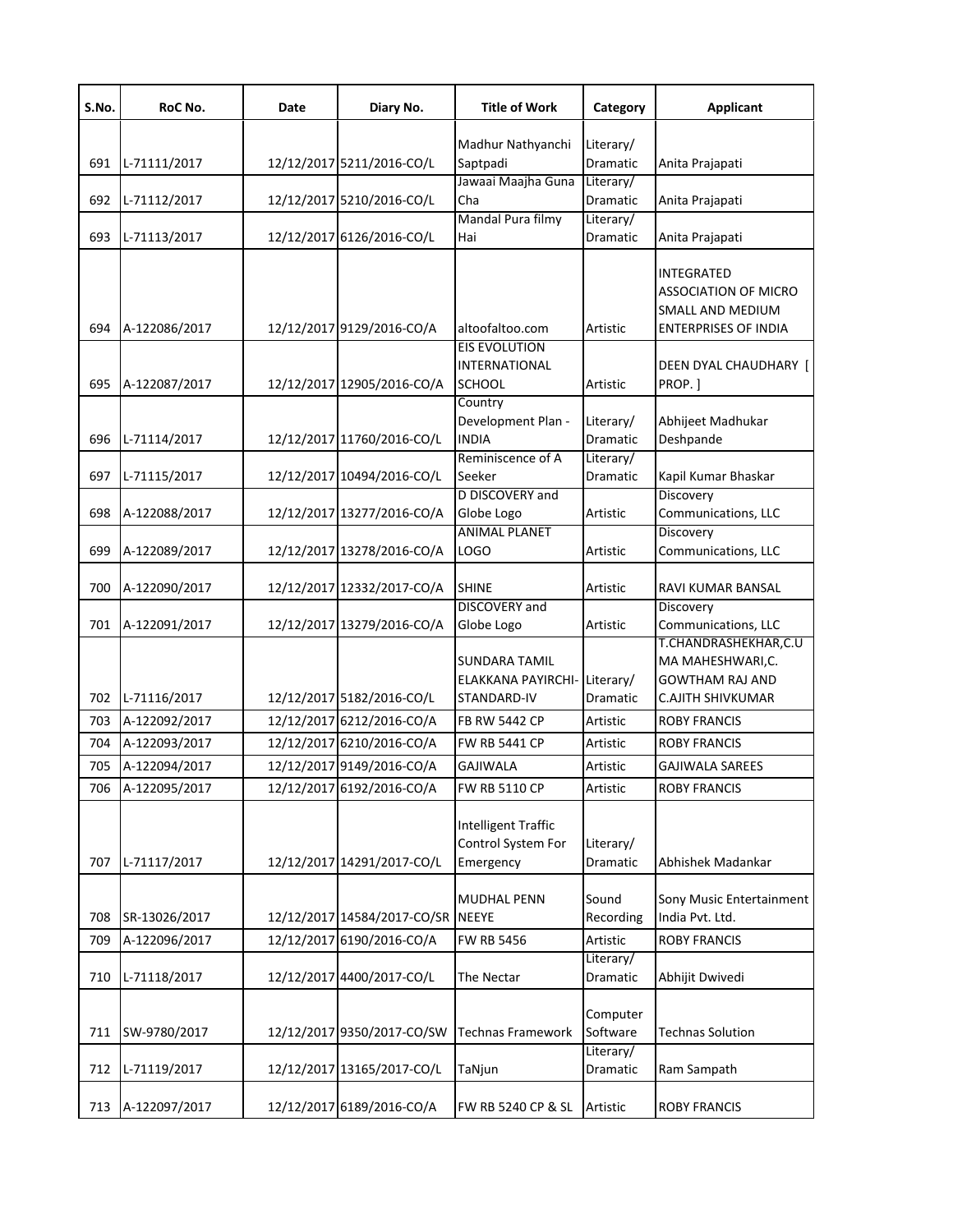| S.No. | RoC No. | Date | Diary No. | Title of Work | Category | Applicant |
|---|---|---|---|---|---|---|
| 691 | L-71111/2017 | 12/12/2017 | 5211/2016-CO/L | Madhur Nathyanchi Saptpadi | Literary/ Dramatic | Anita Prajapati |
| 692 | L-71112/2017 | 12/12/2017 | 5210/2016-CO/L | Jawaai Maajha Guna Cha | Literary/ Dramatic | Anita Prajapati |
| 693 | L-71113/2017 | 12/12/2017 | 6126/2016-CO/L | Mandal Pura filmy Hai | Literary/ Dramatic | Anita Prajapati |
| 694 | A-122086/2017 | 12/12/2017 | 9129/2016-CO/A | altoofaltoo.com | Artistic | INTEGRATED ASSOCIATION OF MICRO SMALL AND MEDIUM ENTERPRISES OF INDIA |
| 695 | A-122087/2017 | 12/12/2017 | 12905/2016-CO/A | EIS EVOLUTION INTERNATIONAL SCHOOL | Artistic | DEEN DYAL CHAUDHARY [ PROP. ] |
| 696 | L-71114/2017 | 12/12/2017 | 11760/2016-CO/L | Country Development Plan - INDIA | Literary/ Dramatic | Abhijeet Madhukar Deshpande |
| 697 | L-71115/2017 | 12/12/2017 | 10494/2016-CO/L | Reminiscence of A Seeker | Literary/ Dramatic | Kapil Kumar Bhaskar |
| 698 | A-122088/2017 | 12/12/2017 | 13277/2016-CO/A | D DISCOVERY and Globe Logo | Artistic | Discovery Communications, LLC |
| 699 | A-122089/2017 | 12/12/2017 | 13278/2016-CO/A | ANIMAL PLANET LOGO | Artistic | Discovery Communications, LLC |
| 700 | A-122090/2017 | 12/12/2017 | 12332/2017-CO/A | SHINE | Artistic | RAVI KUMAR BANSAL |
| 701 | A-122091/2017 | 12/12/2017 | 13279/2016-CO/A | DISCOVERY and Globe Logo | Artistic | Discovery Communications, LLC |
| 702 | L-71116/2017 | 12/12/2017 | 5182/2016-CO/L | SUNDARA TAMIL ELAKKANA PAYIRCHI-STANDARD-IV | Literary/ Dramatic | T.CHANDRASHEKHAR,C.UMA MAHESHWARI,C. GOWTHAM RAJ AND C.AJITH SHIVKUMAR |
| 703 | A-122092/2017 | 12/12/2017 | 6212/2016-CO/A | FB RW 5442 CP | Artistic | ROBY FRANCIS |
| 704 | A-122093/2017 | 12/12/2017 | 6210/2016-CO/A | FW RB 5441 CP | Artistic | ROBY FRANCIS |
| 705 | A-122094/2017 | 12/12/2017 | 9149/2016-CO/A | GAJIWALA | Artistic | GAJIWALA SAREES |
| 706 | A-122095/2017 | 12/12/2017 | 6192/2016-CO/A | FW RB 5110 CP | Artistic | ROBY FRANCIS |
| 707 | L-71117/2017 | 12/12/2017 | 14291/2017-CO/L | Intelligent Traffic Control System For Emergency | Literary/ Dramatic | Abhishek Madankar |
| 708 | SR-13026/2017 | 12/12/2017 | 14584/2017-CO/SR | MUDHAL PENN NEEYE | Sound Recording | Sony Music Entertainment India Pvt. Ltd. |
| 709 | A-122096/2017 | 12/12/2017 | 6190/2016-CO/A | FW RB 5456 | Artistic | ROBY FRANCIS |
| 710 | L-71118/2017 | 12/12/2017 | 4400/2017-CO/L | The Nectar | Literary/ Dramatic | Abhijit Dwivedi |
| 711 | SW-9780/2017 | 12/12/2017 | 9350/2017-CO/SW | Technas Framework | Computer Software | Technas Solution |
| 712 | L-71119/2017 | 12/12/2017 | 13165/2017-CO/L | TaNjun | Literary/ Dramatic | Ram Sampath |
| 713 | A-122097/2017 | 12/12/2017 | 6189/2016-CO/A | FW RB 5240 CP & SL | Artistic | ROBY FRANCIS |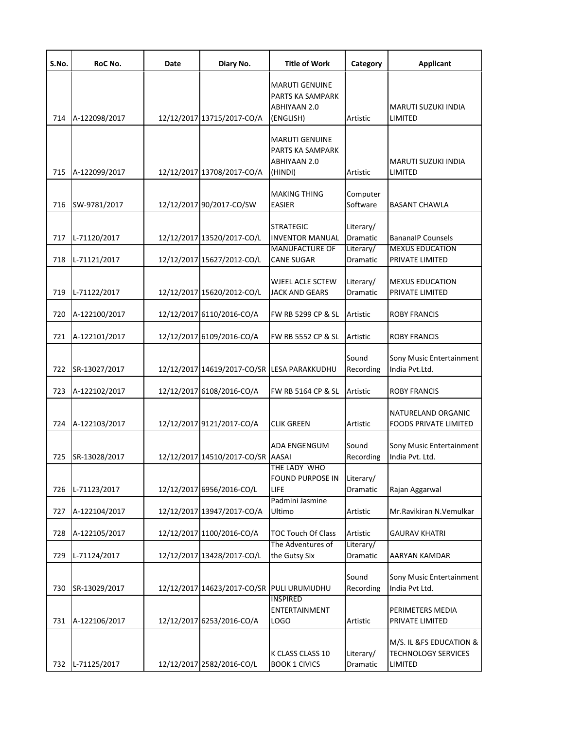| S.No. | RoC No. | Date | Diary No. | Title of Work | Category | Applicant |
|---|---|---|---|---|---|---|
| 714 | A-122098/2017 | 12/12/2017 | 13715/2017-CO/A | MARUTI GENUINE PARTS KA SAMPARK ABHIYAAN 2.0 (ENGLISH) | Artistic | MARUTI SUZUKI INDIA LIMITED |
| 715 | A-122099/2017 | 12/12/2017 | 13708/2017-CO/A | MARUTI GENUINE PARTS KA SAMPARK ABHIYAAN 2.0 (HINDI) | Artistic | MARUTI SUZUKI INDIA LIMITED |
| 716 | SW-9781/2017 | 12/12/2017 | 90/2017-CO/SW | MAKING THING EASIER | Computer Software | BASANT CHAWLA |
| 717 | L-71120/2017 | 12/12/2017 | 13520/2017-CO/L | STRATEGIC INVENTOR MANUAL | Literary/ Dramatic | BananaIP Counsels |
| 718 | L-71121/2017 | 12/12/2017 | 15627/2012-CO/L | MANUFACTURE OF CANE SUGAR | Literary/ Dramatic | MEXUS EDUCATION PRIVATE LIMITED |
| 719 | L-71122/2017 | 12/12/2017 | 15620/2012-CO/L | WJEEL ACLE SCTEW JACK AND GEARS | Literary/ Dramatic | MEXUS EDUCATION PRIVATE LIMITED |
| 720 | A-122100/2017 | 12/12/2017 | 6110/2016-CO/A | FW RB 5299 CP & SL | Artistic | ROBY FRANCIS |
| 721 | A-122101/2017 | 12/12/2017 | 6109/2016-CO/A | FW RB 5552 CP & SL | Artistic | ROBY FRANCIS |
| 722 | SR-13027/2017 | 12/12/2017 | 14619/2017-CO/SR | LESA PARAKKUDHU | Sound Recording | Sony Music Entertainment India Pvt.Ltd. |
| 723 | A-122102/2017 | 12/12/2017 | 6108/2016-CO/A | FW RB 5164 CP & SL | Artistic | ROBY FRANCIS |
| 724 | A-122103/2017 | 12/12/2017 | 9121/2017-CO/A | CLIK GREEN | Artistic | NATURELAND ORGANIC FOODS PRIVATE LIMITED |
| 725 | SR-13028/2017 | 12/12/2017 | 14510/2017-CO/SR | ADA ENGENGUM AASAI | Sound Recording | Sony Music Entertainment India Pvt. Ltd. |
| 726 | L-71123/2017 | 12/12/2017 | 6956/2016-CO/L | THE LADY WHO FOUND PURPOSE IN LIFE | Literary/ Dramatic | Rajan Aggarwal |
| 727 | A-122104/2017 | 12/12/2017 | 13947/2017-CO/A | Padmini Jasmine Ultimo | Artistic | Mr.Ravikiran N.Vemulkar |
| 728 | A-122105/2017 | 12/12/2017 | 1100/2016-CO/A | TOC Touch Of Class | Artistic | GAURAV KHATRI |
| 729 | L-71124/2017 | 12/12/2017 | 13428/2017-CO/L | The Adventures of the Gutsy Six | Literary/ Dramatic | AARYAN KAMDAR |
| 730 | SR-13029/2017 | 12/12/2017 | 14623/2017-CO/SR | PULI URUMUDHU | Sound Recording | Sony Music Entertainment India Pvt Ltd. |
| 731 | A-122106/2017 | 12/12/2017 | 6253/2016-CO/A | INSPIRED ENTERTAINMENT LOGO | Artistic | PERIMETERS MEDIA PRIVATE LIMITED |
| 732 | L-71125/2017 | 12/12/2017 | 2582/2016-CO/L | K CLASS CLASS 10 BOOK 1 CIVICS | Literary/ Dramatic | M/S. IL &FS EDUCATION & TECHNOLOGY SERVICES LIMITED |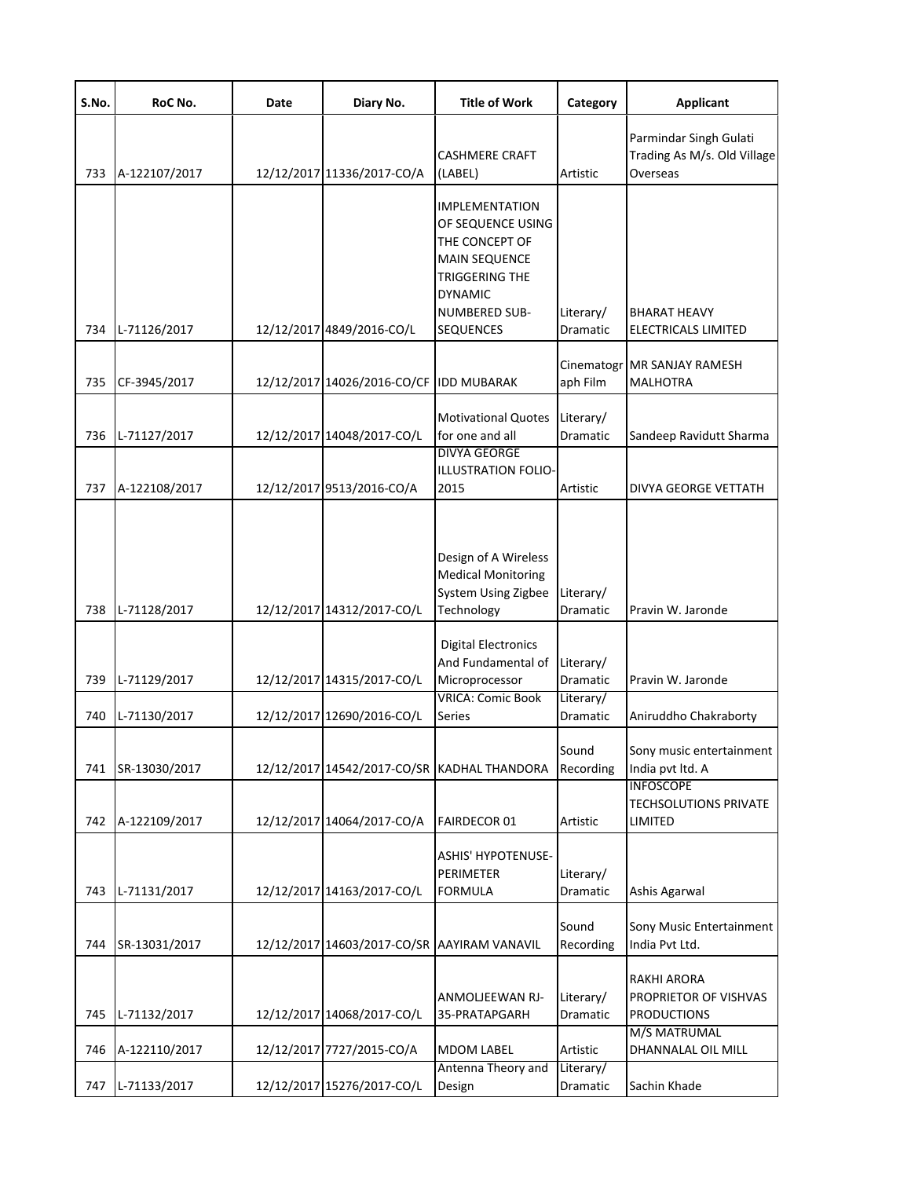| S.No. | RoC No. | Date | Diary No. | Title of Work | Category | Applicant |
|---|---|---|---|---|---|---|
| 733 | A-122107/2017 | 12/12/2017 | 11336/2017-CO/A | CASHMERE CRAFT (LABEL) | Artistic | Parmindar Singh Gulati Trading As M/s. Old Village Overseas |
| 734 | L-71126/2017 | 12/12/2017 | 4849/2016-CO/L | IMPLEMENTATION OF SEQUENCE USING THE CONCEPT OF MAIN SEQUENCE TRIGGERING THE DYNAMIC NUMBERED SUB-SEQUENCES | Literary/ Dramatic | BHARAT HEAVY ELECTRICALS LIMITED |
| 735 | CF-3945/2017 | 12/12/2017 | 14026/2016-CO/CF | IDD MUBARAK | Cinematograph Film | MR SANJAY RAMESH MALHOTRA |
| 736 | L-71127/2017 | 12/12/2017 | 14048/2017-CO/L | Motivational Quotes for one and all | Literary/ Dramatic | Sandeep Ravidutt Sharma |
| 737 | A-122108/2017 | 12/12/2017 | 9513/2016-CO/A | DIVYA GEORGE ILLUSTRATION FOLIO-2015 | Artistic | DIVYA GEORGE VETTATH |
| 738 | L-71128/2017 | 12/12/2017 | 14312/2017-CO/L | Design of A Wireless Medical Monitoring System Using Zigbee Technology | Literary/ Dramatic | Pravin W. Jaronde |
| 739 | L-71129/2017 | 12/12/2017 | 14315/2017-CO/L | Digital Electronics And Fundamental of Microprocessor | Literary/ Dramatic | Pravin W. Jaronde |
| 740 | L-71130/2017 | 12/12/2017 | 12690/2016-CO/L | VRICA: Comic Book Series | Literary/ Dramatic | Aniruddho Chakraborty |
| 741 | SR-13030/2017 | 12/12/2017 | 14542/2017-CO/SR | KADHAL THANDORA | Sound Recording | Sony music entertainment India pvt ltd. A |
| 742 | A-122109/2017 | 12/12/2017 | 14064/2017-CO/A | FAIRDECOR 01 | Artistic | INFOSCOPE TECHSOLUTIONS PRIVATE LIMITED |
| 743 | L-71131/2017 | 12/12/2017 | 14163/2017-CO/L | ASHIS' HYPOTENUSE-PERIMETER FORMULA | Literary/ Dramatic | Ashis Agarwal |
| 744 | SR-13031/2017 | 12/12/2017 | 14603/2017-CO/SR | AAYIRAM VANAVIL | Sound Recording | Sony Music Entertainment India Pvt Ltd. |
| 745 | L-71132/2017 | 12/12/2017 | 14068/2017-CO/L | ANMOLJEEWAN RJ-35-PRATAPGARH | Literary/ Dramatic | RAKHI ARORA PROPRIETOR OF VISHVAS PRODUCTIONS |
| 746 | A-122110/2017 | 12/12/2017 | 7727/2015-CO/A | MDOM LABEL | Artistic | M/S MATRUMAL DHANNALAL OIL MILL |
| 747 | L-71133/2017 | 12/12/2017 | 15276/2017-CO/L | Antenna Theory and Design | Literary/ Dramatic | Sachin Khade |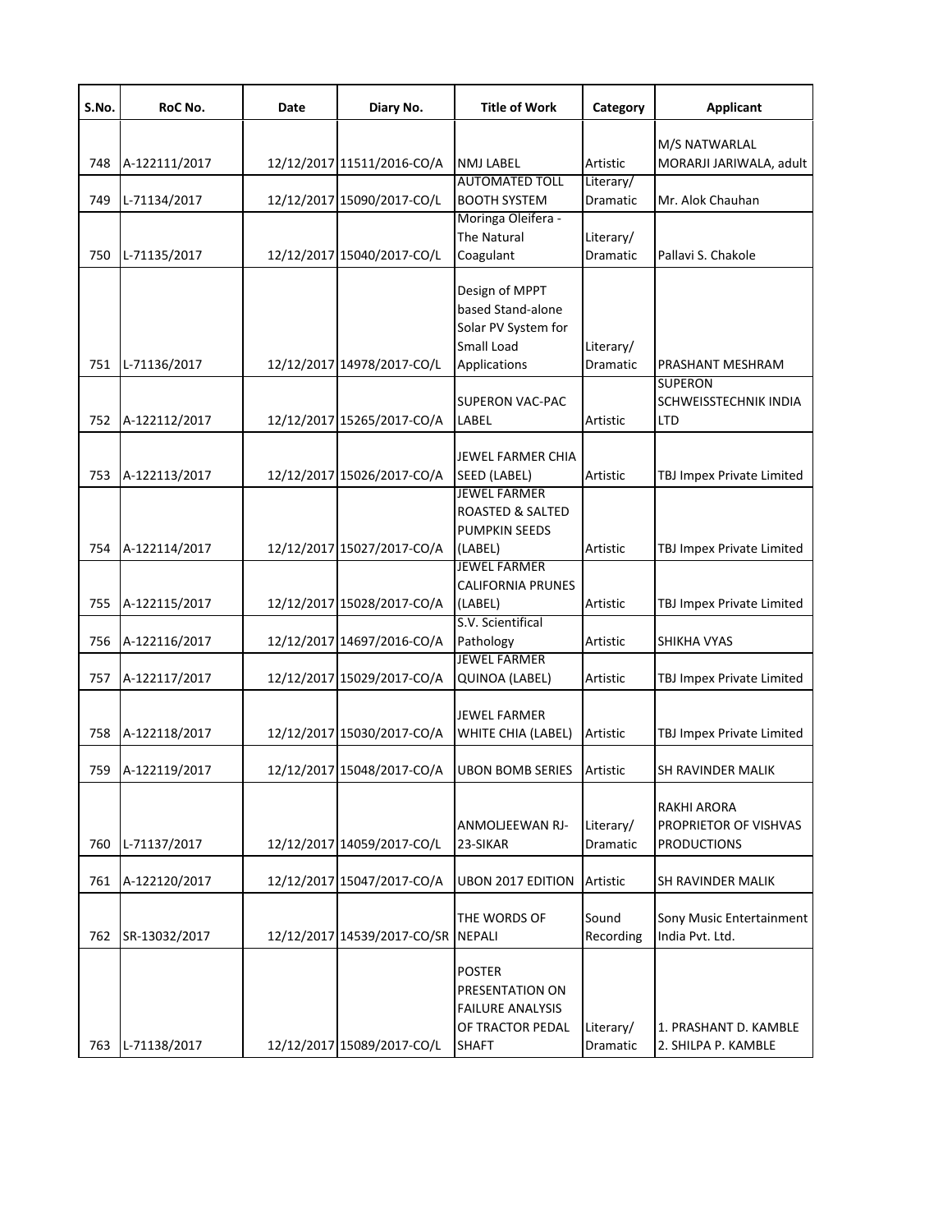| S.No. | RoC No. | Date | Diary No. | Title of Work | Category | Applicant |
|---|---|---|---|---|---|---|
| 748 | A-122111/2017 | 12/12/2017 | 11511/2016-CO/A | NMJ LABEL | Artistic | M/S NATWARLAL MORARJI JARIWALA, adult |
| 749 | L-71134/2017 | 12/12/2017 | 15090/2017-CO/L | AUTOMATED TOLL BOOTH SYSTEM | Literary/ Dramatic | Mr. Alok Chauhan |
| 750 | L-71135/2017 | 12/12/2017 | 15040/2017-CO/L | Moringa Oleifera - The Natural Coagulant | Literary/ Dramatic | Pallavi S. Chakole |
| 751 | L-71136/2017 | 12/12/2017 | 14978/2017-CO/L | Design of MPPT based Stand-alone Solar PV System for Small Load Applications | Literary/ Dramatic | PRASHANT MESHRAM |
| 752 | A-122112/2017 | 12/12/2017 | 15265/2017-CO/A | SUPERON VAC-PAC LABEL | Artistic | SUPERON SCHWEISSTECHNIK INDIA LTD |
| 753 | A-122113/2017 | 12/12/2017 | 15026/2017-CO/A | JEWEL FARMER CHIA SEED (LABEL) | Artistic | TBJ Impex Private Limited |
| 754 | A-122114/2017 | 12/12/2017 | 15027/2017-CO/A | JEWEL FARMER ROASTED & SALTED PUMPKIN SEEDS (LABEL) | Artistic | TBJ Impex Private Limited |
| 755 | A-122115/2017 | 12/12/2017 | 15028/2017-CO/A | JEWEL FARMER CALIFORNIA PRUNES (LABEL) | Artistic | TBJ Impex Private Limited |
| 756 | A-122116/2017 | 12/12/2017 | 14697/2016-CO/A | S.V. Scientifical Pathology | Artistic | SHIKHA VYAS |
| 757 | A-122117/2017 | 12/12/2017 | 15029/2017-CO/A | JEWEL FARMER QUINOA (LABEL) | Artistic | TBJ Impex Private Limited |
| 758 | A-122118/2017 | 12/12/2017 | 15030/2017-CO/A | JEWEL FARMER WHITE CHIA (LABEL) | Artistic | TBJ Impex Private Limited |
| 759 | A-122119/2017 | 12/12/2017 | 15048/2017-CO/A | UBON BOMB SERIES | Artistic | SH RAVINDER MALIK |
| 760 | L-71137/2017 | 12/12/2017 | 14059/2017-CO/L | ANMOLJEEWAN RJ-23-SIKAR | Literary/ Dramatic | RAKHI ARORA PROPRIETOR OF VISHVAS PRODUCTIONS |
| 761 | A-122120/2017 | 12/12/2017 | 15047/2017-CO/A | UBON 2017 EDITION | Artistic | SH RAVINDER MALIK |
| 762 | SR-13032/2017 | 12/12/2017 | 14539/2017-CO/SR | THE WORDS OF NEPALI | Sound Recording | Sony Music Entertainment India Pvt. Ltd. |
| 763 | L-71138/2017 | 12/12/2017 | 15089/2017-CO/L | POSTER PRESENTATION ON FAILURE ANALYSIS OF TRACTOR PEDAL SHAFT | Literary/ Dramatic | 1. PRASHANT D. KAMBLE 2. SHILPA P. KAMBLE |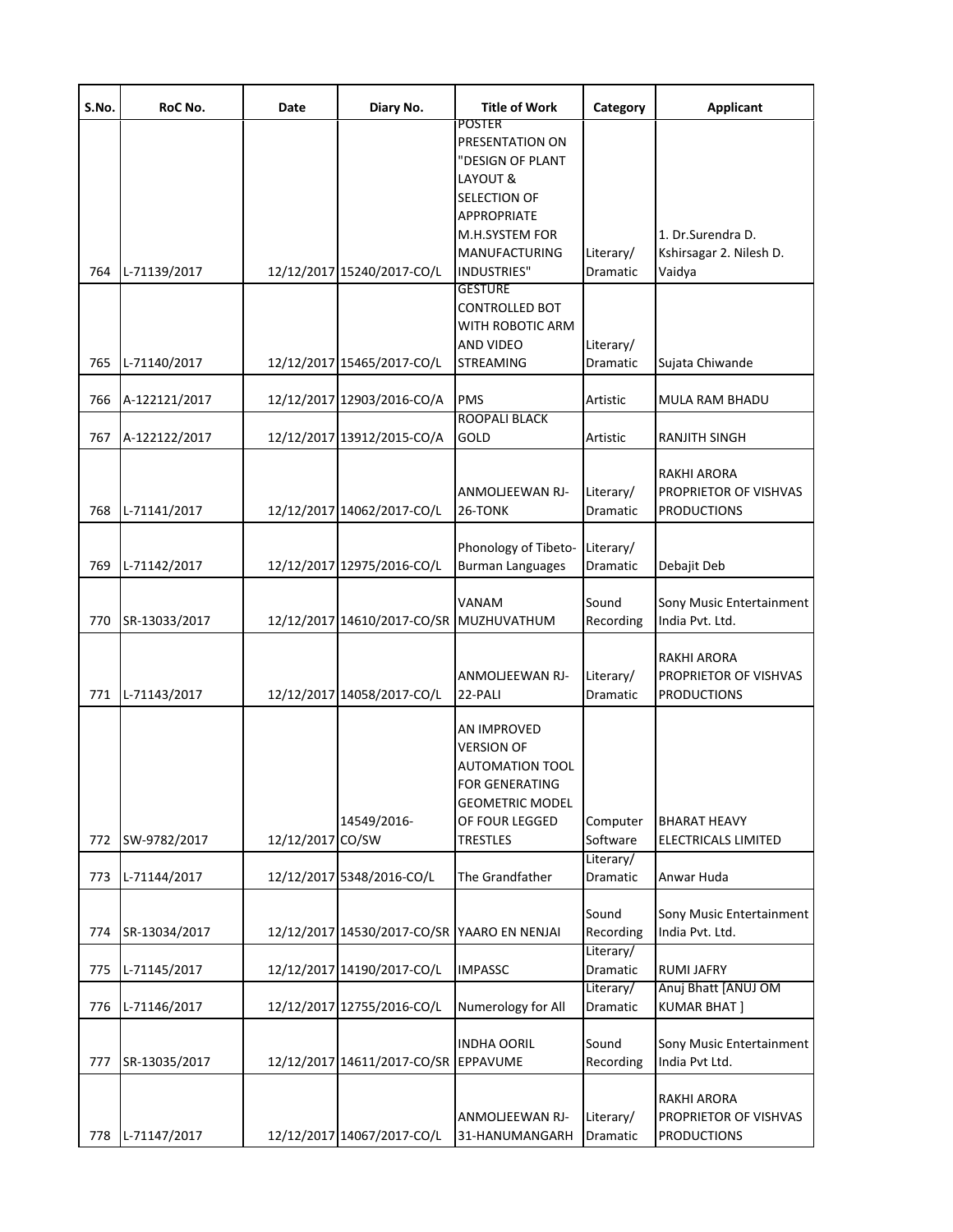| S.No. | RoC No. | Date | Diary No. | Title of Work | Category | Applicant |
|---|---|---|---|---|---|---|
| 764 | L-71139/2017 | 12/12/2017 | 15240/2017-CO/L | POSTER PRESENTATION ON "DESIGN OF PLANT LAYOUT & SELECTION OF APPROPRIATE M.H.SYSTEM FOR MANUFACTURING INDUSTRIES" | Literary/ Dramatic | 1. Dr.Surendra D. Kshirsagar 2. Nilesh D. Vaidya |
| 765 | L-71140/2017 | 12/12/2017 | 15465/2017-CO/L | GESTURE CONTROLLED BOT WITH ROBOTIC ARM AND VIDEO STREAMING | Literary/ Dramatic | Sujata Chiwande |
| 766 | A-122121/2017 | 12/12/2017 | 12903/2016-CO/A | PMS | Artistic | MULA RAM BHADU |
| 767 | A-122122/2017 | 12/12/2017 | 13912/2015-CO/A | ROOPALI BLACK GOLD | Artistic | RANJITH SINGH |
| 768 | L-71141/2017 | 12/12/2017 | 14062/2017-CO/L | ANMOLJEEWAN RJ-26-TONK | Literary/ Dramatic | RAKHI ARORA PROPRIETOR OF VISHVAS PRODUCTIONS |
| 769 | L-71142/2017 | 12/12/2017 | 12975/2016-CO/L | Phonology of Tibeto-Burman Languages | Literary/ Dramatic | Debajit Deb |
| 770 | SR-13033/2017 | 12/12/2017 | 14610/2017-CO/SR | VANAM MUZHUVATHUM | Sound Recording | Sony Music Entertainment India Pvt. Ltd. |
| 771 | L-71143/2017 | 12/12/2017 | 14058/2017-CO/L | ANMOLJEEWAN RJ-22-PALI | Literary/ Dramatic | RAKHI ARORA PROPRIETOR OF VISHVAS PRODUCTIONS |
| 772 | SW-9782/2017 | 12/12/2017 | 14549/2016-CO/SW | AN IMPROVED VERSION OF AUTOMATION TOOL FOR GENERATING GEOMETRIC MODEL OF FOUR LEGGED TRESTLES | Computer Software | BHARAT HEAVY ELECTRICALS LIMITED |
| 773 | L-71144/2017 | 12/12/2017 | 5348/2016-CO/L | The Grandfather | Literary/ Dramatic | Anwar Huda |
| 774 | SR-13034/2017 | 12/12/2017 | 14530/2017-CO/SR | YAARO EN NENJAI | Sound Recording | Sony Music Entertainment India Pvt. Ltd. |
| 775 | L-71145/2017 | 12/12/2017 | 14190/2017-CO/L | IMPASSC | Literary/ Dramatic | RUMI JAFRY |
| 776 | L-71146/2017 | 12/12/2017 | 12755/2016-CO/L | Numerology for All | Literary/ Dramatic | Anuj Bhatt [ANUJ OM KUMAR BHAT ] |
| 777 | SR-13035/2017 | 12/12/2017 | 14611/2017-CO/SR | INDHA OORIL EPPAVUME | Sound Recording | Sony Music Entertainment India Pvt Ltd. |
| 778 | L-71147/2017 | 12/12/2017 | 14067/2017-CO/L | ANMOLJEEWAN RJ-31-HANUMANGARH | Literary/ Dramatic | RAKHI ARORA PROPRIETOR OF VISHVAS PRODUCTIONS |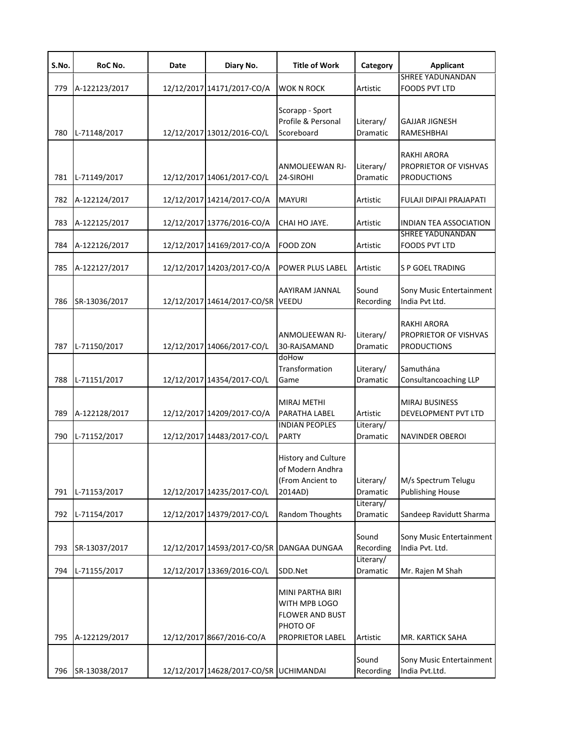| S.No. | RoC No. | Date | Diary No. | Title of Work | Category | Applicant |
|---|---|---|---|---|---|---|
| 779 | A-122123/2017 | 12/12/2017 | 14171/2017-CO/A | WOK N ROCK | Artistic | SHREE YADUNANDAN FOODS PVT LTD |
| 780 | L-71148/2017 | 12/12/2017 | 13012/2016-CO/L | Scorapp - Sport Profile & Personal Scoreboard | Literary/ Dramatic | GAJJAR JIGNESH RAMESHBHAI |
| 781 | L-71149/2017 | 12/12/2017 | 14061/2017-CO/L | ANMOLJEEWAN RJ-24-SIROHI | Literary/ Dramatic | RAKHI ARORA PROPRIETOR OF VISHVAS PRODUCTIONS |
| 782 | A-122124/2017 | 12/12/2017 | 14214/2017-CO/A | MAYURI | Artistic | FULAJI DIPAJI PRAJAPATI |
| 783 | A-122125/2017 | 12/12/2017 | 13776/2016-CO/A | CHAI HO JAYE. | Artistic | INDIAN TEA ASSOCIATION |
| 784 | A-122126/2017 | 12/12/2017 | 14169/2017-CO/A | FOOD ZON | Artistic | SHREE YADUNANDAN FOODS PVT LTD |
| 785 | A-122127/2017 | 12/12/2017 | 14203/2017-CO/A | POWER PLUS LABEL | Artistic | S P GOEL TRADING |
| 786 | SR-13036/2017 | 12/12/2017 | 14614/2017-CO/SR | AAYIRAM JANNAL VEEDU | Sound Recording | Sony Music Entertainment India Pvt Ltd. |
| 787 | L-71150/2017 | 12/12/2017 | 14066/2017-CO/L | ANMOLJEEWAN RJ-30-RAJSAMAND | Literary/ Dramatic | RAKHI ARORA PROPRIETOR OF VISHVAS PRODUCTIONS |
| 788 | L-71151/2017 | 12/12/2017 | 14354/2017-CO/L | doHow Transformation Game | Literary/ Dramatic | Samuthána Consultancoaching LLP |
| 789 | A-122128/2017 | 12/12/2017 | 14209/2017-CO/A | MIRAJ METHI PARATHA LABEL | Artistic | MIRAJ BUSINESS DEVELOPMENT PVT LTD |
| 790 | L-71152/2017 | 12/12/2017 | 14483/2017-CO/L | INDIAN PEOPLES PARTY | Literary/ Dramatic | NAVINDER OBEROI |
| 791 | L-71153/2017 | 12/12/2017 | 14235/2017-CO/L | History and Culture of Modern Andhra (From Ancient to 2014AD) | Literary/ Dramatic | M/s Spectrum Telugu Publishing House |
| 792 | L-71154/2017 | 12/12/2017 | 14379/2017-CO/L | Random Thoughts | Literary/ Dramatic | Sandeep Ravidutt Sharma |
| 793 | SR-13037/2017 | 12/12/2017 | 14593/2017-CO/SR | DANGAA DUNGAA | Sound Recording | Sony Music Entertainment India Pvt. Ltd. |
| 794 | L-71155/2017 | 12/12/2017 | 13369/2016-CO/L | SDD.Net | Literary/ Dramatic | Mr. Rajen M Shah |
| 795 | A-122129/2017 | 12/12/2017 | 8667/2016-CO/A | MINI PARTHA BIRI WITH MPB LOGO FLOWER AND BUST PHOTO OF PROPRIETOR LABEL | Artistic | MR. KARTICK SAHA |
| 796 | SR-13038/2017 | 12/12/2017 | 14628/2017-CO/SR | UCHIMANDAI | Sound Recording | Sony Music Entertainment India Pvt.Ltd. |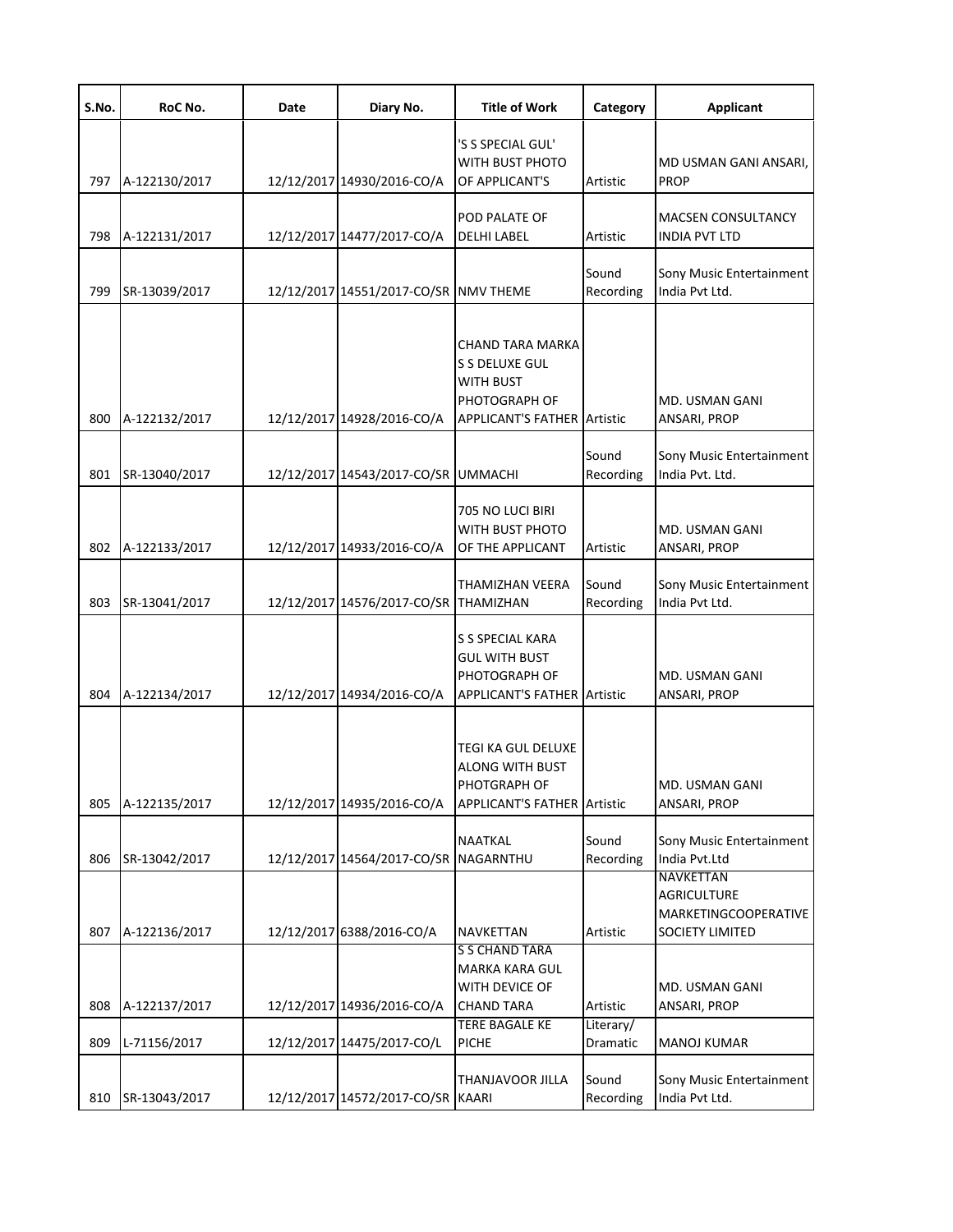| S.No. | RoC No. | Date | Diary No. | Title of Work | Category | Applicant |
|---|---|---|---|---|---|---|
| 797 | A-122130/2017 | 12/12/2017 | 14930/2016-CO/A | 'S S SPECIAL GUL' WITH BUST PHOTO OF APPLICANT'S | Artistic | MD USMAN GANI ANSARI, PROP |
| 798 | A-122131/2017 | 12/12/2017 | 14477/2017-CO/A | POD PALATE OF DELHI LABEL | Artistic | MACSEN CONSULTANCY INDIA PVT LTD |
| 799 | SR-13039/2017 | 12/12/2017 | 14551/2017-CO/SR | NMV THEME | Sound Recording | Sony Music Entertainment India Pvt Ltd. |
| 800 | A-122132/2017 | 12/12/2017 | 14928/2016-CO/A | CHAND TARA MARKA S S DELUXE GUL WITH BUST PHOTOGRAPH OF APPLICANT'S FATHER | Artistic | MD. USMAN GANI ANSARI, PROP |
| 801 | SR-13040/2017 | 12/12/2017 | 14543/2017-CO/SR | UMMACHI | Sound Recording | Sony Music Entertainment India Pvt. Ltd. |
| 802 | A-122133/2017 | 12/12/2017 | 14933/2016-CO/A | 705 NO LUCI BIRI WITH BUST PHOTO OF THE APPLICANT | Artistic | MD. USMAN GANI ANSARI, PROP |
| 803 | SR-13041/2017 | 12/12/2017 | 14576/2017-CO/SR | THAMIZHAN VEERA THAMIZHAN | Sound Recording | Sony Music Entertainment India Pvt Ltd. |
| 804 | A-122134/2017 | 12/12/2017 | 14934/2016-CO/A | S S SPECIAL KARA GUL WITH BUST PHOTOGRAPH OF APPLICANT'S FATHER | Artistic | MD. USMAN GANI ANSARI, PROP |
| 805 | A-122135/2017 | 12/12/2017 | 14935/2016-CO/A | TEGI KA GUL DELUXE ALONG WITH BUST PHOTGRAPH OF APPLICANT'S FATHER | Artistic | MD. USMAN GANI ANSARI, PROP |
| 806 | SR-13042/2017 | 12/12/2017 | 14564/2017-CO/SR | NAATKAL NAGARNTHU | Sound Recording | Sony Music Entertainment India Pvt.Ltd |
| 807 | A-122136/2017 | 12/12/2017 | 6388/2016-CO/A | NAVKETTAN | Artistic | NAVKETTAN AGRICULTURE MARKETINGCOOPERATIVE SOCIETY LIMITED |
| 808 | A-122137/2017 | 12/12/2017 | 14936/2016-CO/A | S S CHAND TARA MARKA KARA GUL WITH DEVICE OF CHAND TARA | Artistic | MD. USMAN GANI ANSARI, PROP |
| 809 | L-71156/2017 | 12/12/2017 | 14475/2017-CO/L | TERE BAGALE KE PICHE | Literary/ Dramatic | MANOJ KUMAR |
| 810 | SR-13043/2017 | 12/12/2017 | 14572/2017-CO/SR | THANJAVOOR JILLA KAARI | Sound Recording | Sony Music Entertainment India Pvt Ltd. |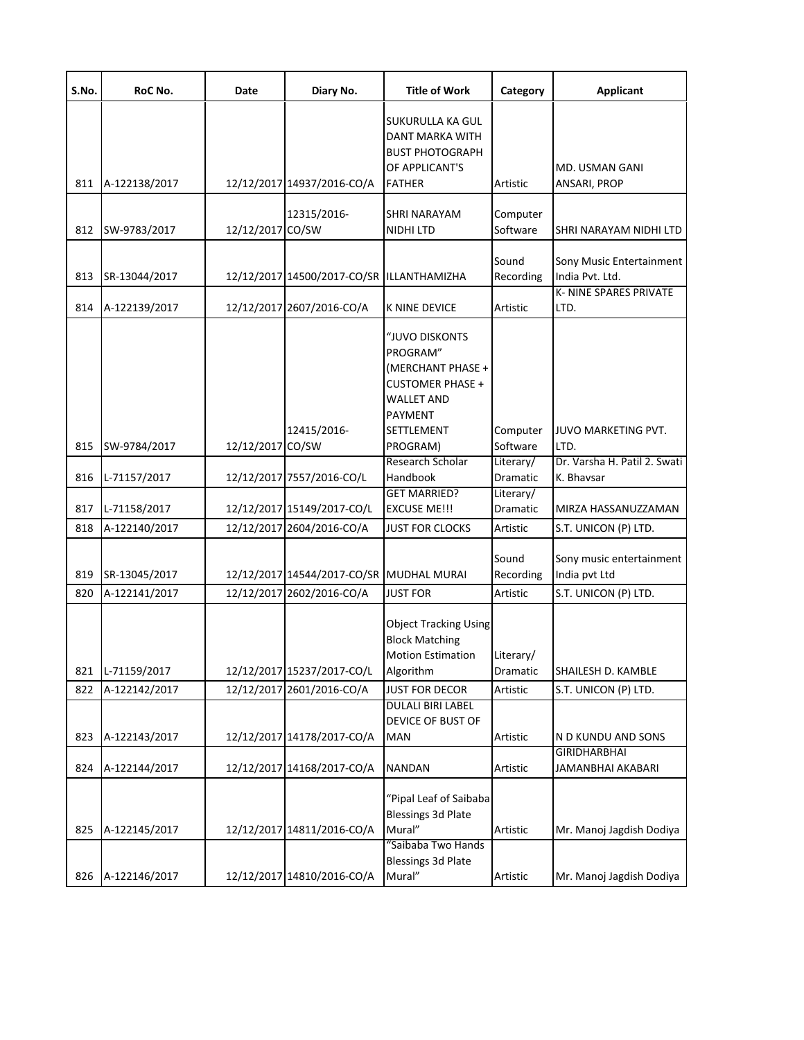| S.No. | RoC No. | Date | Diary No. | Title of Work | Category | Applicant |
|---|---|---|---|---|---|---|
| 811 | A-122138/2017 | 12/12/2017 | 14937/2016-CO/A | SUKURULLA KA GUL DANT MARKA WITH BUST PHOTOGRAPH OF APPLICANT'S FATHER | Artistic | MD. USMAN GANI ANSARI, PROP |
| 812 | SW-9783/2017 | 12/12/2017 | 12315/2016-CO/SW | SHRI NARAYAM NIDHI LTD | Computer Software | SHRI NARAYAM NIDHI LTD |
| 813 | SR-13044/2017 | 12/12/2017 | 14500/2017-CO/SR | ILLANTHAMIZHA | Sound Recording | Sony Music Entertainment India Pvt. Ltd. |
| 814 | A-122139/2017 | 12/12/2017 | 2607/2016-CO/A | K NINE DEVICE | Artistic | K- NINE SPARES PRIVATE LTD. |
| 815 | SW-9784/2017 | 12/12/2017 | 12415/2016-CO/SW | "JUVO DISKONTS PROGRAM" (MERCHANT PHASE + CUSTOMER PHASE + WALLET AND PAYMENT SETTLEMENT PROGRAM) | Computer Software | JUVO MARKETING PVT. LTD. |
| 816 | L-71157/2017 | 12/12/2017 | 7557/2016-CO/L | Research Scholar Handbook | Literary/ Dramatic | Dr. Varsha H. Patil 2. Swati K. Bhavsar |
| 817 | L-71158/2017 | 12/12/2017 | 15149/2017-CO/L | GET MARRIED? EXCUSE ME!!! | Literary/ Dramatic | MIRZA HASSANUZZAMAN |
| 818 | A-122140/2017 | 12/12/2017 | 2604/2016-CO/A | JUST FOR CLOCKS | Artistic | S.T. UNICON (P) LTD. |
| 819 | SR-13045/2017 | 12/12/2017 | 14544/2017-CO/SR | MUDHAL MURAI | Sound Recording | Sony music entertainment India pvt Ltd |
| 820 | A-122141/2017 | 12/12/2017 | 2602/2016-CO/A | JUST FOR | Artistic | S.T. UNICON (P) LTD. |
| 821 | L-71159/2017 | 12/12/2017 | 15237/2017-CO/L | Object Tracking Using Block Matching Motion Estimation Algorithm | Literary/ Dramatic | SHAILESH D. KAMBLE |
| 822 | A-122142/2017 | 12/12/2017 | 2601/2016-CO/A | JUST FOR DECOR | Artistic | S.T. UNICON (P) LTD. |
| 823 | A-122143/2017 | 12/12/2017 | 14178/2017-CO/A | DULALI BIRI LABEL DEVICE OF BUST OF MAN | Artistic | N D KUNDU AND SONS |
| 824 | A-122144/2017 | 12/12/2017 | 14168/2017-CO/A | NANDAN | Artistic | GIRIDHARBHAI JAMANBHAI AKABARI |
| 825 | A-122145/2017 | 12/12/2017 | 14811/2016-CO/A | "Pipal Leaf of Saibaba Blessings 3d Plate Mural" | Artistic | Mr. Manoj Jagdish Dodiya |
| 826 | A-122146/2017 | 12/12/2017 | 14810/2016-CO/A | "Saibaba Two Hands Blessings 3d Plate Mural" | Artistic | Mr. Manoj Jagdish Dodiya |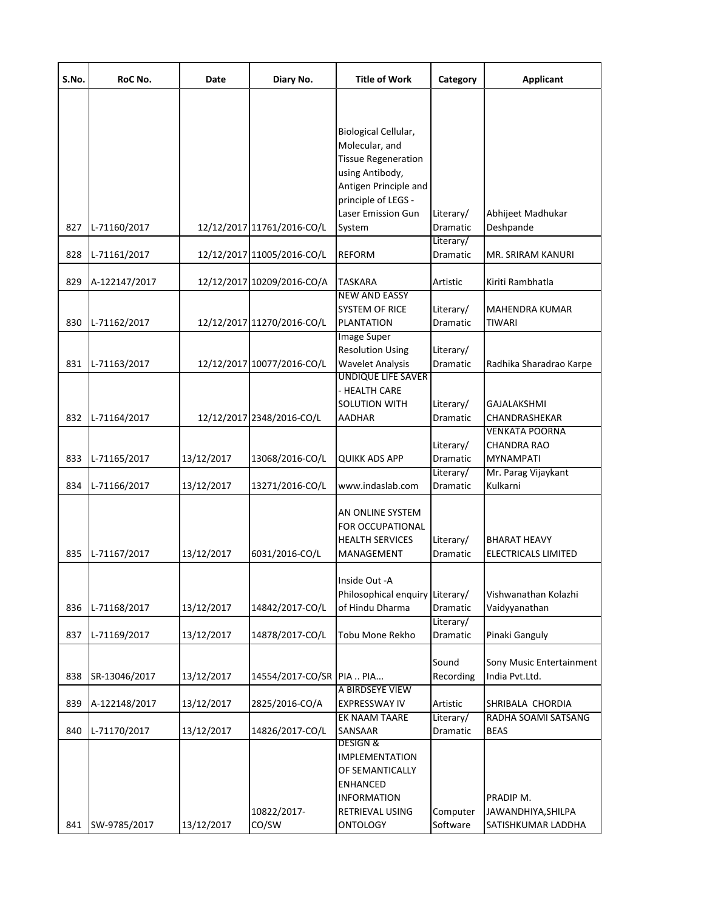| S.No. | RoC No. | Date | Diary No. | Title of Work | Category | Applicant |
|---|---|---|---|---|---|---|
| 827 | L-71160/2017 | 12/12/2017 | 11761/2016-CO/L | Biological Cellular, Molecular, and Tissue Regeneration using Antibody, Antigen Principle and principle of LEGS - Laser Emission Gun System | Literary/ Dramatic | Abhijeet Madhukar Deshpande |
| 828 | L-71161/2017 | 12/12/2017 | 11005/2016-CO/L | REFORM | Literary/ Dramatic | MR. SRIRAM KANURI |
| 829 | A-122147/2017 | 12/12/2017 | 10209/2016-CO/A | TASKARA | Artistic | Kiriti Rambhatla |
| 830 | L-71162/2017 | 12/12/2017 | 11270/2016-CO/L | NEW AND EASSY SYSTEM OF RICE PLANTATION | Literary/ Dramatic | MAHENDRA KUMAR TIWARI |
| 831 | L-71163/2017 | 12/12/2017 | 10077/2016-CO/L | Image Super Resolution Using Wavelet Analysis | Literary/ Dramatic | Radhika Sharadrao Karpe |
| 832 | L-71164/2017 | 12/12/2017 | 2348/2016-CO/L | UNDIQUE LIFE SAVER - HEALTH CARE SOLUTION WITH AADHAR | Literary/ Dramatic | GAJALAKSHMI CHANDRASHEKAR |
| 833 | L-71165/2017 | 13/12/2017 | 13068/2016-CO/L | QUIKK ADS APP | Literary/ Dramatic | VENKATA POORNA CHANDRA RAO MYNAMPATI |
| 834 | L-71166/2017 | 13/12/2017 | 13271/2016-CO/L | www.indaslab.com | Literary/ Dramatic | Mr. Parag Vijaykant Kulkarni |
| 835 | L-71167/2017 | 13/12/2017 | 6031/2016-CO/L | AN ONLINE SYSTEM FOR OCCUPATIONAL HEALTH SERVICES MANAGEMENT | Literary/ Dramatic | BHARAT HEAVY ELECTRICALS LIMITED |
| 836 | L-71168/2017 | 13/12/2017 | 14842/2017-CO/L | Inside Out -A Philosophical enquiry of Hindu Dharma | Literary/ Dramatic | Vishwanathan Kolazhi Vaidyyanathan |
| 837 | L-71169/2017 | 13/12/2017 | 14878/2017-CO/L | Tobu Mone Rekho | Literary/ Dramatic | Pinaki Ganguly |
| 838 | SR-13046/2017 | 13/12/2017 | 14554/2017-CO/SR | PIA .. PIA... | Sound Recording | Sony Music Entertainment India Pvt.Ltd. |
| 839 | A-122148/2017 | 13/12/2017 | 2825/2016-CO/A | A BIRDSEYE VIEW EXPRESSWAY IV | Artistic | SHRIBALA CHORDIA |
| 840 | L-71170/2017 | 13/12/2017 | 14826/2017-CO/L | EK NAAM TAARE SANSAAR | Literary/ Dramatic | RADHA SOAMI SATSANG BEAS |
| 841 | SW-9785/2017 | 13/12/2017 | 10822/2017-CO/SW | DESIGN & IMPLEMENTATION OF SEMANTICALLY ENHANCED INFORMATION RETRIEVAL USING ONTOLOGY | Computer Software | PRADIP M. JAWANDHIYA,SHILPA SATISHKUMAR LADDHA |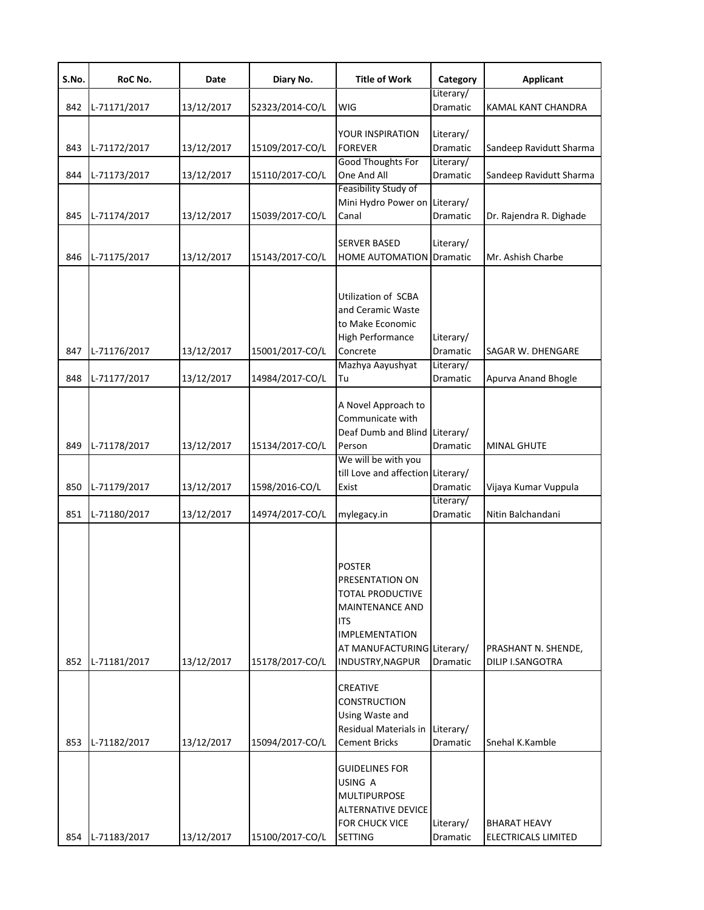| S.No. | RoC No. | Date | Diary No. | Title of Work | Category | Applicant |
|---|---|---|---|---|---|---|
| 842 | L-71171/2017 | 13/12/2017 | 52323/2014-CO/L | WIG | Literary/ Dramatic | KAMAL KANT CHANDRA |
| 843 | L-71172/2017 | 13/12/2017 | 15109/2017-CO/L | YOUR INSPIRATION FOREVER | Literary/ Dramatic | Sandeep Ravidutt Sharma |
| 844 | L-71173/2017 | 13/12/2017 | 15110/2017-CO/L | Good Thoughts For One And All | Literary/ Dramatic | Sandeep Ravidutt Sharma |
| 845 | L-71174/2017 | 13/12/2017 | 15039/2017-CO/L | Feasibility Study of Mini Hydro Power on Canal | Literary/ Dramatic | Dr. Rajendra R. Dighade |
| 846 | L-71175/2017 | 13/12/2017 | 15143/2017-CO/L | SERVER BASED HOME AUTOMATION | Literary/ Dramatic | Mr. Ashish Charbe |
| 847 | L-71176/2017 | 13/12/2017 | 15001/2017-CO/L | Utilization of SCBA and Ceramic Waste to Make Economic High Performance Concrete | Literary/ Dramatic | SAGAR W. DHENGARE |
| 848 | L-71177/2017 | 13/12/2017 | 14984/2017-CO/L | Mazhya Aayushyat Tu | Literary/ Dramatic | Apurva Anand Bhogle |
| 849 | L-71178/2017 | 13/12/2017 | 15134/2017-CO/L | A Novel Approach to Communicate with Deaf Dumb and Blind Person | Literary/ Dramatic | MINAL GHUTE |
| 850 | L-71179/2017 | 13/12/2017 | 1598/2016-CO/L | We will be with you till Love and affection Exist | Literary/ Dramatic | Vijaya Kumar Vuppula |
| 851 | L-71180/2017 | 13/12/2017 | 14974/2017-CO/L | mylegacy.in | Literary/ Dramatic | Nitin Balchandani |
| 852 | L-71181/2017 | 13/12/2017 | 15178/2017-CO/L | POSTER PRESENTATION ON TOTAL PRODUCTIVE MAINTENANCE AND ITS IMPLEMENTATION AT MANUFACTURING INDUSTRY,NAGPUR | Literary/ Dramatic | PRASHANT N. SHENDE, DILIP I.SANGOTRA |
| 853 | L-71182/2017 | 13/12/2017 | 15094/2017-CO/L | CREATIVE CONSTRUCTION Using Waste and Residual Materials in Cement Bricks | Literary/ Dramatic | Snehal K.Kamble |
| 854 | L-71183/2017 | 13/12/2017 | 15100/2017-CO/L | GUIDELINES FOR USING A MULTIPURPOSE ALTERNATIVE DEVICE FOR CHUCK VICE SETTING | Literary/ Dramatic | BHARAT HEAVY ELECTRICALS LIMITED |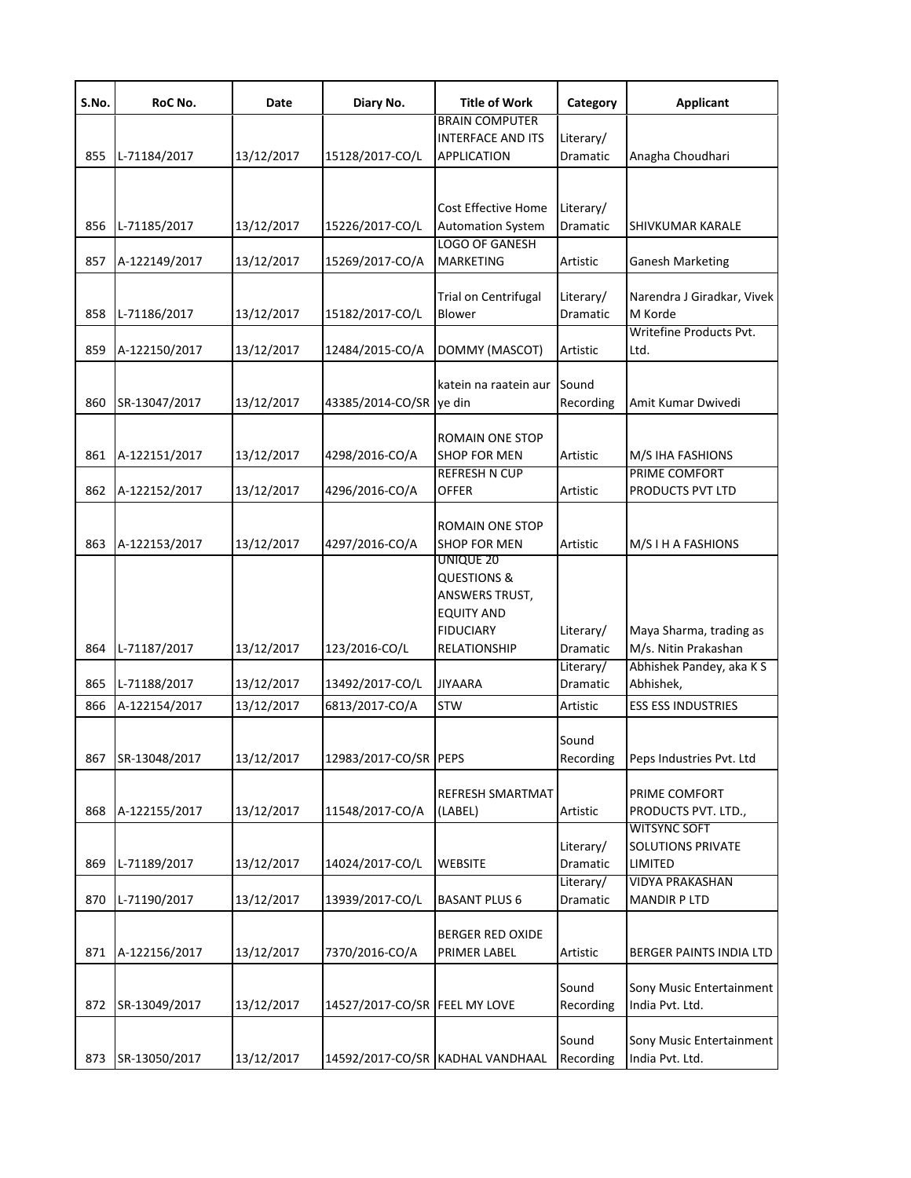| S.No. | RoC No. | Date | Diary No. | Title of Work | Category | Applicant |
|---|---|---|---|---|---|---|
| 855 | L-71184/2017 | 13/12/2017 | 15128/2017-CO/L | BRAIN COMPUTER INTERFACE AND ITS APPLICATION | Literary/ Dramatic | Anagha Choudhari |
| 856 | L-71185/2017 | 13/12/2017 | 15226/2017-CO/L | Cost Effective Home Automation System | Literary/ Dramatic | SHIVKUMAR KARALE |
| 857 | A-122149/2017 | 13/12/2017 | 15269/2017-CO/A | LOGO OF GANESH MARKETING | Artistic | Ganesh Marketing |
| 858 | L-71186/2017 | 13/12/2017 | 15182/2017-CO/L | Trial on Centrifugal Blower | Literary/ Dramatic | Narendra J Giradkar, Vivek M Korde |
| 859 | A-122150/2017 | 13/12/2017 | 12484/2015-CO/A | DOMMY (MASCOT) | Artistic | Writefine Products Pvt. Ltd. |
| 860 | SR-13047/2017 | 13/12/2017 | 43385/2014-CO/SR | katein na raatein aur ye din | Sound Recording | Amit Kumar Dwivedi |
| 861 | A-122151/2017 | 13/12/2017 | 4298/2016-CO/A | ROMAIN ONE STOP SHOP FOR MEN | Artistic | M/S IHA FASHIONS |
| 862 | A-122152/2017 | 13/12/2017 | 4296/2016-CO/A | REFRESH N CUP OFFER | Artistic | PRIME COMFORT PRODUCTS PVT LTD |
| 863 | A-122153/2017 | 13/12/2017 | 4297/2016-CO/A | ROMAIN ONE STOP SHOP FOR MEN | Artistic | M/S I H A FASHIONS |
| 864 | L-71187/2017 | 13/12/2017 | 123/2016-CO/L | UNIQUE 20 QUESTIONS & ANSWERS TRUST, EQUITY AND FIDUCIARY RELATIONSHIP | Literary/ Dramatic | Maya Sharma, trading as M/s. Nitin Prakashan |
| 865 | L-71188/2017 | 13/12/2017 | 13492/2017-CO/L | JIYAARA | Literary/ Dramatic | Abhishek Pandey, aka K S Abhishek, |
| 866 | A-122154/2017 | 13/12/2017 | 6813/2017-CO/A | STW | Artistic | ESS ESS INDUSTRIES |
| 867 | SR-13048/2017 | 13/12/2017 | 12983/2017-CO/SR | PEPS | Sound Recording | Peps Industries Pvt. Ltd |
| 868 | A-122155/2017 | 13/12/2017 | 11548/2017-CO/A | REFRESH SMARTMAT (LABEL) | Artistic | PRIME COMFORT PRODUCTS PVT. LTD., |
| 869 | L-71189/2017 | 13/12/2017 | 14024/2017-CO/L | WEBSITE | Literary/ Dramatic | WITSYNC SOFT SOLUTIONS PRIVATE LIMITED |
| 870 | L-71190/2017 | 13/12/2017 | 13939/2017-CO/L | BASANT PLUS 6 | Literary/ Dramatic | VIDYA PRAKASHAN MANDIR P LTD |
| 871 | A-122156/2017 | 13/12/2017 | 7370/2016-CO/A | BERGER RED OXIDE PRIMER LABEL | Artistic | BERGER PAINTS INDIA LTD |
| 872 | SR-13049/2017 | 13/12/2017 | 14527/2017-CO/SR | FEEL MY LOVE | Sound Recording | Sony Music Entertainment India Pvt. Ltd. |
| 873 | SR-13050/2017 | 13/12/2017 | 14592/2017-CO/SR | KADHAL VANDHAAL | Sound Recording | Sony Music Entertainment India Pvt. Ltd. |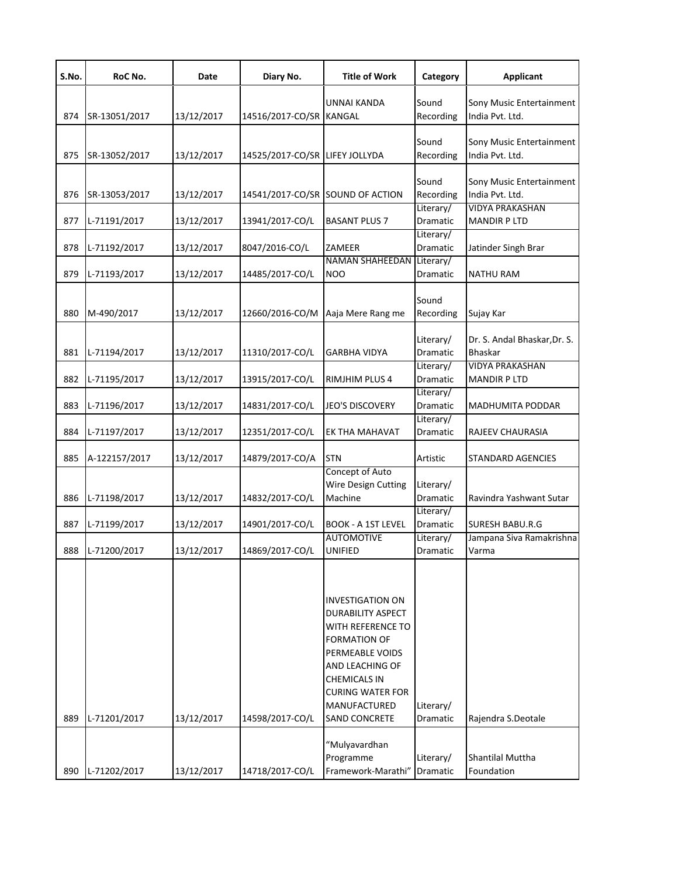| S.No. | RoC No. | Date | Diary No. | Title of Work | Category | Applicant |
|---|---|---|---|---|---|---|
| 874 | SR-13051/2017 | 13/12/2017 | 14516/2017-CO/SR | UNNAI KANDA KANGAL | Sound Recording | Sony Music Entertainment India Pvt. Ltd. |
| 875 | SR-13052/2017 | 13/12/2017 | 14525/2017-CO/SR | LIFEY JOLLYDA | Sound Recording | Sony Music Entertainment India Pvt. Ltd. |
| 876 | SR-13053/2017 | 13/12/2017 | 14541/2017-CO/SR | SOUND OF ACTION | Sound Recording | Sony Music Entertainment India Pvt. Ltd. |
| 877 | L-71191/2017 | 13/12/2017 | 13941/2017-CO/L | BASANT PLUS 7 | Literary/ Dramatic | VIDYA PRAKASHAN MANDIR P LTD |
| 878 | L-71192/2017 | 13/12/2017 | 8047/2016-CO/L | ZAMEER | Literary/ Dramatic | Jatinder Singh Brar |
| 879 | L-71193/2017 | 13/12/2017 | 14485/2017-CO/L | NAMAN SHAHEEDAN NOO | Literary/ Dramatic | NATHU RAM |
| 880 | M-490/2017 | 13/12/2017 | 12660/2016-CO/M | Aaja Mere Rang me | Sound Recording | Sujay Kar |
| 881 | L-71194/2017 | 13/12/2017 | 11310/2017-CO/L | GARBHA VIDYA | Literary/ Dramatic | Dr. S. Andal Bhaskar,Dr. S. Bhaskar |
| 882 | L-71195/2017 | 13/12/2017 | 13915/2017-CO/L | RIMJHIM PLUS 4 | Literary/ Dramatic | VIDYA PRAKASHAN MANDIR P LTD |
| 883 | L-71196/2017 | 13/12/2017 | 14831/2017-CO/L | JEO'S DISCOVERY | Literary/ Dramatic | MADHUMITA PODDAR |
| 884 | L-71197/2017 | 13/12/2017 | 12351/2017-CO/L | EK THA MAHAVAT | Literary/ Dramatic | RAJEEV CHAURASIA |
| 885 | A-122157/2017 | 13/12/2017 | 14879/2017-CO/A | STN | Artistic | STANDARD AGENCIES |
| 886 | L-71198/2017 | 13/12/2017 | 14832/2017-CO/L | Concept of Auto Wire Design Cutting Machine | Literary/ Dramatic | Ravindra Yashwant Sutar |
| 887 | L-71199/2017 | 13/12/2017 | 14901/2017-CO/L | BOOK - A 1ST LEVEL | Literary/ Dramatic | SURESH BABU.R.G |
| 888 | L-71200/2017 | 13/12/2017 | 14869/2017-CO/L | AUTOMOTIVE UNIFIED | Literary/ Dramatic | Jampana Siva Ramakrishna Varma |
| 889 | L-71201/2017 | 13/12/2017 | 14598/2017-CO/L | INVESTIGATION ON DURABILITY ASPECT WITH REFERENCE TO FORMATION OF PERMEABLE VOIDS AND LEACHING OF CHEMICALS IN CURING WATER FOR MANUFACTURED SAND CONCRETE | Literary/ Dramatic | Rajendra S.Deotale |
| 890 | L-71202/2017 | 13/12/2017 | 14718/2017-CO/L | "Mulyavardhan Programme Framework-Marathi" | Literary/ Dramatic | Shantilal Muttha Foundation |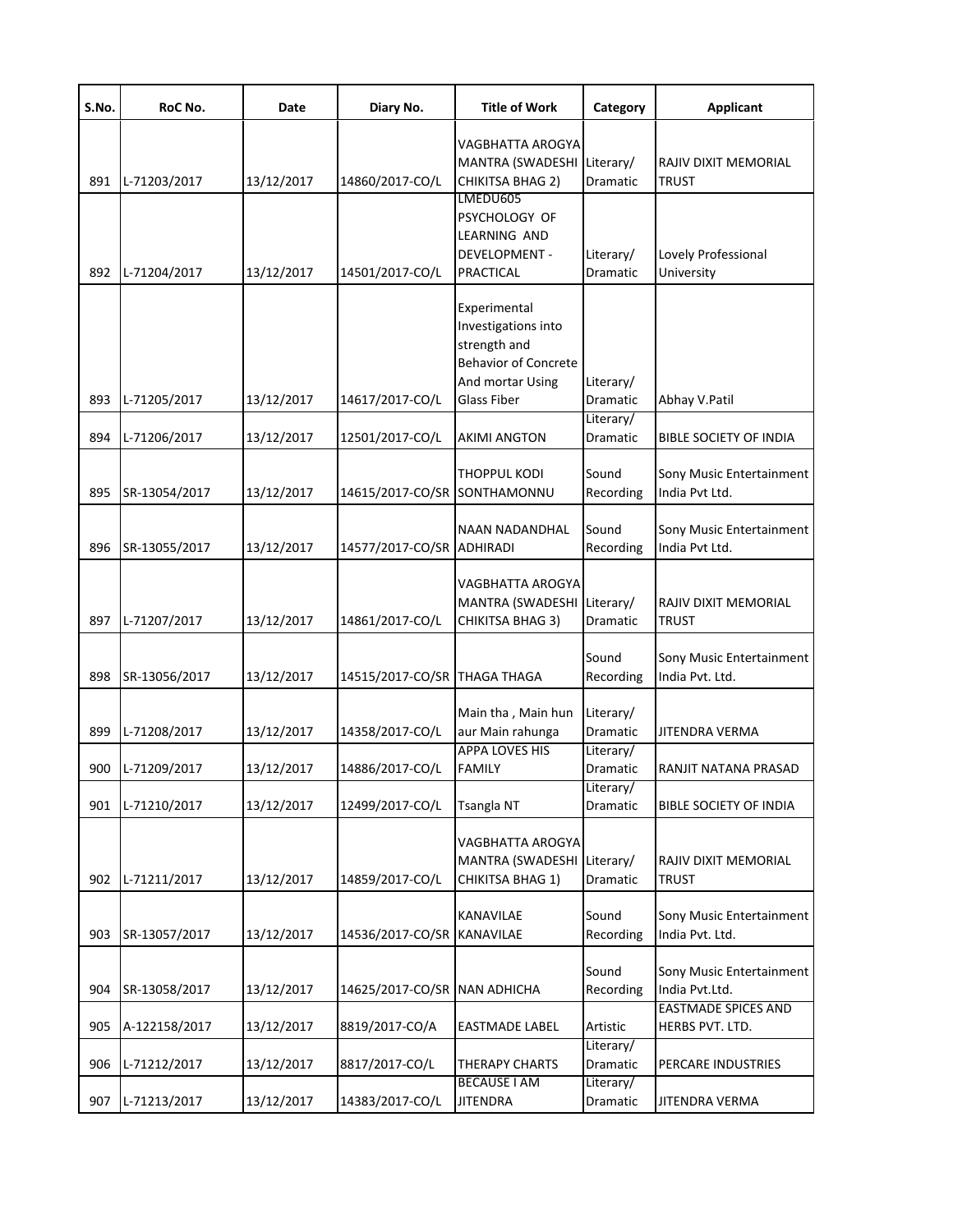| S.No. | RoC No. | Date | Diary No. | Title of Work | Category | Applicant |
|---|---|---|---|---|---|---|
| 891 | L-71203/2017 | 13/12/2017 | 14860/2017-CO/L | VAGBHATTA AROGYA MANTRA (SWADESHI CHIKITSA BHAG 2) | Literary/ Dramatic | RAJIV DIXIT MEMORIAL TRUST |
| 892 | L-71204/2017 | 13/12/2017 | 14501/2017-CO/L | LMEDU605 PSYCHOLOGY OF LEARNING AND DEVELOPMENT - PRACTICAL | Literary/ Dramatic | Lovely Professional University |
| 893 | L-71205/2017 | 13/12/2017 | 14617/2017-CO/L | Experimental Investigations into strength and Behavior of Concrete And mortar Using Glass Fiber | Literary/ Dramatic | Abhay V.Patil |
| 894 | L-71206/2017 | 13/12/2017 | 12501/2017-CO/L | AKIMI ANGTON | Literary/ Dramatic | BIBLE SOCIETY OF INDIA |
| 895 | SR-13054/2017 | 13/12/2017 | 14615/2017-CO/SR | THOPPUL KODI SONTHAMONNU | Sound Recording | Sony Music Entertainment India Pvt Ltd. |
| 896 | SR-13055/2017 | 13/12/2017 | 14577/2017-CO/SR | NAAN NADANDHAL ADHIRADI | Sound Recording | Sony Music Entertainment India Pvt Ltd. |
| 897 | L-71207/2017 | 13/12/2017 | 14861/2017-CO/L | VAGBHATTA AROGYA MANTRA (SWADESHI CHIKITSA BHAG 3) | Literary/ Dramatic | RAJIV DIXIT MEMORIAL TRUST |
| 898 | SR-13056/2017 | 13/12/2017 | 14515/2017-CO/SR | THAGA THAGA | Sound Recording | Sony Music Entertainment India Pvt. Ltd. |
| 899 | L-71208/2017 | 13/12/2017 | 14358/2017-CO/L | Main tha , Main hun aur Main rahunga | Literary/ Dramatic | JITENDRA VERMA |
| 900 | L-71209/2017 | 13/12/2017 | 14886/2017-CO/L | APPA LOVES HIS FAMILY | Literary/ Dramatic | RANJIT NATANA PRASAD |
| 901 | L-71210/2017 | 13/12/2017 | 12499/2017-CO/L | Tsangla NT | Literary/ Dramatic | BIBLE SOCIETY OF INDIA |
| 902 | L-71211/2017 | 13/12/2017 | 14859/2017-CO/L | VAGBHATTA AROGYA MANTRA (SWADESHI CHIKITSA BHAG 1) | Literary/ Dramatic | RAJIV DIXIT MEMORIAL TRUST |
| 903 | SR-13057/2017 | 13/12/2017 | 14536/2017-CO/SR | KANAVILAE KANAVILAE | Sound Recording | Sony Music Entertainment India Pvt. Ltd. |
| 904 | SR-13058/2017 | 13/12/2017 | 14625/2017-CO/SR | NAN ADHICHA | Sound Recording | Sony Music Entertainment India Pvt.Ltd. |
| 905 | A-122158/2017 | 13/12/2017 | 8819/2017-CO/A | EASTMADE LABEL | Artistic | EASTMADE SPICES AND HERBS PVT. LTD. |
| 906 | L-71212/2017 | 13/12/2017 | 8817/2017-CO/L | THERAPY CHARTS | Literary/ Dramatic | PERCARE INDUSTRIES |
| 907 | L-71213/2017 | 13/12/2017 | 14383/2017-CO/L | BECAUSE I AM JITENDRA | Literary/ Dramatic | JITENDRA VERMA |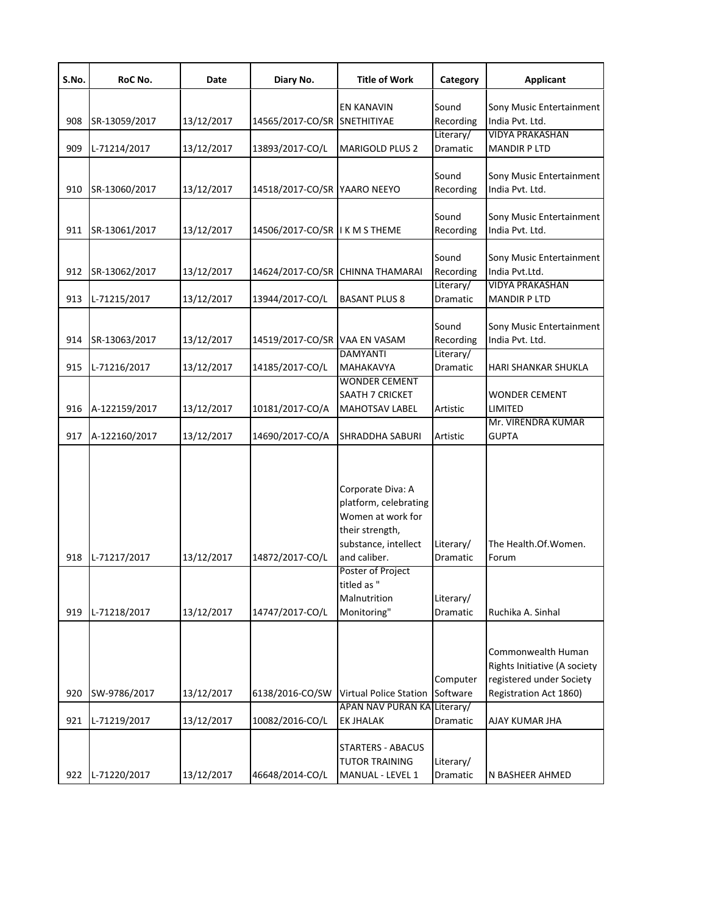| S.No. | RoC No. | Date | Diary No. | Title of Work | Category | Applicant |
|---|---|---|---|---|---|---|
| 908 | SR-13059/2017 | 13/12/2017 | 14565/2017-CO/SR | EN KANAVIN SNETHITIYAE | Sound Recording | Sony Music Entertainment India Pvt. Ltd. |
| 909 | L-71214/2017 | 13/12/2017 | 13893/2017-CO/L | MARIGOLD PLUS 2 | Literary/ Dramatic | VIDYA PRAKASHAN MANDIR P LTD |
| 910 | SR-13060/2017 | 13/12/2017 | 14518/2017-CO/SR | YAARO NEEYO | Sound Recording | Sony Music Entertainment India Pvt. Ltd. |
| 911 | SR-13061/2017 | 13/12/2017 | 14506/2017-CO/SR | I K M S THEME | Sound Recording | Sony Music Entertainment India Pvt. Ltd. |
| 912 | SR-13062/2017 | 13/12/2017 | 14624/2017-CO/SR | CHINNA THAMARAI | Sound Recording | Sony Music Entertainment India Pvt.Ltd. |
| 913 | L-71215/2017 | 13/12/2017 | 13944/2017-CO/L | BASANT PLUS 8 | Literary/ Dramatic | VIDYA PRAKASHAN MANDIR P LTD |
| 914 | SR-13063/2017 | 13/12/2017 | 14519/2017-CO/SR | VAA EN VASAM | Sound Recording | Sony Music Entertainment India Pvt. Ltd. |
| 915 | L-71216/2017 | 13/12/2017 | 14185/2017-CO/L | DAMYANTI MAHAKAVYA | Literary/ Dramatic | HARI SHANKAR SHUKLA |
| 916 | A-122159/2017 | 13/12/2017 | 10181/2017-CO/A | WONDER CEMENT SAATH 7 CRICKET MAHOTSAV LABEL | Artistic | WONDER CEMENT LIMITED |
| 917 | A-122160/2017 | 13/12/2017 | 14690/2017-CO/A | SHRADDHA SABURI | Artistic | Mr. VIRENDRA KUMAR GUPTA |
| 918 | L-71217/2017 | 13/12/2017 | 14872/2017-CO/L | Corporate Diva: A platform, celebrating Women at work for their strength, substance, intellect and caliber. | Literary/ Dramatic | The.Health.Of.Women. Forum |
| 919 | L-71218/2017 | 13/12/2017 | 14747/2017-CO/L | Poster of Project titled as " Malnutrition Monitoring" | Literary/ Dramatic | Ruchika A. Sinhal |
| 920 | SW-9786/2017 | 13/12/2017 | 6138/2016-CO/SW | Virtual Police Station | Computer Software | Commonwealth Human Rights Initiative (A society registered under Society Registration Act 1860) |
| 921 | L-71219/2017 | 13/12/2017 | 10082/2016-CO/L | APAN NAV PURAN KA EK JHALAK | Literary/ Dramatic | AJAY KUMAR JHA |
| 922 | L-71220/2017 | 13/12/2017 | 46648/2014-CO/L | STARTERS - ABACUS TUTOR TRAINING MANUAL - LEVEL 1 | Literary/ Dramatic | N BASHEER AHMED |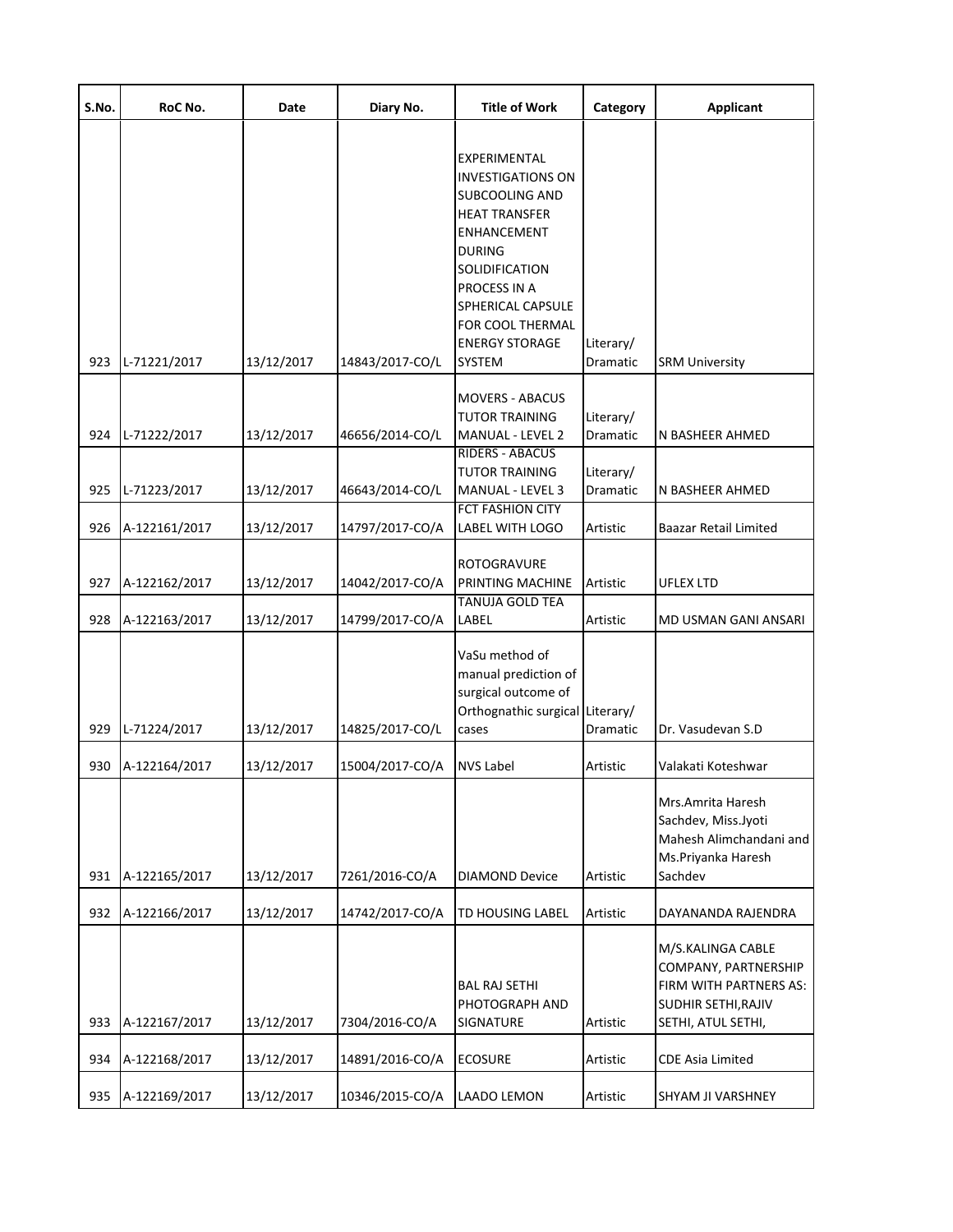| S.No. | RoC No. | Date | Diary No. | Title of Work | Category | Applicant |
|---|---|---|---|---|---|---|
| 923 | L-71221/2017 | 13/12/2017 | 14843/2017-CO/L | EXPERIMENTAL INVESTIGATIONS ON SUBCOOLING AND HEAT TRANSFER ENHANCEMENT DURING SOLIDIFICATION PROCESS IN A SPHERICAL CAPSULE FOR COOL THERMAL ENERGY STORAGE SYSTEM | Literary/ Dramatic | SRM University |
| 924 | L-71222/2017 | 13/12/2017 | 46656/2014-CO/L | MOVERS - ABACUS TUTOR TRAINING MANUAL - LEVEL 2 | Literary/ Dramatic | N BASHEER AHMED |
| 925 | L-71223/2017 | 13/12/2017 | 46643/2014-CO/L | RIDERS - ABACUS TUTOR TRAINING MANUAL - LEVEL 3 | Literary/ Dramatic | N BASHEER AHMED |
| 926 | A-122161/2017 | 13/12/2017 | 14797/2017-CO/A | FCT FASHION CITY LABEL WITH LOGO | Artistic | Baazar Retail Limited |
| 927 | A-122162/2017 | 13/12/2017 | 14042/2017-CO/A | ROTOGRAVURE PRINTING MACHINE | Artistic | UFLEX LTD |
| 928 | A-122163/2017 | 13/12/2017 | 14799/2017-CO/A | TANUJA GOLD TEA LABEL | Artistic | MD USMAN GANI ANSARI |
| 929 | L-71224/2017 | 13/12/2017 | 14825/2017-CO/L | VaSu method of manual prediction of surgical outcome of Orthognathic surgical cases | Literary/ Dramatic | Dr. Vasudevan S.D |
| 930 | A-122164/2017 | 13/12/2017 | 15004/2017-CO/A | NVS Label | Artistic | Valakati Koteshwar |
| 931 | A-122165/2017 | 13/12/2017 | 7261/2016-CO/A | DIAMOND Device | Artistic | Mrs.Amrita Haresh Sachdev, Miss.Jyoti Mahesh Alimchandani and Ms.Priyanka Haresh Sachdev |
| 932 | A-122166/2017 | 13/12/2017 | 14742/2017-CO/A | TD HOUSING LABEL | Artistic | DAYANANDA RAJENDRA |
| 933 | A-122167/2017 | 13/12/2017 | 7304/2016-CO/A | BAL RAJ SETHI PHOTOGRAPH AND SIGNATURE | Artistic | M/S.KALINGA CABLE COMPANY, PARTNERSHIP FIRM WITH PARTNERS AS: SUDHIR SETHI,RAJIV SETHI, ATUL SETHI, |
| 934 | A-122168/2017 | 13/12/2017 | 14891/2016-CO/A | ECOSURE | Artistic | CDE Asia Limited |
| 935 | A-122169/2017 | 13/12/2017 | 10346/2015-CO/A | LAADO LEMON | Artistic | SHYAM JI VARSHNEY |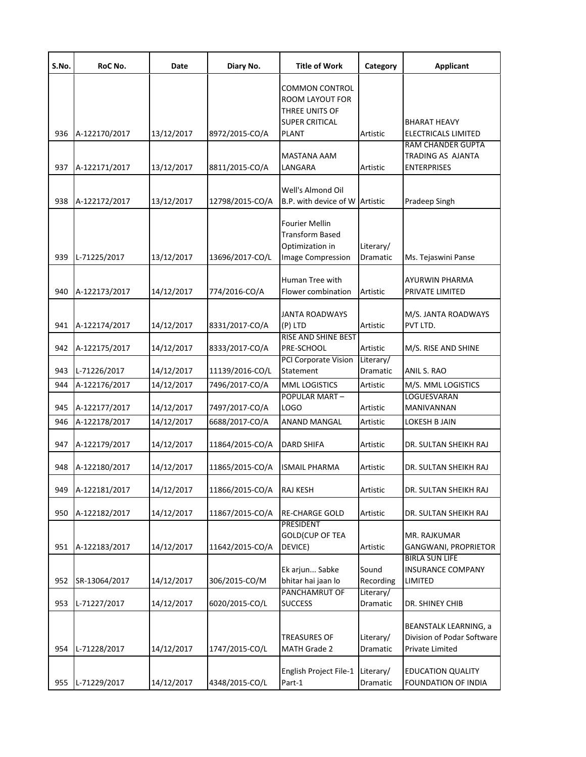| S.No. | RoC No. | Date | Diary No. | Title of Work | Category | Applicant |
|---|---|---|---|---|---|---|
| 936 | A-122170/2017 | 13/12/2017 | 8972/2015-CO/A | COMMON CONTROL ROOM LAYOUT FOR THREE UNITS OF SUPER CRITICAL PLANT | Artistic | BHARAT HEAVY ELECTRICALS LIMITED |
| 937 | A-122171/2017 | 13/12/2017 | 8811/2015-CO/A | MASTANA AAM LANGARA | Artistic | RAM CHANDER GUPTA TRADING AS AJANTA ENTERPRISES |
| 938 | A-122172/2017 | 13/12/2017 | 12798/2015-CO/A | Well's Almond Oil B.P. with device of W | Artistic | Pradeep Singh |
| 939 | L-71225/2017 | 13/12/2017 | 13696/2017-CO/L | Fourier Mellin Transform Based Optimization in Image Compression | Literary/ Dramatic | Ms. Tejaswini Panse |
| 940 | A-122173/2017 | 14/12/2017 | 774/2016-CO/A | Human Tree with Flower combination | Artistic | AYURWIN PHARMA PRIVATE LIMITED |
| 941 | A-122174/2017 | 14/12/2017 | 8331/2017-CO/A | JANTA ROADWAYS (P) LTD | Artistic | M/S. JANTA ROADWAYS PVT LTD. |
| 942 | A-122175/2017 | 14/12/2017 | 8333/2017-CO/A | RISE AND SHINE BEST PRE-SCHOOL | Artistic | M/S. RISE AND SHINE |
| 943 | L-71226/2017 | 14/12/2017 | 11139/2016-CO/L | PCI Corporate Vision Statement | Literary/ Dramatic | ANIL S. RAO |
| 944 | A-122176/2017 | 14/12/2017 | 7496/2017-CO/A | MML LOGISTICS | Artistic | M/S. MML LOGISTICS |
| 945 | A-122177/2017 | 14/12/2017 | 7497/2017-CO/A | POPULAR MART – LOGO | Artistic | LOGUESVARAN MANIVANNAN |
| 946 | A-122178/2017 | 14/12/2017 | 6688/2017-CO/A | ANAND MANGAL | Artistic | LOKESH B JAIN |
| 947 | A-122179/2017 | 14/12/2017 | 11864/2015-CO/A | DARD SHIFA | Artistic | DR. SULTAN SHEIKH RAJ |
| 948 | A-122180/2017 | 14/12/2017 | 11865/2015-CO/A | ISMAIL PHARMA | Artistic | DR. SULTAN SHEIKH RAJ |
| 949 | A-122181/2017 | 14/12/2017 | 11866/2015-CO/A | RAJ KESH | Artistic | DR. SULTAN SHEIKH RAJ |
| 950 | A-122182/2017 | 14/12/2017 | 11867/2015-CO/A | RE-CHARGE GOLD | Artistic | DR. SULTAN SHEIKH RAJ |
| 951 | A-122183/2017 | 14/12/2017 | 11642/2015-CO/A | PRESIDENT GOLD(CUP OF TEA DEVICE) | Artistic | MR. RAJKUMAR GANGWANI, PROPRIETOR |
| 952 | SR-13064/2017 | 14/12/2017 | 306/2015-CO/M | Ek arjun... Sabke bhitar hai jaan lo | Sound Recording | BIRLA SUN LIFE INSURANCE COMPANY LIMITED |
| 953 | L-71227/2017 | 14/12/2017 | 6020/2015-CO/L | PANCHAMRUT OF SUCCESS | Literary/ Dramatic | DR. SHINEY CHIB |
| 954 | L-71228/2017 | 14/12/2017 | 1747/2015-CO/L | TREASURES OF MATH Grade 2 | Literary/ Dramatic | BEANSTALK LEARNING, a Division of Podar Software Private Limited |
| 955 | L-71229/2017 | 14/12/2017 | 4348/2015-CO/L | English Project File-1 Part-1 | Literary/ Dramatic | EDUCATION QUALITY FOUNDATION OF INDIA |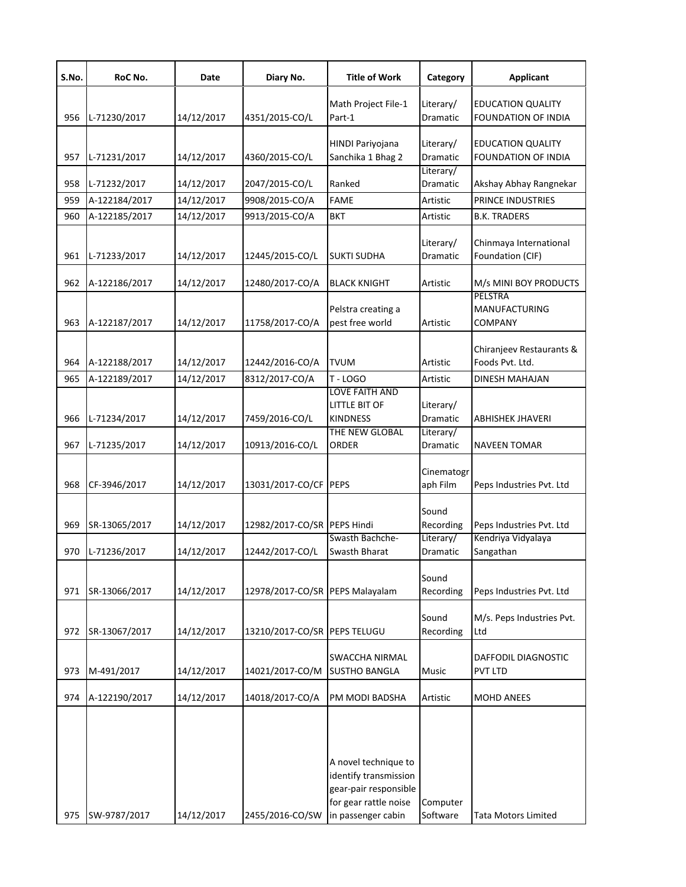| S.No. | RoC No. | Date | Diary No. | Title of Work | Category | Applicant |
|---|---|---|---|---|---|---|
| 956 | L-71230/2017 | 14/12/2017 | 4351/2015-CO/L | Math Project File-1 Part-1 | Literary/ Dramatic | EDUCATION QUALITY FOUNDATION OF INDIA |
| 957 | L-71231/2017 | 14/12/2017 | 4360/2015-CO/L | HINDI Pariyojana Sanchika 1 Bhag 2 | Literary/ Dramatic | EDUCATION QUALITY FOUNDATION OF INDIA |
| 958 | L-71232/2017 | 14/12/2017 | 2047/2015-CO/L | Ranked | Literary/ Dramatic | Akshay Abhay Rangnekar |
| 959 | A-122184/2017 | 14/12/2017 | 9908/2015-CO/A | FAME | Artistic | PRINCE INDUSTRIES |
| 960 | A-122185/2017 | 14/12/2017 | 9913/2015-CO/A | BKT | Artistic | B.K. TRADERS |
| 961 | L-71233/2017 | 14/12/2017 | 12445/2015-CO/L | SUKTI SUDHA | Literary/ Dramatic | Chinmaya International Foundation (CIF) |
| 962 | A-122186/2017 | 14/12/2017 | 12480/2017-CO/A | BLACK KNIGHT | Artistic | M/s MINI BOY PRODUCTS |
| 963 | A-122187/2017 | 14/12/2017 | 11758/2017-CO/A | Pelstra creating a pest free world | Artistic | PELSTRA MANUFACTURING COMPANY |
| 964 | A-122188/2017 | 14/12/2017 | 12442/2016-CO/A | TVUM | Artistic | Chiranjeev Restaurants & Foods Pvt. Ltd. |
| 965 | A-122189/2017 | 14/12/2017 | 8312/2017-CO/A | T - LOGO | Artistic | DINESH MAHAJAN |
| 966 | L-71234/2017 | 14/12/2017 | 7459/2016-CO/L | LOVE FAITH AND LITTLE BIT OF KINDNESS | Literary/ Dramatic | ABHISHEK JHAVERI |
| 967 | L-71235/2017 | 14/12/2017 | 10913/2016-CO/L | THE NEW GLOBAL ORDER | Literary/ Dramatic | NAVEEN TOMAR |
| 968 | CF-3946/2017 | 14/12/2017 | 13031/2017-CO/CF | PEPS | Cinematograph Film | Peps Industries Pvt. Ltd |
| 969 | SR-13065/2017 | 14/12/2017 | 12982/2017-CO/SR | PEPS Hindi | Sound Recording | Peps Industries Pvt. Ltd |
| 970 | L-71236/2017 | 14/12/2017 | 12442/2017-CO/L | Swasth Bachche-Swasth Bharat | Literary/ Dramatic | Kendriya Vidyalaya Sangathan |
| 971 | SR-13066/2017 | 14/12/2017 | 12978/2017-CO/SR | PEPS Malayalam | Sound Recording | Peps Industries Pvt. Ltd |
| 972 | SR-13067/2017 | 14/12/2017 | 13210/2017-CO/SR | PEPS TELUGU | Sound Recording | M/s. Peps Industries Pvt. Ltd |
| 973 | M-491/2017 | 14/12/2017 | 14021/2017-CO/M | SWACCHA NIRMAL SUSTHO BANGLA | Music | DAFFODIL DIAGNOSTIC PVT LTD |
| 974 | A-122190/2017 | 14/12/2017 | 14018/2017-CO/A | PM MODI BADSHA | Artistic | MOHD ANEES |
| 975 | SW-9787/2017 | 14/12/2017 | 2455/2016-CO/SW | A novel technique to identify transmission gear-pair responsible for gear rattle noise in passenger cabin | Computer Software | Tata Motors Limited |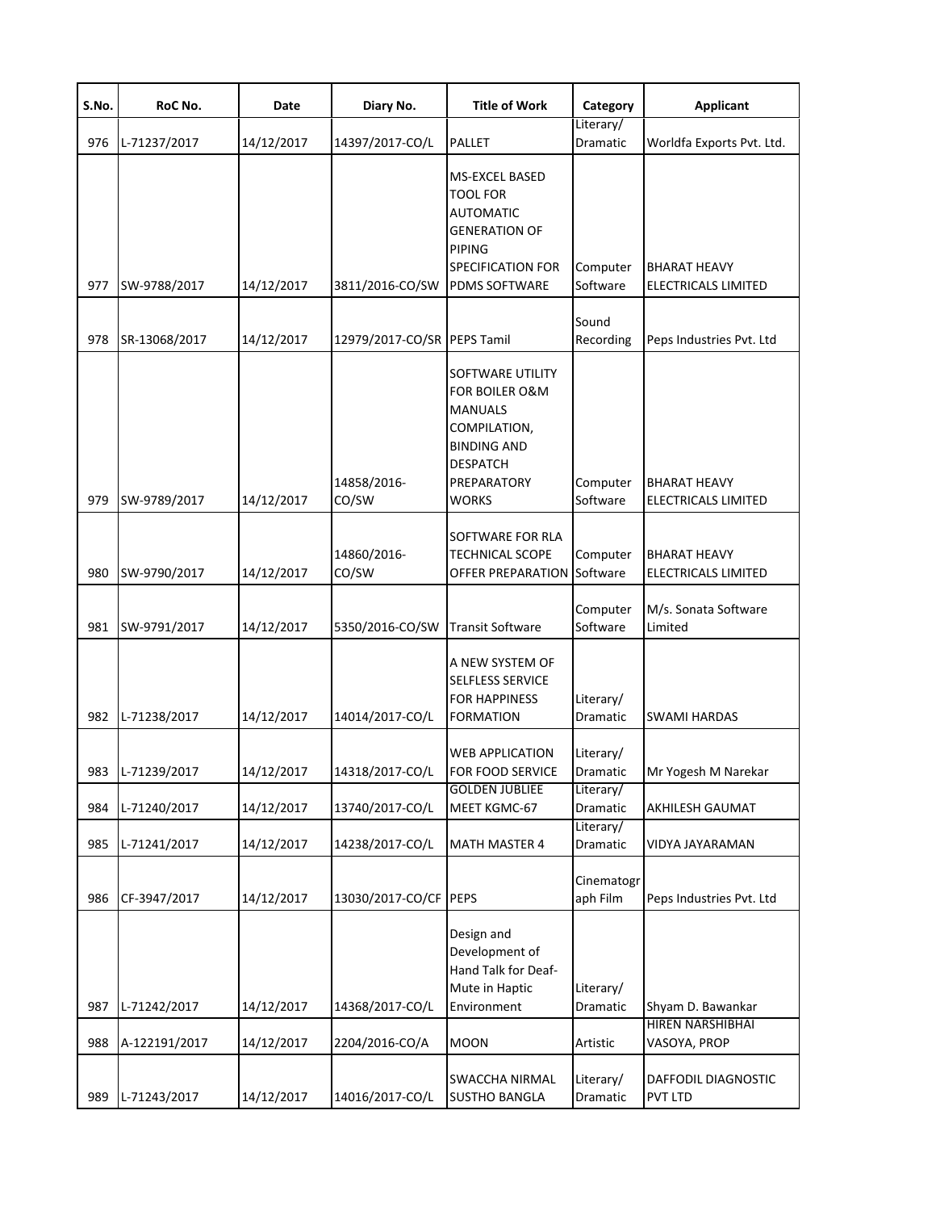| S.No. | RoC No. | Date | Diary No. | Title of Work | Category | Applicant |
|---|---|---|---|---|---|---|
| 976 | L-71237/2017 | 14/12/2017 | 14397/2017-CO/L | PALLET | Literary/ Dramatic | Worldfa Exports Pvt. Ltd. |
| 977 | SW-9788/2017 | 14/12/2017 | 3811/2016-CO/SW | MS-EXCEL BASED TOOL FOR AUTOMATIC GENERATION OF PIPING SPECIFICATION FOR PDMS SOFTWARE | Computer Software | BHARAT HEAVY ELECTRICALS LIMITED |
| 978 | SR-13068/2017 | 14/12/2017 | 12979/2017-CO/SR | PEPS Tamil | Sound Recording | Peps Industries Pvt. Ltd |
| 979 | SW-9789/2017 | 14/12/2017 | 14858/2016-CO/SW | SOFTWARE UTILITY FOR BOILER O&M MANUALS COMPILATION, BINDING AND DESPATCH PREPARATORY WORKS | Computer Software | BHARAT HEAVY ELECTRICALS LIMITED |
| 980 | SW-9790/2017 | 14/12/2017 | 14860/2016-CO/SW | SOFTWARE FOR RLA TECHNICAL SCOPE OFFER PREPARATION | Computer Software | BHARAT HEAVY ELECTRICALS LIMITED |
| 981 | SW-9791/2017 | 14/12/2017 | 5350/2016-CO/SW | Transit Software | Computer Software | M/s. Sonata Software Limited |
| 982 | L-71238/2017 | 14/12/2017 | 14014/2017-CO/L | A NEW SYSTEM OF SELFLESS SERVICE FOR HAPPINESS FORMATION | Literary/ Dramatic | SWAMI HARDAS |
| 983 | L-71239/2017 | 14/12/2017 | 14318/2017-CO/L | WEB APPLICATION FOR FOOD SERVICE | Literary/ Dramatic | Mr Yogesh M Narekar |
| 984 | L-71240/2017 | 14/12/2017 | 13740/2017-CO/L | GOLDEN JUBLIEE MEET KGMC-67 | Literary/ Dramatic | AKHILESH GAUMAT |
| 985 | L-71241/2017 | 14/12/2017 | 14238/2017-CO/L | MATH MASTER 4 | Literary/ Dramatic | VIDYA JAYARAMAN |
| 986 | CF-3947/2017 | 14/12/2017 | 13030/2017-CO/CF | PEPS | Cinematograph Film | Peps Industries Pvt. Ltd |
| 987 | L-71242/2017 | 14/12/2017 | 14368/2017-CO/L | Design and Development of Hand Talk for Deaf-Mute in Haptic Environment | Literary/ Dramatic | Shyam D. Bawankar |
| 988 | A-122191/2017 | 14/12/2017 | 2204/2016-CO/A | MOON | Artistic | HIREN NARSHIBHAI VASOYA, PROP |
| 989 | L-71243/2017 | 14/12/2017 | 14016/2017-CO/L | SWACCHA NIRMAL SUSTHO BANGLA | Literary/ Dramatic | DAFFODIL DIAGNOSTIC PVT LTD |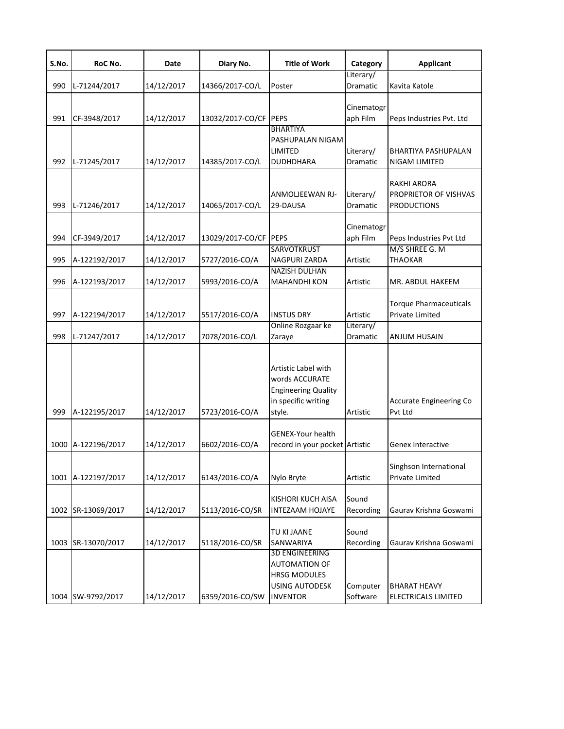| S.No. | RoC No. | Date | Diary No. | Title of Work | Category | Applicant |
|---|---|---|---|---|---|---|
| 990 | L-71244/2017 | 14/12/2017 | 14366/2017-CO/L | Poster | Literary/ Dramatic | Kavita Katole |
| 991 | CF-3948/2017 | 14/12/2017 | 13032/2017-CO/CF | PEPS | Cinematograph Film | Peps Industries Pvt. Ltd |
| 992 | L-71245/2017 | 14/12/2017 | 14385/2017-CO/L | BHARTIYA PASHUPALAN NIGAM LIMITED DUDHDHARA | Literary/ Dramatic | BHARTIYA PASHUPALAN NIGAM LIMITED |
| 993 | L-71246/2017 | 14/12/2017 | 14065/2017-CO/L | ANMOLJEEWAN RJ-29-DAUSA | Literary/ Dramatic | RAKHI ARORA PROPRIETOR OF VISHVAS PRODUCTIONS |
| 994 | CF-3949/2017 | 14/12/2017 | 13029/2017-CO/CF | PEPS | Cinematograph Film | Peps Industries Pvt Ltd |
| 995 | A-122192/2017 | 14/12/2017 | 5727/2016-CO/A | SARVOTKRUST NAGPURI ZARDA | Artistic | M/S SHREE G. M THAOKAR |
| 996 | A-122193/2017 | 14/12/2017 | 5993/2016-CO/A | NAZISH DULHAN MAHANDHI KON | Artistic | MR. ABDUL HAKEEM |
| 997 | A-122194/2017 | 14/12/2017 | 5517/2016-CO/A | INSTUS DRY | Artistic | Torque Pharmaceuticals Private Limited |
| 998 | L-71247/2017 | 14/12/2017 | 7078/2016-CO/L | Online Rozgaar ke Zaraye | Literary/ Dramatic | ANJUM HUSAIN |
| 999 | A-122195/2017 | 14/12/2017 | 5723/2016-CO/A | Artistic Label with words ACCURATE Engineering Quality in specific writing style. | Artistic | Accurate Engineering Co Pvt Ltd |
| 1000 | A-122196/2017 | 14/12/2017 | 6602/2016-CO/A | GENEX-Your health record in your pocket | Artistic | Genex Interactive |
| 1001 | A-122197/2017 | 14/12/2017 | 6143/2016-CO/A | Nylo Bryte | Artistic | Singhson International Private Limited |
| 1002 | SR-13069/2017 | 14/12/2017 | 5113/2016-CO/SR | KISHORI KUCH AISA INTEZAAM HOJAYE | Sound Recording | Gaurav Krishna Goswami |
| 1003 | SR-13070/2017 | 14/12/2017 | 5118/2016-CO/SR | TU KI JAANE SANWARIYA | Sound Recording | Gaurav Krishna Goswami |
| 1004 | SW-9792/2017 | 14/12/2017 | 6359/2016-CO/SW | 3D ENGINEERING AUTOMATION OF HRSG MODULES USING AUTODESK INVENTOR | Computer Software | BHARAT HEAVY ELECTRICALS LIMITED |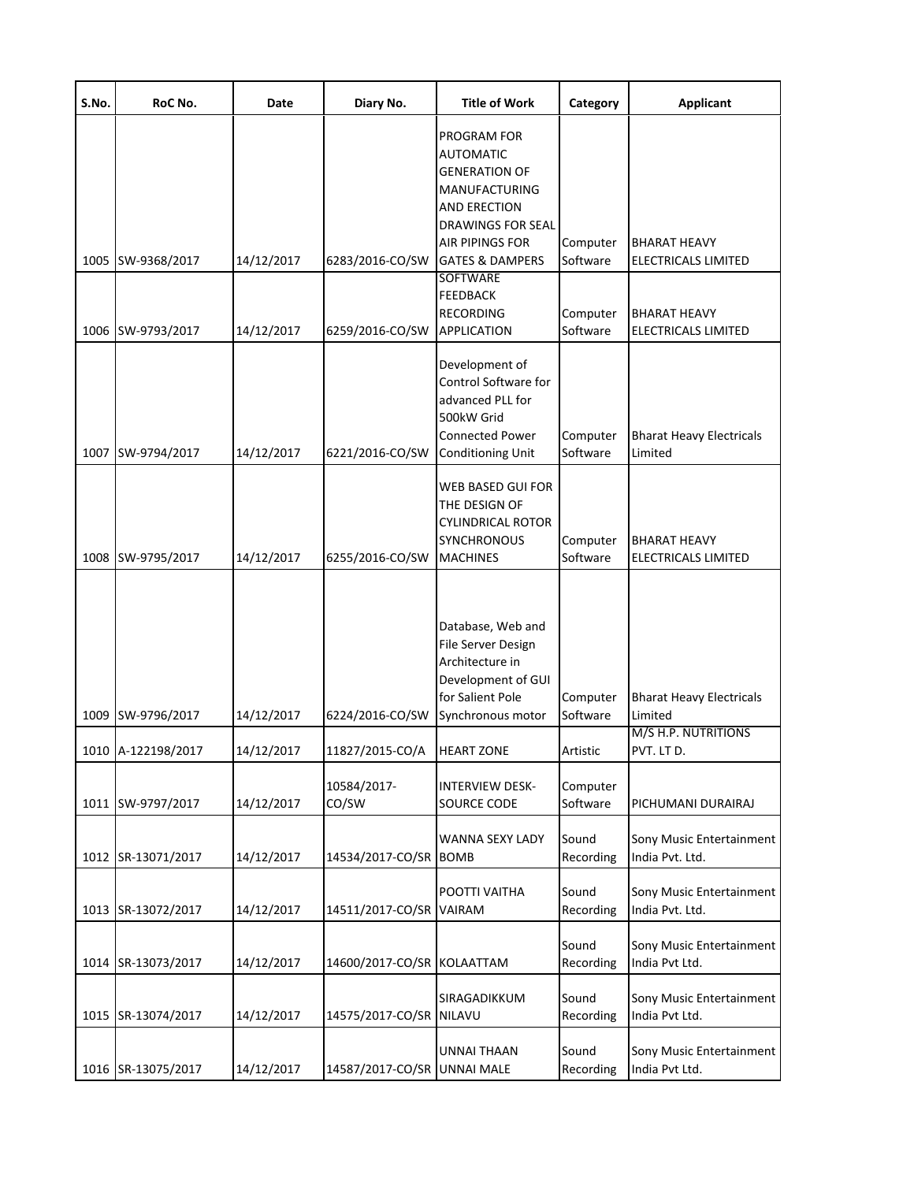| S.No. | RoC No. | Date | Diary No. | Title of Work | Category | Applicant |
|---|---|---|---|---|---|---|
| 1005 | SW-9368/2017 | 14/12/2017 | 6283/2016-CO/SW | PROGRAM FOR AUTOMATIC GENERATION OF MANUFACTURING AND ERECTION DRAWINGS FOR SEAL AIR PIPINGS FOR GATES & DAMPERS | Computer Software | BHARAT HEAVY ELECTRICALS LIMITED |
| 1006 | SW-9793/2017 | 14/12/2017 | 6259/2016-CO/SW | SOFTWARE FEEDBACK RECORDING APPLICATION | Computer Software | BHARAT HEAVY ELECTRICALS LIMITED |
| 1007 | SW-9794/2017 | 14/12/2017 | 6221/2016-CO/SW | Development of Control Software for advanced PLL for 500kW Grid Connected Power Conditioning Unit | Computer Software | Bharat Heavy Electricals Limited |
| 1008 | SW-9795/2017 | 14/12/2017 | 6255/2016-CO/SW | WEB BASED GUI FOR THE DESIGN OF CYLINDRICAL ROTOR SYNCHRONOUS MACHINES | Computer Software | BHARAT HEAVY ELECTRICALS LIMITED |
| 1009 | SW-9796/2017 | 14/12/2017 | 6224/2016-CO/SW | Database, Web and File Server Design Architecture in Development of GUI for Salient Pole Synchronous motor | Computer Software | Bharat Heavy Electricals Limited |
| 1010 | A-122198/2017 | 14/12/2017 | 11827/2015-CO/A | HEART ZONE | Artistic | M/S H.P. NUTRITIONS PVT. LT D. |
| 1011 | SW-9797/2017 | 14/12/2017 | 10584/2017-CO/SW | INTERVIEW DESK-SOURCE CODE | Computer Software | PICHUMANI DURAIRAJ |
| 1012 | SR-13071/2017 | 14/12/2017 | 14534/2017-CO/SR | WANNA SEXY LADY BOMB | Sound Recording | Sony Music Entertainment India Pvt. Ltd. |
| 1013 | SR-13072/2017 | 14/12/2017 | 14511/2017-CO/SR | POOTTI VAITHA VAIRAM | Sound Recording | Sony Music Entertainment India Pvt. Ltd. |
| 1014 | SR-13073/2017 | 14/12/2017 | 14600/2017-CO/SR | KOLAATTAM | Sound Recording | Sony Music Entertainment India Pvt Ltd. |
| 1015 | SR-13074/2017 | 14/12/2017 | 14575/2017-CO/SR | SIRAGADIKKUM NILAVU | Sound Recording | Sony Music Entertainment India Pvt Ltd. |
| 1016 | SR-13075/2017 | 14/12/2017 | 14587/2017-CO/SR | UNNAI THAAN UNNAI MALE | Sound Recording | Sony Music Entertainment India Pvt Ltd. |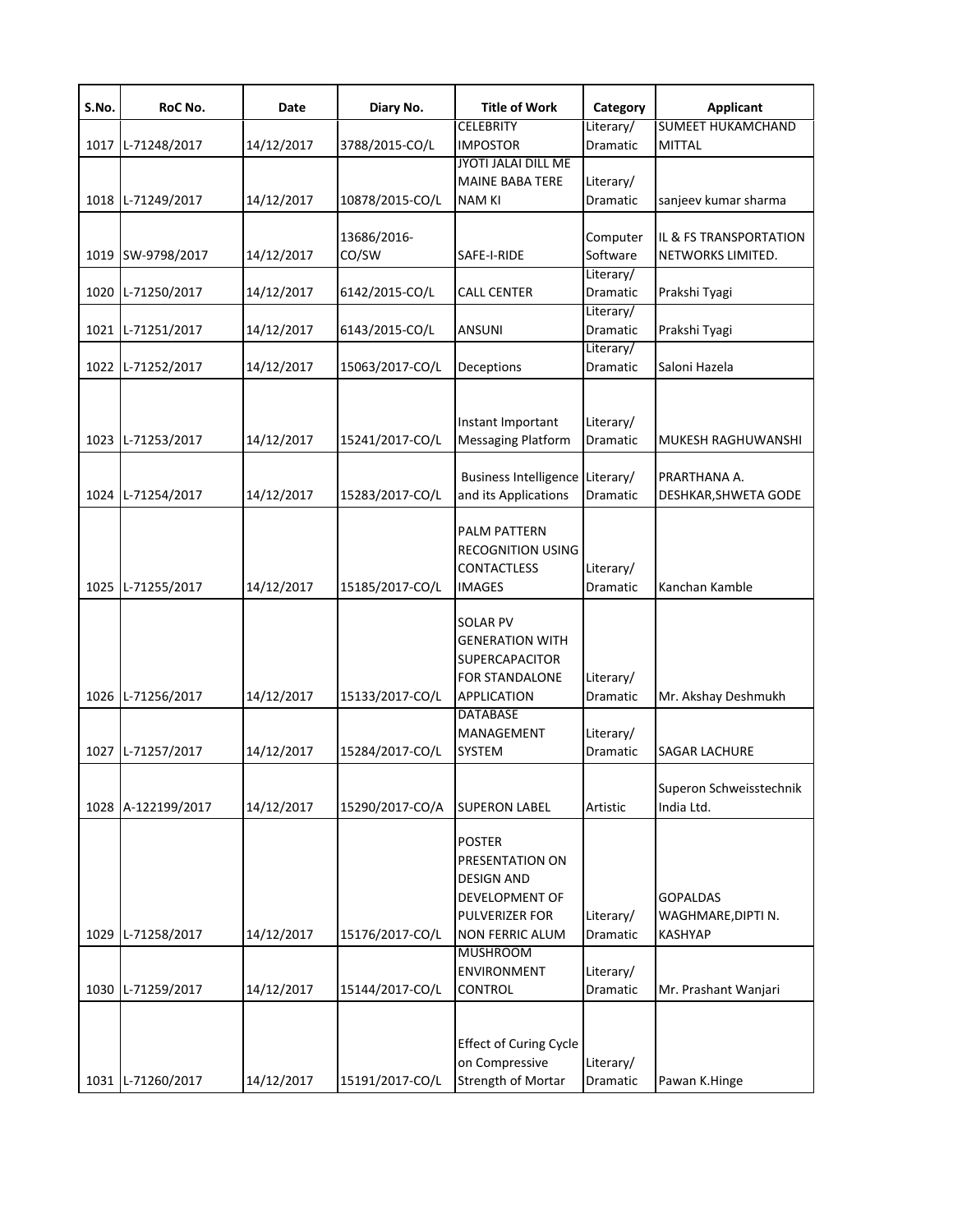| S.No. | RoC No. | Date | Diary No. | Title of Work | Category | Applicant |
|---|---|---|---|---|---|---|
| 1017 | L-71248/2017 | 14/12/2017 | 3788/2015-CO/L | CELEBRITY IMPOSTOR | Literary/ Dramatic | SUMEET HUKAMCHAND MITTAL |
| 1018 | L-71249/2017 | 14/12/2017 | 10878/2015-CO/L | JYOTI JALAI DILL ME MAINE BABA TERE NAM KI | Literary/ Dramatic | sanjeev kumar sharma |
| 1019 | SW-9798/2017 | 14/12/2017 | 13686/2016-CO/SW | SAFE-I-RIDE | Computer Software | IL & FS TRANSPORTATION NETWORKS LIMITED. |
| 1020 | L-71250/2017 | 14/12/2017 | 6142/2015-CO/L | CALL CENTER | Literary/ Dramatic | Prakshi Tyagi |
| 1021 | L-71251/2017 | 14/12/2017 | 6143/2015-CO/L | ANSUNI | Literary/ Dramatic | Prakshi Tyagi |
| 1022 | L-71252/2017 | 14/12/2017 | 15063/2017-CO/L | Deceptions | Literary/ Dramatic | Saloni Hazela |
| 1023 | L-71253/2017 | 14/12/2017 | 15241/2017-CO/L | Instant Important Messaging Platform | Literary/ Dramatic | MUKESH RAGHUWANSHI |
| 1024 | L-71254/2017 | 14/12/2017 | 15283/2017-CO/L | Business Intelligence and its Applications | Literary/ Dramatic | PRARTHANA A. DESHKAR,SHWETA GODE |
| 1025 | L-71255/2017 | 14/12/2017 | 15185/2017-CO/L | PALM PATTERN RECOGNITION USING CONTACTLESS IMAGES | Literary/ Dramatic | Kanchan Kamble |
| 1026 | L-71256/2017 | 14/12/2017 | 15133/2017-CO/L | SOLAR PV GENERATION WITH SUPERCAPACITOR FOR STANDALONE APPLICATION | Literary/ Dramatic | Mr. Akshay Deshmukh |
| 1027 | L-71257/2017 | 14/12/2017 | 15284/2017-CO/L | DATABASE MANAGEMENT SYSTEM | Literary/ Dramatic | SAGAR LACHURE |
| 1028 | A-122199/2017 | 14/12/2017 | 15290/2017-CO/A | SUPERON LABEL | Artistic | Superon Schweisstechnik India Ltd. |
| 1029 | L-71258/2017 | 14/12/2017 | 15176/2017-CO/L | POSTER PRESENTATION ON DESIGN AND DEVELOPMENT OF PULVERIZER FOR NON FERRIC ALUM | Literary/ Dramatic | GOPALDAS WAGHMARE,DIPTI N. KASHYAP |
| 1030 | L-71259/2017 | 14/12/2017 | 15144/2017-CO/L | MUSHROOM ENVIRONMENT CONTROL | Literary/ Dramatic | Mr. Prashant Wanjari |
| 1031 | L-71260/2017 | 14/12/2017 | 15191/2017-CO/L | Effect of Curing Cycle on Compressive Strength of Mortar | Literary/ Dramatic | Pawan K.Hinge |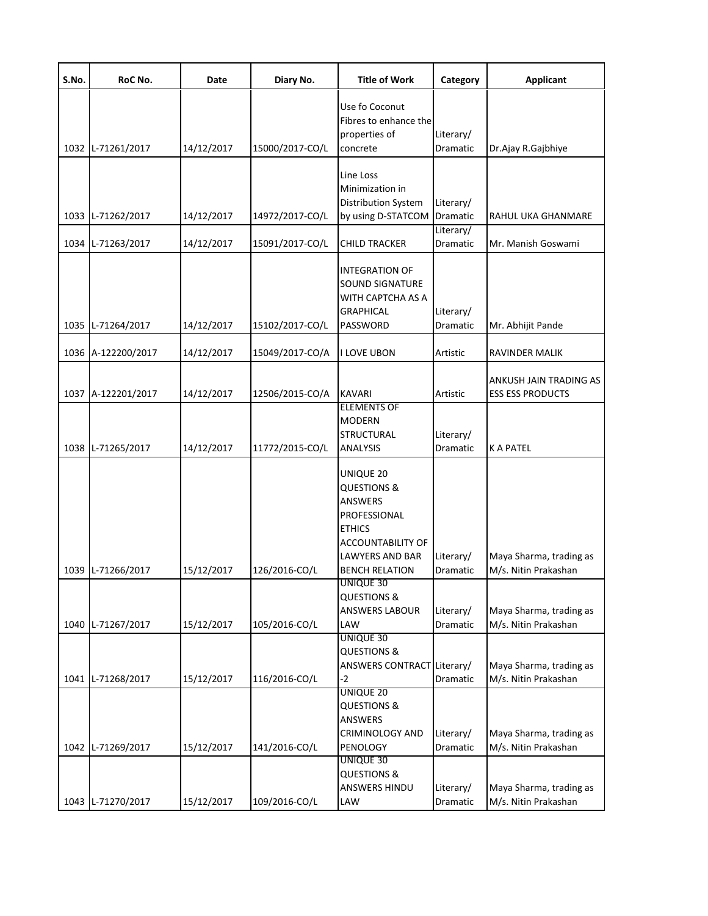| S.No. | RoC No. | Date | Diary No. | Title of Work | Category | Applicant |
|---|---|---|---|---|---|---|
| 1032 | L-71261/2017 | 14/12/2017 | 15000/2017-CO/L | Use fo Coconut Fibres to enhance the properties of concrete | Literary/ Dramatic | Dr.Ajay R.Gajbhiye |
| 1033 | L-71262/2017 | 14/12/2017 | 14972/2017-CO/L | Line Loss Minimization in Distribution System by using D-STATCOM | Literary/ Dramatic | RAHUL UKA GHANMARE |
| 1034 | L-71263/2017 | 14/12/2017 | 15091/2017-CO/L | CHILD TRACKER | Literary/ Dramatic | Mr. Manish Goswami |
| 1035 | L-71264/2017 | 14/12/2017 | 15102/2017-CO/L | INTEGRATION OF SOUND SIGNATURE WITH CAPTCHA AS A GRAPHICAL PASSWORD | Literary/ Dramatic | Mr. Abhijit Pande |
| 1036 | A-122200/2017 | 14/12/2017 | 15049/2017-CO/A | I LOVE UBON | Artistic | RAVINDER MALIK |
| 1037 | A-122201/2017 | 14/12/2017 | 12506/2015-CO/A | KAVARI | Artistic | ANKUSH JAIN TRADING AS ESS ESS PRODUCTS |
| 1038 | L-71265/2017 | 14/12/2017 | 11772/2015-CO/L | ELEMENTS OF MODERN STRUCTURAL ANALYSIS | Literary/ Dramatic | K A PATEL |
| 1039 | L-71266/2017 | 15/12/2017 | 126/2016-CO/L | UNIQUE 20 QUESTIONS & ANSWERS PROFESSIONAL ETHICS ACCOUNTABILITY OF LAWYERS AND BAR BENCH RELATION | Literary/ Dramatic | Maya Sharma, trading as M/s. Nitin Prakashan |
| 1040 | L-71267/2017 | 15/12/2017 | 105/2016-CO/L | UNIQUE 30 QUESTIONS & ANSWERS LABOUR LAW | Literary/ Dramatic | Maya Sharma, trading as M/s. Nitin Prakashan |
| 1041 | L-71268/2017 | 15/12/2017 | 116/2016-CO/L | UNIQUE 30 QUESTIONS & ANSWERS CONTRACT -2 | Literary/ Dramatic | Maya Sharma, trading as M/s. Nitin Prakashan |
| 1042 | L-71269/2017 | 15/12/2017 | 141/2016-CO/L | UNIQUE 20 QUESTIONS & ANSWERS CRIMINOLOGY AND PENOLOGY | Literary/ Dramatic | Maya Sharma, trading as M/s. Nitin Prakashan |
| 1043 | L-71270/2017 | 15/12/2017 | 109/2016-CO/L | UNIQUE 30 QUESTIONS & ANSWERS HINDU LAW | Literary/ Dramatic | Maya Sharma, trading as M/s. Nitin Prakashan |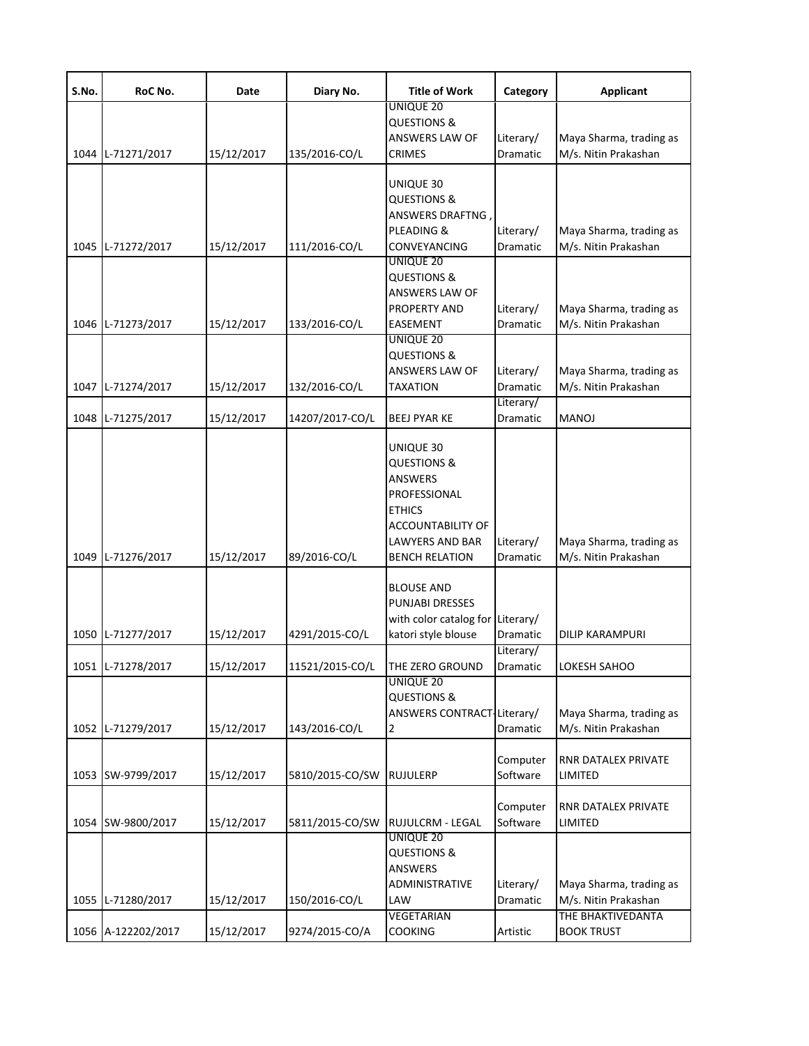| S.No. | RoC No. | Date | Diary No. | Title of Work | Category | Applicant |
|---|---|---|---|---|---|---|
| 1044 | L-71271/2017 | 15/12/2017 | 135/2016-CO/L | UNIQUE 20 QUESTIONS & ANSWERS LAW OF CRIMES | Literary/ Dramatic | Maya Sharma, trading as M/s. Nitin Prakashan |
| 1045 | L-71272/2017 | 15/12/2017 | 111/2016-CO/L | UNIQUE 30 QUESTIONS & ANSWERS DRAFTNG , PLEADING & CONVEYANCING | Literary/ Dramatic | Maya Sharma, trading as M/s. Nitin Prakashan |
| 1046 | L-71273/2017 | 15/12/2017 | 133/2016-CO/L | UNIQUE 20 QUESTIONS & ANSWERS LAW OF PROPERTY AND EASEMENT | Literary/ Dramatic | Maya Sharma, trading as M/s. Nitin Prakashan |
| 1047 | L-71274/2017 | 15/12/2017 | 132/2016-CO/L | UNIQUE 20 QUESTIONS & ANSWERS LAW OF TAXATION | Literary/ Dramatic | Maya Sharma, trading as M/s. Nitin Prakashan |
| 1048 | L-71275/2017 | 15/12/2017 | 14207/2017-CO/L | BEEJ PYAR KE | Literary/ Dramatic | MANOJ |
| 1049 | L-71276/2017 | 15/12/2017 | 89/2016-CO/L | UNIQUE 30 QUESTIONS & ANSWERS PROFESSIONAL ETHICS ACCOUNTABILITY OF LAWYERS AND BAR BENCH RELATION | Literary/ Dramatic | Maya Sharma, trading as M/s. Nitin Prakashan |
| 1050 | L-71277/2017 | 15/12/2017 | 4291/2015-CO/L | BLOUSE AND PUNJABI DRESSES with color catalog for katori style blouse | Literary/ Dramatic | DILIP KARAMPURI |
| 1051 | L-71278/2017 | 15/12/2017 | 11521/2015-CO/L | THE ZERO GROUND | Literary/ Dramatic | LOKESH SAHOO |
| 1052 | L-71279/2017 | 15/12/2017 | 143/2016-CO/L | UNIQUE 20 QUESTIONS & ANSWERS CONTRACT-2 | Literary/ Dramatic | Maya Sharma, trading as M/s. Nitin Prakashan |
| 1053 | SW-9799/2017 | 15/12/2017 | 5810/2015-CO/SW | RUJULERP | Computer Software | RNR DATALEX PRIVATE LIMITED |
| 1054 | SW-9800/2017 | 15/12/2017 | 5811/2015-CO/SW | RUJULCRM - LEGAL | Computer Software | RNR DATALEX PRIVATE LIMITED |
| 1055 | L-71280/2017 | 15/12/2017 | 150/2016-CO/L | UNIQUE 20 QUESTIONS & ANSWERS ADMINISTRATIVE LAW | Literary/ Dramatic | Maya Sharma, trading as M/s. Nitin Prakashan |
| 1056 | A-122202/2017 | 15/12/2017 | 9274/2015-CO/A | VEGETARIAN COOKING | Artistic | THE BHAKTIVEDANTA BOOK TRUST |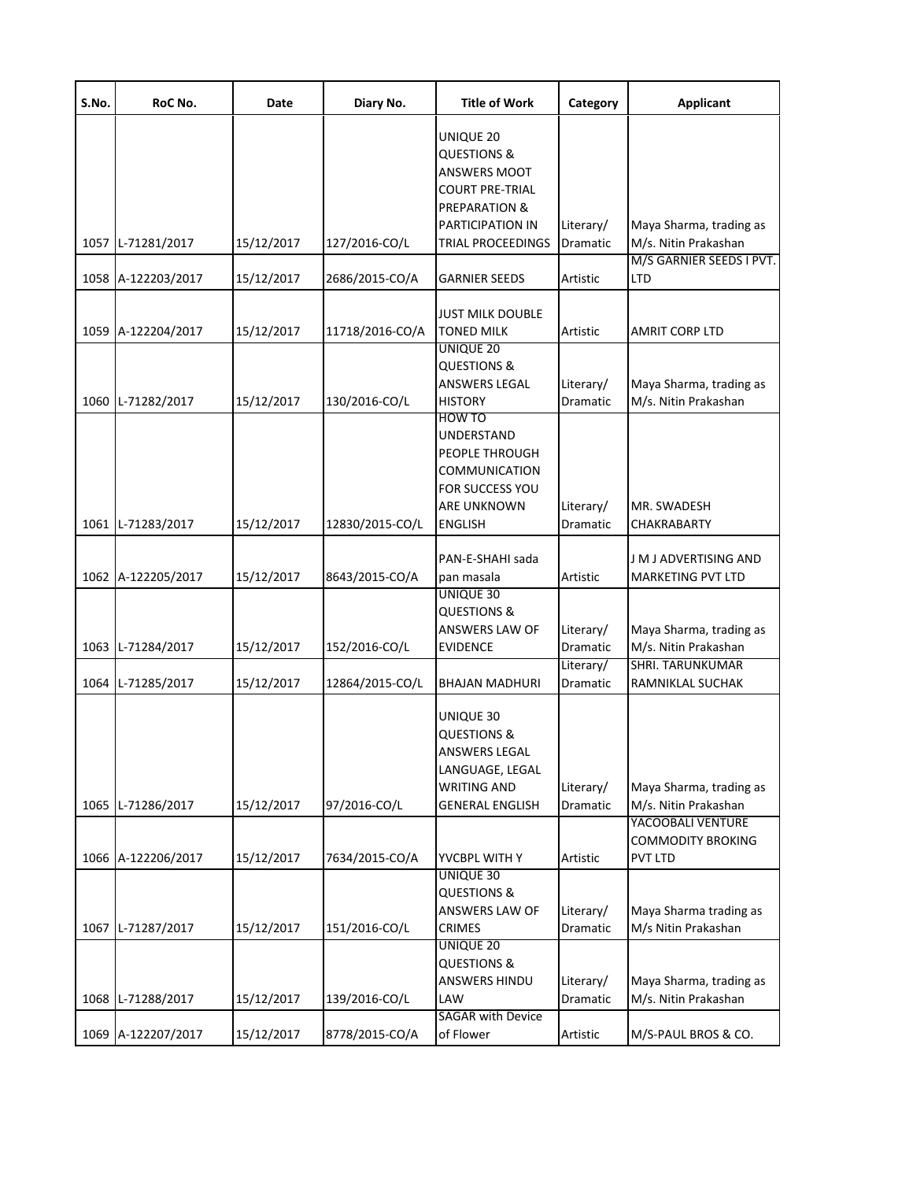| S.No. | RoC No. | Date | Diary No. | Title of Work | Category | Applicant |
|---|---|---|---|---|---|---|
| 1057 | L-71281/2017 | 15/12/2017 | 127/2016-CO/L | UNIQUE 20 QUESTIONS & ANSWERS MOOT COURT PRE-TRIAL PREPARATION & PARTICIPATION IN TRIAL PROCEEDINGS | Literary/ Dramatic | Maya Sharma, trading as M/s. Nitin Prakashan |
| 1058 | A-122203/2017 | 15/12/2017 | 2686/2015-CO/A | GARNIER SEEDS | Artistic | M/S GARNIER SEEDS I PVT. LTD |
| 1059 | A-122204/2017 | 15/12/2017 | 11718/2016-CO/A | JUST MILK DOUBLE TONED MILK | Artistic | AMRIT CORP LTD |
| 1060 | L-71282/2017 | 15/12/2017 | 130/2016-CO/L | UNIQUE 20 QUESTIONS & ANSWERS LEGAL HISTORY | Literary/ Dramatic | Maya Sharma, trading as M/s. Nitin Prakashan |
| 1061 | L-71283/2017 | 15/12/2017 | 12830/2015-CO/L | HOW TO UNDERSTAND PEOPLE THROUGH COMMUNICATION FOR SUCCESS YOU ARE UNKNOWN ENGLISH | Literary/ Dramatic | MR. SWADESH CHAKRABARTY |
| 1062 | A-122205/2017 | 15/12/2017 | 8643/2015-CO/A | PAN-E-SHAHI sada pan masala | Artistic | J M J ADVERTISING AND MARKETING PVT LTD |
| 1063 | L-71284/2017 | 15/12/2017 | 152/2016-CO/L | UNIQUE 30 QUESTIONS & ANSWERS LAW OF EVIDENCE | Literary/ Dramatic | Maya Sharma, trading as M/s. Nitin Prakashan |
| 1064 | L-71285/2017 | 15/12/2017 | 12864/2015-CO/L | BHAJAN MADHURI | Literary/ Dramatic | SHRI. TARUNKUMAR RAMNIKLAL SUCHAK |
| 1065 | L-71286/2017 | 15/12/2017 | 97/2016-CO/L | UNIQUE 30 QUESTIONS & ANSWERS LEGAL LANGUAGE, LEGAL WRITING AND GENERAL ENGLISH | Literary/ Dramatic | Maya Sharma, trading as M/s. Nitin Prakashan |
| 1066 | A-122206/2017 | 15/12/2017 | 7634/2015-CO/A | YVCBPL WITH Y | Artistic | YACOOBALI VENTURE COMMODITY BROKING PVT LTD |
| 1067 | L-71287/2017 | 15/12/2017 | 151/2016-CO/L | UNIQUE 30 QUESTIONS & ANSWERS LAW OF CRIMES | Literary/ Dramatic | Maya Sharma trading as M/s Nitin Prakashan |
| 1068 | L-71288/2017 | 15/12/2017 | 139/2016-CO/L | UNIQUE 20 QUESTIONS & ANSWERS HINDU LAW | Literary/ Dramatic | Maya Sharma, trading as M/s. Nitin Prakashan |
| 1069 | A-122207/2017 | 15/12/2017 | 8778/2015-CO/A | SAGAR with Device of Flower | Artistic | M/S-PAUL BROS & CO. |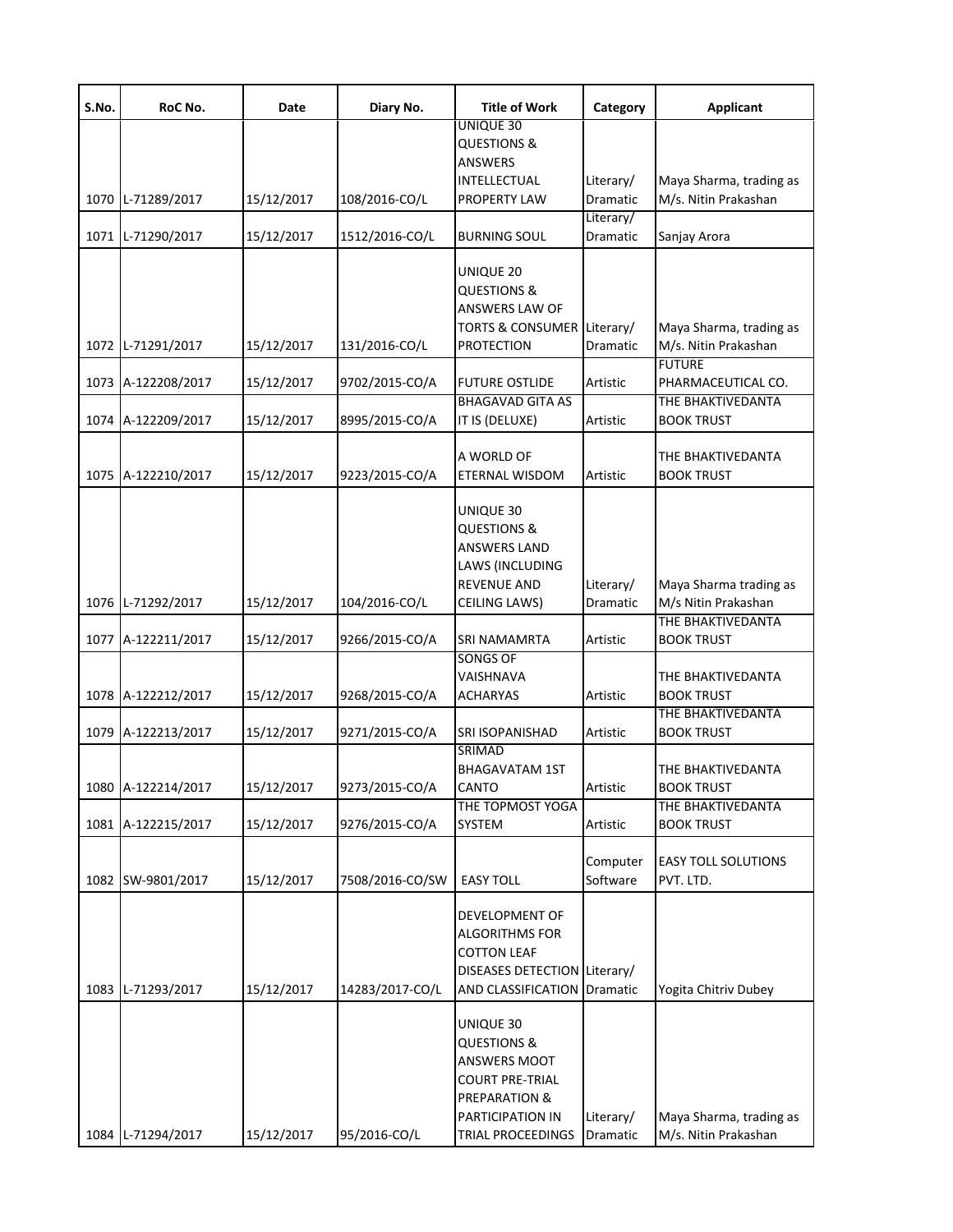| S.No. | RoC No. | Date | Diary No. | Title of Work | Category | Applicant |
|---|---|---|---|---|---|---|
| 1070 | L-71289/2017 | 15/12/2017 | 108/2016-CO/L | UNIQUE 30 QUESTIONS & ANSWERS INTELLECTUAL PROPERTY LAW | Literary/ Dramatic | Maya Sharma, trading as M/s. Nitin Prakashan |
| 1071 | L-71290/2017 | 15/12/2017 | 1512/2016-CO/L | BURNING SOUL | Literary/ Dramatic | Sanjay Arora |
| 1072 | L-71291/2017 | 15/12/2017 | 131/2016-CO/L | UNIQUE 20 QUESTIONS & ANSWERS LAW OF TORTS & CONSUMER PROTECTION | Literary/ Dramatic | Maya Sharma, trading as M/s. Nitin Prakashan |
| 1073 | A-122208/2017 | 15/12/2017 | 9702/2015-CO/A | FUTURE OSTLIDE | Artistic | FUTURE PHARMACEUTICAL CO. |
| 1074 | A-122209/2017 | 15/12/2017 | 8995/2015-CO/A | BHAGAVAD GITA AS IT IS (DELUXE) | Artistic | THE BHAKTIVEDANTA BOOK TRUST |
| 1075 | A-122210/2017 | 15/12/2017 | 9223/2015-CO/A | A WORLD OF ETERNAL WISDOM | Artistic | THE BHAKTIVEDANTA BOOK TRUST |
| 1076 | L-71292/2017 | 15/12/2017 | 104/2016-CO/L | UNIQUE 30 QUESTIONS & ANSWERS LAND LAWS (INCLUDING REVENUE AND CEILING LAWS) | Literary/ Dramatic | Maya Sharma trading as M/s Nitin Prakashan |
| 1077 | A-122211/2017 | 15/12/2017 | 9266/2015-CO/A | SRI NAMAMRTA | Artistic | THE BHAKTIVEDANTA BOOK TRUST |
| 1078 | A-122212/2017 | 15/12/2017 | 9268/2015-CO/A | SONGS OF VAISHNAVA ACHARYAS | Artistic | THE BHAKTIVEDANTA BOOK TRUST |
| 1079 | A-122213/2017 | 15/12/2017 | 9271/2015-CO/A | SRI ISOPANISHAD | Artistic | THE BHAKTIVEDANTA BOOK TRUST |
| 1080 | A-122214/2017 | 15/12/2017 | 9273/2015-CO/A | SRIMAD BHAGAVATAM 1ST CANTO | Artistic | THE BHAKTIVEDANTA BOOK TRUST |
| 1081 | A-122215/2017 | 15/12/2017 | 9276/2015-CO/A | THE TOPMOST YOGA SYSTEM | Artistic | THE BHAKTIVEDANTA BOOK TRUST |
| 1082 | SW-9801/2017 | 15/12/2017 | 7508/2016-CO/SW | EASY TOLL | Computer Software | EASY TOLL SOLUTIONS PVT. LTD. |
| 1083 | L-71293/2017 | 15/12/2017 | 14283/2017-CO/L | DEVELOPMENT OF ALGORITHMS FOR COTTON LEAF DISEASES DETECTION AND CLASSIFICATION | Literary/ Dramatic | Yogita Chitriv Dubey |
| 1084 | L-71294/2017 | 15/12/2017 | 95/2016-CO/L | UNIQUE 30 QUESTIONS & ANSWERS MOOT COURT PRE-TRIAL PREPARATION & PARTICIPATION IN TRIAL PROCEEDINGS | Literary/ Dramatic | Maya Sharma, trading as M/s. Nitin Prakashan |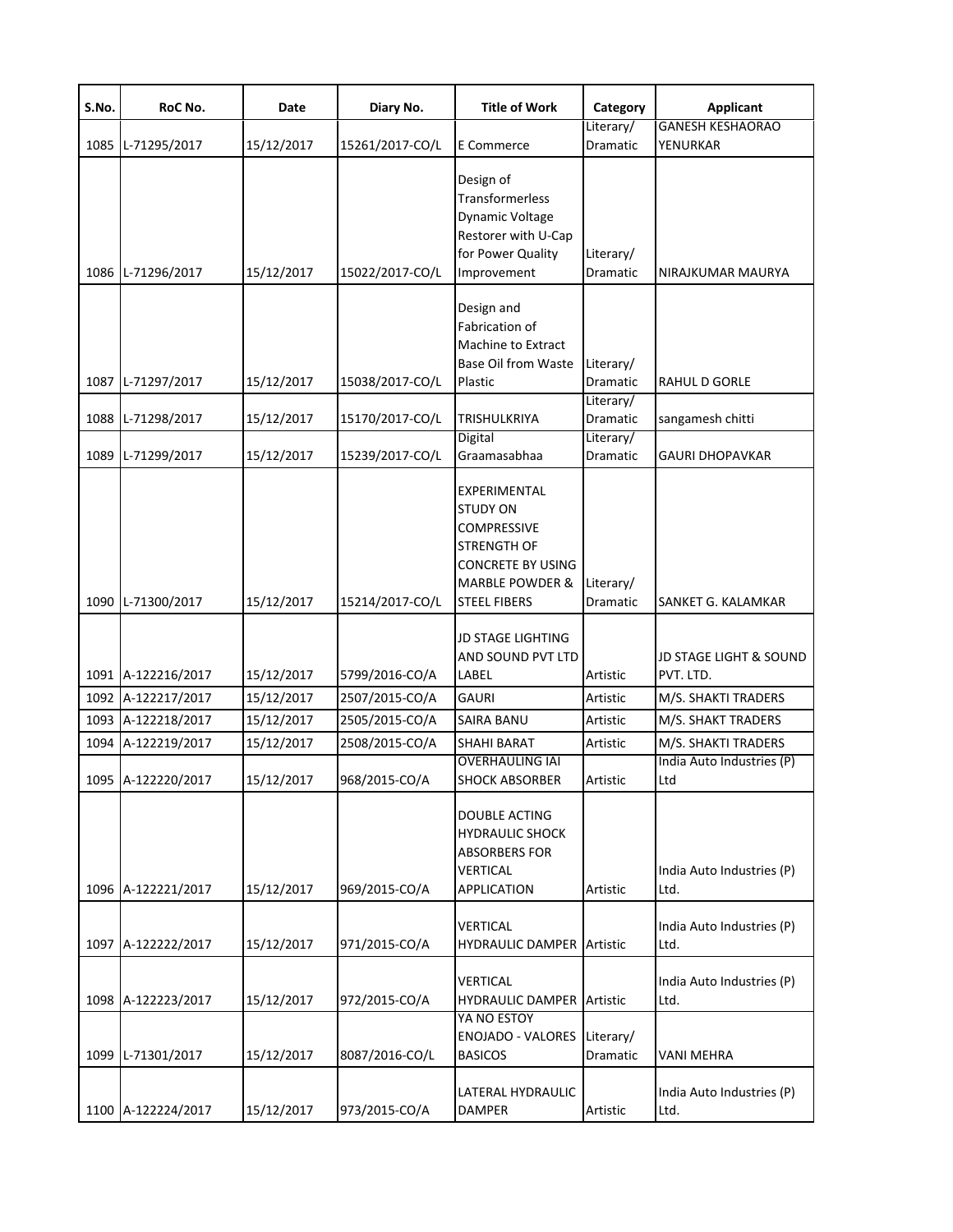| S.No. | RoC No. | Date | Diary No. | Title of Work | Category | Applicant |
|---|---|---|---|---|---|---|
| 1085 | L-71295/2017 | 15/12/2017 | 15261/2017-CO/L | E Commerce | Literary/ Dramatic | GANESH KESHAORAO YENURKAR |
| 1086 | L-71296/2017 | 15/12/2017 | 15022/2017-CO/L | Design of Transformerless Dynamic Voltage Restorer with U-Cap for Power Quality Improvement | Literary/ Dramatic | NIRAJKUMAR MAURYA |
| 1087 | L-71297/2017 | 15/12/2017 | 15038/2017-CO/L | Design and Fabrication of Machine to Extract Base Oil from Waste Plastic | Literary/ Dramatic | RAHUL D GORLE |
| 1088 | L-71298/2017 | 15/12/2017 | 15170/2017-CO/L | TRISHULKRIYA | Literary/ Dramatic | sangamesh chitti |
| 1089 | L-71299/2017 | 15/12/2017 | 15239/2017-CO/L | Digital Graamasabhaa | Literary/ Dramatic | GAURI DHOPAVKAR |
| 1090 | L-71300/2017 | 15/12/2017 | 15214/2017-CO/L | EXPERIMENTAL STUDY ON COMPRESSIVE STRENGTH OF CONCRETE BY USING MARBLE POWDER & STEEL FIBERS | Literary/ Dramatic | SANKET G. KALAMKAR |
| 1091 | A-122216/2017 | 15/12/2017 | 5799/2016-CO/A | JD STAGE LIGHTING AND SOUND PVT LTD LABEL | Artistic | JD STAGE LIGHT & SOUND PVT. LTD. |
| 1092 | A-122217/2017 | 15/12/2017 | 2507/2015-CO/A | GAURI | Artistic | M/S. SHAKTI TRADERS |
| 1093 | A-122218/2017 | 15/12/2017 | 2505/2015-CO/A | SAIRA BANU | Artistic | M/S. SHAKT TRADERS |
| 1094 | A-122219/2017 | 15/12/2017 | 2508/2015-CO/A | SHAHI BARAT | Artistic | M/S. SHAKTI TRADERS |
| 1095 | A-122220/2017 | 15/12/2017 | 968/2015-CO/A | OVERHAULING IAI SHOCK ABSORBER | Artistic | India Auto Industries (P) Ltd |
| 1096 | A-122221/2017 | 15/12/2017 | 969/2015-CO/A | DOUBLE ACTING HYDRAULIC SHOCK ABSORBERS FOR VERTICAL APPLICATION | Artistic | India Auto Industries (P) Ltd. |
| 1097 | A-122222/2017 | 15/12/2017 | 971/2015-CO/A | VERTICAL HYDRAULIC DAMPER | Artistic | India Auto Industries (P) Ltd. |
| 1098 | A-122223/2017 | 15/12/2017 | 972/2015-CO/A | VERTICAL HYDRAULIC DAMPER | Artistic | India Auto Industries (P) Ltd. |
| 1099 | L-71301/2017 | 15/12/2017 | 8087/2016-CO/L | YA NO ESTOY ENOJADO - VALORES BASICOS | Literary/ Dramatic | VANI MEHRA |
| 1100 | A-122224/2017 | 15/12/2017 | 973/2015-CO/A | LATERAL HYDRAULIC DAMPER | Artistic | India Auto Industries (P) Ltd. |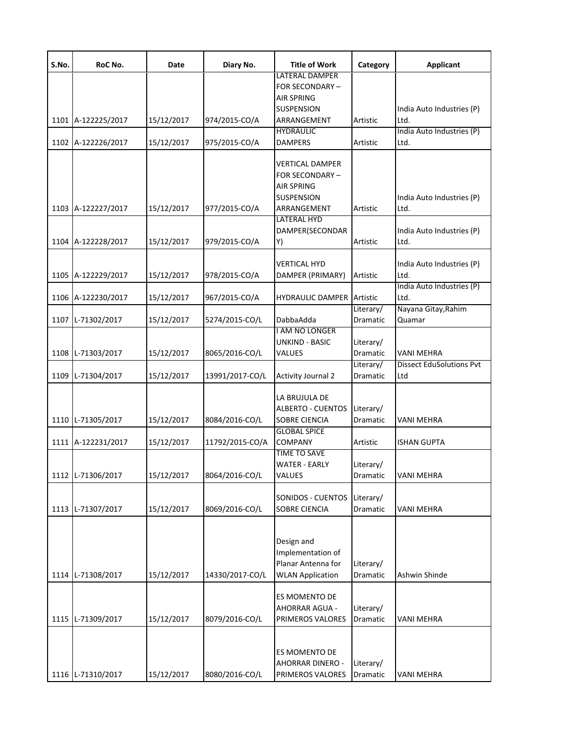| S.No. | RoC No. | Date | Diary No. | Title of Work | Category | Applicant |
|---|---|---|---|---|---|---|
| 1101 | A-122225/2017 | 15/12/2017 | 974/2015-CO/A | LATERAL DAMPER FOR SECONDARY – AIR SPRING SUSPENSION ARRANGEMENT | Artistic | India Auto Industries (P) Ltd. |
| 1102 | A-122226/2017 | 15/12/2017 | 975/2015-CO/A | HYDRAULIC DAMPERS | Artistic | India Auto Industries (P) Ltd. |
| 1103 | A-122227/2017 | 15/12/2017 | 977/2015-CO/A | VERTICAL DAMPER FOR SECONDARY – AIR SPRING SUSPENSION ARRANGEMENT | Artistic | India Auto Industries (P) Ltd. |
| 1104 | A-122228/2017 | 15/12/2017 | 979/2015-CO/A | LATERAL HYD DAMPER(SECONDARY) | Artistic | India Auto Industries (P) Ltd. |
| 1105 | A-122229/2017 | 15/12/2017 | 978/2015-CO/A | VERTICAL HYD DAMPER (PRIMARY) | Artistic | India Auto Industries (P) Ltd. |
| 1106 | A-122230/2017 | 15/12/2017 | 967/2015-CO/A | HYDRAULIC DAMPER | Artistic | India Auto Industries (P) Ltd. |
| 1107 | L-71302/2017 | 15/12/2017 | 5274/2015-CO/L | DabbaAdda | Literary/ Dramatic | Nayana Gitay,Rahim Quamar |
| 1108 | L-71303/2017 | 15/12/2017 | 8065/2016-CO/L | I AM NO LONGER UNKIND - BASIC VALUES | Literary/ Dramatic | VANI MEHRA |
| 1109 | L-71304/2017 | 15/12/2017 | 13991/2017-CO/L | Activity Journal 2 | Literary/ Dramatic | Dissect EduSolutions Pvt Ltd |
| 1110 | L-71305/2017 | 15/12/2017 | 8084/2016-CO/L | LA BRUJULA DE ALBERTO - CUENTOS SOBRE CIENCIA | Literary/ Dramatic | VANI MEHRA |
| 1111 | A-122231/2017 | 15/12/2017 | 11792/2015-CO/A | GLOBAL SPICE COMPANY | Artistic | ISHAN GUPTA |
| 1112 | L-71306/2017 | 15/12/2017 | 8064/2016-CO/L | TIME TO SAVE WATER - EARLY VALUES | Literary/ Dramatic | VANI MEHRA |
| 1113 | L-71307/2017 | 15/12/2017 | 8069/2016-CO/L | SONIDOS - CUENTOS SOBRE CIENCIA | Literary/ Dramatic | VANI MEHRA |
| 1114 | L-71308/2017 | 15/12/2017 | 14330/2017-CO/L | Design and Implementation of Planar Antenna for WLAN Application | Literary/ Dramatic | Ashwin Shinde |
| 1115 | L-71309/2017 | 15/12/2017 | 8079/2016-CO/L | ES MOMENTO DE AHORRAR AGUA - PRIMEROS VALORES | Literary/ Dramatic | VANI MEHRA |
| 1116 | L-71310/2017 | 15/12/2017 | 8080/2016-CO/L | ES MOMENTO DE AHORRAR DINERO - PRIMEROS VALORES | Literary/ Dramatic | VANI MEHRA |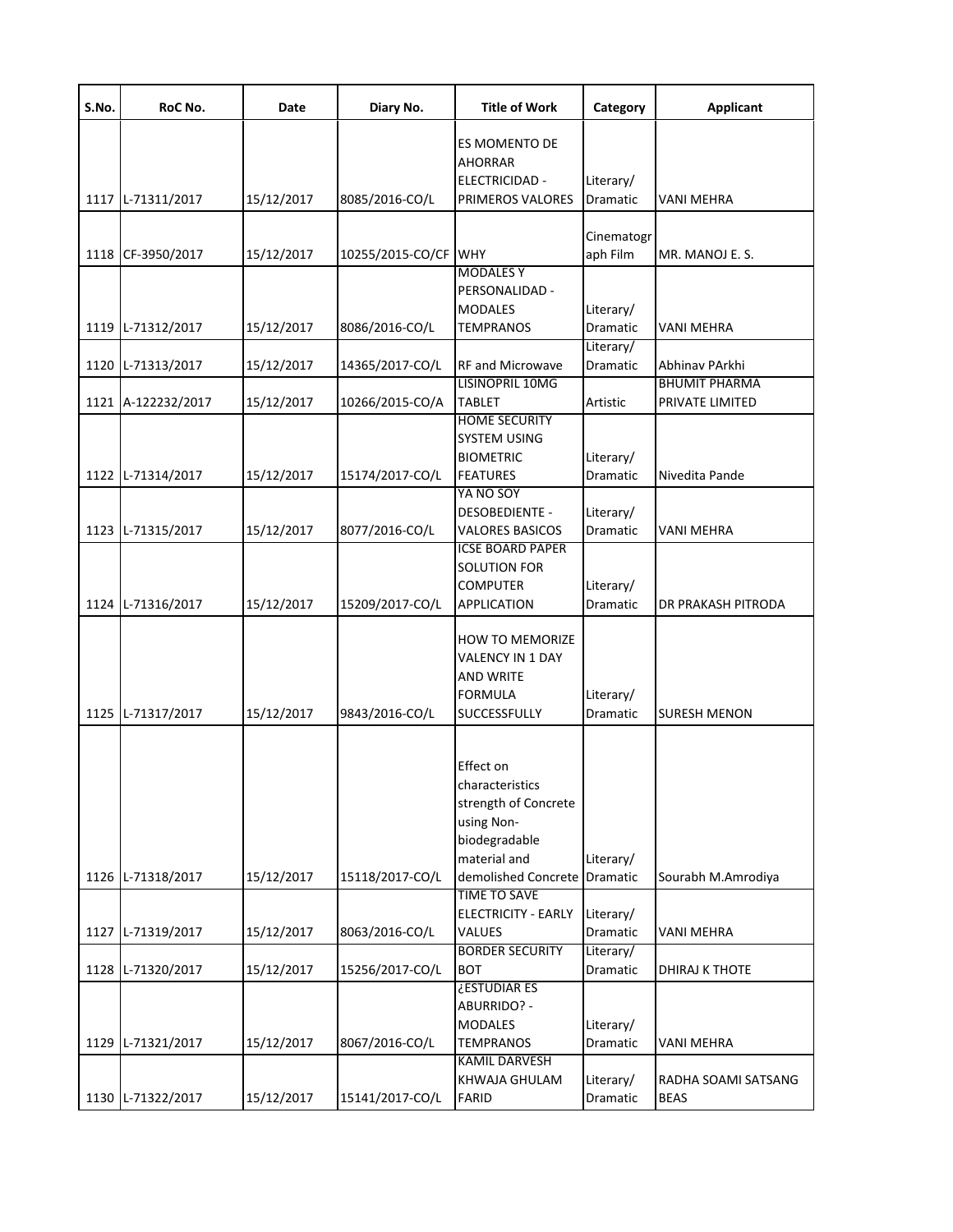| S.No. | RoC No. | Date | Diary No. | Title of Work | Category | Applicant |
|---|---|---|---|---|---|---|
| 1117 | L-71311/2017 | 15/12/2017 | 8085/2016-CO/L | ES MOMENTO DE AHORRAR ELECTRICIDAD - PRIMEROS VALORES | Literary/ Dramatic | VANI MEHRA |
| 1118 | CF-3950/2017 | 15/12/2017 | 10255/2015-CO/CF | WHY | Cinematograph Film | MR. MANOJ E. S. |
| 1119 | L-71312/2017 | 15/12/2017 | 8086/2016-CO/L | MODALES Y PERSONALIDAD - MODALES TEMPRANOS | Literary/ Dramatic | VANI MEHRA |
| 1120 | L-71313/2017 | 15/12/2017 | 14365/2017-CO/L | RF and Microwave | Literary/ Dramatic | Abhinav PArkhi |
| 1121 | A-122232/2017 | 15/12/2017 | 10266/2015-CO/A | LISINOPRIL 10MG TABLET | Artistic | BHUMIT PHARMA PRIVATE LIMITED |
| 1122 | L-71314/2017 | 15/12/2017 | 15174/2017-CO/L | HOME SECURITY SYSTEM USING BIOMETRIC FEATURES | Literary/ Dramatic | Nivedita Pande |
| 1123 | L-71315/2017 | 15/12/2017 | 8077/2016-CO/L | YA NO SOY DESOBEDIENTE - VALORES BASICOS | Literary/ Dramatic | VANI MEHRA |
| 1124 | L-71316/2017 | 15/12/2017 | 15209/2017-CO/L | ICSE BOARD PAPER SOLUTION FOR COMPUTER APPLICATION | Literary/ Dramatic | DR PRAKASH PITRODA |
| 1125 | L-71317/2017 | 15/12/2017 | 9843/2016-CO/L | HOW TO MEMORIZE VALENCY IN 1 DAY AND WRITE FORMULA SUCCESSFULLY | Literary/ Dramatic | SURESH MENON |
| 1126 | L-71318/2017 | 15/12/2017 | 15118/2017-CO/L | Effect on characteristics strength of Concrete using Non-biodegradable material and demolished Concrete | Literary/ Dramatic | Sourabh M.Amrodiya |
| 1127 | L-71319/2017 | 15/12/2017 | 8063/2016-CO/L | TIME TO SAVE ELECTRICITY - EARLY VALUES | Literary/ Dramatic | VANI MEHRA |
| 1128 | L-71320/2017 | 15/12/2017 | 15256/2017-CO/L | BORDER SECURITY BOT | Literary/ Dramatic | DHIRAJ K THOTE |
| 1129 | L-71321/2017 | 15/12/2017 | 8067/2016-CO/L | ¿ESTUDIAR ES ABURRIDO? - MODALES TEMPRANOS | Literary/ Dramatic | VANI MEHRA |
| 1130 | L-71322/2017 | 15/12/2017 | 15141/2017-CO/L | KAMIL DARVESH KHWAJA GHULAM FARID | Literary/ Dramatic | RADHA SOAMI SATSANG BEAS |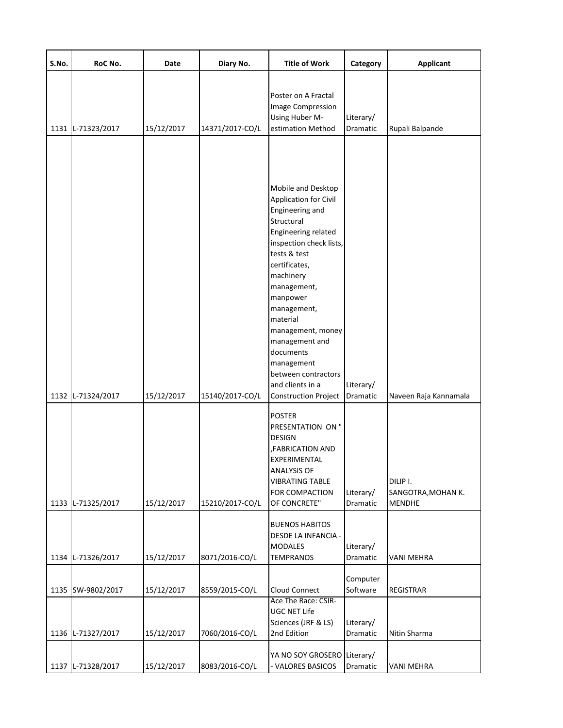| S.No. | RoC No. | Date | Diary No. | Title of Work | Category | Applicant |
|---|---|---|---|---|---|---|
| 1131 | L-71323/2017 | 15/12/2017 | 14371/2017-CO/L | Poster on A Fractal Image Compression Using Huber M-estimation Method | Literary/ Dramatic | Rupali Balpande |
| 1132 | L-71324/2017 | 15/12/2017 | 15140/2017-CO/L | Mobile and Desktop Application for Civil Engineering and Structural Engineering related inspection check lists, tests & test certificates, machinery management, manpower management, material management, money management and documents management between contractors and clients in a Construction Project | Literary/ Dramatic | Naveen Raja Kannamala |
| 1133 | L-71325/2017 | 15/12/2017 | 15210/2017-CO/L | POSTER PRESENTATION ON " DESIGN ,FABRICATION AND EXPERIMENTAL ANALYSIS OF VIBRATING TABLE FOR COMPACTION OF CONCRETE" | Literary/ Dramatic | DILIP I. SANGOTRA,MOHAN K. MENDHE |
| 1134 | L-71326/2017 | 15/12/2017 | 8071/2016-CO/L | BUENOS HABITOS DESDE LA INFANCIA - MODALES TEMPRANOS | Literary/ Dramatic | VANI MEHRA |
| 1135 | SW-9802/2017 | 15/12/2017 | 8559/2015-CO/L | Cloud Connect | Computer Software | REGISTRAR |
| 1136 | L-71327/2017 | 15/12/2017 | 7060/2016-CO/L | Ace The Race: CSIR-UGC NET Life Sciences (JRF & LS) 2nd Edition | Literary/ Dramatic | Nitin Sharma |
| 1137 | L-71328/2017 | 15/12/2017 | 8083/2016-CO/L | YA NO SOY GROSERO - VALORES BASICOS | Literary/ Dramatic | VANI MEHRA |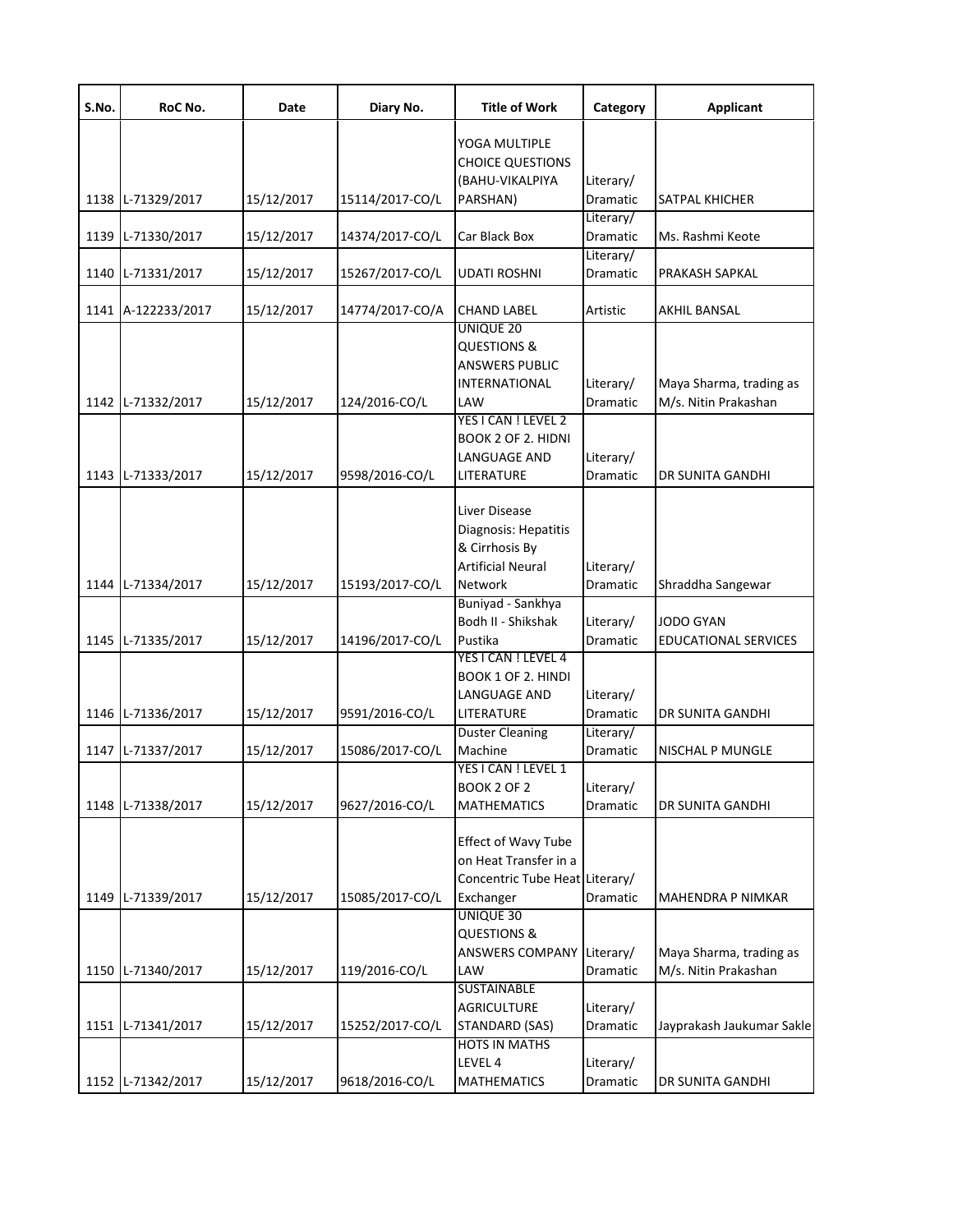| S.No. | RoC No. | Date | Diary No. | Title of Work | Category | Applicant |
|---|---|---|---|---|---|---|
| 1138 | L-71329/2017 | 15/12/2017 | 15114/2017-CO/L | YOGA MULTIPLE CHOICE QUESTIONS (BAHU-VIKALPIYA PARSHAN) | Literary/ Dramatic | SATPAL KHICHER |
| 1139 | L-71330/2017 | 15/12/2017 | 14374/2017-CO/L | Car Black Box | Literary/ Dramatic | Ms. Rashmi Keote |
| 1140 | L-71331/2017 | 15/12/2017 | 15267/2017-CO/L | UDATI ROSHNI | Literary/ Dramatic | PRAKASH SAPKAL |
| 1141 | A-122233/2017 | 15/12/2017 | 14774/2017-CO/A | CHAND LABEL | Artistic | AKHIL BANSAL |
| 1142 | L-71332/2017 | 15/12/2017 | 124/2016-CO/L | UNIQUE 20 QUESTIONS & ANSWERS PUBLIC INTERNATIONAL LAW | Literary/ Dramatic | Maya Sharma, trading as M/s. Nitin Prakashan |
| 1143 | L-71333/2017 | 15/12/2017 | 9598/2016-CO/L | YES I CAN ! LEVEL 2 BOOK 2 OF 2. HIDNI LANGUAGE AND LITERATURE | Literary/ Dramatic | DR SUNITA GANDHI |
| 1144 | L-71334/2017 | 15/12/2017 | 15193/2017-CO/L | Liver Disease Diagnosis: Hepatitis & Cirrhosis By Artificial Neural Network | Literary/ Dramatic | Shraddha Sangewar |
| 1145 | L-71335/2017 | 15/12/2017 | 14196/2017-CO/L | Buniyad - Sankhya Bodh II - Shikshak Pustika | Literary/ Dramatic | JODO GYAN EDUCATIONAL SERVICES |
| 1146 | L-71336/2017 | 15/12/2017 | 9591/2016-CO/L | YES I CAN ! LEVEL 4 BOOK 1 OF 2. HINDI LANGUAGE AND LITERATURE | Literary/ Dramatic | DR SUNITA GANDHI |
| 1147 | L-71337/2017 | 15/12/2017 | 15086/2017-CO/L | Duster Cleaning Machine | Literary/ Dramatic | NISCHAL P MUNGLE |
| 1148 | L-71338/2017 | 15/12/2017 | 9627/2016-CO/L | YES I CAN ! LEVEL 1 BOOK 2 OF 2 MATHEMATICS | Literary/ Dramatic | DR SUNITA GANDHI |
| 1149 | L-71339/2017 | 15/12/2017 | 15085/2017-CO/L | Effect of Wavy Tube on Heat Transfer in a Concentric Tube Heat Exchanger | Literary/ Dramatic | MAHENDRA P NIMKAR |
| 1150 | L-71340/2017 | 15/12/2017 | 119/2016-CO/L | UNIQUE 30 QUESTIONS & ANSWERS COMPANY LAW | Literary/ Dramatic | Maya Sharma, trading as M/s. Nitin Prakashan |
| 1151 | L-71341/2017 | 15/12/2017 | 15252/2017-CO/L | SUSTAINABLE AGRICULTURE STANDARD (SAS) | Literary/ Dramatic | Jayprakash Jaukumar Sakle |
| 1152 | L-71342/2017 | 15/12/2017 | 9618/2016-CO/L | HOTS IN MATHS LEVEL 4 MATHEMATICS | Literary/ Dramatic | DR SUNITA GANDHI |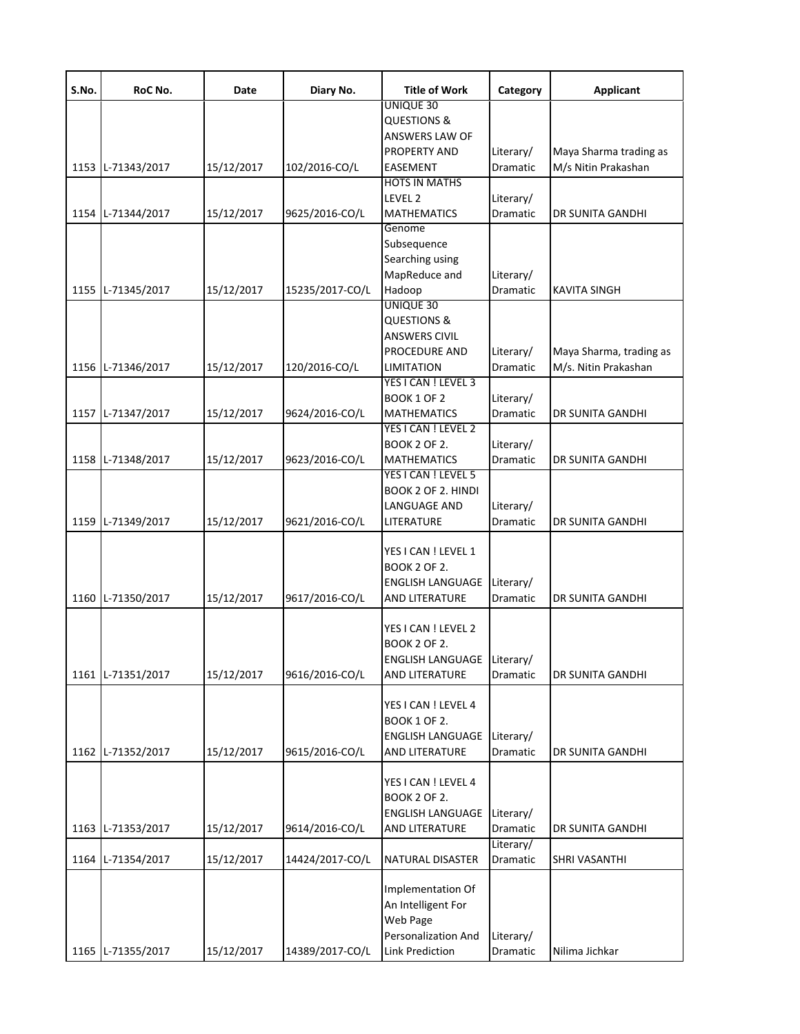| S.No. | RoC No. | Date | Diary No. | Title of Work | Category | Applicant |
|---|---|---|---|---|---|---|
| 1153 | L-71343/2017 | 15/12/2017 | 102/2016-CO/L | UNIQUE 30 QUESTIONS & ANSWERS LAW OF PROPERTY AND EASEMENT | Literary/ Dramatic | Maya Sharma trading as M/s Nitin Prakashan |
| 1154 | L-71344/2017 | 15/12/2017 | 9625/2016-CO/L | HOTS IN MATHS LEVEL 2 MATHEMATICS | Literary/ Dramatic | DR SUNITA GANDHI |
| 1155 | L-71345/2017 | 15/12/2017 | 15235/2017-CO/L | Genome Subsequence Searching using MapReduce and Hadoop | Literary/ Dramatic | KAVITA SINGH |
| 1156 | L-71346/2017 | 15/12/2017 | 120/2016-CO/L | UNIQUE 30 QUESTIONS & ANSWERS CIVIL PROCEDURE AND LIMITATION | Literary/ Dramatic | Maya Sharma, trading as M/s. Nitin Prakashan |
| 1157 | L-71347/2017 | 15/12/2017 | 9624/2016-CO/L | YES I CAN ! LEVEL 3 BOOK 1 OF 2 MATHEMATICS | Literary/ Dramatic | DR SUNITA GANDHI |
| 1158 | L-71348/2017 | 15/12/2017 | 9623/2016-CO/L | YES I CAN ! LEVEL 2 BOOK 2 OF 2. MATHEMATICS | Literary/ Dramatic | DR SUNITA GANDHI |
| 1159 | L-71349/2017 | 15/12/2017 | 9621/2016-CO/L | YES I CAN ! LEVEL 5 BOOK 2 OF 2. HINDI LANGUAGE AND LITERATURE | Literary/ Dramatic | DR SUNITA GANDHI |
| 1160 | L-71350/2017 | 15/12/2017 | 9617/2016-CO/L | YES I CAN ! LEVEL 1 BOOK 2 OF 2. ENGLISH LANGUAGE AND LITERATURE | Literary/ Dramatic | DR SUNITA GANDHI |
| 1161 | L-71351/2017 | 15/12/2017 | 9616/2016-CO/L | YES I CAN ! LEVEL 2 BOOK 2 OF 2. ENGLISH LANGUAGE AND LITERATURE | Literary/ Dramatic | DR SUNITA GANDHI |
| 1162 | L-71352/2017 | 15/12/2017 | 9615/2016-CO/L | YES I CAN ! LEVEL 4 BOOK 1 OF 2. ENGLISH LANGUAGE AND LITERATURE | Literary/ Dramatic | DR SUNITA GANDHI |
| 1163 | L-71353/2017 | 15/12/2017 | 9614/2016-CO/L | YES I CAN ! LEVEL 4 BOOK 2 OF 2. ENGLISH LANGUAGE AND LITERATURE | Literary/ Dramatic | DR SUNITA GANDHI |
| 1164 | L-71354/2017 | 15/12/2017 | 14424/2017-CO/L | NATURAL DISASTER | Literary/ Dramatic | SHRI VASANTHI |
| 1165 | L-71355/2017 | 15/12/2017 | 14389/2017-CO/L | Implementation Of An Intelligent For Web Page Personalization And Link Prediction | Literary/ Dramatic | Nilima Jichkar |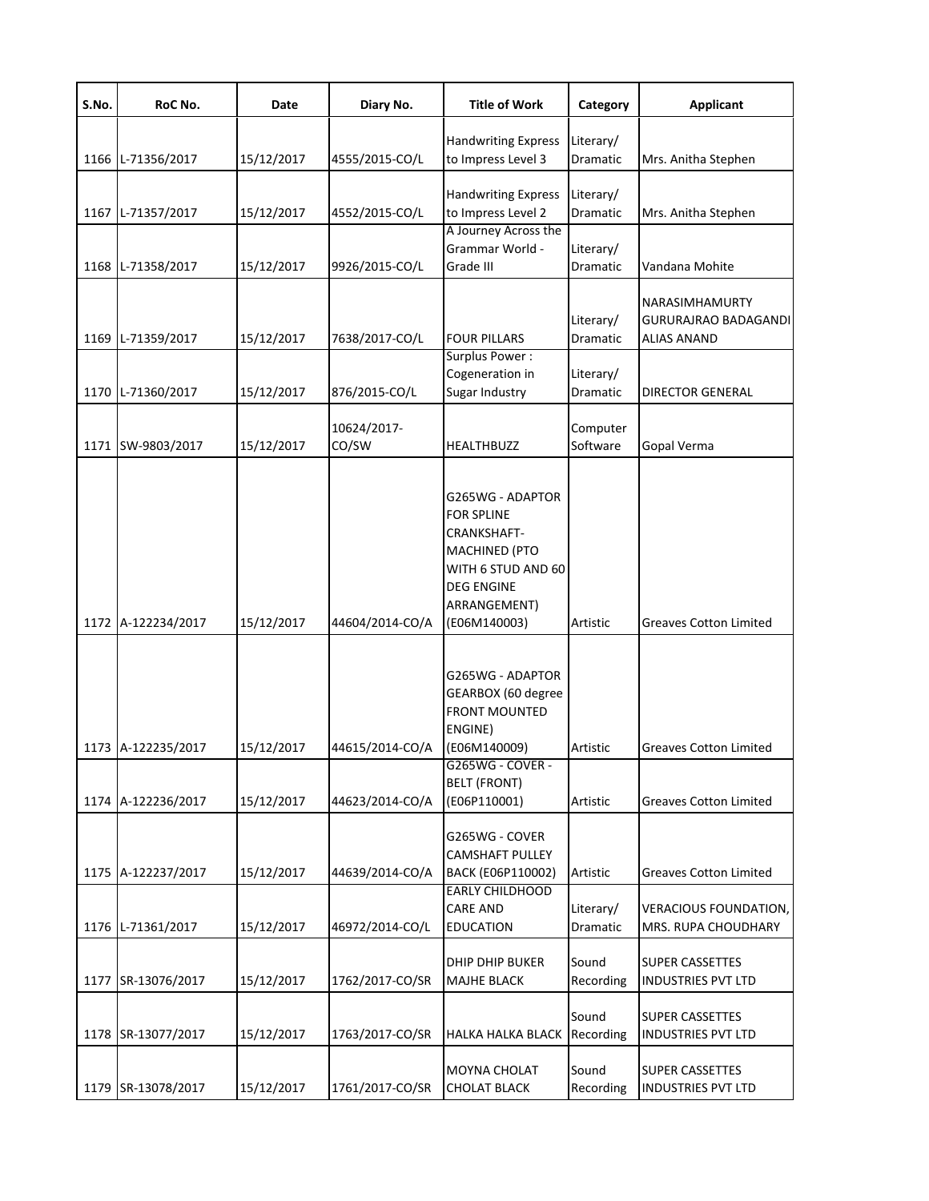| S.No. | RoC No. | Date | Diary No. | Title of Work | Category | Applicant |
|---|---|---|---|---|---|---|
| 1166 | L-71356/2017 | 15/12/2017 | 4555/2015-CO/L | Handwriting Express to Impress Level 3 | Literary/ Dramatic | Mrs. Anitha Stephen |
| 1167 | L-71357/2017 | 15/12/2017 | 4552/2015-CO/L | Handwriting Express to Impress Level 2 | Literary/ Dramatic | Mrs. Anitha Stephen |
| 1168 | L-71358/2017 | 15/12/2017 | 9926/2015-CO/L | A Journey Across the Grammar World - Grade III | Literary/ Dramatic | Vandana Mohite |
| 1169 | L-71359/2017 | 15/12/2017 | 7638/2017-CO/L | FOUR PILLARS | Literary/ Dramatic | NARASIMHAMURTY GURURAJRAO BADAGANDI ALIAS ANAND |
| 1170 | L-71360/2017 | 15/12/2017 | 876/2015-CO/L | Surplus Power : Cogeneration in Sugar Industry | Literary/ Dramatic | DIRECTOR GENERAL |
| 1171 | SW-9803/2017 | 15/12/2017 | 10624/2017-CO/SW | HEALTHBUZZ | Computer Software | Gopal Verma |
| 1172 | A-122234/2017 | 15/12/2017 | 44604/2014-CO/A | G265WG - ADAPTOR FOR SPLINE CRANKSHAFT-MACHINED (PTO WITH 6 STUD AND 60 DEG ENGINE ARRANGEMENT) (E06M140003) | Artistic | Greaves Cotton Limited |
| 1173 | A-122235/2017 | 15/12/2017 | 44615/2014-CO/A | G265WG - ADAPTOR GEARBOX (60 degree FRONT MOUNTED ENGINE) (E06M140009) | Artistic | Greaves Cotton Limited |
| 1174 | A-122236/2017 | 15/12/2017 | 44623/2014-CO/A | G265WG - COVER - BELT (FRONT) (E06P110001) | Artistic | Greaves Cotton Limited |
| 1175 | A-122237/2017 | 15/12/2017 | 44639/2014-CO/A | G265WG - COVER CAMSHAFT PULLEY BACK (E06P110002) | Artistic | Greaves Cotton Limited |
| 1176 | L-71361/2017 | 15/12/2017 | 46972/2014-CO/L | EARLY CHILDHOOD CARE AND EDUCATION | Literary/ Dramatic | VERACIOUS FOUNDATION, MRS. RUPA CHOUDHARY |
| 1177 | SR-13076/2017 | 15/12/2017 | 1762/2017-CO/SR | DHIP DHIP BUKER MAJHE BLACK | Sound Recording | SUPER CASSETTES INDUSTRIES PVT LTD |
| 1178 | SR-13077/2017 | 15/12/2017 | 1763/2017-CO/SR | HALKA HALKA BLACK | Sound Recording | SUPER CASSETTES INDUSTRIES PVT LTD |
| 1179 | SR-13078/2017 | 15/12/2017 | 1761/2017-CO/SR | MOYNA CHOLAT CHOLAT BLACK | Sound Recording | SUPER CASSETTES INDUSTRIES PVT LTD |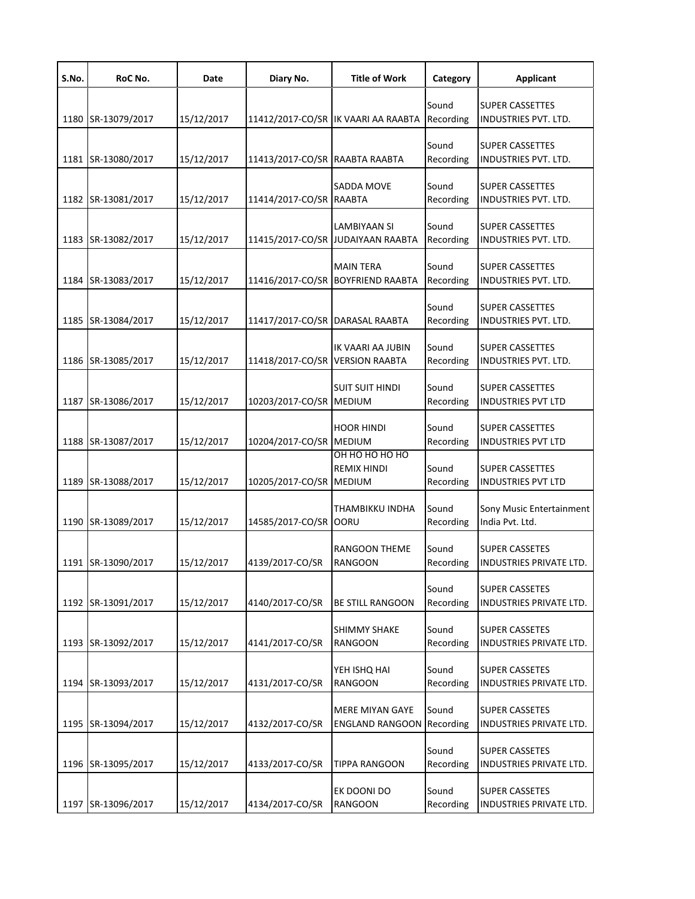| S.No. | RoC No. | Date | Diary No. | Title of Work | Category | Applicant |
|---|---|---|---|---|---|---|
| 1180 | SR-13079/2017 | 15/12/2017 | 11412/2017-CO/SR | IK VAARI AA RAABTA | Sound Recording | SUPER CASSETTES INDUSTRIES PVT. LTD. |
| 1181 | SR-13080/2017 | 15/12/2017 | 11413/2017-CO/SR | RAABTA RAABTA | Sound Recording | SUPER CASSETTES INDUSTRIES PVT. LTD. |
| 1182 | SR-13081/2017 | 15/12/2017 | 11414/2017-CO/SR | SADDA MOVE RAABTA | Sound Recording | SUPER CASSETTES INDUSTRIES PVT. LTD. |
| 1183 | SR-13082/2017 | 15/12/2017 | 11415/2017-CO/SR | LAMBIYAAN SI JUDAIYAAN RAABTA | Sound Recording | SUPER CASSETTES INDUSTRIES PVT. LTD. |
| 1184 | SR-13083/2017 | 15/12/2017 | 11416/2017-CO/SR | MAIN TERA BOYFRIEND RAABTA | Sound Recording | SUPER CASSETTES INDUSTRIES PVT. LTD. |
| 1185 | SR-13084/2017 | 15/12/2017 | 11417/2017-CO/SR | DARASAL RAABTA | Sound Recording | SUPER CASSETTES INDUSTRIES PVT. LTD. |
| 1186 | SR-13085/2017 | 15/12/2017 | 11418/2017-CO/SR | IK VAARI AA JUBIN VERSION RAABTA | Sound Recording | SUPER CASSETTES INDUSTRIES PVT. LTD. |
| 1187 | SR-13086/2017 | 15/12/2017 | 10203/2017-CO/SR | SUIT SUIT HINDI MEDIUM | Sound Recording | SUPER CASSETTES INDUSTRIES PVT LTD |
| 1188 | SR-13087/2017 | 15/12/2017 | 10204/2017-CO/SR | HOOR HINDI MEDIUM | Sound Recording | SUPER CASSETTES INDUSTRIES PVT LTD |
| 1189 | SR-13088/2017 | 15/12/2017 | 10205/2017-CO/SR | OH HO HO HO REMIX HINDI MEDIUM | Sound Recording | SUPER CASSETTES INDUSTRIES PVT LTD |
| 1190 | SR-13089/2017 | 15/12/2017 | 14585/2017-CO/SR | THAMBIKKU INDHA OORU | Sound Recording | Sony Music Entertainment India Pvt. Ltd. |
| 1191 | SR-13090/2017 | 15/12/2017 | 4139/2017-CO/SR | RANGOON THEME RANGOON | Sound Recording | SUPER CASSETES INDUSTRIES PRIVATE LTD. |
| 1192 | SR-13091/2017 | 15/12/2017 | 4140/2017-CO/SR | BE STILL RANGOON | Sound Recording | SUPER CASSETES INDUSTRIES PRIVATE LTD. |
| 1193 | SR-13092/2017 | 15/12/2017 | 4141/2017-CO/SR | SHIMMY SHAKE RANGOON | Sound Recording | SUPER CASSETES INDUSTRIES PRIVATE LTD. |
| 1194 | SR-13093/2017 | 15/12/2017 | 4131/2017-CO/SR | YEH ISHQ HAI RANGOON | Sound Recording | SUPER CASSETES INDUSTRIES PRIVATE LTD. |
| 1195 | SR-13094/2017 | 15/12/2017 | 4132/2017-CO/SR | MERE MIYAN GAYE ENGLAND RANGOON | Sound Recording | SUPER CASSETES INDUSTRIES PRIVATE LTD. |
| 1196 | SR-13095/2017 | 15/12/2017 | 4133/2017-CO/SR | TIPPA RANGOON | Sound Recording | SUPER CASSETES INDUSTRIES PRIVATE LTD. |
| 1197 | SR-13096/2017 | 15/12/2017 | 4134/2017-CO/SR | EK DOONI DO RANGOON | Sound Recording | SUPER CASSETES INDUSTRIES PRIVATE LTD. |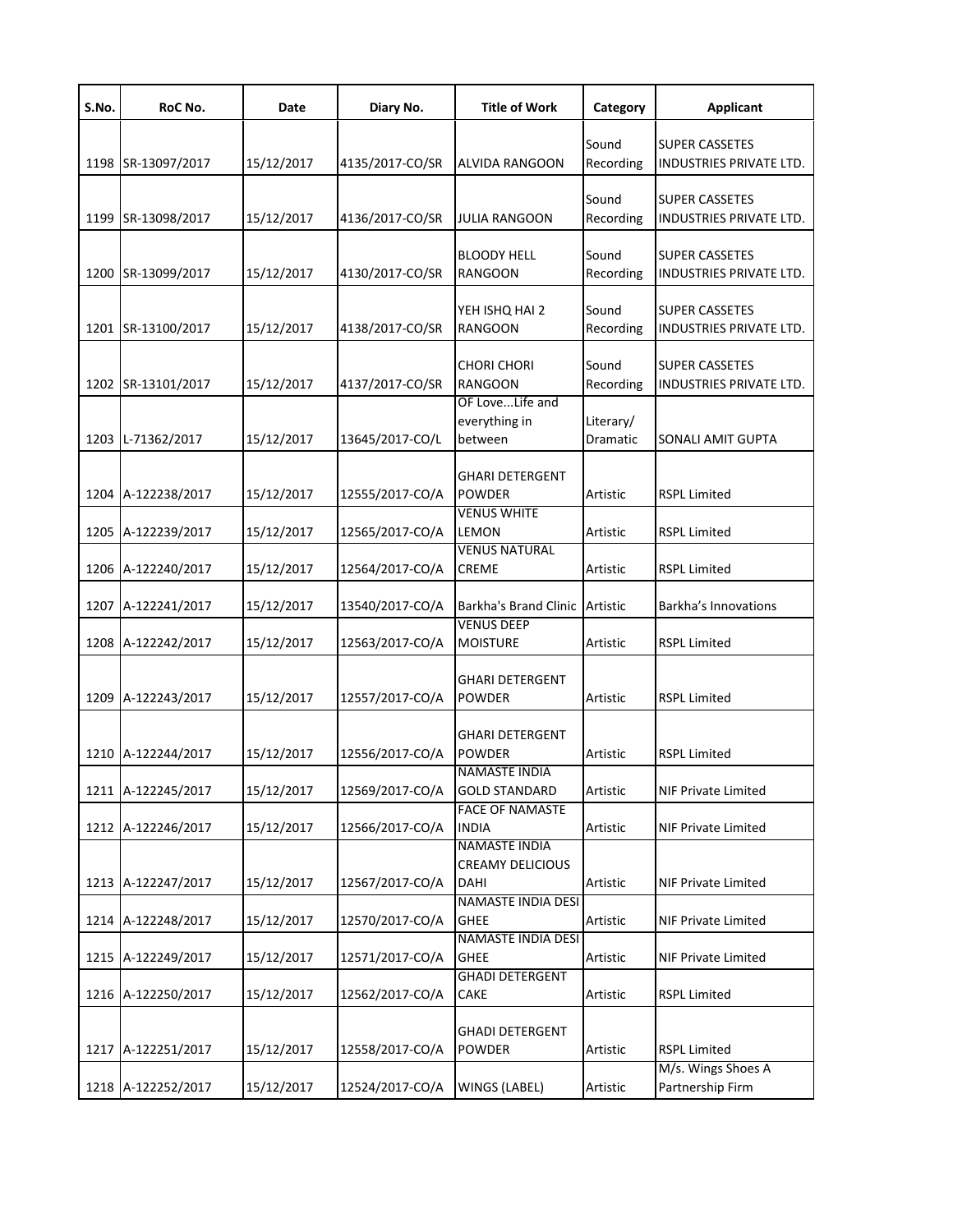| S.No. | RoC No. | Date | Diary No. | Title of Work | Category | Applicant |
|---|---|---|---|---|---|---|
| 1198 | SR-13097/2017 | 15/12/2017 | 4135/2017-CO/SR | ALVIDA RANGOON | Sound Recording | SUPER CASSETES INDUSTRIES PRIVATE LTD. |
| 1199 | SR-13098/2017 | 15/12/2017 | 4136/2017-CO/SR | JULIA RANGOON | Sound Recording | SUPER CASSETES INDUSTRIES PRIVATE LTD. |
| 1200 | SR-13099/2017 | 15/12/2017 | 4130/2017-CO/SR | BLOODY HELL RANGOON | Sound Recording | SUPER CASSETES INDUSTRIES PRIVATE LTD. |
| 1201 | SR-13100/2017 | 15/12/2017 | 4138/2017-CO/SR | YEH ISHQ HAI 2 RANGOON | Sound Recording | SUPER CASSETES INDUSTRIES PRIVATE LTD. |
| 1202 | SR-13101/2017 | 15/12/2017 | 4137/2017-CO/SR | CHORI CHORI RANGOON | Sound Recording | SUPER CASSETES INDUSTRIES PRIVATE LTD. |
| 1203 | L-71362/2017 | 15/12/2017 | 13645/2017-CO/L | OF Love...Life and everything in between | Literary/ Dramatic | SONALI AMIT GUPTA |
| 1204 | A-122238/2017 | 15/12/2017 | 12555/2017-CO/A | GHARI DETERGENT POWDER | Artistic | RSPL Limited |
| 1205 | A-122239/2017 | 15/12/2017 | 12565/2017-CO/A | VENUS WHITE LEMON | Artistic | RSPL Limited |
| 1206 | A-122240/2017 | 15/12/2017 | 12564/2017-CO/A | VENUS NATURAL CREME | Artistic | RSPL Limited |
| 1207 | A-122241/2017 | 15/12/2017 | 13540/2017-CO/A | Barkha's Brand Clinic | Artistic | Barkha's Innovations |
| 1208 | A-122242/2017 | 15/12/2017 | 12563/2017-CO/A | VENUS DEEP MOISTURE | Artistic | RSPL Limited |
| 1209 | A-122243/2017 | 15/12/2017 | 12557/2017-CO/A | GHARI DETERGENT POWDER | Artistic | RSPL Limited |
| 1210 | A-122244/2017 | 15/12/2017 | 12556/2017-CO/A | GHARI DETERGENT POWDER | Artistic | RSPL Limited |
| 1211 | A-122245/2017 | 15/12/2017 | 12569/2017-CO/A | NAMASTE INDIA GOLD STANDARD | Artistic | NIF Private Limited |
| 1212 | A-122246/2017 | 15/12/2017 | 12566/2017-CO/A | FACE OF NAMASTE INDIA | Artistic | NIF Private Limited |
| 1213 | A-122247/2017 | 15/12/2017 | 12567/2017-CO/A | NAMASTE INDIA CREAMY DELICIOUS DAHI | Artistic | NIF Private Limited |
| 1214 | A-122248/2017 | 15/12/2017 | 12570/2017-CO/A | NAMASTE INDIA DESI GHEE | Artistic | NIF Private Limited |
| 1215 | A-122249/2017 | 15/12/2017 | 12571/2017-CO/A | NAMASTE INDIA DESI GHEE | Artistic | NIF Private Limited |
| 1216 | A-122250/2017 | 15/12/2017 | 12562/2017-CO/A | GHADI DETERGENT CAKE | Artistic | RSPL Limited |
| 1217 | A-122251/2017 | 15/12/2017 | 12558/2017-CO/A | GHADI DETERGENT POWDER | Artistic | RSPL Limited |
| 1218 | A-122252/2017 | 15/12/2017 | 12524/2017-CO/A | WINGS (LABEL) | Artistic | M/s. Wings Shoes A Partnership Firm |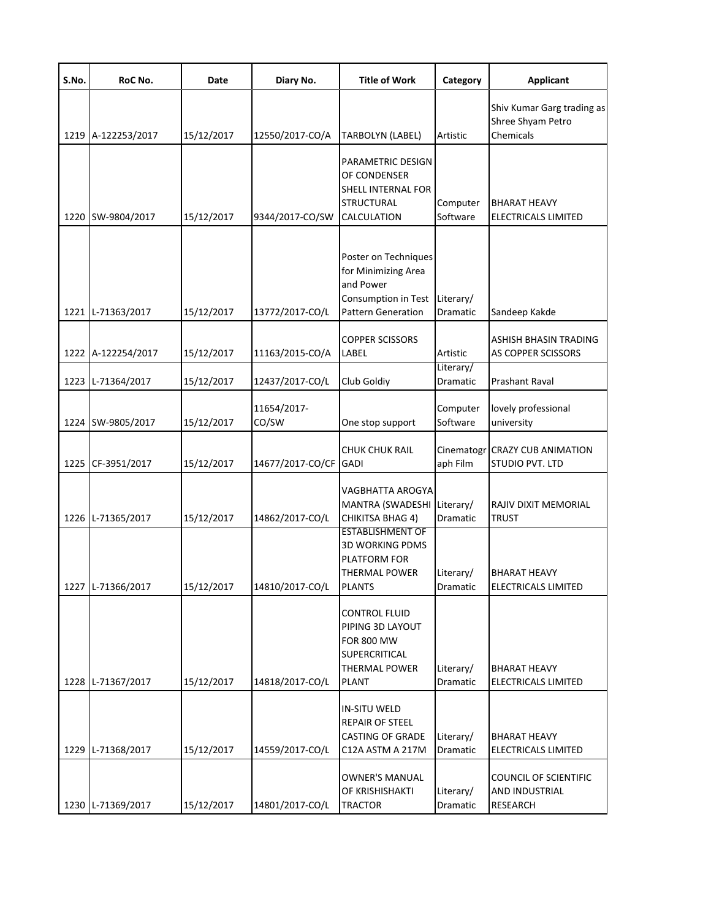| S.No. | RoC No. | Date | Diary No. | Title of Work | Category | Applicant |
|---|---|---|---|---|---|---|
| 1219 | A-122253/2017 | 15/12/2017 | 12550/2017-CO/A | TARBOLYN (LABEL) | Artistic | Shiv Kumar Garg trading as Shree Shyam Petro Chemicals |
| 1220 | SW-9804/2017 | 15/12/2017 | 9344/2017-CO/SW | PARAMETRIC DESIGN OF CONDENSER SHELL INTERNAL FOR STRUCTURAL CALCULATION | Computer Software | BHARAT HEAVY ELECTRICALS LIMITED |
| 1221 | L-71363/2017 | 15/12/2017 | 13772/2017-CO/L | Poster on Techniques for Minimizing Area and Power Consumption in Test Pattern Generation | Literary/ Dramatic | Sandeep Kakde |
| 1222 | A-122254/2017 | 15/12/2017 | 11163/2015-CO/A | COPPER SCISSORS LABEL | Artistic | ASHISH BHASIN TRADING AS COPPER SCISSORS |
| 1223 | L-71364/2017 | 15/12/2017 | 12437/2017-CO/L | Club Goldiy | Literary/ Dramatic | Prashant Raval |
| 1224 | SW-9805/2017 | 15/12/2017 | 11654/2017-CO/SW | One stop support | Computer Software | lovely professional university |
| 1225 | CF-3951/2017 | 15/12/2017 | 14677/2017-CO/CF | CHUK CHUK RAIL GADI | Cinematograph Film | CRAZY CUB ANIMATION STUDIO PVT. LTD |
| 1226 | L-71365/2017 | 15/12/2017 | 14862/2017-CO/L | VAGBHATTA AROGYA MANTRA (SWADESHI CHIKITSA BHAG 4) | Literary/ Dramatic | RAJIV DIXIT MEMORIAL TRUST |
| 1227 | L-71366/2017 | 15/12/2017 | 14810/2017-CO/L | ESTABLISHMENT OF 3D WORKING PDMS PLATFORM FOR THERMAL POWER PLANTS | Literary/ Dramatic | BHARAT HEAVY ELECTRICALS LIMITED |
| 1228 | L-71367/2017 | 15/12/2017 | 14818/2017-CO/L | CONTROL FLUID PIPING 3D LAYOUT FOR 800 MW SUPERCRITICAL THERMAL POWER PLANT | Literary/ Dramatic | BHARAT HEAVY ELECTRICALS LIMITED |
| 1229 | L-71368/2017 | 15/12/2017 | 14559/2017-CO/L | IN-SITU WELD REPAIR OF STEEL CASTING OF GRADE C12A ASTM A 217M | Literary/ Dramatic | BHARAT HEAVY ELECTRICALS LIMITED |
| 1230 | L-71369/2017 | 15/12/2017 | 14801/2017-CO/L | OWNER'S MANUAL OF KRISHISHAKTI TRACTOR | Literary/ Dramatic | COUNCIL OF SCIENTIFIC AND INDUSTRIAL RESEARCH |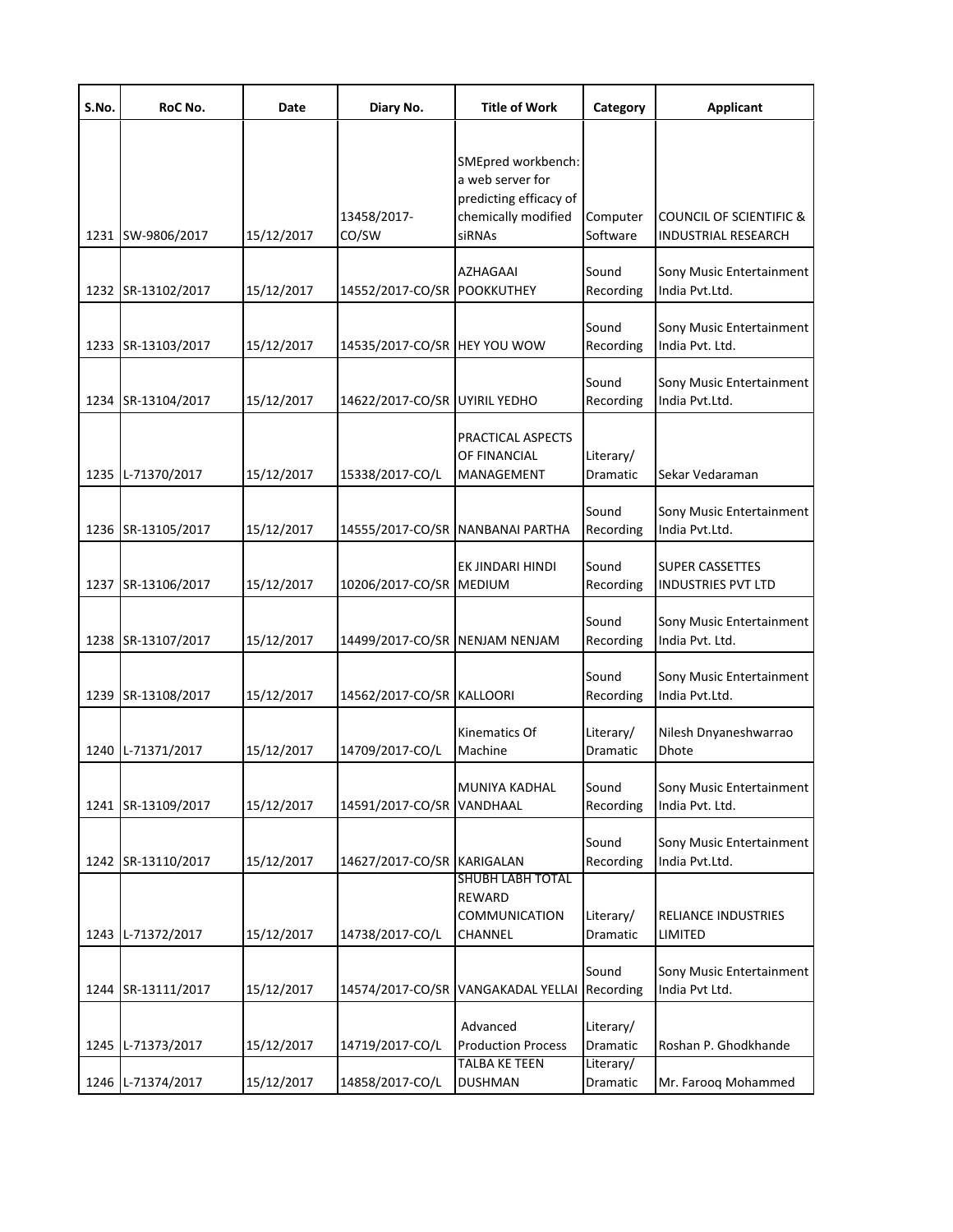| S.No. | RoC No. | Date | Diary No. | Title of Work | Category | Applicant |
|---|---|---|---|---|---|---|
| 1231 | SW-9806/2017 | 15/12/2017 | 13458/2017-CO/SW | SMEpred workbench: a web server for predicting efficacy of chemically modified siRNAs | Computer Software | COUNCIL OF SCIENTIFIC & INDUSTRIAL RESEARCH |
| 1232 | SR-13102/2017 | 15/12/2017 | 14552/2017-CO/SR | AZHAGAAI POOKKUTHEY | Sound Recording | Sony Music Entertainment India Pvt.Ltd. |
| 1233 | SR-13103/2017 | 15/12/2017 | 14535/2017-CO/SR | HEY YOU WOW | Sound Recording | Sony Music Entertainment India Pvt. Ltd. |
| 1234 | SR-13104/2017 | 15/12/2017 | 14622/2017-CO/SR | UYIRIL YEDHO | Sound Recording | Sony Music Entertainment India Pvt.Ltd. |
| 1235 | L-71370/2017 | 15/12/2017 | 15338/2017-CO/L | PRACTICAL ASPECTS OF FINANCIAL MANAGEMENT | Literary/ Dramatic | Sekar Vedaraman |
| 1236 | SR-13105/2017 | 15/12/2017 | 14555/2017-CO/SR | NANBANAI PARTHA | Sound Recording | Sony Music Entertainment India Pvt.Ltd. |
| 1237 | SR-13106/2017 | 15/12/2017 | 10206/2017-CO/SR | EK JINDARI HINDI MEDIUM | Sound Recording | SUPER CASSETTES INDUSTRIES PVT LTD |
| 1238 | SR-13107/2017 | 15/12/2017 | 14499/2017-CO/SR | NENJAM NENJAM | Sound Recording | Sony Music Entertainment India Pvt. Ltd. |
| 1239 | SR-13108/2017 | 15/12/2017 | 14562/2017-CO/SR | KALLOORI | Sound Recording | Sony Music Entertainment India Pvt.Ltd. |
| 1240 | L-71371/2017 | 15/12/2017 | 14709/2017-CO/L | Kinematics Of Machine | Literary/ Dramatic | Nilesh Dnyaneshwarrao Dhote |
| 1241 | SR-13109/2017 | 15/12/2017 | 14591/2017-CO/SR | MUNIYA KADHAL VANDHAAL | Sound Recording | Sony Music Entertainment India Pvt. Ltd. |
| 1242 | SR-13110/2017 | 15/12/2017 | 14627/2017-CO/SR | KARIGALAN | Sound Recording | Sony Music Entertainment India Pvt.Ltd. |
| 1243 | L-71372/2017 | 15/12/2017 | 14738/2017-CO/L | SHUBH LABH TOTAL REWARD COMMUNICATION CHANNEL | Literary/ Dramatic | RELIANCE INDUSTRIES LIMITED |
| 1244 | SR-13111/2017 | 15/12/2017 | 14574/2017-CO/SR | VANGAKADAL YELLAI | Sound Recording | Sony Music Entertainment India Pvt Ltd. |
| 1245 | L-71373/2017 | 15/12/2017 | 14719/2017-CO/L | Advanced Production Process | Literary/ Dramatic | Roshan P. Ghodkhande |
| 1246 | L-71374/2017 | 15/12/2017 | 14858/2017-CO/L | TALBA KE TEEN DUSHMAN | Literary/ Dramatic | Mr. Farooq Mohammed |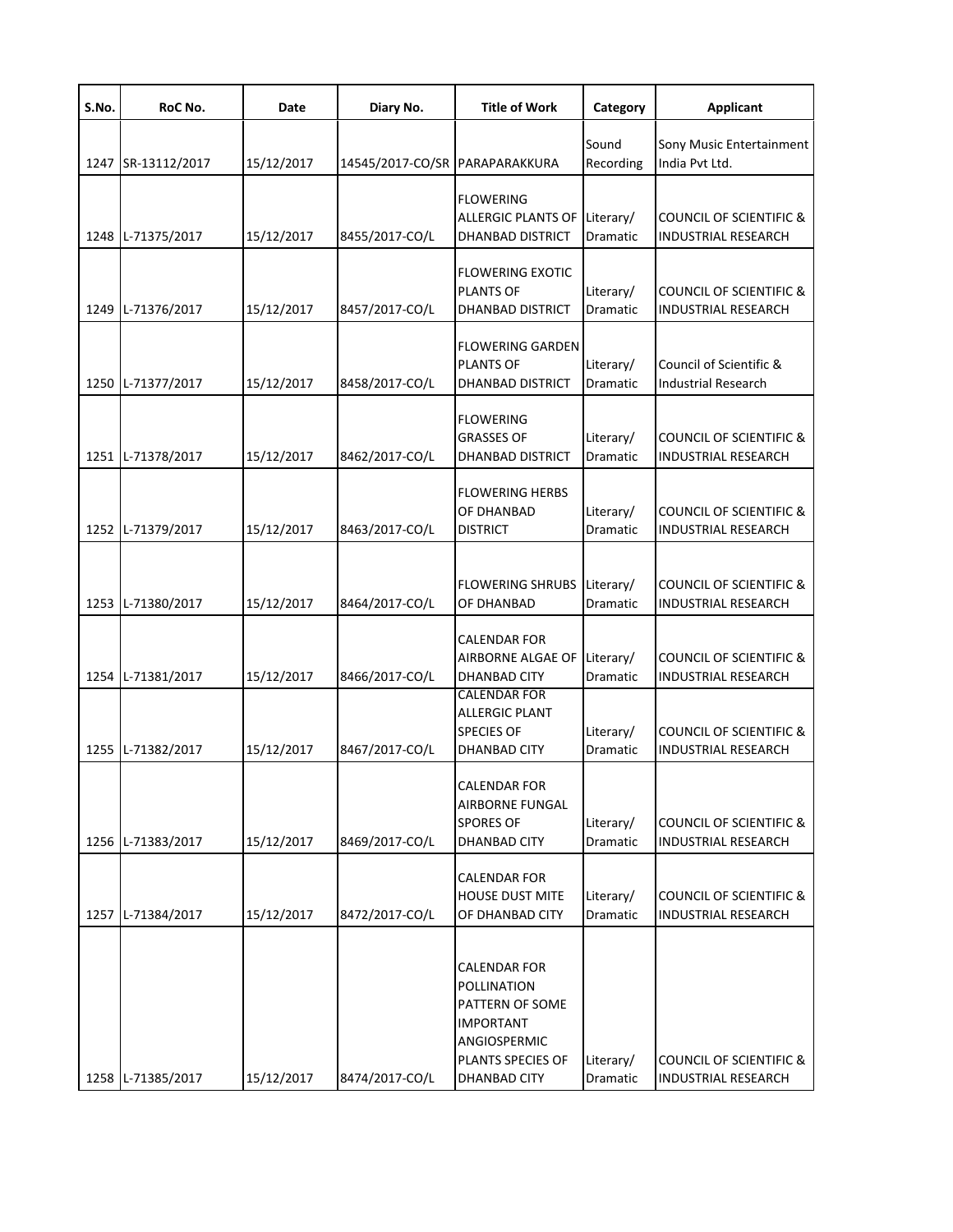| S.No. | RoC No. | Date | Diary No. | Title of Work | Category | Applicant |
|---|---|---|---|---|---|---|
| 1247 | SR-13112/2017 | 15/12/2017 | 14545/2017-CO/SR | PARAPARAKKURA | Sound Recording | Sony Music Entertainment India Pvt Ltd. |
| 1248 | L-71375/2017 | 15/12/2017 | 8455/2017-CO/L | FLOWERING ALLERGIC PLANTS OF DHANBAD DISTRICT | Literary/ Dramatic | COUNCIL OF SCIENTIFIC & INDUSTRIAL RESEARCH |
| 1249 | L-71376/2017 | 15/12/2017 | 8457/2017-CO/L | FLOWERING EXOTIC PLANTS OF DHANBAD DISTRICT | Literary/ Dramatic | COUNCIL OF SCIENTIFIC & INDUSTRIAL RESEARCH |
| 1250 | L-71377/2017 | 15/12/2017 | 8458/2017-CO/L | FLOWERING GARDEN PLANTS OF DHANBAD DISTRICT | Literary/ Dramatic | Council of Scientific & Industrial Research |
| 1251 | L-71378/2017 | 15/12/2017 | 8462/2017-CO/L | FLOWERING GRASSES OF DHANBAD DISTRICT | Literary/ Dramatic | COUNCIL OF SCIENTIFIC & INDUSTRIAL RESEARCH |
| 1252 | L-71379/2017 | 15/12/2017 | 8463/2017-CO/L | FLOWERING HERBS OF DHANBAD DISTRICT | Literary/ Dramatic | COUNCIL OF SCIENTIFIC & INDUSTRIAL RESEARCH |
| 1253 | L-71380/2017 | 15/12/2017 | 8464/2017-CO/L | FLOWERING SHRUBS OF DHANBAD | Literary/ Dramatic | COUNCIL OF SCIENTIFIC & INDUSTRIAL RESEARCH |
| 1254 | L-71381/2017 | 15/12/2017 | 8466/2017-CO/L | CALENDAR FOR AIRBORNE ALGAE OF DHANBAD CITY | Literary/ Dramatic | COUNCIL OF SCIENTIFIC & INDUSTRIAL RESEARCH |
| 1255 | L-71382/2017 | 15/12/2017 | 8467/2017-CO/L | CALENDAR FOR ALLERGIC PLANT SPECIES OF DHANBAD CITY | Literary/ Dramatic | COUNCIL OF SCIENTIFIC & INDUSTRIAL RESEARCH |
| 1256 | L-71383/2017 | 15/12/2017 | 8469/2017-CO/L | CALENDAR FOR AIRBORNE FUNGAL SPORES OF DHANBAD CITY | Literary/ Dramatic | COUNCIL OF SCIENTIFIC & INDUSTRIAL RESEARCH |
| 1257 | L-71384/2017 | 15/12/2017 | 8472/2017-CO/L | CALENDAR FOR HOUSE DUST MITE OF DHANBAD CITY | Literary/ Dramatic | COUNCIL OF SCIENTIFIC & INDUSTRIAL RESEARCH |
| 1258 | L-71385/2017 | 15/12/2017 | 8474/2017-CO/L | CALENDAR FOR POLLINATION PATTERN OF SOME IMPORTANT ANGIOSPERMIC PLANTS SPECIES OF DHANBAD CITY | Literary/ Dramatic | COUNCIL OF SCIENTIFIC & INDUSTRIAL RESEARCH |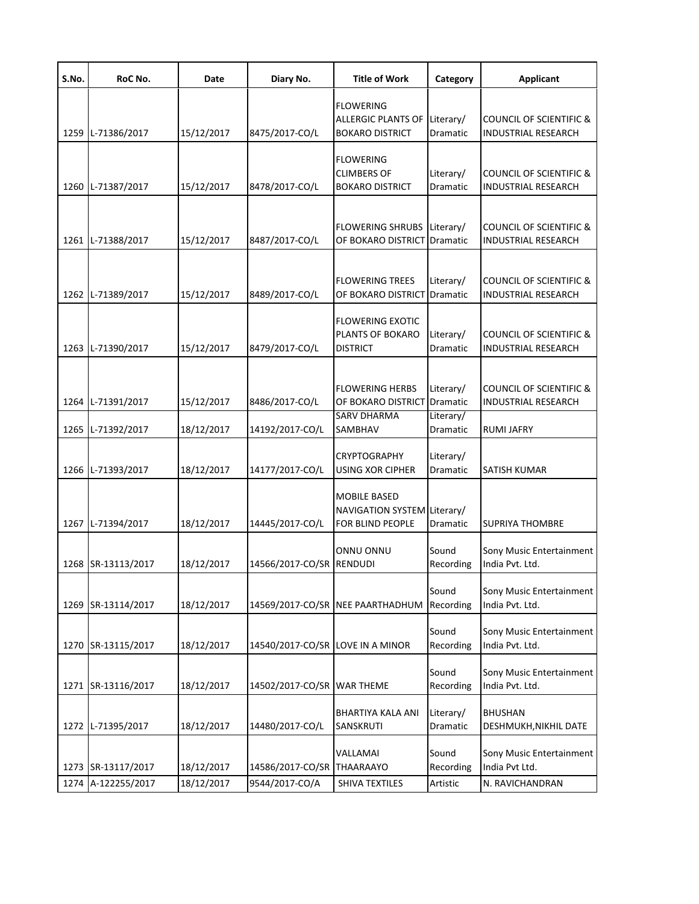| S.No. | RoC No. | Date | Diary No. | Title of Work | Category | Applicant |
|---|---|---|---|---|---|---|
| 1259 | L-71386/2017 | 15/12/2017 | 8475/2017-CO/L | FLOWERING ALLERGIC PLANTS OF BOKARO DISTRICT | Literary/ Dramatic | COUNCIL OF SCIENTIFIC & INDUSTRIAL RESEARCH |
| 1260 | L-71387/2017 | 15/12/2017 | 8478/2017-CO/L | FLOWERING CLIMBERS OF BOKARO DISTRICT | Literary/ Dramatic | COUNCIL OF SCIENTIFIC & INDUSTRIAL RESEARCH |
| 1261 | L-71388/2017 | 15/12/2017 | 8487/2017-CO/L | FLOWERING SHRUBS OF BOKARO DISTRICT | Literary/ Dramatic | COUNCIL OF SCIENTIFIC & INDUSTRIAL RESEARCH |
| 1262 | L-71389/2017 | 15/12/2017 | 8489/2017-CO/L | FLOWERING TREES OF BOKARO DISTRICT | Literary/ Dramatic | COUNCIL OF SCIENTIFIC & INDUSTRIAL RESEARCH |
| 1263 | L-71390/2017 | 15/12/2017 | 8479/2017-CO/L | FLOWERING EXOTIC PLANTS OF BOKARO DISTRICT | Literary/ Dramatic | COUNCIL OF SCIENTIFIC & INDUSTRIAL RESEARCH |
| 1264 | L-71391/2017 | 15/12/2017 | 8486/2017-CO/L | FLOWERING HERBS OF BOKARO DISTRICT | Literary/ Dramatic | COUNCIL OF SCIENTIFIC & INDUSTRIAL RESEARCH |
| 1265 | L-71392/2017 | 18/12/2017 | 14192/2017-CO/L | SARV DHARMA SAMBHAV | Literary/ Dramatic | RUMI JAFRY |
| 1266 | L-71393/2017 | 18/12/2017 | 14177/2017-CO/L | CRYPTOGRAPHY USING XOR CIPHER | Literary/ Dramatic | SATISH KUMAR |
| 1267 | L-71394/2017 | 18/12/2017 | 14445/2017-CO/L | MOBILE BASED NAVIGATION SYSTEM FOR BLIND PEOPLE | Literary/ Dramatic | SUPRIYA THOMBRE |
| 1268 | SR-13113/2017 | 18/12/2017 | 14566/2017-CO/SR | ONNU ONNU RENDUDI | Sound Recording | Sony Music Entertainment India Pvt. Ltd. |
| 1269 | SR-13114/2017 | 18/12/2017 | 14569/2017-CO/SR | NEE PAARTHADHUM | Sound Recording | Sony Music Entertainment India Pvt. Ltd. |
| 1270 | SR-13115/2017 | 18/12/2017 | 14540/2017-CO/SR | LOVE IN A MINOR | Sound Recording | Sony Music Entertainment India Pvt. Ltd. |
| 1271 | SR-13116/2017 | 18/12/2017 | 14502/2017-CO/SR | WAR THEME | Sound Recording | Sony Music Entertainment India Pvt. Ltd. |
| 1272 | L-71395/2017 | 18/12/2017 | 14480/2017-CO/L | BHARTIYA KALA ANI SANSKRUTI | Literary/ Dramatic | BHUSHAN DESHMUKH,NIKHIL DATE |
| 1273 | SR-13117/2017 | 18/12/2017 | 14586/2017-CO/SR | VALLAMAI THAARAAYO | Sound Recording | Sony Music Entertainment India Pvt Ltd. |
| 1274 | A-122255/2017 | 18/12/2017 | 9544/2017-CO/A | SHIVA TEXTILES | Artistic | N. RAVICHANDRAN |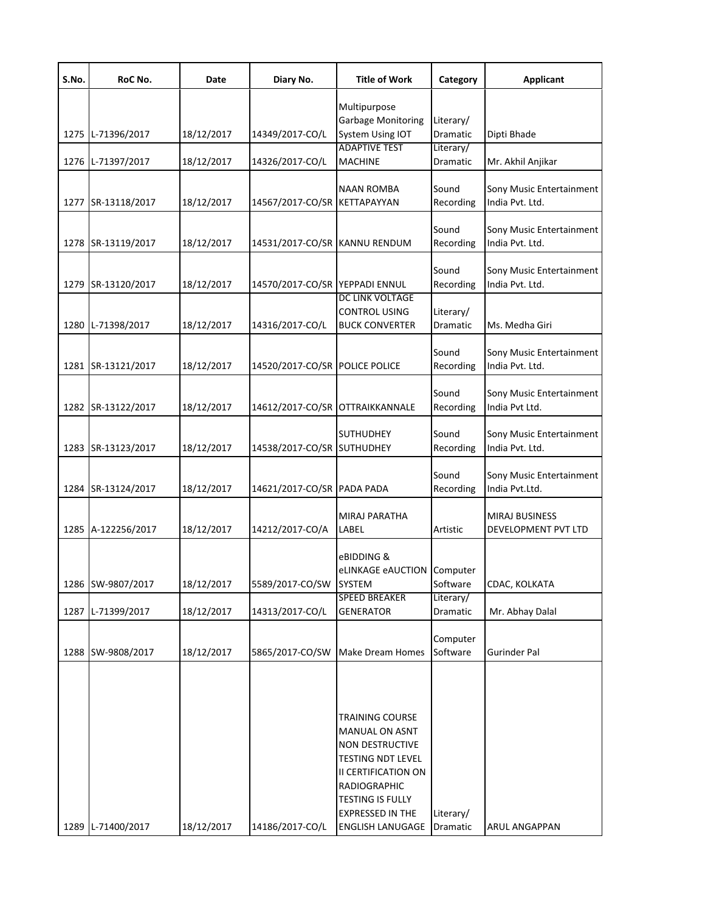| S.No. | RoC No. | Date | Diary No. | Title of Work | Category | Applicant |
|---|---|---|---|---|---|---|
| 1275 | L-71396/2017 | 18/12/2017 | 14349/2017-CO/L | Multipurpose Garbage Monitoring System Using IOT | Literary/ Dramatic | Dipti Bhade |
| 1276 | L-71397/2017 | 18/12/2017 | 14326/2017-CO/L | ADAPTIVE TEST MACHINE | Literary/ Dramatic | Mr. Akhil Anjikar |
| 1277 | SR-13118/2017 | 18/12/2017 | 14567/2017-CO/SR | NAAN ROMBA KETTAPAYYAN | Sound Recording | Sony Music Entertainment India Pvt. Ltd. |
| 1278 | SR-13119/2017 | 18/12/2017 | 14531/2017-CO/SR | KANNU RENDUM | Sound Recording | Sony Music Entertainment India Pvt. Ltd. |
| 1279 | SR-13120/2017 | 18/12/2017 | 14570/2017-CO/SR | YEPPADI ENNUL | Sound Recording | Sony Music Entertainment India Pvt. Ltd. |
| 1280 | L-71398/2017 | 18/12/2017 | 14316/2017-CO/L | DC LINK VOLTAGE CONTROL USING BUCK CONVERTER | Literary/ Dramatic | Ms. Medha Giri |
| 1281 | SR-13121/2017 | 18/12/2017 | 14520/2017-CO/SR | POLICE POLICE | Sound Recording | Sony Music Entertainment India Pvt. Ltd. |
| 1282 | SR-13122/2017 | 18/12/2017 | 14612/2017-CO/SR | OTTRAIKKANNALE | Sound Recording | Sony Music Entertainment India Pvt Ltd. |
| 1283 | SR-13123/2017 | 18/12/2017 | 14538/2017-CO/SR | SUTHUDHEY SUTHUDHEY | Sound Recording | Sony Music Entertainment India Pvt. Ltd. |
| 1284 | SR-13124/2017 | 18/12/2017 | 14621/2017-CO/SR | PADA PADA | Sound Recording | Sony Music Entertainment India Pvt.Ltd. |
| 1285 | A-122256/2017 | 18/12/2017 | 14212/2017-CO/A | MIRAJ PARATHA LABEL | Artistic | MIRAJ BUSINESS DEVELOPMENT PVT LTD |
| 1286 | SW-9807/2017 | 18/12/2017 | 5589/2017-CO/SW | eBIDDING & eLINKAGE eAUCTION SYSTEM | Computer Software | CDAC, KOLKATA |
| 1287 | L-71399/2017 | 18/12/2017 | 14313/2017-CO/L | SPEED BREAKER GENERATOR | Literary/ Dramatic | Mr. Abhay Dalal |
| 1288 | SW-9808/2017 | 18/12/2017 | 5865/2017-CO/SW | Make Dream Homes | Computer Software | Gurinder Pal |
| 1289 | L-71400/2017 | 18/12/2017 | 14186/2017-CO/L | TRAINING COURSE MANUAL ON ASNT NON DESTRUCTIVE TESTING NDT LEVEL II CERTIFICATION ON RADIOGRAPHIC TESTING IS FULLY EXPRESSED IN THE ENGLISH LANUGAGE | Literary/ Dramatic | ARUL ANGAPPAN |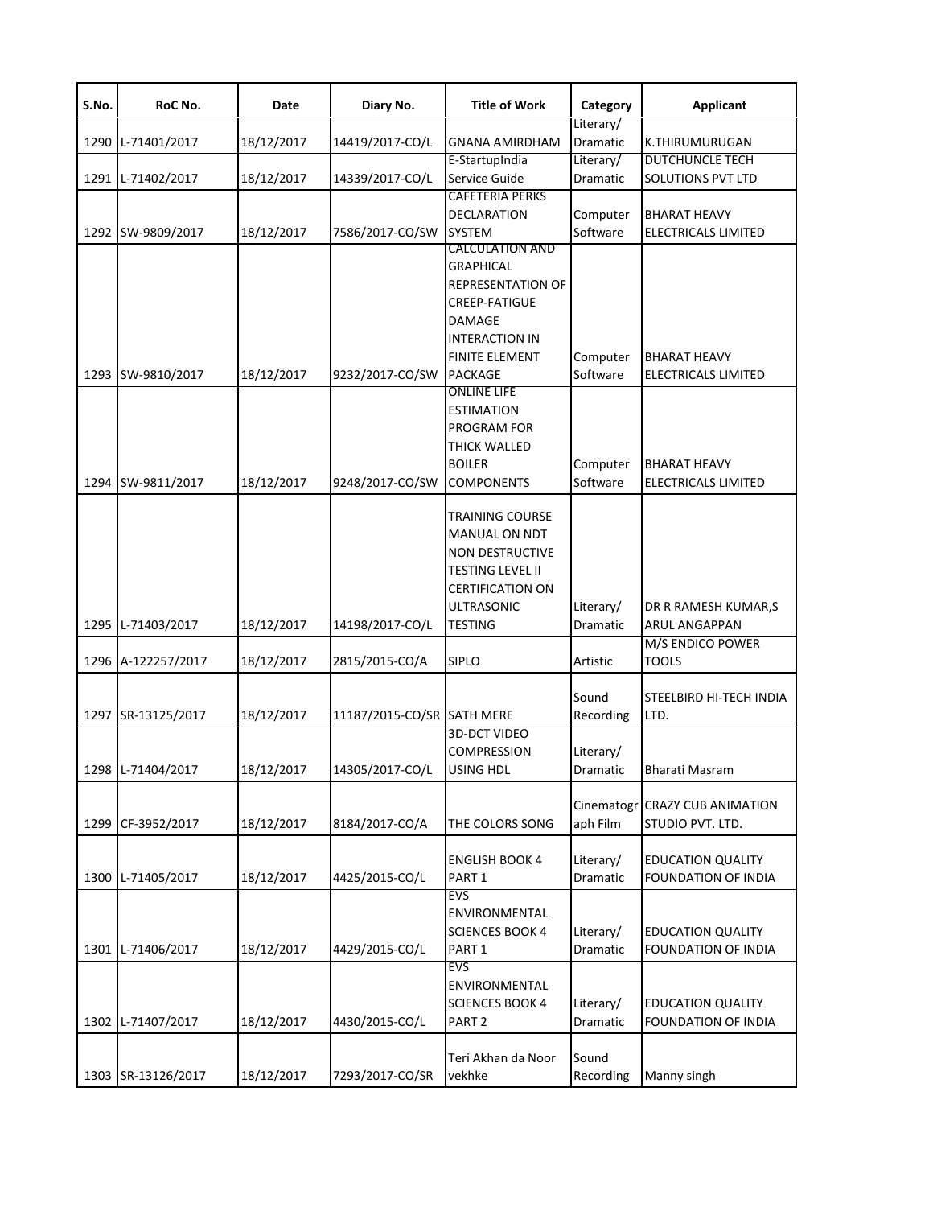| S.No. | RoC No. | Date | Diary No. | Title of Work | Category | Applicant |
|---|---|---|---|---|---|---|
| 1290 | L-71401/2017 | 18/12/2017 | 14419/2017-CO/L | GNANA AMIRDHAM | Literary/ Dramatic | K.THIRUMURUGAN |
| 1291 | L-71402/2017 | 18/12/2017 | 14339/2017-CO/L | E-StartupIndia Service Guide | Literary/ Dramatic | DUTCHUNCLE TECH SOLUTIONS PVT LTD |
| 1292 | SW-9809/2017 | 18/12/2017 | 7586/2017-CO/SW | CAFETERIA PERKS DECLARATION SYSTEM | Computer Software | BHARAT HEAVY ELECTRICALS LIMITED |
| 1293 | SW-9810/2017 | 18/12/2017 | 9232/2017-CO/SW | CALCULATION AND GRAPHICAL REPRESENTATION OF CREEP-FATIGUE DAMAGE INTERACTION IN FINITE ELEMENT PACKAGE | Computer Software | BHARAT HEAVY ELECTRICALS LIMITED |
| 1294 | SW-9811/2017 | 18/12/2017 | 9248/2017-CO/SW | ONLINE LIFE ESTIMATION PROGRAM FOR THICK WALLED BOILER COMPONENTS | Computer Software | BHARAT HEAVY ELECTRICALS LIMITED |
| 1295 | L-71403/2017 | 18/12/2017 | 14198/2017-CO/L | TRAINING COURSE MANUAL ON NDT NON DESTRUCTIVE TESTING LEVEL II CERTIFICATION ON ULTRASONIC TESTING | Literary/ Dramatic | DR R RAMESH KUMAR,S ARUL ANGAPPAN |
| 1296 | A-122257/2017 | 18/12/2017 | 2815/2015-CO/A | SIPLO | Artistic | M/S ENDICO POWER TOOLS |
| 1297 | SR-13125/2017 | 18/12/2017 | 11187/2015-CO/SR | SATH MERE | Sound Recording | STEELBIRD HI-TECH INDIA LTD. |
| 1298 | L-71404/2017 | 18/12/2017 | 14305/2017-CO/L | 3D-DCT VIDEO COMPRESSION USING HDL | Literary/ Dramatic | Bharati Masram |
| 1299 | CF-3952/2017 | 18/12/2017 | 8184/2017-CO/A | THE COLORS SONG | Cinematograph Film | CRAZY CUB ANIMATION STUDIO PVT. LTD. |
| 1300 | L-71405/2017 | 18/12/2017 | 4425/2015-CO/L | ENGLISH BOOK 4 PART 1 | Literary/ Dramatic | EDUCATION QUALITY FOUNDATION OF INDIA |
| 1301 | L-71406/2017 | 18/12/2017 | 4429/2015-CO/L | EVS ENVIRONMENTAL SCIENCES BOOK 4 PART 1 | Literary/ Dramatic | EDUCATION QUALITY FOUNDATION OF INDIA |
| 1302 | L-71407/2017 | 18/12/2017 | 4430/2015-CO/L | EVS ENVIRONMENTAL SCIENCES BOOK 4 PART 2 | Literary/ Dramatic | EDUCATION QUALITY FOUNDATION OF INDIA |
| 1303 | SR-13126/2017 | 18/12/2017 | 7293/2017-CO/SR | Teri Akhan da Noor vekhke | Sound Recording | Manny singh |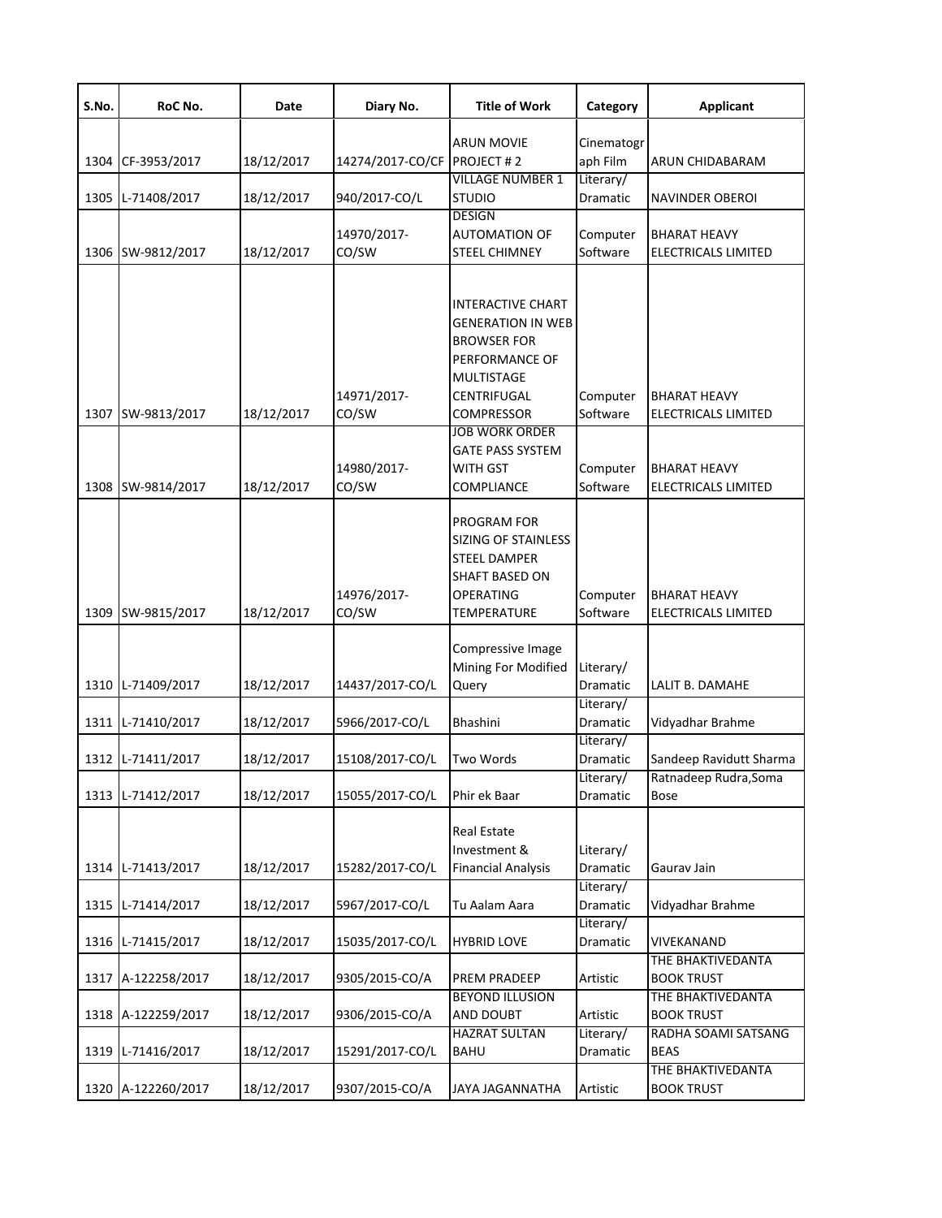| S.No. | RoC No. | Date | Diary No. | Title of Work | Category | Applicant |
|---|---|---|---|---|---|---|
| 1304 | CF-3953/2017 | 18/12/2017 | 14274/2017-CO/CF | ARUN MOVIE PROJECT # 2 | Cinematograph Film | ARUN CHIDABARAM |
| 1305 | L-71408/2017 | 18/12/2017 | 940/2017-CO/L | VILLAGE NUMBER 1 STUDIO | Literary/ Dramatic | NAVINDER OBEROI |
| 1306 | SW-9812/2017 | 18/12/2017 | 14970/2017-CO/SW | DESIGN AUTOMATION OF STEEL CHIMNEY | Computer Software | BHARAT HEAVY ELECTRICALS LIMITED |
| 1307 | SW-9813/2017 | 18/12/2017 | 14971/2017-CO/SW | INTERACTIVE CHART GENERATION IN WEB BROWSER FOR PERFORMANCE OF MULTISTAGE CENTRIFUGAL COMPRESSOR | Computer Software | BHARAT HEAVY ELECTRICALS LIMITED |
| 1308 | SW-9814/2017 | 18/12/2017 | 14980/2017-CO/SW | JOB WORK ORDER GATE PASS SYSTEM WITH GST COMPLIANCE | Computer Software | BHARAT HEAVY ELECTRICALS LIMITED |
| 1309 | SW-9815/2017 | 18/12/2017 | 14976/2017-CO/SW | PROGRAM FOR SIZING OF STAINLESS STEEL DAMPER SHAFT BASED ON OPERATING TEMPERATURE | Computer Software | BHARAT HEAVY ELECTRICALS LIMITED |
| 1310 | L-71409/2017 | 18/12/2017 | 14437/2017-CO/L | Compressive Image Mining For Modified Query | Literary/ Dramatic | LALIT B. DAMAHE |
| 1311 | L-71410/2017 | 18/12/2017 | 5966/2017-CO/L | Bhashini | Literary/ Dramatic | Vidyadhar Brahme |
| 1312 | L-71411/2017 | 18/12/2017 | 15108/2017-CO/L | Two Words | Literary/ Dramatic | Sandeep Ravidutt Sharma |
| 1313 | L-71412/2017 | 18/12/2017 | 15055/2017-CO/L | Phir ek Baar | Literary/ Dramatic | Ratnadeep Rudra,Soma Bose |
| 1314 | L-71413/2017 | 18/12/2017 | 15282/2017-CO/L | Real Estate Investment & Financial Analysis | Literary/ Dramatic | Gaurav Jain |
| 1315 | L-71414/2017 | 18/12/2017 | 5967/2017-CO/L | Tu Aalam Aara | Literary/ Dramatic | Vidyadhar Brahme |
| 1316 | L-71415/2017 | 18/12/2017 | 15035/2017-CO/L | HYBRID LOVE | Literary/ Dramatic | VIVEKANAND |
| 1317 | A-122258/2017 | 18/12/2017 | 9305/2015-CO/A | PREM PRADEEP | Artistic | THE BHAKTIVEDANTA BOOK TRUST |
| 1318 | A-122259/2017 | 18/12/2017 | 9306/2015-CO/A | BEYOND ILLUSION AND DOUBT | Artistic | THE BHAKTIVEDANTA BOOK TRUST |
| 1319 | L-71416/2017 | 18/12/2017 | 15291/2017-CO/L | HAZRAT SULTAN BAHU | Literary/ Dramatic | RADHA SOAMI SATSANG BEAS |
| 1320 | A-122260/2017 | 18/12/2017 | 9307/2015-CO/A | JAYA JAGANNATHA | Artistic | THE BHAKTIVEDANTA BOOK TRUST |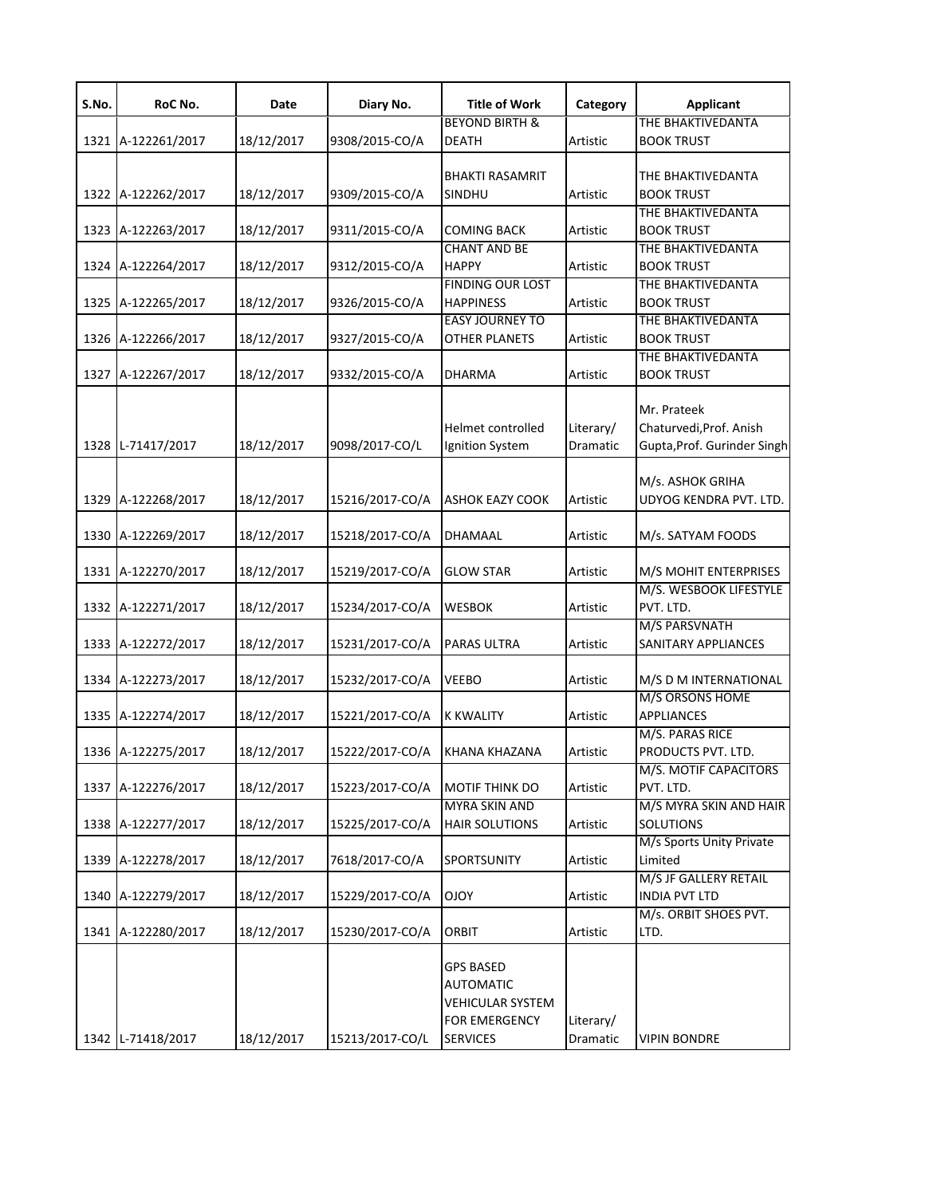| S.No. | RoC No. | Date | Diary No. | Title of Work | Category | Applicant |
|---|---|---|---|---|---|---|
| 1321 | A-122261/2017 | 18/12/2017 | 9308/2015-CO/A | BEYOND BIRTH & DEATH | Artistic | THE BHAKTIVEDANTA BOOK TRUST |
| 1322 | A-122262/2017 | 18/12/2017 | 9309/2015-CO/A | BHAKTI RASAMRIT SINDHU | Artistic | THE BHAKTIVEDANTA BOOK TRUST |
| 1323 | A-122263/2017 | 18/12/2017 | 9311/2015-CO/A | COMING BACK | Artistic | THE BHAKTIVEDANTA BOOK TRUST |
| 1324 | A-122264/2017 | 18/12/2017 | 9312/2015-CO/A | CHANT AND BE HAPPY | Artistic | THE BHAKTIVEDANTA BOOK TRUST |
| 1325 | A-122265/2017 | 18/12/2017 | 9326/2015-CO/A | FINDING OUR LOST HAPPINESS | Artistic | THE BHAKTIVEDANTA BOOK TRUST |
| 1326 | A-122266/2017 | 18/12/2017 | 9327/2015-CO/A | EASY JOURNEY TO OTHER PLANETS | Artistic | THE BHAKTIVEDANTA BOOK TRUST |
| 1327 | A-122267/2017 | 18/12/2017 | 9332/2015-CO/A | DHARMA | Artistic | THE BHAKTIVEDANTA BOOK TRUST |
| 1328 | L-71417/2017 | 18/12/2017 | 9098/2017-CO/L | Helmet controlled Ignition System | Literary/ Dramatic | Mr. Prateek Chaturvedi,Prof. Anish Gupta,Prof. Gurinder Singh |
| 1329 | A-122268/2017 | 18/12/2017 | 15216/2017-CO/A | ASHOK EAZY COOK | Artistic | M/s. ASHOK GRIHA UDYOG KENDRA PVT. LTD. |
| 1330 | A-122269/2017 | 18/12/2017 | 15218/2017-CO/A | DHAMAAL | Artistic | M/s. SATYAM FOODS |
| 1331 | A-122270/2017 | 18/12/2017 | 15219/2017-CO/A | GLOW STAR | Artistic | M/S MOHIT ENTERPRISES |
| 1332 | A-122271/2017 | 18/12/2017 | 15234/2017-CO/A | WESBOK | Artistic | M/S. WESBOOK LIFESTYLE PVT. LTD. |
| 1333 | A-122272/2017 | 18/12/2017 | 15231/2017-CO/A | PARAS ULTRA | Artistic | M/S PARSVNATH SANITARY APPLIANCES |
| 1334 | A-122273/2017 | 18/12/2017 | 15232/2017-CO/A | VEEBO | Artistic | M/S D M INTERNATIONAL |
| 1335 | A-122274/2017 | 18/12/2017 | 15221/2017-CO/A | K KWALITY | Artistic | M/S ORSONS HOME APPLIANCES |
| 1336 | A-122275/2017 | 18/12/2017 | 15222/2017-CO/A | KHANA KHAZANA | Artistic | M/S. PARAS RICE PRODUCTS PVT. LTD. |
| 1337 | A-122276/2017 | 18/12/2017 | 15223/2017-CO/A | MOTIF THINK DO | Artistic | M/S. MOTIF CAPACITORS PVT. LTD. |
| 1338 | A-122277/2017 | 18/12/2017 | 15225/2017-CO/A | MYRA SKIN AND HAIR SOLUTIONS | Artistic | M/S MYRA SKIN AND HAIR SOLUTIONS |
| 1339 | A-122278/2017 | 18/12/2017 | 7618/2017-CO/A | SPORTSUNITY | Artistic | M/s Sports Unity Private Limited |
| 1340 | A-122279/2017 | 18/12/2017 | 15229/2017-CO/A | OJOY | Artistic | M/S JF GALLERY RETAIL INDIA PVT LTD |
| 1341 | A-122280/2017 | 18/12/2017 | 15230/2017-CO/A | ORBIT | Artistic | M/s. ORBIT SHOES PVT. LTD. |
| 1342 | L-71418/2017 | 18/12/2017 | 15213/2017-CO/L | GPS BASED AUTOMATIC VEHICULAR SYSTEM FOR EMERGENCY SERVICES | Literary/ Dramatic | VIPIN BONDRE |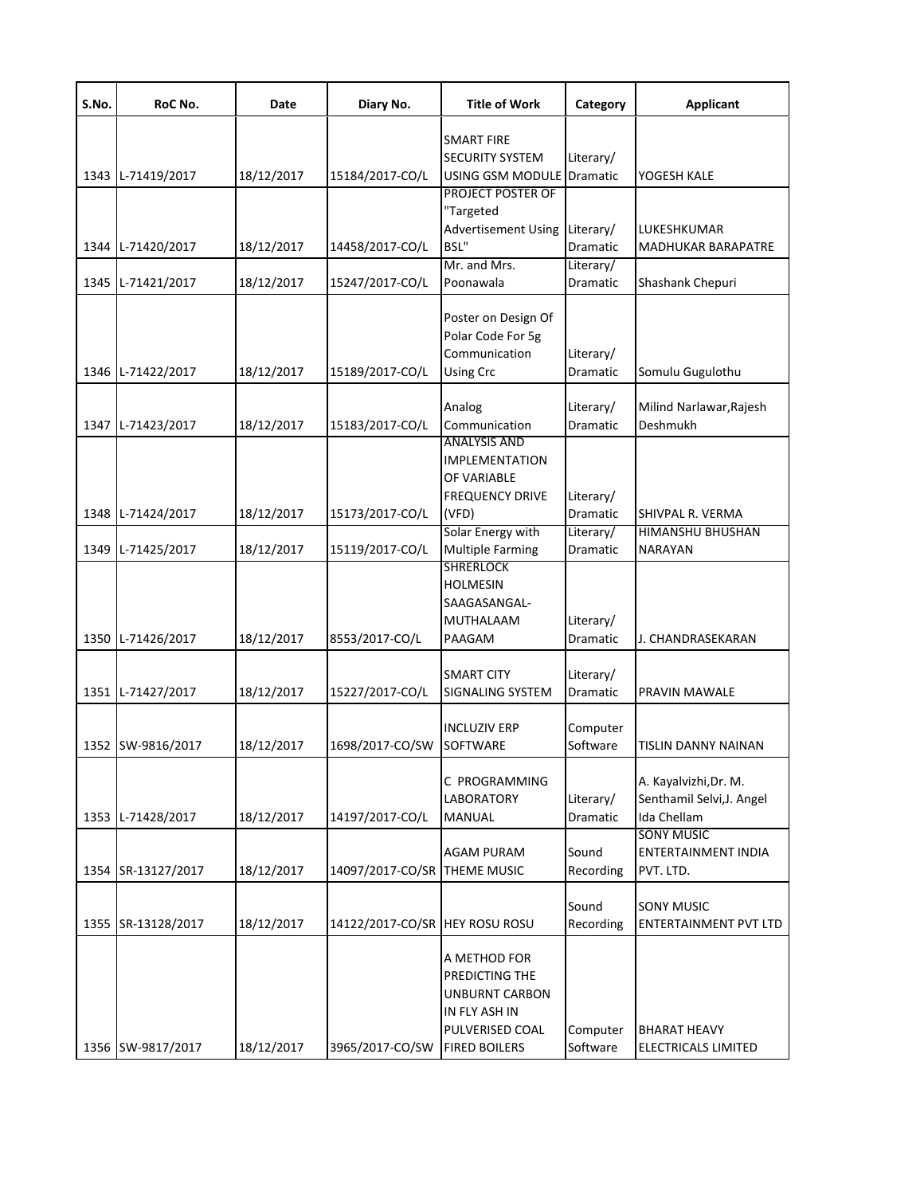| S.No. | RoC No. | Date | Diary No. | Title of Work | Category | Applicant |
|---|---|---|---|---|---|---|
| 1343 | L-71419/2017 | 18/12/2017 | 15184/2017-CO/L | SMART FIRE SECURITY SYSTEM USING GSM MODULE | Literary/ Dramatic | YOGESH KALE |
| 1344 | L-71420/2017 | 18/12/2017 | 14458/2017-CO/L | PROJECT POSTER OF "Targeted Advertisement Using BSL" | Literary/ Dramatic | LUKESHKUMAR MADHUKAR BARAPATRE |
| 1345 | L-71421/2017 | 18/12/2017 | 15247/2017-CO/L | Mr. and Mrs. Poonawala | Literary/ Dramatic | Shashank Chepuri |
| 1346 | L-71422/2017 | 18/12/2017 | 15189/2017-CO/L | Poster on Design Of Polar Code For 5g Communication Using Crc | Literary/ Dramatic | Somulu Gugulothu |
| 1347 | L-71423/2017 | 18/12/2017 | 15183/2017-CO/L | Analog Communication | Literary/ Dramatic | Milind Narlawar,Rajesh Deshmukh |
| 1348 | L-71424/2017 | 18/12/2017 | 15173/2017-CO/L | ANALYSIS AND IMPLEMENTATION OF VARIABLE FREQUENCY DRIVE (VFD) | Literary/ Dramatic | SHIVPAL R. VERMA |
| 1349 | L-71425/2017 | 18/12/2017 | 15119/2017-CO/L | Solar Energy with Multiple Farming | Literary/ Dramatic | HIMANSHU BHUSHAN NARAYAN |
| 1350 | L-71426/2017 | 18/12/2017 | 8553/2017-CO/L | SHRERLOCK HOLMESIN SAAGASANGAL-MUTHALAAM PAAGAM | Literary/ Dramatic | J. CHANDRASEKARAN |
| 1351 | L-71427/2017 | 18/12/2017 | 15227/2017-CO/L | SMART CITY SIGNALING SYSTEM | Literary/ Dramatic | PRAVIN MAWALE |
| 1352 | SW-9816/2017 | 18/12/2017 | 1698/2017-CO/SW | INCLUZIV ERP SOFTWARE | Computer Software | TISLIN DANNY NAINAN |
| 1353 | L-71428/2017 | 18/12/2017 | 14197/2017-CO/L | C PROGRAMMING LABORATORY MANUAL | Literary/ Dramatic | A. Kayalvizhi,Dr. M. Senthamil Selvi,J. Angel Ida Chellam |
| 1354 | SR-13127/2017 | 18/12/2017 | 14097/2017-CO/SR | AGAM PURAM THEME MUSIC | Sound Recording | SONY MUSIC ENTERTAINMENT INDIA PVT. LTD. |
| 1355 | SR-13128/2017 | 18/12/2017 | 14122/2017-CO/SR | HEY ROSU ROSU | Sound Recording | SONY MUSIC ENTERTAINMENT PVT LTD |
| 1356 | SW-9817/2017 | 18/12/2017 | 3965/2017-CO/SW | A METHOD FOR PREDICTING THE UNBURNT CARBON IN FLY ASH IN PULVERISED COAL FIRED BOILERS | Computer Software | BHARAT HEAVY ELECTRICALS LIMITED |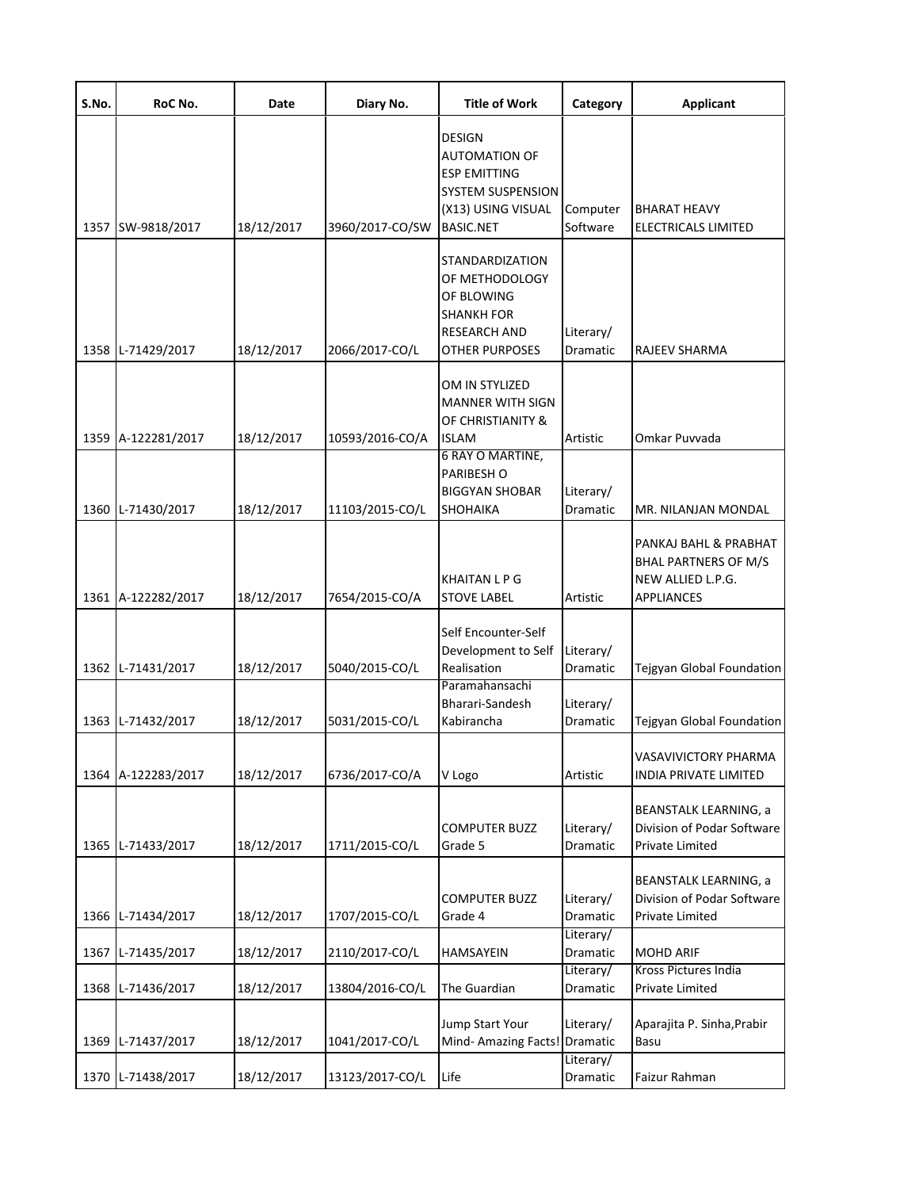| S.No. | RoC No. | Date | Diary No. | Title of Work | Category | Applicant |
|---|---|---|---|---|---|---|
| 1357 | SW-9818/2017 | 18/12/2017 | 3960/2017-CO/SW | DESIGN AUTOMATION OF ESP EMITTING SYSTEM SUSPENSION (X13) USING VISUAL BASIC.NET | Computer Software | BHARAT HEAVY ELECTRICALS LIMITED |
| 1358 | L-71429/2017 | 18/12/2017 | 2066/2017-CO/L | STANDARDIZATION OF METHODOLOGY OF BLOWING SHANKH FOR RESEARCH AND OTHER PURPOSES | Literary/ Dramatic | RAJEEV SHARMA |
| 1359 | A-122281/2017 | 18/12/2017 | 10593/2016-CO/A | OM IN STYLIZED MANNER WITH SIGN OF CHRISTIANITY & ISLAM | Artistic | Omkar Puvvada |
| 1360 | L-71430/2017 | 18/12/2017 | 11103/2015-CO/L | 6 RAY O MARTINE, PARIBESH O BIGGYAN SHOBAR SHOHAIKA | Literary/ Dramatic | MR. NILANJAN MONDAL |
| 1361 | A-122282/2017 | 18/12/2017 | 7654/2015-CO/A | KHAITAN L P G STOVE LABEL | Artistic | PANKAJ BAHL & PRABHAT BHAL PARTNERS OF M/S NEW ALLIED L.P.G. APPLIANCES |
| 1362 | L-71431/2017 | 18/12/2017 | 5040/2015-CO/L | Self Encounter-Self Development to Self Realisation | Literary/ Dramatic | Tejgyan Global Foundation |
| 1363 | L-71432/2017 | 18/12/2017 | 5031/2015-CO/L | Paramahansachi Bharari-Sandesh Kabirancha | Literary/ Dramatic | Tejgyan Global Foundation |
| 1364 | A-122283/2017 | 18/12/2017 | 6736/2017-CO/A | V Logo | Artistic | VASAVIVICTORY PHARMA INDIA PRIVATE LIMITED |
| 1365 | L-71433/2017 | 18/12/2017 | 1711/2015-CO/L | COMPUTER BUZZ Grade 5 | Literary/ Dramatic | BEANSTALK LEARNING, a Division of Podar Software Private Limited |
| 1366 | L-71434/2017 | 18/12/2017 | 1707/2015-CO/L | COMPUTER BUZZ Grade 4 | Literary/ Dramatic | BEANSTALK LEARNING, a Division of Podar Software Private Limited |
| 1367 | L-71435/2017 | 18/12/2017 | 2110/2017-CO/L | HAMSAYEIN | Literary/ Dramatic | MOHD ARIF |
| 1368 | L-71436/2017 | 18/12/2017 | 13804/2016-CO/L | The Guardian | Literary/ Dramatic | Kross Pictures India Private Limited |
| 1369 | L-71437/2017 | 18/12/2017 | 1041/2017-CO/L | Jump Start Your Mind- Amazing Facts! | Literary/ Dramatic | Aparajita P. Sinha,Prabir Basu |
| 1370 | L-71438/2017 | 18/12/2017 | 13123/2017-CO/L | Life | Literary/ Dramatic | Faizur Rahman |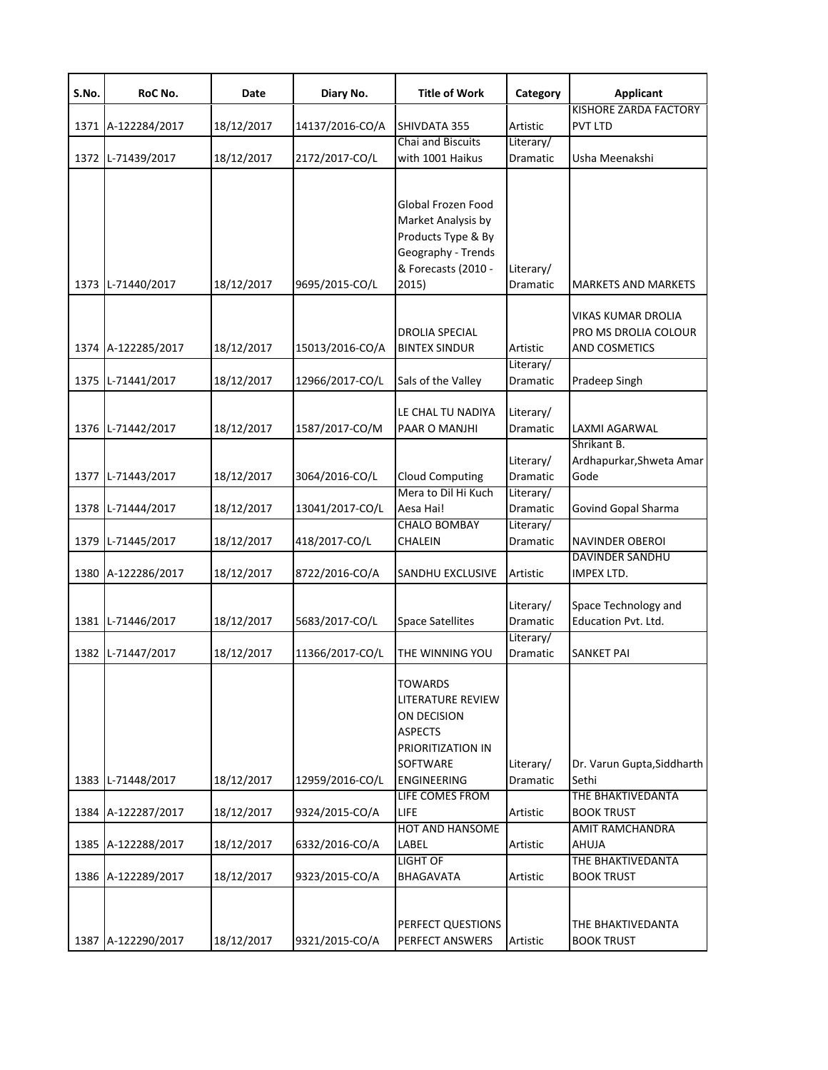| S.No. | RoC No. | Date | Diary No. | Title of Work | Category | Applicant |
|---|---|---|---|---|---|---|
| 1371 | A-122284/2017 | 18/12/2017 | 14137/2016-CO/A | SHIVDATA 355 | Artistic | KISHORE ZARDA FACTORY PVT LTD |
| 1372 | L-71439/2017 | 18/12/2017 | 2172/2017-CO/L | Chai and Biscuits with 1001 Haikus | Literary/ Dramatic | Usha Meenakshi |
| 1373 | L-71440/2017 | 18/12/2017 | 9695/2015-CO/L | Global Frozen Food Market Analysis by Products Type & By Geography - Trends & Forecasts (2010 - 2015) | Literary/ Dramatic | MARKETS AND MARKETS |
| 1374 | A-122285/2017 | 18/12/2017 | 15013/2016-CO/A | DROLIA SPECIAL BINTEX SINDUR | Artistic | VIKAS KUMAR DROLIA PRO MS DROLIA COLOUR AND COSMETICS |
| 1375 | L-71441/2017 | 18/12/2017 | 12966/2017-CO/L | Sals of the Valley | Literary/ Dramatic | Pradeep Singh |
| 1376 | L-71442/2017 | 18/12/2017 | 1587/2017-CO/M | LE CHAL TU NADIYA PAAR O MANJHI | Literary/ Dramatic | LAXMI AGARWAL |
| 1377 | L-71443/2017 | 18/12/2017 | 3064/2016-CO/L | Cloud Computing | Literary/ Dramatic | Shrikant B. Ardhapurkar,Shweta Amar Gode |
| 1378 | L-71444/2017 | 18/12/2017 | 13041/2017-CO/L | Mera to Dil Hi Kuch Aesa Hai! | Literary/ Dramatic | Govind Gopal Sharma |
| 1379 | L-71445/2017 | 18/12/2017 | 418/2017-CO/L | CHALO BOMBAY CHALEIN | Literary/ Dramatic | NAVINDER OBEROI |
| 1380 | A-122286/2017 | 18/12/2017 | 8722/2016-CO/A | SANDHU EXCLUSIVE | Artistic | DAVINDER SANDHU IMPEX LTD. |
| 1381 | L-71446/2017 | 18/12/2017 | 5683/2017-CO/L | Space Satellites | Literary/ Dramatic | Space Technology and Education Pvt. Ltd. |
| 1382 | L-71447/2017 | 18/12/2017 | 11366/2017-CO/L | THE WINNING YOU | Literary/ Dramatic | SANKET PAI |
| 1383 | L-71448/2017 | 18/12/2017 | 12959/2016-CO/L | TOWARDS LITERATURE REVIEW ON DECISION ASPECTS PRIORITIZATION IN SOFTWARE ENGINEERING | Literary/ Dramatic | Dr. Varun Gupta,Siddharth Sethi |
| 1384 | A-122287/2017 | 18/12/2017 | 9324/2015-CO/A | LIFE COMES FROM LIFE | Artistic | THE BHAKTIVEDANTA BOOK TRUST |
| 1385 | A-122288/2017 | 18/12/2017 | 6332/2016-CO/A | HOT AND HANSOME LABEL | Artistic | AMIT RAMCHANDRA AHUJA |
| 1386 | A-122289/2017 | 18/12/2017 | 9323/2015-CO/A | LIGHT OF BHAGAVATA | Artistic | THE BHAKTIVEDANTA BOOK TRUST |
| 1387 | A-122290/2017 | 18/12/2017 | 9321/2015-CO/A | PERFECT QUESTIONS PERFECT ANSWERS | Artistic | THE BHAKTIVEDANTA BOOK TRUST |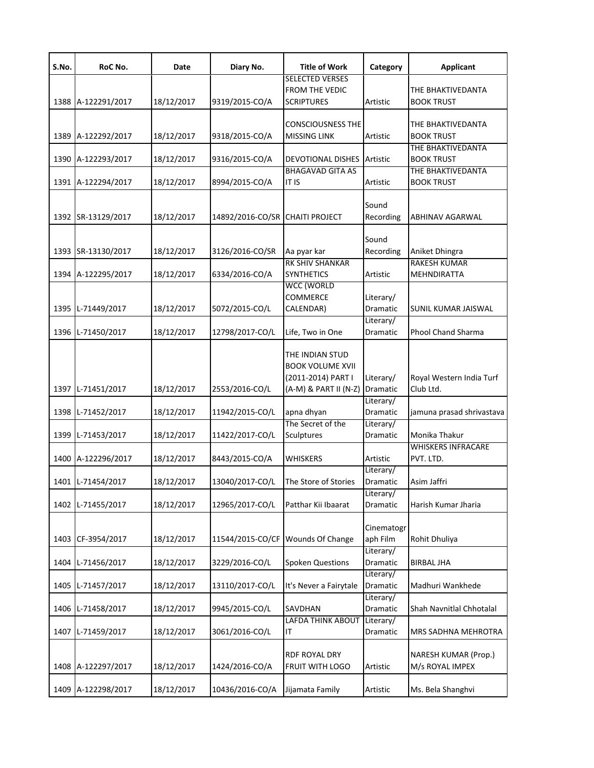| S.No. | RoC No. | Date | Diary No. | Title of Work | Category | Applicant |
|---|---|---|---|---|---|---|
| 1388 | A-122291/2017 | 18/12/2017 | 9319/2015-CO/A | SELECTED VERSES FROM THE VEDIC SCRIPTURES | Artistic | THE BHAKTIVEDANTA BOOK TRUST |
| 1389 | A-122292/2017 | 18/12/2017 | 9318/2015-CO/A | CONSCIOUSNESS THE MISSING LINK | Artistic | THE BHAKTIVEDANTA BOOK TRUST |
| 1390 | A-122293/2017 | 18/12/2017 | 9316/2015-CO/A | DEVOTIONAL DISHES | Artistic | THE BHAKTIVEDANTA BOOK TRUST |
| 1391 | A-122294/2017 | 18/12/2017 | 8994/2015-CO/A | BHAGAVAD GITA AS IT IS | Artistic | THE BHAKTIVEDANTA BOOK TRUST |
| 1392 | SR-13129/2017 | 18/12/2017 | 14892/2016-CO/SR | CHAITI PROJECT | Sound Recording | ABHINAV AGARWAL |
| 1393 | SR-13130/2017 | 18/12/2017 | 3126/2016-CO/SR | Aa pyar kar | Sound Recording | Aniket Dhingra |
| 1394 | A-122295/2017 | 18/12/2017 | 6334/2016-CO/A | RK SHIV SHANKAR SYNTHETICS | Artistic | RAKESH KUMAR MEHNDIRATTA |
| 1395 | L-71449/2017 | 18/12/2017 | 5072/2015-CO/L | WCC (WORLD COMMERCE CALENDAR) | Literary/ Dramatic | SUNIL KUMAR JAISWAL |
| 1396 | L-71450/2017 | 18/12/2017 | 12798/2017-CO/L | Life, Two in One | Literary/ Dramatic | Phool Chand Sharma |
| 1397 | L-71451/2017 | 18/12/2017 | 2553/2016-CO/L | THE INDIAN STUD BOOK VOLUME XVII (2011-2014) PART I (A-M) & PART II (N-Z) | Literary/ Dramatic | Royal Western India Turf Club Ltd. |
| 1398 | L-71452/2017 | 18/12/2017 | 11942/2015-CO/L | apna dhyan | Literary/ Dramatic | jamuna prasad shrivastava |
| 1399 | L-71453/2017 | 18/12/2017 | 11422/2017-CO/L | The Secret of the Sculptures | Literary/ Dramatic | Monika Thakur |
| 1400 | A-122296/2017 | 18/12/2017 | 8443/2015-CO/A | WHISKERS | Artistic | WHISKERS INFRACARE PVT. LTD. |
| 1401 | L-71454/2017 | 18/12/2017 | 13040/2017-CO/L | The Store of Stories | Literary/ Dramatic | Asim Jaffri |
| 1402 | L-71455/2017 | 18/12/2017 | 12965/2017-CO/L | Patthar Kii Ibaarat | Literary/ Dramatic | Harish Kumar Jharia |
| 1403 | CF-3954/2017 | 18/12/2017 | 11544/2015-CO/CF | Wounds Of Change | Cinematograph Film | Rohit Dhuliya |
| 1404 | L-71456/2017 | 18/12/2017 | 3229/2016-CO/L | Spoken Questions | Literary/ Dramatic | BIRBAL JHA |
| 1405 | L-71457/2017 | 18/12/2017 | 13110/2017-CO/L | It's Never a Fairytale | Literary/ Dramatic | Madhuri Wankhede |
| 1406 | L-71458/2017 | 18/12/2017 | 9945/2015-CO/L | SAVDHAN | Literary/ Dramatic | Shah Navnitlal Chhotalal |
| 1407 | L-71459/2017 | 18/12/2017 | 3061/2016-CO/L | LAFDA THINK ABOUT IT | Literary/ Dramatic | MRS SADHNA MEHROTRA |
| 1408 | A-122297/2017 | 18/12/2017 | 1424/2016-CO/A | RDF ROYAL DRY FRUIT WITH LOGO | Artistic | NARESH KUMAR (Prop.) M/s ROYAL IMPEX |
| 1409 | A-122298/2017 | 18/12/2017 | 10436/2016-CO/A | Jijamata Family | Artistic | Ms. Bela Shanghvi |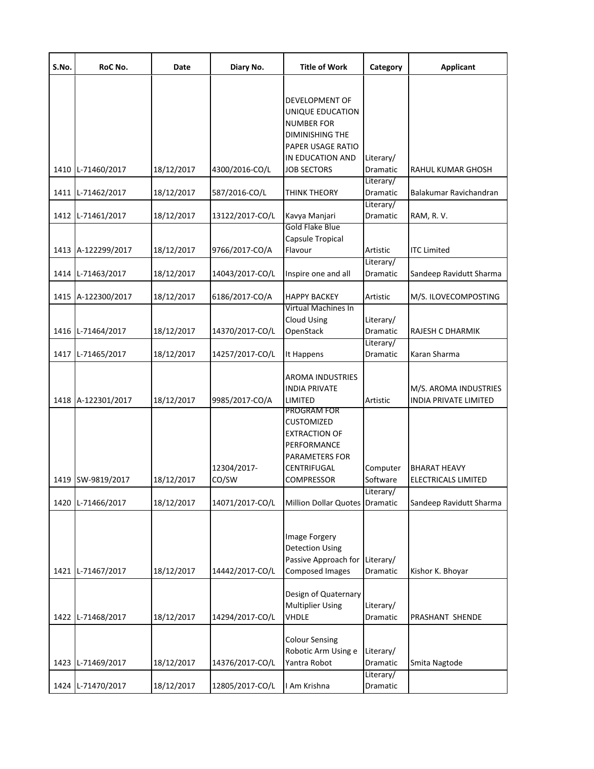| S.No. | RoC No. | Date | Diary No. | Title of Work | Category | Applicant |
|---|---|---|---|---|---|---|
| 1410 | L-71460/2017 | 18/12/2017 | 4300/2016-CO/L | DEVELOPMENT OF UNIQUE EDUCATION NUMBER FOR DIMINISHING THE PAPER USAGE RATIO IN EDUCATION AND JOB SECTORS | Literary/ Dramatic | RAHUL KUMAR GHOSH |
| 1411 | L-71462/2017 | 18/12/2017 | 587/2016-CO/L | THINK THEORY | Literary/ Dramatic | Balakumar Ravichandran |
| 1412 | L-71461/2017 | 18/12/2017 | 13122/2017-CO/L | Kavya Manjari | Literary/ Dramatic | RAM, R. V. |
| 1413 | A-122299/2017 | 18/12/2017 | 9766/2017-CO/A | Gold Flake Blue Capsule Tropical Flavour | Artistic | ITC Limited |
| 1414 | L-71463/2017 | 18/12/2017 | 14043/2017-CO/L | Inspire one and all | Literary/ Dramatic | Sandeep Ravidutt Sharma |
| 1415 | A-122300/2017 | 18/12/2017 | 6186/2017-CO/A | HAPPY BACKEY | Artistic | M/S. ILOVECOMPOSTING |
| 1416 | L-71464/2017 | 18/12/2017 | 14370/2017-CO/L | Virtual Machines In Cloud Using OpenStack | Literary/ Dramatic | RAJESH C DHARMIK |
| 1417 | L-71465/2017 | 18/12/2017 | 14257/2017-CO/L | It Happens | Literary/ Dramatic | Karan Sharma |
| 1418 | A-122301/2017 | 18/12/2017 | 9985/2017-CO/A | AROMA INDUSTRIES INDIA PRIVATE LIMITED | Artistic | M/S. AROMA INDUSTRIES INDIA PRIVATE LIMITED |
| 1419 | SW-9819/2017 | 18/12/2017 | 12304/2017-CO/SW | PROGRAM FOR CUSTOMIZED EXTRACTION OF PERFORMANCE PARAMETERS FOR CENTRIFUGAL COMPRESSOR | Computer Software | BHARAT HEAVY ELECTRICALS LIMITED |
| 1420 | L-71466/2017 | 18/12/2017 | 14071/2017-CO/L | Million Dollar Quotes | Literary/ Dramatic | Sandeep Ravidutt Sharma |
| 1421 | L-71467/2017 | 18/12/2017 | 14442/2017-CO/L | Image Forgery Detection Using Passive Approach for Composed Images | Literary/ Dramatic | Kishor K. Bhoyar |
| 1422 | L-71468/2017 | 18/12/2017 | 14294/2017-CO/L | Design of Quaternary Multiplier Using VHDLE | Literary/ Dramatic | PRASHANT SHENDE |
| 1423 | L-71469/2017 | 18/12/2017 | 14376/2017-CO/L | Colour Sensing Robotic Arm Using e Yantra Robot | Literary/ Dramatic | Smita Nagtode |
| 1424 | L-71470/2017 | 18/12/2017 | 12805/2017-CO/L | I Am Krishna | Literary/ Dramatic | |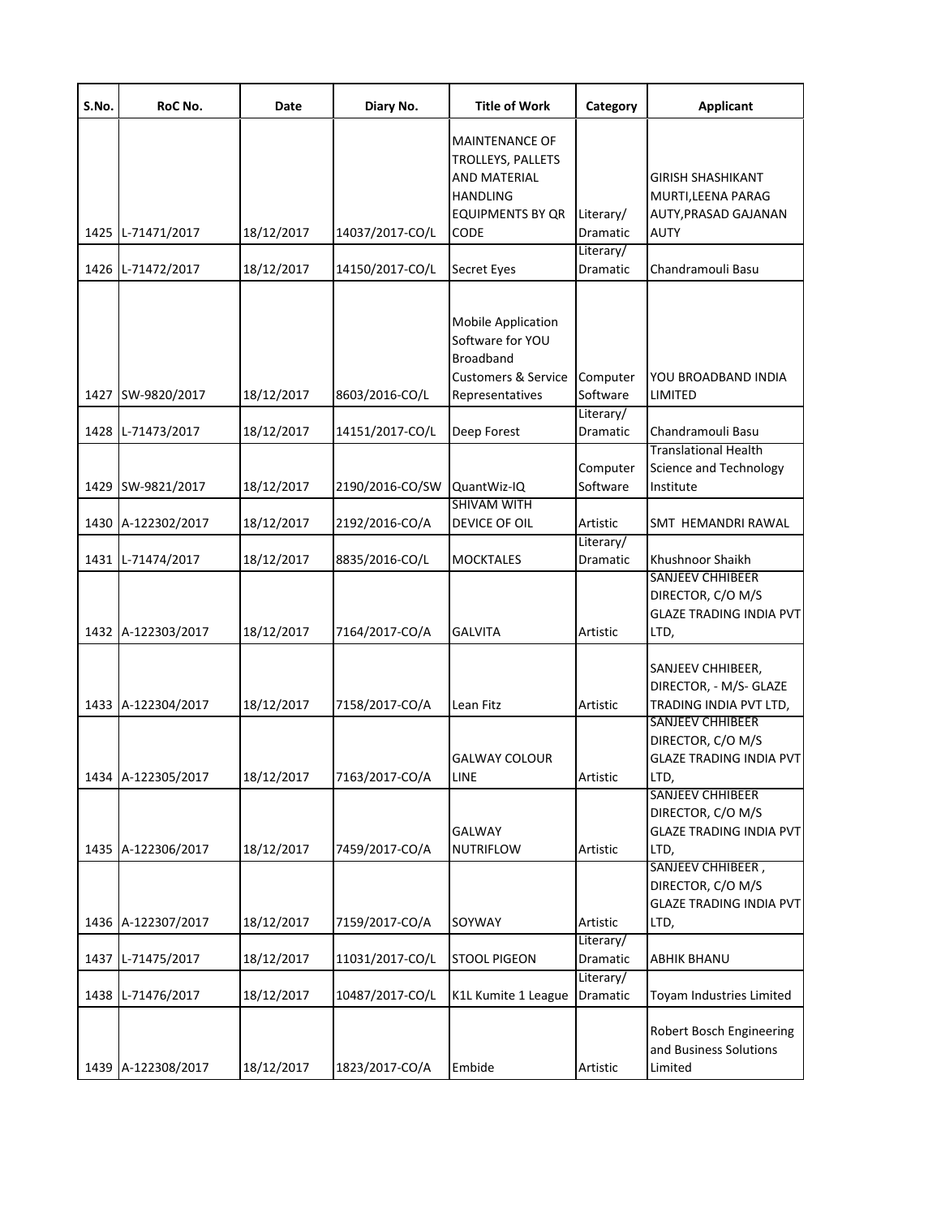| S.No. | RoC No. | Date | Diary No. | Title of Work | Category | Applicant |
|---|---|---|---|---|---|---|
| 1425 | L-71471/2017 | 18/12/2017 | 14037/2017-CO/L | MAINTENANCE OF TROLLEYS, PALLETS AND MATERIAL HANDLING EQUIPMENTS BY QR CODE | Literary/ Dramatic | GIRISH SHASHIKANT MURTI,LEENA PARAG AUTY,PRASAD GAJANAN AUTY |
| 1426 | L-71472/2017 | 18/12/2017 | 14150/2017-CO/L | Secret Eyes | Literary/ Dramatic | Chandramouli Basu |
| 1427 | SW-9820/2017 | 18/12/2017 | 8603/2016-CO/L | Mobile Application Software for YOU Broadband Customers & Service Representatives | Computer Software | YOU BROADBAND INDIA LIMITED |
| 1428 | L-71473/2017 | 18/12/2017 | 14151/2017-CO/L | Deep Forest | Literary/ Dramatic | Chandramouli Basu |
| 1429 | SW-9821/2017 | 18/12/2017 | 2190/2016-CO/SW | QuantWiz-IQ | Computer Software | Translational Health Science and Technology Institute |
| 1430 | A-122302/2017 | 18/12/2017 | 2192/2016-CO/A | SHIVAM WITH DEVICE OF OIL | Artistic | SMT HEMANDRI RAWAL |
| 1431 | L-71474/2017 | 18/12/2017 | 8835/2016-CO/L | MOCKTALES | Literary/ Dramatic | Khushnoor Shaikh |
| 1432 | A-122303/2017 | 18/12/2017 | 7164/2017-CO/A | GALVITA | Artistic | SANJEEV CHHIBEER DIRECTOR, C/O M/S GLAZE TRADING INDIA PVT LTD, |
| 1433 | A-122304/2017 | 18/12/2017 | 7158/2017-CO/A | Lean Fitz | Artistic | SANJEEV CHHIBEER, DIRECTOR, - M/S- GLAZE TRADING INDIA PVT LTD, |
| 1434 | A-122305/2017 | 18/12/2017 | 7163/2017-CO/A | GALWAY COLOUR LINE | Artistic | SANJEEV CHHIBEER DIRECTOR, C/O M/S GLAZE TRADING INDIA PVT LTD, |
| 1435 | A-122306/2017 | 18/12/2017 | 7459/2017-CO/A | GALWAY NUTRIFLOW | Artistic | SANJEEV CHHIBEER DIRECTOR, C/O M/S GLAZE TRADING INDIA PVT LTD, |
| 1436 | A-122307/2017 | 18/12/2017 | 7159/2017-CO/A | SOYWAY | Artistic | SANJEEV CHHIBEER , DIRECTOR, C/O M/S GLAZE TRADING INDIA PVT LTD, |
| 1437 | L-71475/2017 | 18/12/2017 | 11031/2017-CO/L | STOOL PIGEON | Literary/ Dramatic | ABHIK BHANU |
| 1438 | L-71476/2017 | 18/12/2017 | 10487/2017-CO/L | K1L Kumite 1 League | Literary/ Dramatic | Toyam Industries Limited |
| 1439 | A-122308/2017 | 18/12/2017 | 1823/2017-CO/A | Embide | Artistic | Robert Bosch Engineering and Business Solutions Limited |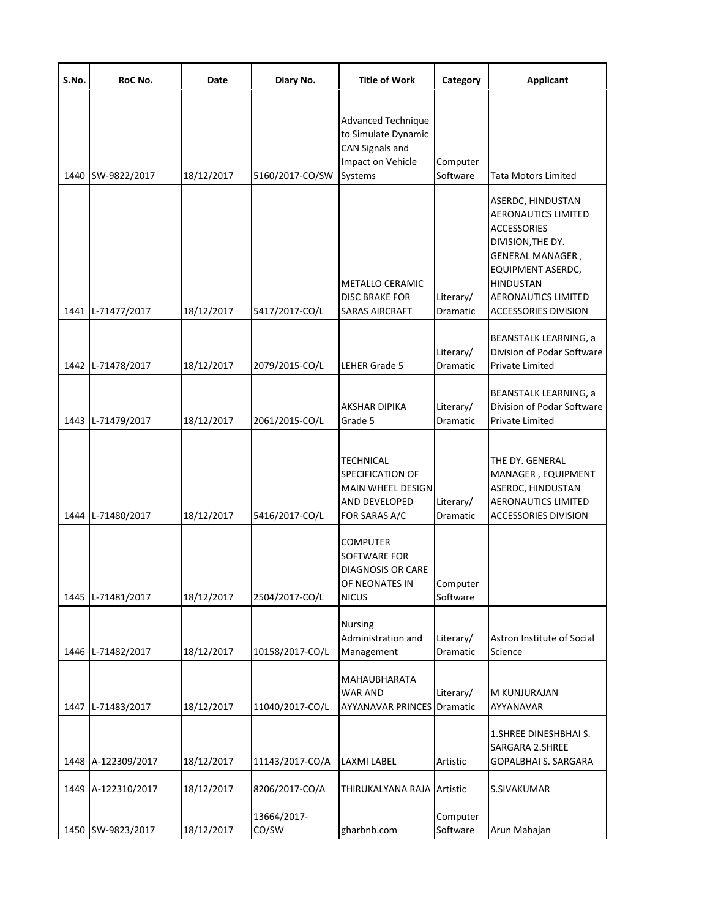| S.No. | RoC No. | Date | Diary No. | Title of Work | Category | Applicant |
|---|---|---|---|---|---|---|
| 1440 | SW-9822/2017 | 18/12/2017 | 5160/2017-CO/SW | Advanced Technique to Simulate Dynamic CAN Signals and Impact on Vehicle Systems | Computer Software | Tata Motors Limited |
| 1441 | L-71477/2017 | 18/12/2017 | 5417/2017-CO/L | METALLO CERAMIC DISC BRAKE FOR SARAS AIRCRAFT | Literary/ Dramatic | ASERDC, HINDUSTAN AERONAUTICS LIMITED ACCESSORIES DIVISION,THE DY. GENERAL MANAGER , EQUIPMENT ASERDC, HINDUSTAN AERONAUTICS LIMITED ACCESSORIES DIVISION |
| 1442 | L-71478/2017 | 18/12/2017 | 2079/2015-CO/L | LEHER Grade 5 | Literary/ Dramatic | BEANSTALK LEARNING, a Division of Podar Software Private Limited |
| 1443 | L-71479/2017 | 18/12/2017 | 2061/2015-CO/L | AKSHAR DIPIKA Grade 5 | Literary/ Dramatic | BEANSTALK LEARNING, a Division of Podar Software Private Limited |
| 1444 | L-71480/2017 | 18/12/2017 | 5416/2017-CO/L | TECHNICAL SPECIFICATION OF MAIN WHEEL DESIGN AND DEVELOPED FOR SARAS A/C | Literary/ Dramatic | THE DY. GENERAL MANAGER , EQUIPMENT ASERDC, HINDUSTAN AERONAUTICS LIMITED ACCESSORIES DIVISION |
| 1445 | L-71481/2017 | 18/12/2017 | 2504/2017-CO/L | COMPUTER SOFTWARE FOR DIAGNOSIS OR CARE OF NEONATES IN NICUS | Computer Software | |
| 1446 | L-71482/2017 | 18/12/2017 | 10158/2017-CO/L | Nursing Administration and Management | Literary/ Dramatic | Astron Institute of Social Science |
| 1447 | L-71483/2017 | 18/12/2017 | 11040/2017-CO/L | MAHAUBHARATA WAR AND AYYANAVAR PRINCES | Literary/ Dramatic | M KUNJURAJAN AYYANAVAR |
| 1448 | A-122309/2017 | 18/12/2017 | 11143/2017-CO/A | LAXMI LABEL | Artistic | 1.SHREE DINESHBHAI S. SARGARA 2.SHREE GOPALBHAI S. SARGARA |
| 1449 | A-122310/2017 | 18/12/2017 | 8206/2017-CO/A | THIRUKALYANA RAJA | Artistic | S.SIVAKUMAR |
| 1450 | SW-9823/2017 | 18/12/2017 | 13664/2017-CO/SW | gharbnb.com | Computer Software | Arun Mahajan |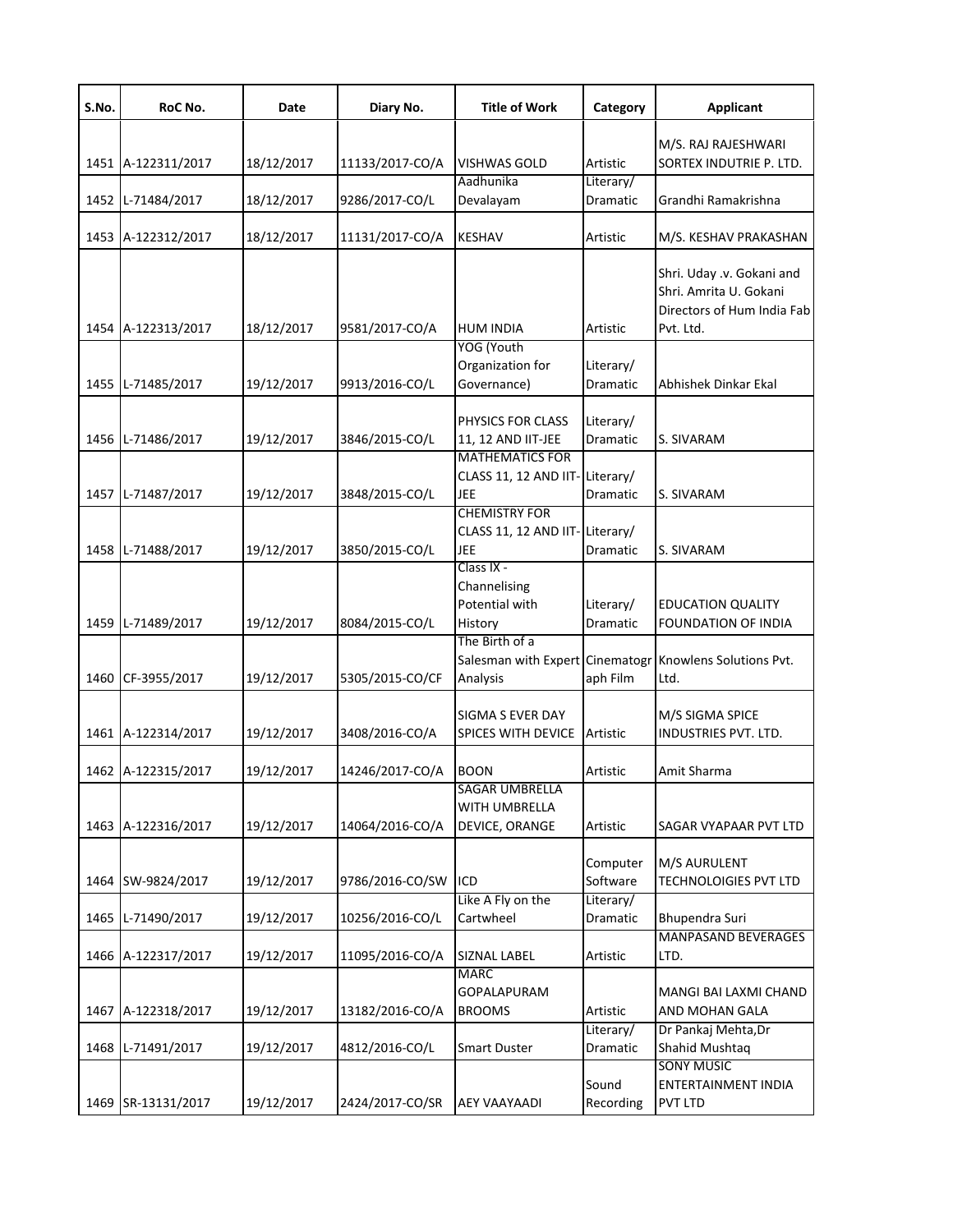| S.No. | RoC No. | Date | Diary No. | Title of Work | Category | Applicant |
|---|---|---|---|---|---|---|
| 1451 | A-122311/2017 | 18/12/2017 | 11133/2017-CO/A | VISHWAS GOLD | Artistic | M/S. RAJ RAJESHWARI SORTEX INDUTRIE P. LTD. |
| 1452 | L-71484/2017 | 18/12/2017 | 9286/2017-CO/L | Aadhunika Devalayam | Literary/ Dramatic | Grandhi Ramakrishna |
| 1453 | A-122312/2017 | 18/12/2017 | 11131/2017-CO/A | KESHAV | Artistic | M/S. KESHAV PRAKASHAN |
| 1454 | A-122313/2017 | 18/12/2017 | 9581/2017-CO/A | HUM INDIA | Artistic | Shri. Uday .v. Gokani and Shri. Amrita U. Gokani Directors of Hum India Fab Pvt. Ltd. |
| 1455 | L-71485/2017 | 19/12/2017 | 9913/2016-CO/L | YOG (Youth Organization for Governance) | Literary/ Dramatic | Abhishek Dinkar Ekal |
| 1456 | L-71486/2017 | 19/12/2017 | 3846/2015-CO/L | PHYSICS FOR CLASS 11, 12 AND IIT-JEE | Literary/ Dramatic | S. SIVARAM |
| 1457 | L-71487/2017 | 19/12/2017 | 3848/2015-CO/L | MATHEMATICS FOR CLASS 11, 12 AND IIT-JEE | Literary/ Dramatic | S. SIVARAM |
| 1458 | L-71488/2017 | 19/12/2017 | 3850/2015-CO/L | CHEMISTRY FOR CLASS 11, 12 AND IIT-JEE | Literary/ Dramatic | S. SIVARAM |
| 1459 | L-71489/2017 | 19/12/2017 | 8084/2015-CO/L | Class IX - Channelising Potential with History | Literary/ Dramatic | EDUCATION QUALITY FOUNDATION OF INDIA |
| 1460 | CF-3955/2017 | 19/12/2017 | 5305/2015-CO/CF | The Birth of a Salesman with Expert Analysis | Cinematograph Film | Knowlens Solutions Pvt. Ltd. |
| 1461 | A-122314/2017 | 19/12/2017 | 3408/2016-CO/A | SIGMA S EVER DAY SPICES WITH DEVICE | Artistic | M/S SIGMA SPICE INDUSTRIES PVT. LTD. |
| 1462 | A-122315/2017 | 19/12/2017 | 14246/2017-CO/A | BOON | Artistic | Amit Sharma |
| 1463 | A-122316/2017 | 19/12/2017 | 14064/2016-CO/A | SAGAR UMBRELLA WITH UMBRELLA DEVICE, ORANGE | Artistic | SAGAR VYAPAAR PVT LTD |
| 1464 | SW-9824/2017 | 19/12/2017 | 9786/2016-CO/SW | ICD | Computer Software | M/S AURULENT TECHNOLOIGIES PVT LTD |
| 1465 | L-71490/2017 | 19/12/2017 | 10256/2016-CO/L | Like A Fly on the Cartwheel | Literary/ Dramatic | Bhupendra Suri |
| 1466 | A-122317/2017 | 19/12/2017 | 11095/2016-CO/A | SIZNAL LABEL | Artistic | MANPASAND BEVERAGES LTD. |
| 1467 | A-122318/2017 | 19/12/2017 | 13182/2016-CO/A | MARC GOPALAPURAM BROOMS | Artistic | MANGI BAI LAXMI CHAND AND MOHAN GALA |
| 1468 | L-71491/2017 | 19/12/2017 | 4812/2016-CO/L | Smart Duster | Literary/ Dramatic | Dr Pankaj Mehta,Dr Shahid Mushtaq |
| 1469 | SR-13131/2017 | 19/12/2017 | 2424/2017-CO/SR | AEY VAAYAADI | Sound Recording | SONY MUSIC ENTERTAINMENT INDIA PVT LTD |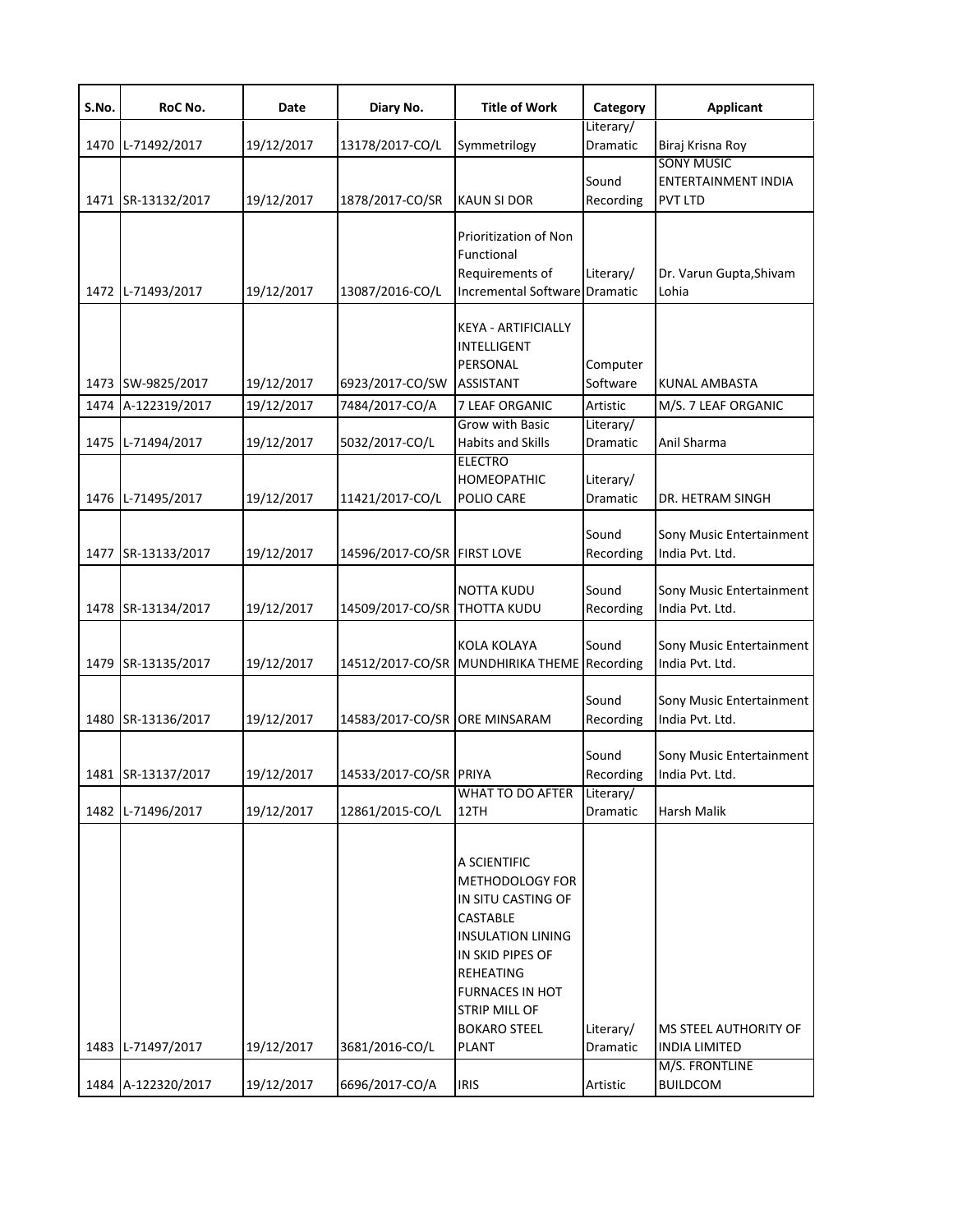| S.No. | RoC No. | Date | Diary No. | Title of Work | Category | Applicant |
|---|---|---|---|---|---|---|
| 1470 | L-71492/2017 | 19/12/2017 | 13178/2017-CO/L | Symmetrilogy | Literary/ Dramatic | Biraj Krisna Roy |
| 1471 | SR-13132/2017 | 19/12/2017 | 1878/2017-CO/SR | KAUN SI DOR | Sound Recording | SONY MUSIC ENTERTAINMENT INDIA PVT LTD |
| 1472 | L-71493/2017 | 19/12/2017 | 13087/2016-CO/L | Prioritization of Non Functional Requirements of Incremental Software | Literary/ Dramatic | Dr. Varun Gupta,Shivam Lohia |
| 1473 | SW-9825/2017 | 19/12/2017 | 6923/2017-CO/SW | KEYA - ARTIFICIALLY INTELLIGENT PERSONAL ASSISTANT | Computer Software | KUNAL AMBASTA |
| 1474 | A-122319/2017 | 19/12/2017 | 7484/2017-CO/A | 7 LEAF ORGANIC | Artistic | M/S. 7 LEAF ORGANIC |
| 1475 | L-71494/2017 | 19/12/2017 | 5032/2017-CO/L | Grow with Basic Habits and Skills | Literary/ Dramatic | Anil Sharma |
| 1476 | L-71495/2017 | 19/12/2017 | 11421/2017-CO/L | ELECTRO HOMEOPATHIC POLIO CARE | Literary/ Dramatic | DR. HETRAM SINGH |
| 1477 | SR-13133/2017 | 19/12/2017 | 14596/2017-CO/SR | FIRST LOVE | Sound Recording | Sony Music Entertainment India Pvt. Ltd. |
| 1478 | SR-13134/2017 | 19/12/2017 | 14509/2017-CO/SR | NOTTA KUDU THOTTA KUDU | Sound Recording | Sony Music Entertainment India Pvt. Ltd. |
| 1479 | SR-13135/2017 | 19/12/2017 | 14512/2017-CO/SR | KOLA KOLAYA MUNDHIRIKA THEME | Sound Recording | Sony Music Entertainment India Pvt. Ltd. |
| 1480 | SR-13136/2017 | 19/12/2017 | 14583/2017-CO/SR | ORE MINSARAM | Sound Recording | Sony Music Entertainment India Pvt. Ltd. |
| 1481 | SR-13137/2017 | 19/12/2017 | 14533/2017-CO/SR | PRIYA | Sound Recording | Sony Music Entertainment India Pvt. Ltd. |
| 1482 | L-71496/2017 | 19/12/2017 | 12861/2015-CO/L | WHAT TO DO AFTER 12TH | Literary/ Dramatic | Harsh Malik |
| 1483 | L-71497/2017 | 19/12/2017 | 3681/2016-CO/L | A SCIENTIFIC METHODOLOGY FOR IN SITU CASTING OF CASTABLE INSULATION LINING IN SKID PIPES OF REHEATING FURNACES IN HOT STRIP MILL OF BOKARO STEEL PLANT | Literary/ Dramatic | MS STEEL AUTHORITY OF INDIA LIMITED |
| 1484 | A-122320/2017 | 19/12/2017 | 6696/2017-CO/A | IRIS | Artistic | M/S. FRONTLINE BUILDCOM |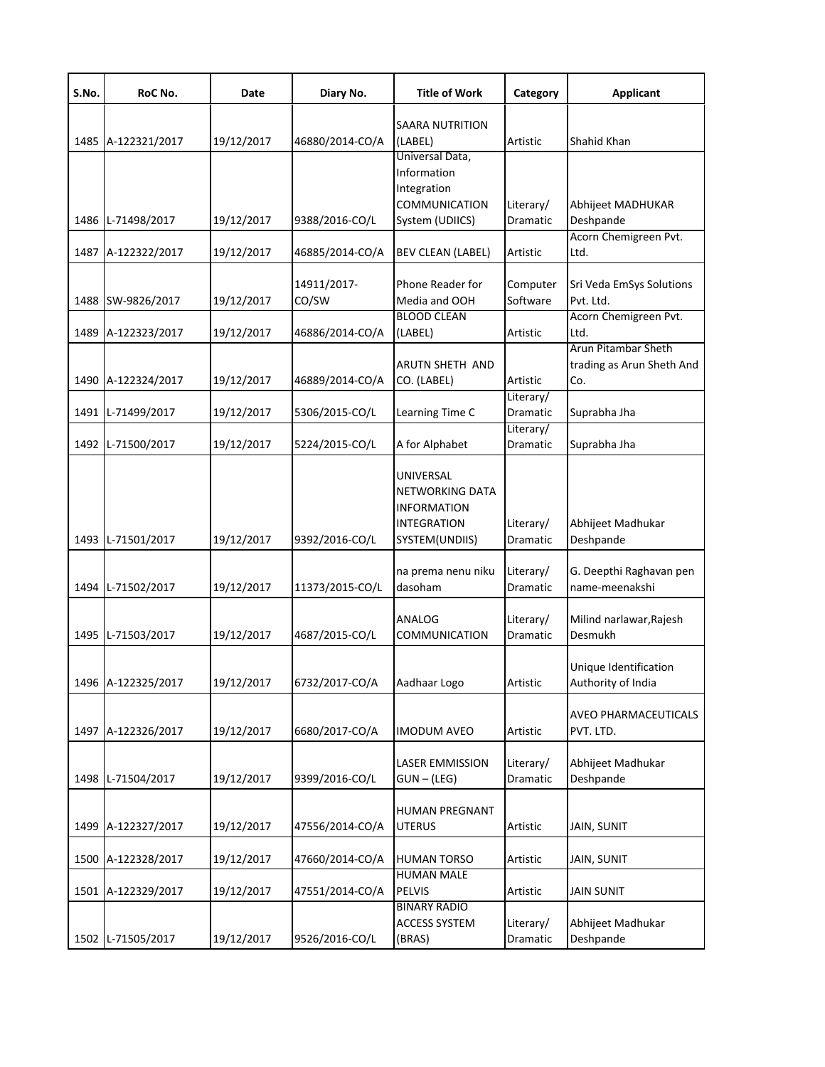| S.No. | RoC No. | Date | Diary No. | Title of Work | Category | Applicant |
|---|---|---|---|---|---|---|
| 1485 | A-122321/2017 | 19/12/2017 | 46880/2014-CO/A | SAARA NUTRITION (LABEL) | Artistic | Shahid Khan |
| 1486 | L-71498/2017 | 19/12/2017 | 9388/2016-CO/L | Universal Data, Information Integration COMMUNICATION System (UDIICS) | Literary/ Dramatic | Abhijeet MADHUKAR Deshpande |
| 1487 | A-122322/2017 | 19/12/2017 | 46885/2014-CO/A | BEV CLEAN (LABEL) | Artistic | Acorn Chemigreen Pvt. Ltd. |
| 1488 | SW-9826/2017 | 19/12/2017 | 14911/2017-CO/SW | Phone Reader for Media and OOH | Computer Software | Sri Veda EmSys Solutions Pvt. Ltd. |
| 1489 | A-122323/2017 | 19/12/2017 | 46886/2014-CO/A | BLOOD CLEAN (LABEL) | Artistic | Acorn Chemigreen Pvt. Ltd. |
| 1490 | A-122324/2017 | 19/12/2017 | 46889/2014-CO/A | ARUTN SHETH AND CO. (LABEL) | Artistic | Arun Pitambar Sheth trading as Arun Sheth And Co. |
| 1491 | L-71499/2017 | 19/12/2017 | 5306/2015-CO/L | Learning Time C | Literary/ Dramatic | Suprabha Jha |
| 1492 | L-71500/2017 | 19/12/2017 | 5224/2015-CO/L | A for Alphabet | Literary/ Dramatic | Suprabha Jha |
| 1493 | L-71501/2017 | 19/12/2017 | 9392/2016-CO/L | UNIVERSAL NETWORKING DATA INFORMATION INTEGRATION SYSTEM(UNDIIS) | Literary/ Dramatic | Abhijeet Madhukar Deshpande |
| 1494 | L-71502/2017 | 19/12/2017 | 11373/2015-CO/L | na prema nenu niku dasoham | Literary/ Dramatic | G. Deepthi Raghavan pen name-meenakshi |
| 1495 | L-71503/2017 | 19/12/2017 | 4687/2015-CO/L | ANALOG COMMUNICATION | Literary/ Dramatic | Milind narlawar,Rajesh Desmukh |
| 1496 | A-122325/2017 | 19/12/2017 | 6732/2017-CO/A | Aadhaar Logo | Artistic | Unique Identification Authority of India |
| 1497 | A-122326/2017 | 19/12/2017 | 6680/2017-CO/A | IMODUM AVEO | Artistic | AVEO PHARMACEUTICALS PVT. LTD. |
| 1498 | L-71504/2017 | 19/12/2017 | 9399/2016-CO/L | LASER EMMISSION GUN – (LEG) | Literary/ Dramatic | Abhijeet Madhukar Deshpande |
| 1499 | A-122327/2017 | 19/12/2017 | 47556/2014-CO/A | HUMAN PREGNANT UTERUS | Artistic | JAIN, SUNIT |
| 1500 | A-122328/2017 | 19/12/2017 | 47660/2014-CO/A | HUMAN TORSO | Artistic | JAIN, SUNIT |
| 1501 | A-122329/2017 | 19/12/2017 | 47551/2014-CO/A | HUMAN MALE PELVIS | Artistic | JAIN SUNIT |
| 1502 | L-71505/2017 | 19/12/2017 | 9526/2016-CO/L | BINARY RADIO ACCESS SYSTEM (BRAS) | Literary/ Dramatic | Abhijeet Madhukar Deshpande |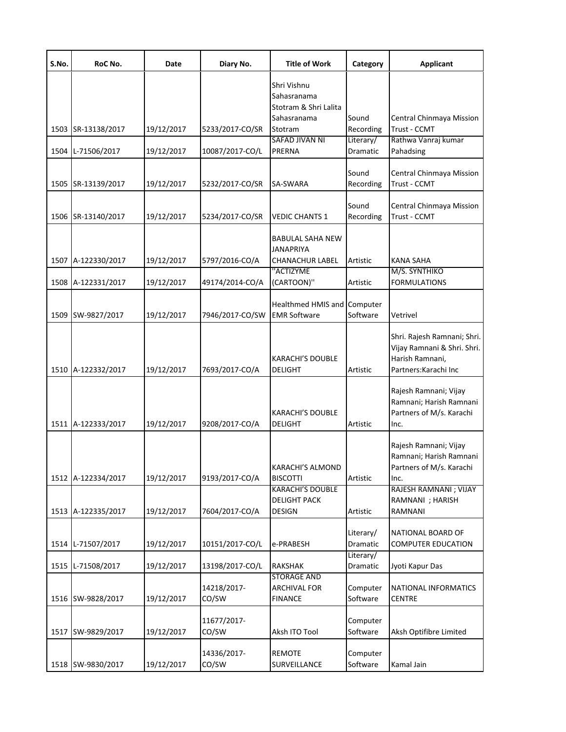| S.No. | RoC No. | Date | Diary No. | Title of Work | Category | Applicant |
|---|---|---|---|---|---|---|
| 1503 | SR-13138/2017 | 19/12/2017 | 5233/2017-CO/SR | Shri Vishnu Sahasranama Stotram & Shri Lalita Sahasranama Stotram | Sound Recording | Central Chinmaya Mission Trust - CCMT |
| 1504 | L-71506/2017 | 19/12/2017 | 10087/2017-CO/L | SAFAD JIVAN NI PRERNA | Literary/ Dramatic | Rathwa Vanraj kumar Pahadsing |
| 1505 | SR-13139/2017 | 19/12/2017 | 5232/2017-CO/SR | SA-SWARA | Sound Recording | Central Chinmaya Mission Trust - CCMT |
| 1506 | SR-13140/2017 | 19/12/2017 | 5234/2017-CO/SR | VEDIC CHANTS 1 | Sound Recording | Central Chinmaya Mission Trust - CCMT |
| 1507 | A-122330/2017 | 19/12/2017 | 5797/2016-CO/A | BABULAL SAHA NEW JANAPRIYA CHANACHUR LABEL | Artistic | KANA SAHA |
| 1508 | A-122331/2017 | 19/12/2017 | 49174/2014-CO/A | "ACTIZYME (CARTOON)" | Artistic | M/S. SYNTHIKO FORMULATIONS |
| 1509 | SW-9827/2017 | 19/12/2017 | 7946/2017-CO/SW | Healthmed HMIS and EMR Software | Computer Software | Vetrivel |
| 1510 | A-122332/2017 | 19/12/2017 | 7693/2017-CO/A | KARACHI'S DOUBLE DELIGHT | Artistic | Shri. Rajesh Ramnani; Shri. Vijay Ramnani & Shri. Shri. Harish Ramnani, Partners:Karachi Inc |
| 1511 | A-122333/2017 | 19/12/2017 | 9208/2017-CO/A | KARACHI'S DOUBLE DELIGHT | Artistic | Rajesh Ramnani; Vijay Ramnani; Harish Ramnani Partners of M/s. Karachi Inc. |
| 1512 | A-122334/2017 | 19/12/2017 | 9193/2017-CO/A | KARACHI'S ALMOND BISCOTTI | Artistic | Rajesh Ramnani; Vijay Ramnani; Harish Ramnani Partners of M/s. Karachi Inc. |
| 1513 | A-122335/2017 | 19/12/2017 | 7604/2017-CO/A | KARACHI'S DOUBLE DELIGHT PACK DESIGN | Artistic | RAJESH RAMNANI ; VIJAY RAMNANI ; HARISH RAMNANI |
| 1514 | L-71507/2017 | 19/12/2017 | 10151/2017-CO/L | e-PRABESH | Literary/ Dramatic | NATIONAL BOARD OF COMPUTER EDUCATION |
| 1515 | L-71508/2017 | 19/12/2017 | 13198/2017-CO/L | RAKSHAK | Literary/ Dramatic | Jyoti Kapur Das |
| 1516 | SW-9828/2017 | 19/12/2017 | 14218/2017-CO/SW | STORAGE AND ARCHIVAL FOR FINANCE | Computer Software | NATIONAL INFORMATICS CENTRE |
| 1517 | SW-9829/2017 | 19/12/2017 | 11677/2017-CO/SW | Aksh ITO Tool | Computer Software | Aksh Optifibre Limited |
| 1518 | SW-9830/2017 | 19/12/2017 | 14336/2017-CO/SW | REMOTE SURVEILLANCE | Computer Software | Kamal Jain |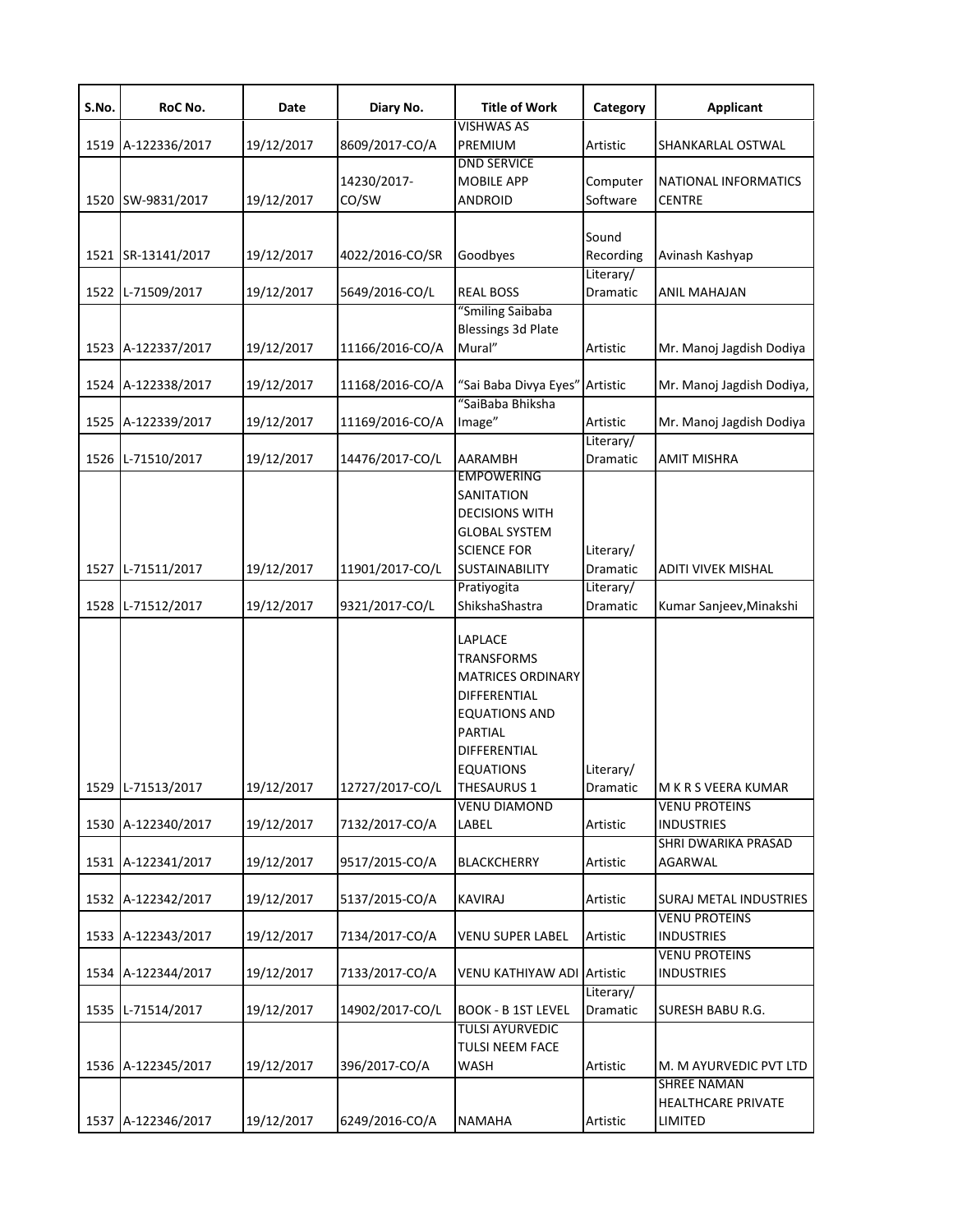| S.No. | RoC No. | Date | Diary No. | Title of Work | Category | Applicant |
|---|---|---|---|---|---|---|
| 1519 | A-122336/2017 | 19/12/2017 | 8609/2017-CO/A | VISHWAS AS PREMIUM | Artistic | SHANKARLAL OSTWAL |
| 1520 | SW-9831/2017 | 19/12/2017 | 14230/2017-CO/SW | DND SERVICE MOBILE APP ANDROID | Computer Software | NATIONAL INFORMATICS CENTRE |
| 1521 | SR-13141/2017 | 19/12/2017 | 4022/2016-CO/SR | Goodbyes | Sound Recording | Avinash Kashyap |
| 1522 | L-71509/2017 | 19/12/2017 | 5649/2016-CO/L | REAL BOSS | Literary/ Dramatic | ANIL MAHAJAN |
| 1523 | A-122337/2017 | 19/12/2017 | 11166/2016-CO/A | "Smiling Saibaba Blessings 3d Plate Mural" | Artistic | Mr. Manoj Jagdish Dodiya |
| 1524 | A-122338/2017 | 19/12/2017 | 11168/2016-CO/A | "Sai Baba Divya Eyes" | Artistic | Mr. Manoj Jagdish Dodiya, |
| 1525 | A-122339/2017 | 19/12/2017 | 11169/2016-CO/A | "SaiBaba Bhiksha Image" | Artistic | Mr. Manoj Jagdish Dodiya |
| 1526 | L-71510/2017 | 19/12/2017 | 14476/2017-CO/L | AARAMBH | Literary/ Dramatic | AMIT MISHRA |
| 1527 | L-71511/2017 | 19/12/2017 | 11901/2017-CO/L | EMPOWERING SANITATION DECISIONS WITH GLOBAL SYSTEM SCIENCE FOR SUSTAINABILITY | Literary/ Dramatic | ADITI VIVEK MISHAL |
| 1528 | L-71512/2017 | 19/12/2017 | 9321/2017-CO/L | Pratiyogita ShikshaShastra | Literary/ Dramatic | Kumar Sanjeev,Minakshi |
| 1529 | L-71513/2017 | 19/12/2017 | 12727/2017-CO/L | LAPLACE TRANSFORMS MATRICES ORDINARY DIFFERENTIAL EQUATIONS AND PARTIAL DIFFERENTIAL EQUATIONS THESAURUS 1 | Literary/ Dramatic | M K R S VEERA KUMAR |
| 1530 | A-122340/2017 | 19/12/2017 | 7132/2017-CO/A | VENU DIAMOND LABEL | Artistic | VENU PROTEINS INDUSTRIES |
| 1531 | A-122341/2017 | 19/12/2017 | 9517/2015-CO/A | BLACKCHERRY | Artistic | SHRI DWARIKA PRASAD AGARWAL |
| 1532 | A-122342/2017 | 19/12/2017 | 5137/2015-CO/A | KAVIRAJ | Artistic | SURAJ METAL INDUSTRIES |
| 1533 | A-122343/2017 | 19/12/2017 | 7134/2017-CO/A | VENU SUPER LABEL | Artistic | VENU PROTEINS INDUSTRIES |
| 1534 | A-122344/2017 | 19/12/2017 | 7133/2017-CO/A | VENU KATHIYAW ADI | Artistic | VENU PROTEINS INDUSTRIES |
| 1535 | L-71514/2017 | 19/12/2017 | 14902/2017-CO/L | BOOK - B 1ST LEVEL | Literary/ Dramatic | SURESH BABU R.G. |
| 1536 | A-122345/2017 | 19/12/2017 | 396/2017-CO/A | TULSI AYURVEDIC TULSI NEEM FACE WASH | Artistic | M. M AYURVEDIC PVT LTD |
| 1537 | A-122346/2017 | 19/12/2017 | 6249/2016-CO/A | NAMAHA | Artistic | SHREE NAMAN HEALTHCARE PRIVATE LIMITED |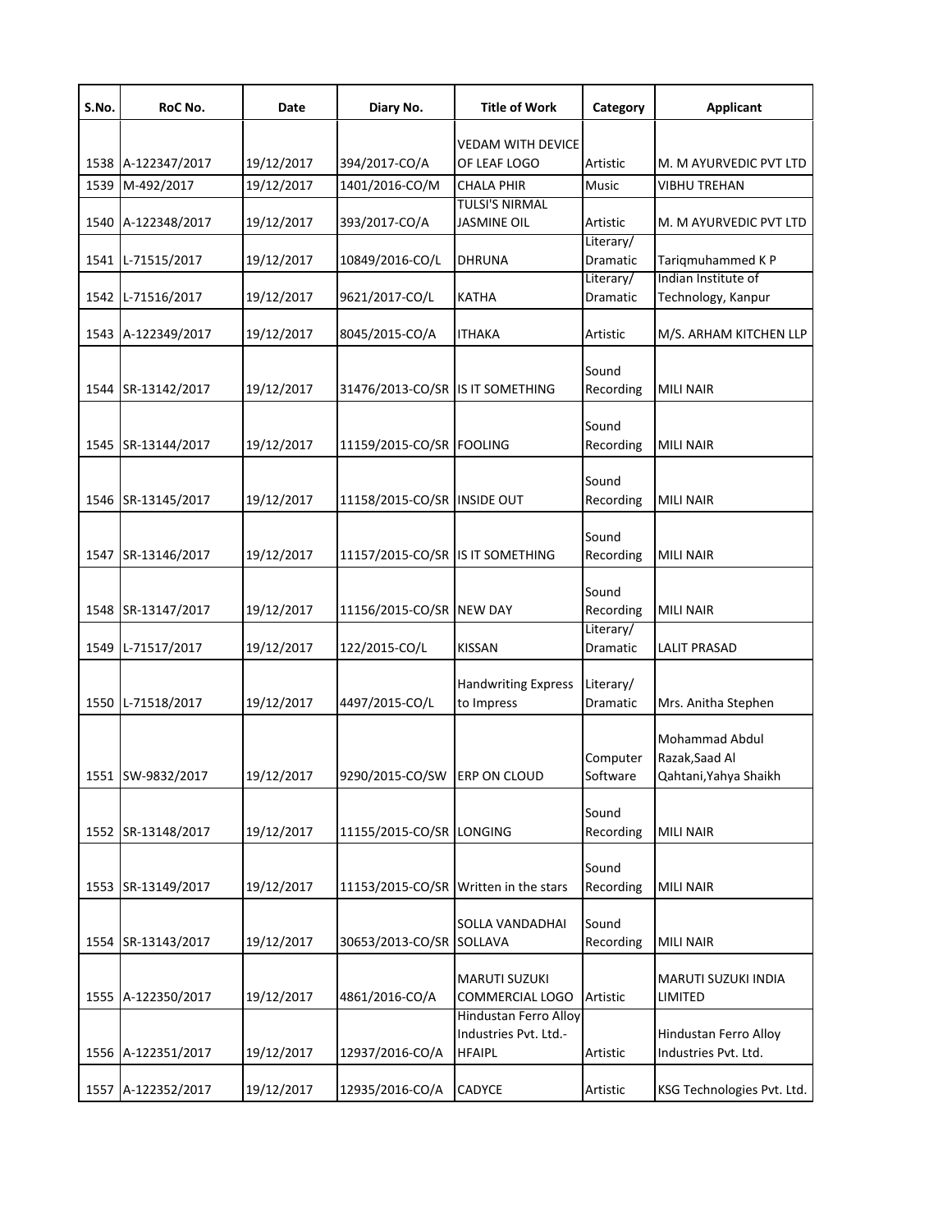| S.No. | RoC No. | Date | Diary No. | Title of Work | Category | Applicant |
|---|---|---|---|---|---|---|
| 1538 | A-122347/2017 | 19/12/2017 | 394/2017-CO/A | VEDAM WITH DEVICE OF LEAF LOGO | Artistic | M. M AYURVEDIC PVT LTD |
| 1539 | M-492/2017 | 19/12/2017 | 1401/2016-CO/M | CHALA PHIR | Music | VIBHU TREHAN |
| 1540 | A-122348/2017 | 19/12/2017 | 393/2017-CO/A | TULSI'S NIRMAL JASMINE OIL | Artistic | M. M AYURVEDIC PVT LTD |
| 1541 | L-71515/2017 | 19/12/2017 | 10849/2016-CO/L | DHRUNA | Literary/ Dramatic | Tariqmuhammed K P |
| 1542 | L-71516/2017 | 19/12/2017 | 9621/2017-CO/L | KATHA | Literary/ Dramatic | Indian Institute of Technology, Kanpur |
| 1543 | A-122349/2017 | 19/12/2017 | 8045/2015-CO/A | ITHAKA | Artistic | M/S. ARHAM KITCHEN LLP |
| 1544 | SR-13142/2017 | 19/12/2017 | 31476/2013-CO/SR | IS IT SOMETHING | Sound Recording | MILI NAIR |
| 1545 | SR-13144/2017 | 19/12/2017 | 11159/2015-CO/SR | FOOLING | Sound Recording | MILI NAIR |
| 1546 | SR-13145/2017 | 19/12/2017 | 11158/2015-CO/SR | INSIDE OUT | Sound Recording | MILI NAIR |
| 1547 | SR-13146/2017 | 19/12/2017 | 11157/2015-CO/SR | IS IT SOMETHING | Sound Recording | MILI NAIR |
| 1548 | SR-13147/2017 | 19/12/2017 | 11156/2015-CO/SR | NEW DAY | Sound Recording | MILI NAIR |
| 1549 | L-71517/2017 | 19/12/2017 | 122/2015-CO/L | KISSAN | Literary/ Dramatic | LALIT PRASAD |
| 1550 | L-71518/2017 | 19/12/2017 | 4497/2015-CO/L | Handwriting Express to Impress | Literary/ Dramatic | Mrs. Anitha Stephen |
| 1551 | SW-9832/2017 | 19/12/2017 | 9290/2015-CO/SW | ERP ON CLOUD | Computer Software | Mohammad Abdul Razak,Saad Al Qahtani,Yahya Shaikh |
| 1552 | SR-13148/2017 | 19/12/2017 | 11155/2015-CO/SR | LONGING | Sound Recording | MILI NAIR |
| 1553 | SR-13149/2017 | 19/12/2017 | 11153/2015-CO/SR | Written in the stars | Sound Recording | MILI NAIR |
| 1554 | SR-13143/2017 | 19/12/2017 | 30653/2013-CO/SR | SOLLA VANDADHAI SOLLAVA | Sound Recording | MILI NAIR |
| 1555 | A-122350/2017 | 19/12/2017 | 4861/2016-CO/A | MARUTI SUZUKI COMMERCIAL LOGO | Artistic | MARUTI SUZUKI INDIA LIMITED |
| 1556 | A-122351/2017 | 19/12/2017 | 12937/2016-CO/A | Hindustan Ferro Alloy Industries Pvt. Ltd.- HFAIPL | Artistic | Hindustan Ferro Alloy Industries Pvt. Ltd. |
| 1557 | A-122352/2017 | 19/12/2017 | 12935/2016-CO/A | CADYCE | Artistic | KSG Technologies Pvt. Ltd. |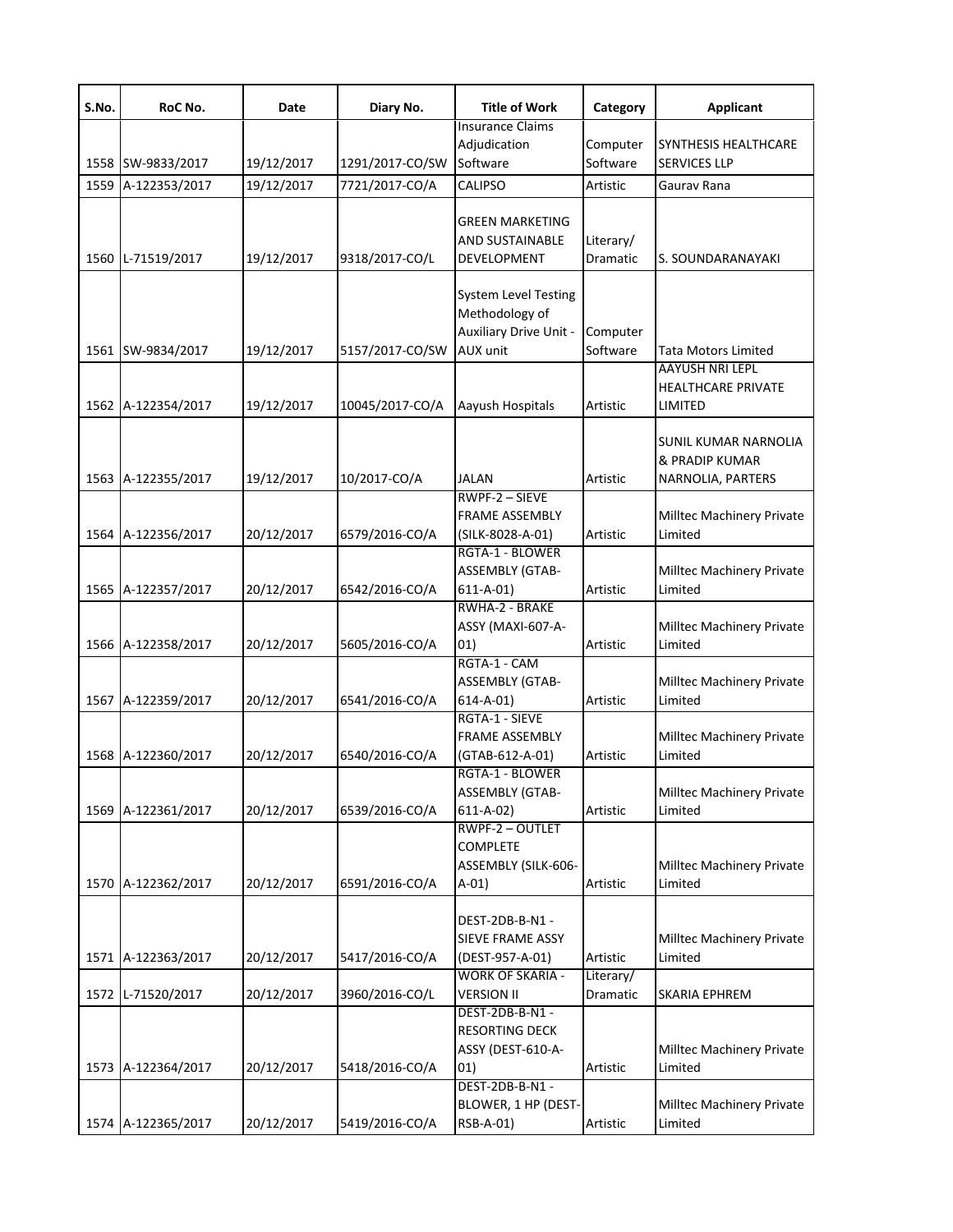| S.No. | RoC No. | Date | Diary No. | Title of Work | Category | Applicant |
|---|---|---|---|---|---|---|
| 1558 | SW-9833/2017 | 19/12/2017 | 1291/2017-CO/SW | Insurance Claims Adjudication Software | Computer Software | SYNTHESIS HEALTHCARE SERVICES LLP |
| 1559 | A-122353/2017 | 19/12/2017 | 7721/2017-CO/A | CALIPSO | Artistic | Gaurav Rana |
| 1560 | L-71519/2017 | 19/12/2017 | 9318/2017-CO/L | GREEN MARKETING AND SUSTAINABLE DEVELOPMENT | Literary/ Dramatic | S. SOUNDARANAYAKI |
| 1561 | SW-9834/2017 | 19/12/2017 | 5157/2017-CO/SW | System Level Testing Methodology of Auxiliary Drive Unit - AUX unit | Computer Software | Tata Motors Limited |
| 1562 | A-122354/2017 | 19/12/2017 | 10045/2017-CO/A | Aayush Hospitals | Artistic | AAYUSH NRI LEPL HEALTHCARE PRIVATE LIMITED |
| 1563 | A-122355/2017 | 19/12/2017 | 10/2017-CO/A | JALAN | Artistic | SUNIL KUMAR NARNOLIA & PRADIP KUMAR NARNOLIA, PARTERS |
| 1564 | A-122356/2017 | 20/12/2017 | 6579/2016-CO/A | RWPF-2 – SIEVE FRAME ASSEMBLY (SILK-8028-A-01) | Artistic | Milltec Machinery Private Limited |
| 1565 | A-122357/2017 | 20/12/2017 | 6542/2016-CO/A | RGTA-1 - BLOWER ASSEMBLY (GTAB-611-A-01) | Artistic | Milltec Machinery Private Limited |
| 1566 | A-122358/2017 | 20/12/2017 | 5605/2016-CO/A | RWHA-2 - BRAKE ASSY (MAXI-607-A-01) | Artistic | Milltec Machinery Private Limited |
| 1567 | A-122359/2017 | 20/12/2017 | 6541/2016-CO/A | RGTA-1 - CAM ASSEMBLY (GTAB-614-A-01) | Artistic | Milltec Machinery Private Limited |
| 1568 | A-122360/2017 | 20/12/2017 | 6540/2016-CO/A | RGTA-1 - SIEVE FRAME ASSEMBLY (GTAB-612-A-01) | Artistic | Milltec Machinery Private Limited |
| 1569 | A-122361/2017 | 20/12/2017 | 6539/2016-CO/A | RGTA-1 - BLOWER ASSEMBLY (GTAB-611-A-02) | Artistic | Milltec Machinery Private Limited |
| 1570 | A-122362/2017 | 20/12/2017 | 6591/2016-CO/A | RWPF-2 – OUTLET COMPLETE ASSEMBLY (SILK-606-A-01) | Artistic | Milltec Machinery Private Limited |
| 1571 | A-122363/2017 | 20/12/2017 | 5417/2016-CO/A | DEST-2DB-B-N1 - SIEVE FRAME ASSY (DEST-957-A-01) | Artistic | Milltec Machinery Private Limited |
| 1572 | L-71520/2017 | 20/12/2017 | 3960/2016-CO/L | WORK OF SKARIA - VERSION II | Literary/ Dramatic | SKARIA EPHREM |
| 1573 | A-122364/2017 | 20/12/2017 | 5418/2016-CO/A | DEST-2DB-B-N1 - RESORTING DECK ASSY (DEST-610-A-01) | Artistic | Milltec Machinery Private Limited |
| 1574 | A-122365/2017 | 20/12/2017 | 5419/2016-CO/A | DEST-2DB-B-N1 - BLOWER, 1 HP (DEST-RSB-A-01) | Artistic | Milltec Machinery Private Limited |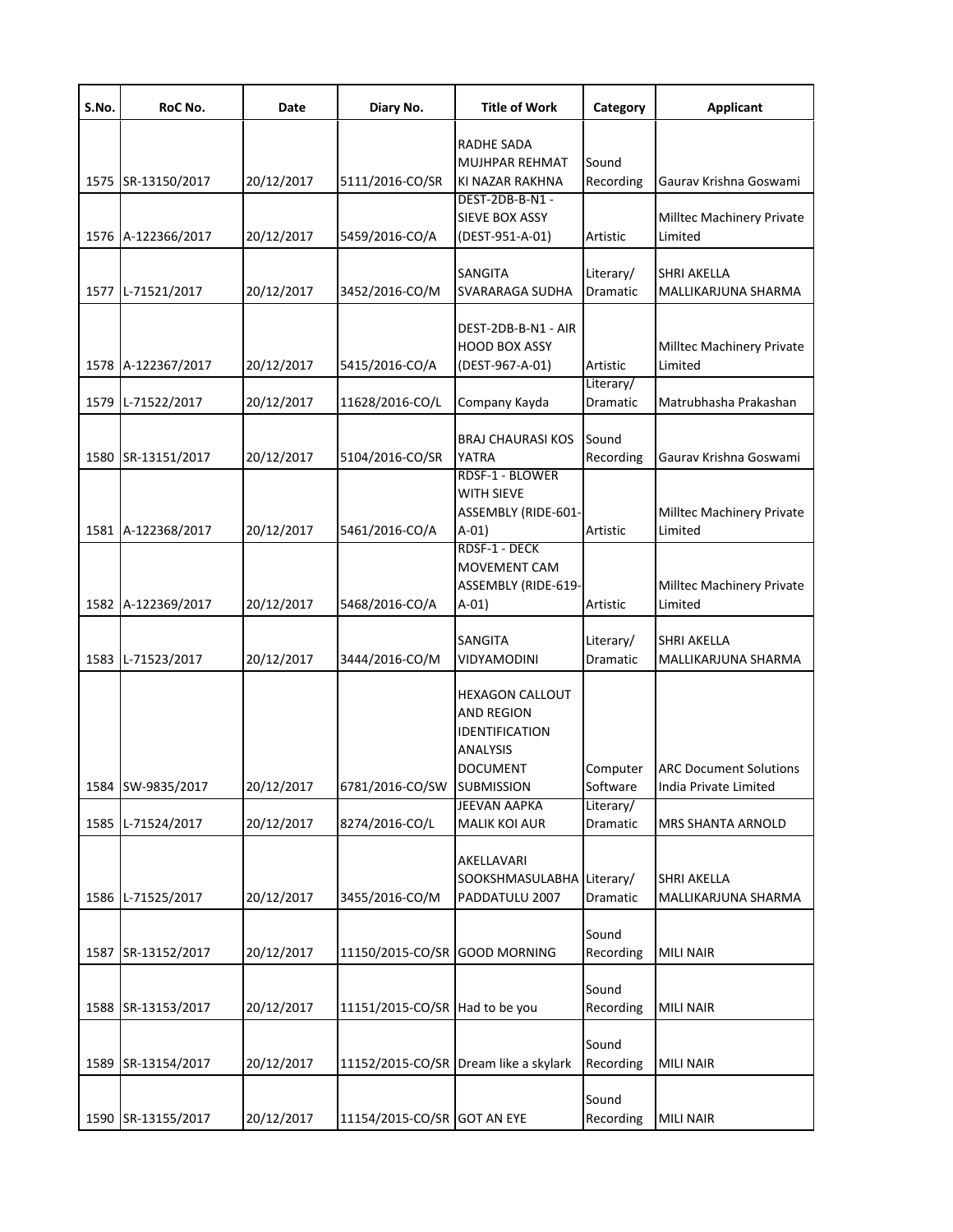| S.No. | RoC No. | Date | Diary No. | Title of Work | Category | Applicant |
|---|---|---|---|---|---|---|
| 1575 | SR-13150/2017 | 20/12/2017 | 5111/2016-CO/SR | RADHE SADA MUJHPAR REHMAT KI NAZAR RAKHNA | Sound Recording | Gaurav Krishna Goswami |
| 1576 | A-122366/2017 | 20/12/2017 | 5459/2016-CO/A | DEST-2DB-B-N1 - SIEVE BOX ASSY (DEST-951-A-01) | Artistic | Milltec Machinery Private Limited |
| 1577 | L-71521/2017 | 20/12/2017 | 3452/2016-CO/M | SANGITA SVARARAGA SUDHA | Literary/ Dramatic | SHRI AKELLA MALLIKARJUNA SHARMA |
| 1578 | A-122367/2017 | 20/12/2017 | 5415/2016-CO/A | DEST-2DB-B-N1 - AIR HOOD BOX ASSY (DEST-967-A-01) | Artistic | Milltec Machinery Private Limited |
| 1579 | L-71522/2017 | 20/12/2017 | 11628/2016-CO/L | Company Kayda | Literary/ Dramatic | Matrubhasha Prakashan |
| 1580 | SR-13151/2017 | 20/12/2017 | 5104/2016-CO/SR | BRAJ CHAURASI KOS YATRA | Sound Recording | Gaurav Krishna Goswami |
| 1581 | A-122368/2017 | 20/12/2017 | 5461/2016-CO/A | RDSF-1 - BLOWER WITH SIEVE ASSEMBLY (RIDE-601-A-01) | Artistic | Milltec Machinery Private Limited |
| 1582 | A-122369/2017 | 20/12/2017 | 5468/2016-CO/A | RDSF-1 - DECK MOVEMENT CAM ASSEMBLY (RIDE-619-A-01) | Artistic | Milltec Machinery Private Limited |
| 1583 | L-71523/2017 | 20/12/2017 | 3444/2016-CO/M | SANGITA VIDYAMODINI | Literary/ Dramatic | SHRI AKELLA MALLIKARJUNA SHARMA |
| 1584 | SW-9835/2017 | 20/12/2017 | 6781/2016-CO/SW | HEXAGON CALLOUT AND REGION IDENTIFICATION ANALYSIS DOCUMENT SUBMISSION | Computer Software | ARC Document Solutions India Private Limited |
| 1585 | L-71524/2017 | 20/12/2017 | 8274/2016-CO/L | JEEVAN AAPKA MALIK KOI AUR | Literary/ Dramatic | MRS SHANTA ARNOLD |
| 1586 | L-71525/2017 | 20/12/2017 | 3455/2016-CO/M | AKELLAVARI SOOKSHMASULABHA PADDATULU 2007 | Literary/ Dramatic | SHRI AKELLA MALLIKARJUNA SHARMA |
| 1587 | SR-13152/2017 | 20/12/2017 | 11150/2015-CO/SR | GOOD MORNING | Sound Recording | MILI NAIR |
| 1588 | SR-13153/2017 | 20/12/2017 | 11151/2015-CO/SR | Had to be you | Sound Recording | MILI NAIR |
| 1589 | SR-13154/2017 | 20/12/2017 | 11152/2015-CO/SR | Dream like a skylark | Sound Recording | MILI NAIR |
| 1590 | SR-13155/2017 | 20/12/2017 | 11154/2015-CO/SR | GOT AN EYE | Sound Recording | MILI NAIR |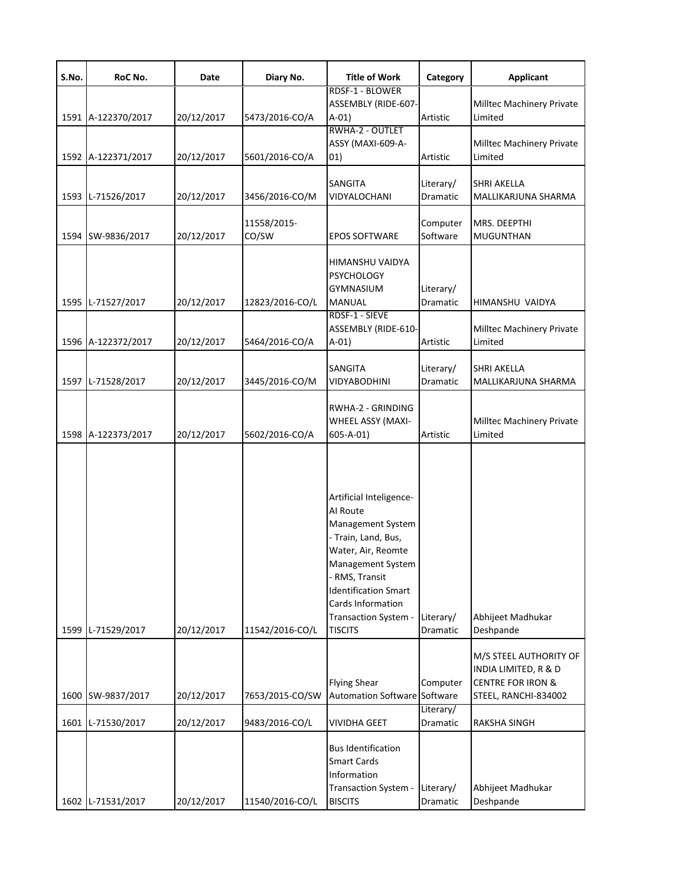| S.No. | RoC No. | Date | Diary No. | Title of Work | Category | Applicant |
|---|---|---|---|---|---|---|
| 1591 | A-122370/2017 | 20/12/2017 | 5473/2016-CO/A | RDSF-1 - BLOWER ASSEMBLY (RIDE-607-A-01) | Artistic | Milltec Machinery Private Limited |
| 1592 | A-122371/2017 | 20/12/2017 | 5601/2016-CO/A | RWHA-2 - OUTLET ASSY (MAXI-609-A-01) | Artistic | Milltec Machinery Private Limited |
| 1593 | L-71526/2017 | 20/12/2017 | 3456/2016-CO/M | SANGITA VIDYALOCHANI | Literary/ Dramatic | SHRI AKELLA MALLIKARJUNA SHARMA |
| 1594 | SW-9836/2017 | 20/12/2017 | 11558/2015-CO/SW | EPOS SOFTWARE | Computer Software | MRS. DEEPTHI MUGUNTHAN |
| 1595 | L-71527/2017 | 20/12/2017 | 12823/2016-CO/L | HIMANSHU VAIDYA PSYCHOLOGY GYMNASIUM MANUAL | Literary/ Dramatic | HIMANSHU VAIDYA |
| 1596 | A-122372/2017 | 20/12/2017 | 5464/2016-CO/A | RDSF-1 - SIEVE ASSEMBLY (RIDE-610-A-01) | Artistic | Milltec Machinery Private Limited |
| 1597 | L-71528/2017 | 20/12/2017 | 3445/2016-CO/M | SANGITA VIDYABODHINI | Literary/ Dramatic | SHRI AKELLA MALLIKARJUNA SHARMA |
| 1598 | A-122373/2017 | 20/12/2017 | 5602/2016-CO/A | RWHA-2 - GRINDING WHEEL ASSY (MAXI-605-A-01) | Artistic | Milltec Machinery Private Limited |
| 1599 | L-71529/2017 | 20/12/2017 | 11542/2016-CO/L | Artificial Inteligence-AI Route Management System - Train, Land, Bus, Water, Air, Reomte Management System - RMS, Transit Identification Smart Cards Information Transaction System - TISCITS | Literary/ Dramatic | Abhijeet Madhukar Deshpande |
| 1600 | SW-9837/2017 | 20/12/2017 | 7653/2015-CO/SW | Flying Shear Automation Software | Computer Software | M/S STEEL AUTHORITY OF INDIA LIMITED, R & D CENTRE FOR IRON & STEEL, RANCHI-834002 |
| 1601 | L-71530/2017 | 20/12/2017 | 9483/2016-CO/L | VIVIDHA GEET | Literary/ Dramatic | RAKSHA SINGH |
| 1602 | L-71531/2017 | 20/12/2017 | 11540/2016-CO/L | Bus Identification Smart Cards Information Transaction System - BISCITS | Literary/ Dramatic | Abhijeet Madhukar Deshpande |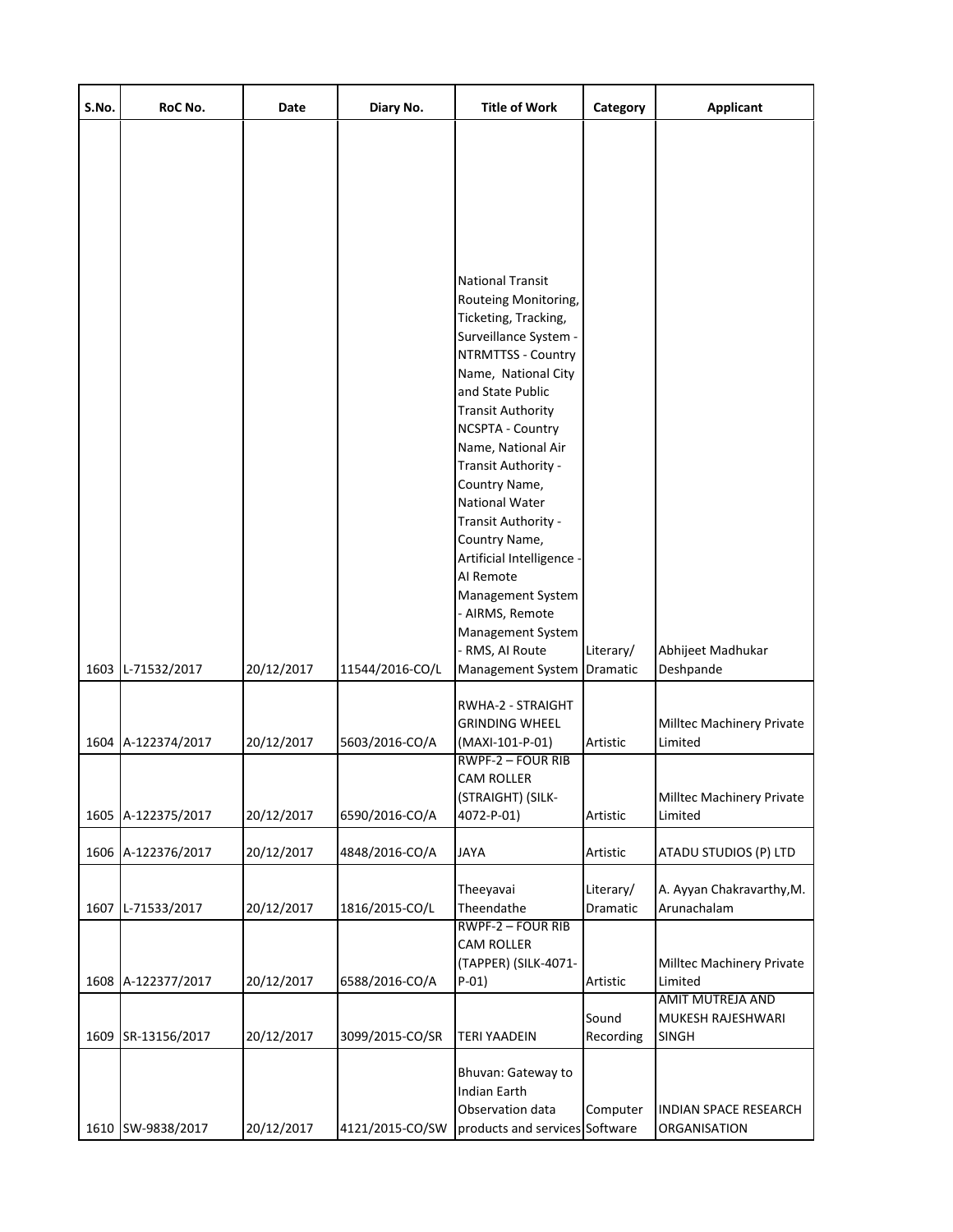| S.No. | RoC No. | Date | Diary No. | Title of Work | Category | Applicant |
|---|---|---|---|---|---|---|
| 1603 | L-71532/2017 | 20/12/2017 | 11544/2016-CO/L | National Transit Routeing Monitoring, Ticketing, Tracking, Surveillance System - NTRMTTSS - Country Name, National City and State Public Transit Authority NCSPTA - Country Name, National Air Transit Authority - Country Name, National Water Transit Authority - Country Name, Artificial Intelligence - AI Remote Management System - AIRMS, Remote Management System - RMS, AI Route Management System | Literary/ Dramatic | Abhijeet Madhukar Deshpande |
| 1604 | A-122374/2017 | 20/12/2017 | 5603/2016-CO/A | RWHA-2 - STRAIGHT GRINDING WHEEL (MAXI-101-P-01) | Artistic | Milltec Machinery Private Limited |
| 1605 | A-122375/2017 | 20/12/2017 | 6590/2016-CO/A | RWPF-2 – FOUR RIB CAM ROLLER (STRAIGHT) (SILK-4072-P-01) | Artistic | Milltec Machinery Private Limited |
| 1606 | A-122376/2017 | 20/12/2017 | 4848/2016-CO/A | JAYA | Artistic | ATADU STUDIOS (P) LTD |
| 1607 | L-71533/2017 | 20/12/2017 | 1816/2015-CO/L | Theeyavai Theendathe | Literary/ Dramatic | A. Ayyan Chakravarthy,M. Arunachalam |
| 1608 | A-122377/2017 | 20/12/2017 | 6588/2016-CO/A | RWPF-2 – FOUR RIB CAM ROLLER (TAPPER) (SILK-4071-P-01) | Artistic | Milltec Machinery Private Limited |
| 1609 | SR-13156/2017 | 20/12/2017 | 3099/2015-CO/SR | TERI YAADEIN | Sound Recording | AMIT MUTREJA AND MUKESH RAJESHWARI SINGH |
| 1610 | SW-9838/2017 | 20/12/2017 | 4121/2015-CO/SW | Bhuvan: Gateway to Indian Earth Observation data products and services | Computer Software | INDIAN SPACE RESEARCH ORGANISATION |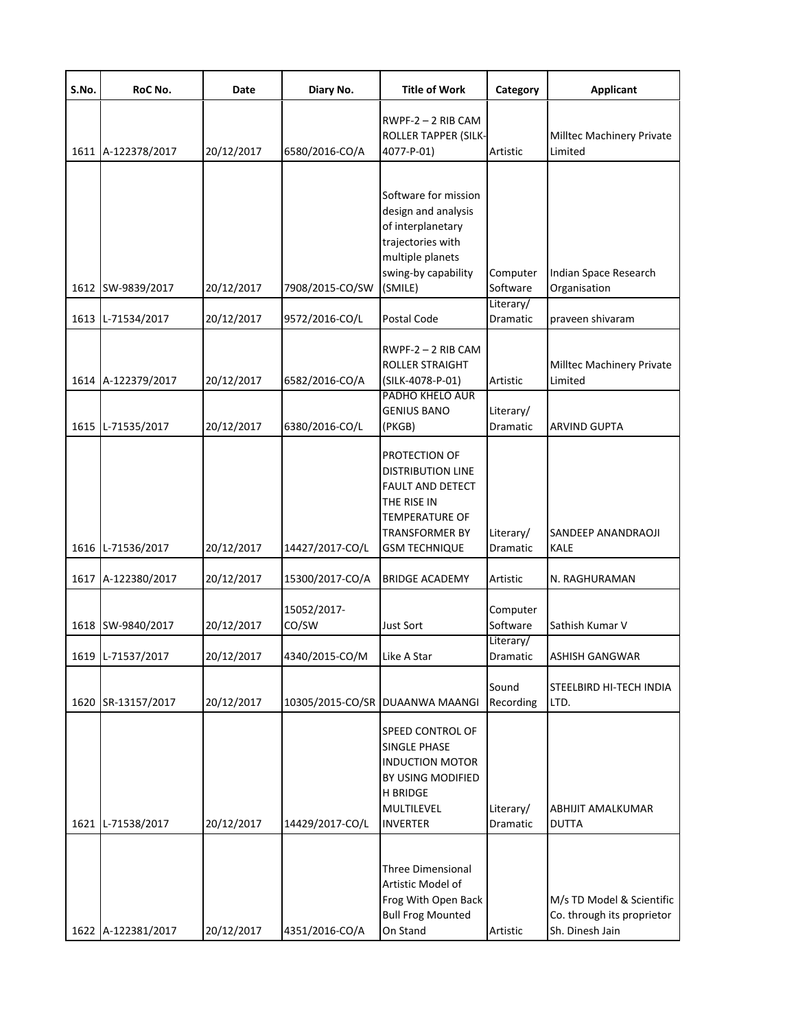| S.No. | RoC No. | Date | Diary No. | Title of Work | Category | Applicant |
|---|---|---|---|---|---|---|
| 1611 | A-122378/2017 | 20/12/2017 | 6580/2016-CO/A | RWPF-2 – 2 RIB CAM ROLLER TAPPER (SILK-4077-P-01) | Artistic | Milltec Machinery Private Limited |
| 1612 | SW-9839/2017 | 20/12/2017 | 7908/2015-CO/SW | Software for mission design and analysis of interplanetary trajectories with multiple planets swing-by capability (SMILE) | Computer Software | Indian Space Research Organisation |
| 1613 | L-71534/2017 | 20/12/2017 | 9572/2016-CO/L | Postal Code | Literary/ Dramatic | praveen shivaram |
| 1614 | A-122379/2017 | 20/12/2017 | 6582/2016-CO/A | RWPF-2 – 2 RIB CAM ROLLER STRAIGHT (SILK-4078-P-01) | Artistic | Milltec Machinery Private Limited |
| 1615 | L-71535/2017 | 20/12/2017 | 6380/2016-CO/L | PADHO KHELO AUR GENIUS BANO (PKGB) | Literary/ Dramatic | ARVIND GUPTA |
| 1616 | L-71536/2017 | 20/12/2017 | 14427/2017-CO/L | PROTECTION OF DISTRIBUTION LINE FAULT AND DETECT THE RISE IN TEMPERATURE OF TRANSFORMER BY GSM TECHNIQUE | Literary/ Dramatic | SANDEEP ANANDRAOJI KALE |
| 1617 | A-122380/2017 | 20/12/2017 | 15300/2017-CO/A | BRIDGE ACADEMY | Artistic | N. RAGHURAMAN |
| 1618 | SW-9840/2017 | 20/12/2017 | 15052/2017-CO/SW | Just Sort | Computer Software | Sathish Kumar V |
| 1619 | L-71537/2017 | 20/12/2017 | 4340/2015-CO/M | Like A Star | Literary/ Dramatic | ASHISH GANGWAR |
| 1620 | SR-13157/2017 | 20/12/2017 | 10305/2015-CO/SR | DUAANWA MAANGI | Sound Recording | STEELBIRD HI-TECH INDIA LTD. |
| 1621 | L-71538/2017 | 20/12/2017 | 14429/2017-CO/L | SPEED CONTROL OF SINGLE PHASE INDUCTION MOTOR BY USING MODIFIED H BRIDGE MULTILEVEL INVERTER | Literary/ Dramatic | ABHIJIT AMALKUMAR DUTTA |
| 1622 | A-122381/2017 | 20/12/2017 | 4351/2016-CO/A | Three Dimensional Artistic Model of Frog With Open Back Bull Frog Mounted On Stand | Artistic | M/s TD Model & Scientific Co. through its proprietor Sh. Dinesh Jain |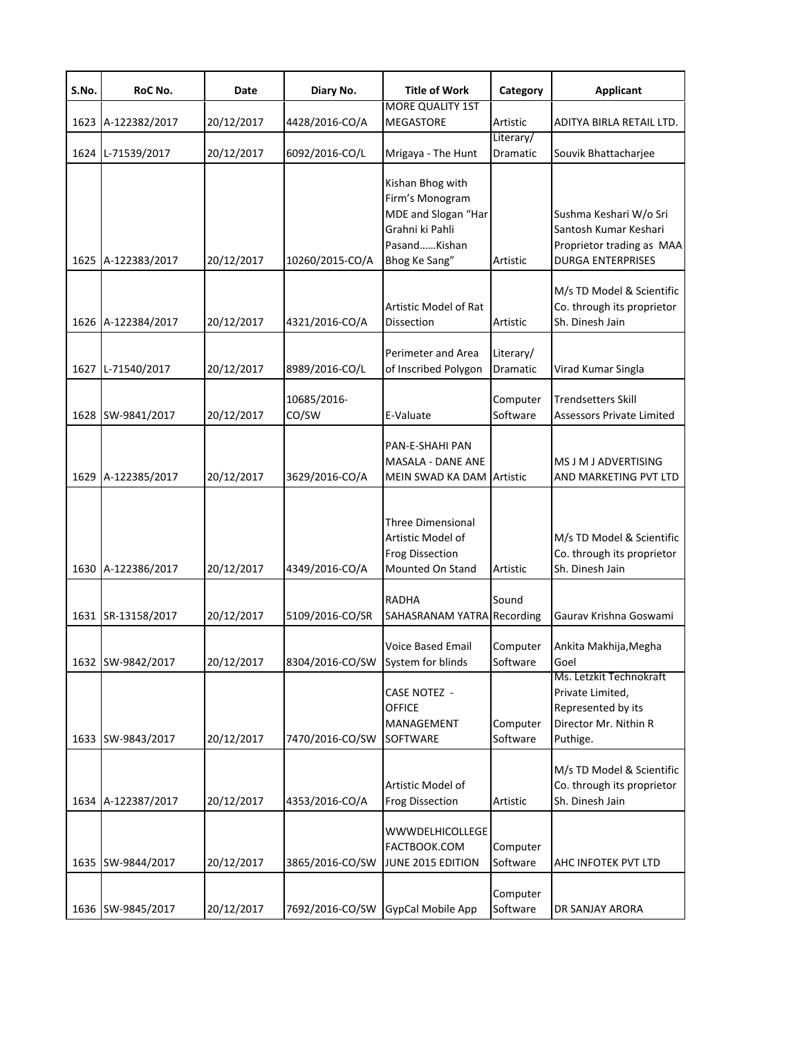| S.No. | RoC No. | Date | Diary No. | Title of Work | Category | Applicant |
|---|---|---|---|---|---|---|
| 1623 | A-122382/2017 | 20/12/2017 | 4428/2016-CO/A | MORE QUALITY 1ST MEGASTORE | Artistic | ADITYA BIRLA RETAIL LTD. |
| 1624 | L-71539/2017 | 20/12/2017 | 6092/2016-CO/L | Mrigaya - The Hunt | Literary/ Dramatic | Souvik Bhattacharjee |
| 1625 | A-122383/2017 | 20/12/2017 | 10260/2015-CO/A | Kishan Bhog with Firm's Monogram MDE and Slogan "Har Grahni ki Pahli Pasand......Kishan Bhog Ke Sang" | Artistic | Sushma Keshari W/o Sri Santosh Kumar Keshari Proprietor trading as MAA DURGA ENTERPRISES |
| 1626 | A-122384/2017 | 20/12/2017 | 4321/2016-CO/A | Artistic Model of Rat Dissection | Artistic | M/s TD Model & Scientific Co. through its proprietor Sh. Dinesh Jain |
| 1627 | L-71540/2017 | 20/12/2017 | 8989/2016-CO/L | Perimeter and Area of Inscribed Polygon | Literary/ Dramatic | Virad Kumar Singla |
| 1628 | SW-9841/2017 | 20/12/2017 | 10685/2016-CO/SW | E-Valuate | Computer Software | Trendsetters Skill Assessors Private Limited |
| 1629 | A-122385/2017 | 20/12/2017 | 3629/2016-CO/A | PAN-E-SHAHI PAN MASALA - DANE ANE MEIN SWAD KA DAM | Artistic | MS J M J ADVERTISING AND MARKETING PVT LTD |
| 1630 | A-122386/2017 | 20/12/2017 | 4349/2016-CO/A | Three Dimensional Artistic Model of Frog Dissection Mounted On Stand | Artistic | M/s TD Model & Scientific Co. through its proprietor Sh. Dinesh Jain |
| 1631 | SR-13158/2017 | 20/12/2017 | 5109/2016-CO/SR | RADHA SAHASRANAM YATRA | Sound Recording | Gaurav Krishna Goswami |
| 1632 | SW-9842/2017 | 20/12/2017 | 8304/2016-CO/SW | Voice Based Email System for blinds | Computer Software | Ankita Makhija,Megha Goel |
| 1633 | SW-9843/2017 | 20/12/2017 | 7470/2016-CO/SW | CASE NOTEZ - OFFICE MANAGEMENT SOFTWARE | Computer Software | Ms. Letzkit Technokraft Private Limited, Represented by its Director Mr. Nithin R Puthige. |
| 1634 | A-122387/2017 | 20/12/2017 | 4353/2016-CO/A | Artistic Model of Frog Dissection | Artistic | M/s TD Model & Scientific Co. through its proprietor Sh. Dinesh Jain |
| 1635 | SW-9844/2017 | 20/12/2017 | 3865/2016-CO/SW | WWWDELHICOLLEGE FACTBOOK.COM JUNE 2015 EDITION | Computer Software | AHC INFOTEK PVT LTD |
| 1636 | SW-9845/2017 | 20/12/2017 | 7692/2016-CO/SW | GypCal Mobile App | Computer Software | DR SANJAY ARORA |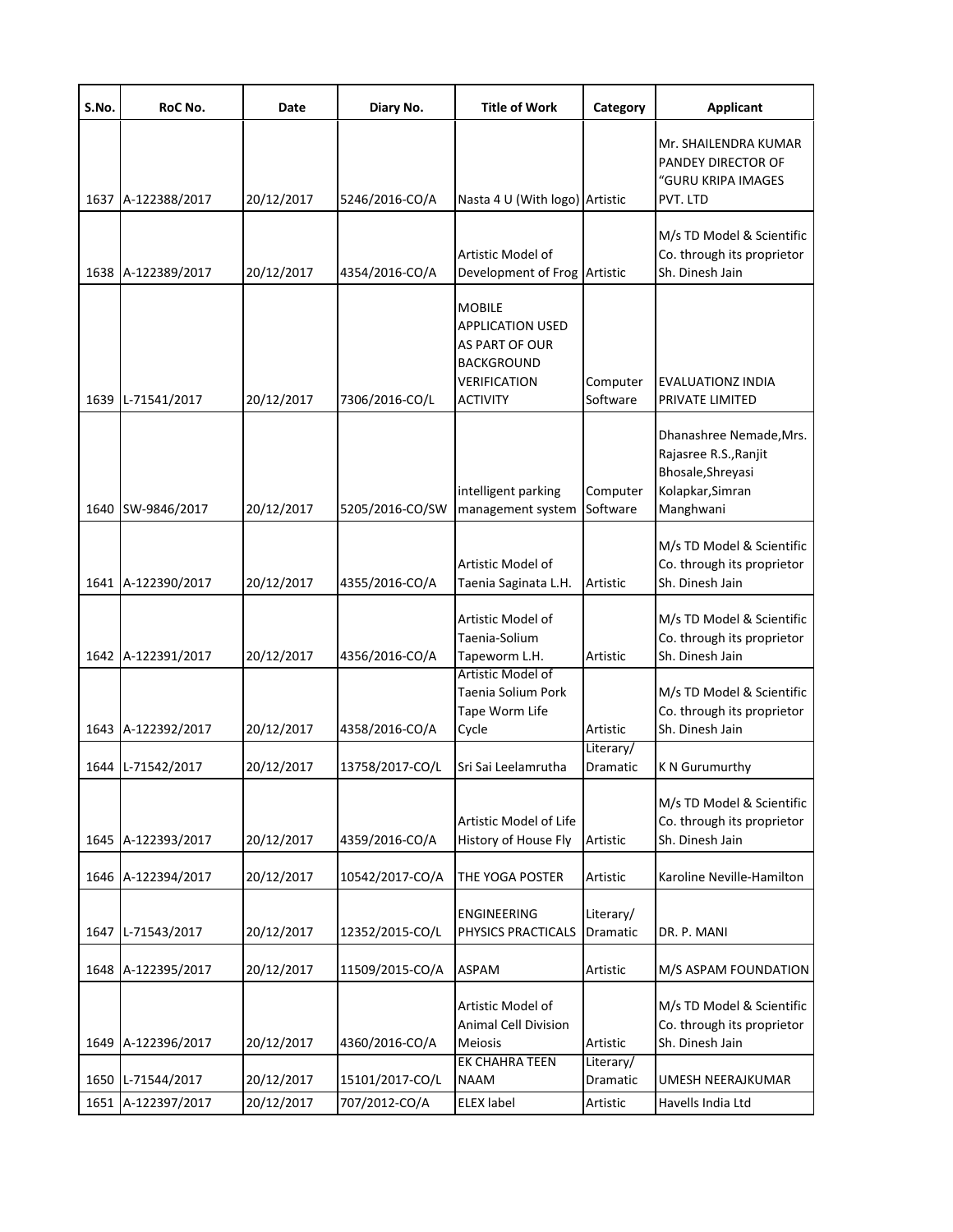| S.No. | RoC No. | Date | Diary No. | Title of Work | Category | Applicant |
|---|---|---|---|---|---|---|
| 1637 | A-122388/2017 | 20/12/2017 | 5246/2016-CO/A | Nasta 4 U (With logo) | Artistic | Mr. SHAILENDRA KUMAR PANDEY DIRECTOR OF "GURU KRIPA IMAGES PVT. LTD |
| 1638 | A-122389/2017 | 20/12/2017 | 4354/2016-CO/A | Artistic Model of Development of Frog | Artistic | M/s TD Model & Scientific Co. through its proprietor Sh. Dinesh Jain |
| 1639 | L-71541/2017 | 20/12/2017 | 7306/2016-CO/L | MOBILE APPLICATION USED AS PART OF OUR BACKGROUND VERIFICATION ACTIVITY | Computer Software | EVALUATIONZ INDIA PRIVATE LIMITED |
| 1640 | SW-9846/2017 | 20/12/2017 | 5205/2016-CO/SW | intelligent parking management system | Computer Software | Dhanashree Nemade,Mrs. Rajasree R.S.,Ranjit Bhosale,Shreyasi Kolapkar,Simran Manghwani |
| 1641 | A-122390/2017 | 20/12/2017 | 4355/2016-CO/A | Artistic Model of Taenia Saginata L.H. | Artistic | M/s TD Model & Scientific Co. through its proprietor Sh. Dinesh Jain |
| 1642 | A-122391/2017 | 20/12/2017 | 4356/2016-CO/A | Artistic Model of Taenia-Solium Tapeworm L.H. | Artistic | M/s TD Model & Scientific Co. through its proprietor Sh. Dinesh Jain |
| 1643 | A-122392/2017 | 20/12/2017 | 4358/2016-CO/A | Artistic Model of Taenia Solium Pork Tape Worm Life Cycle | Artistic | M/s TD Model & Scientific Co. through its proprietor Sh. Dinesh Jain |
| 1644 | L-71542/2017 | 20/12/2017 | 13758/2017-CO/L | Sri Sai Leelamrutha | Literary/ Dramatic | K N Gurumurthy |
| 1645 | A-122393/2017 | 20/12/2017 | 4359/2016-CO/A | Artistic Model of Life History of House Fly | Artistic | M/s TD Model & Scientific Co. through its proprietor Sh. Dinesh Jain |
| 1646 | A-122394/2017 | 20/12/2017 | 10542/2017-CO/A | THE YOGA POSTER | Artistic | Karoline Neville-Hamilton |
| 1647 | L-71543/2017 | 20/12/2017 | 12352/2015-CO/L | ENGINEERING PHYSICS PRACTICALS | Literary/ Dramatic | DR. P. MANI |
| 1648 | A-122395/2017 | 20/12/2017 | 11509/2015-CO/A | ASPAM | Artistic | M/S ASPAM FOUNDATION |
| 1649 | A-122396/2017 | 20/12/2017 | 4360/2016-CO/A | Artistic Model of Animal Cell Division Meiosis | Artistic | M/s TD Model & Scientific Co. through its proprietor Sh. Dinesh Jain |
| 1650 | L-71544/2017 | 20/12/2017 | 15101/2017-CO/L | EK CHAHRA TEEN NAAM | Literary/ Dramatic | UMESH NEERAJKUMAR |
| 1651 | A-122397/2017 | 20/12/2017 | 707/2012-CO/A | ELEX label | Artistic | Havells India Ltd |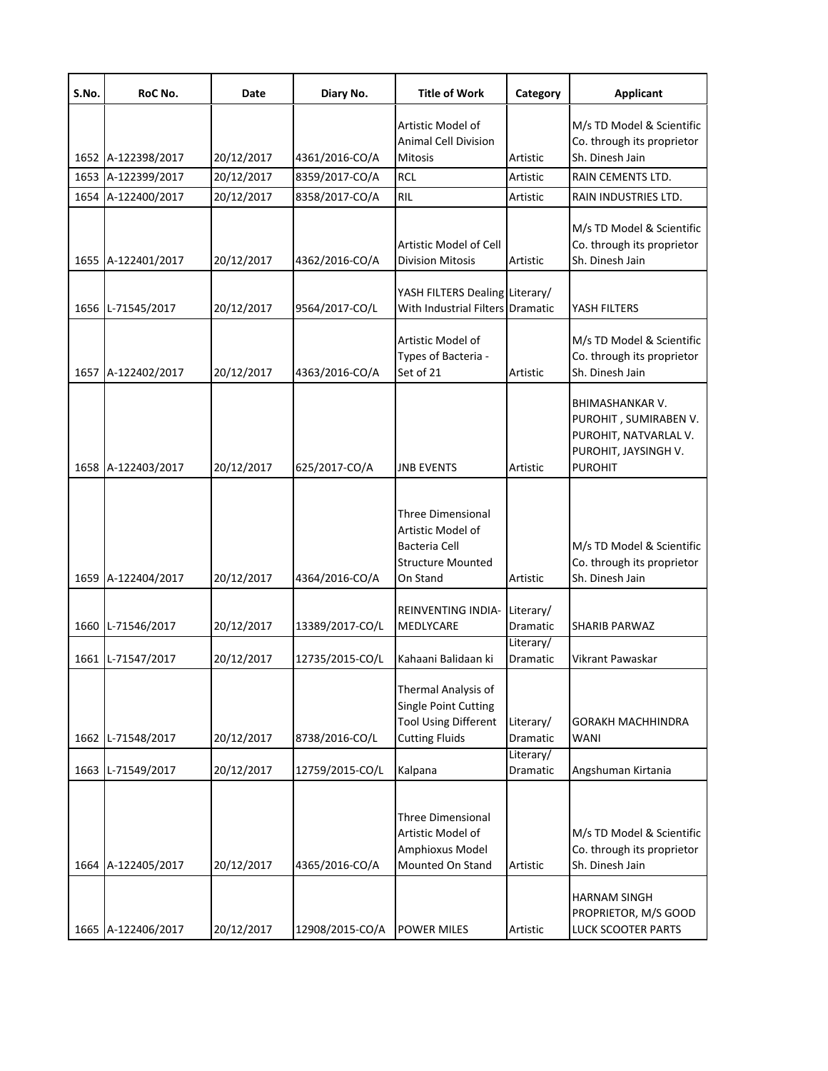| S.No. | RoC No. | Date | Diary No. | Title of Work | Category | Applicant |
|---|---|---|---|---|---|---|
| 1652 | A-122398/2017 | 20/12/2017 | 4361/2016-CO/A | Artistic Model of Animal Cell Division Mitosis | Artistic | M/s TD Model & Scientific Co. through its proprietor Sh. Dinesh Jain |
| 1653 | A-122399/2017 | 20/12/2017 | 8359/2017-CO/A | RCL | Artistic | RAIN CEMENTS LTD. |
| 1654 | A-122400/2017 | 20/12/2017 | 8358/2017-CO/A | RIL | Artistic | RAIN INDUSTRIES LTD. |
| 1655 | A-122401/2017 | 20/12/2017 | 4362/2016-CO/A | Artistic Model of Cell Division Mitosis | Artistic | M/s TD Model & Scientific Co. through its proprietor Sh. Dinesh Jain |
| 1656 | L-71545/2017 | 20/12/2017 | 9564/2017-CO/L | YASH FILTERS Dealing With Industrial Filters | Literary/ Dramatic | YASH FILTERS |
| 1657 | A-122402/2017 | 20/12/2017 | 4363/2016-CO/A | Artistic Model of Types of Bacteria - Set of 21 | Artistic | M/s TD Model & Scientific Co. through its proprietor Sh. Dinesh Jain |
| 1658 | A-122403/2017 | 20/12/2017 | 625/2017-CO/A | JNB EVENTS | Artistic | BHIMASHANKAR V. PUROHIT , SUMIRABEN V. PUROHIT, NATVARLAL V. PUROHIT, JAYSINGH V. PUROHIT |
| 1659 | A-122404/2017 | 20/12/2017 | 4364/2016-CO/A | Three Dimensional Artistic Model of Bacteria Cell Structure Mounted On Stand | Artistic | M/s TD Model & Scientific Co. through its proprietor Sh. Dinesh Jain |
| 1660 | L-71546/2017 | 20/12/2017 | 13389/2017-CO/L | REINVENTING INDIA-MEDLYCARE | Literary/ Dramatic | SHARIB PARWAZ |
| 1661 | L-71547/2017 | 20/12/2017 | 12735/2015-CO/L | Kahaani Balidaan ki | Literary/ Dramatic | Vikrant Pawaskar |
| 1662 | L-71548/2017 | 20/12/2017 | 8738/2016-CO/L | Thermal Analysis of Single Point Cutting Tool Using Different Cutting Fluids | Literary/ Dramatic | GORAKH MACHHINDRA WANI |
| 1663 | L-71549/2017 | 20/12/2017 | 12759/2015-CO/L | Kalpana | Literary/ Dramatic | Angshuman Kirtania |
| 1664 | A-122405/2017 | 20/12/2017 | 4365/2016-CO/A | Three Dimensional Artistic Model of Amphioxus Model Mounted On Stand | Artistic | M/s TD Model & Scientific Co. through its proprietor Sh. Dinesh Jain |
| 1665 | A-122406/2017 | 20/12/2017 | 12908/2015-CO/A | POWER MILES | Artistic | HARNAM SINGH PROPRIETOR, M/S GOOD LUCK SCOOTER PARTS |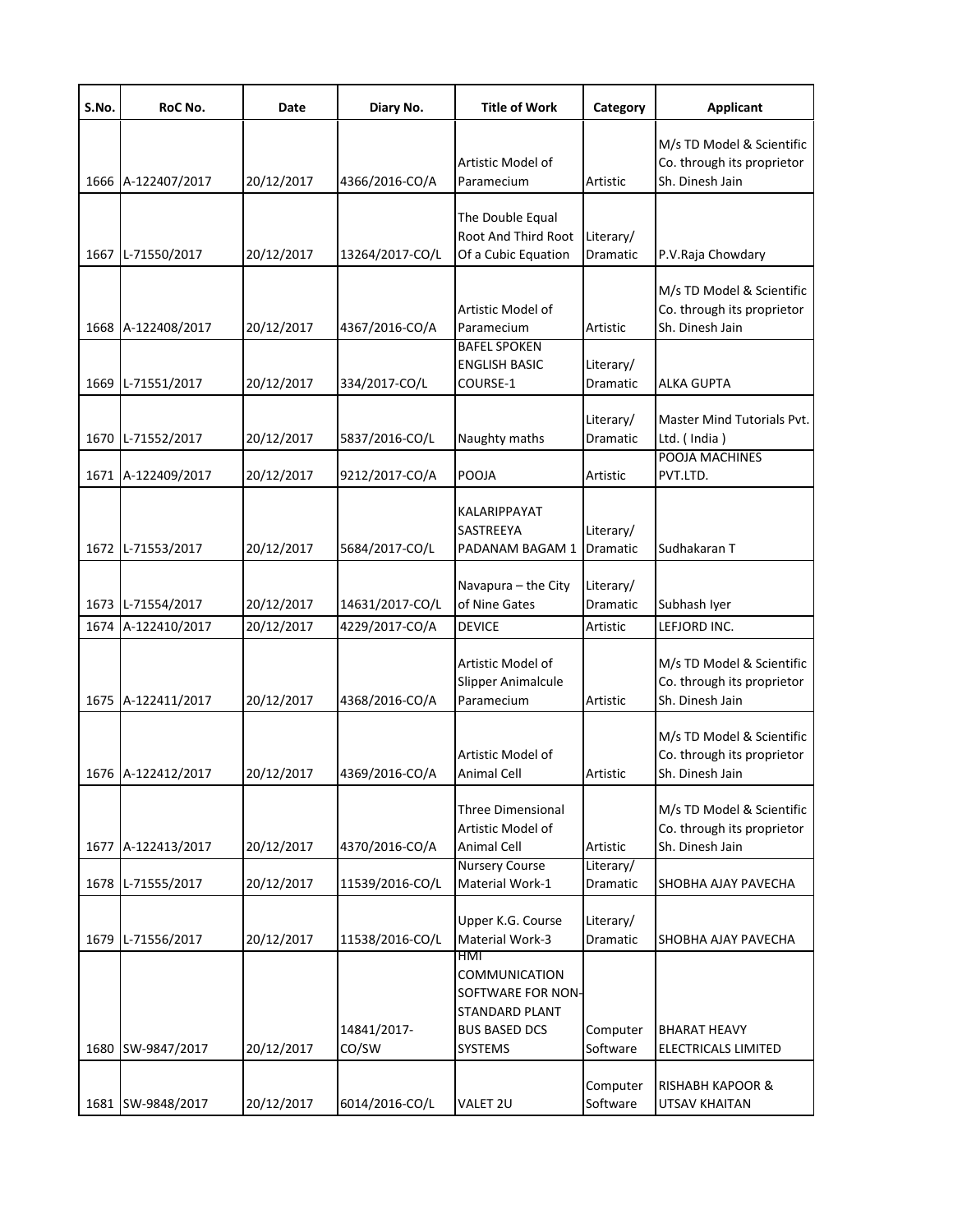| S.No. | RoC No. | Date | Diary No. | Title of Work | Category | Applicant |
|---|---|---|---|---|---|---|
| 1666 | A-122407/2017 | 20/12/2017 | 4366/2016-CO/A | Artistic Model of Paramecium | Artistic | M/s TD Model & Scientific Co. through its proprietor Sh. Dinesh Jain |
| 1667 | L-71550/2017 | 20/12/2017 | 13264/2017-CO/L | The Double Equal Root And Third Root Of a Cubic Equation | Literary/ Dramatic | P.V.Raja Chowdary |
| 1668 | A-122408/2017 | 20/12/2017 | 4367/2016-CO/A | Artistic Model of Paramecium | Artistic | M/s TD Model & Scientific Co. through its proprietor Sh. Dinesh Jain |
| 1669 | L-71551/2017 | 20/12/2017 | 334/2017-CO/L | BAFEL SPOKEN ENGLISH BASIC COURSE-1 | Literary/ Dramatic | ALKA GUPTA |
| 1670 | L-71552/2017 | 20/12/2017 | 5837/2016-CO/L | Naughty maths | Literary/ Dramatic | Master Mind Tutorials Pvt. Ltd. ( India ) |
| 1671 | A-122409/2017 | 20/12/2017 | 9212/2017-CO/A | POOJA | Artistic | POOJA MACHINES PVT.LTD. |
| 1672 | L-71553/2017 | 20/12/2017 | 5684/2017-CO/L | KALARIPPAYAT SASTREEYA PADANAM BAGAM 1 | Literary/ Dramatic | Sudhakaran T |
| 1673 | L-71554/2017 | 20/12/2017 | 14631/2017-CO/L | Navapura – the City of Nine Gates | Literary/ Dramatic | Subhash Iyer |
| 1674 | A-122410/2017 | 20/12/2017 | 4229/2017-CO/A | DEVICE | Artistic | LEFJORD INC. |
| 1675 | A-122411/2017 | 20/12/2017 | 4368/2016-CO/A | Artistic Model of Slipper Animalcule Paramecium | Artistic | M/s TD Model & Scientific Co. through its proprietor Sh. Dinesh Jain |
| 1676 | A-122412/2017 | 20/12/2017 | 4369/2016-CO/A | Artistic Model of Animal Cell | Artistic | M/s TD Model & Scientific Co. through its proprietor Sh. Dinesh Jain |
| 1677 | A-122413/2017 | 20/12/2017 | 4370/2016-CO/A | Three Dimensional Artistic Model of Animal Cell | Artistic | M/s TD Model & Scientific Co. through its proprietor Sh. Dinesh Jain |
| 1678 | L-71555/2017 | 20/12/2017 | 11539/2016-CO/L | Nursery Course Material Work-1 | Literary/ Dramatic | SHOBHA AJAY PAVECHA |
| 1679 | L-71556/2017 | 20/12/2017 | 11538/2016-CO/L | Upper K.G. Course Material Work-3 | Literary/ Dramatic | SHOBHA AJAY PAVECHA |
| 1680 | SW-9847/2017 | 20/12/2017 | 14841/2017-CO/SW | HMI COMMUNICATION SOFTWARE FOR NON-STANDARD PLANT BUS BASED DCS SYSTEMS | Computer Software | BHARAT HEAVY ELECTRICALS LIMITED |
| 1681 | SW-9848/2017 | 20/12/2017 | 6014/2016-CO/L | VALET 2U | Computer Software | RISHABH KAPOOR & UTSAV KHAITAN |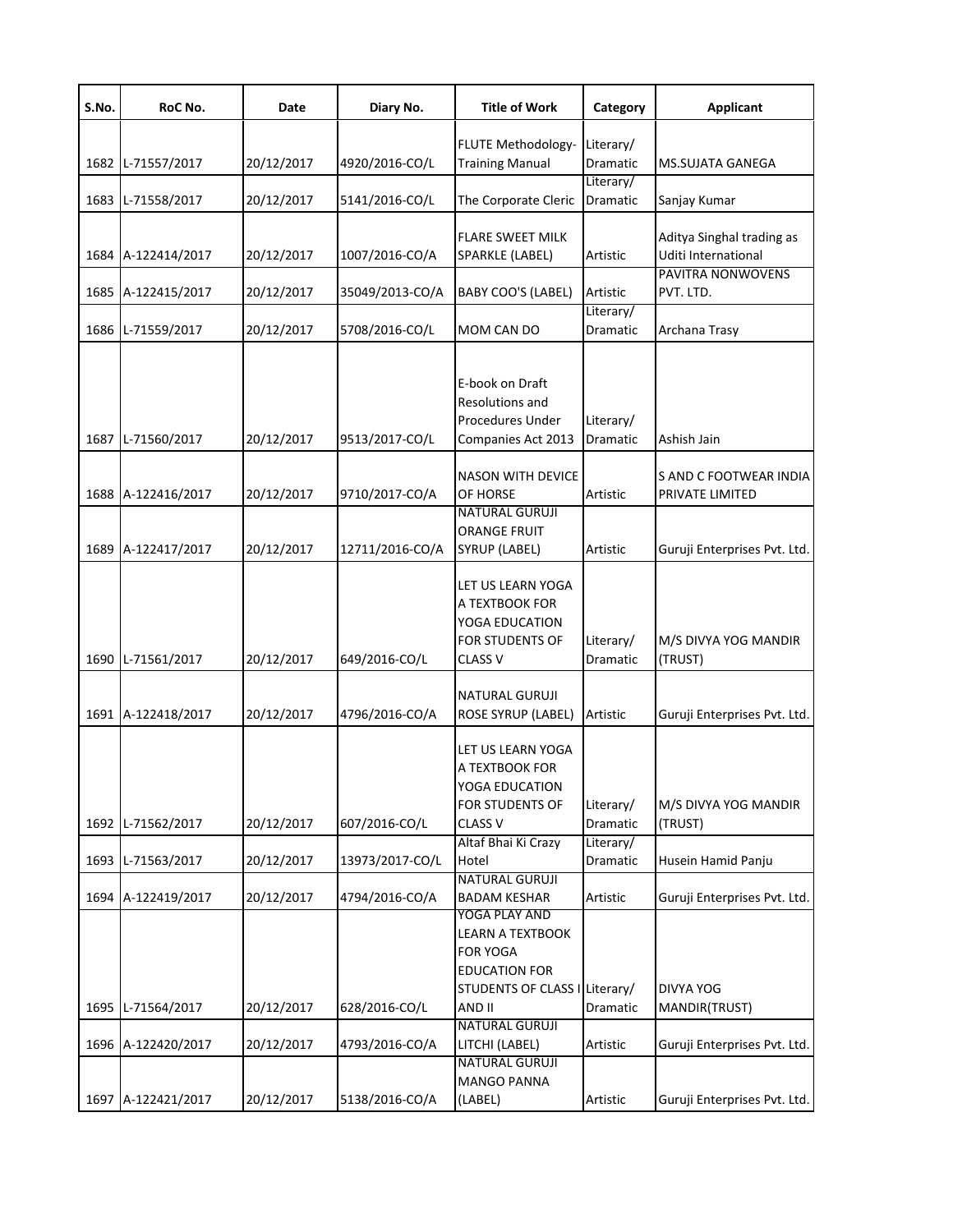| S.No. | RoC No. | Date | Diary No. | Title of Work | Category | Applicant |
|---|---|---|---|---|---|---|
| 1682 | L-71557/2017 | 20/12/2017 | 4920/2016-CO/L | FLUTE Methodology-Training Manual | Literary/ Dramatic | MS.SUJATA GANEGA |
| 1683 | L-71558/2017 | 20/12/2017 | 5141/2016-CO/L | The Corporate Cleric | Literary/ Dramatic | Sanjay Kumar |
| 1684 | A-122414/2017 | 20/12/2017 | 1007/2016-CO/A | FLARE SWEET MILK SPARKLE (LABEL) | Artistic | Aditya Singhal trading as Uditi International |
| 1685 | A-122415/2017 | 20/12/2017 | 35049/2013-CO/A | BABY COO'S (LABEL) | Artistic | PAVITRA NONWOVENS PVT. LTD. |
| 1686 | L-71559/2017 | 20/12/2017 | 5708/2016-CO/L | MOM CAN DO | Literary/ Dramatic | Archana Trasy |
| 1687 | L-71560/2017 | 20/12/2017 | 9513/2017-CO/L | E-book on Draft Resolutions and Procedures Under Companies Act 2013 | Literary/ Dramatic | Ashish Jain |
| 1688 | A-122416/2017 | 20/12/2017 | 9710/2017-CO/A | NASON WITH DEVICE OF HORSE | Artistic | S AND C FOOTWEAR INDIA PRIVATE LIMITED |
| 1689 | A-122417/2017 | 20/12/2017 | 12711/2016-CO/A | NATURAL GURUJI ORANGE FRUIT SYRUP (LABEL) | Artistic | Guruji Enterprises Pvt. Ltd. |
| 1690 | L-71561/2017 | 20/12/2017 | 649/2016-CO/L | LET US LEARN YOGA A TEXTBOOK FOR YOGA EDUCATION FOR STUDENTS OF CLASS V | Literary/ Dramatic | M/S DIVYA YOG MANDIR (TRUST) |
| 1691 | A-122418/2017 | 20/12/2017 | 4796/2016-CO/A | NATURAL GURUJI ROSE SYRUP (LABEL) | Artistic | Guruji Enterprises Pvt. Ltd. |
| 1692 | L-71562/2017 | 20/12/2017 | 607/2016-CO/L | LET US LEARN YOGA A TEXTBOOK FOR YOGA EDUCATION FOR STUDENTS OF CLASS V | Literary/ Dramatic | M/S DIVYA YOG MANDIR (TRUST) |
| 1693 | L-71563/2017 | 20/12/2017 | 13973/2017-CO/L | Altaf Bhai Ki Crazy Hotel | Literary/ Dramatic | Husein Hamid Panju |
| 1694 | A-122419/2017 | 20/12/2017 | 4794/2016-CO/A | NATURAL GURUJI BADAM KESHAR | Artistic | Guruji Enterprises Pvt. Ltd. |
| 1695 | L-71564/2017 | 20/12/2017 | 628/2016-CO/L | YOGA PLAY AND LEARN A TEXTBOOK FOR YOGA EDUCATION FOR STUDENTS OF CLASS I AND II | Literary/ Dramatic | DIVYA YOG MANDIR(TRUST) |
| 1696 | A-122420/2017 | 20/12/2017 | 4793/2016-CO/A | NATURAL GURUJI LITCHI (LABEL) | Artistic | Guruji Enterprises Pvt. Ltd. |
| 1697 | A-122421/2017 | 20/12/2017 | 5138/2016-CO/A | NATURAL GURUJI MANGO PANNA (LABEL) | Artistic | Guruji Enterprises Pvt. Ltd. |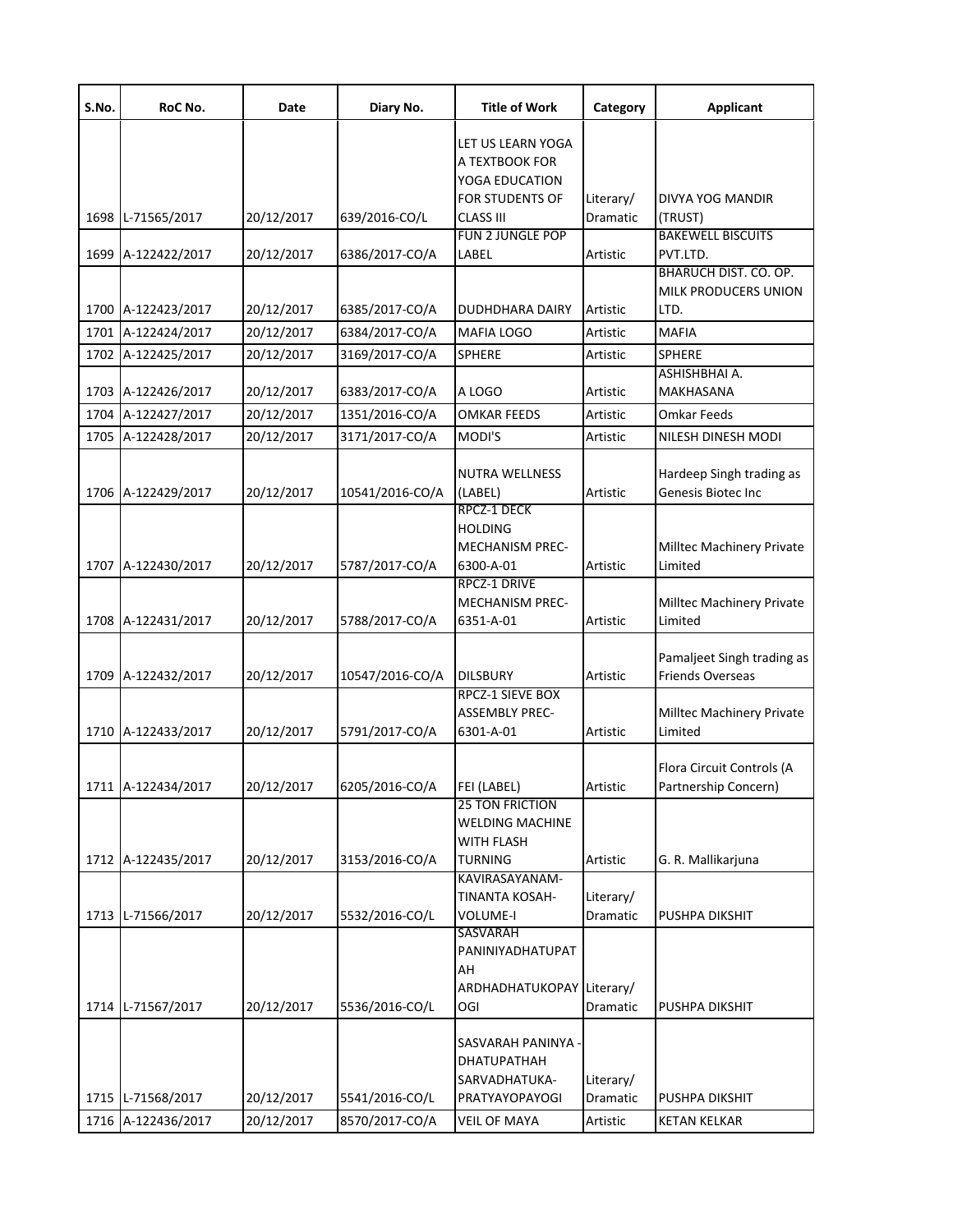| S.No. | RoC No. | Date | Diary No. | Title of Work | Category | Applicant |
|---|---|---|---|---|---|---|
| 1698 | L-71565/2017 | 20/12/2017 | 639/2016-CO/L | LET US LEARN YOGA A TEXTBOOK FOR YOGA EDUCATION FOR STUDENTS OF CLASS III | Literary/ Dramatic | DIVYA YOG MANDIR (TRUST) |
| 1699 | A-122422/2017 | 20/12/2017 | 6386/2017-CO/A | FUN 2 JUNGLE POP LABEL | Artistic | BAKEWELL BISCUITS PVT.LTD. |
| 1700 | A-122423/2017 | 20/12/2017 | 6385/2017-CO/A | DUDHDHARA DAIRY | Artistic | BHARUCH DIST. CO. OP. MILK PRODUCERS UNION LTD. |
| 1701 | A-122424/2017 | 20/12/2017 | 6384/2017-CO/A | MAFIA LOGO | Artistic | MAFIA |
| 1702 | A-122425/2017 | 20/12/2017 | 3169/2017-CO/A | SPHERE | Artistic | SPHERE |
| 1703 | A-122426/2017 | 20/12/2017 | 6383/2017-CO/A | A LOGO | Artistic | ASHISHBHAI A. MAKHASANA |
| 1704 | A-122427/2017 | 20/12/2017 | 1351/2016-CO/A | OMKAR FEEDS | Artistic | Omkar Feeds |
| 1705 | A-122428/2017 | 20/12/2017 | 3171/2017-CO/A | MODI'S | Artistic | NILESH DINESH MODI |
| 1706 | A-122429/2017 | 20/12/2017 | 10541/2016-CO/A | NUTRA WELLNESS (LABEL) | Artistic | Hardeep Singh trading as Genesis Biotec Inc |
| 1707 | A-122430/2017 | 20/12/2017 | 5787/2017-CO/A | RPCZ-1 DECK HOLDING MECHANISM PREC-6300-A-01 | Artistic | Milltec Machinery Private Limited |
| 1708 | A-122431/2017 | 20/12/2017 | 5788/2017-CO/A | RPCZ-1 DRIVE MECHANISM PREC-6351-A-01 | Artistic | Milltec Machinery Private Limited |
| 1709 | A-122432/2017 | 20/12/2017 | 10547/2016-CO/A | DILSBURY | Artistic | Pamaljeet Singh trading as Friends Overseas |
| 1710 | A-122433/2017 | 20/12/2017 | 5791/2017-CO/A | RPCZ-1 SIEVE BOX ASSEMBLY PREC-6301-A-01 | Artistic | Milltec Machinery Private Limited |
| 1711 | A-122434/2017 | 20/12/2017 | 6205/2016-CO/A | FEI (LABEL) | Artistic | Flora Circuit Controls (A Partnership Concern) |
| 1712 | A-122435/2017 | 20/12/2017 | 3153/2016-CO/A | 25 TON FRICTION WELDING MACHINE WITH FLASH TURNING | Artistic | G. R. Mallikarjuna |
| 1713 | L-71566/2017 | 20/12/2017 | 5532/2016-CO/L | KAVIRASAYANAM-TINANTA KOSAH-VOLUME-I | Literary/ Dramatic | PUSHPA DIKSHIT |
| 1714 | L-71567/2017 | 20/12/2017 | 5536/2016-CO/L | SASVARAH PANINIYADHATUPATAH ARDHADHATUKOPAYOGI | Literary/ Dramatic | PUSHPA DIKSHIT |
| 1715 | L-71568/2017 | 20/12/2017 | 5541/2016-CO/L | SASVARAH PANINYA -DHATUPATHAH SARVADHATUKA-PRATYAYOPAYOGI | Literary/ Dramatic | PUSHPA DIKSHIT |
| 1716 | A-122436/2017 | 20/12/2017 | 8570/2017-CO/A | VEIL OF MAYA | Artistic | KETAN KELKAR |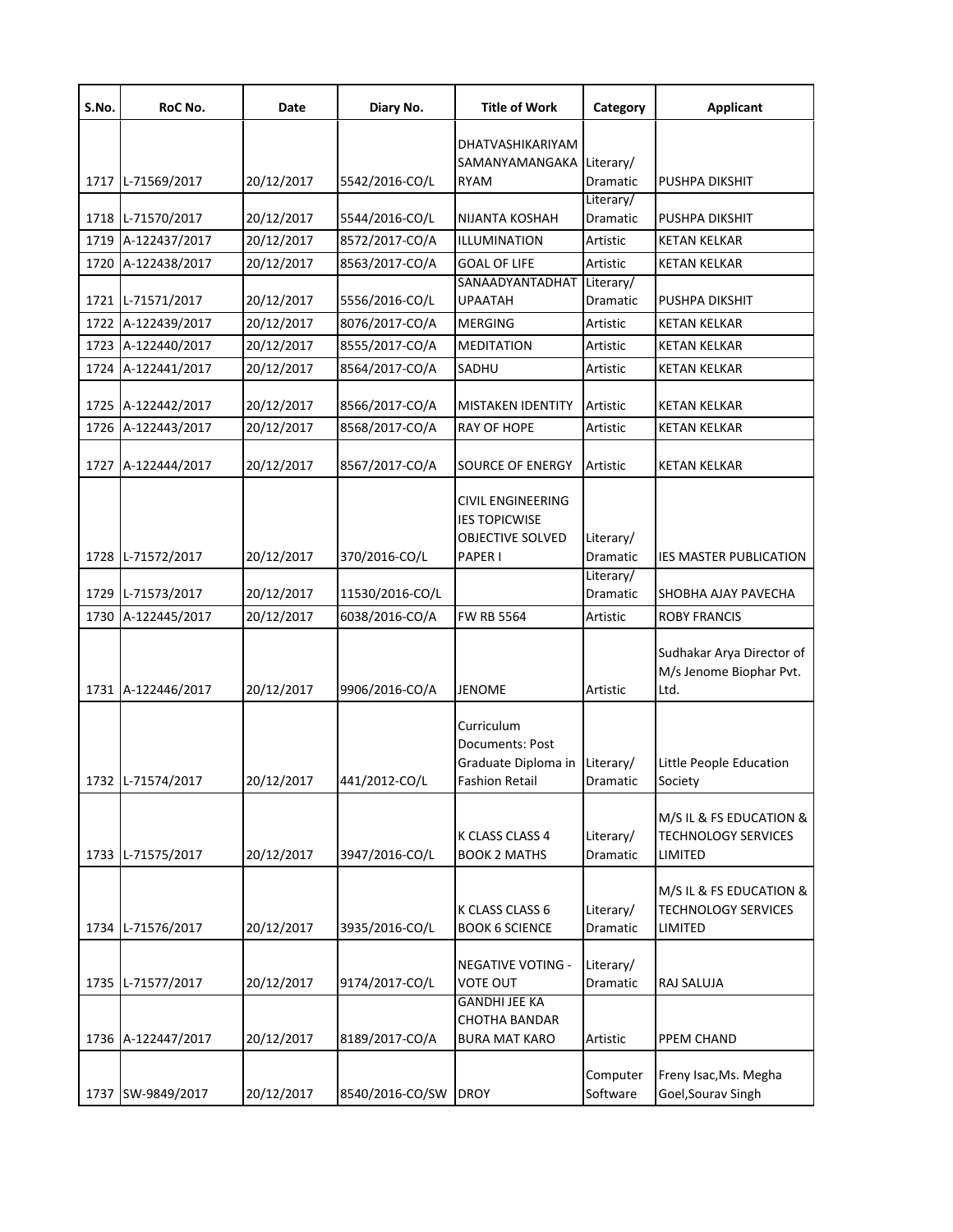| S.No. | RoC No. | Date | Diary No. | Title of Work | Category | Applicant |
|---|---|---|---|---|---|---|
| 1717 | L-71569/2017 | 20/12/2017 | 5542/2016-CO/L | DHATVASHIKARIYAM SAMANYAMANGAKA RYAM | Literary/ Dramatic | PUSHPA DIKSHIT |
| 1718 | L-71570/2017 | 20/12/2017 | 5544/2016-CO/L | NIJANTA KOSHAH | Literary/ Dramatic | PUSHPA DIKSHIT |
| 1719 | A-122437/2017 | 20/12/2017 | 8572/2017-CO/A | ILLUMINATION | Artistic | KETAN KELKAR |
| 1720 | A-122438/2017 | 20/12/2017 | 8563/2017-CO/A | GOAL OF LIFE | Artistic | KETAN KELKAR |
| 1721 | L-71571/2017 | 20/12/2017 | 5556/2016-CO/L | SANAADYANTADHAT UPAATAH | Literary/ Dramatic | PUSHPA DIKSHIT |
| 1722 | A-122439/2017 | 20/12/2017 | 8076/2017-CO/A | MERGING | Artistic | KETAN KELKAR |
| 1723 | A-122440/2017 | 20/12/2017 | 8555/2017-CO/A | MEDITATION | Artistic | KETAN KELKAR |
| 1724 | A-122441/2017 | 20/12/2017 | 8564/2017-CO/A | SADHU | Artistic | KETAN KELKAR |
| 1725 | A-122442/2017 | 20/12/2017 | 8566/2017-CO/A | MISTAKEN IDENTITY | Artistic | KETAN KELKAR |
| 1726 | A-122443/2017 | 20/12/2017 | 8568/2017-CO/A | RAY OF HOPE | Artistic | KETAN KELKAR |
| 1727 | A-122444/2017 | 20/12/2017 | 8567/2017-CO/A | SOURCE OF ENERGY | Artistic | KETAN KELKAR |
| 1728 | L-71572/2017 | 20/12/2017 | 370/2016-CO/L | CIVIL ENGINEERING IES TOPICWISE OBJECTIVE SOLVED PAPER I | Literary/ Dramatic | IES MASTER PUBLICATION |
| 1729 | L-71573/2017 | 20/12/2017 | 11530/2016-CO/L | | Literary/ Dramatic | SHOBHA AJAY PAVECHA |
| 1730 | A-122445/2017 | 20/12/2017 | 6038/2016-CO/A | FW RB 5564 | Artistic | ROBY FRANCIS |
| 1731 | A-122446/2017 | 20/12/2017 | 9906/2016-CO/A | JENOME | Artistic | Sudhakar Arya Director of M/s Jenome Biophar Pvt. Ltd. |
| 1732 | L-71574/2017 | 20/12/2017 | 441/2012-CO/L | Curriculum Documents: Post Graduate Diploma in Fashion Retail | Literary/ Dramatic | Little People Education Society |
| 1733 | L-71575/2017 | 20/12/2017 | 3947/2016-CO/L | K CLASS CLASS 4 BOOK 2 MATHS | Literary/ Dramatic | M/S IL & FS EDUCATION & TECHNOLOGY SERVICES LIMITED |
| 1734 | L-71576/2017 | 20/12/2017 | 3935/2016-CO/L | K CLASS CLASS 6 BOOK 6 SCIENCE | Literary/ Dramatic | M/S IL & FS EDUCATION & TECHNOLOGY SERVICES LIMITED |
| 1735 | L-71577/2017 | 20/12/2017 | 9174/2017-CO/L | NEGATIVE VOTING - VOTE OUT | Literary/ Dramatic | RAJ SALUJA |
| 1736 | A-122447/2017 | 20/12/2017 | 8189/2017-CO/A | GANDHI JEE KA CHOTHA BANDAR BURA MAT KARO | Artistic | PPEM CHAND |
| 1737 | SW-9849/2017 | 20/12/2017 | 8540/2016-CO/SW | DROY | Computer Software | Freny Isac,Ms. Megha Goel,Sourav Singh |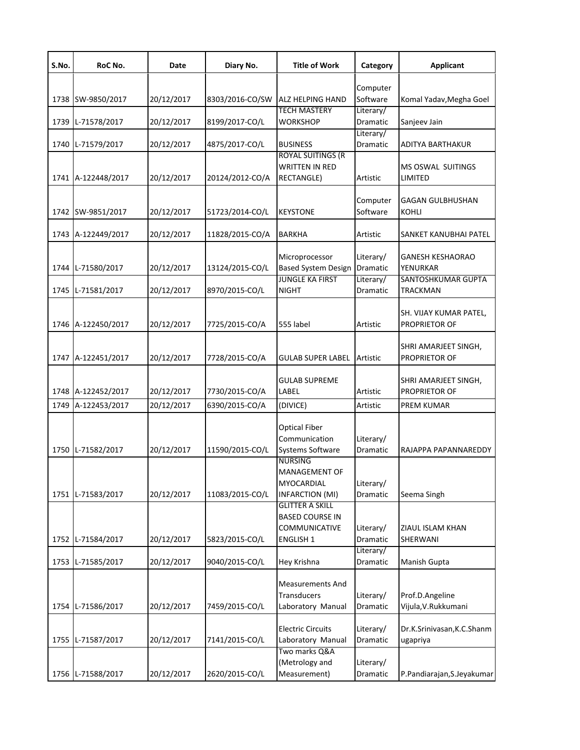| S.No. | RoC No. | Date | Diary No. | Title of Work | Category | Applicant |
|---|---|---|---|---|---|---|
| 1738 | SW-9850/2017 | 20/12/2017 | 8303/2016-CO/SW | ALZ HELPING HAND | Computer Software | Komal Yadav,Megha Goel |
| 1739 | L-71578/2017 | 20/12/2017 | 8199/2017-CO/L | TECH MASTERY WORKSHOP | Literary/ Dramatic | Sanjeev Jain |
| 1740 | L-71579/2017 | 20/12/2017 | 4875/2017-CO/L | BUSINESS | Literary/ Dramatic | ADITYA BARTHAKUR |
| 1741 | A-122448/2017 | 20/12/2017 | 20124/2012-CO/A | ROYAL SUITINGS (R WRITTEN IN RED RECTANGLE) | Artistic | MS OSWAL SUITINGS LIMITED |
| 1742 | SW-9851/2017 | 20/12/2017 | 51723/2014-CO/L | KEYSTONE | Computer Software | GAGAN GULBHUSHAN KOHLI |
| 1743 | A-122449/2017 | 20/12/2017 | 11828/2015-CO/A | BARKHA | Artistic | SANKET KANUBHAI PATEL |
| 1744 | L-71580/2017 | 20/12/2017 | 13124/2015-CO/L | Microprocessor Based System Design | Literary/ Dramatic | GANESH KESHAORAO YENURKAR |
| 1745 | L-71581/2017 | 20/12/2017 | 8970/2015-CO/L | JUNGLE KA FIRST NIGHT | Literary/ Dramatic | SANTOSHKUMAR GUPTA TRACKMAN |
| 1746 | A-122450/2017 | 20/12/2017 | 7725/2015-CO/A | 555 label | Artistic | SH. VIJAY KUMAR PATEL, PROPRIETOR OF |
| 1747 | A-122451/2017 | 20/12/2017 | 7728/2015-CO/A | GULAB SUPER LABEL | Artistic | SHRI AMARJEET SINGH, PROPRIETOR OF |
| 1748 | A-122452/2017 | 20/12/2017 | 7730/2015-CO/A | GULAB SUPREME LABEL | Artistic | SHRI AMARJEET SINGH, PROPRIETOR OF |
| 1749 | A-122453/2017 | 20/12/2017 | 6390/2015-CO/A | (DIVICE) | Artistic | PREM KUMAR |
| 1750 | L-71582/2017 | 20/12/2017 | 11590/2015-CO/L | Optical Fiber Communication Systems Software | Literary/ Dramatic | RAJAPPA PAPANNAREDDY |
| 1751 | L-71583/2017 | 20/12/2017 | 11083/2015-CO/L | NURSING MANAGEMENT OF MYOCARDIAL INFARCTION (MI) | Literary/ Dramatic | Seema Singh |
| 1752 | L-71584/2017 | 20/12/2017 | 5823/2015-CO/L | GLITTER A SKILL BASED COURSE IN COMMUNICATIVE ENGLISH 1 | Literary/ Dramatic | ZIAUL ISLAM KHAN SHERWANI |
| 1753 | L-71585/2017 | 20/12/2017 | 9040/2015-CO/L | Hey Krishna | Literary/ Dramatic | Manish Gupta |
| 1754 | L-71586/2017 | 20/12/2017 | 7459/2015-CO/L | Measurements And Transducers Laboratory Manual | Literary/ Dramatic | Prof.D.Angeline Vijula,V.Rukkumani |
| 1755 | L-71587/2017 | 20/12/2017 | 7141/2015-CO/L | Electric Circuits Laboratory Manual | Literary/ Dramatic | Dr.K.Srinivasan,K.C.Shanmugapriya |
| 1756 | L-71588/2017 | 20/12/2017 | 2620/2015-CO/L | Two marks Q&A (Metrology and Measurement) | Literary/ Dramatic | P.Pandiarajan,S.Jeyakumar |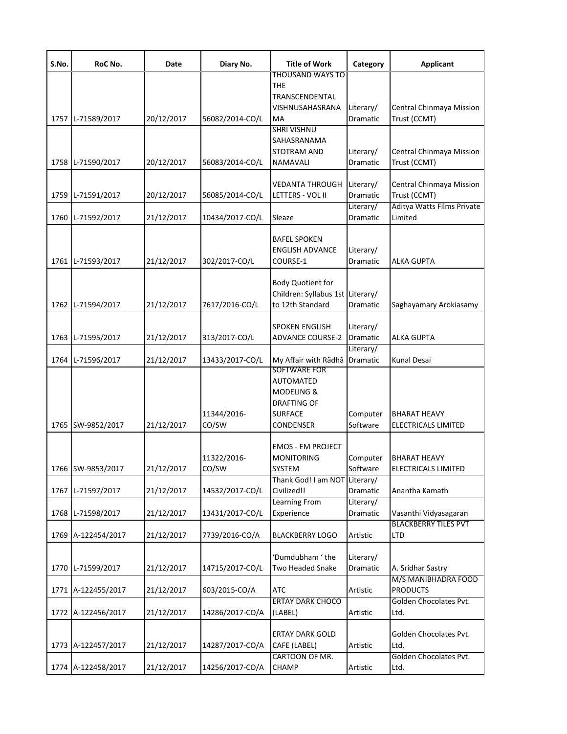| S.No. | RoC No. | Date | Diary No. | Title of Work | Category | Applicant |
|---|---|---|---|---|---|---|
| 1757 | L-71589/2017 | 20/12/2017 | 56082/2014-CO/L | THOUSAND WAYS TO THE TRANSCENDENTAL VISHNUSAHASRANAMA | Literary/ Dramatic | Central Chinmaya Mission Trust (CCMT) |
| 1758 | L-71590/2017 | 20/12/2017 | 56083/2014-CO/L | SHRI VISHNU SAHASRANAMA STOTRAM AND NAMAVALI | Literary/ Dramatic | Central Chinmaya Mission Trust (CCMT) |
| 1759 | L-71591/2017 | 20/12/2017 | 56085/2014-CO/L | VEDANTA THROUGH LETTERS - VOL II | Literary/ Dramatic | Central Chinmaya Mission Trust (CCMT) |
| 1760 | L-71592/2017 | 21/12/2017 | 10434/2017-CO/L | Sleaze | Literary/ Dramatic | Aditya Watts Films Private Limited |
| 1761 | L-71593/2017 | 21/12/2017 | 302/2017-CO/L | BAFEL SPOKEN ENGLISH ADVANCE COURSE-1 | Literary/ Dramatic | ALKA GUPTA |
| 1762 | L-71594/2017 | 21/12/2017 | 7617/2016-CO/L | Body Quotient for Children: Syllabus 1st to 12th Standard | Literary/ Dramatic | Saghayamary Arokiasamy |
| 1763 | L-71595/2017 | 21/12/2017 | 313/2017-CO/L | SPOKEN ENGLISH ADVANCE COURSE-2 | Literary/ Dramatic | ALKA GUPTA |
| 1764 | L-71596/2017 | 21/12/2017 | 13433/2017-CO/L | My Affair with Rãdhã | Literary/ Dramatic | Kunal Desai |
| 1765 | SW-9852/2017 | 21/12/2017 | 11344/2016-CO/SW | SOFTWARE FOR AUTOMATED MODELING & DRAFTING OF SURFACE CONDENSER | Computer Software | BHARAT HEAVY ELECTRICALS LIMITED |
| 1766 | SW-9853/2017 | 21/12/2017 | 11322/2016-CO/SW | EMOS - EM PROJECT MONITORING SYSTEM | Computer Software | BHARAT HEAVY ELECTRICALS LIMITED |
| 1767 | L-71597/2017 | 21/12/2017 | 14532/2017-CO/L | Thank God! I am NOT Civilized!! | Literary/ Dramatic | Anantha Kamath |
| 1768 | L-71598/2017 | 21/12/2017 | 13431/2017-CO/L | Learning From Experience | Literary/ Dramatic | Vasanthi Vidyasagaran |
| 1769 | A-122454/2017 | 21/12/2017 | 7739/2016-CO/A | BLACKBERRY LOGO | Artistic | BLACKBERRY TILES PVT LTD |
| 1770 | L-71599/2017 | 21/12/2017 | 14715/2017-CO/L | 'Dumdubham ' the Two Headed Snake | Literary/ Dramatic | A. Sridhar Sastry |
| 1771 | A-122455/2017 | 21/12/2017 | 603/2015-CO/A | ATC | Artistic | M/S MANIBHADRA FOOD PRODUCTS |
| 1772 | A-122456/2017 | 21/12/2017 | 14286/2017-CO/A | ERTAY DARK CHOCO (LABEL) | Artistic | Golden Chocolates Pvt. Ltd. |
| 1773 | A-122457/2017 | 21/12/2017 | 14287/2017-CO/A | ERTAY DARK GOLD CAFE (LABEL) | Artistic | Golden Chocolates Pvt. Ltd. |
| 1774 | A-122458/2017 | 21/12/2017 | 14256/2017-CO/A | CARTOON OF MR. CHAMP | Artistic | Golden Chocolates Pvt. Ltd. |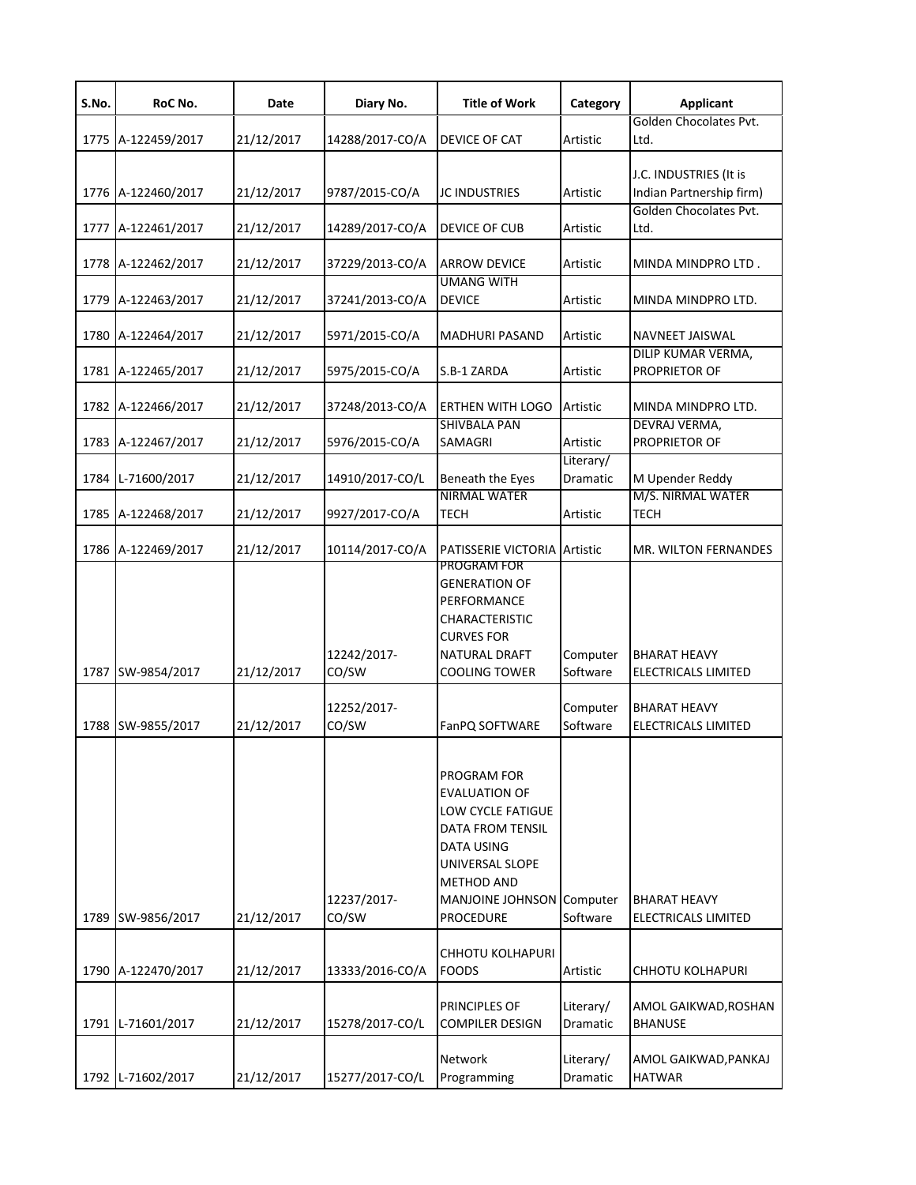| S.No. | RoC No. | Date | Diary No. | Title of Work | Category | Applicant |
|---|---|---|---|---|---|---|
| 1775 | A-122459/2017 | 21/12/2017 | 14288/2017-CO/A | DEVICE OF CAT | Artistic | Golden Chocolates Pvt. Ltd. |
| 1776 | A-122460/2017 | 21/12/2017 | 9787/2015-CO/A | JC INDUSTRIES | Artistic | J.C. INDUSTRIES (It is Indian Partnership firm) |
| 1777 | A-122461/2017 | 21/12/2017 | 14289/2017-CO/A | DEVICE OF CUB | Artistic | Golden Chocolates Pvt. Ltd. |
| 1778 | A-122462/2017 | 21/12/2017 | 37229/2013-CO/A | ARROW DEVICE | Artistic | MINDA MINDPRO LTD . |
| 1779 | A-122463/2017 | 21/12/2017 | 37241/2013-CO/A | UMANG WITH DEVICE | Artistic | MINDA MINDPRO LTD. |
| 1780 | A-122464/2017 | 21/12/2017 | 5971/2015-CO/A | MADHURI PASAND | Artistic | NAVNEET JAISWAL |
| 1781 | A-122465/2017 | 21/12/2017 | 5975/2015-CO/A | S.B-1 ZARDA | Artistic | DILIP KUMAR VERMA, PROPRIETOR OF |
| 1782 | A-122466/2017 | 21/12/2017 | 37248/2013-CO/A | ERTHEN WITH LOGO | Artistic | MINDA MINDPRO LTD. |
| 1783 | A-122467/2017 | 21/12/2017 | 5976/2015-CO/A | SHIVBALA PAN SAMAGRI | Artistic | DEVRAJ VERMA, PROPRIETOR OF |
| 1784 | L-71600/2017 | 21/12/2017 | 14910/2017-CO/L | Beneath the Eyes | Literary/ Dramatic | M Upender Reddy |
| 1785 | A-122468/2017 | 21/12/2017 | 9927/2017-CO/A | NIRMAL WATER TECH | Artistic | M/S. NIRMAL WATER TECH |
| 1786 | A-122469/2017 | 21/12/2017 | 10114/2017-CO/A | PATISSERIE VICTORIA | Artistic | MR. WILTON FERNANDES |
| 1787 | SW-9854/2017 | 21/12/2017 | 12242/2017-CO/SW | PROGRAM FOR GENERATION OF PERFORMANCE CHARACTERISTIC CURVES FOR NATURAL DRAFT COOLING TOWER | Computer Software | BHARAT HEAVY ELECTRICALS LIMITED |
| 1788 | SW-9855/2017 | 21/12/2017 | 12252/2017-CO/SW | FanPQ SOFTWARE | Computer Software | BHARAT HEAVY ELECTRICALS LIMITED |
| 1789 | SW-9856/2017 | 21/12/2017 | 12237/2017-CO/SW | PROGRAM FOR EVALUATION OF LOW CYCLE FATIGUE DATA FROM TENSIL DATA USING UNIVERSAL SLOPE METHOD AND MANJOINE JOHNSON PROCEDURE | Computer Software | BHARAT HEAVY ELECTRICALS LIMITED |
| 1790 | A-122470/2017 | 21/12/2017 | 13333/2016-CO/A | CHHOTU KOLHAPURI FOODS | Artistic | CHHOTU KOLHAPURI |
| 1791 | L-71601/2017 | 21/12/2017 | 15278/2017-CO/L | PRINCIPLES OF COMPILER DESIGN | Literary/ Dramatic | AMOL GAIKWAD,ROSHAN BHANUSE |
| 1792 | L-71602/2017 | 21/12/2017 | 15277/2017-CO/L | Network Programming | Literary/ Dramatic | AMOL GAIKWAD,PANKAJ HATWAR |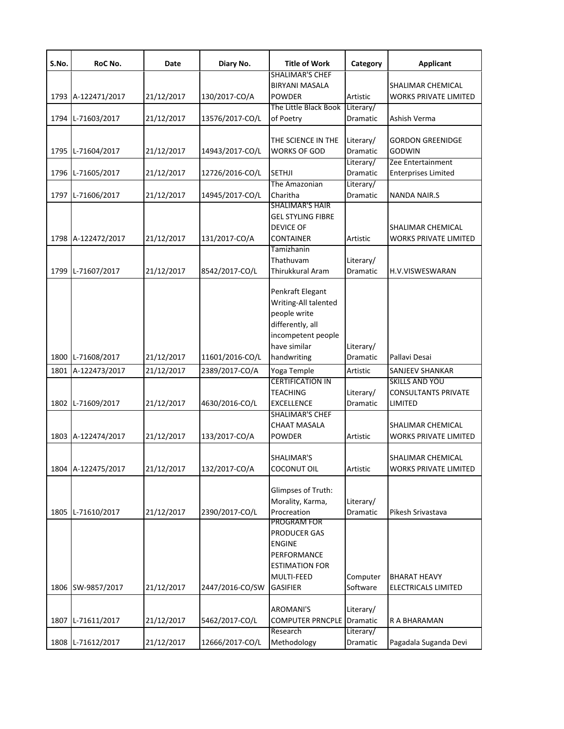| S.No. | RoC No. | Date | Diary No. | Title of Work | Category | Applicant |
|---|---|---|---|---|---|---|
| 1793 | A-122471/2017 | 21/12/2017 | 130/2017-CO/A | SHALIMAR'S CHEF BIRYANI MASALA POWDER | Artistic | SHALIMAR CHEMICAL WORKS PRIVATE LIMITED |
| 1794 | L-71603/2017 | 21/12/2017 | 13576/2017-CO/L | The Little Black Book of Poetry | Literary/ Dramatic | Ashish Verma |
| 1795 | L-71604/2017 | 21/12/2017 | 14943/2017-CO/L | THE SCIENCE IN THE WORKS OF GOD | Literary/ Dramatic | GORDON GREENIDGE GODWIN |
| 1796 | L-71605/2017 | 21/12/2017 | 12726/2016-CO/L | SETHJI | Literary/ Dramatic | Zee Entertainment Enterprises Limited |
| 1797 | L-71606/2017 | 21/12/2017 | 14945/2017-CO/L | The Amazonian Charitha | Literary/ Dramatic | NANDA NAIR.S |
| 1798 | A-122472/2017 | 21/12/2017 | 131/2017-CO/A | SHALIMAR'S HAIR GEL STYLING FIBRE DEVICE OF CONTAINER | Artistic | SHALIMAR CHEMICAL WORKS PRIVATE LIMITED |
| 1799 | L-71607/2017 | 21/12/2017 | 8542/2017-CO/L | Tamizhanin Thathuvam Thirukkural Aram | Literary/ Dramatic | H.V.VISWESWARAN |
| 1800 | L-71608/2017 | 21/12/2017 | 11601/2016-CO/L | Penkraft Elegant Writing-All talented people write differently, all incompetent people have similar handwriting | Literary/ Dramatic | Pallavi Desai |
| 1801 | A-122473/2017 | 21/12/2017 | 2389/2017-CO/A | Yoga Temple | Artistic | SANJEEV SHANKAR |
| 1802 | L-71609/2017 | 21/12/2017 | 4630/2016-CO/L | CERTIFICATION IN TEACHING EXCELLENCE | Literary/ Dramatic | SKILLS AND YOU CONSULTANTS PRIVATE LIMITED |
| 1803 | A-122474/2017 | 21/12/2017 | 133/2017-CO/A | SHALIMAR'S CHEF CHAAT MASALA POWDER | Artistic | SHALIMAR CHEMICAL WORKS PRIVATE LIMITED |
| 1804 | A-122475/2017 | 21/12/2017 | 132/2017-CO/A | SHALIMAR'S COCONUT OIL | Artistic | SHALIMAR CHEMICAL WORKS PRIVATE LIMITED |
| 1805 | L-71610/2017 | 21/12/2017 | 2390/2017-CO/L | Glimpses of Truth: Morality, Karma, Procreation | Literary/ Dramatic | Pikesh Srivastava |
| 1806 | SW-9857/2017 | 21/12/2017 | 2447/2016-CO/SW | PROGRAM FOR PRODUCER GAS ENGINE PERFORMANCE ESTIMATION FOR MULTI-FEED GASIFIER | Computer Software | BHARAT HEAVY ELECTRICALS LIMITED |
| 1807 | L-71611/2017 | 21/12/2017 | 5462/2017-CO/L | AROMANI'S COMPUTER PRNCPLE | Literary/ Dramatic | R A BHARAMAN |
| 1808 | L-71612/2017 | 21/12/2017 | 12666/2017-CO/L | Research Methodology | Literary/ Dramatic | Pagadala Suganda Devi |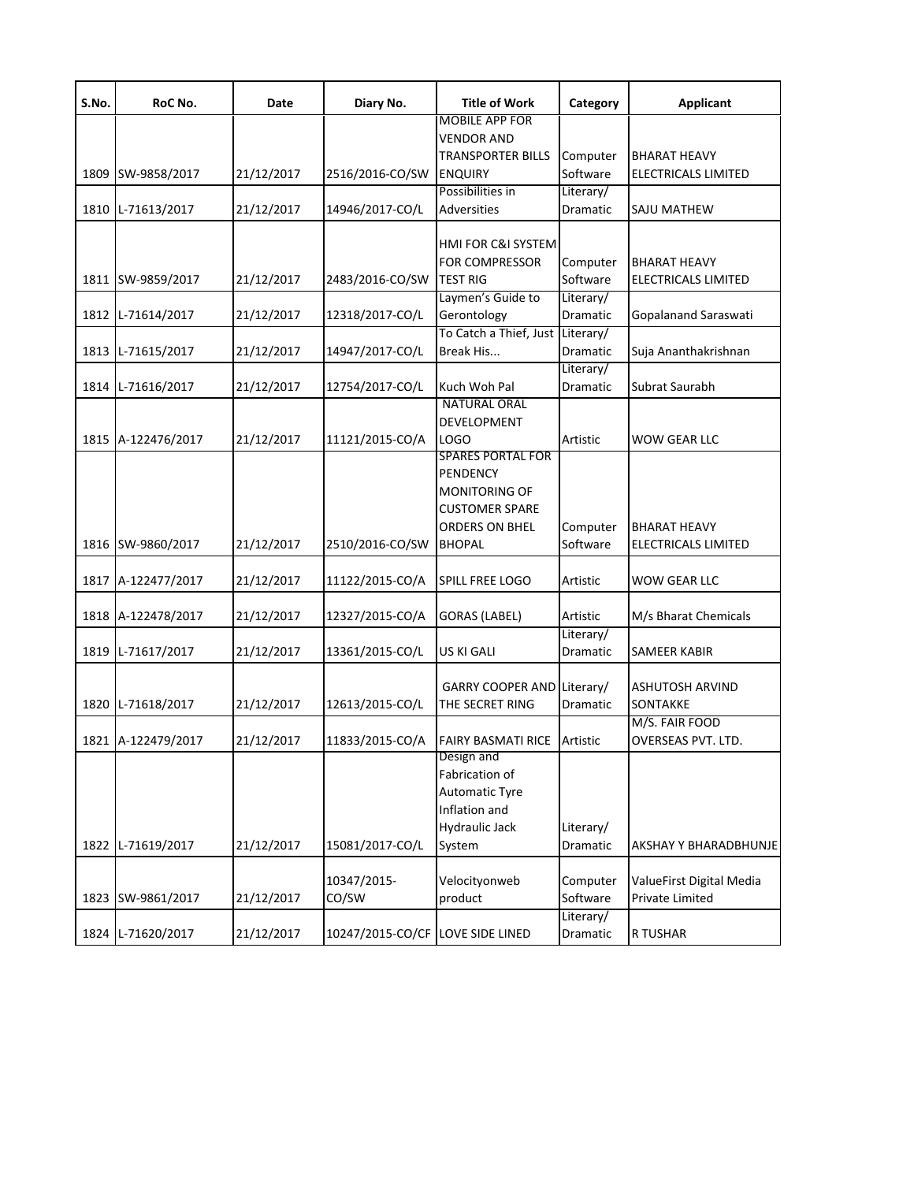| S.No. | RoC No. | Date | Diary No. | Title of Work | Category | Applicant |
|---|---|---|---|---|---|---|
| 1809 | SW-9858/2017 | 21/12/2017 | 2516/2016-CO/SW | MOBILE APP FOR VENDOR AND TRANSPORTER BILLS ENQUIRY | Computer Software | BHARAT HEAVY ELECTRICALS LIMITED |
| 1810 | L-71613/2017 | 21/12/2017 | 14946/2017-CO/L | Possibilities in Adversities | Literary/ Dramatic | SAJU MATHEW |
| 1811 | SW-9859/2017 | 21/12/2017 | 2483/2016-CO/SW | HMI FOR C&I SYSTEM FOR COMPRESSOR TEST RIG | Computer Software | BHARAT HEAVY ELECTRICALS LIMITED |
| 1812 | L-71614/2017 | 21/12/2017 | 12318/2017-CO/L | Laymen's Guide to Gerontology | Literary/ Dramatic | Gopalanand Saraswati |
| 1813 | L-71615/2017 | 21/12/2017 | 14947/2017-CO/L | To Catch a Thief, Just Break His... | Literary/ Dramatic | Suja Ananthakrishnan |
| 1814 | L-71616/2017 | 21/12/2017 | 12754/2017-CO/L | Kuch Woh Pal | Literary/ Dramatic | Subrat Saurabh |
| 1815 | A-122476/2017 | 21/12/2017 | 11121/2015-CO/A | NATURAL ORAL DEVELOPMENT LOGO | Artistic | WOW GEAR LLC |
| 1816 | SW-9860/2017 | 21/12/2017 | 2510/2016-CO/SW | SPARES PORTAL FOR PENDENCY MONITORING OF CUSTOMER SPARE ORDERS ON BHEL BHOPAL | Computer Software | BHARAT HEAVY ELECTRICALS LIMITED |
| 1817 | A-122477/2017 | 21/12/2017 | 11122/2015-CO/A | SPILL FREE LOGO | Artistic | WOW GEAR LLC |
| 1818 | A-122478/2017 | 21/12/2017 | 12327/2015-CO/A | GORAS (LABEL) | Artistic | M/s Bharat Chemicals |
| 1819 | L-71617/2017 | 21/12/2017 | 13361/2015-CO/L | US KI GALI | Literary/ Dramatic | SAMEER KABIR |
| 1820 | L-71618/2017 | 21/12/2017 | 12613/2015-CO/L | GARRY COOPER AND THE SECRET RING | Literary/ Dramatic | ASHUTOSH ARVIND SONTAKKE |
| 1821 | A-122479/2017 | 21/12/2017 | 11833/2015-CO/A | FAIRY BASMATI RICE | Artistic | M/S. FAIR FOOD OVERSEAS PVT. LTD. |
| 1822 | L-71619/2017 | 21/12/2017 | 15081/2017-CO/L | Design and Fabrication of Automatic Tyre Inflation and Hydraulic Jack System | Literary/ Dramatic | AKSHAY Y BHARADBHUNJE |
| 1823 | SW-9861/2017 | 21/12/2017 | 10347/2015-CO/SW | Velocityonweb product | Computer Software | ValueFirst Digital Media Private Limited |
| 1824 | L-71620/2017 | 21/12/2017 | 10247/2015-CO/CF | LOVE SIDE LINED | Literary/ Dramatic | R TUSHAR |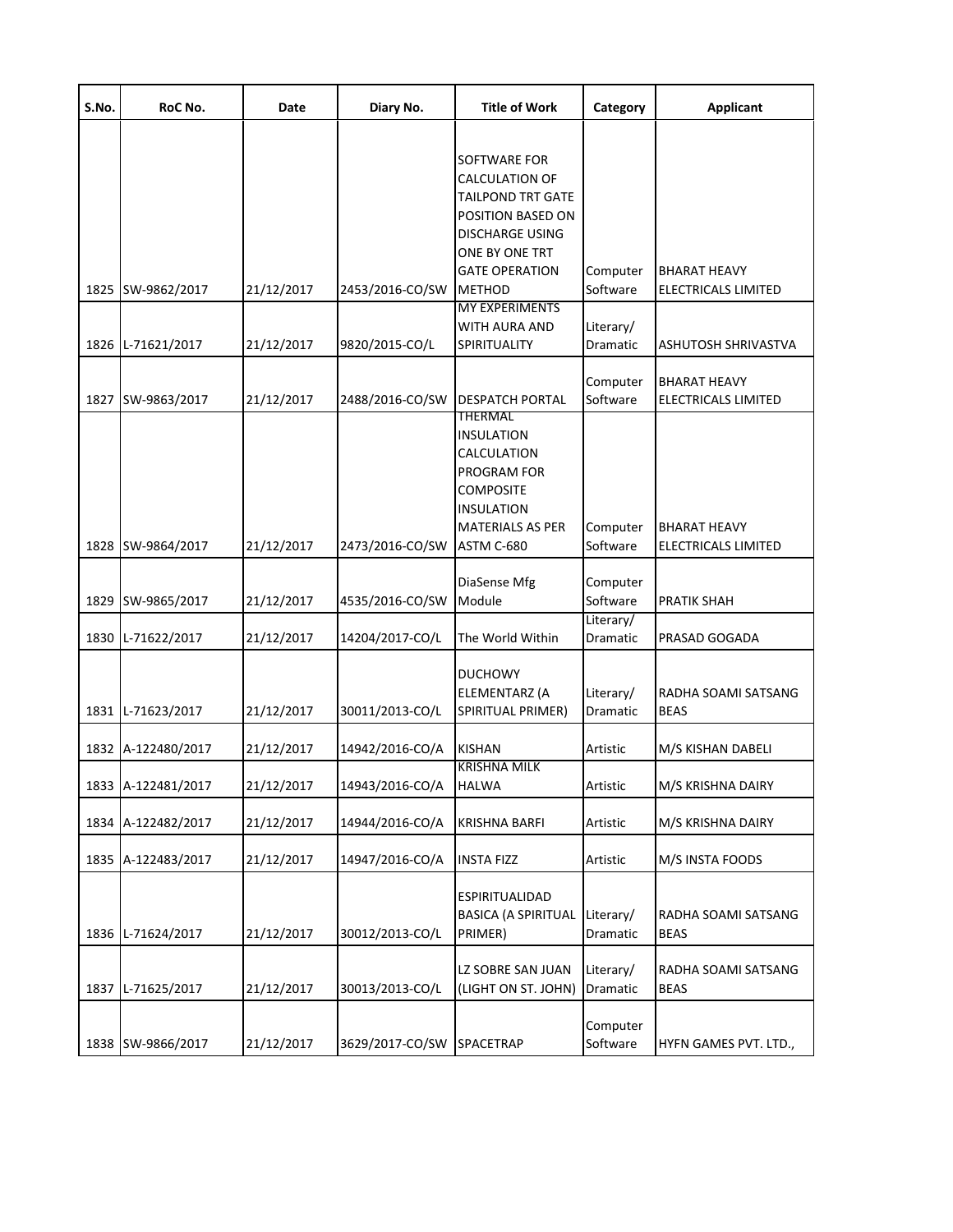| S.No. | RoC No. | Date | Diary No. | Title of Work | Category | Applicant |
|---|---|---|---|---|---|---|
| 1825 | SW-9862/2017 | 21/12/2017 | 2453/2016-CO/SW | SOFTWARE FOR CALCULATION OF TAILPOND TRT GATE POSITION BASED ON DISCHARGE USING ONE BY ONE TRT GATE OPERATION METHOD | Computer Software | BHARAT HEAVY ELECTRICALS LIMITED |
| 1826 | L-71621/2017 | 21/12/2017 | 9820/2015-CO/L | MY EXPERIMENTS WITH AURA AND SPIRITUALITY | Literary/ Dramatic | ASHUTOSH SHRIVASTVA |
| 1827 | SW-9863/2017 | 21/12/2017 | 2488/2016-CO/SW | DESPATCH PORTAL | Computer Software | BHARAT HEAVY ELECTRICALS LIMITED |
| 1828 | SW-9864/2017 | 21/12/2017 | 2473/2016-CO/SW | THERMAL INSULATION CALCULATION PROGRAM FOR COMPOSITE INSULATION MATERIALS AS PER ASTM C-680 | Computer Software | BHARAT HEAVY ELECTRICALS LIMITED |
| 1829 | SW-9865/2017 | 21/12/2017 | 4535/2016-CO/SW | DiaSense Mfg Module | Computer Software | PRATIK SHAH |
| 1830 | L-71622/2017 | 21/12/2017 | 14204/2017-CO/L | The World Within | Literary/ Dramatic | PRASAD GOGADA |
| 1831 | L-71623/2017 | 21/12/2017 | 30011/2013-CO/L | DUCHOWY ELEMENTARZ (A SPIRITUAL PRIMER) | Literary/ Dramatic | RADHA SOAMI SATSANG BEAS |
| 1832 | A-122480/2017 | 21/12/2017 | 14942/2016-CO/A | KISHAN | Artistic | M/S KISHAN DABELI |
| 1833 | A-122481/2017 | 21/12/2017 | 14943/2016-CO/A | KRISHNA MILK HALWA | Artistic | M/S KRISHNA DAIRY |
| 1834 | A-122482/2017 | 21/12/2017 | 14944/2016-CO/A | KRISHNA BARFI | Artistic | M/S KRISHNA DAIRY |
| 1835 | A-122483/2017 | 21/12/2017 | 14947/2016-CO/A | INSTA FIZZ | Artistic | M/S INSTA FOODS |
| 1836 | L-71624/2017 | 21/12/2017 | 30012/2013-CO/L | ESPIRITUALIDAD BASICA (A SPIRITUAL PRIMER) | Literary/ Dramatic | RADHA SOAMI SATSANG BEAS |
| 1837 | L-71625/2017 | 21/12/2017 | 30013/2013-CO/L | LZ SOBRE SAN JUAN (LIGHT ON ST. JOHN) | Literary/ Dramatic | RADHA SOAMI SATSANG BEAS |
| 1838 | SW-9866/2017 | 21/12/2017 | 3629/2017-CO/SW | SPACETRAP | Computer Software | HYFN GAMES PVT. LTD., |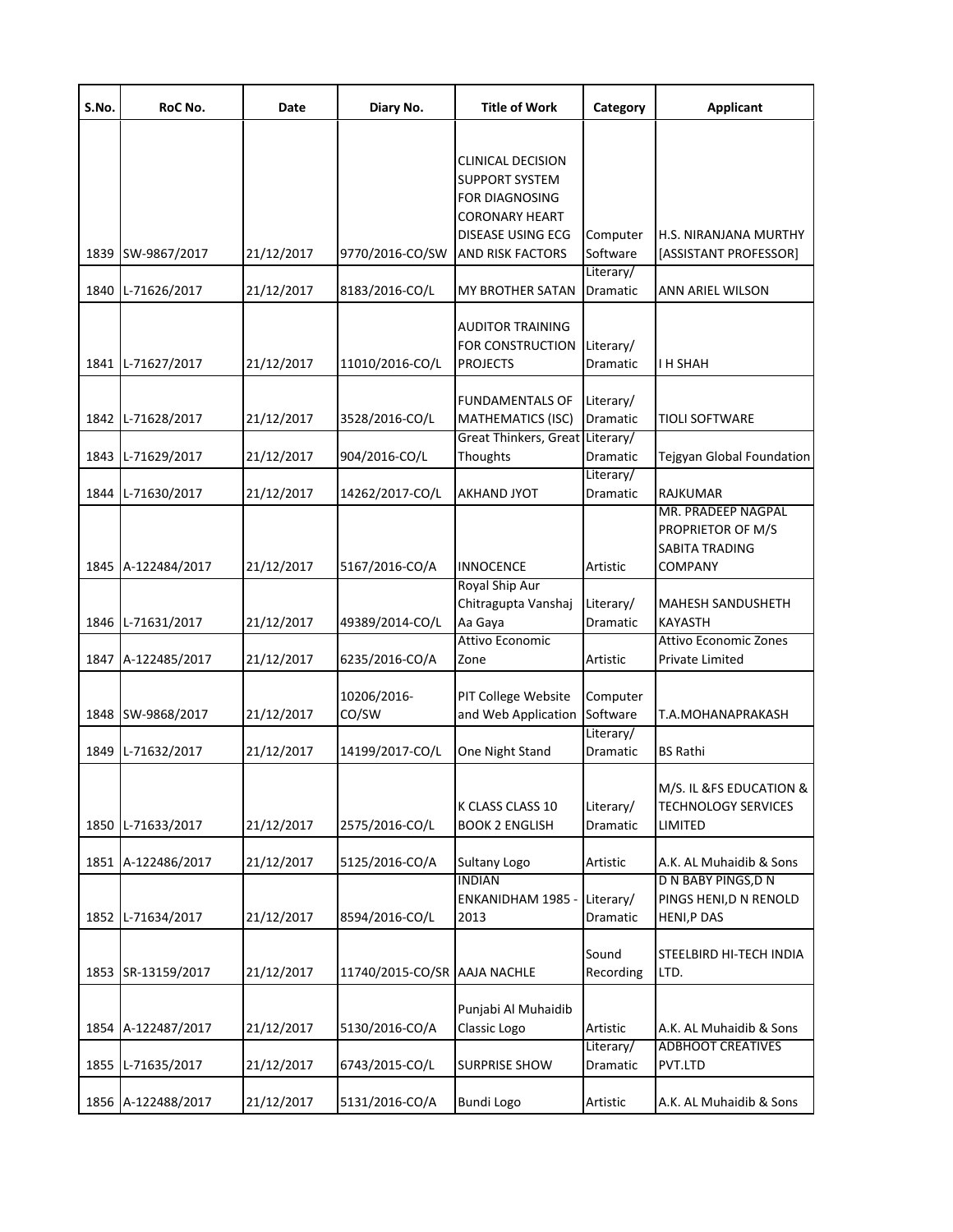| S.No. | RoC No. | Date | Diary No. | Title of Work | Category | Applicant |
|---|---|---|---|---|---|---|
| 1839 | SW-9867/2017 | 21/12/2017 | 9770/2016-CO/SW | CLINICAL DECISION SUPPORT SYSTEM FOR DIAGNOSING CORONARY HEART DISEASE USING ECG AND RISK FACTORS | Computer Software | H.S. NIRANJANA MURTHY [ASSISTANT PROFESSOR] |
| 1840 | L-71626/2017 | 21/12/2017 | 8183/2016-CO/L | MY BROTHER SATAN | Literary/ Dramatic | ANN ARIEL WILSON |
| 1841 | L-71627/2017 | 21/12/2017 | 11010/2016-CO/L | AUDITOR TRAINING FOR CONSTRUCTION PROJECTS | Literary/ Dramatic | I H SHAH |
| 1842 | L-71628/2017 | 21/12/2017 | 3528/2016-CO/L | FUNDAMENTALS OF MATHEMATICS (ISC) | Literary/ Dramatic | TIOLI SOFTWARE |
| 1843 | L-71629/2017 | 21/12/2017 | 904/2016-CO/L | Great Thinkers, Great Thoughts | Literary/ Dramatic | Tejgyan Global Foundation |
| 1844 | L-71630/2017 | 21/12/2017 | 14262/2017-CO/L | AKHAND JYOT | Literary/ Dramatic | RAJKUMAR |
| 1845 | A-122484/2017 | 21/12/2017 | 5167/2016-CO/A | INNOCENCE | Artistic | MR. PRADEEP NAGPAL PROPRIETOR OF M/S SABITA TRADING COMPANY |
| 1846 | L-71631/2017 | 21/12/2017 | 49389/2014-CO/L | Royal Ship Aur Chitragupta Vanshaj Aa Gaya | Literary/ Dramatic | MAHESH SANDUSHETH KAYASTH |
| 1847 | A-122485/2017 | 21/12/2017 | 6235/2016-CO/A | Attivo Economic Zone | Artistic | Attivo Economic Zones Private Limited |
| 1848 | SW-9868/2017 | 21/12/2017 | 10206/2016-CO/SW | PIT College Website and Web Application | Computer Software | T.A.MOHANAPRAKASH |
| 1849 | L-71632/2017 | 21/12/2017 | 14199/2017-CO/L | One Night Stand | Literary/ Dramatic | BS Rathi |
| 1850 | L-71633/2017 | 21/12/2017 | 2575/2016-CO/L | K CLASS CLASS 10 BOOK 2 ENGLISH | Literary/ Dramatic | M/S. IL &FS EDUCATION & TECHNOLOGY SERVICES LIMITED |
| 1851 | A-122486/2017 | 21/12/2017 | 5125/2016-CO/A | Sultany Logo | Artistic | A.K. AL Muhaidib & Sons |
| 1852 | L-71634/2017 | 21/12/2017 | 8594/2016-CO/L | INDIAN ENKANIDHAM 1985 - 2013 | Literary/ Dramatic | D N BABY PINGS,D N PINGS HENI,D N RENOLD HENI,P DAS |
| 1853 | SR-13159/2017 | 21/12/2017 | 11740/2015-CO/SR | AAJA NACHLE | Sound Recording | STEELBIRD HI-TECH INDIA LTD. |
| 1854 | A-122487/2017 | 21/12/2017 | 5130/2016-CO/A | Punjabi Al Muhaidib Classic Logo | Artistic | A.K. AL Muhaidib & Sons |
| 1855 | L-71635/2017 | 21/12/2017 | 6743/2015-CO/L | SURPRISE SHOW | Literary/ Dramatic | ADBHOOT CREATIVES PVT.LTD |
| 1856 | A-122488/2017 | 21/12/2017 | 5131/2016-CO/A | Bundi Logo | Artistic | A.K. AL Muhaidib & Sons |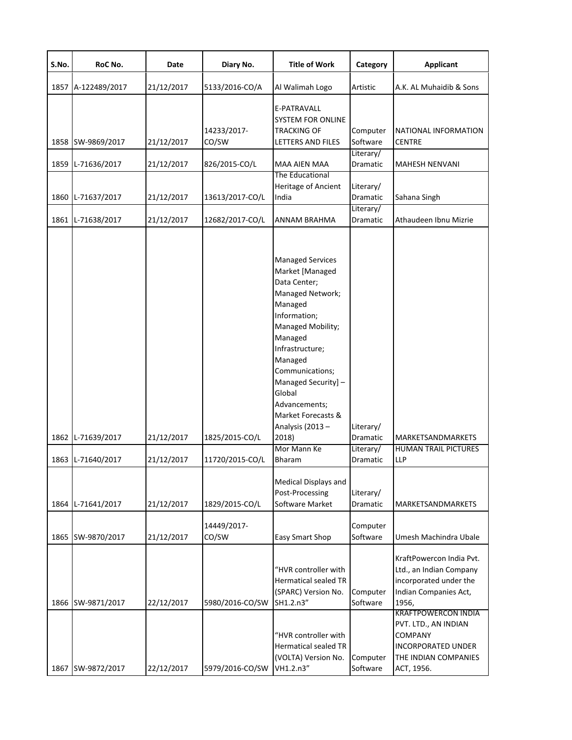| S.No. | RoC No. | Date | Diary No. | Title of Work | Category | Applicant |
|---|---|---|---|---|---|---|
| 1857 | A-122489/2017 | 21/12/2017 | 5133/2016-CO/A | Al Walimah Logo | Artistic | A.K. AL Muhaidib & Sons |
| 1858 | SW-9869/2017 | 21/12/2017 | 14233/2017-CO/SW | E-PATRAVALL SYSTEM FOR ONLINE TRACKING OF LETTERS AND FILES | Computer Software | NATIONAL INFORMATION CENTRE |
| 1859 | L-71636/2017 | 21/12/2017 | 826/2015-CO/L | MAA AIEN MAA | Literary/ Dramatic | MAHESH NENVANI |
| 1860 | L-71637/2017 | 21/12/2017 | 13613/2017-CO/L | The Educational Heritage of Ancient India | Literary/ Dramatic | Sahana Singh |
| 1861 | L-71638/2017 | 21/12/2017 | 12682/2017-CO/L | ANNAM BRAHMA | Literary/ Dramatic | Athaudeen Ibnu Mizrie |
| 1862 | L-71639/2017 | 21/12/2017 | 1825/2015-CO/L | Managed Services Market [Managed Data Center; Managed Network; Managed Information; Managed Mobility; Managed Infrastructure; Managed Communications; Managed Security] – Global Advancements; Market Forecasts & Analysis (2013 – 2018) | Literary/ Dramatic | MARKETSANDMARKETS |
| 1863 | L-71640/2017 | 21/12/2017 | 11720/2015-CO/L | Mor Mann Ke Bharam | Literary/ Dramatic | HUMAN TRAIL PICTURES LLP |
| 1864 | L-71641/2017 | 21/12/2017 | 1829/2015-CO/L | Medical Displays and Post-Processing Software Market | Literary/ Dramatic | MARKETSANDMARKETS |
| 1865 | SW-9870/2017 | 21/12/2017 | 14449/2017-CO/SW | Easy Smart Shop | Computer Software | Umesh Machindra Ubale |
| 1866 | SW-9871/2017 | 22/12/2017 | 5980/2016-CO/SW | "HVR controller with Hermatical sealed TR (SPARC) Version No. SH1.2.n3" | Computer Software | KraftPowercon India Pvt. Ltd., an Indian Company incorporated under the Indian Companies Act, 1956, |
| 1867 | SW-9872/2017 | 22/12/2017 | 5979/2016-CO/SW | "HVR controller with Hermatical sealed TR (VOLTA) Version No. VH1.2.n3" | Computer Software | KRAFTPOWERCON INDIA PVT. LTD., AN INDIAN COMPANY INCORPORATED UNDER THE INDIAN COMPANIES ACT, 1956. |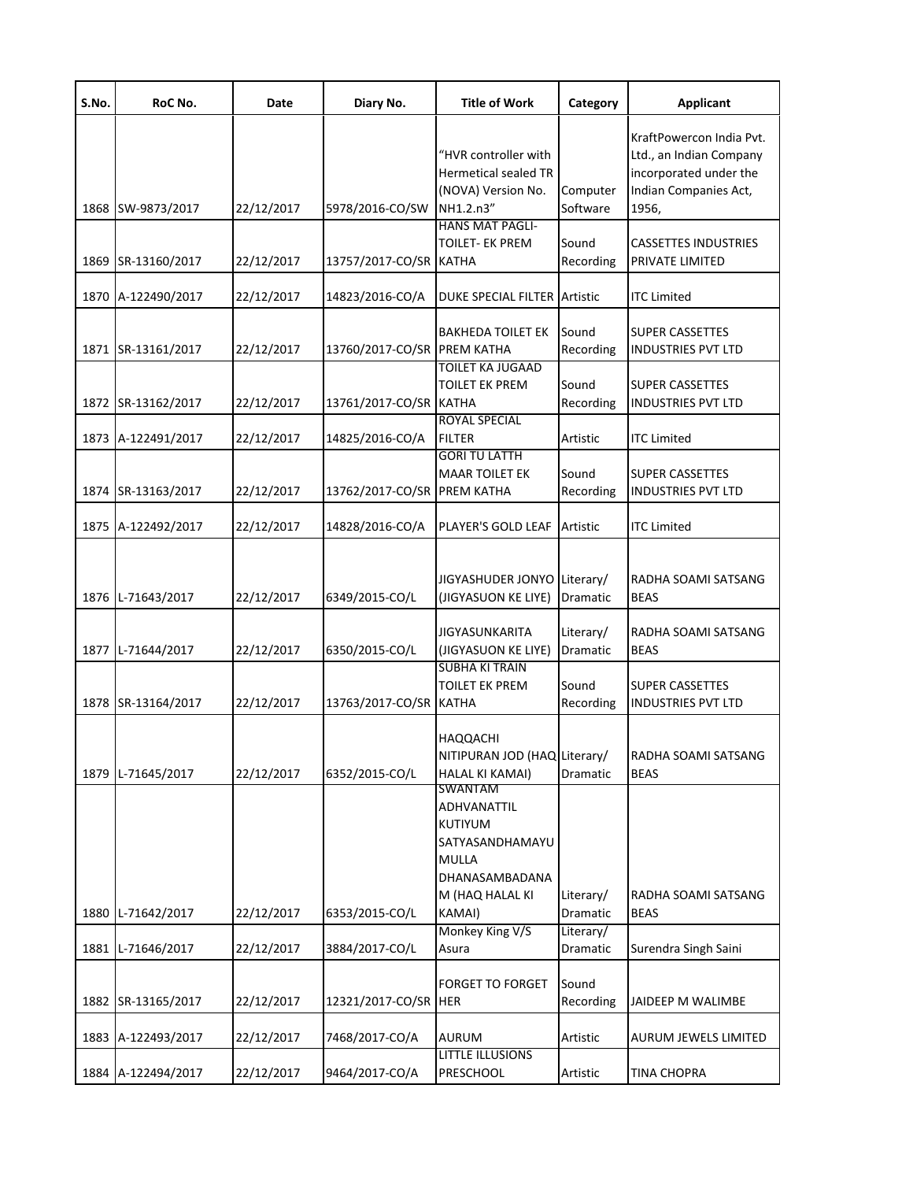| S.No. | RoC No. | Date | Diary No. | Title of Work | Category | Applicant |
|---|---|---|---|---|---|---|
| 1868 | SW-9873/2017 | 22/12/2017 | 5978/2016-CO/SW | "HVR controller with Hermetical sealed TR (NOVA) Version No. NH1.2.n3" | Computer Software | KraftPowercon India Pvt. Ltd., an Indian Company incorporated under the Indian Companies Act, 1956, |
| 1869 | SR-13160/2017 | 22/12/2017 | 13757/2017-CO/SR | HANS MAT PAGLI- TOILET- EK PREM KATHA | Sound Recording | CASSETTES INDUSTRIES PRIVATE LIMITED |
| 1870 | A-122490/2017 | 22/12/2017 | 14823/2016-CO/A | DUKE SPECIAL FILTER | Artistic | ITC Limited |
| 1871 | SR-13161/2017 | 22/12/2017 | 13760/2017-CO/SR | BAKHEDA TOILET EK PREM KATHA | Sound Recording | SUPER CASSETTES INDUSTRIES PVT LTD |
| 1872 | SR-13162/2017 | 22/12/2017 | 13761/2017-CO/SR | TOILET KA JUGAAD TOILET EK PREM KATHA | Sound Recording | SUPER CASSETTES INDUSTRIES PVT LTD |
| 1873 | A-122491/2017 | 22/12/2017 | 14825/2016-CO/A | ROYAL SPECIAL FILTER | Artistic | ITC Limited |
| 1874 | SR-13163/2017 | 22/12/2017 | 13762/2017-CO/SR | GORI TU LATTH MAAR TOILET EK PREM KATHA | Sound Recording | SUPER CASSETTES INDUSTRIES PVT LTD |
| 1875 | A-122492/2017 | 22/12/2017 | 14828/2016-CO/A | PLAYER'S GOLD LEAF | Artistic | ITC Limited |
| 1876 | L-71643/2017 | 22/12/2017 | 6349/2015-CO/L | JIGYASHUDER JONYO (JIGYASUON KE LIYE) | Literary/ Dramatic | RADHA SOAMI SATSANG BEAS |
| 1877 | L-71644/2017 | 22/12/2017 | 6350/2015-CO/L | JIGYASUNKARITA (JIGYASUON KE LIYE) | Literary/ Dramatic | RADHA SOAMI SATSANG BEAS |
| 1878 | SR-13164/2017 | 22/12/2017 | 13763/2017-CO/SR | SUBHA KI TRAIN TOILET EK PREM KATHA | Sound Recording | SUPER CASSETTES INDUSTRIES PVT LTD |
| 1879 | L-71645/2017 | 22/12/2017 | 6352/2015-CO/L | HAQQACHI NITIPURAN JOD (HAQ HALAL KI KAMAI) | Literary/ Dramatic | RADHA SOAMI SATSANG BEAS |
| 1880 | L-71642/2017 | 22/12/2017 | 6353/2015-CO/L | SWANTAM ADHVANATTIL KUTIYUM SATYASANDHAMAYU MULLA DHANASAMBADANA M (HAQ HALAL KI KAMAI) | Literary/ Dramatic | RADHA SOAMI SATSANG BEAS |
| 1881 | L-71646/2017 | 22/12/2017 | 3884/2017-CO/L | Monkey King V/S Asura | Literary/ Dramatic | Surendra Singh Saini |
| 1882 | SR-13165/2017 | 22/12/2017 | 12321/2017-CO/SR | FORGET TO FORGET HER | Sound Recording | JAIDEEP M WALIMBE |
| 1883 | A-122493/2017 | 22/12/2017 | 7468/2017-CO/A | AURUM | Artistic | AURUM JEWELS LIMITED |
| 1884 | A-122494/2017 | 22/12/2017 | 9464/2017-CO/A | LITTLE ILLUSIONS PRESCHOOL | Artistic | TINA CHOPRA |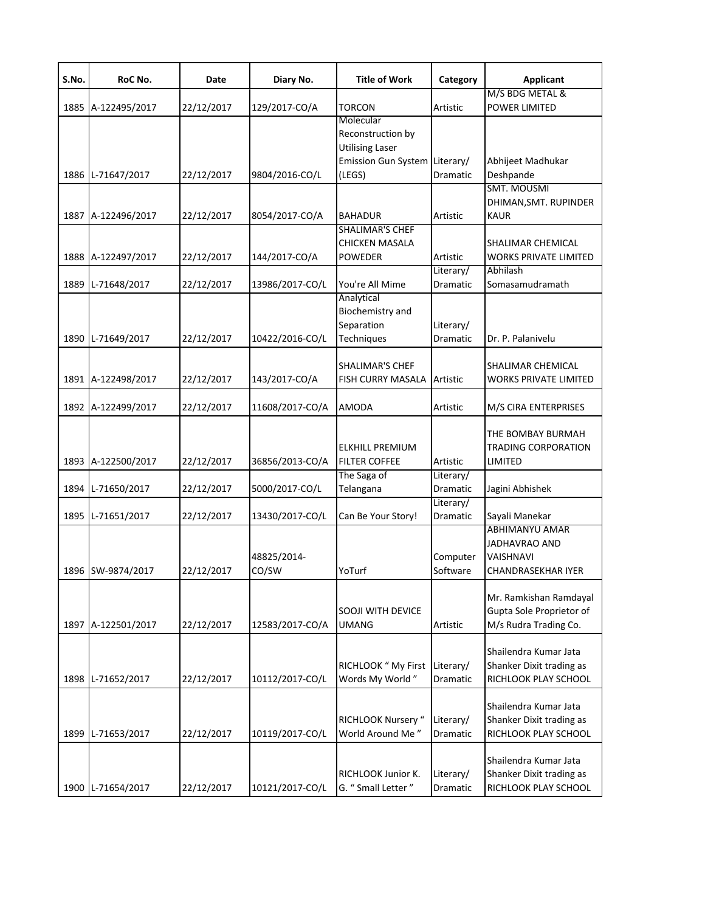| S.No. | RoC No. | Date | Diary No. | Title of Work | Category | Applicant |
|---|---|---|---|---|---|---|
| 1885 | A-122495/2017 | 22/12/2017 | 129/2017-CO/A | TORCON | Artistic | M/S BDG METAL & POWER LIMITED |
| 1886 | L-71647/2017 | 22/12/2017 | 9804/2016-CO/L | Molecular Reconstruction by Utilising Laser Emission Gun System (LEGS) | Literary/ Dramatic | Abhijeet Madhukar Deshpande |
| 1887 | A-122496/2017 | 22/12/2017 | 8054/2017-CO/A | BAHADUR | Artistic | SMT. MOUSMI DHIMAN,SMT. RUPINDER KAUR |
| 1888 | A-122497/2017 | 22/12/2017 | 144/2017-CO/A | SHALIMAR'S CHEF CHICKEN MASALA POWEDER | Artistic | SHALIMAR CHEMICAL WORKS PRIVATE LIMITED |
| 1889 | L-71648/2017 | 22/12/2017 | 13986/2017-CO/L | You're All Mime | Literary/ Dramatic | Abhilash Somasamudramath |
| 1890 | L-71649/2017 | 22/12/2017 | 10422/2016-CO/L | Analytical Biochemistry and Separation Techniques | Literary/ Dramatic | Dr. P. Palanivelu |
| 1891 | A-122498/2017 | 22/12/2017 | 143/2017-CO/A | SHALIMAR'S CHEF FISH CURRY MASALA | Artistic | SHALIMAR CHEMICAL WORKS PRIVATE LIMITED |
| 1892 | A-122499/2017 | 22/12/2017 | 11608/2017-CO/A | AMODA | Artistic | M/S CIRA ENTERPRISES |
| 1893 | A-122500/2017 | 22/12/2017 | 36856/2013-CO/A | ELKHILL PREMIUM FILTER COFFEE | Artistic | THE BOMBAY BURMAH TRADING CORPORATION LIMITED |
| 1894 | L-71650/2017 | 22/12/2017 | 5000/2017-CO/L | The Saga of Telangana | Literary/ Dramatic | Jagini Abhishek |
| 1895 | L-71651/2017 | 22/12/2017 | 13430/2017-CO/L | Can Be Your Story! | Literary/ Dramatic | Sayali Manekar |
| 1896 | SW-9874/2017 | 22/12/2017 | 48825/2014-CO/SW | YoTurf | Computer Software | ABHIMANYU AMAR JADHAVRAO AND VAISHNAVI CHANDRASEKHAR IYER |
| 1897 | A-122501/2017 | 22/12/2017 | 12583/2017-CO/A | SOOJI WITH DEVICE UMANG | Artistic | Mr. Ramkishan Ramdayal Gupta Sole Proprietor of M/s Rudra Trading Co. |
| 1898 | L-71652/2017 | 22/12/2017 | 10112/2017-CO/L | RICHLOOK " My First Words My World " | Literary/ Dramatic | Shailendra Kumar Jata Shanker Dixit trading as RICHLOOK PLAY SCHOOL |
| 1899 | L-71653/2017 | 22/12/2017 | 10119/2017-CO/L | RICHLOOK Nursery " World Around Me " | Literary/ Dramatic | Shailendra Kumar Jata Shanker Dixit trading as RICHLOOK PLAY SCHOOL |
| 1900 | L-71654/2017 | 22/12/2017 | 10121/2017-CO/L | RICHLOOK Junior K. G. " Small Letter " | Literary/ Dramatic | Shailendra Kumar Jata Shanker Dixit trading as RICHLOOK PLAY SCHOOL |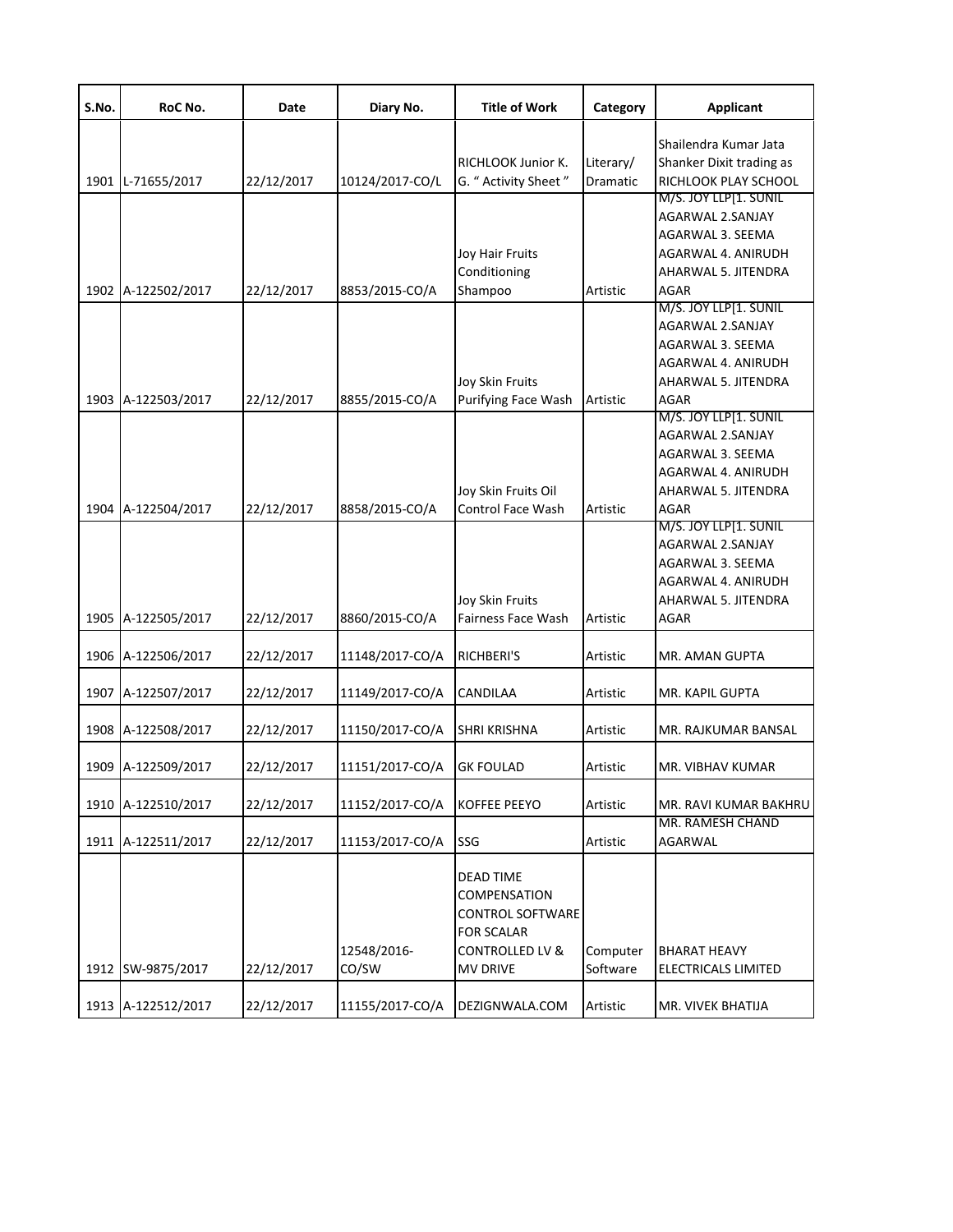| S.No. | RoC No. | Date | Diary No. | Title of Work | Category | Applicant |
|---|---|---|---|---|---|---|
| 1901 | L-71655/2017 | 22/12/2017 | 10124/2017-CO/L | RICHLOOK Junior K. G. " Activity Sheet " | Literary/ Dramatic | Shailendra Kumar Jata Shanker Dixit trading as RICHLOOK PLAY SCHOOL |
| 1902 | A-122502/2017 | 22/12/2017 | 8853/2015-CO/A | Joy Hair Fruits Conditioning Shampoo | Artistic | M/S. JOY LLP[1. SUNIL AGARWAL 2.SANJAY AGARWAL 3. SEEMA AGARWAL 4. ANIRUDH AHARWAL 5. JITENDRA AGAR |
| 1903 | A-122503/2017 | 22/12/2017 | 8855/2015-CO/A | Joy Skin Fruits Purifying Face Wash | Artistic | M/S. JOY LLP[1. SUNIL AGARWAL 2.SANJAY AGARWAL 3. SEEMA AGARWAL 4. ANIRUDH AHARWAL 5. JITENDRA AGAR |
| 1904 | A-122504/2017 | 22/12/2017 | 8858/2015-CO/A | Joy Skin Fruits Oil Control Face Wash | Artistic | M/S. JOY LLP[1. SUNIL AGARWAL 2.SANJAY AGARWAL 3. SEEMA AGARWAL 4. ANIRUDH AHARWAL 5. JITENDRA AGAR |
| 1905 | A-122505/2017 | 22/12/2017 | 8860/2015-CO/A | Joy Skin Fruits Fairness Face Wash | Artistic | M/S. JOY LLP[1. SUNIL AGARWAL 2.SANJAY AGARWAL 3. SEEMA AGARWAL 4. ANIRUDH AHARWAL 5. JITENDRA AGAR |
| 1906 | A-122506/2017 | 22/12/2017 | 11148/2017-CO/A | RICHBERI'S | Artistic | MR. AMAN GUPTA |
| 1907 | A-122507/2017 | 22/12/2017 | 11149/2017-CO/A | CANDILAA | Artistic | MR. KAPIL GUPTA |
| 1908 | A-122508/2017 | 22/12/2017 | 11150/2017-CO/A | SHRI KRISHNA | Artistic | MR. RAJKUMAR BANSAL |
| 1909 | A-122509/2017 | 22/12/2017 | 11151/2017-CO/A | GK FOULAD | Artistic | MR. VIBHAV KUMAR |
| 1910 | A-122510/2017 | 22/12/2017 | 11152/2017-CO/A | KOFFEE PEEYO | Artistic | MR. RAVI KUMAR BAKHRU |
| 1911 | A-122511/2017 | 22/12/2017 | 11153/2017-CO/A | SSG | Artistic | MR. RAMESH CHAND AGARWAL |
| 1912 | SW-9875/2017 | 22/12/2017 | 12548/2016-CO/SW | DEAD TIME COMPENSATION CONTROL SOFTWARE FOR SCALAR CONTROLLED LV & MV DRIVE | Computer Software | BHARAT HEAVY ELECTRICALS LIMITED |
| 1913 | A-122512/2017 | 22/12/2017 | 11155/2017-CO/A | DEZIGNWALA.COM | Artistic | MR. VIVEK BHATIJA |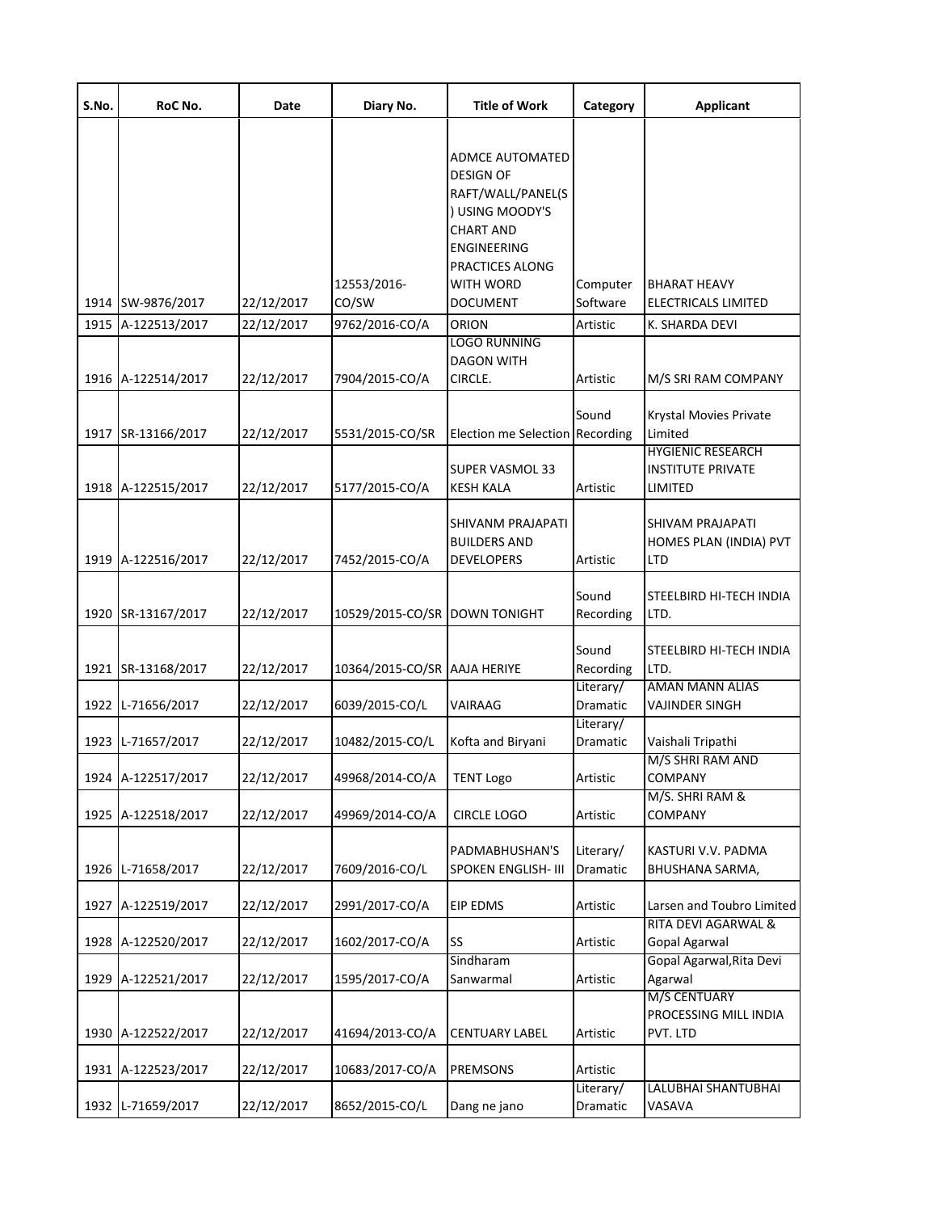| S.No. | RoC No. | Date | Diary No. | Title of Work | Category | Applicant |
|---|---|---|---|---|---|---|
| 1914 | SW-9876/2017 | 22/12/2017 | 12553/2016-CO/SW | ADMCE AUTOMATED DESIGN OF RAFT/WALL/PANEL(S) USING MOODY'S CHART AND ENGINEERING PRACTICES ALONG WITH WORD DOCUMENT | Computer Software | BHARAT HEAVY ELECTRICALS LIMITED |
| 1915 | A-122513/2017 | 22/12/2017 | 9762/2016-CO/A | ORION | Artistic | K. SHARDA DEVI |
| 1916 | A-122514/2017 | 22/12/2017 | 7904/2015-CO/A | LOGO RUNNING DAGON WITH CIRCLE. | Artistic | M/S SRI RAM COMPANY |
| 1917 | SR-13166/2017 | 22/12/2017 | 5531/2015-CO/SR | Election me Selection | Sound Recording | Krystal Movies Private Limited |
| 1918 | A-122515/2017 | 22/12/2017 | 5177/2015-CO/A | SUPER VASMOL 33 KESH KALA | Artistic | HYGIENIC RESEARCH INSTITUTE PRIVATE LIMITED |
| 1919 | A-122516/2017 | 22/12/2017 | 7452/2015-CO/A | SHIVANM PRAJAPATI BUILDERS AND DEVELOPERS | Artistic | SHIVAM PRAJAPATI HOMES PLAN (INDIA) PVT LTD |
| 1920 | SR-13167/2017 | 22/12/2017 | 10529/2015-CO/SR | DOWN TONIGHT | Sound Recording | STEELBIRD HI-TECH INDIA LTD. |
| 1921 | SR-13168/2017 | 22/12/2017 | 10364/2015-CO/SR | AAJA HERIYE | Sound Recording | STEELBIRD HI-TECH INDIA LTD. |
| 1922 | L-71656/2017 | 22/12/2017 | 6039/2015-CO/L | VAIRAAG | Literary/ Dramatic | AMAN MANN ALIAS VAJINDER SINGH |
| 1923 | L-71657/2017 | 22/12/2017 | 10482/2015-CO/L | Kofta and Biryani | Literary/ Dramatic | Vaishali Tripathi |
| 1924 | A-122517/2017 | 22/12/2017 | 49968/2014-CO/A | TENT Logo | Artistic | M/S SHRI RAM AND COMPANY |
| 1925 | A-122518/2017 | 22/12/2017 | 49969/2014-CO/A | CIRCLE LOGO | Artistic | M/S. SHRI RAM & COMPANY |
| 1926 | L-71658/2017 | 22/12/2017 | 7609/2016-CO/L | PADMABHUSHAN'S SPOKEN ENGLISH- III | Literary/ Dramatic | KASTURI V.V. PADMA BHUSHANA SARMA, |
| 1927 | A-122519/2017 | 22/12/2017 | 2991/2017-CO/A | EIP EDMS | Artistic | Larsen and Toubro Limited |
| 1928 | A-122520/2017 | 22/12/2017 | 1602/2017-CO/A | SS | Artistic | RITA DEVI AGARWAL & Gopal Agarwal |
| 1929 | A-122521/2017 | 22/12/2017 | 1595/2017-CO/A | Sindharam Sanwarmal | Artistic | Gopal Agarwal,Rita Devi Agarwal |
| 1930 | A-122522/2017 | 22/12/2017 | 41694/2013-CO/A | CENTUARY LABEL | Artistic | M/S CENTUARY PROCESSING MILL INDIA PVT. LTD |
| 1931 | A-122523/2017 | 22/12/2017 | 10683/2017-CO/A | PREMSONS | Artistic | |
| 1932 | L-71659/2017 | 22/12/2017 | 8652/2015-CO/L | Dang ne jano | Literary/ Dramatic | LALUBHAI SHANTUBHAI VASAVA |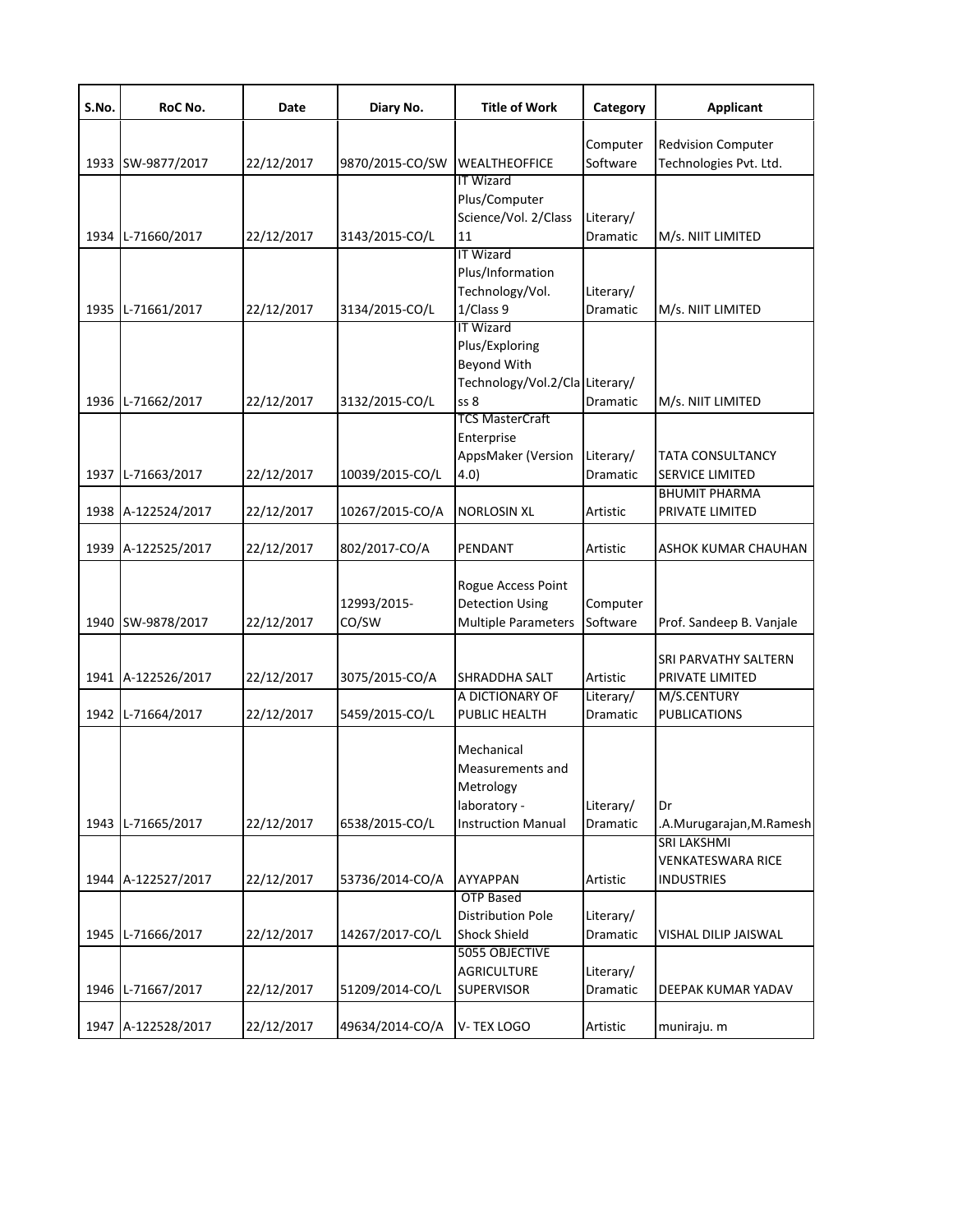| S.No. | RoC No. | Date | Diary No. | Title of Work | Category | Applicant |
|---|---|---|---|---|---|---|
| 1933 | SW-9877/2017 | 22/12/2017 | 9870/2015-CO/SW | WEALTHEOFFICE | Computer Software | Redvision Computer Technologies Pvt. Ltd. |
| 1934 | L-71660/2017 | 22/12/2017 | 3143/2015-CO/L | IT Wizard Plus/Computer Science/Vol. 2/Class 11 | Literary/ Dramatic | M/s. NIIT LIMITED |
| 1935 | L-71661/2017 | 22/12/2017 | 3134/2015-CO/L | IT Wizard Plus/Information Technology/Vol. 1/Class 9 | Literary/ Dramatic | M/s. NIIT LIMITED |
| 1936 | L-71662/2017 | 22/12/2017 | 3132/2015-CO/L | IT Wizard Plus/Exploring Beyond With Technology/Vol.2/Class 8 | Literary/ Dramatic | M/s. NIIT LIMITED |
| 1937 | L-71663/2017 | 22/12/2017 | 10039/2015-CO/L | TCS MasterCraft Enterprise AppsMaker (Version 4.0) | Literary/ Dramatic | TATA CONSULTANCY SERVICE LIMITED |
| 1938 | A-122524/2017 | 22/12/2017 | 10267/2015-CO/A | NORLOSIN XL | Artistic | BHUMIT PHARMA PRIVATE LIMITED |
| 1939 | A-122525/2017 | 22/12/2017 | 802/2017-CO/A | PENDANT | Artistic | ASHOK KUMAR CHAUHAN |
| 1940 | SW-9878/2017 | 22/12/2017 | 12993/2015-CO/SW | Rogue Access Point Detection Using Multiple Parameters | Computer Software | Prof. Sandeep B. Vanjale |
| 1941 | A-122526/2017 | 22/12/2017 | 3075/2015-CO/A | SHRADDHA SALT | Artistic | SRI PARVATHY SALTERN PRIVATE LIMITED |
| 1942 | L-71664/2017 | 22/12/2017 | 5459/2015-CO/L | A DICTIONARY OF PUBLIC HEALTH | Literary/ Dramatic | M/S.CENTURY PUBLICATIONS |
| 1943 | L-71665/2017 | 22/12/2017 | 6538/2015-CO/L | Mechanical Measurements and Metrology laboratory - Instruction Manual | Literary/ Dramatic | Dr .A.Murugarajan,M.Ramesh |
| 1944 | A-122527/2017 | 22/12/2017 | 53736/2014-CO/A | AYYAPPAN | Artistic | SRI LAKSHMI VENKATESWARA RICE INDUSTRIES |
| 1945 | L-71666/2017 | 22/12/2017 | 14267/2017-CO/L | OTP Based Distribution Pole Shock Shield | Literary/ Dramatic | VISHAL DILIP JAISWAL |
| 1946 | L-71667/2017 | 22/12/2017 | 51209/2014-CO/L | 5055 OBJECTIVE AGRICULTURE SUPERVISOR | Literary/ Dramatic | DEEPAK KUMAR YADAV |
| 1947 | A-122528/2017 | 22/12/2017 | 49634/2014-CO/A | V- TEX LOGO | Artistic | muniraju. m |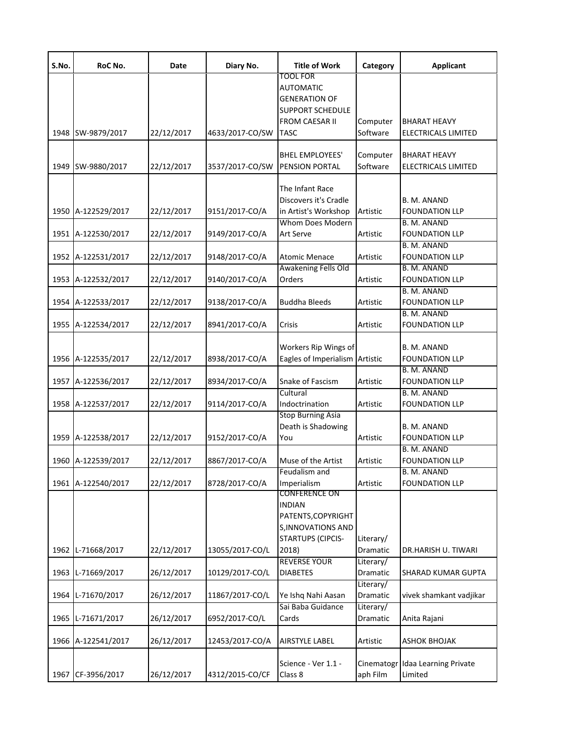| S.No. | RoC No. | Date | Diary No. | Title of Work | Category | Applicant |
|---|---|---|---|---|---|---|
| 1948 | SW-9879/2017 | 22/12/2017 | 4633/2017-CO/SW | TOOL FOR AUTOMATIC GENERATION OF SUPPORT SCHEDULE FROM CAESAR II TASC | Computer Software | BHARAT HEAVY ELECTRICALS LIMITED |
| 1949 | SW-9880/2017 | 22/12/2017 | 3537/2017-CO/SW | BHEL EMPLOYEES' PENSION PORTAL | Computer Software | BHARAT HEAVY ELECTRICALS LIMITED |
| 1950 | A-122529/2017 | 22/12/2017 | 9151/2017-CO/A | The Infant Race Discovers it's Cradle in Artist's Workshop | Artistic | B. M. ANAND FOUNDATION LLP |
| 1951 | A-122530/2017 | 22/12/2017 | 9149/2017-CO/A | Whom Does Modern Art Serve | Artistic | B. M. ANAND FOUNDATION LLP |
| 1952 | A-122531/2017 | 22/12/2017 | 9148/2017-CO/A | Atomic Menace | Artistic | B. M. ANAND FOUNDATION LLP |
| 1953 | A-122532/2017 | 22/12/2017 | 9140/2017-CO/A | Awakening Fells Old Orders | Artistic | B. M. ANAND FOUNDATION LLP |
| 1954 | A-122533/2017 | 22/12/2017 | 9138/2017-CO/A | Buddha Bleeds | Artistic | B. M. ANAND FOUNDATION LLP |
| 1955 | A-122534/2017 | 22/12/2017 | 8941/2017-CO/A | Crisis | Artistic | B. M. ANAND FOUNDATION LLP |
| 1956 | A-122535/2017 | 22/12/2017 | 8938/2017-CO/A | Workers Rip Wings of Eagles of Imperialism | Artistic | B. M. ANAND FOUNDATION LLP |
| 1957 | A-122536/2017 | 22/12/2017 | 8934/2017-CO/A | Snake of Fascism | Artistic | B. M. ANAND FOUNDATION LLP |
| 1958 | A-122537/2017 | 22/12/2017 | 9114/2017-CO/A | Cultural Indoctrination | Artistic | B. M. ANAND FOUNDATION LLP |
| 1959 | A-122538/2017 | 22/12/2017 | 9152/2017-CO/A | Stop Burning Asia Death is Shadowing You | Artistic | B. M. ANAND FOUNDATION LLP |
| 1960 | A-122539/2017 | 22/12/2017 | 8867/2017-CO/A | Muse of the Artist | Artistic | B. M. ANAND FOUNDATION LLP |
| 1961 | A-122540/2017 | 22/12/2017 | 8728/2017-CO/A | Feudalism and Imperialism | Artistic | B. M. ANAND FOUNDATION LLP |
| 1962 | L-71668/2017 | 22/12/2017 | 13055/2017-CO/L | CONFERENCE ON INDIAN PATENTS,COPYRIGHTS,INNOVATIONS AND STARTUPS (CIPCIS-2018) | Literary/ Dramatic | DR.HARISH U. TIWARI |
| 1963 | L-71669/2017 | 26/12/2017 | 10129/2017-CO/L | REVERSE YOUR DIABETES | Literary/ Dramatic | SHARAD KUMAR GUPTA |
| 1964 | L-71670/2017 | 26/12/2017 | 11867/2017-CO/L | Ye Ishq Nahi Aasan | Literary/ Dramatic | vivek shamkant vadjikar |
| 1965 | L-71671/2017 | 26/12/2017 | 6952/2017-CO/L | Sai Baba Guidance Cards | Literary/ Dramatic | Anita Rajani |
| 1966 | A-122541/2017 | 26/12/2017 | 12453/2017-CO/A | AIRSTYLE LABEL | Artistic | ASHOK BHOJAK |
| 1967 | CF-3956/2017 | 26/12/2017 | 4312/2015-CO/CF | Science - Ver 1.1 - Class 8 | Cinematograph Film | Idaa Learning Private Limited |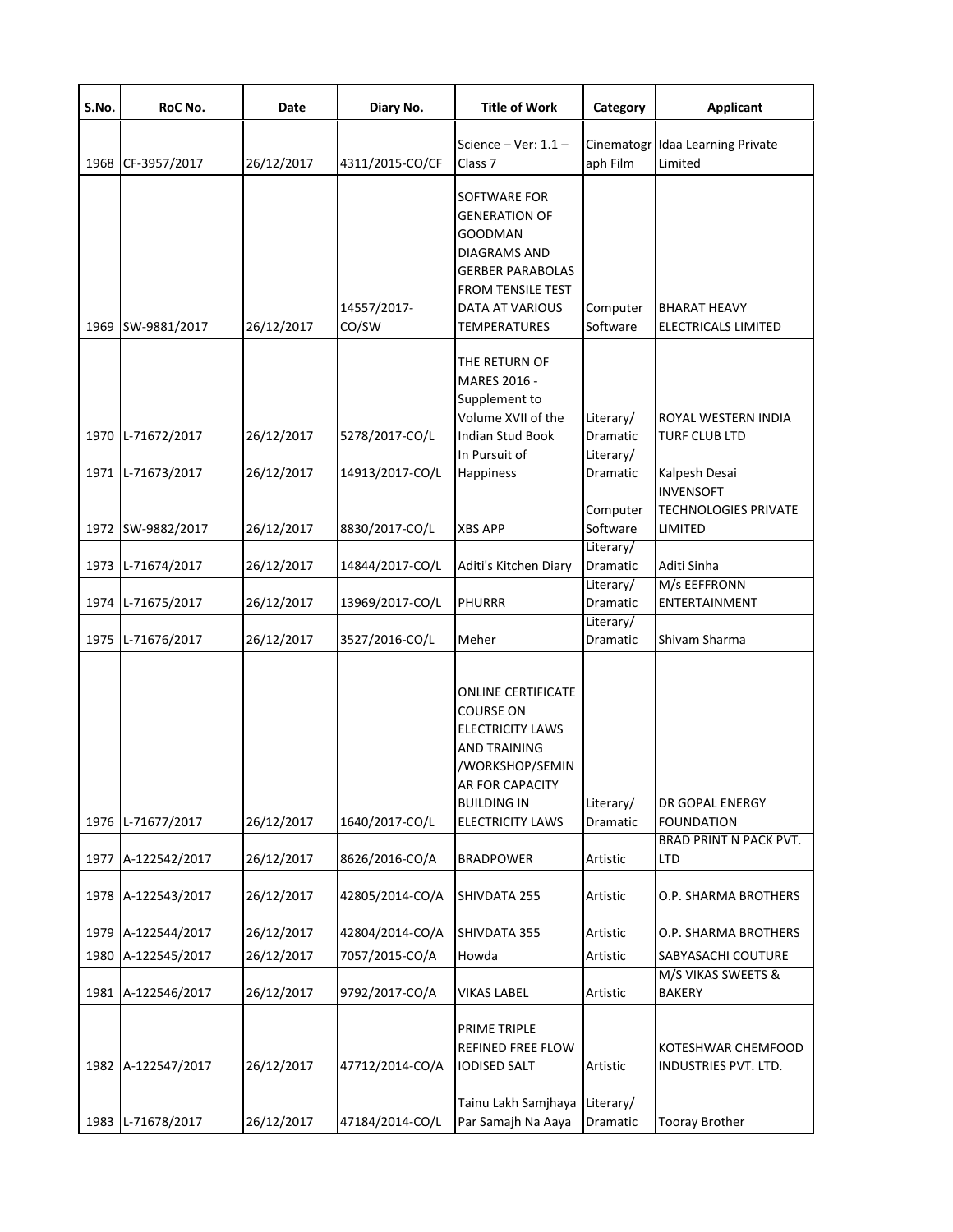| S.No. | RoC No. | Date | Diary No. | Title of Work | Category | Applicant |
|---|---|---|---|---|---|---|
| 1968 | CF-3957/2017 | 26/12/2017 | 4311/2015-CO/CF | Science – Ver: 1.1 – Class 7 | Cinematograph Film | Idaa Learning Private Limited |
| 1969 | SW-9881/2017 | 26/12/2017 | 14557/2017-CO/SW | SOFTWARE FOR GENERATION OF GOODMAN DIAGRAMS AND GERBER PARABOLAS FROM TENSILE TEST DATA AT VARIOUS TEMPERATURES | Computer Software | BHARAT HEAVY ELECTRICALS LIMITED |
| 1970 | L-71672/2017 | 26/12/2017 | 5278/2017-CO/L | THE RETURN OF MARES 2016 - Supplement to Volume XVII of the Indian Stud Book | Literary/ Dramatic | ROYAL WESTERN INDIA TURF CLUB LTD |
| 1971 | L-71673/2017 | 26/12/2017 | 14913/2017-CO/L | In Pursuit of Happiness | Literary/ Dramatic | Kalpesh Desai |
| 1972 | SW-9882/2017 | 26/12/2017 | 8830/2017-CO/L | XBS APP | Computer Software | INVENSOFT TECHNOLOGIES PRIVATE LIMITED |
| 1973 | L-71674/2017 | 26/12/2017 | 14844/2017-CO/L | Aditi's Kitchen Diary | Literary/ Dramatic | Aditi Sinha |
| 1974 | L-71675/2017 | 26/12/2017 | 13969/2017-CO/L | PHURRR | Literary/ Dramatic | M/s EEFFRONN ENTERTAINMENT |
| 1975 | L-71676/2017 | 26/12/2017 | 3527/2016-CO/L | Meher | Literary/ Dramatic | Shivam Sharma |
| 1976 | L-71677/2017 | 26/12/2017 | 1640/2017-CO/L | ONLINE CERTIFICATE COURSE ON ELECTRICITY LAWS AND TRAINING /WORKSHOP/SEMINAR FOR CAPACITY BUILDING IN ELECTRICITY LAWS | Literary/ Dramatic | DR GOPAL ENERGY FOUNDATION |
| 1977 | A-122542/2017 | 26/12/2017 | 8626/2016-CO/A | BRADPOWER | Artistic | BRAD PRINT N PACK PVT. LTD |
| 1978 | A-122543/2017 | 26/12/2017 | 42805/2014-CO/A | SHIVDATA 255 | Artistic | O.P. SHARMA BROTHERS |
| 1979 | A-122544/2017 | 26/12/2017 | 42804/2014-CO/A | SHIVDATA 355 | Artistic | O.P. SHARMA BROTHERS |
| 1980 | A-122545/2017 | 26/12/2017 | 7057/2015-CO/A | Howda | Artistic | SABYASACHI COUTURE |
| 1981 | A-122546/2017 | 26/12/2017 | 9792/2017-CO/A | VIKAS LABEL | Artistic | M/S VIKAS SWEETS & BAKERY |
| 1982 | A-122547/2017 | 26/12/2017 | 47712/2014-CO/A | PRIME TRIPLE REFINED FREE FLOW IODISED SALT | Artistic | KOTESHWAR CHEMFOOD INDUSTRIES PVT. LTD. |
| 1983 | L-71678/2017 | 26/12/2017 | 47184/2014-CO/L | Tainu Lakh Samjhaya Par Samajh Na Aaya | Literary/ Dramatic | Tooray Brother |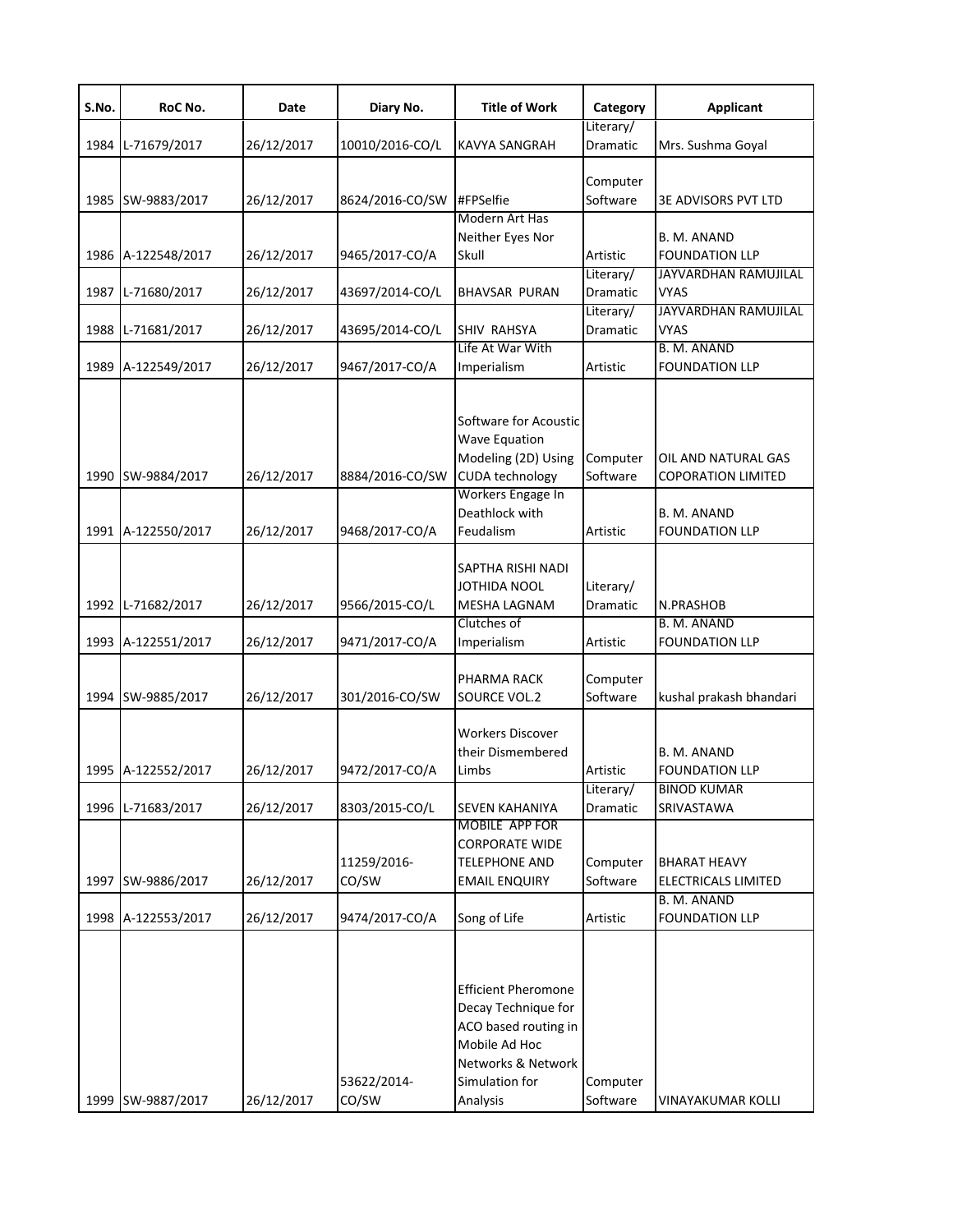| S.No. | RoC No. | Date | Diary No. | Title of Work | Category | Applicant |
|---|---|---|---|---|---|---|
| 1984 | L-71679/2017 | 26/12/2017 | 10010/2016-CO/L | KAVYA SANGRAH | Literary/ Dramatic | Mrs. Sushma Goyal |
| 1985 | SW-9883/2017 | 26/12/2017 | 8624/2016-CO/SW | #FPSelfie | Computer Software | 3E ADVISORS PVT LTD |
| 1986 | A-122548/2017 | 26/12/2017 | 9465/2017-CO/A | Modern Art Has Neither Eyes Nor Skull | Artistic | B. M. ANAND FOUNDATION LLP |
| 1987 | L-71680/2017 | 26/12/2017 | 43697/2014-CO/L | BHAVSAR PURAN | Literary/ Dramatic | JAYVARDHAN RAMUJILAL VYAS |
| 1988 | L-71681/2017 | 26/12/2017 | 43695/2014-CO/L | SHIV RAHSYA | Literary/ Dramatic | JAYVARDHAN RAMUJILAL VYAS |
| 1989 | A-122549/2017 | 26/12/2017 | 9467/2017-CO/A | Life At War With Imperialism | Artistic | B. M. ANAND FOUNDATION LLP |
| 1990 | SW-9884/2017 | 26/12/2017 | 8884/2016-CO/SW | Software for Acoustic Wave Equation Modeling (2D) Using CUDA technology | Computer Software | OIL AND NATURAL GAS COPORATION LIMITED |
| 1991 | A-122550/2017 | 26/12/2017 | 9468/2017-CO/A | Workers Engage In Deathlock with Feudalism | Artistic | B. M. ANAND FOUNDATION LLP |
| 1992 | L-71682/2017 | 26/12/2017 | 9566/2015-CO/L | SAPTHA RISHI NADI JOTHIDA NOOL MESHA LAGNAM | Literary/ Dramatic | N.PRASHOB |
| 1993 | A-122551/2017 | 26/12/2017 | 9471/2017-CO/A | Clutches of Imperialism | Artistic | B. M. ANAND FOUNDATION LLP |
| 1994 | SW-9885/2017 | 26/12/2017 | 301/2016-CO/SW | PHARMA RACK SOURCE VOL.2 | Computer Software | kushal prakash bhandari |
| 1995 | A-122552/2017 | 26/12/2017 | 9472/2017-CO/A | Workers Discover their Dismembered Limbs | Artistic | B. M. ANAND FOUNDATION LLP |
| 1996 | L-71683/2017 | 26/12/2017 | 8303/2015-CO/L | SEVEN KAHANIYA | Literary/ Dramatic | BINOD KUMAR SRIVASTAWA |
| 1997 | SW-9886/2017 | 26/12/2017 | 11259/2016-CO/SW | MOBILE APP FOR CORPORATE WIDE TELEPHONE AND EMAIL ENQUIRY | Computer Software | BHARAT HEAVY ELECTRICALS LIMITED |
| 1998 | A-122553/2017 | 26/12/2017 | 9474/2017-CO/A | Song of Life | Artistic | B. M. ANAND FOUNDATION LLP |
| 1999 | SW-9887/2017 | 26/12/2017 | 53622/2014-CO/SW | Efficient Pheromone Decay Technique for ACO based routing in Mobile Ad Hoc Networks & Network Simulation for Analysis | Computer Software | VINAYAKUMAR KOLLI |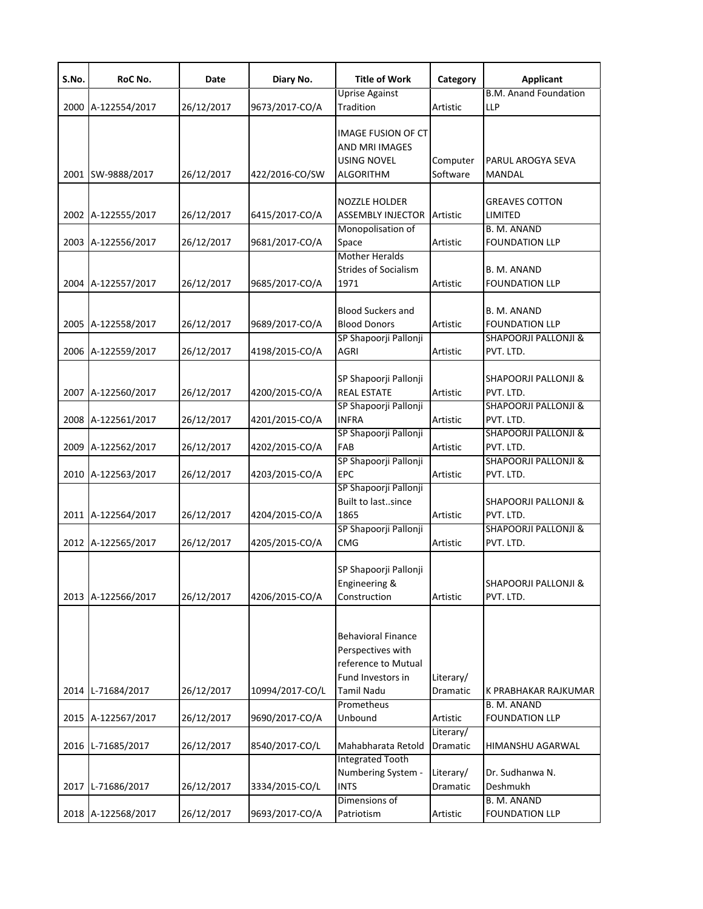| S.No. | RoC No. | Date | Diary No. | Title of Work | Category | Applicant |
|---|---|---|---|---|---|---|
| 2000 | A-122554/2017 | 26/12/2017 | 9673/2017-CO/A | Uprise Against Tradition | Artistic | B.M. Anand Foundation LLP |
| 2001 | SW-9888/2017 | 26/12/2017 | 422/2016-CO/SW | IMAGE FUSION OF CT AND MRI IMAGES USING NOVEL ALGORITHM | Computer Software | PARUL AROGYA SEVA MANDAL |
| 2002 | A-122555/2017 | 26/12/2017 | 6415/2017-CO/A | NOZZLE HOLDER ASSEMBLY INJECTOR | Artistic | GREAVES COTTON LIMITED |
| 2003 | A-122556/2017 | 26/12/2017 | 9681/2017-CO/A | Monopolisation of Space | Artistic | B. M. ANAND FOUNDATION LLP |
| 2004 | A-122557/2017 | 26/12/2017 | 9685/2017-CO/A | Mother Heralds Strides of Socialism 1971 | Artistic | B. M. ANAND FOUNDATION LLP |
| 2005 | A-122558/2017 | 26/12/2017 | 9689/2017-CO/A | Blood Suckers and Blood Donors | Artistic | B. M. ANAND FOUNDATION LLP |
| 2006 | A-122559/2017 | 26/12/2017 | 4198/2015-CO/A | SP Shapoorji Pallonji AGRI | Artistic | SHAPOORJI PALLONJI & PVT. LTD. |
| 2007 | A-122560/2017 | 26/12/2017 | 4200/2015-CO/A | SP Shapoorji Pallonji REAL ESTATE | Artistic | SHAPOORJI PALLONJI & PVT. LTD. |
| 2008 | A-122561/2017 | 26/12/2017 | 4201/2015-CO/A | SP Shapoorji Pallonji INFRA | Artistic | SHAPOORJI PALLONJI & PVT. LTD. |
| 2009 | A-122562/2017 | 26/12/2017 | 4202/2015-CO/A | SP Shapoorji Pallonji FAB | Artistic | SHAPOORJI PALLONJI & PVT. LTD. |
| 2010 | A-122563/2017 | 26/12/2017 | 4203/2015-CO/A | SP Shapoorji Pallonji EPC | Artistic | SHAPOORJI PALLONJI & PVT. LTD. |
| 2011 | A-122564/2017 | 26/12/2017 | 4204/2015-CO/A | SP Shapoorji Pallonji Built to last..since 1865 | Artistic | SHAPOORJI PALLONJI & PVT. LTD. |
| 2012 | A-122565/2017 | 26/12/2017 | 4205/2015-CO/A | SP Shapoorji Pallonji CMG | Artistic | SHAPOORJI PALLONJI & PVT. LTD. |
| 2013 | A-122566/2017 | 26/12/2017 | 4206/2015-CO/A | SP Shapoorji Pallonji Engineering & Construction | Artistic | SHAPOORJI PALLONJI & PVT. LTD. |
| 2014 | L-71684/2017 | 26/12/2017 | 10994/2017-CO/L | Behavioral Finance Perspectives with reference to Mutual Fund Investors in Tamil Nadu | Literary/ Dramatic | K PRABHAKAR RAJKUMAR |
| 2015 | A-122567/2017 | 26/12/2017 | 9690/2017-CO/A | Prometheus Unbound | Artistic | B. M. ANAND FOUNDATION LLP |
| 2016 | L-71685/2017 | 26/12/2017 | 8540/2017-CO/L | Mahabharata Retold | Literary/ Dramatic | HIMANSHU AGARWAL |
| 2017 | L-71686/2017 | 26/12/2017 | 3334/2015-CO/L | Integrated Tooth Numbering System - INTS | Literary/ Dramatic | Dr. Sudhanwa N. Deshmukh |
| 2018 | A-122568/2017 | 26/12/2017 | 9693/2017-CO/A | Dimensions of Patriotism | Artistic | B. M. ANAND FOUNDATION LLP |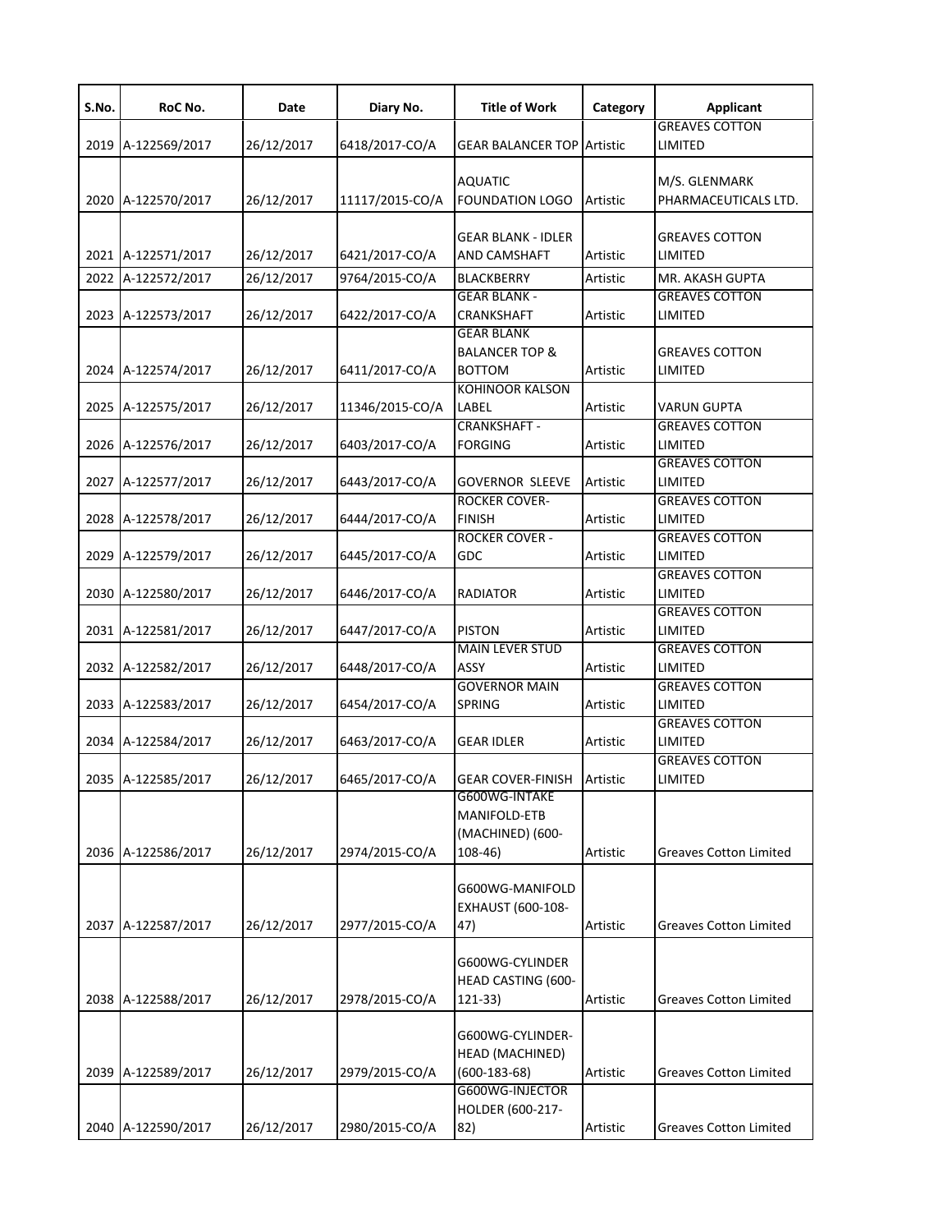| S.No. | RoC No. | Date | Diary No. | Title of Work | Category | Applicant |
|---|---|---|---|---|---|---|
| 2019 | A-122569/2017 | 26/12/2017 | 6418/2017-CO/A | GEAR BALANCER TOP | Artistic | GREAVES COTTON LIMITED |
| 2020 | A-122570/2017 | 26/12/2017 | 11117/2015-CO/A | AQUATIC FOUNDATION LOGO | Artistic | M/S. GLENMARK PHARMACEUTICALS LTD. |
| 2021 | A-122571/2017 | 26/12/2017 | 6421/2017-CO/A | GEAR BLANK - IDLER AND CAMSHAFT | Artistic | GREAVES COTTON LIMITED |
| 2022 | A-122572/2017 | 26/12/2017 | 9764/2015-CO/A | BLACKBERRY | Artistic | MR. AKASH GUPTA |
| 2023 | A-122573/2017 | 26/12/2017 | 6422/2017-CO/A | GEAR BLANK - CRANKSHAFT | Artistic | GREAVES COTTON LIMITED |
| 2024 | A-122574/2017 | 26/12/2017 | 6411/2017-CO/A | GEAR BLANK BALANCER TOP & BOTTOM | Artistic | GREAVES COTTON LIMITED |
| 2025 | A-122575/2017 | 26/12/2017 | 11346/2015-CO/A | KOHINOOR KALSON LABEL | Artistic | VARUN GUPTA |
| 2026 | A-122576/2017 | 26/12/2017 | 6403/2017-CO/A | CRANKSHAFT - FORGING | Artistic | GREAVES COTTON LIMITED |
| 2027 | A-122577/2017 | 26/12/2017 | 6443/2017-CO/A | GOVERNOR SLEEVE | Artistic | GREAVES COTTON LIMITED |
| 2028 | A-122578/2017 | 26/12/2017 | 6444/2017-CO/A | ROCKER COVER-FINISH | Artistic | GREAVES COTTON LIMITED |
| 2029 | A-122579/2017 | 26/12/2017 | 6445/2017-CO/A | ROCKER COVER - GDC | Artistic | GREAVES COTTON LIMITED |
| 2030 | A-122580/2017 | 26/12/2017 | 6446/2017-CO/A | RADIATOR | Artistic | GREAVES COTTON LIMITED |
| 2031 | A-122581/2017 | 26/12/2017 | 6447/2017-CO/A | PISTON | Artistic | GREAVES COTTON LIMITED |
| 2032 | A-122582/2017 | 26/12/2017 | 6448/2017-CO/A | MAIN LEVER STUD ASSY | Artistic | GREAVES COTTON LIMITED |
| 2033 | A-122583/2017 | 26/12/2017 | 6454/2017-CO/A | GOVERNOR MAIN SPRING | Artistic | GREAVES COTTON LIMITED |
| 2034 | A-122584/2017 | 26/12/2017 | 6463/2017-CO/A | GEAR IDLER | Artistic | GREAVES COTTON LIMITED |
| 2035 | A-122585/2017 | 26/12/2017 | 6465/2017-CO/A | GEAR COVER-FINISH | Artistic | GREAVES COTTON LIMITED |
| 2036 | A-122586/2017 | 26/12/2017 | 2974/2015-CO/A | G600WG-INTAKE MANIFOLD-ETB (MACHINED) (600-108-46) | Artistic | Greaves Cotton Limited |
| 2037 | A-122587/2017 | 26/12/2017 | 2977/2015-CO/A | G600WG-MANIFOLD EXHAUST (600-108-47) | Artistic | Greaves Cotton Limited |
| 2038 | A-122588/2017 | 26/12/2017 | 2978/2015-CO/A | G600WG-CYLINDER HEAD CASTING (600-121-33) | Artistic | Greaves Cotton Limited |
| 2039 | A-122589/2017 | 26/12/2017 | 2979/2015-CO/A | G600WG-CYLINDER-HEAD (MACHINED) (600-183-68) | Artistic | Greaves Cotton Limited |
| 2040 | A-122590/2017 | 26/12/2017 | 2980/2015-CO/A | G600WG-INJECTOR HOLDER (600-217-82) | Artistic | Greaves Cotton Limited |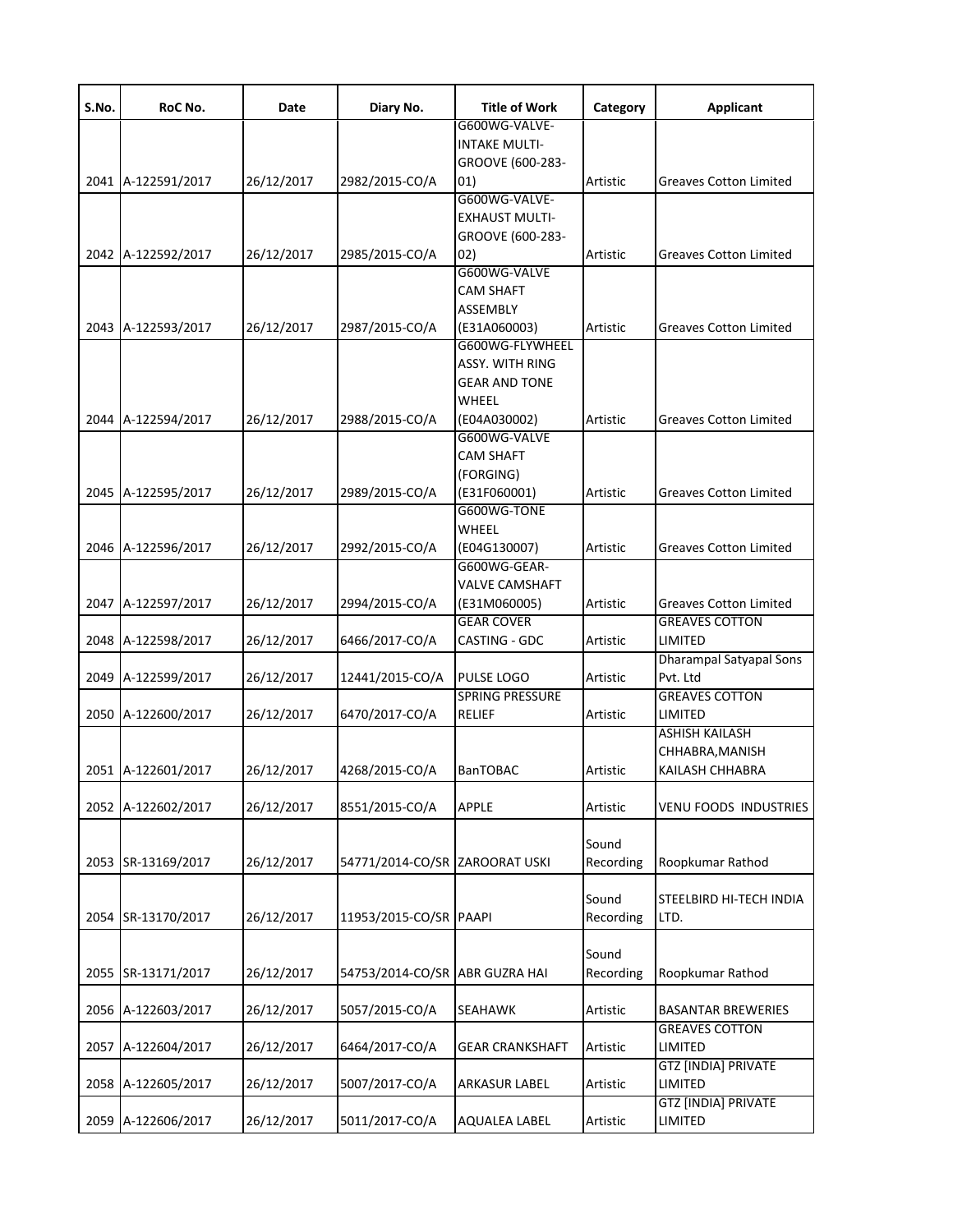| S.No. | RoC No. | Date | Diary No. | Title of Work | Category | Applicant |
|---|---|---|---|---|---|---|
| 2041 | A-122591/2017 | 26/12/2017 | 2982/2015-CO/A | G600WG-VALVE-INTAKE MULTI-GROOVE (600-283-01) | Artistic | Greaves Cotton Limited |
| 2042 | A-122592/2017 | 26/12/2017 | 2985/2015-CO/A | G600WG-VALVE-EXHAUST MULTI-GROOVE (600-283-02) | Artistic | Greaves Cotton Limited |
| 2043 | A-122593/2017 | 26/12/2017 | 2987/2015-CO/A | G600WG-VALVE CAM SHAFT ASSEMBLY (E31A060003) | Artistic | Greaves Cotton Limited |
| 2044 | A-122594/2017 | 26/12/2017 | 2988/2015-CO/A | G600WG-FLYWHEEL ASSY. WITH RING GEAR AND TONE WHEEL (E04A030002) | Artistic | Greaves Cotton Limited |
| 2045 | A-122595/2017 | 26/12/2017 | 2989/2015-CO/A | G600WG-VALVE CAM SHAFT (FORGING) (E31F060001) | Artistic | Greaves Cotton Limited |
| 2046 | A-122596/2017 | 26/12/2017 | 2992/2015-CO/A | G600WG-TONE WHEEL (E04G130007) | Artistic | Greaves Cotton Limited |
| 2047 | A-122597/2017 | 26/12/2017 | 2994/2015-CO/A | G600WG-GEAR-VALVE CAMSHAFT (E31M060005) | Artistic | Greaves Cotton Limited |
| 2048 | A-122598/2017 | 26/12/2017 | 6466/2017-CO/A | GEAR COVER CASTING - GDC | Artistic | GREAVES COTTON LIMITED |
| 2049 | A-122599/2017 | 26/12/2017 | 12441/2015-CO/A | PULSE LOGO | Artistic | Dharampal Satyapal Sons Pvt. Ltd |
| 2050 | A-122600/2017 | 26/12/2017 | 6470/2017-CO/A | SPRING PRESSURE RELIEF | Artistic | GREAVES COTTON LIMITED |
| 2051 | A-122601/2017 | 26/12/2017 | 4268/2015-CO/A | BanTOBAC | Artistic | ASHISH KAILASH CHHABRA,MANISH KAILASH CHHABRA |
| 2052 | A-122602/2017 | 26/12/2017 | 8551/2015-CO/A | APPLE | Artistic | VENU FOODS INDUSTRIES |
| 2053 | SR-13169/2017 | 26/12/2017 | 54771/2014-CO/SR | ZAROORAT USKI | Sound Recording | Roopkumar Rathod |
| 2054 | SR-13170/2017 | 26/12/2017 | 11953/2015-CO/SR | PAAPI | Sound Recording | STEELBIRD HI-TECH INDIA LTD. |
| 2055 | SR-13171/2017 | 26/12/2017 | 54753/2014-CO/SR | ABR GUZRA HAI | Sound Recording | Roopkumar Rathod |
| 2056 | A-122603/2017 | 26/12/2017 | 5057/2015-CO/A | SEAHAWK | Artistic | BASANTAR BREWERIES |
| 2057 | A-122604/2017 | 26/12/2017 | 6464/2017-CO/A | GEAR CRANKSHAFT | Artistic | GREAVES COTTON LIMITED |
| 2058 | A-122605/2017 | 26/12/2017 | 5007/2017-CO/A | ARKASUR LABEL | Artistic | GTZ [INDIA] PRIVATE LIMITED |
| 2059 | A-122606/2017 | 26/12/2017 | 5011/2017-CO/A | AQUALEA LABEL | Artistic | GTZ [INDIA] PRIVATE LIMITED |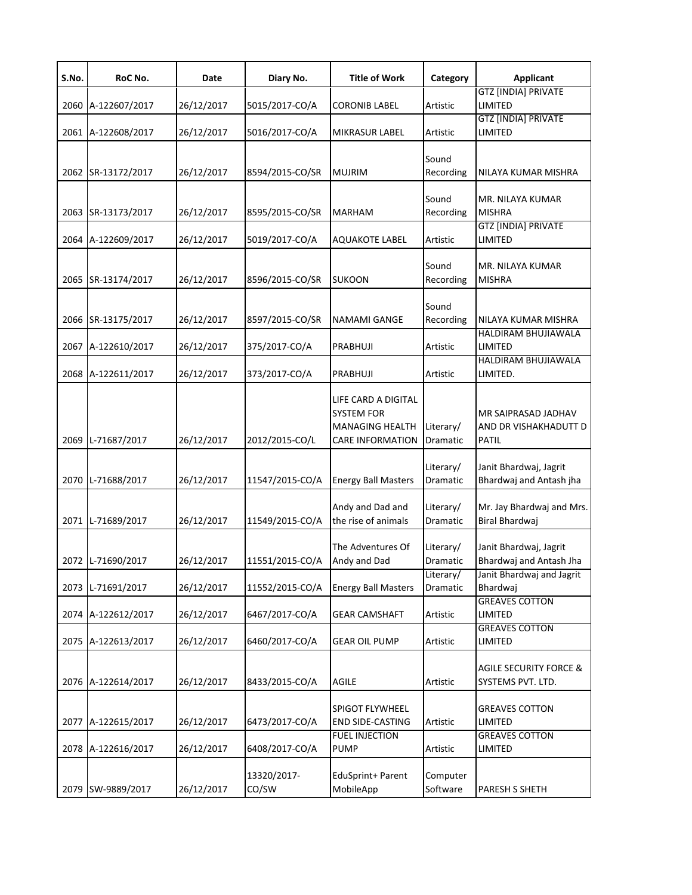| S.No. | RoC No. | Date | Diary No. | Title of Work | Category | Applicant |
|---|---|---|---|---|---|---|
| 2060 | A-122607/2017 | 26/12/2017 | 5015/2017-CO/A | CORONIB LABEL | Artistic | GTZ [INDIA] PRIVATE LIMITED |
| 2061 | A-122608/2017 | 26/12/2017 | 5016/2017-CO/A | MIKRASUR LABEL | Artistic | GTZ [INDIA] PRIVATE LIMITED |
| 2062 | SR-13172/2017 | 26/12/2017 | 8594/2015-CO/SR | MUJRIM | Sound Recording | NILAYA KUMAR MISHRA |
| 2063 | SR-13173/2017 | 26/12/2017 | 8595/2015-CO/SR | MARHAM | Sound Recording | MR. NILAYA KUMAR MISHRA |
| 2064 | A-122609/2017 | 26/12/2017 | 5019/2017-CO/A | AQUAKOTE LABEL | Artistic | GTZ [INDIA] PRIVATE LIMITED |
| 2065 | SR-13174/2017 | 26/12/2017 | 8596/2015-CO/SR | SUKOON | Sound Recording | MR. NILAYA KUMAR MISHRA |
| 2066 | SR-13175/2017 | 26/12/2017 | 8597/2015-CO/SR | NAMAMI GANGE | Sound Recording | NILAYA KUMAR MISHRA |
| 2067 | A-122610/2017 | 26/12/2017 | 375/2017-CO/A | PRABHUJI | Artistic | HALDIRAM BHUJIAWALA LIMITED |
| 2068 | A-122611/2017 | 26/12/2017 | 373/2017-CO/A | PRABHUJI | Artistic | HALDIRAM BHUJIAWALA LIMITED. |
| 2069 | L-71687/2017 | 26/12/2017 | 2012/2015-CO/L | LIFE CARD A DIGITAL SYSTEM FOR MANAGING HEALTH CARE INFORMATION | Literary/ Dramatic | MR SAIPRASAD JADHAV AND DR VISHAKHADUTT D PATIL |
| 2070 | L-71688/2017 | 26/12/2017 | 11547/2015-CO/A | Energy Ball Masters | Literary/ Dramatic | Janit Bhardwaj, Jagrit Bhardwaj and Antash jha |
| 2071 | L-71689/2017 | 26/12/2017 | 11549/2015-CO/A | Andy and Dad and the rise of animals | Literary/ Dramatic | Mr. Jay Bhardwaj and Mrs. Biral Bhardwaj |
| 2072 | L-71690/2017 | 26/12/2017 | 11551/2015-CO/A | The Adventures Of Andy and Dad | Literary/ Dramatic | Janit Bhardwaj, Jagrit Bhardwaj and Antash Jha |
| 2073 | L-71691/2017 | 26/12/2017 | 11552/2015-CO/A | Energy Ball Masters | Literary/ Dramatic | Janit Bhardwaj and Jagrit Bhardwaj |
| 2074 | A-122612/2017 | 26/12/2017 | 6467/2017-CO/A | GEAR CAMSHAFT | Artistic | GREAVES COTTON LIMITED |
| 2075 | A-122613/2017 | 26/12/2017 | 6460/2017-CO/A | GEAR OIL PUMP | Artistic | GREAVES COTTON LIMITED |
| 2076 | A-122614/2017 | 26/12/2017 | 8433/2015-CO/A | AGILE | Artistic | AGILE SECURITY FORCE & SYSTEMS PVT. LTD. |
| 2077 | A-122615/2017 | 26/12/2017 | 6473/2017-CO/A | SPIGOT FLYWHEEL END SIDE-CASTING | Artistic | GREAVES COTTON LIMITED |
| 2078 | A-122616/2017 | 26/12/2017 | 6408/2017-CO/A | FUEL INJECTION PUMP | Artistic | GREAVES COTTON LIMITED |
| 2079 | SW-9889/2017 | 26/12/2017 | 13320/2017-CO/SW | EduSprint+ Parent MobileApp | Computer Software | PARESH S SHETH |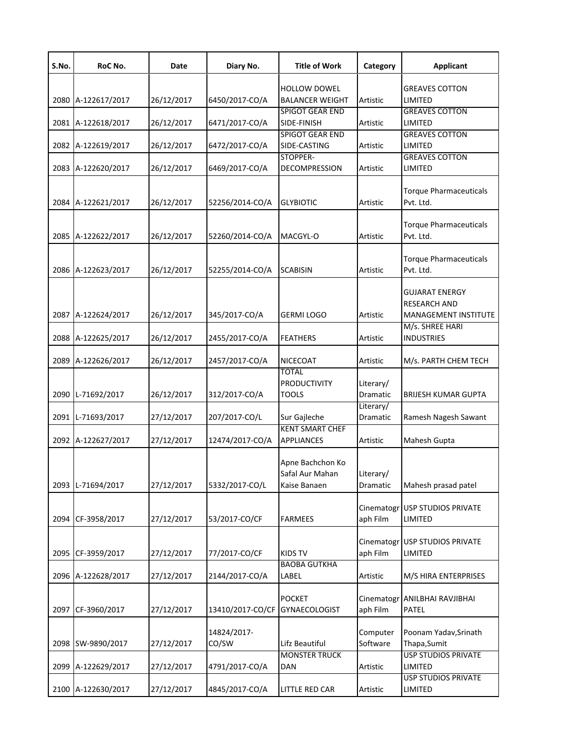| S.No. | RoC No. | Date | Diary No. | Title of Work | Category | Applicant |
|---|---|---|---|---|---|---|
| 2080 | A-122617/2017 | 26/12/2017 | 6450/2017-CO/A | HOLLOW DOWEL BALANCER WEIGHT | Artistic | GREAVES COTTON LIMITED |
| 2081 | A-122618/2017 | 26/12/2017 | 6471/2017-CO/A | SPIGOT GEAR END SIDE-FINISH | Artistic | GREAVES COTTON LIMITED |
| 2082 | A-122619/2017 | 26/12/2017 | 6472/2017-CO/A | SPIGOT GEAR END SIDE-CASTING | Artistic | GREAVES COTTON LIMITED |
| 2083 | A-122620/2017 | 26/12/2017 | 6469/2017-CO/A | STOPPER-DECOMPRESSION | Artistic | GREAVES COTTON LIMITED |
| 2084 | A-122621/2017 | 26/12/2017 | 52256/2014-CO/A | GLYBIOTIC | Artistic | Torque Pharmaceuticals Pvt. Ltd. |
| 2085 | A-122622/2017 | 26/12/2017 | 52260/2014-CO/A | MACGYL-O | Artistic | Torque Pharmaceuticals Pvt. Ltd. |
| 2086 | A-122623/2017 | 26/12/2017 | 52255/2014-CO/A | SCABISIN | Artistic | Torque Pharmaceuticals Pvt. Ltd. |
| 2087 | A-122624/2017 | 26/12/2017 | 345/2017-CO/A | GERMI LOGO | Artistic | GUJARAT ENERGY RESEARCH AND MANAGEMENT INSTITUTE |
| 2088 | A-122625/2017 | 26/12/2017 | 2455/2017-CO/A | FEATHERS | Artistic | M/s. SHREE HARI INDUSTRIES |
| 2089 | A-122626/2017 | 26/12/2017 | 2457/2017-CO/A | NICECOAT | Artistic | M/s. PARTH CHEM TECH |
| 2090 | L-71692/2017 | 26/12/2017 | 312/2017-CO/A | TOTAL PRODUCTIVITY TOOLS | Literary/ Dramatic | BRIJESH KUMAR GUPTA |
| 2091 | L-71693/2017 | 27/12/2017 | 207/2017-CO/L | Sur Gajleche | Literary/ Dramatic | Ramesh Nagesh Sawant |
| 2092 | A-122627/2017 | 27/12/2017 | 12474/2017-CO/A | KENT SMART CHEF APPLIANCES | Artistic | Mahesh Gupta |
| 2093 | L-71694/2017 | 27/12/2017 | 5332/2017-CO/L | Apne Bachchon Ko Safal Aur Mahan Kaise Banaen | Literary/ Dramatic | Mahesh prasad patel |
| 2094 | CF-3958/2017 | 27/12/2017 | 53/2017-CO/CF | FARMEES | Cinematograph Film | USP STUDIOS PRIVATE LIMITED |
| 2095 | CF-3959/2017 | 27/12/2017 | 77/2017-CO/CF | KIDS TV | Cinematograph Film | USP STUDIOS PRIVATE LIMITED |
| 2096 | A-122628/2017 | 27/12/2017 | 2144/2017-CO/A | BAOBA GUTKHA LABEL | Artistic | M/S HIRA ENTERPRISES |
| 2097 | CF-3960/2017 | 27/12/2017 | 13410/2017-CO/CF | POCKET GYNAECOLOGIST | Cinematograph Film | ANILBHAI RAVJIBHAI PATEL |
| 2098 | SW-9890/2017 | 27/12/2017 | 14824/2017-CO/SW | Lifz Beautiful | Computer Software | Poonam Yadav,Srinath Thapa,Sumit |
| 2099 | A-122629/2017 | 27/12/2017 | 4791/2017-CO/A | MONSTER TRUCK DAN | Artistic | USP STUDIOS PRIVATE LIMITED |
| 2100 | A-122630/2017 | 27/12/2017 | 4845/2017-CO/A | LITTLE RED CAR | Artistic | USP STUDIOS PRIVATE LIMITED |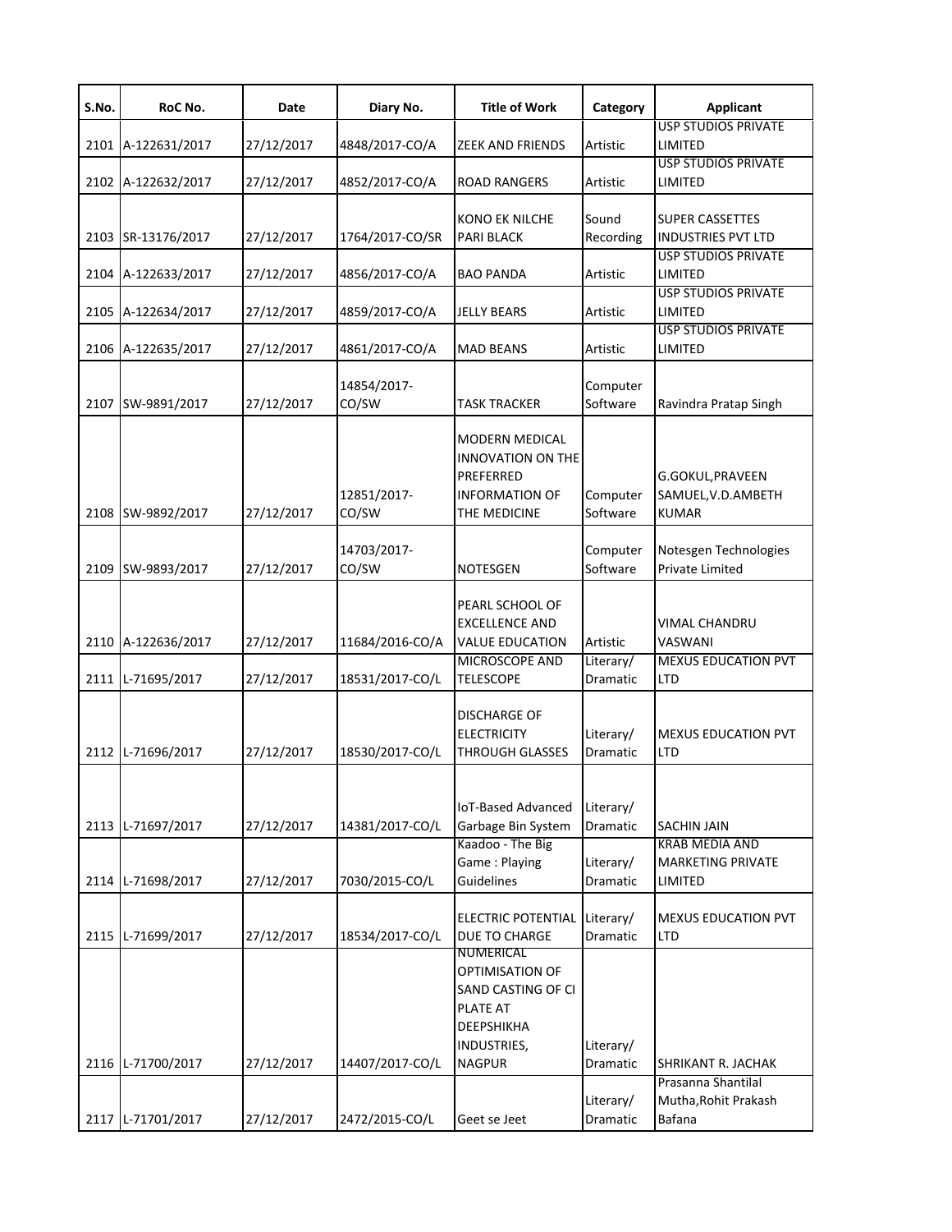| S.No. | RoC No. | Date | Diary No. | Title of Work | Category | Applicant |
|---|---|---|---|---|---|---|
| 2101 | A-122631/2017 | 27/12/2017 | 4848/2017-CO/A | ZEEK AND FRIENDS | Artistic | USP STUDIOS PRIVATE LIMITED |
| 2102 | A-122632/2017 | 27/12/2017 | 4852/2017-CO/A | ROAD RANGERS | Artistic | USP STUDIOS PRIVATE LIMITED |
| 2103 | SR-13176/2017 | 27/12/2017 | 1764/2017-CO/SR | KONO EK NILCHE PARI BLACK | Sound Recording | SUPER CASSETTES INDUSTRIES PVT LTD |
| 2104 | A-122633/2017 | 27/12/2017 | 4856/2017-CO/A | BAO PANDA | Artistic | USP STUDIOS PRIVATE LIMITED |
| 2105 | A-122634/2017 | 27/12/2017 | 4859/2017-CO/A | JELLY BEARS | Artistic | USP STUDIOS PRIVATE LIMITED |
| 2106 | A-122635/2017 | 27/12/2017 | 4861/2017-CO/A | MAD BEANS | Artistic | USP STUDIOS PRIVATE LIMITED |
| 2107 | SW-9891/2017 | 27/12/2017 | 14854/2017-CO/SW | TASK TRACKER | Computer Software | Ravindra Pratap Singh |
| 2108 | SW-9892/2017 | 27/12/2017 | 12851/2017-CO/SW | MODERN MEDICAL INNOVATION ON THE PREFERRED INFORMATION OF THE MEDICINE | Computer Software | G.GOKUL,PRAVEEN SAMUEL,V.D.AMBETH KUMAR |
| 2109 | SW-9893/2017 | 27/12/2017 | 14703/2017-CO/SW | NOTESGEN | Computer Software | Notesgen Technologies Private Limited |
| 2110 | A-122636/2017 | 27/12/2017 | 11684/2016-CO/A | PEARL SCHOOL OF EXCELLENCE AND VALUE EDUCATION | Artistic | VIMAL CHANDRU VASWANI |
| 2111 | L-71695/2017 | 27/12/2017 | 18531/2017-CO/L | MICROSCOPE AND TELESCOPE | Literary/ Dramatic | MEXUS EDUCATION PVT LTD |
| 2112 | L-71696/2017 | 27/12/2017 | 18530/2017-CO/L | DISCHARGE OF ELECTRICITY THROUGH GLASSES | Literary/ Dramatic | MEXUS EDUCATION PVT LTD |
| 2113 | L-71697/2017 | 27/12/2017 | 14381/2017-CO/L | IoT-Based Advanced Garbage Bin System | Literary/ Dramatic | SACHIN JAIN |
| 2114 | L-71698/2017 | 27/12/2017 | 7030/2015-CO/L | Kaadoo - The Big Game : Playing Guidelines | Literary/ Dramatic | KRAB MEDIA AND MARKETING PRIVATE LIMITED |
| 2115 | L-71699/2017 | 27/12/2017 | 18534/2017-CO/L | ELECTRIC POTENTIAL DUE TO CHARGE | Literary/ Dramatic | MEXUS EDUCATION PVT LTD |
| 2116 | L-71700/2017 | 27/12/2017 | 14407/2017-CO/L | NUMERICAL OPTIMISATION OF SAND CASTING OF CI PLATE AT DEEPSHIKHA INDUSTRIES, NAGPUR | Literary/ Dramatic | SHRIKANT R. JACHAK |
| 2117 | L-71701/2017 | 27/12/2017 | 2472/2015-CO/L | Geet se Jeet | Literary/ Dramatic | Prasanna Shantilal Mutha,Rohit Prakash Bafana |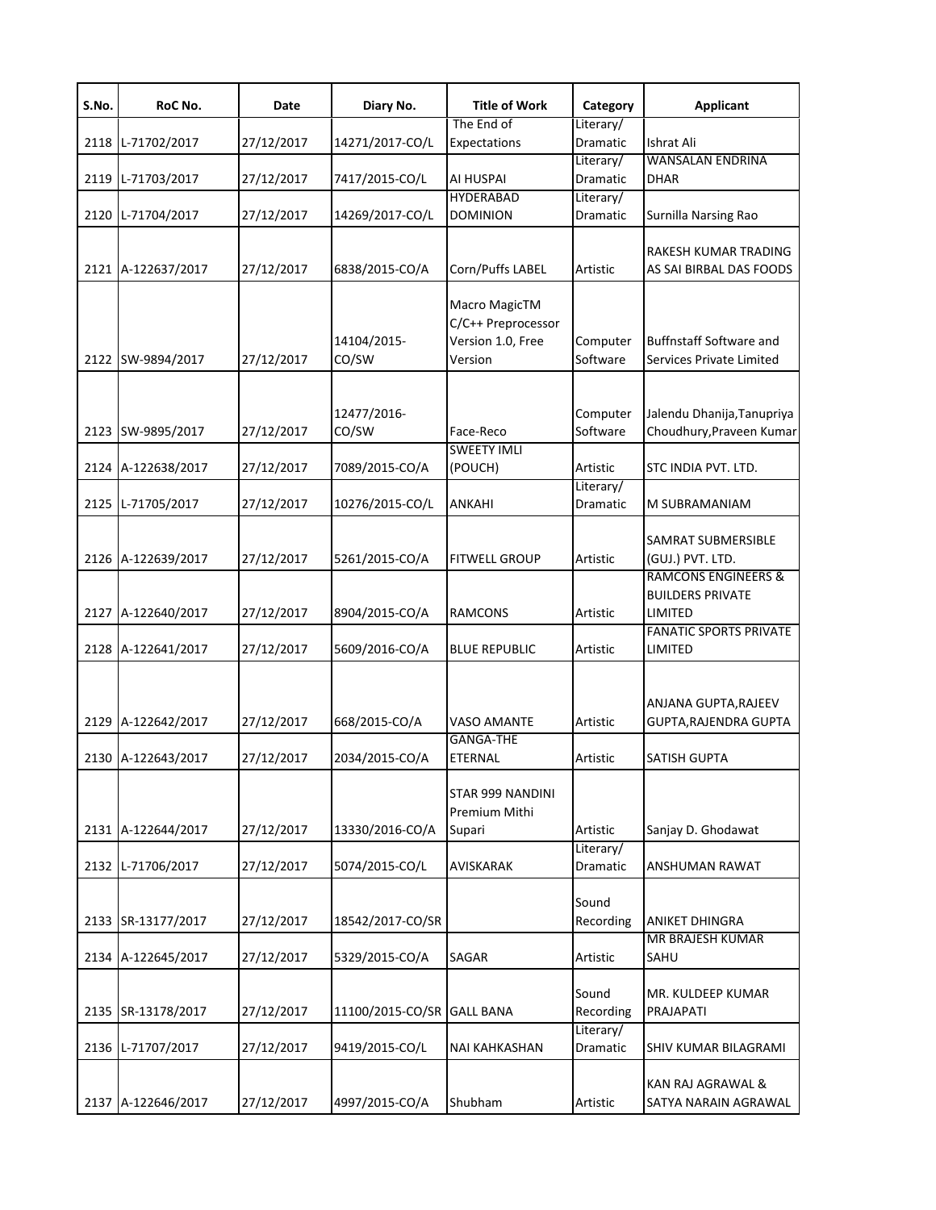| S.No. | RoC No. | Date | Diary No. | Title of Work | Category | Applicant |
|---|---|---|---|---|---|---|
| 2118 | L-71702/2017 | 27/12/2017 | 14271/2017-CO/L | The End of Expectations | Literary/ Dramatic | Ishrat Ali |
| 2119 | L-71703/2017 | 27/12/2017 | 7417/2015-CO/L | AI HUSPAI | Literary/ Dramatic | WANSALAN ENDRINA DHAR |
| 2120 | L-71704/2017 | 27/12/2017 | 14269/2017-CO/L | HYDERABAD DOMINION | Literary/ Dramatic | Surnilla Narsing Rao |
| 2121 | A-122637/2017 | 27/12/2017 | 6838/2015-CO/A | Corn/Puffs LABEL | Artistic | RAKESH KUMAR TRADING AS SAI BIRBAL DAS FOODS |
| 2122 | SW-9894/2017 | 27/12/2017 | 14104/2015-CO/SW | Macro MagicTM C/C++ Preprocessor Version 1.0, Free Version | Computer Software | Buffnstaff Software and Services Private Limited |
| 2123 | SW-9895/2017 | 27/12/2017 | 12477/2016-CO/SW | Face-Reco | Computer Software | Jalendu Dhanija,Tanupriya Choudhury,Praveen Kumar |
| 2124 | A-122638/2017 | 27/12/2017 | 7089/2015-CO/A | SWEETY IMLI (POUCH) | Artistic | STC INDIA PVT. LTD. |
| 2125 | L-71705/2017 | 27/12/2017 | 10276/2015-CO/L | ANKAHI | Literary/ Dramatic | M SUBRAMANIAM |
| 2126 | A-122639/2017 | 27/12/2017 | 5261/2015-CO/A | FITWELL GROUP | Artistic | SAMRAT SUBMERSIBLE (GUJ.) PVT. LTD. |
| 2127 | A-122640/2017 | 27/12/2017 | 8904/2015-CO/A | RAMCONS | Artistic | RAMCONS ENGINEERS & BUILDERS PRIVATE LIMITED |
| 2128 | A-122641/2017 | 27/12/2017 | 5609/2016-CO/A | BLUE REPUBLIC | Artistic | FANATIC SPORTS PRIVATE LIMITED |
| 2129 | A-122642/2017 | 27/12/2017 | 668/2015-CO/A | VASO AMANTE | Artistic | ANJANA GUPTA,RAJEEV GUPTA,RAJENDRA GUPTA |
| 2130 | A-122643/2017 | 27/12/2017 | 2034/2015-CO/A | GANGA-THE ETERNAL | Artistic | SATISH GUPTA |
| 2131 | A-122644/2017 | 27/12/2017 | 13330/2016-CO/A | STAR 999 NANDINI Premium Mithi Supari | Artistic | Sanjay D. Ghodawat |
| 2132 | L-71706/2017 | 27/12/2017 | 5074/2015-CO/L | AVISKARAK | Literary/ Dramatic | ANSHUMAN RAWAT |
| 2133 | SR-13177/2017 | 27/12/2017 | 18542/2017-CO/SR | | Sound Recording | ANIKET DHINGRA |
| 2134 | A-122645/2017 | 27/12/2017 | 5329/2015-CO/A | SAGAR | Artistic | MR BRAJESH KUMAR SAHU |
| 2135 | SR-13178/2017 | 27/12/2017 | 11100/2015-CO/SR | GALL BANA | Sound Recording | MR. KULDEEP KUMAR PRAJAPATI |
| 2136 | L-71707/2017 | 27/12/2017 | 9419/2015-CO/L | NAI KAHKASHAN | Literary/ Dramatic | SHIV KUMAR BILAGRAMI |
| 2137 | A-122646/2017 | 27/12/2017 | 4997/2015-CO/A | Shubham | Artistic | KAN RAJ AGRAWAL & SATYA NARAIN AGRAWAL |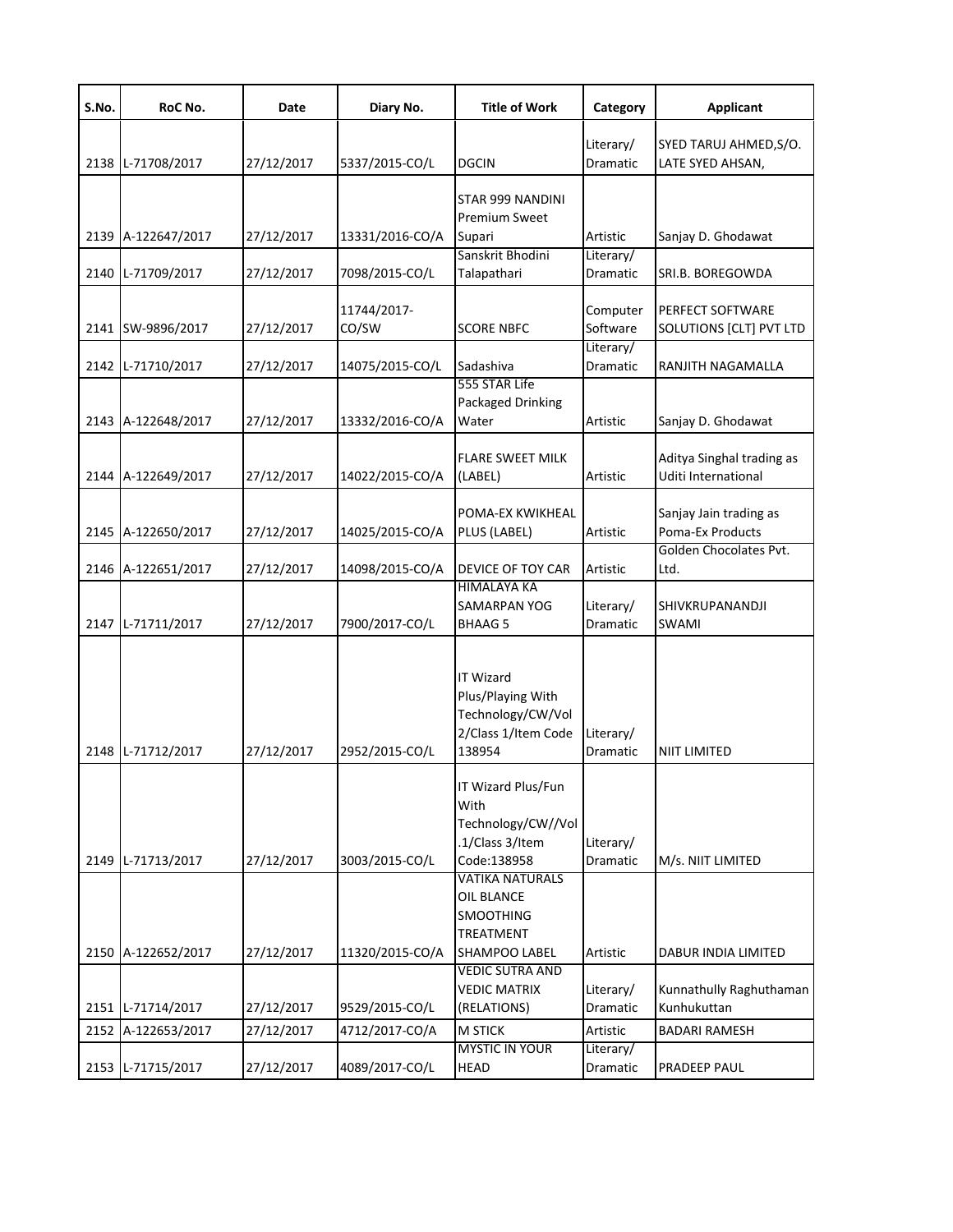| S.No. | RoC No. | Date | Diary No. | Title of Work | Category | Applicant |
|---|---|---|---|---|---|---|
| 2138 | L-71708/2017 | 27/12/2017 | 5337/2015-CO/L | DGCIN | Literary/ Dramatic | SYED TARUJ AHMED,S/O. LATE SYED AHSAN, |
| 2139 | A-122647/2017 | 27/12/2017 | 13331/2016-CO/A | STAR 999 NANDINI Premium Sweet Supari | Artistic | Sanjay D. Ghodawat |
| 2140 | L-71709/2017 | 27/12/2017 | 7098/2015-CO/L | Sanskrit Bhodini Talapathari | Literary/ Dramatic | SRI.B. BOREGOWDA |
| 2141 | SW-9896/2017 | 27/12/2017 | 11744/2017-CO/SW | SCORE NBFC | Computer Software | PERFECT SOFTWARE SOLUTIONS [CLT] PVT LTD |
| 2142 | L-71710/2017 | 27/12/2017 | 14075/2015-CO/L | Sadashiva | Literary/ Dramatic | RANJITH NAGAMALLA |
| 2143 | A-122648/2017 | 27/12/2017 | 13332/2016-CO/A | 555 STAR Life Packaged Drinking Water | Artistic | Sanjay D. Ghodawat |
| 2144 | A-122649/2017 | 27/12/2017 | 14022/2015-CO/A | FLARE SWEET MILK (LABEL) | Artistic | Aditya Singhal trading as Uditi International |
| 2145 | A-122650/2017 | 27/12/2017 | 14025/2015-CO/A | POMA-EX KWIKHEAL PLUS (LABEL) | Artistic | Sanjay Jain trading as Poma-Ex Products |
| 2146 | A-122651/2017 | 27/12/2017 | 14098/2015-CO/A | DEVICE OF TOY CAR | Artistic | Golden Chocolates Pvt. Ltd. |
| 2147 | L-71711/2017 | 27/12/2017 | 7900/2017-CO/L | HIMALAYA KA SAMARPAN YOG BHAAG 5 | Literary/ Dramatic | SHIVKRUPANANDJI SWAMI |
| 2148 | L-71712/2017 | 27/12/2017 | 2952/2015-CO/L | IT Wizard Plus/Playing With Technology/CW/Vol 2/Class 1/Item Code 138954 | Literary/ Dramatic | NIIT LIMITED |
| 2149 | L-71713/2017 | 27/12/2017 | 3003/2015-CO/L | IT Wizard Plus/Fun With Technology/CW//Vol .1/Class 3/Item Code:138958 | Literary/ Dramatic | M/s. NIIT LIMITED |
| 2150 | A-122652/2017 | 27/12/2017 | 11320/2015-CO/A | VATIKA NATURALS OIL BLANCE SMOOTHING TREATMENT SHAMPOO LABEL | Artistic | DABUR INDIA LIMITED |
| 2151 | L-71714/2017 | 27/12/2017 | 9529/2015-CO/L | VEDIC SUTRA AND VEDIC MATRIX (RELATIONS) | Literary/ Dramatic | Kunnathully Raghuthaman Kunhukuttan |
| 2152 | A-122653/2017 | 27/12/2017 | 4712/2017-CO/A | M STICK | Artistic | BADARI RAMESH |
| 2153 | L-71715/2017 | 27/12/2017 | 4089/2017-CO/L | MYSTIC IN YOUR HEAD | Literary/ Dramatic | PRADEEP PAUL |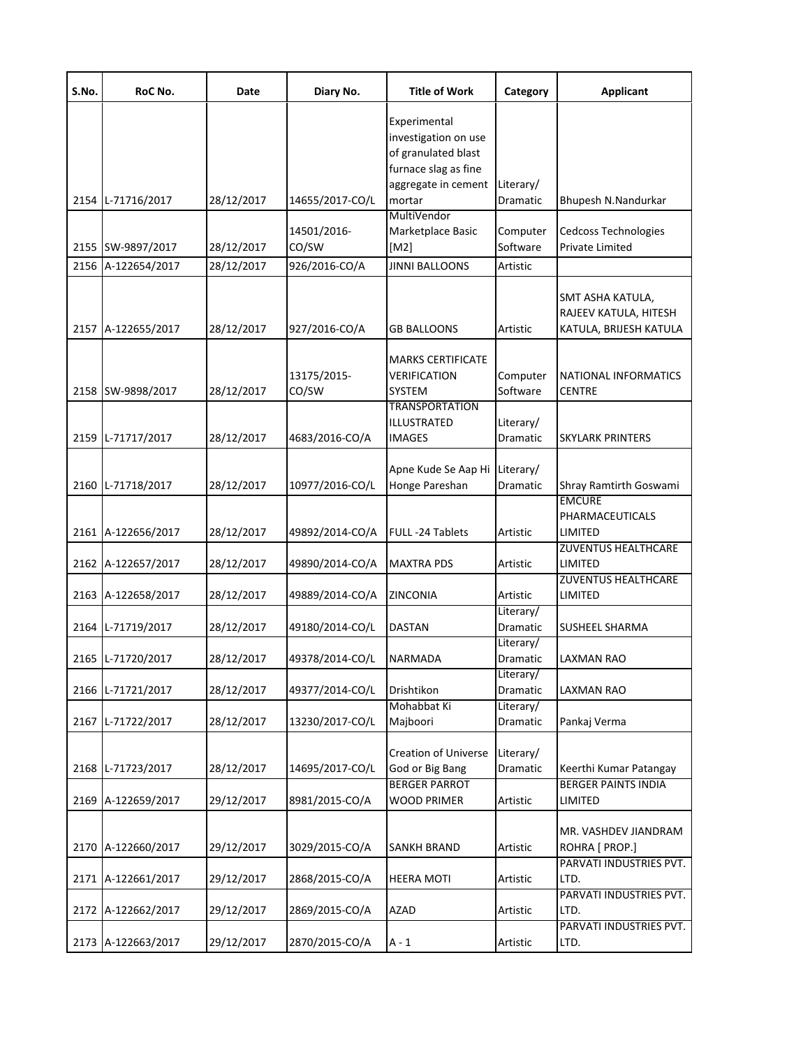| S.No. | RoC No. | Date | Diary No. | Title of Work | Category | Applicant |
|---|---|---|---|---|---|---|
| 2154 | L-71716/2017 | 28/12/2017 | 14655/2017-CO/L | Experimental investigation on use of granulated blast furnace slag as fine aggregate in cement mortar | Literary/ Dramatic | Bhupesh N.Nandurkar |
| 2155 | SW-9897/2017 | 28/12/2017 | 14501/2016-CO/SW | MultiVendor Marketplace Basic [M2] | Computer Software | Cedcoss Technologies Private Limited |
| 2156 | A-122654/2017 | 28/12/2017 | 926/2016-CO/A | JINNI BALLOONS | Artistic | |
| 2157 | A-122655/2017 | 28/12/2017 | 927/2016-CO/A | GB BALLOONS | Artistic | SMT ASHA KATULA, RAJEEV KATULA, HITESH KATULA, BRIJESH KATULA |
| 2158 | SW-9898/2017 | 28/12/2017 | 13175/2015-CO/SW | MARKS CERTIFICATE VERIFICATION SYSTEM | Computer Software | NATIONAL INFORMATICS CENTRE |
| 2159 | L-71717/2017 | 28/12/2017 | 4683/2016-CO/A | TRANSPORTATION ILLUSTRATED IMAGES | Literary/ Dramatic | SKYLARK PRINTERS |
| 2160 | L-71718/2017 | 28/12/2017 | 10977/2016-CO/L | Apne Kude Se Aap Hi Honge Pareshan | Literary/ Dramatic | Shray Ramtirth Goswami |
| 2161 | A-122656/2017 | 28/12/2017 | 49892/2014-CO/A | FULL -24 Tablets | Artistic | EMCURE PHARMACEUTICALS LIMITED |
| 2162 | A-122657/2017 | 28/12/2017 | 49890/2014-CO/A | MAXTRA PDS | Artistic | ZUVENTUS HEALTHCARE LIMITED |
| 2163 | A-122658/2017 | 28/12/2017 | 49889/2014-CO/A | ZINCONIA | Artistic | ZUVENTUS HEALTHCARE LIMITED |
| 2164 | L-71719/2017 | 28/12/2017 | 49180/2014-CO/L | DASTAN | Literary/ Dramatic | SUSHEEL SHARMA |
| 2165 | L-71720/2017 | 28/12/2017 | 49378/2014-CO/L | NARMADA | Literary/ Dramatic | LAXMAN RAO |
| 2166 | L-71721/2017 | 28/12/2017 | 49377/2014-CO/L | Drishtikon | Literary/ Dramatic | LAXMAN RAO |
| 2167 | L-71722/2017 | 28/12/2017 | 13230/2017-CO/L | Mohabbat Ki Majboori | Literary/ Dramatic | Pankaj Verma |
| 2168 | L-71723/2017 | 28/12/2017 | 14695/2017-CO/L | Creation of Universe God or Big Bang | Literary/ Dramatic | Keerthi Kumar Patangay |
| 2169 | A-122659/2017 | 29/12/2017 | 8981/2015-CO/A | BERGER PARROT WOOD PRIMER | Artistic | BERGER PAINTS INDIA LIMITED |
| 2170 | A-122660/2017 | 29/12/2017 | 3029/2015-CO/A | SANKH BRAND | Artistic | MR. VASHDEV JIANDRAM ROHRA [ PROP.] |
| 2171 | A-122661/2017 | 29/12/2017 | 2868/2015-CO/A | HEERA MOTI | Artistic | PARVATI INDUSTRIES PVT. LTD. |
| 2172 | A-122662/2017 | 29/12/2017 | 2869/2015-CO/A | AZAD | Artistic | PARVATI INDUSTRIES PVT. LTD. |
| 2173 | A-122663/2017 | 29/12/2017 | 2870/2015-CO/A | A - 1 | Artistic | PARVATI INDUSTRIES PVT. LTD. |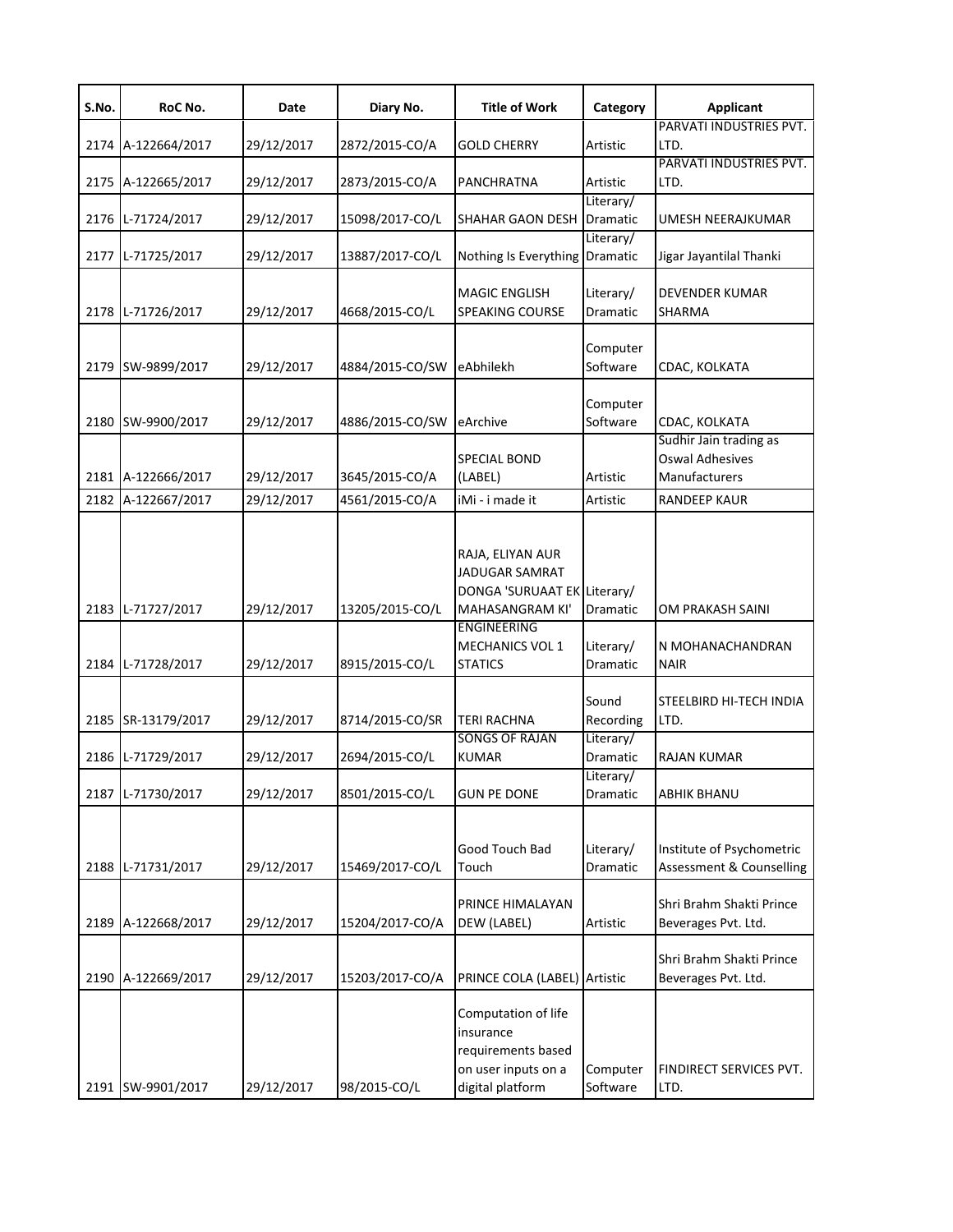| S.No. | RoC No. | Date | Diary No. | Title of Work | Category | Applicant |
|---|---|---|---|---|---|---|
| 2174 | A-122664/2017 | 29/12/2017 | 2872/2015-CO/A | GOLD CHERRY | Artistic | PARVATI INDUSTRIES PVT. LTD. |
| 2175 | A-122665/2017 | 29/12/2017 | 2873/2015-CO/A | PANCHRATNA | Artistic | PARVATI INDUSTRIES PVT. LTD. |
| 2176 | L-71724/2017 | 29/12/2017 | 15098/2017-CO/L | SHAHAR GAON DESH | Literary/ Dramatic | UMESH NEERAJKUMAR |
| 2177 | L-71725/2017 | 29/12/2017 | 13887/2017-CO/L | Nothing Is Everything | Literary/ Dramatic | Jigar Jayantilal Thanki |
| 2178 | L-71726/2017 | 29/12/2017 | 4668/2015-CO/L | MAGIC ENGLISH SPEAKING COURSE | Literary/ Dramatic | DEVENDER KUMAR SHARMA |
| 2179 | SW-9899/2017 | 29/12/2017 | 4884/2015-CO/SW | eAbhilekh | Computer Software | CDAC, KOLKATA |
| 2180 | SW-9900/2017 | 29/12/2017 | 4886/2015-CO/SW | eArchive | Computer Software | CDAC, KOLKATA |
| 2181 | A-122666/2017 | 29/12/2017 | 3645/2015-CO/A | SPECIAL BOND (LABEL) | Artistic | Sudhir Jain trading as Oswal Adhesives Manufacturers |
| 2182 | A-122667/2017 | 29/12/2017 | 4561/2015-CO/A | iMi - i made it | Artistic | RANDEEP KAUR |
| 2183 | L-71727/2017 | 29/12/2017 | 13205/2015-CO/L | RAJA, ELIYAN AUR JADUGAR SAMRAT DONGA 'SURUAAT EK MAHASANGRAM KI' | Literary/ Dramatic | OM PRAKASH SAINI |
| 2184 | L-71728/2017 | 29/12/2017 | 8915/2015-CO/L | ENGINEERING MECHANICS VOL 1 STATICS | Literary/ Dramatic | N MOHANACHANDRAN NAIR |
| 2185 | SR-13179/2017 | 29/12/2017 | 8714/2015-CO/SR | TERI RACHNA | Sound Recording | STEELBIRD HI-TECH INDIA LTD. |
| 2186 | L-71729/2017 | 29/12/2017 | 2694/2015-CO/L | SONGS OF RAJAN KUMAR | Literary/ Dramatic | RAJAN KUMAR |
| 2187 | L-71730/2017 | 29/12/2017 | 8501/2015-CO/L | GUN PE DONE | Literary/ Dramatic | ABHIK BHANU |
| 2188 | L-71731/2017 | 29/12/2017 | 15469/2017-CO/L | Good Touch Bad Touch | Literary/ Dramatic | Institute of Psychometric Assessment & Counselling |
| 2189 | A-122668/2017 | 29/12/2017 | 15204/2017-CO/A | PRINCE HIMALAYAN DEW (LABEL) | Artistic | Shri Brahm Shakti Prince Beverages Pvt. Ltd. |
| 2190 | A-122669/2017 | 29/12/2017 | 15203/2017-CO/A | PRINCE COLA (LABEL) | Artistic | Shri Brahm Shakti Prince Beverages Pvt. Ltd. |
| 2191 | SW-9901/2017 | 29/12/2017 | 98/2015-CO/L | Computation of life insurance requirements based on user inputs on a digital platform | Computer Software | FINDIRECT SERVICES PVT. LTD. |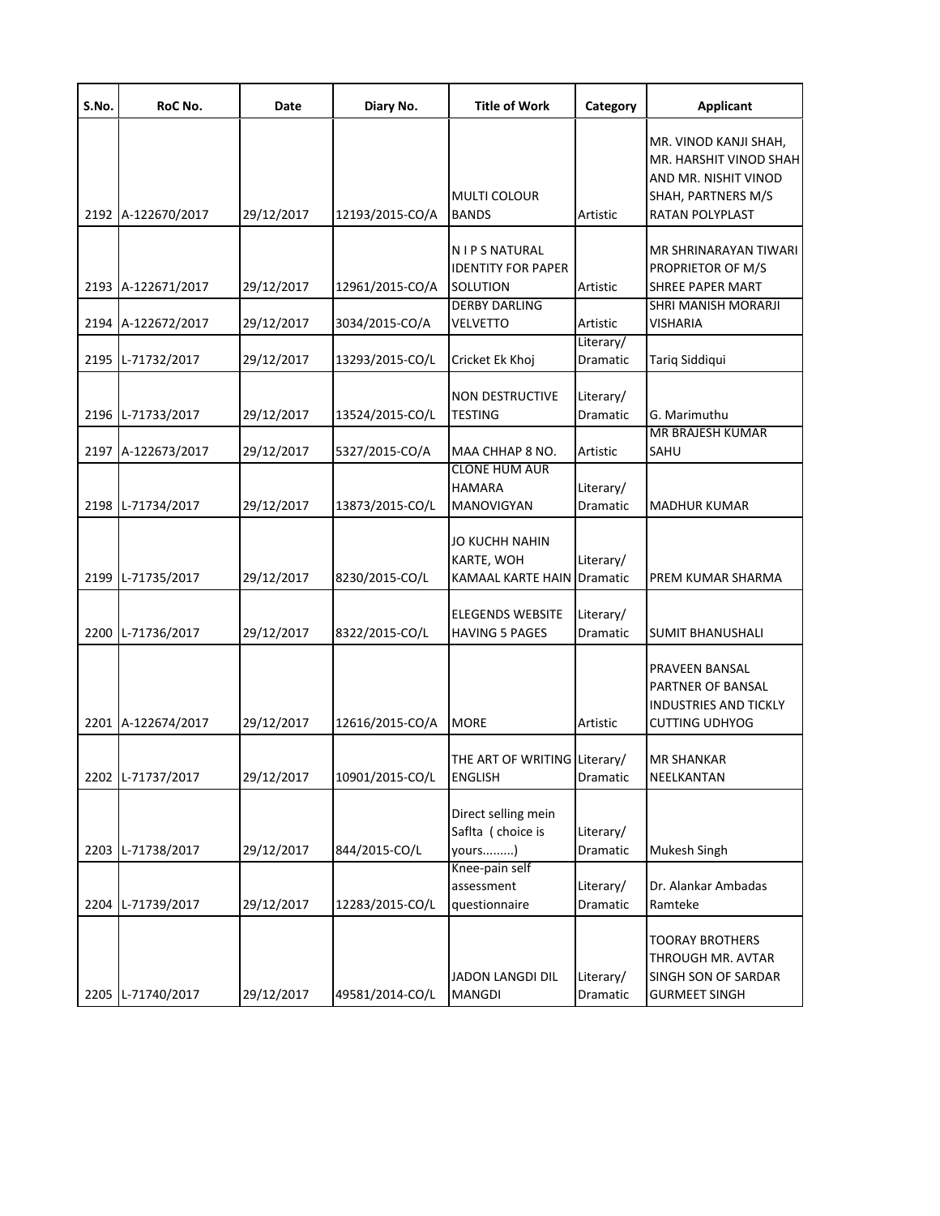| S.No. | RoC No. | Date | Diary No. | Title of Work | Category | Applicant |
|---|---|---|---|---|---|---|
| 2192 | A-122670/2017 | 29/12/2017 | 12193/2015-CO/A | MULTI COLOUR BANDS | Artistic | MR. VINOD KANJI SHAH, MR. HARSHIT VINOD SHAH AND MR. NISHIT VINOD SHAH, PARTNERS M/S RATAN POLYPLAST |
| 2193 | A-122671/2017 | 29/12/2017 | 12961/2015-CO/A | N I P S NATURAL IDENTITY FOR PAPER SOLUTION | Artistic | MR SHRINARAYAN TIWARI PROPRIETOR OF M/S SHREE PAPER MART |
| 2194 | A-122672/2017 | 29/12/2017 | 3034/2015-CO/A | DERBY DARLING VELVETTO | Artistic | SHRI MANISH MORARJI VISHARIA |
| 2195 | L-71732/2017 | 29/12/2017 | 13293/2015-CO/L | Cricket Ek Khoj | Literary/ Dramatic | Tariq Siddiqui |
| 2196 | L-71733/2017 | 29/12/2017 | 13524/2015-CO/L | NON DESTRUCTIVE TESTING | Literary/ Dramatic | G. Marimuthu |
| 2197 | A-122673/2017 | 29/12/2017 | 5327/2015-CO/A | MAA CHHAP 8 NO. | Artistic | MR BRAJESH KUMAR SAHU |
| 2198 | L-71734/2017 | 29/12/2017 | 13873/2015-CO/L | CLONE HUM AUR HAMARA MANOVIGYAN | Literary/ Dramatic | MADHUR KUMAR |
| 2199 | L-71735/2017 | 29/12/2017 | 8230/2015-CO/L | JO KUCHH NAHIN KARTE, WOH KAMAAL KARTE HAIN | Literary/ Dramatic | PREM KUMAR SHARMA |
| 2200 | L-71736/2017 | 29/12/2017 | 8322/2015-CO/L | ELEGENDS WEBSITE HAVING 5 PAGES | Literary/ Dramatic | SUMIT BHANUSHALI |
| 2201 | A-122674/2017 | 29/12/2017 | 12616/2015-CO/A | MORE | Artistic | PRAVEEN BANSAL PARTNER OF BANSAL INDUSTRIES AND TICKLY CUTTING UDHYOG |
| 2202 | L-71737/2017 | 29/12/2017 | 10901/2015-CO/L | THE ART OF WRITING ENGLISH | Literary/ Dramatic | MR SHANKAR NEELKANTAN |
| 2203 | L-71738/2017 | 29/12/2017 | 844/2015-CO/L | Direct selling mein Saflta ( choice is yours.........) | Literary/ Dramatic | Mukesh Singh |
| 2204 | L-71739/2017 | 29/12/2017 | 12283/2015-CO/L | Knee-pain self assessment questionnaire | Literary/ Dramatic | Dr. Alankar Ambadas Ramteke |
| 2205 | L-71740/2017 | 29/12/2017 | 49581/2014-CO/L | JADON LANGDI DIL MANGDI | Literary/ Dramatic | TOORAY BROTHERS THROUGH MR. AVTAR SINGH SON OF SARDAR GURMEET SINGH |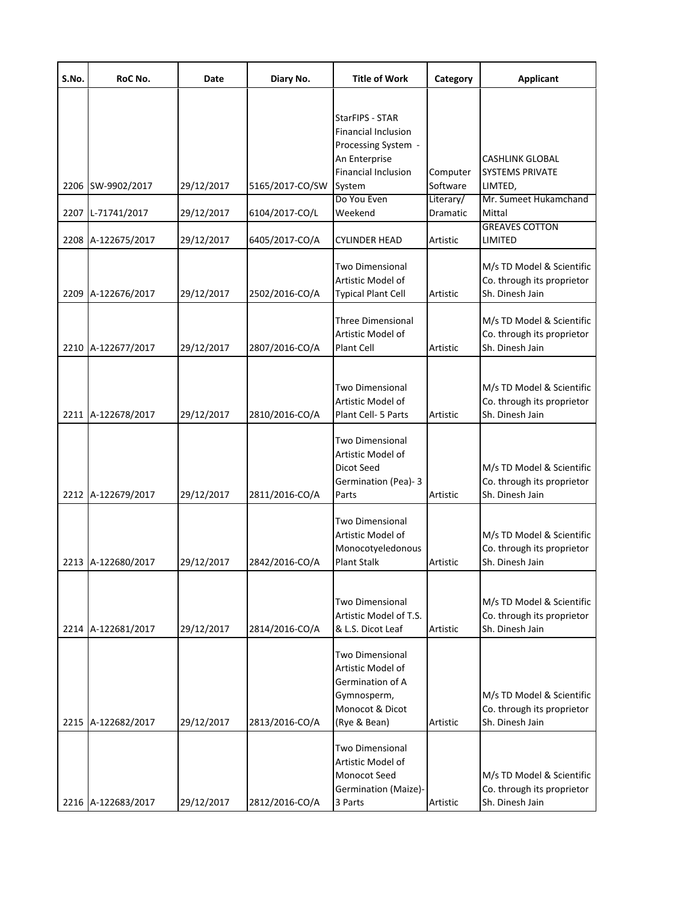| S.No. | RoC No. | Date | Diary No. | Title of Work | Category | Applicant |
|---|---|---|---|---|---|---|
| 2206 | SW-9902/2017 | 29/12/2017 | 5165/2017-CO/SW | StarFIPS - STAR Financial Inclusion Processing System - An Enterprise Financial Inclusion System | Computer Software | CASHLINK GLOBAL SYSTEMS PRIVATE LIMTED, |
| 2207 | L-71741/2017 | 29/12/2017 | 6104/2017-CO/L | Do You Even Weekend | Literary/ Dramatic | Mr. Sumeet Hukamchand Mittal |
| 2208 | A-122675/2017 | 29/12/2017 | 6405/2017-CO/A | CYLINDER HEAD | Artistic | GREAVES COTTON LIMITED |
| 2209 | A-122676/2017 | 29/12/2017 | 2502/2016-CO/A | Two Dimensional Artistic Model of Typical Plant Cell | Artistic | M/s TD Model & Scientific Co. through its proprietor Sh. Dinesh Jain |
| 2210 | A-122677/2017 | 29/12/2017 | 2807/2016-CO/A | Three Dimensional Artistic Model of Plant Cell | Artistic | M/s TD Model & Scientific Co. through its proprietor Sh. Dinesh Jain |
| 2211 | A-122678/2017 | 29/12/2017 | 2810/2016-CO/A | Two Dimensional Artistic Model of Plant Cell- 5 Parts | Artistic | M/s TD Model & Scientific Co. through its proprietor Sh. Dinesh Jain |
| 2212 | A-122679/2017 | 29/12/2017 | 2811/2016-CO/A | Two Dimensional Artistic Model of Dicot Seed Germination (Pea)- 3 Parts | Artistic | M/s TD Model & Scientific Co. through its proprietor Sh. Dinesh Jain |
| 2213 | A-122680/2017 | 29/12/2017 | 2842/2016-CO/A | Two Dimensional Artistic Model of Monocotyeledonous Plant Stalk | Artistic | M/s TD Model & Scientific Co. through its proprietor Sh. Dinesh Jain |
| 2214 | A-122681/2017 | 29/12/2017 | 2814/2016-CO/A | Two Dimensional Artistic Model of T.S. & L.S. Dicot Leaf | Artistic | M/s TD Model & Scientific Co. through its proprietor Sh. Dinesh Jain |
| 2215 | A-122682/2017 | 29/12/2017 | 2813/2016-CO/A | Two Dimensional Artistic Model of Germination of A Gymnosperm, Monocot & Dicot (Rye & Bean) | Artistic | M/s TD Model & Scientific Co. through its proprietor Sh. Dinesh Jain |
| 2216 | A-122683/2017 | 29/12/2017 | 2812/2016-CO/A | Two Dimensional Artistic Model of Monocot Seed Germination (Maize)- 3 Parts | Artistic | M/s TD Model & Scientific Co. through its proprietor Sh. Dinesh Jain |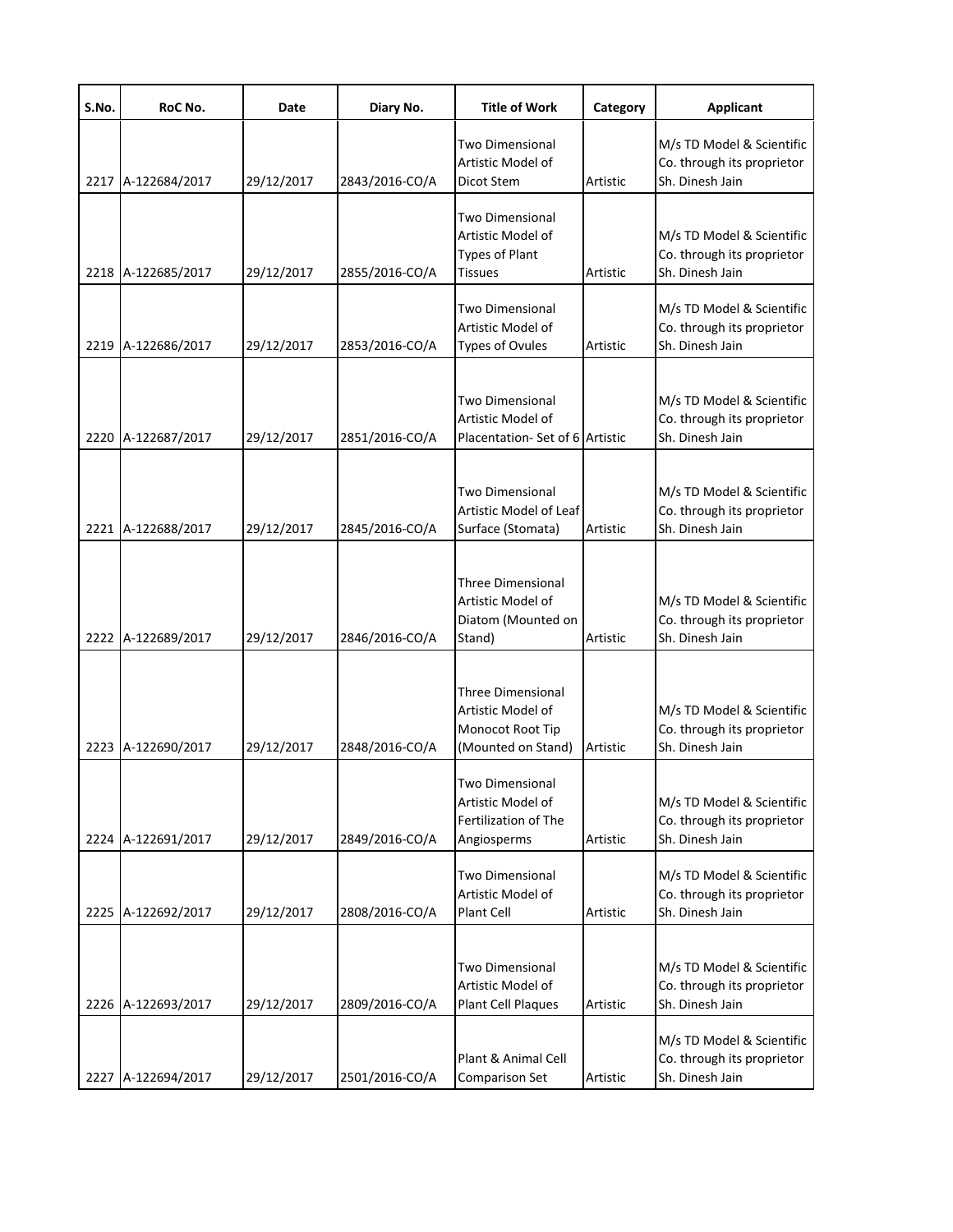| S.No. | RoC No. | Date | Diary No. | Title of Work | Category | Applicant |
|---|---|---|---|---|---|---|
| 2217 | A-122684/2017 | 29/12/2017 | 2843/2016-CO/A | Two Dimensional Artistic Model of Dicot Stem | Artistic | M/s TD Model & Scientific Co. through its proprietor Sh. Dinesh Jain |
| 2218 | A-122685/2017 | 29/12/2017 | 2855/2016-CO/A | Two Dimensional Artistic Model of Types of Plant Tissues | Artistic | M/s TD Model & Scientific Co. through its proprietor Sh. Dinesh Jain |
| 2219 | A-122686/2017 | 29/12/2017 | 2853/2016-CO/A | Two Dimensional Artistic Model of Types of Ovules | Artistic | M/s TD Model & Scientific Co. through its proprietor Sh. Dinesh Jain |
| 2220 | A-122687/2017 | 29/12/2017 | 2851/2016-CO/A | Two Dimensional Artistic Model of Placentation- Set of 6 | Artistic | M/s TD Model & Scientific Co. through its proprietor Sh. Dinesh Jain |
| 2221 | A-122688/2017 | 29/12/2017 | 2845/2016-CO/A | Two Dimensional Artistic Model of Leaf Surface (Stomata) | Artistic | M/s TD Model & Scientific Co. through its proprietor Sh. Dinesh Jain |
| 2222 | A-122689/2017 | 29/12/2017 | 2846/2016-CO/A | Three Dimensional Artistic Model of Diatom (Mounted on Stand) | Artistic | M/s TD Model & Scientific Co. through its proprietor Sh. Dinesh Jain |
| 2223 | A-122690/2017 | 29/12/2017 | 2848/2016-CO/A | Three Dimensional Artistic Model of Monocot Root Tip (Mounted on Stand) | Artistic | M/s TD Model & Scientific Co. through its proprietor Sh. Dinesh Jain |
| 2224 | A-122691/2017 | 29/12/2017 | 2849/2016-CO/A | Two Dimensional Artistic Model of Fertilization of The Angiosperms | Artistic | M/s TD Model & Scientific Co. through its proprietor Sh. Dinesh Jain |
| 2225 | A-122692/2017 | 29/12/2017 | 2808/2016-CO/A | Two Dimensional Artistic Model of Plant Cell | Artistic | M/s TD Model & Scientific Co. through its proprietor Sh. Dinesh Jain |
| 2226 | A-122693/2017 | 29/12/2017 | 2809/2016-CO/A | Two Dimensional Artistic Model of Plant Cell Plaques | Artistic | M/s TD Model & Scientific Co. through its proprietor Sh. Dinesh Jain |
| 2227 | A-122694/2017 | 29/12/2017 | 2501/2016-CO/A | Plant & Animal Cell Comparison Set | Artistic | M/s TD Model & Scientific Co. through its proprietor Sh. Dinesh Jain |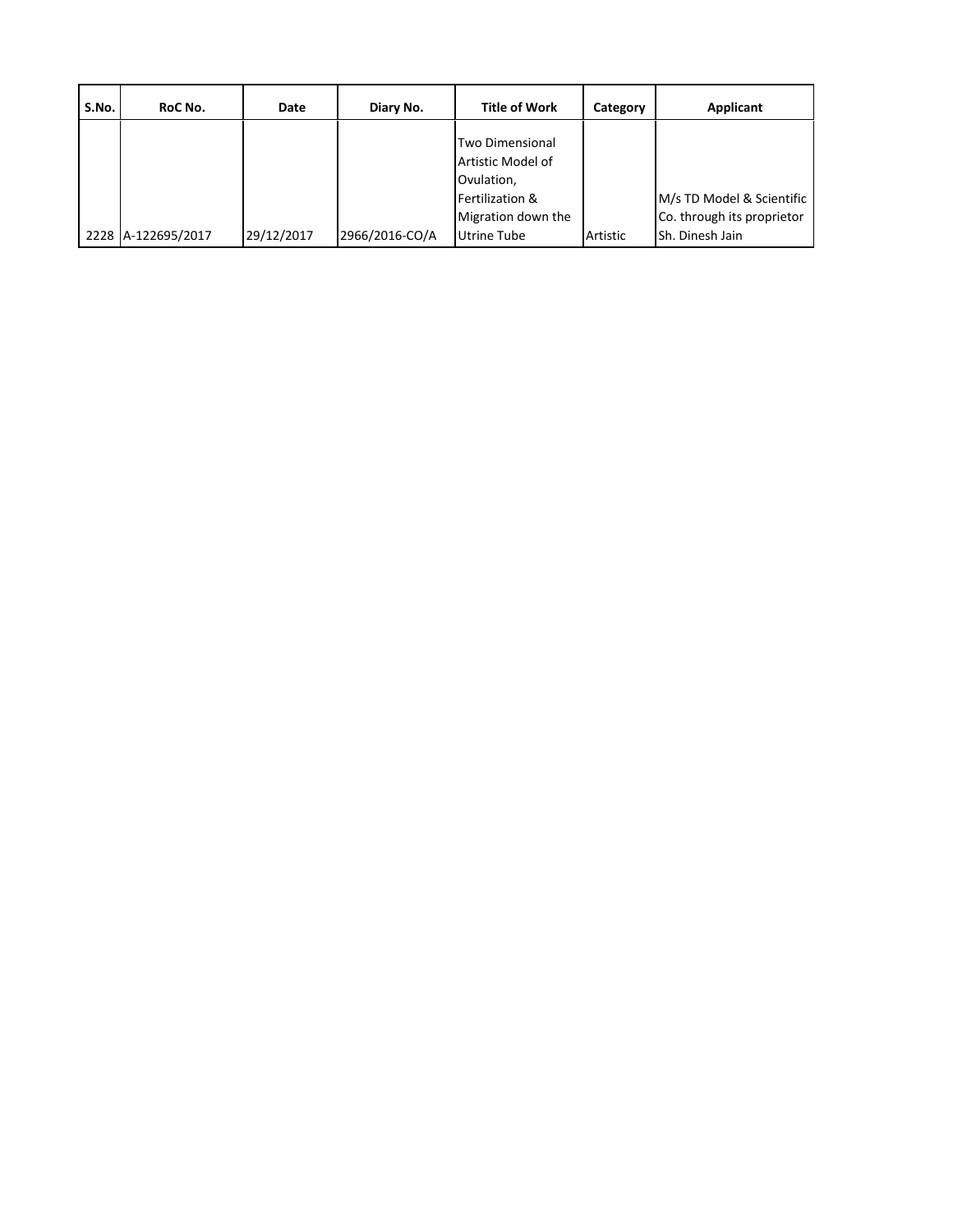| S.No. | RoC No. | Date | Diary No. | Title of Work | Category | Applicant |
| --- | --- | --- | --- | --- | --- | --- |
| 2228 | A-122695/2017 | 29/12/2017 | 2966/2016-CO/A | Two Dimensional Artistic Model of Ovulation, Fertilization & Migration down the Utrine Tube | Artistic | M/s TD Model & Scientific Co. through its proprietor Sh. Dinesh Jain |